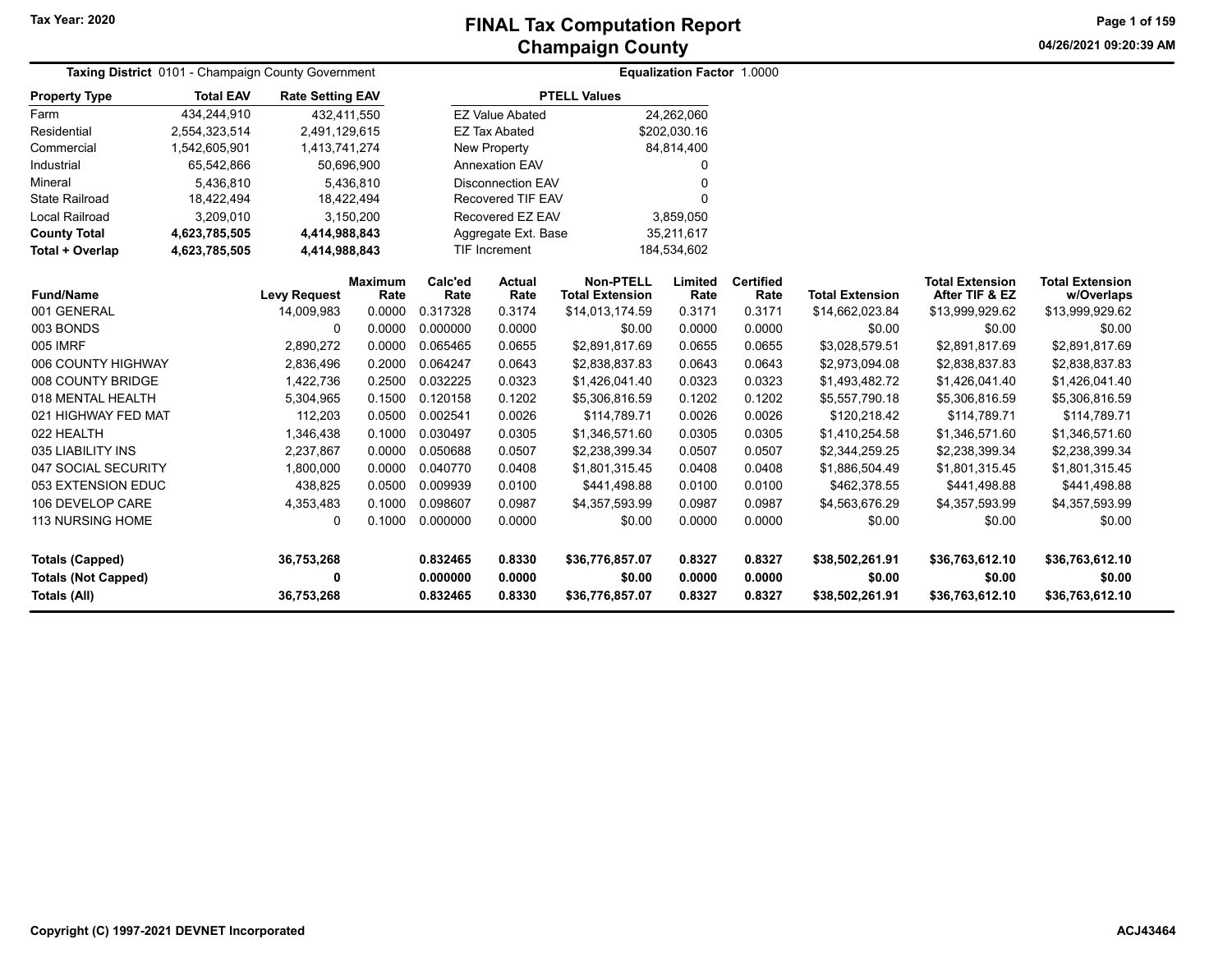Tax Year: 2020

# FINAL Tax Computation Report
## Champaign County

04/26/2021 09:20:39 AM

**Taxing District** 0101 - Champaign County Government

**Equalization Factor** 1.0000

| Property Type | Total EAV | Rate Setting EAV |
|---|---|---|
| Farm | 434,244,910 | 432,411,550 |
| Residential | 2,554,323,514 | 2,491,129,615 |
| Commercial | 1,542,605,901 | 1,413,741,274 |
| Industrial | 65,542,866 | 50,696,900 |
| Mineral | 5,436,810 | 5,436,810 |
| State Railroad | 18,422,494 | 18,422,494 |
| Local Railroad | 3,209,010 | 3,150,200 |
| **County Total** | **4,623,785,505** | **4,414,988,843** |
| **Total + Overlap** | **4,623,785,505** | **4,414,988,843** |

| PTELL Values | |
|---|---|
| EZ Value Abated | 24,262,060 |
| EZ Tax Abated | $202,030.16 |
| New Property | 84,814,400 |
| Annexation EAV | 0 |
| Disconnection EAV | 0 |
| Recovered TIF EAV | 0 |
| Recovered EZ EAV | 3,859,050 |
| Aggregate Ext. Base | 35,211,617 |
| TIF Increment | 184,534,602 |

| Fund/Name | Levy Request | Maximum Rate | Calc'ed Rate | Actual Rate | Non-PTELL Total Extension | Limited Rate | Certified Rate | Total Extension | Total Extension After TIF & EZ | Total Extension w/Overlaps |
|---|---|---|---|---|---|---|---|---|---|---|
| 001 GENERAL | 14,009,983 | 0.0000 | 0.317328 | 0.3174 | $14,013,174.59 | 0.3171 | 0.3171 | $14,662,023.84 | $13,999,929.62 | $13,999,929.62 |
| 003 BONDS | 0 | 0.0000 | 0.000000 | 0.0000 | $0.00 | 0.0000 | 0.0000 | $0.00 | $0.00 | $0.00 |
| 005 IMRF | 2,890,272 | 0.0000 | 0.065465 | 0.0655 | $2,891,817.69 | 0.0655 | 0.0655 | $3,028,579.51 | $2,891,817.69 | $2,891,817.69 |
| 006 COUNTY HIGHWAY | 2,836,496 | 0.2000 | 0.064247 | 0.0643 | $2,838,837.83 | 0.0643 | 0.0643 | $2,973,094.08 | $2,838,837.83 | $2,838,837.83 |
| 008 COUNTY BRIDGE | 1,422,736 | 0.2500 | 0.032225 | 0.0323 | $1,426,041.40 | 0.0323 | 0.0323 | $1,493,482.72 | $1,426,041.40 | $1,426,041.40 |
| 018 MENTAL HEALTH | 5,304,965 | 0.1500 | 0.120158 | 0.1202 | $5,306,816.59 | 0.1202 | 0.1202 | $5,557,790.18 | $5,306,816.59 | $5,306,816.59 |
| 021 HIGHWAY FED MAT | 112,203 | 0.0500 | 0.002541 | 0.0026 | $114,789.71 | 0.0026 | 0.0026 | $120,218.42 | $114,789.71 | $114,789.71 |
| 022 HEALTH | 1,346,438 | 0.1000 | 0.030497 | 0.0305 | $1,346,571.60 | 0.0305 | 0.0305 | $1,410,254.58 | $1,346,571.60 | $1,346,571.60 |
| 035 LIABILITY INS | 2,237,867 | 0.0000 | 0.050688 | 0.0507 | $2,238,399.34 | 0.0507 | 0.0507 | $2,344,259.25 | $2,238,399.34 | $2,238,399.34 |
| 047 SOCIAL SECURITY | 1,800,000 | 0.0000 | 0.040770 | 0.0408 | $1,801,315.45 | 0.0408 | 0.0408 | $1,886,504.49 | $1,801,315.45 | $1,801,315.45 |
| 053 EXTENSION EDUC | 438,825 | 0.0500 | 0.009939 | 0.0100 | $441,498.88 | 0.0100 | 0.0100 | $462,378.55 | $441,498.88 | $441,498.88 |
| 106 DEVELOP CARE | 4,353,483 | 0.1000 | 0.098607 | 0.0987 | $4,357,593.99 | 0.0987 | 0.0987 | $4,563,676.29 | $4,357,593.99 | $4,357,593.99 |
| 113 NURSING HOME | 0 | 0.1000 | 0.000000 | 0.0000 | $0.00 | 0.0000 | 0.0000 | $0.00 | $0.00 | $0.00 |
| **Totals (Capped)** | **36,753,268** | | **0.832465** | **0.8330** | **$36,776,857.07** | **0.8327** | **0.8327** | **$38,502,261.91** | **$36,763,612.10** | **$36,763,612.10** |
| **Totals (Not Capped)** | **0** | | **0.000000** | **0.0000** | **$0.00** | **0.0000** | **0.0000** | **$0.00** | **$0.00** | **$0.00** |
| **Totals (All)** | **36,753,268** | | **0.832465** | **0.8330** | **$36,776,857.07** | **0.8327** | **0.8327** | **$38,502,261.91** | **$36,763,612.10** | **$36,763,612.10** |

Copyright (C) 1997-2021 DEVNET Incorporated

ACJ43464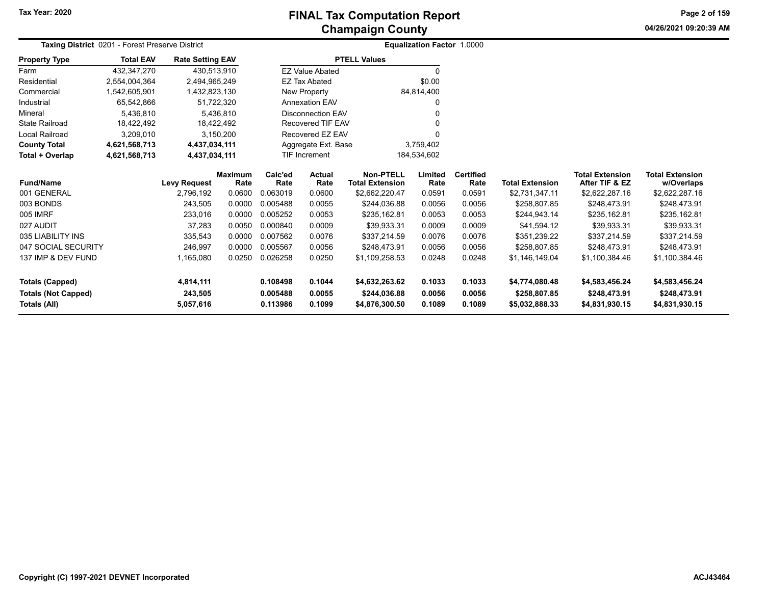# FINAL Tax Computation Report
## Champaign County

Tax Year: 2020

**Taxing District** 0201 - Forest Preserve District

**Equalization Factor** 1.0000

| Property Type | Total EAV | Rate Setting EAV |
|---|---|---|
| Farm | 432,347,270 | 430,513,910 |
| Residential | 2,554,004,364 | 2,494,965,249 |
| Commercial | 1,542,605,901 | 1,432,823,130 |
| Industrial | 65,542,866 | 51,722,320 |
| Mineral | 5,436,810 | 5,436,810 |
| State Railroad | 18,422,492 | 18,422,492 |
| Local Railroad | 3,209,010 | 3,150,200 |
| **County Total** | **4,621,568,713** | **4,437,034,111** |
| **Total + Overlap** | **4,621,568,713** | **4,437,034,111** |

| PTELL Values | |
|---|---|
| EZ Value Abated | 0 |
| EZ Tax Abated | $0.00 |
| New Property | 84,814,400 |
| Annexation EAV | 0 |
| Disconnection EAV | 0 |
| Recovered TIF EAV | 0 |
| Recovered EZ EAV | 0 |
| Aggregate Ext. Base | 3,759,402 |
| TIF Increment | 184,534,602 |

| Fund/Name | Levy Request | Maximum Rate | Calc'ed Rate | Actual Rate | Non-PTELL Total Extension | Limited Rate | Certified Rate | Total Extension | Total Extension After TIF & EZ | Total Extension w/Overlaps |
|---|---|---|---|---|---|---|---|---|---|---|
| 001 GENERAL | 2,796,192 | 0.0600 | 0.063019 | 0.0600 | $2,662,220.47 | 0.0591 | 0.0591 | $2,731,347.11 | $2,622,287.16 | $2,622,287.16 |
| 003 BONDS | 243,505 | 0.0000 | 0.005488 | 0.0055 | $244,036.88 | 0.0056 | 0.0056 | $258,807.85 | $248,473.91 | $248,473.91 |
| 005 IMRF | 233,016 | 0.0000 | 0.005252 | 0.0053 | $235,162.81 | 0.0053 | 0.0053 | $244,943.14 | $235,162.81 | $235,162.81 |
| 027 AUDIT | 37,283 | 0.0050 | 0.000840 | 0.0009 | $39,933.31 | 0.0009 | 0.0009 | $41,594.12 | $39,933.31 | $39,933.31 |
| 035 LIABILITY INS | 335,543 | 0.0000 | 0.007562 | 0.0076 | $337,214.59 | 0.0076 | 0.0076 | $351,239.22 | $337,214.59 | $337,214.59 |
| 047 SOCIAL SECURITY | 246,997 | 0.0000 | 0.005567 | 0.0056 | $248,473.91 | 0.0056 | 0.0056 | $258,807.85 | $248,473.91 | $248,473.91 |
| 137 IMP & DEV FUND | 1,165,080 | 0.0250 | 0.026258 | 0.0250 | $1,109,258.53 | 0.0248 | 0.0248 | $1,146,149.04 | $1,100,384.46 | $1,100,384.46 |
| **Totals (Capped)** | **4,814,111** | | **0.108498** | **0.1044** | **$4,632,263.62** | **0.1033** | **0.1033** | **$4,774,080.48** | **$4,583,456.24** | **$4,583,456.24** |
| **Totals (Not Capped)** | **243,505** | | **0.005488** | **0.0055** | **$244,036.88** | **0.0056** | **0.0056** | **$258,807.85** | **$248,473.91** | **$248,473.91** |
| **Totals (All)** | **5,057,616** | | **0.113986** | **0.1099** | **$4,876,300.50** | **0.1089** | **0.1089** | **$5,032,888.33** | **$4,831,930.15** | **$4,831,930.15** |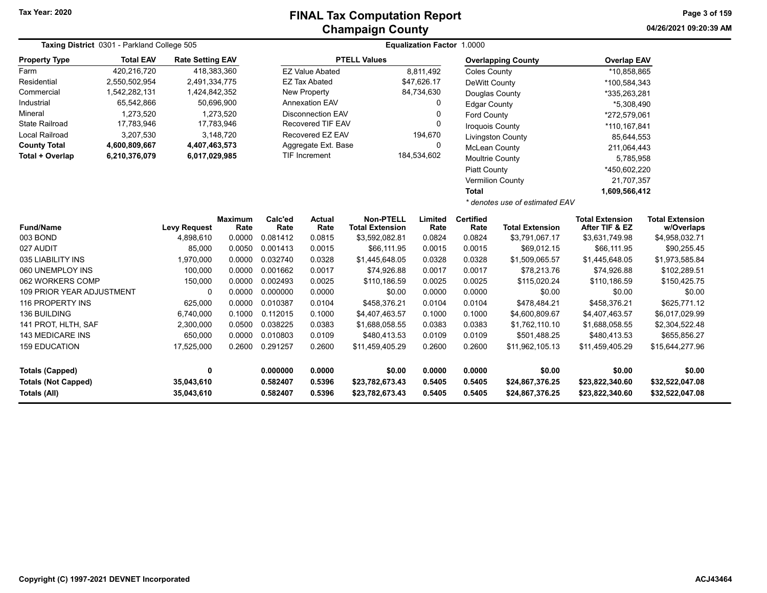Tax Year: 2020

# FINAL Tax Computation Report
## Champaign County

04/26/2021 09:20:39 AM

**Taxing District** 0301 - Parkland College 505

**Equalization Factor** 1.0000

| Property Type | Total EAV | Rate Setting EAV |
|---|---|---|
| Farm | 420,216,720 | 418,383,360 |
| Residential | 2,550,502,954 | 2,491,334,775 |
| Commercial | 1,542,282,131 | 1,424,842,352 |
| Industrial | 65,542,866 | 50,696,900 |
| Mineral | 1,273,520 | 1,273,520 |
| State Railroad | 17,783,946 | 17,783,946 |
| Local Railroad | 3,207,530 | 3,148,720 |
| **County Total** | **4,600,809,667** | **4,407,463,573** |
| **Total + Overlap** | **6,210,376,079** | **6,017,029,985** |

| PTELL Values | |
|---|---|
| EZ Value Abated | 8,811,492 |
| EZ Tax Abated | $47,626.17 |
| New Property | 84,734,630 |
| Annexation EAV | 0 |
| Disconnection EAV | 0 |
| Recovered TIF EAV | 0 |
| Recovered EZ EAV | 194,670 |
| Aggregate Ext. Base | 0 |
| TIF Increment | 184,534,602 |

| Overlapping County | Overlap EAV |
|---|---|
| Coles County | *10,858,865 |
| DeWitt County | *100,584,343 |
| Douglas County | *335,263,281 |
| Edgar County | *5,308,490 |
| Ford County | *272,579,061 |
| Iroquois County | *110,167,841 |
| Livingston County | 85,644,553 |
| McLean County | 211,064,443 |
| Moultrie County | 5,785,958 |
| Piatt County | *450,602,220 |
| Vermilion County | 21,707,357 |
| **Total** | **1,609,566,412** |

*\* denotes use of estimated EAV*

| Fund/Name | Levy Request | Maximum Rate | Calc'ed Rate | Actual Rate | Non-PTELL Total Extension | Limited Rate | Certified Rate | Total Extension | Total Extension After TIF & EZ | Total Extension w/Overlaps |
|---|---|---|---|---|---|---|---|---|---|---|
| 003 BOND | 4,898,610 | 0.0000 | 0.081412 | 0.0815 | $3,592,082.81 | 0.0824 | 0.0824 | $3,791,067.17 | $3,631,749.98 | $4,958,032.71 |
| 027 AUDIT | 85,000 | 0.0050 | 0.001413 | 0.0015 | $66,111.95 | 0.0015 | 0.0015 | $69,012.15 | $66,111.95 | $90,255.45 |
| 035 LIABILITY INS | 1,970,000 | 0.0000 | 0.032740 | 0.0328 | $1,445,648.05 | 0.0328 | 0.0328 | $1,509,065.57 | $1,445,648.05 | $1,973,585.84 |
| 060 UNEMPLOY INS | 100,000 | 0.0000 | 0.001662 | 0.0017 | $74,926.88 | 0.0017 | 0.0017 | $78,213.76 | $74,926.88 | $102,289.51 |
| 062 WORKERS COMP | 150,000 | 0.0000 | 0.002493 | 0.0025 | $110,186.59 | 0.0025 | 0.0025 | $115,020.24 | $110,186.59 | $150,425.75 |
| 109 PRIOR YEAR ADJUSTMENT | 0 | 0.0000 | 0.000000 | 0.0000 | $0.00 | 0.0000 | 0.0000 | $0.00 | $0.00 | $0.00 |
| 116 PROPERTY INS | 625,000 | 0.0000 | 0.010387 | 0.0104 | $458,376.21 | 0.0104 | 0.0104 | $478,484.21 | $458,376.21 | $625,771.12 |
| 136 BUILDING | 6,740,000 | 0.1000 | 0.112015 | 0.1000 | $4,407,463.57 | 0.1000 | 0.1000 | $4,600,809.67 | $4,407,463.57 | $6,017,029.99 |
| 141 PROT, HLTH, SAF | 2,300,000 | 0.0500 | 0.038225 | 0.0383 | $1,688,058.55 | 0.0383 | 0.0383 | $1,762,110.10 | $1,688,058.55 | $2,304,522.48 |
| 143 MEDICARE INS | 650,000 | 0.0000 | 0.010803 | 0.0109 | $480,413.53 | 0.0109 | 0.0109 | $501,488.25 | $480,413.53 | $655,856.27 |
| 159 EDUCATION | 17,525,000 | 0.2600 | 0.291257 | 0.2600 | $11,459,405.29 | 0.2600 | 0.2600 | $11,962,105.13 | $11,459,405.29 | $15,644,277.96 |
| **Totals (Capped)** | **0** | | **0.000000** | **0.0000** | **$0.00** | **0.0000** | **0.0000** | **$0.00** | **$0.00** | **$0.00** |
| **Totals (Not Capped)** | **35,043,610** | | **0.582407** | **0.5396** | **$23,782,673.43** | **0.5405** | **0.5405** | **$24,867,376.25** | **$23,822,340.60** | **$32,522,047.08** |
| **Totals (All)** | **35,043,610** | | **0.582407** | **0.5396** | **$23,782,673.43** | **0.5405** | **0.5405** | **$24,867,376.25** | **$23,822,340.60** | **$32,522,047.08** |

Copyright (C) 1997-2021 DEVNET Incorporated

ACJ43464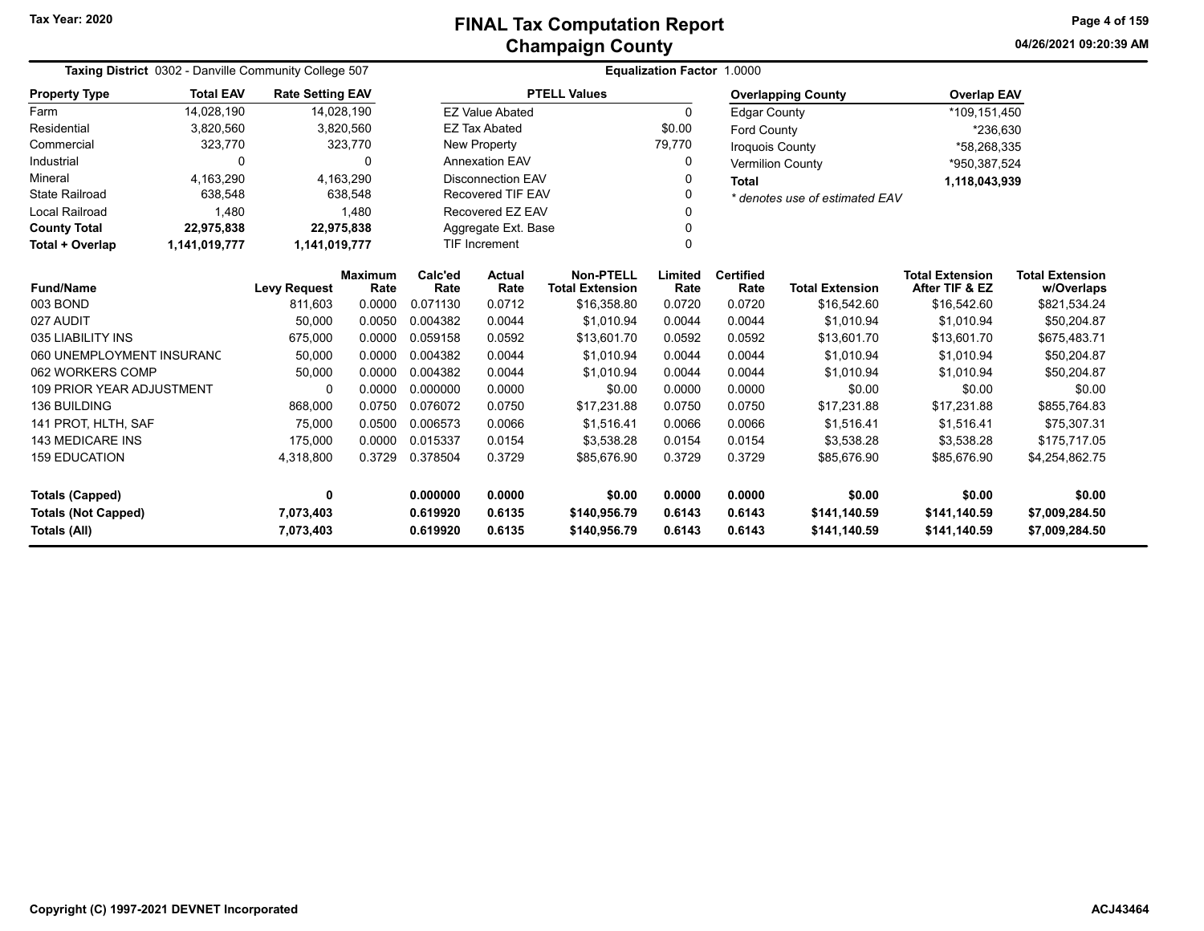# FINAL Tax Computation Report
## Champaign County

Tax Year: 2020

04/26/2021 09:20:39 AM

**Taxing District** 0302 - Danville Community College 507

**Equalization Factor** 1.0000

| Property Type | Total EAV | Rate Setting EAV |
|---|---|---|
| Farm | 14,028,190 | 14,028,190 |
| Residential | 3,820,560 | 3,820,560 |
| Commercial | 323,770 | 323,770 |
| Industrial | 0 | 0 |
| Mineral | 4,163,290 | 4,163,290 |
| State Railroad | 638,548 | 638,548 |
| Local Railroad | 1,480 | 1,480 |
| **County Total** | **22,975,838** | **22,975,838** |
| **Total + Overlap** | **1,141,019,777** | **1,141,019,777** |

| PTELL Values | |
|---|---|
| EZ Value Abated | 0 |
| EZ Tax Abated | $0.00 |
| New Property | 79,770 |
| Annexation EAV | 0 |
| Disconnection EAV | 0 |
| Recovered TIF EAV | 0 |
| Recovered EZ EAV | 0 |
| Aggregate Ext. Base | 0 |
| TIF Increment | 0 |

| Overlapping County | Overlap EAV |
|---|---|
| Edgar County | *109,151,450 |
| Ford County | *236,630 |
| Iroquois County | *58,268,335 |
| Vermilion County | *950,387,524 |
| **Total** | **1,118,043,939** |

*\* denotes use of estimated EAV*

| Fund/Name | Levy Request | Maximum Rate | Calc'ed Rate | Actual Rate | Non-PTELL Total Extension | Limited Rate | Certified Rate | Total Extension | Total Extension After TIF & EZ | Total Extension w/Overlaps |
|---|---|---|---|---|---|---|---|---|---|---|
| 003 BOND | 811,603 | 0.0000 | 0.071130 | 0.0712 | $16,358.80 | 0.0720 | 0.0720 | $16,542.60 | $16,542.60 | $821,534.24 |
| 027 AUDIT | 50,000 | 0.0050 | 0.004382 | 0.0044 | $1,010.94 | 0.0044 | 0.0044 | $1,010.94 | $1,010.94 | $50,204.87 |
| 035 LIABILITY INS | 675,000 | 0.0000 | 0.059158 | 0.0592 | $13,601.70 | 0.0592 | 0.0592 | $13,601.70 | $13,601.70 | $675,483.71 |
| 060 UNEMPLOYMENT INSURANC | 50,000 | 0.0000 | 0.004382 | 0.0044 | $1,010.94 | 0.0044 | 0.0044 | $1,010.94 | $1,010.94 | $50,204.87 |
| 062 WORKERS COMP | 50,000 | 0.0000 | 0.004382 | 0.0044 | $1,010.94 | 0.0044 | 0.0044 | $1,010.94 | $1,010.94 | $50,204.87 |
| 109 PRIOR YEAR ADJUSTMENT | 0 | 0.0000 | 0.000000 | 0.0000 | $0.00 | 0.0000 | 0.0000 | $0.00 | $0.00 | $0.00 |
| 136 BUILDING | 868,000 | 0.0750 | 0.076072 | 0.0750 | $17,231.88 | 0.0750 | 0.0750 | $17,231.88 | $17,231.88 | $855,764.83 |
| 141 PROT, HLTH, SAF | 75,000 | 0.0500 | 0.006573 | 0.0066 | $1,516.41 | 0.0066 | 0.0066 | $1,516.41 | $1,516.41 | $75,307.31 |
| 143 MEDICARE INS | 175,000 | 0.0000 | 0.015337 | 0.0154 | $3,538.28 | 0.0154 | 0.0154 | $3,538.28 | $3,538.28 | $175,717.05 |
| 159 EDUCATION | 4,318,800 | 0.3729 | 0.378504 | 0.3729 | $85,676.90 | 0.3729 | 0.3729 | $85,676.90 | $85,676.90 | $4,254,862.75 |
| **Totals (Capped)** | **0** | | **0.000000** | **0.0000** | **$0.00** | **0.0000** | **0.0000** | **$0.00** | **$0.00** | **$0.00** |
| **Totals (Not Capped)** | **7,073,403** | | **0.619920** | **0.6135** | **$140,956.79** | **0.6143** | **0.6143** | **$141,140.59** | **$141,140.59** | **$7,009,284.50** |
| **Totals (All)** | **7,073,403** | | **0.619920** | **0.6135** | **$140,956.79** | **0.6143** | **0.6143** | **$141,140.59** | **$141,140.59** | **$7,009,284.50** |

Copyright (C) 1997-2021 DEVNET Incorporated

ACJ43464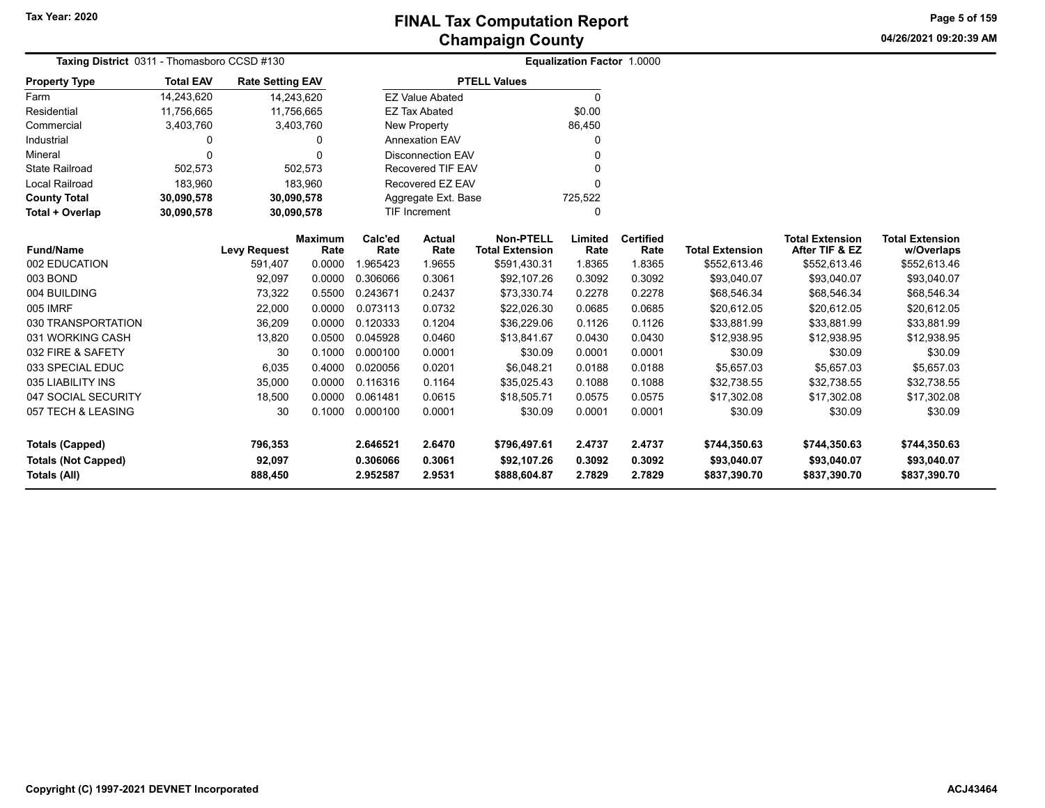# FINAL Tax Computation Report
## Champaign County

Tax Year: 2020

04/26/2021 09:20:39 AM

**Taxing District** 0311 - Thomasboro CCSD #130

**Equalization Factor** 1.0000

| Property Type | Total EAV | Rate Setting EAV |
|---|---|---|
| Farm | 14,243,620 | 14,243,620 |
| Residential | 11,756,665 | 11,756,665 |
| Commercial | 3,403,760 | 3,403,760 |
| Industrial | 0 | 0 |
| Mineral | 0 | 0 |
| State Railroad | 502,573 | 502,573 |
| Local Railroad | 183,960 | 183,960 |
| **County Total** | **30,090,578** | **30,090,578** |
| **Total + Overlap** | **30,090,578** | **30,090,578** |

| PTELL Values | |
|---|---|
| EZ Value Abated | 0 |
| EZ Tax Abated | $0.00 |
| New Property | 86,450 |
| Annexation EAV | 0 |
| Disconnection EAV | 0 |
| Recovered TIF EAV | 0 |
| Recovered EZ EAV | 0 |
| Aggregate Ext. Base | 725,522 |
| TIF Increment | 0 |

| Fund/Name | Levy Request | Maximum Rate | Calc'ed Rate | Actual Rate | Non-PTELL Total Extension | Limited Rate | Certified Rate | Total Extension | Total Extension After TIF & EZ | Total Extension w/Overlaps |
|---|---|---|---|---|---|---|---|---|---|---|
| 002 EDUCATION | 591,407 | 0.0000 | 1.965423 | 1.9655 | $591,430.31 | 1.8365 | 1.8365 | $552,613.46 | $552,613.46 | $552,613.46 |
| 003 BOND | 92,097 | 0.0000 | 0.306066 | 0.3061 | $92,107.26 | 0.3092 | 0.3092 | $93,040.07 | $93,040.07 | $93,040.07 |
| 004 BUILDING | 73,322 | 0.5500 | 0.243671 | 0.2437 | $73,330.74 | 0.2278 | 0.2278 | $68,546.34 | $68,546.34 | $68,546.34 |
| 005 IMRF | 22,000 | 0.0000 | 0.073113 | 0.0732 | $22,026.30 | 0.0685 | 0.0685 | $20,612.05 | $20,612.05 | $20,612.05 |
| 030 TRANSPORTATION | 36,209 | 0.0000 | 0.120333 | 0.1204 | $36,229.06 | 0.1126 | 0.1126 | $33,881.99 | $33,881.99 | $33,881.99 |
| 031 WORKING CASH | 13,820 | 0.0500 | 0.045928 | 0.0460 | $13,841.67 | 0.0430 | 0.0430 | $12,938.95 | $12,938.95 | $12,938.95 |
| 032 FIRE & SAFETY | 30 | 0.1000 | 0.000100 | 0.0001 | $30.09 | 0.0001 | 0.0001 | $30.09 | $30.09 | $30.09 |
| 033 SPECIAL EDUC | 6,035 | 0.4000 | 0.020056 | 0.0201 | $6,048.21 | 0.0188 | 0.0188 | $5,657.03 | $5,657.03 | $5,657.03 |
| 035 LIABILITY INS | 35,000 | 0.0000 | 0.116316 | 0.1164 | $35,025.43 | 0.1088 | 0.1088 | $32,738.55 | $32,738.55 | $32,738.55 |
| 047 SOCIAL SECURITY | 18,500 | 0.0000 | 0.061481 | 0.0615 | $18,505.71 | 0.0575 | 0.0575 | $17,302.08 | $17,302.08 | $17,302.08 |
| 057 TECH & LEASING | 30 | 0.1000 | 0.000100 | 0.0001 | $30.09 | 0.0001 | 0.0001 | $30.09 | $30.09 | $30.09 |
| **Totals (Capped)** | **796,353** | | **2.646521** | **2.6470** | **$796,497.61** | **2.4737** | **2.4737** | **$744,350.63** | **$744,350.63** | **$744,350.63** |
| **Totals (Not Capped)** | **92,097** | | **0.306066** | **0.3061** | **$92,107.26** | **0.3092** | **0.3092** | **$93,040.07** | **$93,040.07** | **$93,040.07** |
| **Totals (All)** | **888,450** | | **2.952587** | **2.9531** | **$888,604.87** | **2.7829** | **2.7829** | **$837,390.70** | **$837,390.70** | **$837,390.70** |

Copyright (C) 1997-2021 DEVNET Incorporated

ACJ43464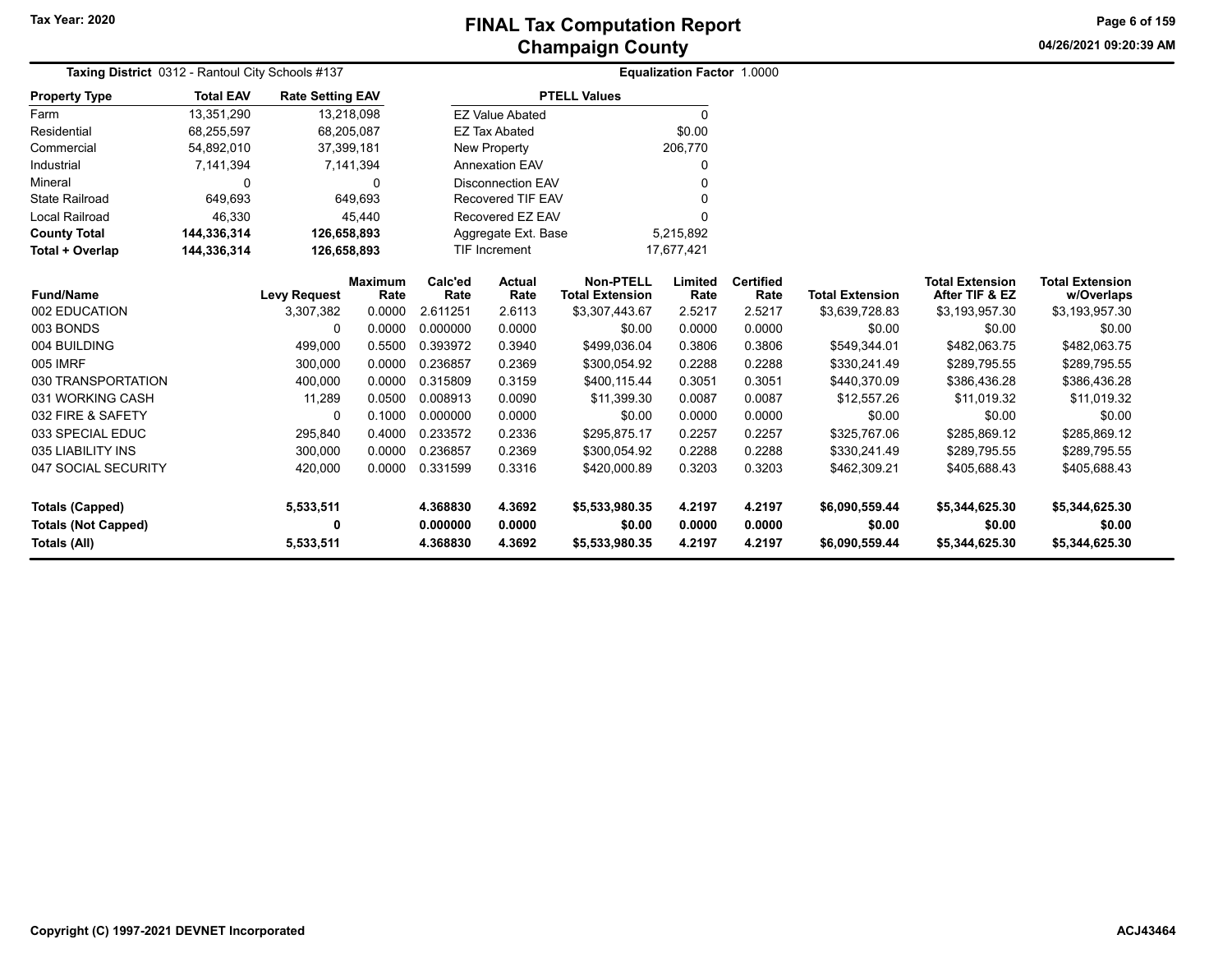# FINAL Tax Computation Report
## Champaign County

**Tax Year: 2020**

**Taxing District** 0312 - Rantoul City Schools #137

**Equalization Factor** 1.0000

| Property Type | Total EAV | Rate Setting EAV |
|---|---|---|
| Farm | 13,351,290 | 13,218,098 |
| Residential | 68,255,597 | 68,205,087 |
| Commercial | 54,892,010 | 37,399,181 |
| Industrial | 7,141,394 | 7,141,394 |
| Mineral | 0 | 0 |
| State Railroad | 649,693 | 649,693 |
| Local Railroad | 46,330 | 45,440 |
| **County Total** | **144,336,314** | **126,658,893** |
| **Total + Overlap** | **144,336,314** | **126,658,893** |

| PTELL Values | |
|---|---|
| EZ Value Abated | 0 |
| EZ Tax Abated | $0.00 |
| New Property | 206,770 |
| Annexation EAV | 0 |
| Disconnection EAV | 0 |
| Recovered TIF EAV | 0 |
| Recovered EZ EAV | 0 |
| Aggregate Ext. Base | 5,215,892 |
| TIF Increment | 17,677,421 |

| Fund/Name | Levy Request | Maximum Rate | Calc'ed Rate | Actual Rate | Non-PTELL Total Extension | Limited Rate | Certified Rate | Total Extension | Total Extension After TIF & EZ | Total Extension w/Overlaps |
|---|---|---|---|---|---|---|---|---|---|---|
| 002 EDUCATION | 3,307,382 | 0.0000 | 2.611251 | 2.6113 | $3,307,443.67 | 2.5217 | 2.5217 | $3,639,728.83 | $3,193,957.30 | $3,193,957.30 |
| 003 BONDS | 0 | 0.0000 | 0.000000 | 0.0000 | $0.00 | 0.0000 | 0.0000 | $0.00 | $0.00 | $0.00 |
| 004 BUILDING | 499,000 | 0.5500 | 0.393972 | 0.3940 | $499,036.04 | 0.3806 | 0.3806 | $549,344.01 | $482,063.75 | $482,063.75 |
| 005 IMRF | 300,000 | 0.0000 | 0.236857 | 0.2369 | $300,054.92 | 0.2288 | 0.2288 | $330,241.49 | $289,795.55 | $289,795.55 |
| 030 TRANSPORTATION | 400,000 | 0.0000 | 0.315809 | 0.3159 | $400,115.44 | 0.3051 | 0.3051 | $440,370.09 | $386,436.28 | $386,436.28 |
| 031 WORKING CASH | 11,289 | 0.0500 | 0.008913 | 0.0090 | $11,399.30 | 0.0087 | 0.0087 | $12,557.26 | $11,019.32 | $11,019.32 |
| 032 FIRE & SAFETY | 0 | 0.1000 | 0.000000 | 0.0000 | $0.00 | 0.0000 | 0.0000 | $0.00 | $0.00 | $0.00 |
| 033 SPECIAL EDUC | 295,840 | 0.4000 | 0.233572 | 0.2336 | $295,875.17 | 0.2257 | 0.2257 | $325,767.06 | $285,869.12 | $285,869.12 |
| 035 LIABILITY INS | 300,000 | 0.0000 | 0.236857 | 0.2369 | $300,054.92 | 0.2288 | 0.2288 | $330,241.49 | $289,795.55 | $289,795.55 |
| 047 SOCIAL SECURITY | 420,000 | 0.0000 | 0.331599 | 0.3316 | $420,000.89 | 0.3203 | 0.3203 | $462,309.21 | $405,688.43 | $405,688.43 |
| **Totals (Capped)** | **5,533,511** | | **4.368830** | **4.3692** | **$5,533,980.35** | **4.2197** | **4.2197** | **$6,090,559.44** | **$5,344,625.30** | **$5,344,625.30** |
| **Totals (Not Capped)** | **0** | | **0.000000** | **0.0000** | **$0.00** | **0.0000** | **0.0000** | **$0.00** | **$0.00** | **$0.00** |
| **Totals (All)** | **5,533,511** | | **4.368830** | **4.3692** | **$5,533,980.35** | **4.2197** | **4.2197** | **$6,090,559.44** | **$5,344,625.30** | **$5,344,625.30** |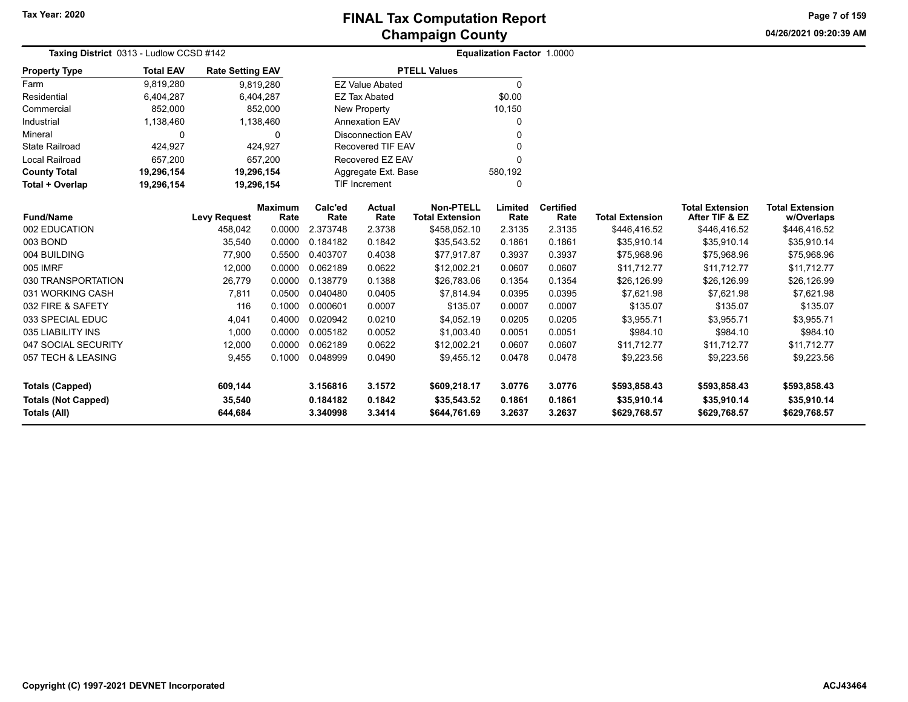# FINAL Tax Computation Report
## Champaign County

Tax Year: 2020

04/26/2021 09:20:39 AM

**Taxing District** 0313 - Ludlow CCSD #142

**Equalization Factor** 1.0000

| Property Type | Total EAV | Rate Setting EAV |
|---|---|---|
| Farm | 9,819,280 | 9,819,280 |
| Residential | 6,404,287 | 6,404,287 |
| Commercial | 852,000 | 852,000 |
| Industrial | 1,138,460 | 1,138,460 |
| Mineral | 0 | 0 |
| State Railroad | 424,927 | 424,927 |
| Local Railroad | 657,200 | 657,200 |
| **County Total** | **19,296,154** | **19,296,154** |
| **Total + Overlap** | **19,296,154** | **19,296,154** |

| PTELL Values | |
|---|---|
| EZ Value Abated | 0 |
| EZ Tax Abated | $0.00 |
| New Property | 10,150 |
| Annexation EAV | 0 |
| Disconnection EAV | 0 |
| Recovered TIF EAV | 0 |
| Recovered EZ EAV | 0 |
| Aggregate Ext. Base | 580,192 |
| TIF Increment | 0 |

| Fund/Name | Levy Request | Maximum Rate | Calc'ed Rate | Actual Rate | Non-PTELL Total Extension | Limited Rate | Certified Rate | Total Extension | Total Extension After TIF & EZ | Total Extension w/Overlaps |
|---|---|---|---|---|---|---|---|---|---|---|
| 002 EDUCATION | 458,042 | 0.0000 | 2.373748 | 2.3738 | $458,052.10 | 2.3135 | 2.3135 | $446,416.52 | $446,416.52 | $446,416.52 |
| 003 BOND | 35,540 | 0.0000 | 0.184182 | 0.1842 | $35,543.52 | 0.1861 | 0.1861 | $35,910.14 | $35,910.14 | $35,910.14 |
| 004 BUILDING | 77,900 | 0.5500 | 0.403707 | 0.4038 | $77,917.87 | 0.3937 | 0.3937 | $75,968.96 | $75,968.96 | $75,968.96 |
| 005 IMRF | 12,000 | 0.0000 | 0.062189 | 0.0622 | $12,002.21 | 0.0607 | 0.0607 | $11,712.77 | $11,712.77 | $11,712.77 |
| 030 TRANSPORTATION | 26,779 | 0.0000 | 0.138779 | 0.1388 | $26,783.06 | 0.1354 | 0.1354 | $26,126.99 | $26,126.99 | $26,126.99 |
| 031 WORKING CASH | 7,811 | 0.0500 | 0.040480 | 0.0405 | $7,814.94 | 0.0395 | 0.0395 | $7,621.98 | $7,621.98 | $7,621.98 |
| 032 FIRE & SAFETY | 116 | 0.1000 | 0.000601 | 0.0007 | $135.07 | 0.0007 | 0.0007 | $135.07 | $135.07 | $135.07 |
| 033 SPECIAL EDUC | 4,041 | 0.4000 | 0.020942 | 0.0210 | $4,052.19 | 0.0205 | 0.0205 | $3,955.71 | $3,955.71 | $3,955.71 |
| 035 LIABILITY INS | 1,000 | 0.0000 | 0.005182 | 0.0052 | $1,003.40 | 0.0051 | 0.0051 | $984.10 | $984.10 | $984.10 |
| 047 SOCIAL SECURITY | 12,000 | 0.0000 | 0.062189 | 0.0622 | $12,002.21 | 0.0607 | 0.0607 | $11,712.77 | $11,712.77 | $11,712.77 |
| 057 TECH & LEASING | 9,455 | 0.1000 | 0.048999 | 0.0490 | $9,455.12 | 0.0478 | 0.0478 | $9,223.56 | $9,223.56 | $9,223.56 |
| **Totals (Capped)** | **609,144** | | **3.156816** | **3.1572** | **$609,218.17** | **3.0776** | **3.0776** | **$593,858.43** | **$593,858.43** | **$593,858.43** |
| **Totals (Not Capped)** | **35,540** | | **0.184182** | **0.1842** | **$35,543.52** | **0.1861** | **0.1861** | **$35,910.14** | **$35,910.14** | **$35,910.14** |
| **Totals (All)** | **644,684** | | **3.340998** | **3.3414** | **$644,761.69** | **3.2637** | **3.2637** | **$629,768.57** | **$629,768.57** | **$629,768.57** |

Copyright (C) 1997-2021 DEVNET Incorporated

ACJ43464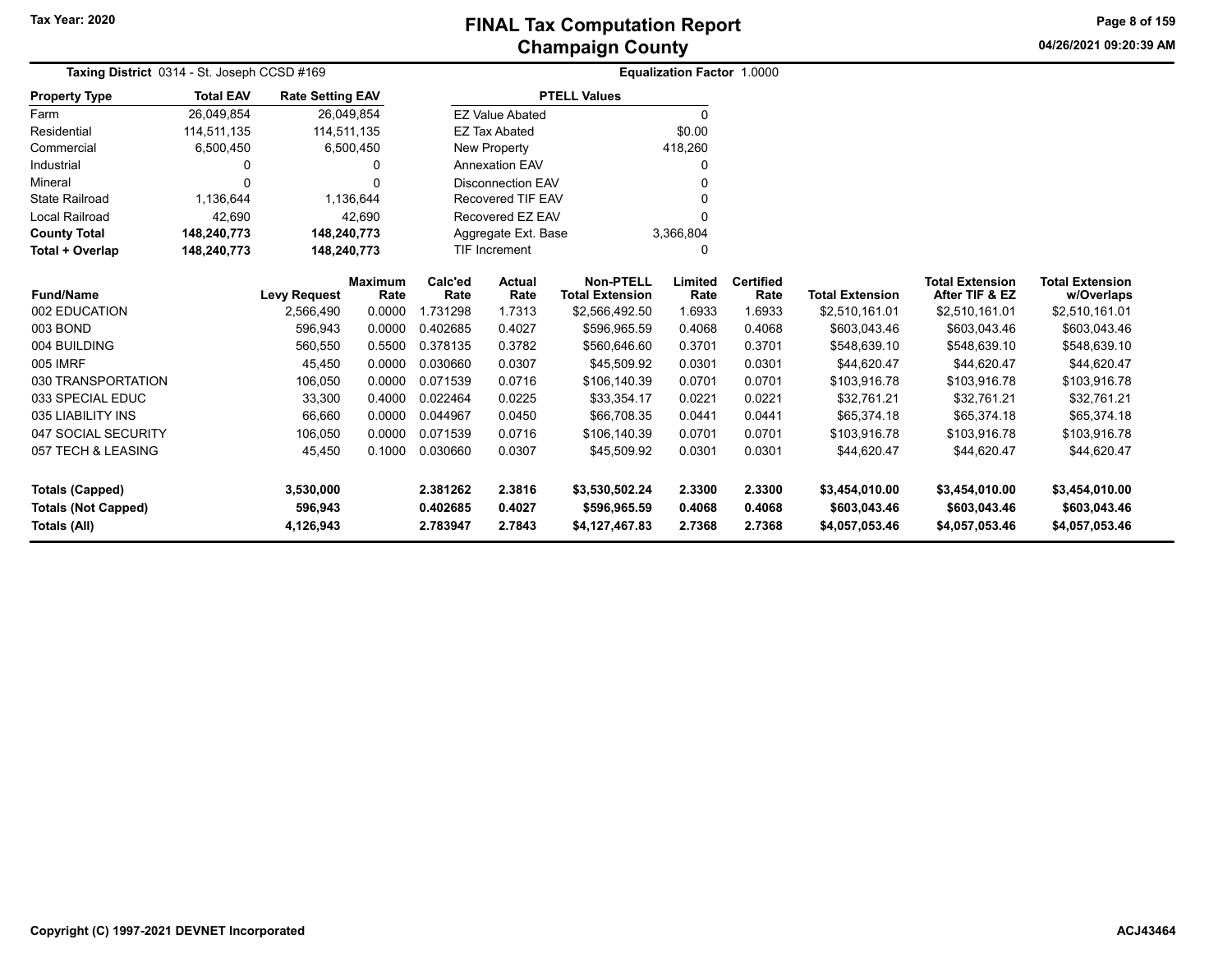# FINAL Tax Computation Report
## Champaign County

Tax Year: 2020

04/26/2021 09:20:39 AM

**Taxing District** 0314 - St. Joseph CCSD #169

**Equalization Factor** 1.0000

| Property Type | Total EAV | Rate Setting EAV |
|---|---|---|
| Farm | 26,049,854 | 26,049,854 |
| Residential | 114,511,135 | 114,511,135 |
| Commercial | 6,500,450 | 6,500,450 |
| Industrial | 0 | 0 |
| Mineral | 0 | 0 |
| State Railroad | 1,136,644 | 1,136,644 |
| Local Railroad | 42,690 | 42,690 |
| **County Total** | **148,240,773** | **148,240,773** |
| **Total + Overlap** | **148,240,773** | **148,240,773** |

| PTELL Values | |
|---|---|
| EZ Value Abated | 0 |
| EZ Tax Abated | $0.00 |
| New Property | 418,260 |
| Annexation EAV | 0 |
| Disconnection EAV | 0 |
| Recovered TIF EAV | 0 |
| Recovered EZ EAV | 0 |
| Aggregate Ext. Base | 3,366,804 |
| TIF Increment | 0 |

| Fund/Name | Levy Request | Maximum Rate | Calc'ed Rate | Actual Rate | Non-PTELL Total Extension | Limited Rate | Certified Rate | Total Extension | Total Extension After TIF & EZ | Total Extension w/Overlaps |
|---|---|---|---|---|---|---|---|---|---|---|
| 002 EDUCATION | 2,566,490 | 0.0000 | 1.731298 | 1.7313 | $2,566,492.50 | 1.6933 | 1.6933 | $2,510,161.01 | $2,510,161.01 | $2,510,161.01 |
| 003 BOND | 596,943 | 0.0000 | 0.402685 | 0.4027 | $596,965.59 | 0.4068 | 0.4068 | $603,043.46 | $603,043.46 | $603,043.46 |
| 004 BUILDING | 560,550 | 0.5500 | 0.378135 | 0.3782 | $560,646.60 | 0.3701 | 0.3701 | $548,639.10 | $548,639.10 | $548,639.10 |
| 005 IMRF | 45,450 | 0.0000 | 0.030660 | 0.0307 | $45,509.92 | 0.0301 | 0.0301 | $44,620.47 | $44,620.47 | $44,620.47 |
| 030 TRANSPORTATION | 106,050 | 0.0000 | 0.071539 | 0.0716 | $106,140.39 | 0.0701 | 0.0701 | $103,916.78 | $103,916.78 | $103,916.78 |
| 033 SPECIAL EDUC | 33,300 | 0.4000 | 0.022464 | 0.0225 | $33,354.17 | 0.0221 | 0.0221 | $32,761.21 | $32,761.21 | $32,761.21 |
| 035 LIABILITY INS | 66,660 | 0.0000 | 0.044967 | 0.0450 | $66,708.35 | 0.0441 | 0.0441 | $65,374.18 | $65,374.18 | $65,374.18 |
| 047 SOCIAL SECURITY | 106,050 | 0.0000 | 0.071539 | 0.0716 | $106,140.39 | 0.0701 | 0.0701 | $103,916.78 | $103,916.78 | $103,916.78 |
| 057 TECH & LEASING | 45,450 | 0.1000 | 0.030660 | 0.0307 | $45,509.92 | 0.0301 | 0.0301 | $44,620.47 | $44,620.47 | $44,620.47 |
| **Totals (Capped)** | **3,530,000** | | **2.381262** | **2.3816** | **$3,530,502.24** | **2.3300** | **2.3300** | **$3,454,010.00** | **$3,454,010.00** | **$3,454,010.00** |
| **Totals (Not Capped)** | **596,943** | | **0.402685** | **0.4027** | **$596,965.59** | **0.4068** | **0.4068** | **$603,043.46** | **$603,043.46** | **$603,043.46** |
| **Totals (All)** | **4,126,943** | | **2.783947** | **2.7843** | **$4,127,467.83** | **2.7368** | **2.7368** | **$4,057,053.46** | **$4,057,053.46** | **$4,057,053.46** |

Copyright (C) 1997-2021 DEVNET Incorporated

ACJ43464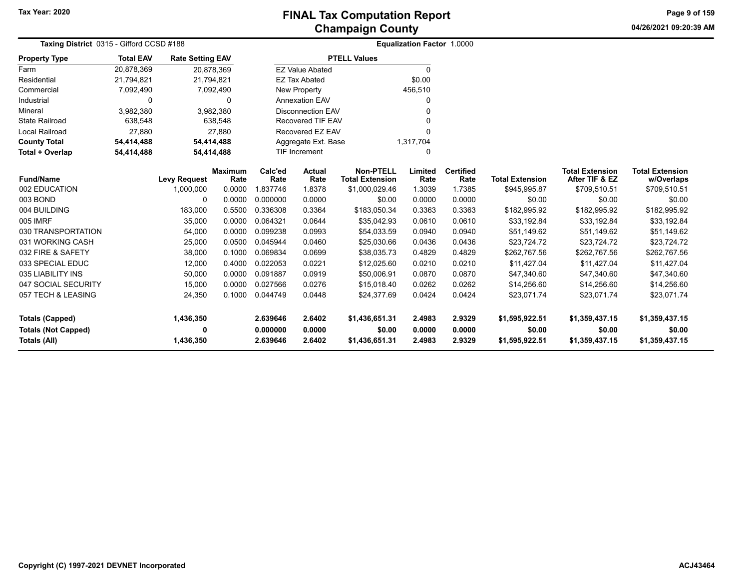# FINAL Tax Computation Report
## Champaign County

Tax Year: 2020

**Taxing District** 0315 - Gifford CCSD #188

**Equalization Factor** 1.0000

| Property Type | Total EAV | Rate Setting EAV |
|---|---|---|
| Farm | 20,878,369 | 20,878,369 |
| Residential | 21,794,821 | 21,794,821 |
| Commercial | 7,092,490 | 7,092,490 |
| Industrial | 0 | 0 |
| Mineral | 3,982,380 | 3,982,380 |
| State Railroad | 638,548 | 638,548 |
| Local Railroad | 27,880 | 27,880 |
| **County Total** | **54,414,488** | **54,414,488** |
| **Total + Overlap** | **54,414,488** | **54,414,488** |

| PTELL Values | |
|---|---|
| EZ Value Abated | 0 |
| EZ Tax Abated | $0.00 |
| New Property | 456,510 |
| Annexation EAV | 0 |
| Disconnection EAV | 0 |
| Recovered TIF EAV | 0 |
| Recovered EZ EAV | 0 |
| Aggregate Ext. Base | 1,317,704 |
| TIF Increment | 0 |

| Fund/Name | Levy Request | Maximum Rate | Calc'ed Rate | Actual Rate | Non-PTELL Total Extension | Limited Rate | Certified Rate | Total Extension | Total Extension After TIF & EZ | Total Extension w/Overlaps |
|---|---|---|---|---|---|---|---|---|---|---|
| 002 EDUCATION | 1,000,000 | 0.0000 | 1.837746 | 1.8378 | $1,000,029.46 | 1.3039 | 1.7385 | $945,995.87 | $709,510.51 | $709,510.51 |
| 003 BOND | 0 | 0.0000 | 0.000000 | 0.0000 | $0.00 | 0.0000 | 0.0000 | $0.00 | $0.00 | $0.00 |
| 004 BUILDING | 183,000 | 0.5500 | 0.336308 | 0.3364 | $183,050.34 | 0.3363 | 0.3363 | $182,995.92 | $182,995.92 | $182,995.92 |
| 005 IMRF | 35,000 | 0.0000 | 0.064321 | 0.0644 | $35,042.93 | 0.0610 | 0.0610 | $33,192.84 | $33,192.84 | $33,192.84 |
| 030 TRANSPORTATION | 54,000 | 0.0000 | 0.099238 | 0.0993 | $54,033.59 | 0.0940 | 0.0940 | $51,149.62 | $51,149.62 | $51,149.62 |
| 031 WORKING CASH | 25,000 | 0.0500 | 0.045944 | 0.0460 | $25,030.66 | 0.0436 | 0.0436 | $23,724.72 | $23,724.72 | $23,724.72 |
| 032 FIRE & SAFETY | 38,000 | 0.1000 | 0.069834 | 0.0699 | $38,035.73 | 0.4829 | 0.4829 | $262,767.56 | $262,767.56 | $262,767.56 |
| 033 SPECIAL EDUC | 12,000 | 0.4000 | 0.022053 | 0.0221 | $12,025.60 | 0.0210 | 0.0210 | $11,427.04 | $11,427.04 | $11,427.04 |
| 035 LIABILITY INS | 50,000 | 0.0000 | 0.091887 | 0.0919 | $50,006.91 | 0.0870 | 0.0870 | $47,340.60 | $47,340.60 | $47,340.60 |
| 047 SOCIAL SECURITY | 15,000 | 0.0000 | 0.027566 | 0.0276 | $15,018.40 | 0.0262 | 0.0262 | $14,256.60 | $14,256.60 | $14,256.60 |
| 057 TECH & LEASING | 24,350 | 0.1000 | 0.044749 | 0.0448 | $24,377.69 | 0.0424 | 0.0424 | $23,071.74 | $23,071.74 | $23,071.74 |
| **Totals (Capped)** | **1,436,350** | | **2.639646** | **2.6402** | **$1,436,651.31** | **2.4983** | **2.9329** | **$1,595,922.51** | **$1,359,437.15** | **$1,359,437.15** |
| **Totals (Not Capped)** | **0** | | **0.000000** | **0.0000** | **$0.00** | **0.0000** | **0.0000** | **$0.00** | **$0.00** | **$0.00** |
| **Totals (All)** | **1,436,350** | | **2.639646** | **2.6402** | **$1,436,651.31** | **2.4983** | **2.9329** | **$1,595,922.51** | **$1,359,437.15** | **$1,359,437.15** |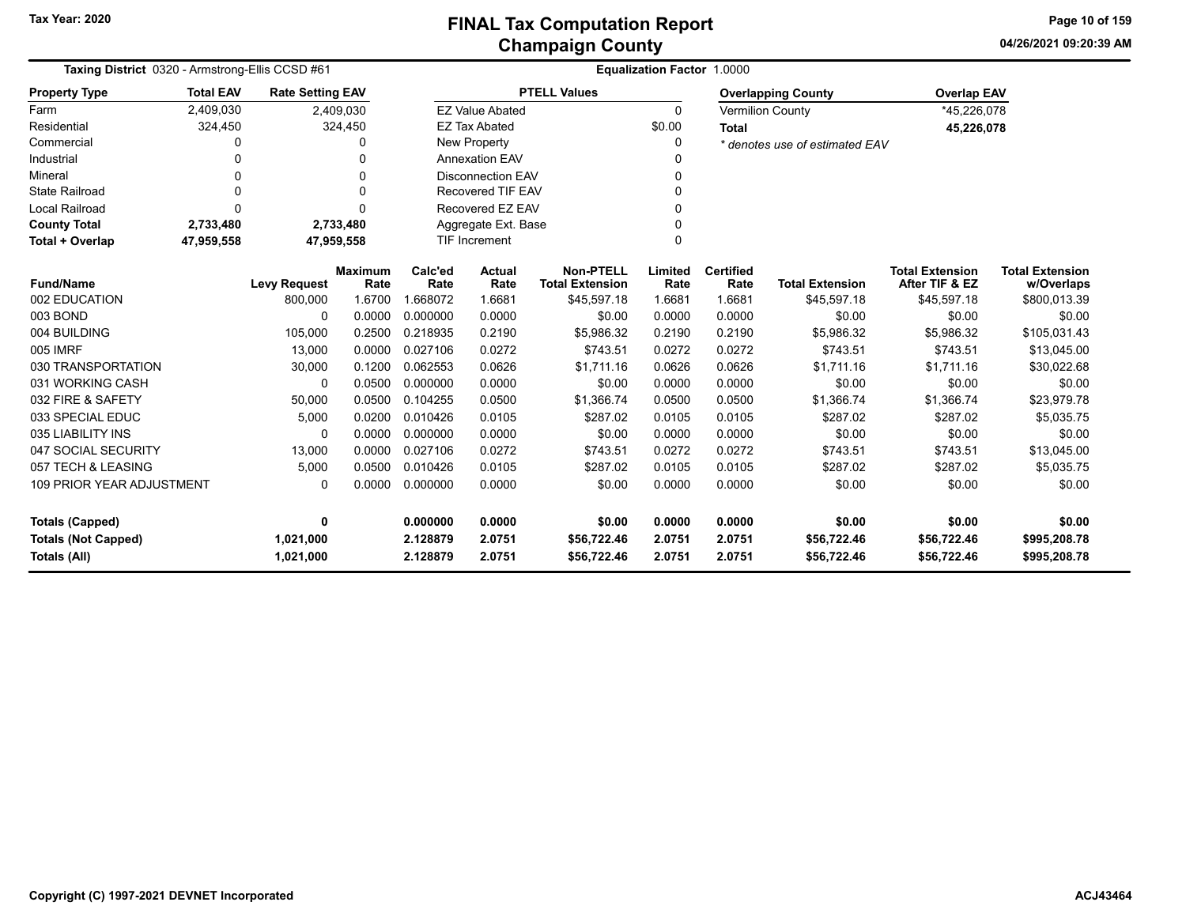# FINAL Tax Computation Report
## Champaign County

Tax Year: 2020

04/26/2021 09:20:39 AM

**Taxing District** 0320 - Armstrong-Ellis CCSD #61

**Equalization Factor** 1.0000

| Property Type | Total EAV | Rate Setting EAV |
|---|---|---|
| Farm | 2,409,030 | 2,409,030 |
| Residential | 324,450 | 324,450 |
| Commercial | 0 | 0 |
| Industrial | 0 | 0 |
| Mineral | 0 | 0 |
| State Railroad | 0 | 0 |
| Local Railroad | 0 | 0 |
| **County Total** | **2,733,480** | **2,733,480** |
| **Total + Overlap** | **47,959,558** | **47,959,558** |

| PTELL Values | |
|---|---|
| EZ Value Abated | 0 |
| EZ Tax Abated | $0.00 |
| New Property | 0 |
| Annexation EAV | 0 |
| Disconnection EAV | 0 |
| Recovered TIF EAV | 0 |
| Recovered EZ EAV | 0 |
| Aggregate Ext. Base | 0 |
| TIF Increment | 0 |

| Overlapping County | Overlap EAV |
|---|---|
| Vermilion County | *45,226,078 |
| **Total** | **45,226,078** |

*\* denotes use of estimated EAV*

| Fund/Name | Levy Request | Maximum Rate | Calc'ed Rate | Actual Rate | Non-PTELL Total Extension | Limited Rate | Certified Rate | Total Extension | Total Extension After TIF & EZ | Total Extension w/Overlaps |
|---|---|---|---|---|---|---|---|---|---|---|
| 002 EDUCATION | 800,000 | 1.6700 | 1.668072 | 1.6681 | $45,597.18 | 1.6681 | 1.6681 | $45,597.18 | $45,597.18 | $800,013.39 |
| 003 BOND | 0 | 0.0000 | 0.000000 | 0.0000 | $0.00 | 0.0000 | 0.0000 | $0.00 | $0.00 | $0.00 |
| 004 BUILDING | 105,000 | 0.2500 | 0.218935 | 0.2190 | $5,986.32 | 0.2190 | 0.2190 | $5,986.32 | $5,986.32 | $105,031.43 |
| 005 IMRF | 13,000 | 0.0000 | 0.027106 | 0.0272 | $743.51 | 0.0272 | 0.0272 | $743.51 | $743.51 | $13,045.00 |
| 030 TRANSPORTATION | 30,000 | 0.1200 | 0.062553 | 0.0626 | $1,711.16 | 0.0626 | 0.0626 | $1,711.16 | $1,711.16 | $30,022.68 |
| 031 WORKING CASH | 0 | 0.0500 | 0.000000 | 0.0000 | $0.00 | 0.0000 | 0.0000 | $0.00 | $0.00 | $0.00 |
| 032 FIRE & SAFETY | 50,000 | 0.0500 | 0.104255 | 0.0500 | $1,366.74 | 0.0500 | 0.0500 | $1,366.74 | $1,366.74 | $23,979.78 |
| 033 SPECIAL EDUC | 5,000 | 0.0200 | 0.010426 | 0.0105 | $287.02 | 0.0105 | 0.0105 | $287.02 | $287.02 | $5,035.75 |
| 035 LIABILITY INS | 0 | 0.0000 | 0.000000 | 0.0000 | $0.00 | 0.0000 | 0.0000 | $0.00 | $0.00 | $0.00 |
| 047 SOCIAL SECURITY | 13,000 | 0.0000 | 0.027106 | 0.0272 | $743.51 | 0.0272 | 0.0272 | $743.51 | $743.51 | $13,045.00 |
| 057 TECH & LEASING | 5,000 | 0.0500 | 0.010426 | 0.0105 | $287.02 | 0.0105 | 0.0105 | $287.02 | $287.02 | $5,035.75 |
| 109 PRIOR YEAR ADJUSTMENT | 0 | 0.0000 | 0.000000 | 0.0000 | $0.00 | 0.0000 | 0.0000 | $0.00 | $0.00 | $0.00 |
| **Totals (Capped)** | **0** | | **0.000000** | **0.0000** | **$0.00** | **0.0000** | **0.0000** | **$0.00** | **$0.00** | **$0.00** |
| **Totals (Not Capped)** | **1,021,000** | | **2.128879** | **2.0751** | **$56,722.46** | **2.0751** | **2.0751** | **$56,722.46** | **$56,722.46** | **$995,208.78** |
| **Totals (All)** | **1,021,000** | | **2.128879** | **2.0751** | **$56,722.46** | **2.0751** | **2.0751** | **$56,722.46** | **$56,722.46** | **$995,208.78** |

Copyright (C) 1997-2021 DEVNET Incorporated

ACJ43464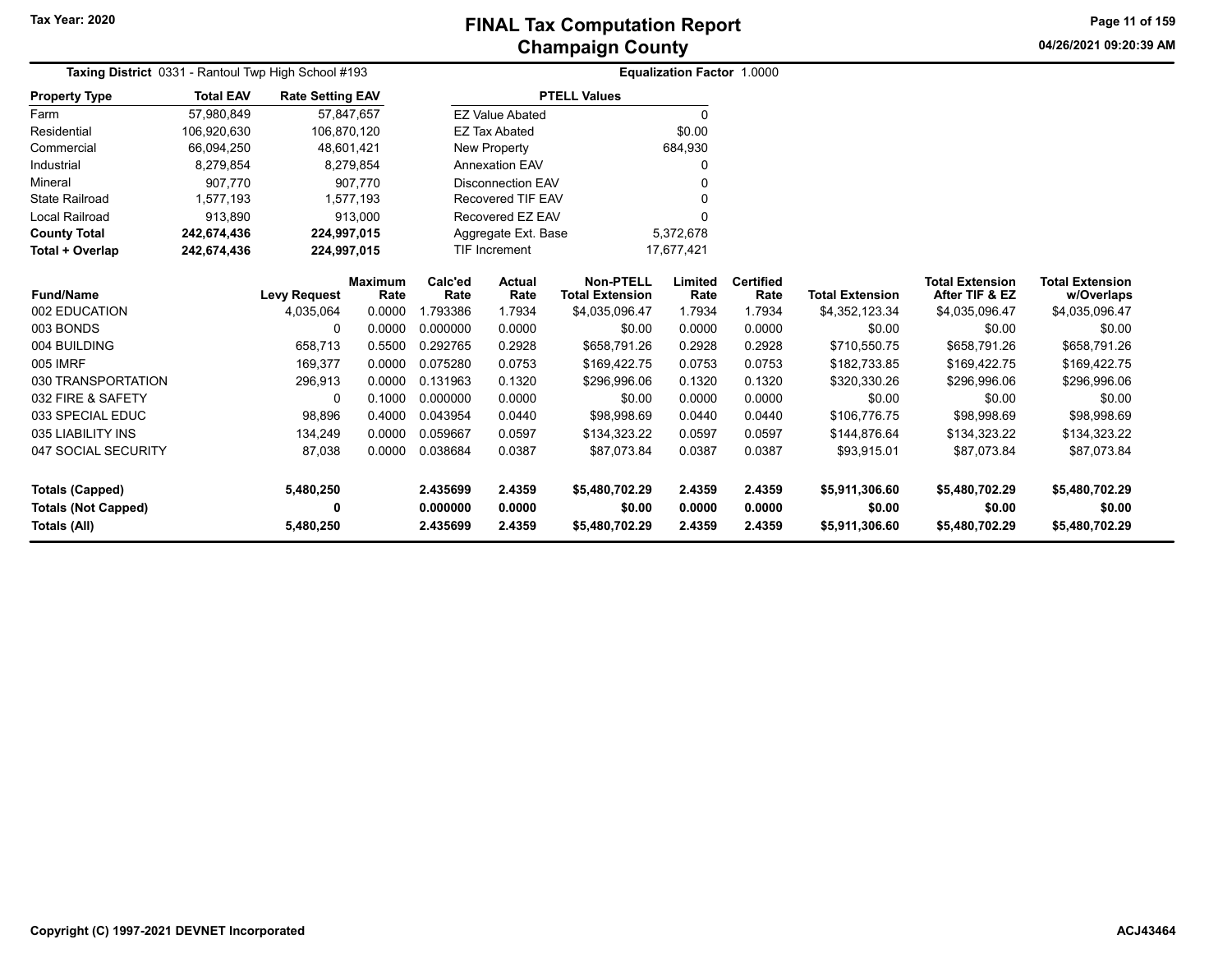# FINAL Tax Computation Report
## Champaign County

Tax Year: 2020

**Taxing District** 0331 - Rantoul Twp High School #193

**Equalization Factor** 1.0000

| Property Type | Total EAV | Rate Setting EAV |
|---|---|---|
| Farm | 57,980,849 | 57,847,657 |
| Residential | 106,920,630 | 106,870,120 |
| Commercial | 66,094,250 | 48,601,421 |
| Industrial | 8,279,854 | 8,279,854 |
| Mineral | 907,770 | 907,770 |
| State Railroad | 1,577,193 | 1,577,193 |
| Local Railroad | 913,890 | 913,000 |
| **County Total** | **242,674,436** | **224,997,015** |
| **Total + Overlap** | **242,674,436** | **224,997,015** |

| PTELL Values | |
|---|---|
| EZ Value Abated | 0 |
| EZ Tax Abated | $0.00 |
| New Property | 684,930 |
| Annexation EAV | 0 |
| Disconnection EAV | 0 |
| Recovered TIF EAV | 0 |
| Recovered EZ EAV | 0 |
| Aggregate Ext. Base | 5,372,678 |
| TIF Increment | 17,677,421 |

| Fund/Name | Levy Request | Maximum Rate | Calc'ed Rate | Actual Rate | Non-PTELL Total Extension | Limited Rate | Certified Rate | Total Extension | Total Extension After TIF & EZ | Total Extension w/Overlaps |
|---|---|---|---|---|---|---|---|---|---|---|
| 002 EDUCATION | 4,035,064 | 0.0000 | 1.793386 | 1.7934 | $4,035,096.47 | 1.7934 | 1.7934 | $4,352,123.34 | $4,035,096.47 | $4,035,096.47 |
| 003 BONDS | 0 | 0.0000 | 0.000000 | 0.0000 | $0.00 | 0.0000 | 0.0000 | $0.00 | $0.00 | $0.00 |
| 004 BUILDING | 658,713 | 0.5500 | 0.292765 | 0.2928 | $658,791.26 | 0.2928 | 0.2928 | $710,550.75 | $658,791.26 | $658,791.26 |
| 005 IMRF | 169,377 | 0.0000 | 0.075280 | 0.0753 | $169,422.75 | 0.0753 | 0.0753 | $182,733.85 | $169,422.75 | $169,422.75 |
| 030 TRANSPORTATION | 296,913 | 0.0000 | 0.131963 | 0.1320 | $296,996.06 | 0.1320 | 0.1320 | $320,330.26 | $296,996.06 | $296,996.06 |
| 032 FIRE & SAFETY | 0 | 0.1000 | 0.000000 | 0.0000 | $0.00 | 0.0000 | 0.0000 | $0.00 | $0.00 | $0.00 |
| 033 SPECIAL EDUC | 98,896 | 0.4000 | 0.043954 | 0.0440 | $98,998.69 | 0.0440 | 0.0440 | $106,776.75 | $98,998.69 | $98,998.69 |
| 035 LIABILITY INS | 134,249 | 0.0000 | 0.059667 | 0.0597 | $134,323.22 | 0.0597 | 0.0597 | $144,876.64 | $134,323.22 | $134,323.22 |
| 047 SOCIAL SECURITY | 87,038 | 0.0000 | 0.038684 | 0.0387 | $87,073.84 | 0.0387 | 0.0387 | $93,915.01 | $87,073.84 | $87,073.84 |
| **Totals (Capped)** | **5,480,250** | | **2.435699** | **2.4359** | **$5,480,702.29** | **2.4359** | **2.4359** | **$5,911,306.60** | **$5,480,702.29** | **$5,480,702.29** |
| **Totals (Not Capped)** | **0** | | **0.000000** | **0.0000** | **$0.00** | **0.0000** | **0.0000** | **$0.00** | **$0.00** | **$0.00** |
| **Totals (All)** | **5,480,250** | | **2.435699** | **2.4359** | **$5,480,702.29** | **2.4359** | **2.4359** | **$5,911,306.60** | **$5,480,702.29** | **$5,480,702.29** |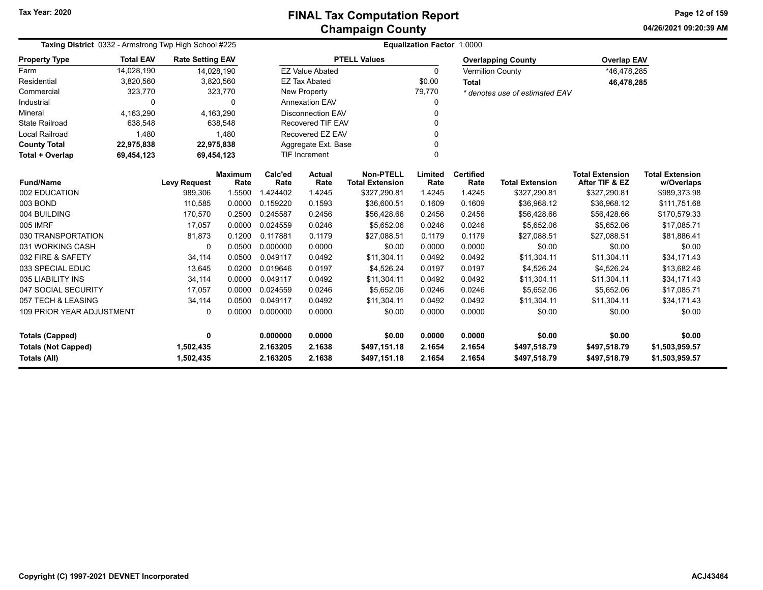Tax Year: 2020

# FINAL Tax Computation Report
## Champaign County

04/26/2021 09:20:39 AM

**Taxing District** 0332 - Armstrong Twp High School #225 | **Equalization Factor** 1.0000

| Property Type | Total EAV | Rate Setting EAV |
|---|---|---|
| Farm | 14,028,190 | 14,028,190 |
| Residential | 3,820,560 | 3,820,560 |
| Commercial | 323,770 | 323,770 |
| Industrial | 0 | 0 |
| Mineral | 4,163,290 | 4,163,290 |
| State Railroad | 638,548 | 638,548 |
| Local Railroad | 1,480 | 1,480 |
| **County Total** | **22,975,838** | **22,975,838** |
| **Total + Overlap** | **69,454,123** | **69,454,123** |

| PTELL Values | |
|---|---|
| EZ Value Abated | 0 |
| EZ Tax Abated | $0.00 |
| New Property | 79,770 |
| Annexation EAV | 0 |
| Disconnection EAV | 0 |
| Recovered TIF EAV | 0 |
| Recovered EZ EAV | 0 |
| Aggregate Ext. Base | 0 |
| TIF Increment | 0 |

| Overlapping County | Overlap EAV |
|---|---|
| Vermilion County | *46,478,285 |
| **Total** | **46,478,285** |

*\* denotes use of estimated EAV*

| Fund/Name | Levy Request | Maximum Rate | Calc'ed Rate | Actual Rate | Non-PTELL Total Extension | Limited Rate | Certified Rate | Total Extension | Total Extension After TIF & EZ | Total Extension w/Overlaps |
|---|---|---|---|---|---|---|---|---|---|---|
| 002 EDUCATION | 989,306 | 1.5500 | 1.424402 | 1.4245 | $327,290.81 | 1.4245 | 1.4245 | $327,290.81 | $327,290.81 | $989,373.98 |
| 003 BOND | 110,585 | 0.0000 | 0.159220 | 0.1593 | $36,600.51 | 0.1609 | 0.1609 | $36,968.12 | $36,968.12 | $111,751.68 |
| 004 BUILDING | 170,570 | 0.2500 | 0.245587 | 0.2456 | $56,428.66 | 0.2456 | 0.2456 | $56,428.66 | $56,428.66 | $170,579.33 |
| 005 IMRF | 17,057 | 0.0000 | 0.024559 | 0.0246 | $5,652.06 | 0.0246 | 0.0246 | $5,652.06 | $5,652.06 | $17,085.71 |
| 030 TRANSPORTATION | 81,873 | 0.1200 | 0.117881 | 0.1179 | $27,088.51 | 0.1179 | 0.1179 | $27,088.51 | $27,088.51 | $81,886.41 |
| 031 WORKING CASH | 0 | 0.0500 | 0.000000 | 0.0000 | $0.00 | 0.0000 | 0.0000 | $0.00 | $0.00 | $0.00 |
| 032 FIRE & SAFETY | 34,114 | 0.0500 | 0.049117 | 0.0492 | $11,304.11 | 0.0492 | 0.0492 | $11,304.11 | $11,304.11 | $34,171.43 |
| 033 SPECIAL EDUC | 13,645 | 0.0200 | 0.019646 | 0.0197 | $4,526.24 | 0.0197 | 0.0197 | $4,526.24 | $4,526.24 | $13,682.46 |
| 035 LIABILITY INS | 34,114 | 0.0000 | 0.049117 | 0.0492 | $11,304.11 | 0.0492 | 0.0492 | $11,304.11 | $11,304.11 | $34,171.43 |
| 047 SOCIAL SECURITY | 17,057 | 0.0000 | 0.024559 | 0.0246 | $5,652.06 | 0.0246 | 0.0246 | $5,652.06 | $5,652.06 | $17,085.71 |
| 057 TECH & LEASING | 34,114 | 0.0500 | 0.049117 | 0.0492 | $11,304.11 | 0.0492 | 0.0492 | $11,304.11 | $11,304.11 | $34,171.43 |
| 109 PRIOR YEAR ADJUSTMENT | 0 | 0.0000 | 0.000000 | 0.0000 | $0.00 | 0.0000 | 0.0000 | $0.00 | $0.00 | $0.00 |
| **Totals (Capped)** | **0** | | **0.000000** | **0.0000** | **$0.00** | **0.0000** | **0.0000** | **$0.00** | **$0.00** | **$0.00** |
| **Totals (Not Capped)** | **1,502,435** | | **2.163205** | **2.1638** | **$497,151.18** | **2.1654** | **2.1654** | **$497,518.79** | **$497,518.79** | **$1,503,959.57** |
| **Totals (All)** | **1,502,435** | | **2.163205** | **2.1638** | **$497,151.18** | **2.1654** | **2.1654** | **$497,518.79** | **$497,518.79** | **$1,503,959.57** |

Copyright (C) 1997-2021 DEVNET Incorporated

ACJ43464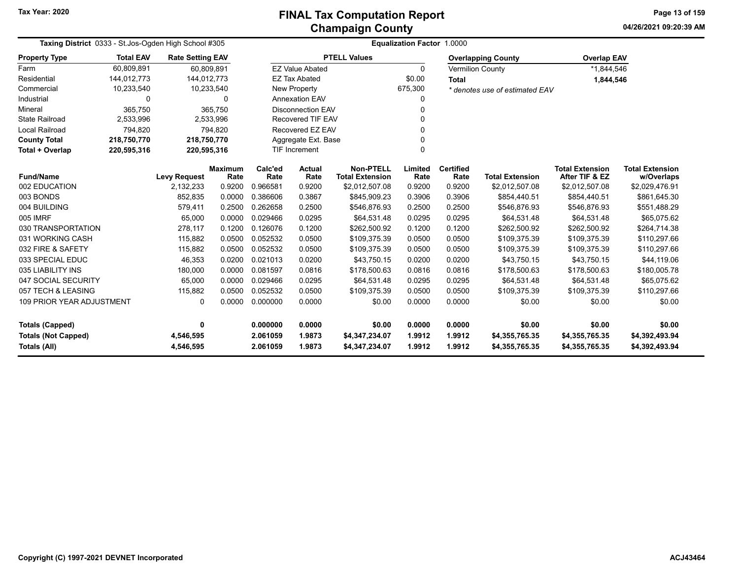# FINAL Tax Computation Report
## Champaign County

Tax Year: 2020

04/26/2021 09:20:39 AM

**Taxing District** 0333 - St.Jos-Ogden High School #305

**Equalization Factor** 1.0000

| Property Type | Total EAV | Rate Setting EAV |
|---|---|---|
| Farm | 60,809,891 | 60,809,891 |
| Residential | 144,012,773 | 144,012,773 |
| Commercial | 10,233,540 | 10,233,540 |
| Industrial | 0 | 0 |
| Mineral | 365,750 | 365,750 |
| State Railroad | 2,533,996 | 2,533,996 |
| Local Railroad | 794,820 | 794,820 |
| **County Total** | **218,750,770** | **218,750,770** |
| **Total + Overlap** | **220,595,316** | **220,595,316** |

| PTELL Values | |
|---|---|
| EZ Value Abated | 0 |
| EZ Tax Abated | $0.00 |
| New Property | 675,300 |
| Annexation EAV | 0 |
| Disconnection EAV | 0 |
| Recovered TIF EAV | 0 |
| Recovered EZ EAV | 0 |
| Aggregate Ext. Base | 0 |
| TIF Increment | 0 |

| Overlapping County | Overlap EAV |
|---|---|
| Vermilion County | *1,844,546 |
| **Total** | **1,844,546** |

*\* denotes use of estimated EAV*

| Fund/Name | Levy Request | Maximum Rate | Calc'ed Rate | Actual Rate | Non-PTELL Total Extension | Limited Rate | Certified Rate | Total Extension | Total Extension After TIF & EZ | Total Extension w/Overlaps |
|---|---|---|---|---|---|---|---|---|---|---|
| 002 EDUCATION | 2,132,233 | 0.9200 | 0.966581 | 0.9200 | $2,012,507.08 | 0.9200 | 0.9200 | $2,012,507.08 | $2,012,507.08 | $2,029,476.91 |
| 003 BONDS | 852,835 | 0.0000 | 0.386606 | 0.3867 | $845,909.23 | 0.3906 | 0.3906 | $854,440.51 | $854,440.51 | $861,645.30 |
| 004 BUILDING | 579,411 | 0.2500 | 0.262658 | 0.2500 | $546,876.93 | 0.2500 | 0.2500 | $546,876.93 | $546,876.93 | $551,488.29 |
| 005 IMRF | 65,000 | 0.0000 | 0.029466 | 0.0295 | $64,531.48 | 0.0295 | 0.0295 | $64,531.48 | $64,531.48 | $65,075.62 |
| 030 TRANSPORTATION | 278,117 | 0.1200 | 0.126076 | 0.1200 | $262,500.92 | 0.1200 | 0.1200 | $262,500.92 | $262,500.92 | $264,714.38 |
| 031 WORKING CASH | 115,882 | 0.0500 | 0.052532 | 0.0500 | $109,375.39 | 0.0500 | 0.0500 | $109,375.39 | $109,375.39 | $110,297.66 |
| 032 FIRE & SAFETY | 115,882 | 0.0500 | 0.052532 | 0.0500 | $109,375.39 | 0.0500 | 0.0500 | $109,375.39 | $109,375.39 | $110,297.66 |
| 033 SPECIAL EDUC | 46,353 | 0.0200 | 0.021013 | 0.0200 | $43,750.15 | 0.0200 | 0.0200 | $43,750.15 | $43,750.15 | $44,119.06 |
| 035 LIABILITY INS | 180,000 | 0.0000 | 0.081597 | 0.0816 | $178,500.63 | 0.0816 | 0.0816 | $178,500.63 | $178,500.63 | $180,005.78 |
| 047 SOCIAL SECURITY | 65,000 | 0.0000 | 0.029466 | 0.0295 | $64,531.48 | 0.0295 | 0.0295 | $64,531.48 | $64,531.48 | $65,075.62 |
| 057 TECH & LEASING | 115,882 | 0.0500 | 0.052532 | 0.0500 | $109,375.39 | 0.0500 | 0.0500 | $109,375.39 | $109,375.39 | $110,297.66 |
| 109 PRIOR YEAR ADJUSTMENT | 0 | 0.0000 | 0.000000 | 0.0000 | $0.00 | 0.0000 | 0.0000 | $0.00 | $0.00 | $0.00 |
| **Totals (Capped)** | **0** | | **0.000000** | **0.0000** | **$0.00** | **0.0000** | **0.0000** | **$0.00** | **$0.00** | **$0.00** |
| **Totals (Not Capped)** | **4,546,595** | | **2.061059** | **1.9873** | **$4,347,234.07** | **1.9912** | **1.9912** | **$4,355,765.35** | **$4,355,765.35** | **$4,392,493.94** |
| **Totals (All)** | **4,546,595** | | **2.061059** | **1.9873** | **$4,347,234.07** | **1.9912** | **1.9912** | **$4,355,765.35** | **$4,355,765.35** | **$4,392,493.94** |

Copyright (C) 1997-2021 DEVNET Incorporated

ACJ43464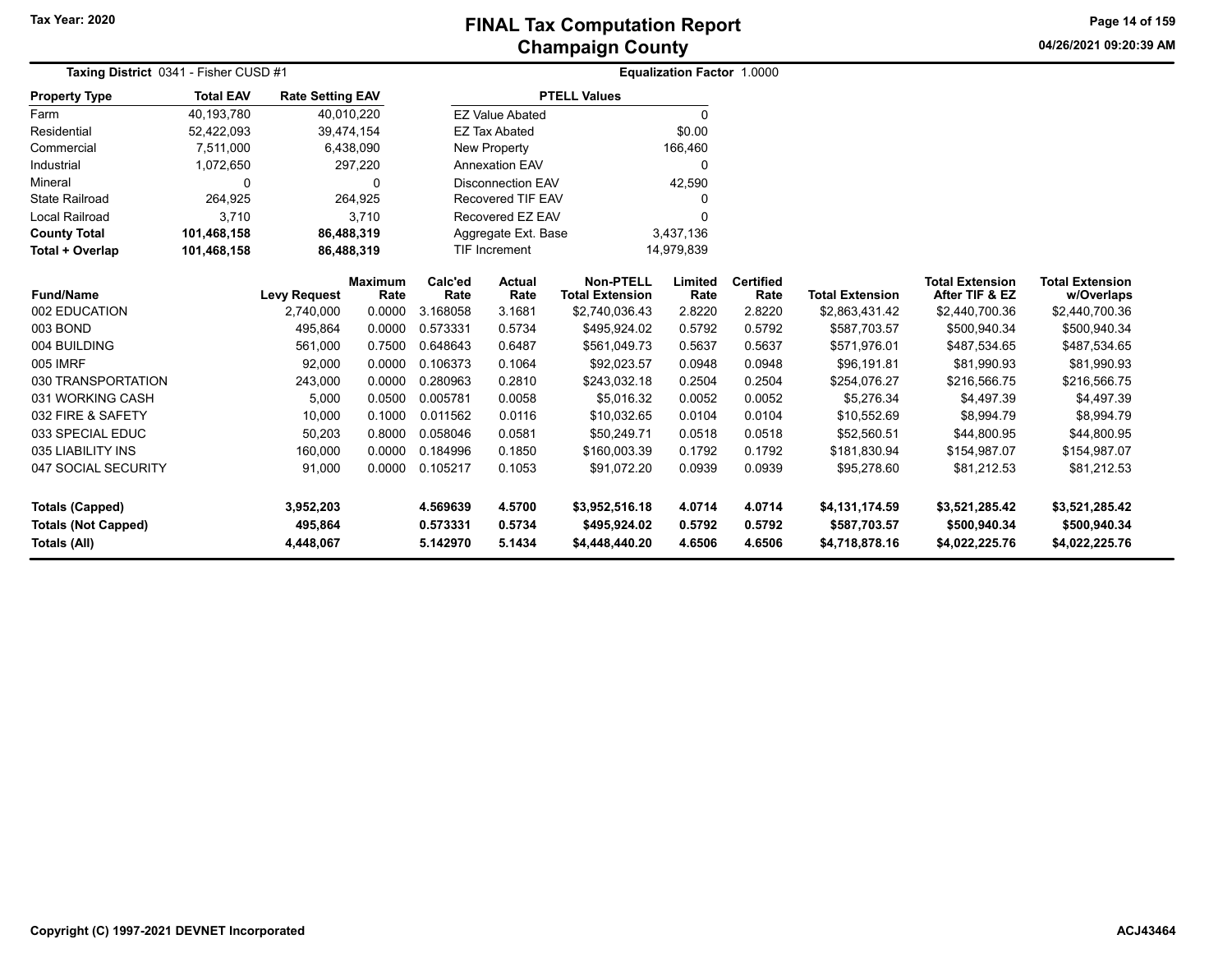# FINAL Tax Computation Report
## Champaign County

Tax Year: 2020

**Taxing District** 0341 - Fisher CUSD #1

**Equalization Factor** 1.0000

| Property Type | Total EAV | Rate Setting EAV |
|---|---|---|
| Farm | 40,193,780 | 40,010,220 |
| Residential | 52,422,093 | 39,474,154 |
| Commercial | 7,511,000 | 6,438,090 |
| Industrial | 1,072,650 | 297,220 |
| Mineral | 0 | 0 |
| State Railroad | 264,925 | 264,925 |
| Local Railroad | 3,710 | 3,710 |
| **County Total** | **101,468,158** | **86,488,319** |
| **Total + Overlap** | **101,468,158** | **86,488,319** |

| PTELL Values | |
|---|---|
| EZ Value Abated | 0 |
| EZ Tax Abated | $0.00 |
| New Property | 166,460 |
| Annexation EAV | 0 |
| Disconnection EAV | 42,590 |
| Recovered TIF EAV | 0 |
| Recovered EZ EAV | 0 |
| Aggregate Ext. Base | 3,437,136 |
| TIF Increment | 14,979,839 |

| Fund/Name | Levy Request | Maximum Rate | Calc'ed Rate | Actual Rate | Non-PTELL Total Extension | Limited Rate | Certified Rate | Total Extension | Total Extension After TIF & EZ | Total Extension w/Overlaps |
|---|---|---|---|---|---|---|---|---|---|---|
| 002 EDUCATION | 2,740,000 | 0.0000 | 3.168058 | 3.1681 | $2,740,036.43 | 2.8220 | 2.8220 | $2,863,431.42 | $2,440,700.36 | $2,440,700.36 |
| 003 BOND | 495,864 | 0.0000 | 0.573331 | 0.5734 | $495,924.02 | 0.5792 | 0.5792 | $587,703.57 | $500,940.34 | $500,940.34 |
| 004 BUILDING | 561,000 | 0.7500 | 0.648643 | 0.6487 | $561,049.73 | 0.5637 | 0.5637 | $571,976.01 | $487,534.65 | $487,534.65 |
| 005 IMRF | 92,000 | 0.0000 | 0.106373 | 0.1064 | $92,023.57 | 0.0948 | 0.0948 | $96,191.81 | $81,990.93 | $81,990.93 |
| 030 TRANSPORTATION | 243,000 | 0.0000 | 0.280963 | 0.2810 | $243,032.18 | 0.2504 | 0.2504 | $254,076.27 | $216,566.75 | $216,566.75 |
| 031 WORKING CASH | 5,000 | 0.0500 | 0.005781 | 0.0058 | $5,016.32 | 0.0052 | 0.0052 | $5,276.34 | $4,497.39 | $4,497.39 |
| 032 FIRE & SAFETY | 10,000 | 0.1000 | 0.011562 | 0.0116 | $10,032.65 | 0.0104 | 0.0104 | $10,552.69 | $8,994.79 | $8,994.79 |
| 033 SPECIAL EDUC | 50,203 | 0.8000 | 0.058046 | 0.0581 | $50,249.71 | 0.0518 | 0.0518 | $52,560.51 | $44,800.95 | $44,800.95 |
| 035 LIABILITY INS | 160,000 | 0.0000 | 0.184996 | 0.1850 | $160,003.39 | 0.1792 | 0.1792 | $181,830.94 | $154,987.07 | $154,987.07 |
| 047 SOCIAL SECURITY | 91,000 | 0.0000 | 0.105217 | 0.1053 | $91,072.20 | 0.0939 | 0.0939 | $95,278.60 | $81,212.53 | $81,212.53 |
| **Totals (Capped)** | **3,952,203** | | **4.569639** | **4.5700** | **$3,952,516.18** | **4.0714** | **4.0714** | **$4,131,174.59** | **$3,521,285.42** | **$3,521,285.42** |
| **Totals (Not Capped)** | **495,864** | | **0.573331** | **0.5734** | **$495,924.02** | **0.5792** | **0.5792** | **$587,703.57** | **$500,940.34** | **$500,940.34** |
| **Totals (All)** | **4,448,067** | | **5.142970** | **5.1434** | **$4,448,440.20** | **4.6506** | **4.6506** | **$4,718,878.16** | **$4,022,225.76** | **$4,022,225.76** |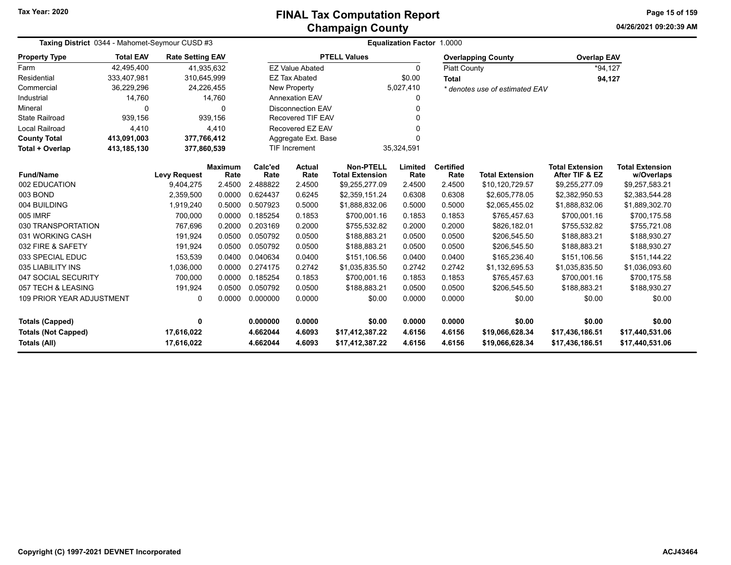# FINAL Tax Computation Report
## Champaign County

Tax Year: 2020

04/26/2021 09:20:39 AM

**Taxing District** 0344 - Mahomet-Seymour CUSD #3 | **Equalization Factor** 1.0000

| Property Type | Total EAV | Rate Setting EAV |
|---|---|---|
| Farm | 42,495,400 | 41,935,632 |
| Residential | 333,407,981 | 310,645,999 |
| Commercial | 36,229,296 | 24,226,455 |
| Industrial | 14,760 | 14,760 |
| Mineral | 0 | 0 |
| State Railroad | 939,156 | 939,156 |
| Local Railroad | 4,410 | 4,410 |
| **County Total** | **413,091,003** | **377,766,412** |
| **Total + Overlap** | **413,185,130** | **377,860,539** |

| PTELL Values | |
|---|---|
| EZ Value Abated | 0 |
| EZ Tax Abated | $0.00 |
| New Property | 5,027,410 |
| Annexation EAV | 0 |
| Disconnection EAV | 0 |
| Recovered TIF EAV | 0 |
| Recovered EZ EAV | 0 |
| Aggregate Ext. Base | 0 |
| TIF Increment | 35,324,591 |

| Overlapping County | Overlap EAV |
|---|---|
| Piatt County | *94,127 |
| **Total** | **94,127** |

* denotes use of estimated EAV

| Fund/Name | Levy Request | Maximum Rate | Calc'ed Rate | Actual Rate | Non-PTELL Total Extension | Limited Rate | Certified Rate | Total Extension | Total Extension After TIF & EZ | Total Extension w/Overlaps |
|---|---|---|---|---|---|---|---|---|---|---|
| 002 EDUCATION | 9,404,275 | 2.4500 | 2.488822 | 2.4500 | $9,255,277.09 | 2.4500 | 2.4500 | $10,120,729.57 | $9,255,277.09 | $9,257,583.21 |
| 003 BOND | 2,359,500 | 0.0000 | 0.624437 | 0.6245 | $2,359,151.24 | 0.6308 | 0.6308 | $2,605,778.05 | $2,382,950.53 | $2,383,544.28 |
| 004 BUILDING | 1,919,240 | 0.5000 | 0.507923 | 0.5000 | $1,888,832.06 | 0.5000 | 0.5000 | $2,065,455.02 | $1,888,832.06 | $1,889,302.70 |
| 005 IMRF | 700,000 | 0.0000 | 0.185254 | 0.1853 | $700,001.16 | 0.1853 | 0.1853 | $765,457.63 | $700,001.16 | $700,175.58 |
| 030 TRANSPORTATION | 767,696 | 0.2000 | 0.203169 | 0.2000 | $755,532.82 | 0.2000 | 0.2000 | $826,182.01 | $755,532.82 | $755,721.08 |
| 031 WORKING CASH | 191,924 | 0.0500 | 0.050792 | 0.0500 | $188,883.21 | 0.0500 | 0.0500 | $206,545.50 | $188,883.21 | $188,930.27 |
| 032 FIRE & SAFETY | 191,924 | 0.0500 | 0.050792 | 0.0500 | $188,883.21 | 0.0500 | 0.0500 | $206,545.50 | $188,883.21 | $188,930.27 |
| 033 SPECIAL EDUC | 153,539 | 0.0400 | 0.040634 | 0.0400 | $151,106.56 | 0.0400 | 0.0400 | $165,236.40 | $151,106.56 | $151,144.22 |
| 035 LIABILITY INS | 1,036,000 | 0.0000 | 0.274175 | 0.2742 | $1,035,835.50 | 0.2742 | 0.2742 | $1,132,695.53 | $1,035,835.50 | $1,036,093.60 |
| 047 SOCIAL SECURITY | 700,000 | 0.0000 | 0.185254 | 0.1853 | $700,001.16 | 0.1853 | 0.1853 | $765,457.63 | $700,001.16 | $700,175.58 |
| 057 TECH & LEASING | 191,924 | 0.0500 | 0.050792 | 0.0500 | $188,883.21 | 0.0500 | 0.0500 | $206,545.50 | $188,883.21 | $188,930.27 |
| 109 PRIOR YEAR ADJUSTMENT | 0 | 0.0000 | 0.000000 | 0.0000 | $0.00 | 0.0000 | 0.0000 | $0.00 | $0.00 | $0.00 |
| **Totals (Capped)** | **0** | | **0.000000** | **0.0000** | **$0.00** | **0.0000** | **0.0000** | **$0.00** | **$0.00** | **$0.00** |
| **Totals (Not Capped)** | **17,616,022** | | **4.662044** | **4.6093** | **$17,412,387.22** | **4.6156** | **4.6156** | **$19,066,628.34** | **$17,436,186.51** | **$17,440,531.06** |
| **Totals (All)** | **17,616,022** | | **4.662044** | **4.6093** | **$17,412,387.22** | **4.6156** | **4.6156** | **$19,066,628.34** | **$17,436,186.51** | **$17,440,531.06** |

Copyright (C) 1997-2021 DEVNET Incorporated

ACJ43464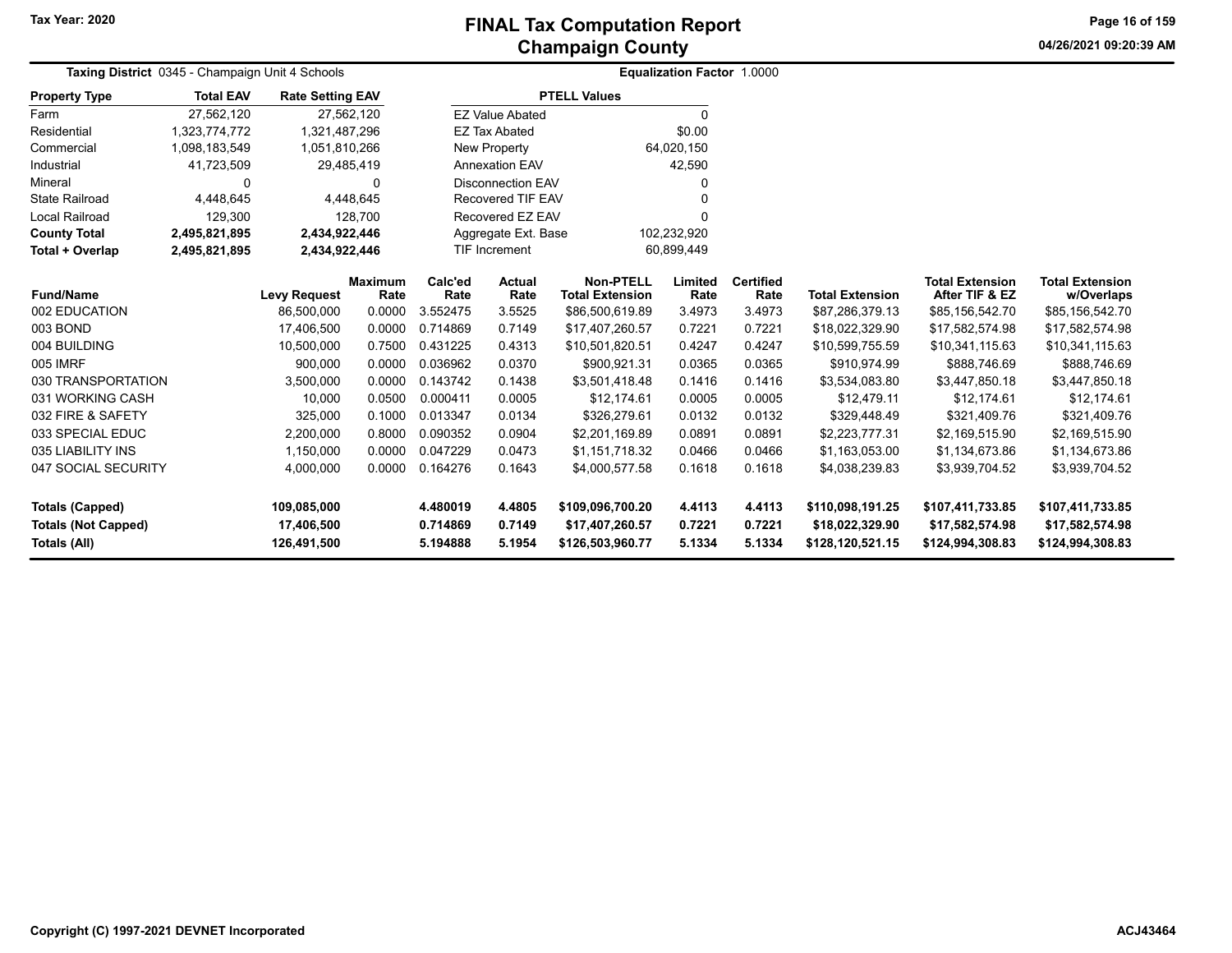# FINAL Tax Computation Report
## Champaign County

Tax Year: 2020

04/26/2021 09:20:39 AM

**Taxing District** 0345 - Champaign Unit 4 Schools

**Equalization Factor** 1.0000

| Property Type | Total EAV | Rate Setting EAV |
|---|---|---|
| Farm | 27,562,120 | 27,562,120 |
| Residential | 1,323,774,772 | 1,321,487,296 |
| Commercial | 1,098,183,549 | 1,051,810,266 |
| Industrial | 41,723,509 | 29,485,419 |
| Mineral | 0 | 0 |
| State Railroad | 4,448,645 | 4,448,645 |
| Local Railroad | 129,300 | 128,700 |
| **County Total** | **2,495,821,895** | **2,434,922,446** |
| **Total + Overlap** | **2,495,821,895** | **2,434,922,446** |

| PTELL Values | |
|---|---|
| EZ Value Abated | 0 |
| EZ Tax Abated | $0.00 |
| New Property | 64,020,150 |
| Annexation EAV | 42,590 |
| Disconnection EAV | 0 |
| Recovered TIF EAV | 0 |
| Recovered EZ EAV | 0 |
| Aggregate Ext. Base | 102,232,920 |
| TIF Increment | 60,899,449 |

| Fund/Name | Levy Request | Maximum Rate | Calc'ed Rate | Actual Rate | Non-PTELL Total Extension | Limited Rate | Certified Rate | Total Extension | Total Extension After TIF & EZ | Total Extension w/Overlaps |
|---|---|---|---|---|---|---|---|---|---|---|
| 002 EDUCATION | 86,500,000 | 0.0000 | 3.552475 | 3.5525 | $86,500,619.89 | 3.4973 | 3.4973 | $87,286,379.13 | $85,156,542.70 | $85,156,542.70 |
| 003 BOND | 17,406,500 | 0.0000 | 0.714869 | 0.7149 | $17,407,260.57 | 0.7221 | 0.7221 | $18,022,329.90 | $17,582,574.98 | $17,582,574.98 |
| 004 BUILDING | 10,500,000 | 0.7500 | 0.431225 | 0.4313 | $10,501,820.51 | 0.4247 | 0.4247 | $10,599,755.59 | $10,341,115.63 | $10,341,115.63 |
| 005 IMRF | 900,000 | 0.0000 | 0.036962 | 0.0370 | $900,921.31 | 0.0365 | 0.0365 | $910,974.99 | $888,746.69 | $888,746.69 |
| 030 TRANSPORTATION | 3,500,000 | 0.0000 | 0.143742 | 0.1438 | $3,501,418.48 | 0.1416 | 0.1416 | $3,534,083.80 | $3,447,850.18 | $3,447,850.18 |
| 031 WORKING CASH | 10,000 | 0.0500 | 0.000411 | 0.0005 | $12,174.61 | 0.0005 | 0.0005 | $12,479.11 | $12,174.61 | $12,174.61 |
| 032 FIRE & SAFETY | 325,000 | 0.1000 | 0.013347 | 0.0134 | $326,279.61 | 0.0132 | 0.0132 | $329,448.49 | $321,409.76 | $321,409.76 |
| 033 SPECIAL EDUC | 2,200,000 | 0.8000 | 0.090352 | 0.0904 | $2,201,169.89 | 0.0891 | 0.0891 | $2,223,777.31 | $2,169,515.90 | $2,169,515.90 |
| 035 LIABILITY INS | 1,150,000 | 0.0000 | 0.047229 | 0.0473 | $1,151,718.32 | 0.0466 | 0.0466 | $1,163,053.00 | $1,134,673.86 | $1,134,673.86 |
| 047 SOCIAL SECURITY | 4,000,000 | 0.0000 | 0.164276 | 0.1643 | $4,000,577.58 | 0.1618 | 0.1618 | $4,038,239.83 | $3,939,704.52 | $3,939,704.52 |
| **Totals (Capped)** | **109,085,000** | | **4.480019** | **4.4805** | **$109,096,700.20** | **4.4113** | **4.4113** | **$110,098,191.25** | **$107,411,733.85** | **$107,411,733.85** |
| **Totals (Not Capped)** | **17,406,500** | | **0.714869** | **0.7149** | **$17,407,260.57** | **0.7221** | **0.7221** | **$18,022,329.90** | **$17,582,574.98** | **$17,582,574.98** |
| **Totals (All)** | **126,491,500** | | **5.194888** | **5.1954** | **$126,503,960.77** | **5.1334** | **5.1334** | **$128,120,521.15** | **$124,994,308.83** | **$124,994,308.83** |

Copyright (C) 1997-2021 DEVNET Incorporated

ACJ43464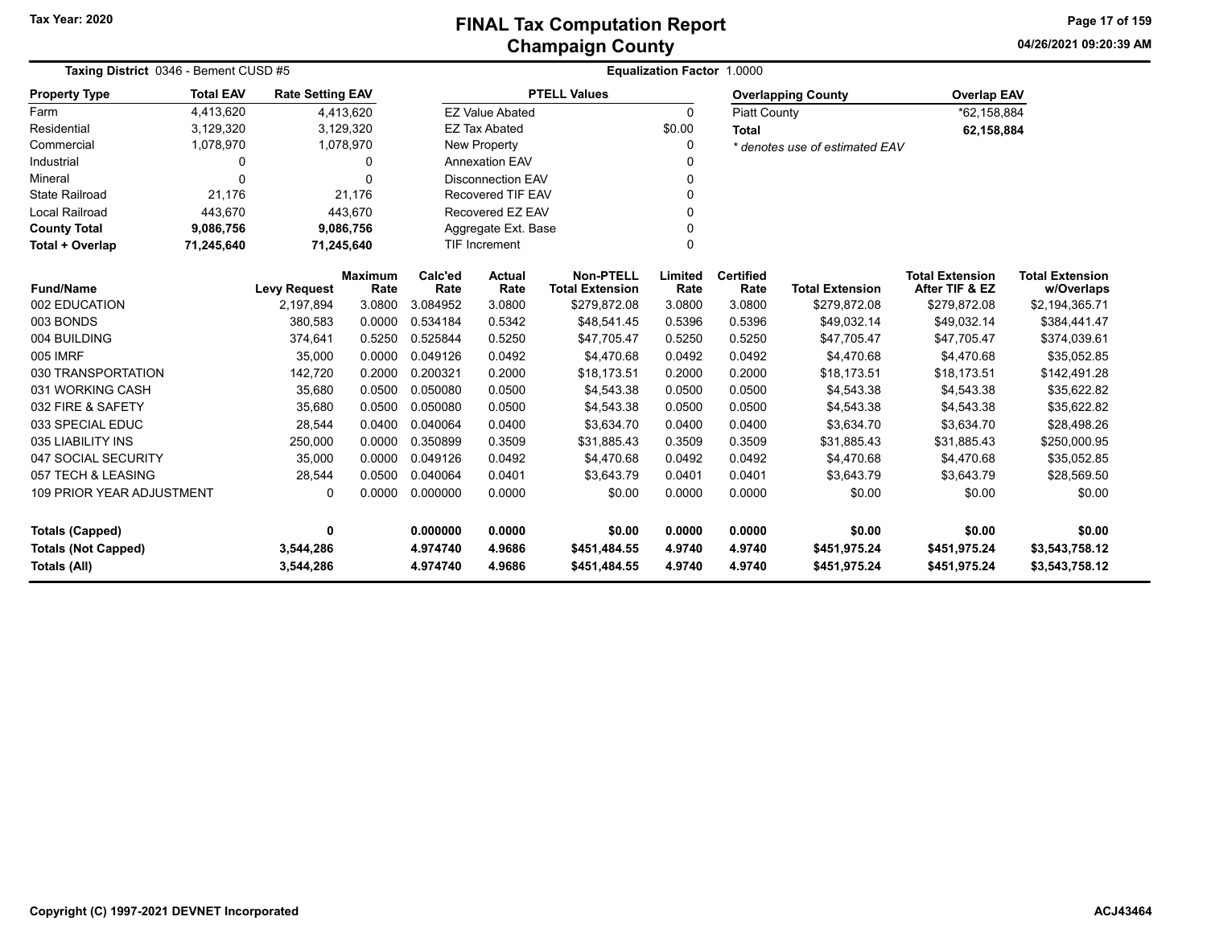# FINAL Tax Computation Report
## Champaign County

Tax Year: 2020

04/26/2021 09:20:39 AM

**Taxing District** 0346 - Bement CUSD #5

**Equalization Factor** 1.0000

| Property Type | Total EAV | Rate Setting EAV |
|---|---|---|
| Farm | 4,413,620 | 4,413,620 |
| Residential | 3,129,320 | 3,129,320 |
| Commercial | 1,078,970 | 1,078,970 |
| Industrial | 0 | 0 |
| Mineral | 0 | 0 |
| State Railroad | 21,176 | 21,176 |
| Local Railroad | 443,670 | 443,670 |
| **County Total** | **9,086,756** | **9,086,756** |
| **Total + Overlap** | **71,245,640** | **71,245,640** |

| PTELL Values | |
|---|---|
| EZ Value Abated | 0 |
| EZ Tax Abated | $0.00 |
| New Property | 0 |
| Annexation EAV | 0 |
| Disconnection EAV | 0 |
| Recovered TIF EAV | 0 |
| Recovered EZ EAV | 0 |
| Aggregate Ext. Base | 0 |
| TIF Increment | 0 |

| Overlapping County | Overlap EAV |
|---|---|
| Piatt County | *62,158,884 |
| **Total** | **62,158,884** |

*\* denotes use of estimated EAV*

| Fund/Name | Levy Request | Maximum Rate | Calc'ed Rate | Actual Rate | Non-PTELL Total Extension | Limited Rate | Certified Rate | Total Extension | Total Extension After TIF & EZ | Total Extension w/Overlaps |
|---|---|---|---|---|---|---|---|---|---|---|
| 002 EDUCATION | 2,197,894 | 3.0800 | 3.084952 | 3.0800 | $279,872.08 | 3.0800 | 3.0800 | $279,872.08 | $279,872.08 | $2,194,365.71 |
| 003 BONDS | 380,583 | 0.0000 | 0.534184 | 0.5342 | $48,541.45 | 0.5396 | 0.5396 | $49,032.14 | $49,032.14 | $384,441.47 |
| 004 BUILDING | 374,641 | 0.5250 | 0.525844 | 0.5250 | $47,705.47 | 0.5250 | 0.5250 | $47,705.47 | $47,705.47 | $374,039.61 |
| 005 IMRF | 35,000 | 0.0000 | 0.049126 | 0.0492 | $4,470.68 | 0.0492 | 0.0492 | $4,470.68 | $4,470.68 | $35,052.85 |
| 030 TRANSPORTATION | 142,720 | 0.2000 | 0.200321 | 0.2000 | $18,173.51 | 0.2000 | 0.2000 | $18,173.51 | $18,173.51 | $142,491.28 |
| 031 WORKING CASH | 35,680 | 0.0500 | 0.050080 | 0.0500 | $4,543.38 | 0.0500 | 0.0500 | $4,543.38 | $4,543.38 | $35,622.82 |
| 032 FIRE & SAFETY | 35,680 | 0.0500 | 0.050080 | 0.0500 | $4,543.38 | 0.0500 | 0.0500 | $4,543.38 | $4,543.38 | $35,622.82 |
| 033 SPECIAL EDUC | 28,544 | 0.0400 | 0.040064 | 0.0400 | $3,634.70 | 0.0400 | 0.0400 | $3,634.70 | $3,634.70 | $28,498.26 |
| 035 LIABILITY INS | 250,000 | 0.0000 | 0.350899 | 0.3509 | $31,885.43 | 0.3509 | 0.3509 | $31,885.43 | $31,885.43 | $250,000.95 |
| 047 SOCIAL SECURITY | 35,000 | 0.0000 | 0.049126 | 0.0492 | $4,470.68 | 0.0492 | 0.0492 | $4,470.68 | $4,470.68 | $35,052.85 |
| 057 TECH & LEASING | 28,544 | 0.0500 | 0.040064 | 0.0401 | $3,643.79 | 0.0401 | 0.0401 | $3,643.79 | $3,643.79 | $28,569.50 |
| 109 PRIOR YEAR ADJUSTMENT | 0 | 0.0000 | 0.000000 | 0.0000 | $0.00 | 0.0000 | 0.0000 | $0.00 | $0.00 | $0.00 |
| **Totals (Capped)** | **0** | | **0.000000** | **0.0000** | **$0.00** | **0.0000** | **0.0000** | **$0.00** | **$0.00** | **$0.00** |
| **Totals (Not Capped)** | **3,544,286** | | **4.974740** | **4.9686** | **$451,484.55** | **4.9740** | **4.9740** | **$451,975.24** | **$451,975.24** | **$3,543,758.12** |
| **Totals (All)** | **3,544,286** | | **4.974740** | **4.9686** | **$451,484.55** | **4.9740** | **4.9740** | **$451,975.24** | **$451,975.24** | **$3,543,758.12** |

Copyright (C) 1997-2021 DEVNET Incorporated

ACJ43464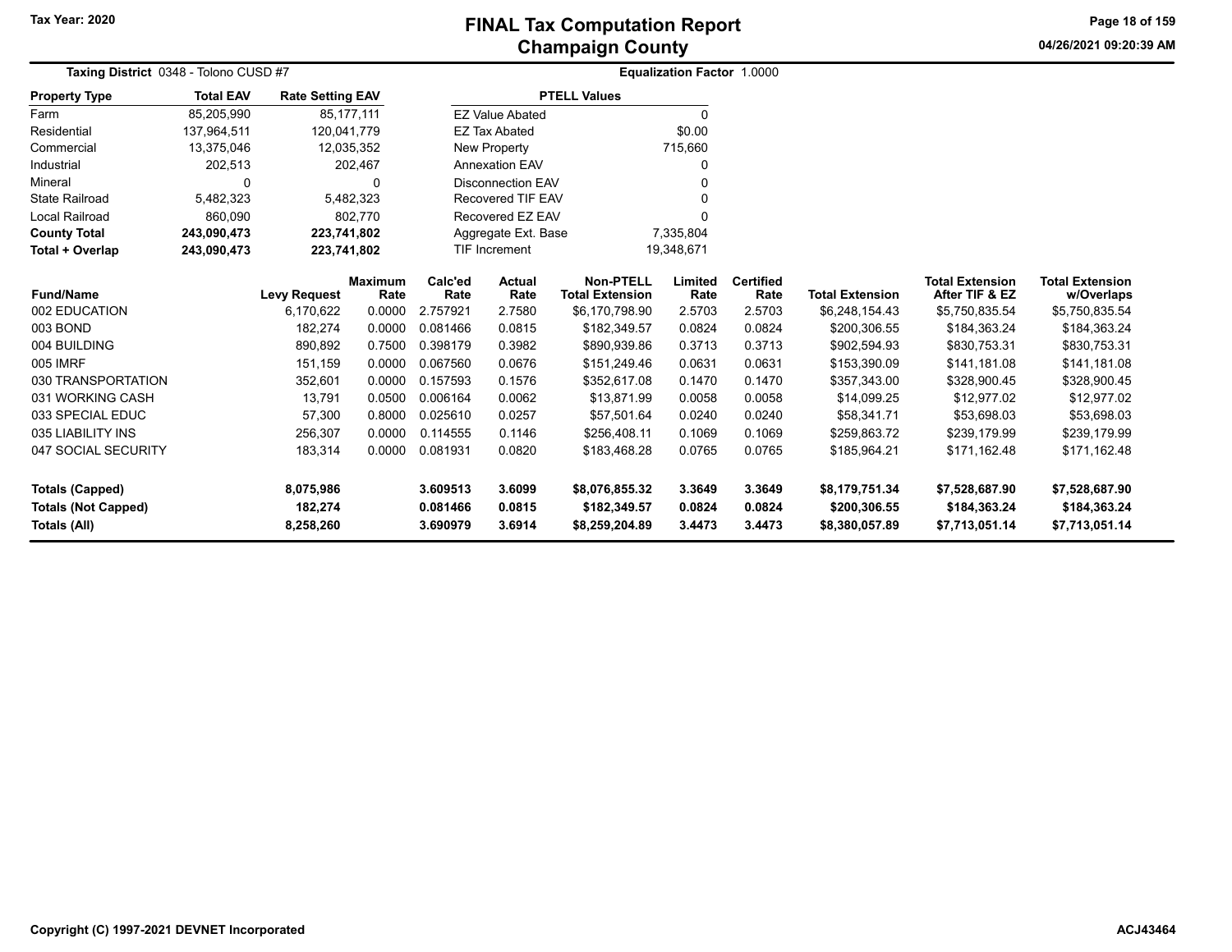# FINAL Tax Computation Report
## Champaign County

Tax Year: 2020

04/26/2021 09:20:39 AM

**Taxing District** 0348 - Tolono CUSD #7

**Equalization Factor** 1.0000

| Property Type | Total EAV | Rate Setting EAV |
|---|---|---|
| Farm | 85,205,990 | 85,177,111 |
| Residential | 137,964,511 | 120,041,779 |
| Commercial | 13,375,046 | 12,035,352 |
| Industrial | 202,513 | 202,467 |
| Mineral | 0 | 0 |
| State Railroad | 5,482,323 | 5,482,323 |
| Local Railroad | 860,090 | 802,770 |
| **County Total** | **243,090,473** | **223,741,802** |
| **Total + Overlap** | **243,090,473** | **223,741,802** |

| PTELL Values | |
|---|---|
| EZ Value Abated | 0 |
| EZ Tax Abated | $0.00 |
| New Property | 715,660 |
| Annexation EAV | 0 |
| Disconnection EAV | 0 |
| Recovered TIF EAV | 0 |
| Recovered EZ EAV | 0 |
| Aggregate Ext. Base | 7,335,804 |
| TIF Increment | 19,348,671 |

| Fund/Name | Levy Request | Maximum Rate | Calc'ed Rate | Actual Rate | Non-PTELL Total Extension | Limited Rate | Certified Rate | Total Extension | Total Extension After TIF & EZ | Total Extension w/Overlaps |
|---|---|---|---|---|---|---|---|---|---|---|
| 002 EDUCATION | 6,170,622 | 0.0000 | 2.757921 | 2.7580 | $6,170,798.90 | 2.5703 | 2.5703 | $6,248,154.43 | $5,750,835.54 | $5,750,835.54 |
| 003 BOND | 182,274 | 0.0000 | 0.081466 | 0.0815 | $182,349.57 | 0.0824 | 0.0824 | $200,306.55 | $184,363.24 | $184,363.24 |
| 004 BUILDING | 890,892 | 0.7500 | 0.398179 | 0.3982 | $890,939.86 | 0.3713 | 0.3713 | $902,594.93 | $830,753.31 | $830,753.31 |
| 005 IMRF | 151,159 | 0.0000 | 0.067560 | 0.0676 | $151,249.46 | 0.0631 | 0.0631 | $153,390.09 | $141,181.08 | $141,181.08 |
| 030 TRANSPORTATION | 352,601 | 0.0000 | 0.157593 | 0.1576 | $352,617.08 | 0.1470 | 0.1470 | $357,343.00 | $328,900.45 | $328,900.45 |
| 031 WORKING CASH | 13,791 | 0.0500 | 0.006164 | 0.0062 | $13,871.99 | 0.0058 | 0.0058 | $14,099.25 | $12,977.02 | $12,977.02 |
| 033 SPECIAL EDUC | 57,300 | 0.8000 | 0.025610 | 0.0257 | $57,501.64 | 0.0240 | 0.0240 | $58,341.71 | $53,698.03 | $53,698.03 |
| 035 LIABILITY INS | 256,307 | 0.0000 | 0.114555 | 0.1146 | $256,408.11 | 0.1069 | 0.1069 | $259,863.72 | $239,179.99 | $239,179.99 |
| 047 SOCIAL SECURITY | 183,314 | 0.0000 | 0.081931 | 0.0820 | $183,468.28 | 0.0765 | 0.0765 | $185,964.21 | $171,162.48 | $171,162.48 |
| **Totals (Capped)** | **8,075,986** | | **3.609513** | **3.6099** | **$8,076,855.32** | **3.3649** | **3.3649** | **$8,179,751.34** | **$7,528,687.90** | **$7,528,687.90** |
| **Totals (Not Capped)** | **182,274** | | **0.081466** | **0.0815** | **$182,349.57** | **0.0824** | **0.0824** | **$200,306.55** | **$184,363.24** | **$184,363.24** |
| **Totals (All)** | **8,258,260** | | **3.690979** | **3.6914** | **$8,259,204.89** | **3.4473** | **3.4473** | **$8,380,057.89** | **$7,713,051.14** | **$7,713,051.14** |

Copyright (C) 1997-2021 DEVNET Incorporated

ACJ43464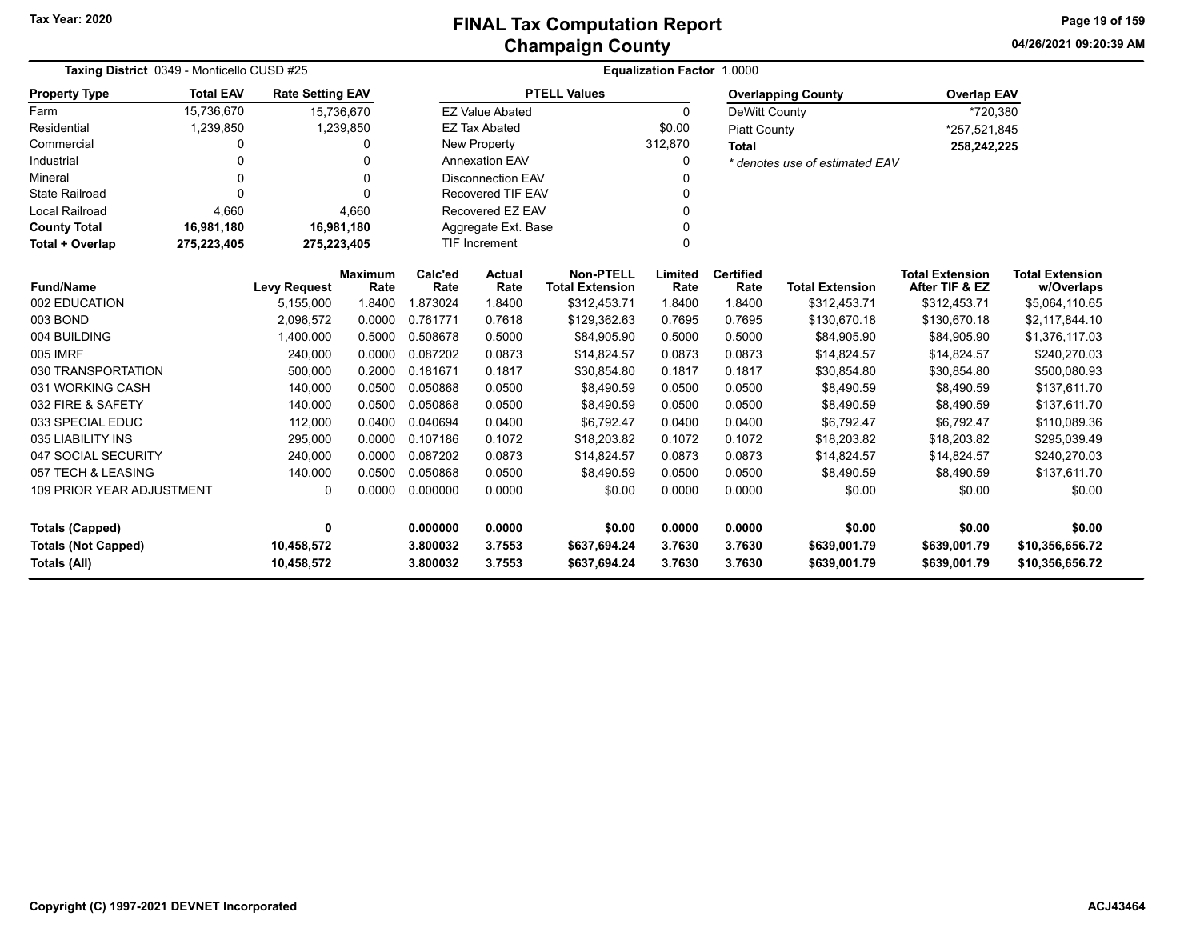# FINAL Tax Computation Report
## Champaign County

Tax Year: 2020

04/26/2021 09:20:39 AM

**Taxing District** 0349 - Monticello CUSD #25

**Equalization Factor** 1.0000

| Property Type | Total EAV | Rate Setting EAV |
|---|---|---|
| Farm | 15,736,670 | 15,736,670 |
| Residential | 1,239,850 | 1,239,850 |
| Commercial | 0 | 0 |
| Industrial | 0 | 0 |
| Mineral | 0 | 0 |
| State Railroad | 0 | 0 |
| Local Railroad | 4,660 | 4,660 |
| **County Total** | **16,981,180** | **16,981,180** |
| **Total + Overlap** | **275,223,405** | **275,223,405** |

| PTELL Values | |
|---|---|
| EZ Value Abated | 0 |
| EZ Tax Abated | $0.00 |
| New Property | 312,870 |
| Annexation EAV | 0 |
| Disconnection EAV | 0 |
| Recovered TIF EAV | 0 |
| Recovered EZ EAV | 0 |
| Aggregate Ext. Base | 0 |
| TIF Increment | 0 |

| Overlapping County | Overlap EAV |
|---|---|
| DeWitt County | *720,380 |
| Piatt County | *257,521,845 |
| **Total** | **258,242,225** |

*\* denotes use of estimated EAV*

| Fund/Name | Levy Request | Maximum Rate | Calc'ed Rate | Actual Rate | Non-PTELL Total Extension | Limited Rate | Certified Rate | Total Extension | Total Extension After TIF & EZ | Total Extension w/Overlaps |
|---|---|---|---|---|---|---|---|---|---|---|
| 002 EDUCATION | 5,155,000 | 1.8400 | 1.873024 | 1.8400 | $312,453.71 | 1.8400 | 1.8400 | $312,453.71 | $312,453.71 | $5,064,110.65 |
| 003 BOND | 2,096,572 | 0.0000 | 0.761771 | 0.7618 | $129,362.63 | 0.7695 | 0.7695 | $130,670.18 | $130,670.18 | $2,117,844.10 |
| 004 BUILDING | 1,400,000 | 0.5000 | 0.508678 | 0.5000 | $84,905.90 | 0.5000 | 0.5000 | $84,905.90 | $84,905.90 | $1,376,117.03 |
| 005 IMRF | 240,000 | 0.0000 | 0.087202 | 0.0873 | $14,824.57 | 0.0873 | 0.0873 | $14,824.57 | $14,824.57 | $240,270.03 |
| 030 TRANSPORTATION | 500,000 | 0.2000 | 0.181671 | 0.1817 | $30,854.80 | 0.1817 | 0.1817 | $30,854.80 | $30,854.80 | $500,080.93 |
| 031 WORKING CASH | 140,000 | 0.0500 | 0.050868 | 0.0500 | $8,490.59 | 0.0500 | 0.0500 | $8,490.59 | $8,490.59 | $137,611.70 |
| 032 FIRE & SAFETY | 140,000 | 0.0500 | 0.050868 | 0.0500 | $8,490.59 | 0.0500 | 0.0500 | $8,490.59 | $8,490.59 | $137,611.70 |
| 033 SPECIAL EDUC | 112,000 | 0.0400 | 0.040694 | 0.0400 | $6,792.47 | 0.0400 | 0.0400 | $6,792.47 | $6,792.47 | $110,089.36 |
| 035 LIABILITY INS | 295,000 | 0.0000 | 0.107186 | 0.1072 | $18,203.82 | 0.1072 | 0.1072 | $18,203.82 | $18,203.82 | $295,039.49 |
| 047 SOCIAL SECURITY | 240,000 | 0.0000 | 0.087202 | 0.0873 | $14,824.57 | 0.0873 | 0.0873 | $14,824.57 | $14,824.57 | $240,270.03 |
| 057 TECH & LEASING | 140,000 | 0.0500 | 0.050868 | 0.0500 | $8,490.59 | 0.0500 | 0.0500 | $8,490.59 | $8,490.59 | $137,611.70 |
| 109 PRIOR YEAR ADJUSTMENT | 0 | 0.0000 | 0.000000 | 0.0000 | $0.00 | 0.0000 | 0.0000 | $0.00 | $0.00 | $0.00 |
| **Totals (Capped)** | **0** | | **0.000000** | **0.0000** | **$0.00** | **0.0000** | **0.0000** | **$0.00** | **$0.00** | **$0.00** |
| **Totals (Not Capped)** | **10,458,572** | | **3.800032** | **3.7553** | **$637,694.24** | **3.7630** | **3.7630** | **$639,001.79** | **$639,001.79** | **$10,356,656.72** |
| **Totals (All)** | **10,458,572** | | **3.800032** | **3.7553** | **$637,694.24** | **3.7630** | **3.7630** | **$639,001.79** | **$639,001.79** | **$10,356,656.72** |

Copyright (C) 1997-2021 DEVNET Incorporated

ACJ43464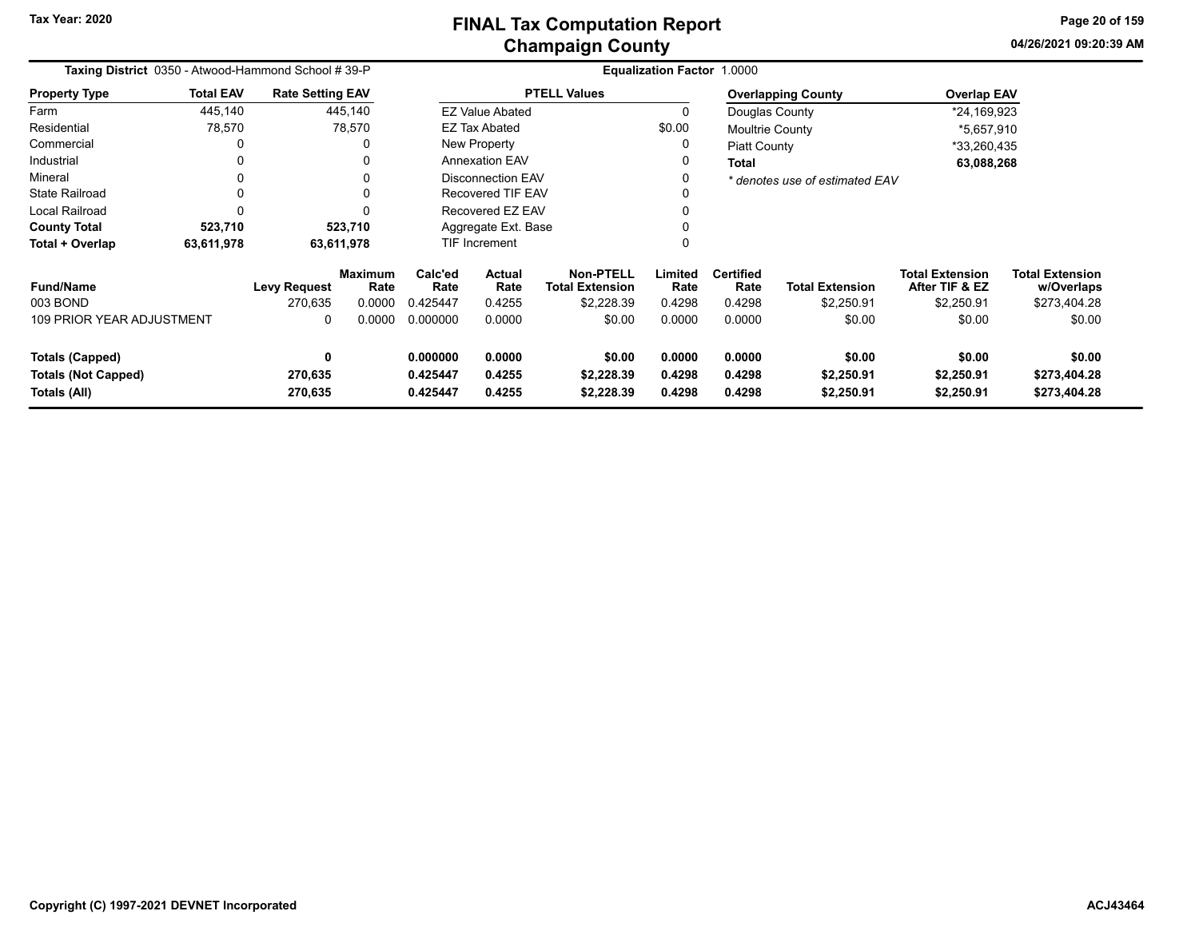# FINAL Tax Computation Report
## Champaign County

Tax Year: 2020

04/26/2021 09:20:39 AM

**Taxing District** 0350 - Atwood-Hammond School # 39-P

**Equalization Factor** 1.0000

| Property Type | Total EAV | Rate Setting EAV |
|---|---|---|
| Farm | 445,140 | 445,140 |
| Residential | 78,570 | 78,570 |
| Commercial | 0 | 0 |
| Industrial | 0 | 0 |
| Mineral | 0 | 0 |
| State Railroad | 0 | 0 |
| Local Railroad | 0 | 0 |
| **County Total** | **523,710** | **523,710** |
| **Total + Overlap** | **63,611,978** | **63,611,978** |

| PTELL Values | |
|---|---|
| EZ Value Abated | 0 |
| EZ Tax Abated | $0.00 |
| New Property | 0 |
| Annexation EAV | 0 |
| Disconnection EAV | 0 |
| Recovered TIF EAV | 0 |
| Recovered EZ EAV | 0 |
| Aggregate Ext. Base | 0 |
| TIF Increment | 0 |

| Overlapping County | Overlap EAV |
|---|---|
| Douglas County | *24,169,923 |
| Moultrie County | *5,657,910 |
| Piatt County | *33,260,435 |
| **Total** | **63,088,268** |

*\* denotes use of estimated EAV*

| Fund/Name | Levy Request | Maximum Rate | Calc'ed Rate | Actual Rate | Non-PTELL Total Extension | Limited Rate | Certified Rate | Total Extension | Total Extension After TIF & EZ | Total Extension w/Overlaps |
|---|---|---|---|---|---|---|---|---|---|---|
| 003 BOND | 270,635 | 0.0000 | 0.425447 | 0.4255 | $2,228.39 | 0.4298 | 0.4298 | $2,250.91 | $2,250.91 | $273,404.28 |
| 109 PRIOR YEAR ADJUSTMENT | 0 | 0.0000 | 0.000000 | 0.0000 | $0.00 | 0.0000 | 0.0000 | $0.00 | $0.00 | $0.00 |
| **Totals (Capped)** | **0** | | **0.000000** | **0.0000** | **$0.00** | **0.0000** | **0.0000** | **$0.00** | **$0.00** | **$0.00** |
| **Totals (Not Capped)** | **270,635** | | **0.425447** | **0.4255** | **$2,228.39** | **0.4298** | **0.4298** | **$2,250.91** | **$2,250.91** | **$273,404.28** |
| **Totals (All)** | **270,635** | | **0.425447** | **0.4255** | **$2,228.39** | **0.4298** | **0.4298** | **$2,250.91** | **$2,250.91** | **$273,404.28** |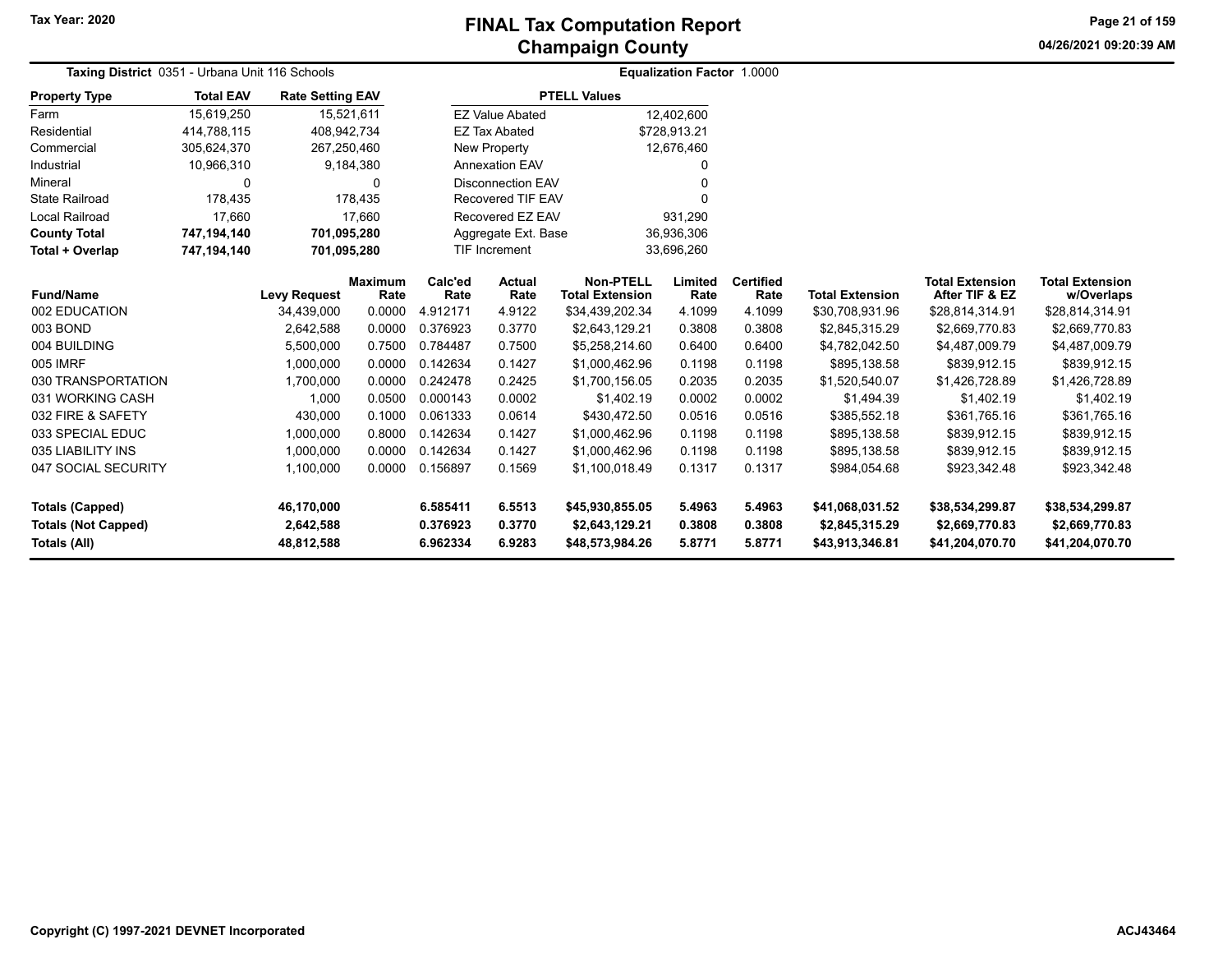# FINAL Tax Computation Report
## Champaign County

Tax Year: 2020

04/26/2021 09:20:39 AM

**Taxing District** 0351 - Urbana Unit 116 Schools

**Equalization Factor** 1.0000

| Property Type | Total EAV | Rate Setting EAV |
|---|---|---|
| Farm | 15,619,250 | 15,521,611 |
| Residential | 414,788,115 | 408,942,734 |
| Commercial | 305,624,370 | 267,250,460 |
| Industrial | 10,966,310 | 9,184,380 |
| Mineral | 0 | 0 |
| State Railroad | 178,435 | 178,435 |
| Local Railroad | 17,660 | 17,660 |
| **County Total** | **747,194,140** | **701,095,280** |
| **Total + Overlap** | **747,194,140** | **701,095,280** |

| PTELL Values | |
|---|---|
| EZ Value Abated | 12,402,600 |
| EZ Tax Abated | $728,913.21 |
| New Property | 12,676,460 |
| Annexation EAV | 0 |
| Disconnection EAV | 0 |
| Recovered TIF EAV | 0 |
| Recovered EZ EAV | 931,290 |
| Aggregate Ext. Base | 36,936,306 |
| TIF Increment | 33,696,260 |

| Fund/Name | Levy Request | Maximum Rate | Calc'ed Rate | Actual Rate | Non-PTELL Total Extension | Limited Rate | Certified Rate | Total Extension | Total Extension After TIF & EZ | Total Extension w/Overlaps |
|---|---|---|---|---|---|---|---|---|---|---|
| 002 EDUCATION | 34,439,000 | 0.0000 | 4.912171 | 4.9122 | $34,439,202.34 | 4.1099 | 4.1099 | $30,708,931.96 | $28,814,314.91 | $28,814,314.91 |
| 003 BOND | 2,642,588 | 0.0000 | 0.376923 | 0.3770 | $2,643,129.21 | 0.3808 | 0.3808 | $2,845,315.29 | $2,669,770.83 | $2,669,770.83 |
| 004 BUILDING | 5,500,000 | 0.7500 | 0.784487 | 0.7500 | $5,258,214.60 | 0.6400 | 0.6400 | $4,782,042.50 | $4,487,009.79 | $4,487,009.79 |
| 005 IMRF | 1,000,000 | 0.0000 | 0.142634 | 0.1427 | $1,000,462.96 | 0.1198 | 0.1198 | $895,138.58 | $839,912.15 | $839,912.15 |
| 030 TRANSPORTATION | 1,700,000 | 0.0000 | 0.242478 | 0.2425 | $1,700,156.05 | 0.2035 | 0.2035 | $1,520,540.07 | $1,426,728.89 | $1,426,728.89 |
| 031 WORKING CASH | 1,000 | 0.0500 | 0.000143 | 0.0002 | $1,402.19 | 0.0002 | 0.0002 | $1,494.39 | $1,402.19 | $1,402.19 |
| 032 FIRE & SAFETY | 430,000 | 0.1000 | 0.061333 | 0.0614 | $430,472.50 | 0.0516 | 0.0516 | $385,552.18 | $361,765.16 | $361,765.16 |
| 033 SPECIAL EDUC | 1,000,000 | 0.8000 | 0.142634 | 0.1427 | $1,000,462.96 | 0.1198 | 0.1198 | $895,138.58 | $839,912.15 | $839,912.15 |
| 035 LIABILITY INS | 1,000,000 | 0.0000 | 0.142634 | 0.1427 | $1,000,462.96 | 0.1198 | 0.1198 | $895,138.58 | $839,912.15 | $839,912.15 |
| 047 SOCIAL SECURITY | 1,100,000 | 0.0000 | 0.156897 | 0.1569 | $1,100,018.49 | 0.1317 | 0.1317 | $984,054.68 | $923,342.48 | $923,342.48 |
| **Totals (Capped)** | **46,170,000** | | **6.585411** | **6.5513** | **$45,930,855.05** | **5.4963** | **5.4963** | **$41,068,031.52** | **$38,534,299.87** | **$38,534,299.87** |
| **Totals (Not Capped)** | **2,642,588** | | **0.376923** | **0.3770** | **$2,643,129.21** | **0.3808** | **0.3808** | **$2,845,315.29** | **$2,669,770.83** | **$2,669,770.83** |
| **Totals (All)** | **48,812,588** | | **6.962334** | **6.9283** | **$48,573,984.26** | **5.8771** | **5.8771** | **$43,913,346.81** | **$41,204,070.70** | **$41,204,070.70** |

**Copyright (C) 1997-2021 DEVNET Incorporated**

ACJ43464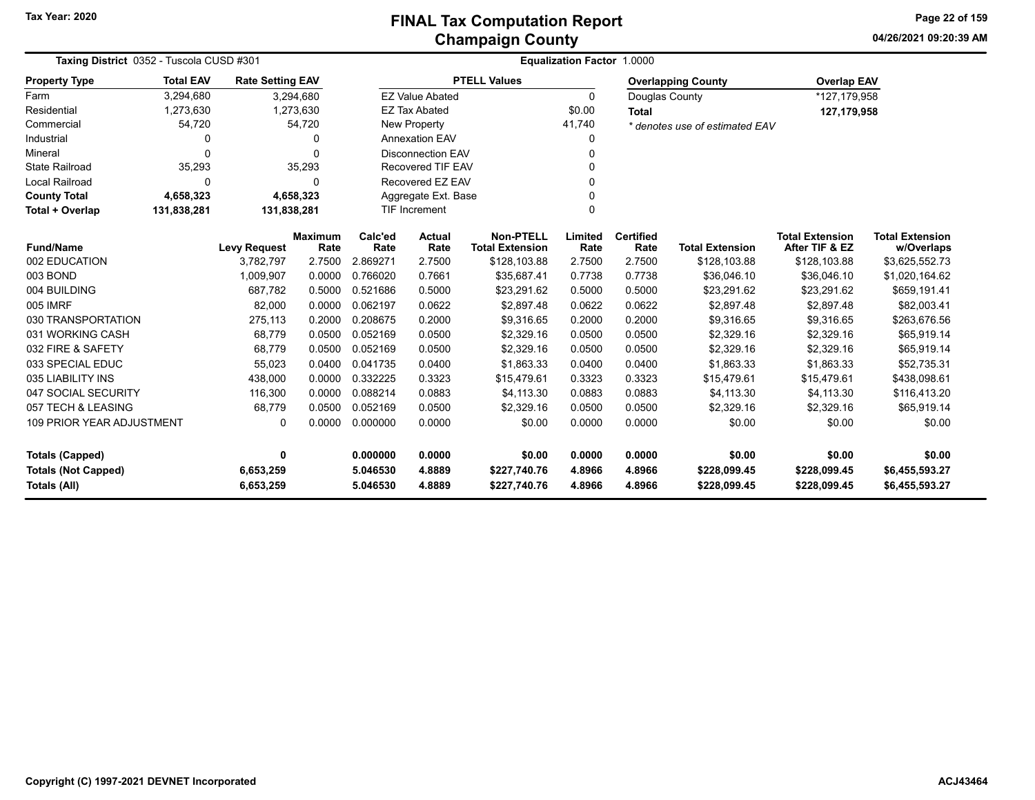# FINAL Tax Computation Report
## Champaign County

Tax Year: 2020

**Taxing District** 0352 - Tuscola CUSD #301

**Equalization Factor** 1.0000

| Property Type | Total EAV | Rate Setting EAV |
|---|---|---|
| Farm | 3,294,680 | 3,294,680 |
| Residential | 1,273,630 | 1,273,630 |
| Commercial | 54,720 | 54,720 |
| Industrial | 0 | 0 |
| Mineral | 0 | 0 |
| State Railroad | 35,293 | 35,293 |
| Local Railroad | 0 | 0 |
| **County Total** | **4,658,323** | **4,658,323** |
| **Total + Overlap** | **131,838,281** | **131,838,281** |

| PTELL Values | |
|---|---|
| EZ Value Abated | 0 |
| EZ Tax Abated | $0.00 |
| New Property | 41,740 |
| Annexation EAV | 0 |
| Disconnection EAV | 0 |
| Recovered TIF EAV | 0 |
| Recovered EZ EAV | 0 |
| Aggregate Ext. Base | 0 |
| TIF Increment | 0 |

| Overlapping County | Overlap EAV |
|---|---|
| Douglas County | *127,179,958 |
| **Total** | **127,179,958** |

* denotes use of estimated EAV

| Fund/Name | Levy Request | Maximum Rate | Calc'ed Rate | Actual Rate | Non-PTELL Total Extension | Limited Rate | Certified Rate | Total Extension | Total Extension After TIF & EZ | Total Extension w/Overlaps |
|---|---|---|---|---|---|---|---|---|---|---|
| 002 EDUCATION | 3,782,797 | 2.7500 | 2.869271 | 2.7500 | $128,103.88 | 2.7500 | 2.7500 | $128,103.88 | $128,103.88 | $3,625,552.73 |
| 003 BOND | 1,009,907 | 0.0000 | 0.766020 | 0.7661 | $35,687.41 | 0.7738 | 0.7738 | $36,046.10 | $36,046.10 | $1,020,164.62 |
| 004 BUILDING | 687,782 | 0.5000 | 0.521686 | 0.5000 | $23,291.62 | 0.5000 | 0.5000 | $23,291.62 | $23,291.62 | $659,191.41 |
| 005 IMRF | 82,000 | 0.0000 | 0.062197 | 0.0622 | $2,897.48 | 0.0622 | 0.0622 | $2,897.48 | $2,897.48 | $82,003.41 |
| 030 TRANSPORTATION | 275,113 | 0.2000 | 0.208675 | 0.2000 | $9,316.65 | 0.2000 | 0.2000 | $9,316.65 | $9,316.65 | $263,676.56 |
| 031 WORKING CASH | 68,779 | 0.0500 | 0.052169 | 0.0500 | $2,329.16 | 0.0500 | 0.0500 | $2,329.16 | $2,329.16 | $65,919.14 |
| 032 FIRE & SAFETY | 68,779 | 0.0500 | 0.052169 | 0.0500 | $2,329.16 | 0.0500 | 0.0500 | $2,329.16 | $2,329.16 | $65,919.14 |
| 033 SPECIAL EDUC | 55,023 | 0.0400 | 0.041735 | 0.0400 | $1,863.33 | 0.0400 | 0.0400 | $1,863.33 | $1,863.33 | $52,735.31 |
| 035 LIABILITY INS | 438,000 | 0.0000 | 0.332225 | 0.3323 | $15,479.61 | 0.3323 | 0.3323 | $15,479.61 | $15,479.61 | $438,098.61 |
| 047 SOCIAL SECURITY | 116,300 | 0.0000 | 0.088214 | 0.0883 | $4,113.30 | 0.0883 | 0.0883 | $4,113.30 | $4,113.30 | $116,413.20 |
| 057 TECH & LEASING | 68,779 | 0.0500 | 0.052169 | 0.0500 | $2,329.16 | 0.0500 | 0.0500 | $2,329.16 | $2,329.16 | $65,919.14 |
| 109 PRIOR YEAR ADJUSTMENT | 0 | 0.0000 | 0.000000 | 0.0000 | $0.00 | 0.0000 | 0.0000 | $0.00 | $0.00 | $0.00 |
| **Totals (Capped)** | **0** | | **0.000000** | **0.0000** | **$0.00** | **0.0000** | **0.0000** | **$0.00** | **$0.00** | **$0.00** |
| **Totals (Not Capped)** | **6,653,259** | | **5.046530** | **4.8889** | **$227,740.76** | **4.8966** | **4.8966** | **$228,099.45** | **$228,099.45** | **$6,455,593.27** |
| **Totals (All)** | **6,653,259** | | **5.046530** | **4.8889** | **$227,740.76** | **4.8966** | **4.8966** | **$228,099.45** | **$228,099.45** | **$6,455,593.27** |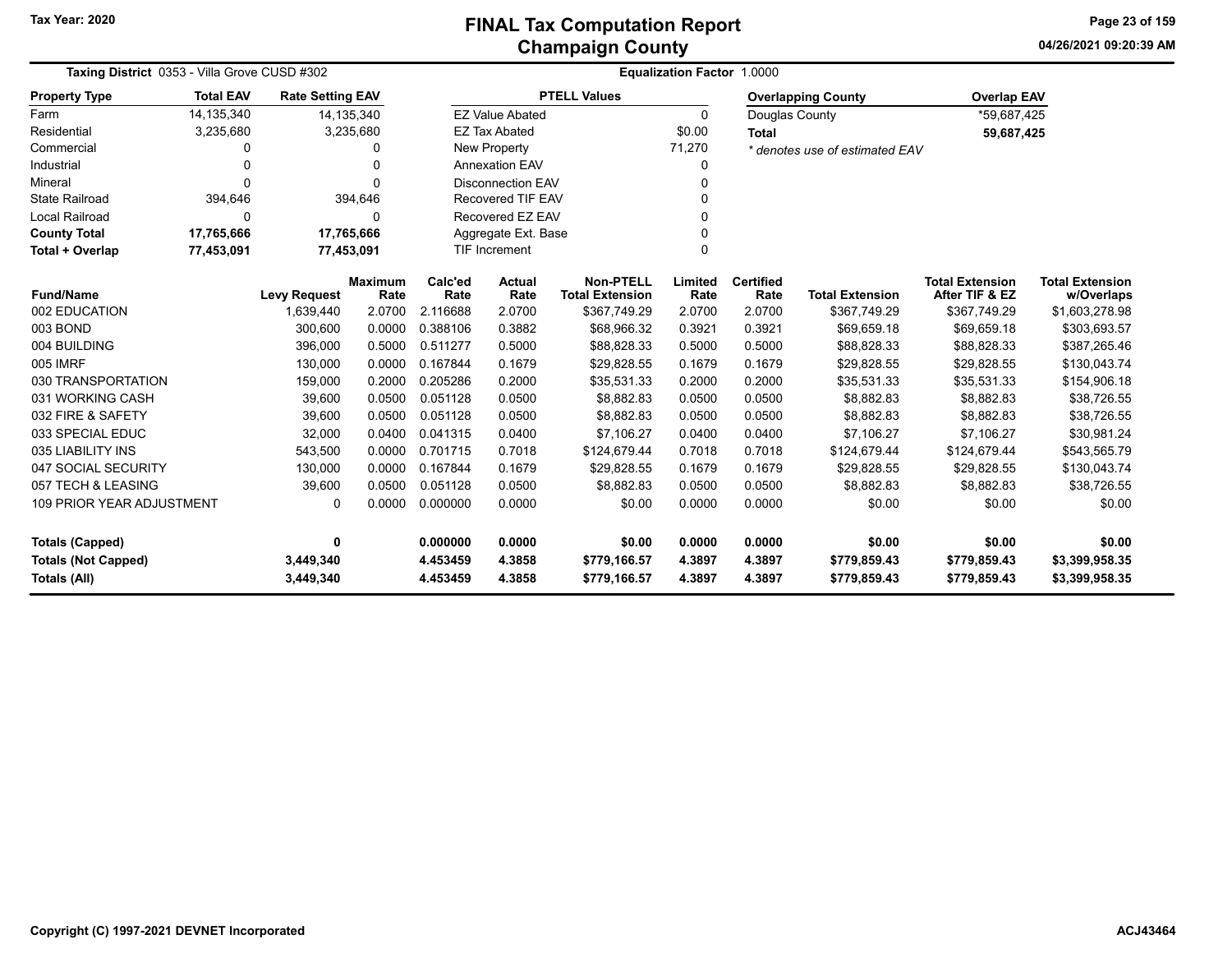Tax Year: 2020

# FINAL Tax Computation Report
## Champaign County

04/26/2021 09:20:39 AM

**Taxing District** 0353 - Villa Grove CUSD #302

**Equalization Factor** 1.0000

| Property Type | Total EAV | Rate Setting EAV |
|---|---|---|
| Farm | 14,135,340 | 14,135,340 |
| Residential | 3,235,680 | 3,235,680 |
| Commercial | 0 | 0 |
| Industrial | 0 | 0 |
| Mineral | 0 | 0 |
| State Railroad | 394,646 | 394,646 |
| Local Railroad | 0 | 0 |
| **County Total** | **17,765,666** | **17,765,666** |
| **Total + Overlap** | **77,453,091** | **77,453,091** |

| PTELL Values | |
|---|---|
| EZ Value Abated | 0 |
| EZ Tax Abated | $0.00 |
| New Property | 71,270 |
| Annexation EAV | 0 |
| Disconnection EAV | 0 |
| Recovered TIF EAV | 0 |
| Recovered EZ EAV | 0 |
| Aggregate Ext. Base | 0 |
| TIF Increment | 0 |

| Overlapping County | Overlap EAV |
|---|---|
| Douglas County | *59,687,425 |
| **Total** | **59,687,425** |

*\* denotes use of estimated EAV*

| Fund/Name | Levy Request | Maximum Rate | Calc'ed Rate | Actual Rate | Non-PTELL Total Extension | Limited Rate | Certified Rate | Total Extension | Total Extension After TIF & EZ | Total Extension w/Overlaps |
|---|---|---|---|---|---|---|---|---|---|---|
| 002 EDUCATION | 1,639,440 | 2.0700 | 2.116688 | 2.0700 | $367,749.29 | 2.0700 | 2.0700 | $367,749.29 | $367,749.29 | $1,603,278.98 |
| 003 BOND | 300,600 | 0.0000 | 0.388106 | 0.3882 | $68,966.32 | 0.3921 | 0.3921 | $69,659.18 | $69,659.18 | $303,693.57 |
| 004 BUILDING | 396,000 | 0.5000 | 0.511277 | 0.5000 | $88,828.33 | 0.5000 | 0.5000 | $88,828.33 | $88,828.33 | $387,265.46 |
| 005 IMRF | 130,000 | 0.0000 | 0.167844 | 0.1679 | $29,828.55 | 0.1679 | 0.1679 | $29,828.55 | $29,828.55 | $130,043.74 |
| 030 TRANSPORTATION | 159,000 | 0.2000 | 0.205286 | 0.2000 | $35,531.33 | 0.2000 | 0.2000 | $35,531.33 | $35,531.33 | $154,906.18 |
| 031 WORKING CASH | 39,600 | 0.0500 | 0.051128 | 0.0500 | $8,882.83 | 0.0500 | 0.0500 | $8,882.83 | $8,882.83 | $38,726.55 |
| 032 FIRE & SAFETY | 39,600 | 0.0500 | 0.051128 | 0.0500 | $8,882.83 | 0.0500 | 0.0500 | $8,882.83 | $8,882.83 | $38,726.55 |
| 033 SPECIAL EDUC | 32,000 | 0.0400 | 0.041315 | 0.0400 | $7,106.27 | 0.0400 | 0.0400 | $7,106.27 | $7,106.27 | $30,981.24 |
| 035 LIABILITY INS | 543,500 | 0.0000 | 0.701715 | 0.7018 | $124,679.44 | 0.7018 | 0.7018 | $124,679.44 | $124,679.44 | $543,565.79 |
| 047 SOCIAL SECURITY | 130,000 | 0.0000 | 0.167844 | 0.1679 | $29,828.55 | 0.1679 | 0.1679 | $29,828.55 | $29,828.55 | $130,043.74 |
| 057 TECH & LEASING | 39,600 | 0.0500 | 0.051128 | 0.0500 | $8,882.83 | 0.0500 | 0.0500 | $8,882.83 | $8,882.83 | $38,726.55 |
| 109 PRIOR YEAR ADJUSTMENT | 0 | 0.0000 | 0.000000 | 0.0000 | $0.00 | 0.0000 | 0.0000 | $0.00 | $0.00 | $0.00 |
| **Totals (Capped)** | **0** | | **0.000000** | **0.0000** | **$0.00** | **0.0000** | **0.0000** | **$0.00** | **$0.00** | **$0.00** |
| **Totals (Not Capped)** | **3,449,340** | | **4.453459** | **4.3858** | **$779,166.57** | **4.3897** | **4.3897** | **$779,859.43** | **$779,859.43** | **$3,399,958.35** |
| **Totals (All)** | **3,449,340** | | **4.453459** | **4.3858** | **$779,166.57** | **4.3897** | **4.3897** | **$779,859.43** | **$779,859.43** | **$3,399,958.35** |

Copyright (C) 1997-2021 DEVNET Incorporated

ACJ43464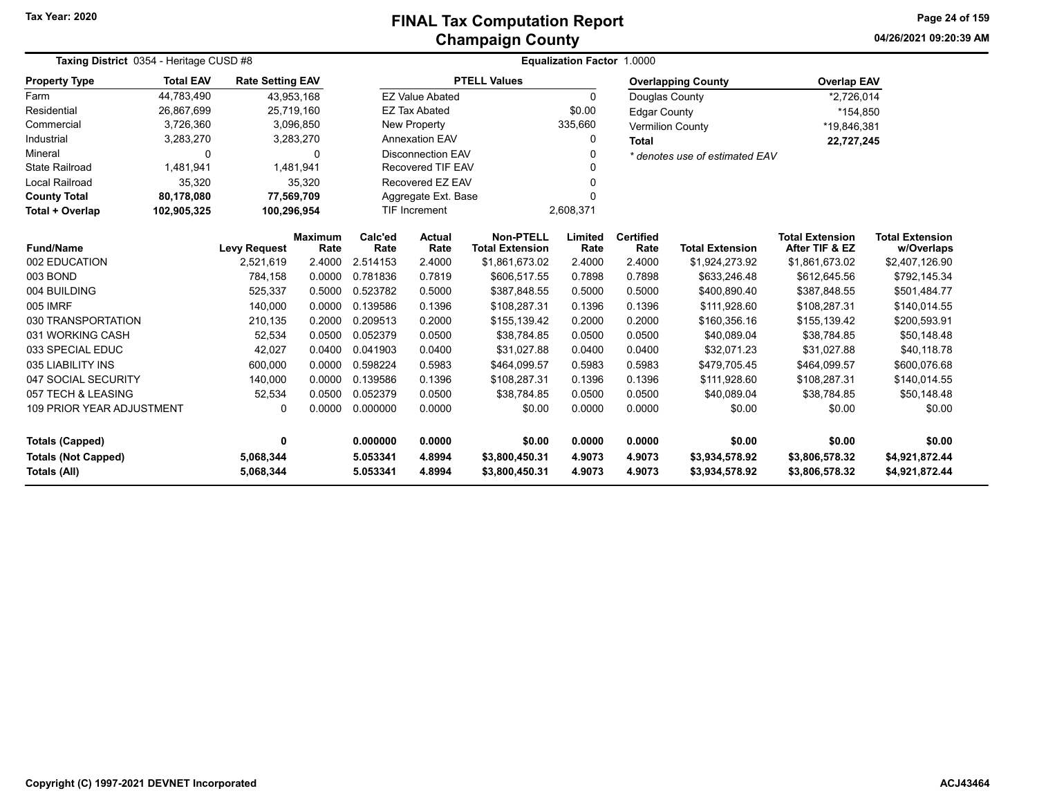# FINAL Tax Computation Report
## Champaign County

Tax Year: 2020

04/26/2021 09:20:39 AM

**Taxing District** 0354 - Heritage CUSD #8

**Equalization Factor** 1.0000

| Property Type | Total EAV | Rate Setting EAV |
|---|---|---|
| Farm | 44,783,490 | 43,953,168 |
| Residential | 26,867,699 | 25,719,160 |
| Commercial | 3,726,360 | 3,096,850 |
| Industrial | 3,283,270 | 3,283,270 |
| Mineral | 0 | 0 |
| State Railroad | 1,481,941 | 1,481,941 |
| Local Railroad | 35,320 | 35,320 |
| **County Total** | **80,178,080** | **77,569,709** |
| **Total + Overlap** | **102,905,325** | **100,296,954** |

| PTELL Values | |
|---|---|
| EZ Value Abated | 0 |
| EZ Tax Abated | $0.00 |
| New Property | 335,660 |
| Annexation EAV | 0 |
| Disconnection EAV | 0 |
| Recovered TIF EAV | 0 |
| Recovered EZ EAV | 0 |
| Aggregate Ext. Base | 0 |
| TIF Increment | 2,608,371 |

| Overlapping County | Overlap EAV |
|---|---|
| Douglas County | *2,726,014 |
| Edgar County | *154,850 |
| Vermilion County | *19,846,381 |
| **Total** | **22,727,245** |

*\* denotes use of estimated EAV*

| Fund/Name | Levy Request | Maximum Rate | Calc'ed Rate | Actual Rate | Non-PTELL Total Extension | Limited Rate | Certified Rate | Total Extension | Total Extension After TIF & EZ | Total Extension w/Overlaps |
|---|---|---|---|---|---|---|---|---|---|---|
| 002 EDUCATION | 2,521,619 | 2.4000 | 2.514153 | 2.4000 | $1,861,673.02 | 2.4000 | 2.4000 | $1,924,273.92 | $1,861,673.02 | $2,407,126.90 |
| 003 BOND | 784,158 | 0.0000 | 0.781836 | 0.7819 | $606,517.55 | 0.7898 | 0.7898 | $633,246.48 | $612,645.56 | $792,145.34 |
| 004 BUILDING | 525,337 | 0.5000 | 0.523782 | 0.5000 | $387,848.55 | 0.5000 | 0.5000 | $400,890.40 | $387,848.55 | $501,484.77 |
| 005 IMRF | 140,000 | 0.0000 | 0.139586 | 0.1396 | $108,287.31 | 0.1396 | 0.1396 | $111,928.60 | $108,287.31 | $140,014.55 |
| 030 TRANSPORTATION | 210,135 | 0.2000 | 0.209513 | 0.2000 | $155,139.42 | 0.2000 | 0.2000 | $160,356.16 | $155,139.42 | $200,593.91 |
| 031 WORKING CASH | 52,534 | 0.0500 | 0.052379 | 0.0500 | $38,784.85 | 0.0500 | 0.0500 | $40,089.04 | $38,784.85 | $50,148.48 |
| 033 SPECIAL EDUC | 42,027 | 0.0400 | 0.041903 | 0.0400 | $31,027.88 | 0.0400 | 0.0400 | $32,071.23 | $31,027.88 | $40,118.78 |
| 035 LIABILITY INS | 600,000 | 0.0000 | 0.598224 | 0.5983 | $464,099.57 | 0.5983 | 0.5983 | $479,705.45 | $464,099.57 | $600,076.68 |
| 047 SOCIAL SECURITY | 140,000 | 0.0000 | 0.139586 | 0.1396 | $108,287.31 | 0.1396 | 0.1396 | $111,928.60 | $108,287.31 | $140,014.55 |
| 057 TECH & LEASING | 52,534 | 0.0500 | 0.052379 | 0.0500 | $38,784.85 | 0.0500 | 0.0500 | $40,089.04 | $38,784.85 | $50,148.48 |
| 109 PRIOR YEAR ADJUSTMENT | 0 | 0.0000 | 0.000000 | 0.0000 | $0.00 | 0.0000 | 0.0000 | $0.00 | $0.00 | $0.00 |
| **Totals (Capped)** | **0** | | **0.000000** | **0.0000** | **$0.00** | **0.0000** | **0.0000** | **$0.00** | **$0.00** | **$0.00** |
| **Totals (Not Capped)** | **5,068,344** | | **5.053341** | **4.8994** | **$3,800,450.31** | **4.9073** | **4.9073** | **$3,934,578.92** | **$3,806,578.32** | **$4,921,872.44** |
| **Totals (All)** | **5,068,344** | | **5.053341** | **4.8994** | **$3,800,450.31** | **4.9073** | **4.9073** | **$3,934,578.92** | **$3,806,578.32** | **$4,921,872.44** |

Copyright (C) 1997-2021 DEVNET Incorporated

ACJ43464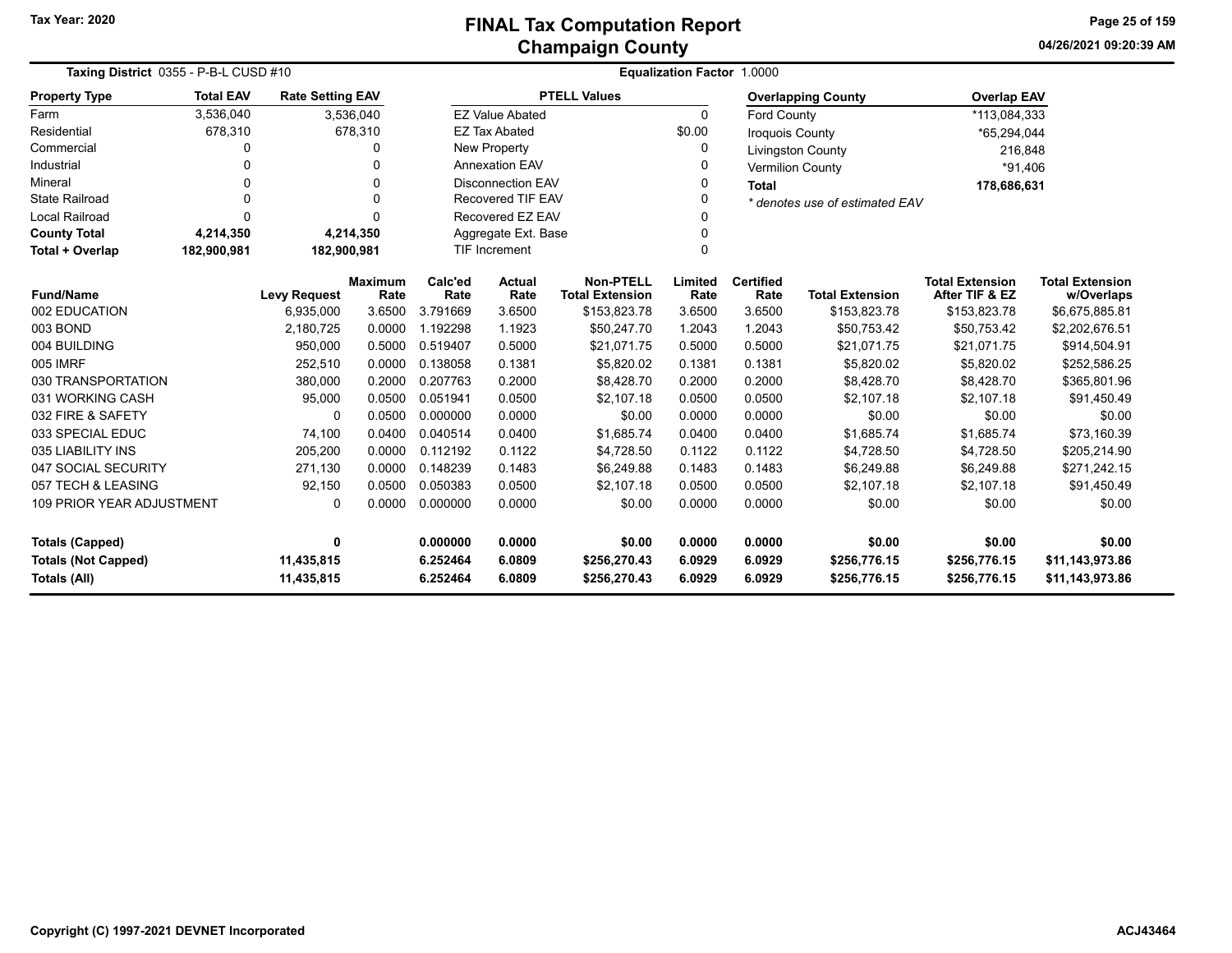# FINAL Tax Computation Report
## Champaign County

Tax Year: 2020

04/26/2021 09:20:39 AM

**Taxing District** 0355 - P-B-L CUSD #10

**Equalization Factor** 1.0000

| Property Type | Total EAV | Rate Setting EAV |
|---|---|---|
| Farm | 3,536,040 | 3,536,040 |
| Residential | 678,310 | 678,310 |
| Commercial | 0 | 0 |
| Industrial | 0 | 0 |
| Mineral | 0 | 0 |
| State Railroad | 0 | 0 |
| Local Railroad | 0 | 0 |
| **County Total** | **4,214,350** | **4,214,350** |
| **Total + Overlap** | **182,900,981** | **182,900,981** |

| PTELL Values | |
|---|---|
| EZ Value Abated | 0 |
| EZ Tax Abated | $0.00 |
| New Property | 0 |
| Annexation EAV | 0 |
| Disconnection EAV | 0 |
| Recovered TIF EAV | 0 |
| Recovered EZ EAV | 0 |
| Aggregate Ext. Base | 0 |
| TIF Increment | 0 |

| Overlapping County | Overlap EAV |
|---|---|
| Ford County | *113,084,333 |
| Iroquois County | *65,294,044 |
| Livingston County | 216,848 |
| Vermilion County | *91,406 |
| **Total** | **178,686,631** |

*\* denotes use of estimated EAV*

| Fund/Name | Levy Request | Maximum Rate | Calc'ed Rate | Actual Rate | Non-PTELL Total Extension | Limited Rate | Certified Rate | Total Extension | Total Extension After TIF & EZ | Total Extension w/Overlaps |
|---|---|---|---|---|---|---|---|---|---|---|
| 002 EDUCATION | 6,935,000 | 3.6500 | 3.791669 | 3.6500 | $153,823.78 | 3.6500 | 3.6500 | $153,823.78 | $153,823.78 | $6,675,885.81 |
| 003 BOND | 2,180,725 | 0.0000 | 1.192298 | 1.1923 | $50,247.70 | 1.2043 | 1.2043 | $50,753.42 | $50,753.42 | $2,202,676.51 |
| 004 BUILDING | 950,000 | 0.5000 | 0.519407 | 0.5000 | $21,071.75 | 0.5000 | 0.5000 | $21,071.75 | $21,071.75 | $914,504.91 |
| 005 IMRF | 252,510 | 0.0000 | 0.138058 | 0.1381 | $5,820.02 | 0.1381 | 0.1381 | $5,820.02 | $5,820.02 | $252,586.25 |
| 030 TRANSPORTATION | 380,000 | 0.2000 | 0.207763 | 0.2000 | $8,428.70 | 0.2000 | 0.2000 | $8,428.70 | $8,428.70 | $365,801.96 |
| 031 WORKING CASH | 95,000 | 0.0500 | 0.051941 | 0.0500 | $2,107.18 | 0.0500 | 0.0500 | $2,107.18 | $2,107.18 | $91,450.49 |
| 032 FIRE & SAFETY | 0 | 0.0500 | 0.000000 | 0.0000 | $0.00 | 0.0000 | 0.0000 | $0.00 | $0.00 | $0.00 |
| 033 SPECIAL EDUC | 74,100 | 0.0400 | 0.040514 | 0.0400 | $1,685.74 | 0.0400 | 0.0400 | $1,685.74 | $1,685.74 | $73,160.39 |
| 035 LIABILITY INS | 205,200 | 0.0000 | 0.112192 | 0.1122 | $4,728.50 | 0.1122 | 0.1122 | $4,728.50 | $4,728.50 | $205,214.90 |
| 047 SOCIAL SECURITY | 271,130 | 0.0000 | 0.148239 | 0.1483 | $6,249.88 | 0.1483 | 0.1483 | $6,249.88 | $6,249.88 | $271,242.15 |
| 057 TECH & LEASING | 92,150 | 0.0500 | 0.050383 | 0.0500 | $2,107.18 | 0.0500 | 0.0500 | $2,107.18 | $2,107.18 | $91,450.49 |
| 109 PRIOR YEAR ADJUSTMENT | 0 | 0.0000 | 0.000000 | 0.0000 | $0.00 | 0.0000 | 0.0000 | $0.00 | $0.00 | $0.00 |
| **Totals (Capped)** | **0** | | **0.000000** | **0.0000** | **$0.00** | **0.0000** | **0.0000** | **$0.00** | **$0.00** | **$0.00** |
| **Totals (Not Capped)** | **11,435,815** | | **6.252464** | **6.0809** | **$256,270.43** | **6.0929** | **6.0929** | **$256,776.15** | **$256,776.15** | **$11,143,973.86** |
| **Totals (All)** | **11,435,815** | | **6.252464** | **6.0809** | **$256,270.43** | **6.0929** | **6.0929** | **$256,776.15** | **$256,776.15** | **$11,143,973.86** |

Copyright (C) 1997-2021 DEVNET Incorporated

ACJ43464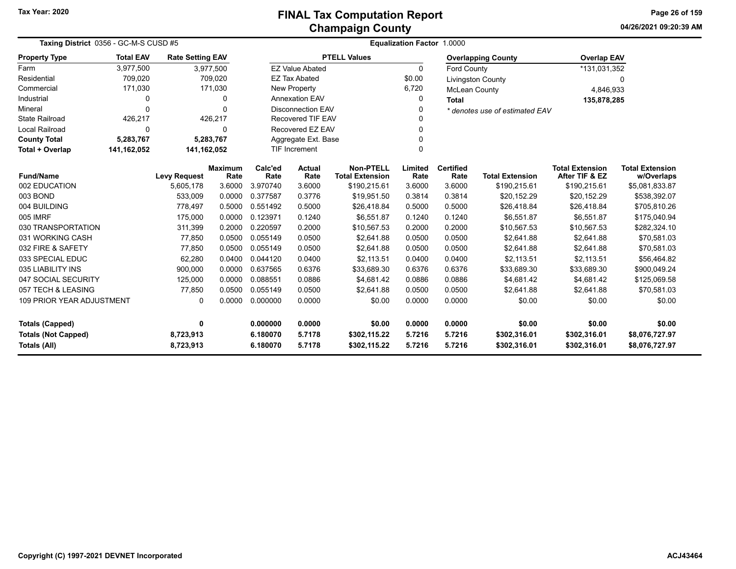Tax Year: 2020

# FINAL Tax Computation Report
## Champaign County

04/26/2021 09:20:39 AM

**Taxing District** 0356 - GC-M-S CUSD #5 **Equalization Factor** 1.0000

| Property Type | Total EAV | Rate Setting EAV |
|---|---|---|
| Farm | 3,977,500 | 3,977,500 |
| Residential | 709,020 | 709,020 |
| Commercial | 171,030 | 171,030 |
| Industrial | 0 | 0 |
| Mineral | 0 | 0 |
| State Railroad | 426,217 | 426,217 |
| Local Railroad | 0 | 0 |
| **County Total** | **5,283,767** | **5,283,767** |
| **Total + Overlap** | **141,162,052** | **141,162,052** |

| PTELL Values | |
|---|---|
| EZ Value Abated | 0 |
| EZ Tax Abated | $0.00 |
| New Property | 6,720 |
| Annexation EAV | 0 |
| Disconnection EAV | 0 |
| Recovered TIF EAV | 0 |
| Recovered EZ EAV | 0 |
| Aggregate Ext. Base | 0 |
| TIF Increment | 0 |

| Overlapping County | Overlap EAV |
|---|---|
| Ford County | *131,031,352 |
| Livingston County | 0 |
| McLean County | 4,846,933 |
| **Total** | **135,878,285** |

*\* denotes use of estimated EAV*

| Fund/Name | Levy Request | Maximum Rate | Calc'ed Rate | Actual Rate | Non-PTELL Total Extension | Limited Rate | Certified Rate | Total Extension | Total Extension After TIF & EZ | Total Extension w/Overlaps |
|---|---|---|---|---|---|---|---|---|---|---|
| 002 EDUCATION | 5,605,178 | 3.6000 | 3.970740 | 3.6000 | $190,215.61 | 3.6000 | 3.6000 | $190,215.61 | $190,215.61 | $5,081,833.87 |
| 003 BOND | 533,009 | 0.0000 | 0.377587 | 0.3776 | $19,951.50 | 0.3814 | 0.3814 | $20,152.29 | $20,152.29 | $538,392.07 |
| 004 BUILDING | 778,497 | 0.5000 | 0.551492 | 0.5000 | $26,418.84 | 0.5000 | 0.5000 | $26,418.84 | $26,418.84 | $705,810.26 |
| 005 IMRF | 175,000 | 0.0000 | 0.123971 | 0.1240 | $6,551.87 | 0.1240 | 0.1240 | $6,551.87 | $6,551.87 | $175,040.94 |
| 030 TRANSPORTATION | 311,399 | 0.2000 | 0.220597 | 0.2000 | $10,567.53 | 0.2000 | 0.2000 | $10,567.53 | $10,567.53 | $282,324.10 |
| 031 WORKING CASH | 77,850 | 0.0500 | 0.055149 | 0.0500 | $2,641.88 | 0.0500 | 0.0500 | $2,641.88 | $2,641.88 | $70,581.03 |
| 032 FIRE & SAFETY | 77,850 | 0.0500 | 0.055149 | 0.0500 | $2,641.88 | 0.0500 | 0.0500 | $2,641.88 | $2,641.88 | $70,581.03 |
| 033 SPECIAL EDUC | 62,280 | 0.0400 | 0.044120 | 0.0400 | $2,113.51 | 0.0400 | 0.0400 | $2,113.51 | $2,113.51 | $56,464.82 |
| 035 LIABILITY INS | 900,000 | 0.0000 | 0.637565 | 0.6376 | $33,689.30 | 0.6376 | 0.6376 | $33,689.30 | $33,689.30 | $900,049.24 |
| 047 SOCIAL SECURITY | 125,000 | 0.0000 | 0.088551 | 0.0886 | $4,681.42 | 0.0886 | 0.0886 | $4,681.42 | $4,681.42 | $125,069.58 |
| 057 TECH & LEASING | 77,850 | 0.0500 | 0.055149 | 0.0500 | $2,641.88 | 0.0500 | 0.0500 | $2,641.88 | $2,641.88 | $70,581.03 |
| 109 PRIOR YEAR ADJUSTMENT | 0 | 0.0000 | 0.000000 | 0.0000 | $0.00 | 0.0000 | 0.0000 | $0.00 | $0.00 | $0.00 |
| **Totals (Capped)** | **0** | | **0.000000** | **0.0000** | **$0.00** | **0.0000** | **0.0000** | **$0.00** | **$0.00** | **$0.00** |
| **Totals (Not Capped)** | **8,723,913** | | **6.180070** | **5.7178** | **$302,115.22** | **5.7216** | **5.7216** | **$302,316.01** | **$302,316.01** | **$8,076,727.97** |
| **Totals (All)** | **8,723,913** | | **6.180070** | **5.7178** | **$302,115.22** | **5.7216** | **5.7216** | **$302,316.01** | **$302,316.01** | **$8,076,727.97** |

Copyright (C) 1997-2021 DEVNET Incorporated

ACJ43464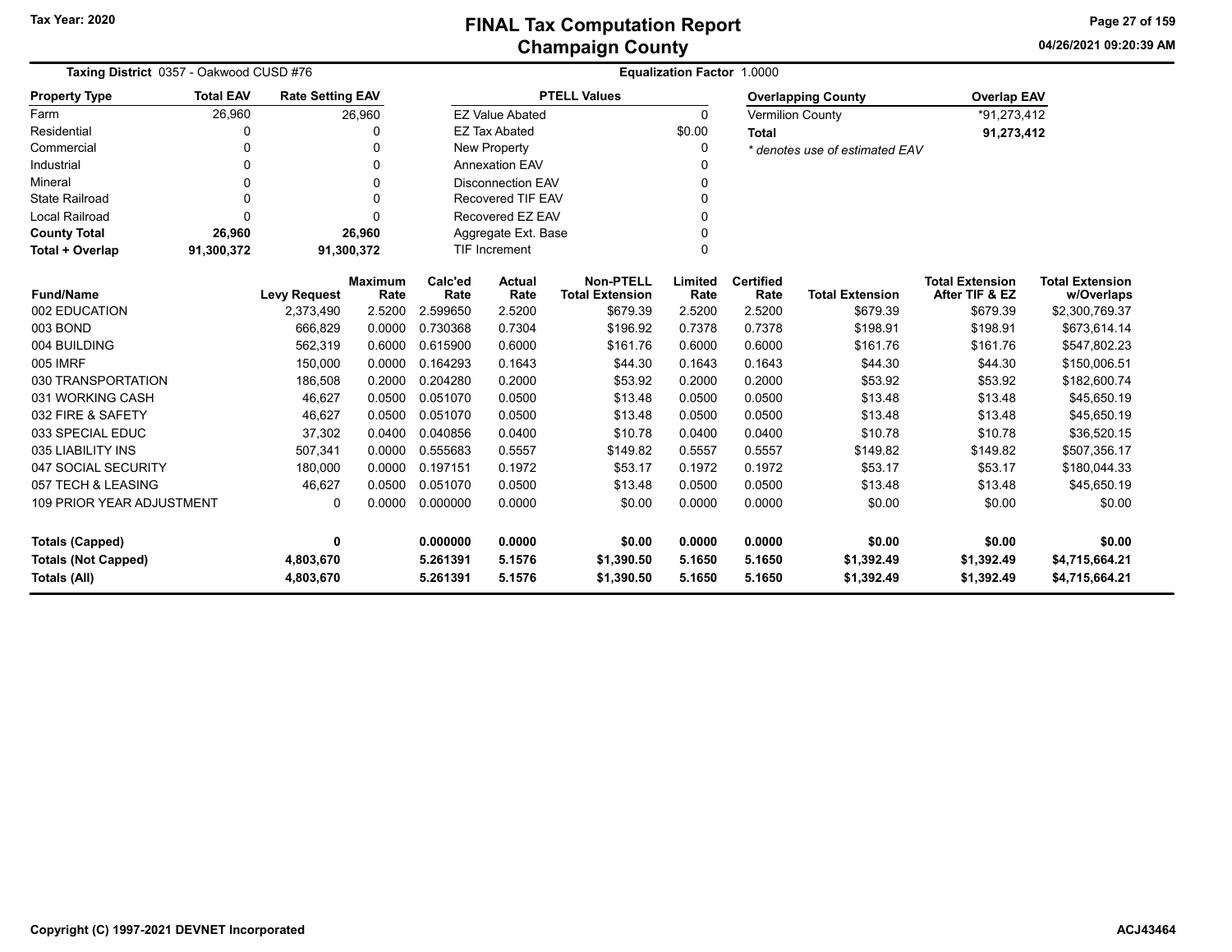Tax Year: 2020

# FINAL Tax Computation Report
## Champaign County

04/26/2021 09:20:39 AM

**Taxing District** 0357 - Oakwood CUSD #76

**Equalization Factor** 1.0000

| Property Type | Total EAV | Rate Setting EAV |
|---|---|---|
| Farm | 26,960 | 26,960 |
| Residential | 0 | 0 |
| Commercial | 0 | 0 |
| Industrial | 0 | 0 |
| Mineral | 0 | 0 |
| State Railroad | 0 | 0 |
| Local Railroad | 0 | 0 |
| **County Total** | **26,960** | **26,960** |
| **Total + Overlap** | **91,300,372** | **91,300,372** |

| PTELL Values | |
|---|---|
| EZ Value Abated | 0 |
| EZ Tax Abated | $0.00 |
| New Property | 0 |
| Annexation EAV | 0 |
| Disconnection EAV | 0 |
| Recovered TIF EAV | 0 |
| Recovered EZ EAV | 0 |
| Aggregate Ext. Base | 0 |
| TIF Increment | 0 |

| Overlapping County | Overlap EAV |
|---|---|
| Vermilion County | *91,273,412 |
| **Total** | **91,273,412** |

*\* denotes use of estimated EAV*

| Fund/Name | Levy Request | Maximum Rate | Calc'ed Rate | Actual Rate | Non-PTELL Total Extension | Limited Rate | Certified Rate | Total Extension | Total Extension After TIF & EZ | Total Extension w/Overlaps |
|---|---|---|---|---|---|---|---|---|---|---|
| 002 EDUCATION | 2,373,490 | 2.5200 | 2.599650 | 2.5200 | $679.39 | 2.5200 | 2.5200 | $679.39 | $679.39 | $2,300,769.37 |
| 003 BOND | 666,829 | 0.0000 | 0.730368 | 0.7304 | $196.92 | 0.7378 | 0.7378 | $198.91 | $198.91 | $673,614.14 |
| 004 BUILDING | 562,319 | 0.6000 | 0.615900 | 0.6000 | $161.76 | 0.6000 | 0.6000 | $161.76 | $161.76 | $547,802.23 |
| 005 IMRF | 150,000 | 0.0000 | 0.164293 | 0.1643 | $44.30 | 0.1643 | 0.1643 | $44.30 | $44.30 | $150,006.51 |
| 030 TRANSPORTATION | 186,508 | 0.2000 | 0.204280 | 0.2000 | $53.92 | 0.2000 | 0.2000 | $53.92 | $53.92 | $182,600.74 |
| 031 WORKING CASH | 46,627 | 0.0500 | 0.051070 | 0.0500 | $13.48 | 0.0500 | 0.0500 | $13.48 | $13.48 | $45,650.19 |
| 032 FIRE & SAFETY | 46,627 | 0.0500 | 0.051070 | 0.0500 | $13.48 | 0.0500 | 0.0500 | $13.48 | $13.48 | $45,650.19 |
| 033 SPECIAL EDUC | 37,302 | 0.0400 | 0.040856 | 0.0400 | $10.78 | 0.0400 | 0.0400 | $10.78 | $10.78 | $36,520.15 |
| 035 LIABILITY INS | 507,341 | 0.0000 | 0.555683 | 0.5557 | $149.82 | 0.5557 | 0.5557 | $149.82 | $149.82 | $507,356.17 |
| 047 SOCIAL SECURITY | 180,000 | 0.0000 | 0.197151 | 0.1972 | $53.17 | 0.1972 | 0.1972 | $53.17 | $53.17 | $180,044.33 |
| 057 TECH & LEASING | 46,627 | 0.0500 | 0.051070 | 0.0500 | $13.48 | 0.0500 | 0.0500 | $13.48 | $13.48 | $45,650.19 |
| 109 PRIOR YEAR ADJUSTMENT | 0 | 0.0000 | 0.000000 | 0.0000 | $0.00 | 0.0000 | 0.0000 | $0.00 | $0.00 | $0.00 |
| **Totals (Capped)** | **0** | | **0.000000** | **0.0000** | **$0.00** | **0.0000** | **0.0000** | **$0.00** | **$0.00** | **$0.00** |
| **Totals (Not Capped)** | **4,803,670** | | **5.261391** | **5.1576** | **$1,390.50** | **5.1650** | **5.1650** | **$1,392.49** | **$1,392.49** | **$4,715,664.21** |
| **Totals (All)** | **4,803,670** | | **5.261391** | **5.1576** | **$1,390.50** | **5.1650** | **5.1650** | **$1,392.49** | **$1,392.49** | **$4,715,664.21** |

Copyright (C) 1997-2021 DEVNET Incorporated

ACJ43464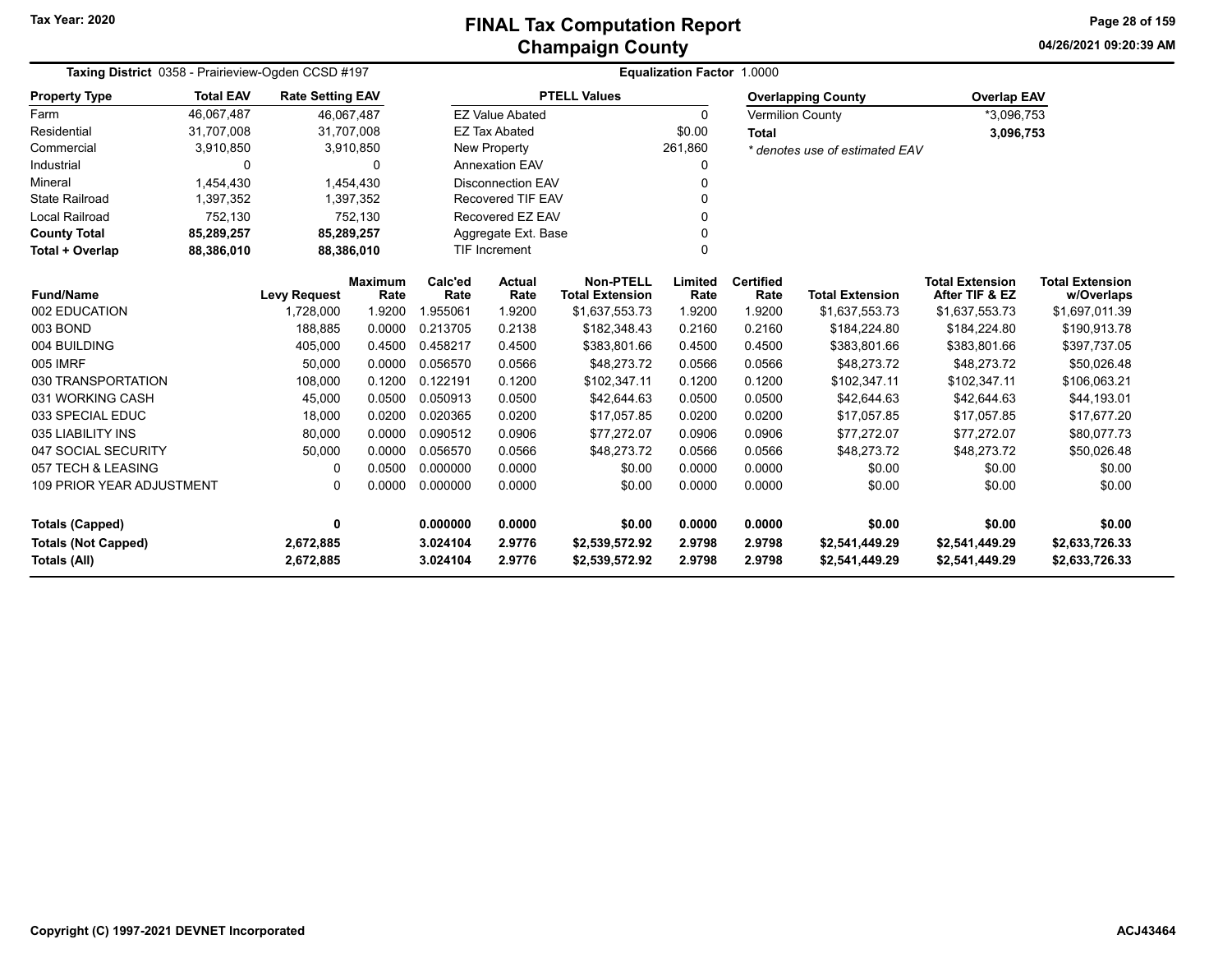# FINAL Tax Computation Report
## Champaign County

Tax Year: 2020

04/26/2021 09:20:39 AM

**Taxing District** 0358 - Prairieview-Ogden CCSD #197

**Equalization Factor** 1.0000

| Property Type | Total EAV | Rate Setting EAV |
|---|---|---|
| Farm | 46,067,487 | 46,067,487 |
| Residential | 31,707,008 | 31,707,008 |
| Commercial | 3,910,850 | 3,910,850 |
| Industrial | 0 | 0 |
| Mineral | 1,454,430 | 1,454,430 |
| State Railroad | 1,397,352 | 1,397,352 |
| Local Railroad | 752,130 | 752,130 |
| **County Total** | **85,289,257** | **85,289,257** |
| **Total + Overlap** | **88,386,010** | **88,386,010** |

| PTELL Values | |
|---|---|
| EZ Value Abated | 0 |
| EZ Tax Abated | $0.00 |
| New Property | 261,860 |
| Annexation EAV | 0 |
| Disconnection EAV | 0 |
| Recovered TIF EAV | 0 |
| Recovered EZ EAV | 0 |
| Aggregate Ext. Base | 0 |
| TIF Increment | 0 |

| Overlapping County | Overlap EAV |
|---|---|
| Vermilion County | *3,096,753 |
| **Total** | **3,096,753** |

*\* denotes use of estimated EAV*

| Fund/Name | Levy Request | Maximum Rate | Calc'ed Rate | Actual Rate | Non-PTELL Total Extension | Limited Rate | Certified Rate | Total Extension | Total Extension After TIF & EZ | Total Extension w/Overlaps |
|---|---|---|---|---|---|---|---|---|---|---|
| 002 EDUCATION | 1,728,000 | 1.9200 | 1.955061 | 1.9200 | $1,637,553.73 | 1.9200 | 1.9200 | $1,637,553.73 | $1,637,553.73 | $1,697,011.39 |
| 003 BOND | 188,885 | 0.0000 | 0.213705 | 0.2138 | $182,348.43 | 0.2160 | 0.2160 | $184,224.80 | $184,224.80 | $190,913.78 |
| 004 BUILDING | 405,000 | 0.4500 | 0.458217 | 0.4500 | $383,801.66 | 0.4500 | 0.4500 | $383,801.66 | $383,801.66 | $397,737.05 |
| 005 IMRF | 50,000 | 0.0000 | 0.056570 | 0.0566 | $48,273.72 | 0.0566 | 0.0566 | $48,273.72 | $48,273.72 | $50,026.48 |
| 030 TRANSPORTATION | 108,000 | 0.1200 | 0.122191 | 0.1200 | $102,347.11 | 0.1200 | 0.1200 | $102,347.11 | $102,347.11 | $106,063.21 |
| 031 WORKING CASH | 45,000 | 0.0500 | 0.050913 | 0.0500 | $42,644.63 | 0.0500 | 0.0500 | $42,644.63 | $42,644.63 | $44,193.01 |
| 033 SPECIAL EDUC | 18,000 | 0.0200 | 0.020365 | 0.0200 | $17,057.85 | 0.0200 | 0.0200 | $17,057.85 | $17,057.85 | $17,677.20 |
| 035 LIABILITY INS | 80,000 | 0.0000 | 0.090512 | 0.0906 | $77,272.07 | 0.0906 | 0.0906 | $77,272.07 | $77,272.07 | $80,077.73 |
| 047 SOCIAL SECURITY | 50,000 | 0.0000 | 0.056570 | 0.0566 | $48,273.72 | 0.0566 | 0.0566 | $48,273.72 | $48,273.72 | $50,026.48 |
| 057 TECH & LEASING | 0 | 0.0500 | 0.000000 | 0.0000 | $0.00 | 0.0000 | 0.0000 | $0.00 | $0.00 | $0.00 |
| 109 PRIOR YEAR ADJUSTMENT | 0 | 0.0000 | 0.000000 | 0.0000 | $0.00 | 0.0000 | 0.0000 | $0.00 | $0.00 | $0.00 |
| **Totals (Capped)** | **0** | | **0.000000** | **0.0000** | **$0.00** | **0.0000** | **0.0000** | **$0.00** | **$0.00** | **$0.00** |
| **Totals (Not Capped)** | **2,672,885** | | **3.024104** | **2.9776** | **$2,539,572.92** | **2.9798** | **2.9798** | **$2,541,449.29** | **$2,541,449.29** | **$2,633,726.33** |
| **Totals (All)** | **2,672,885** | | **3.024104** | **2.9776** | **$2,539,572.92** | **2.9798** | **2.9798** | **$2,541,449.29** | **$2,541,449.29** | **$2,633,726.33** |

Copyright (C) 1997-2021 DEVNET Incorporated

ACJ43464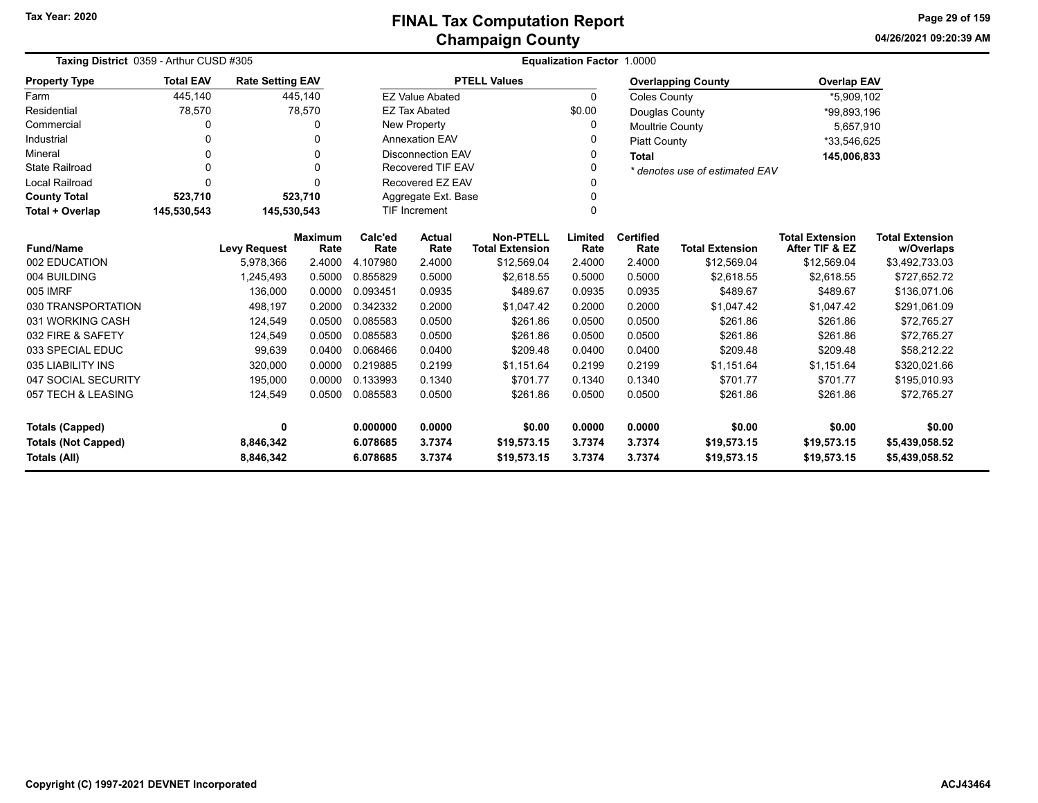# FINAL Tax Computation Report
## Champaign County

Tax Year: 2020

04/26/2021 09:20:39 AM

**Taxing District** 0359 - Arthur CUSD #305 | **Equalization Factor** 1.0000

| Property Type | Total EAV | Rate Setting EAV |
|---|---|---|
| Farm | 445,140 | 445,140 |
| Residential | 78,570 | 78,570 |
| Commercial | 0 | 0 |
| Industrial | 0 | 0 |
| Mineral | 0 | 0 |
| State Railroad | 0 | 0 |
| Local Railroad | 0 | 0 |
| **County Total** | **523,710** | **523,710** |
| **Total + Overlap** | **145,530,543** | **145,530,543** |

| PTELL Values | |
|---|---|
| EZ Value Abated | 0 |
| EZ Tax Abated | $0.00 |
| New Property | 0 |
| Annexation EAV | 0 |
| Disconnection EAV | 0 |
| Recovered TIF EAV | 0 |
| Recovered EZ EAV | 0 |
| Aggregate Ext. Base | 0 |
| TIF Increment | 0 |

| Overlapping County | Overlap EAV |
|---|---|
| Coles County | *5,909,102 |
| Douglas County | *99,893,196 |
| Moultrie County | 5,657,910 |
| Piatt County | *33,546,625 |
| **Total** | **145,006,833** |

*\* denotes use of estimated EAV*

| Fund/Name | Levy Request | Maximum Rate | Calc'ed Rate | Actual Rate | Non-PTELL Total Extension | Limited Rate | Certified Rate | Total Extension | Total Extension After TIF & EZ | Total Extension w/Overlaps |
|---|---|---|---|---|---|---|---|---|---|---|
| 002 EDUCATION | 5,978,366 | 2.4000 | 4.107980 | 2.4000 | $12,569.04 | 2.4000 | 2.4000 | $12,569.04 | $12,569.04 | $3,492,733.03 |
| 004 BUILDING | 1,245,493 | 0.5000 | 0.855829 | 0.5000 | $2,618.55 | 0.5000 | 0.5000 | $2,618.55 | $2,618.55 | $727,652.72 |
| 005 IMRF | 136,000 | 0.0000 | 0.093451 | 0.0935 | $489.67 | 0.0935 | 0.0935 | $489.67 | $489.67 | $136,071.06 |
| 030 TRANSPORTATION | 498,197 | 0.2000 | 0.342332 | 0.2000 | $1,047.42 | 0.2000 | 0.2000 | $1,047.42 | $1,047.42 | $291,061.09 |
| 031 WORKING CASH | 124,549 | 0.0500 | 0.085583 | 0.0500 | $261.86 | 0.0500 | 0.0500 | $261.86 | $261.86 | $72,765.27 |
| 032 FIRE & SAFETY | 124,549 | 0.0500 | 0.085583 | 0.0500 | $261.86 | 0.0500 | 0.0500 | $261.86 | $261.86 | $72,765.27 |
| 033 SPECIAL EDUC | 99,639 | 0.0400 | 0.068466 | 0.0400 | $209.48 | 0.0400 | 0.0400 | $209.48 | $209.48 | $58,212.22 |
| 035 LIABILITY INS | 320,000 | 0.0000 | 0.219885 | 0.2199 | $1,151.64 | 0.2199 | 0.2199 | $1,151.64 | $1,151.64 | $320,021.66 |
| 047 SOCIAL SECURITY | 195,000 | 0.0000 | 0.133993 | 0.1340 | $701.77 | 0.1340 | 0.1340 | $701.77 | $701.77 | $195,010.93 |
| 057 TECH & LEASING | 124,549 | 0.0500 | 0.085583 | 0.0500 | $261.86 | 0.0500 | 0.0500 | $261.86 | $261.86 | $72,765.27 |
| **Totals (Capped)** | **0** | | **0.000000** | **0.0000** | **$0.00** | **0.0000** | **0.0000** | **$0.00** | **$0.00** | **$0.00** |
| **Totals (Not Capped)** | **8,846,342** | | **6.078685** | **3.7374** | **$19,573.15** | **3.7374** | **3.7374** | **$19,573.15** | **$19,573.15** | **$5,439,058.52** |
| **Totals (All)** | **8,846,342** | | **6.078685** | **3.7374** | **$19,573.15** | **3.7374** | **3.7374** | **$19,573.15** | **$19,573.15** | **$5,439,058.52** |

Copyright (C) 1997-2021 DEVNET Incorporated

ACJ43464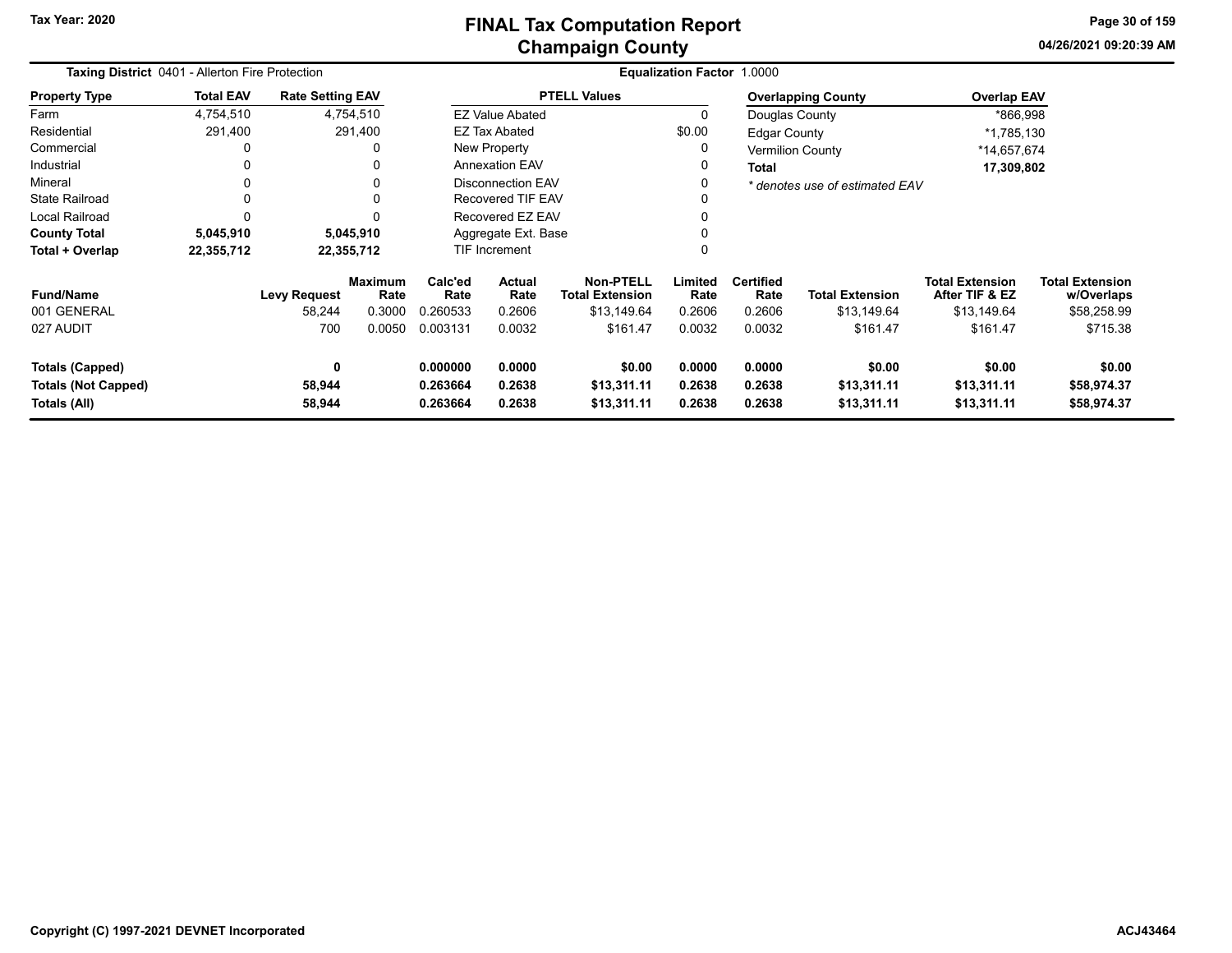# FINAL Tax Computation Report
## Champaign County

Tax Year: 2020

04/26/2021 09:20:39 AM

**Taxing District** 0401 - Allerton Fire Protection

**Equalization Factor** 1.0000

| Property Type | Total EAV | Rate Setting EAV |
|---|---|---|
| Farm | 4,754,510 | 4,754,510 |
| Residential | 291,400 | 291,400 |
| Commercial | 0 | 0 |
| Industrial | 0 | 0 |
| Mineral | 0 | 0 |
| State Railroad | 0 | 0 |
| Local Railroad | 0 | 0 |
| **County Total** | **5,045,910** | **5,045,910** |
| **Total + Overlap** | **22,355,712** | **22,355,712** |

| PTELL Values | |
|---|---|
| EZ Value Abated | 0 |
| EZ Tax Abated | $0.00 |
| New Property | 0 |
| Annexation EAV | 0 |
| Disconnection EAV | 0 |
| Recovered TIF EAV | 0 |
| Recovered EZ EAV | 0 |
| Aggregate Ext. Base | 0 |
| TIF Increment | 0 |

| Overlapping County | Overlap EAV |
|---|---|
| Douglas County | *866,998 |
| Edgar County | *1,785,130 |
| Vermilion County | *14,657,674 |
| **Total** | **17,309,802** |

*\* denotes use of estimated EAV*

| Fund/Name | Levy Request | Maximum Rate | Calc'ed Rate | Actual Rate | Non-PTELL Total Extension | Limited Rate | Certified Rate | Total Extension | Total Extension After TIF & EZ | Total Extension w/Overlaps |
|---|---|---|---|---|---|---|---|---|---|---|
| 001 GENERAL | 58,244 | 0.3000 | 0.260533 | 0.2606 | $13,149.64 | 0.2606 | 0.2606 | $13,149.64 | $13,149.64 | $58,258.99 |
| 027 AUDIT | 700 | 0.0050 | 0.003131 | 0.0032 | $161.47 | 0.0032 | 0.0032 | $161.47 | $161.47 | $715.38 |
| **Totals (Capped)** | **0** | | **0.000000** | **0.0000** | **$0.00** | **0.0000** | **0.0000** | **$0.00** | **$0.00** | **$0.00** |
| **Totals (Not Capped)** | **58,944** | | **0.263664** | **0.2638** | **$13,311.11** | **0.2638** | **0.2638** | **$13,311.11** | **$13,311.11** | **$58,974.37** |
| **Totals (All)** | **58,944** | | **0.263664** | **0.2638** | **$13,311.11** | **0.2638** | **0.2638** | **$13,311.11** | **$13,311.11** | **$58,974.37** |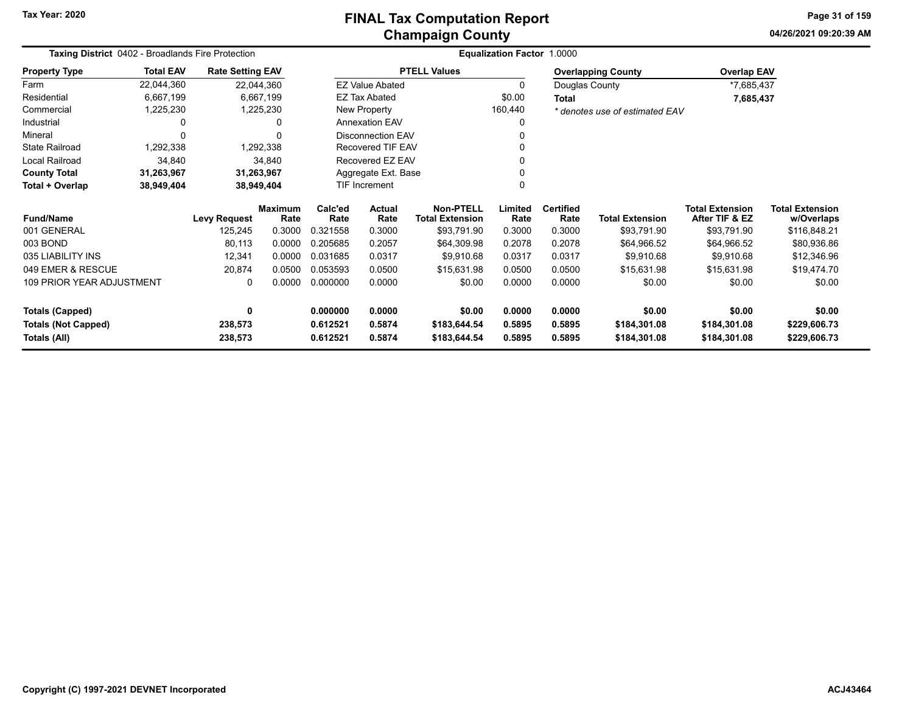# FINAL Tax Computation Report
## Champaign County

**Tax Year: 2020**

**04/26/2021 09:20:39 AM**

**Taxing District** 0402 - Broadlands Fire Protection

**Equalization Factor** 1.0000

| Property Type | Total EAV | Rate Setting EAV |
|---|---|---|
| Farm | 22,044,360 | 22,044,360 |
| Residential | 6,667,199 | 6,667,199 |
| Commercial | 1,225,230 | 1,225,230 |
| Industrial | 0 | 0 |
| Mineral | 0 | 0 |
| State Railroad | 1,292,338 | 1,292,338 |
| Local Railroad | 34,840 | 34,840 |
| **County Total** | **31,263,967** | **31,263,967** |
| **Total + Overlap** | **38,949,404** | **38,949,404** |

| PTELL Values | |
|---|---|
| EZ Value Abated | 0 |
| EZ Tax Abated | $0.00 |
| New Property | 160,440 |
| Annexation EAV | 0 |
| Disconnection EAV | 0 |
| Recovered TIF EAV | 0 |
| Recovered EZ EAV | 0 |
| Aggregate Ext. Base | 0 |
| TIF Increment | 0 |

| Overlapping County | Overlap EAV |
|---|---|
| Douglas County | *7,685,437 |
| **Total** | **7,685,437** |

*\* denotes use of estimated EAV*

| Fund/Name | Levy Request | Maximum Rate | Calc'ed Rate | Actual Rate | Non-PTELL Total Extension | Limited Rate | Certified Rate | Total Extension | Total Extension After TIF & EZ | Total Extension w/Overlaps |
|---|---|---|---|---|---|---|---|---|---|---|
| 001 GENERAL | 125,245 | 0.3000 | 0.321558 | 0.3000 | $93,791.90 | 0.3000 | 0.3000 | $93,791.90 | $93,791.90 | $116,848.21 |
| 003 BOND | 80,113 | 0.0000 | 0.205685 | 0.2057 | $64,309.98 | 0.2078 | 0.2078 | $64,966.52 | $64,966.52 | $80,936.86 |
| 035 LIABILITY INS | 12,341 | 0.0000 | 0.031685 | 0.0317 | $9,910.68 | 0.0317 | 0.0317 | $9,910.68 | $9,910.68 | $12,346.96 |
| 049 EMER & RESCUE | 20,874 | 0.0500 | 0.053593 | 0.0500 | $15,631.98 | 0.0500 | 0.0500 | $15,631.98 | $15,631.98 | $19,474.70 |
| 109 PRIOR YEAR ADJUSTMENT | 0 | 0.0000 | 0.000000 | 0.0000 | $0.00 | 0.0000 | 0.0000 | $0.00 | $0.00 | $0.00 |
| **Totals (Capped)** | **0** | | **0.000000** | **0.0000** | **$0.00** | **0.0000** | **0.0000** | **$0.00** | **$0.00** | **$0.00** |
| **Totals (Not Capped)** | **238,573** | | **0.612521** | **0.5874** | **$183,644.54** | **0.5895** | **0.5895** | **$184,301.08** | **$184,301.08** | **$229,606.73** |
| **Totals (All)** | **238,573** | | **0.612521** | **0.5874** | **$183,644.54** | **0.5895** | **0.5895** | **$184,301.08** | **$184,301.08** | **$229,606.73** |

Copyright (C) 1997-2021 DEVNET Incorporated

ACJ43464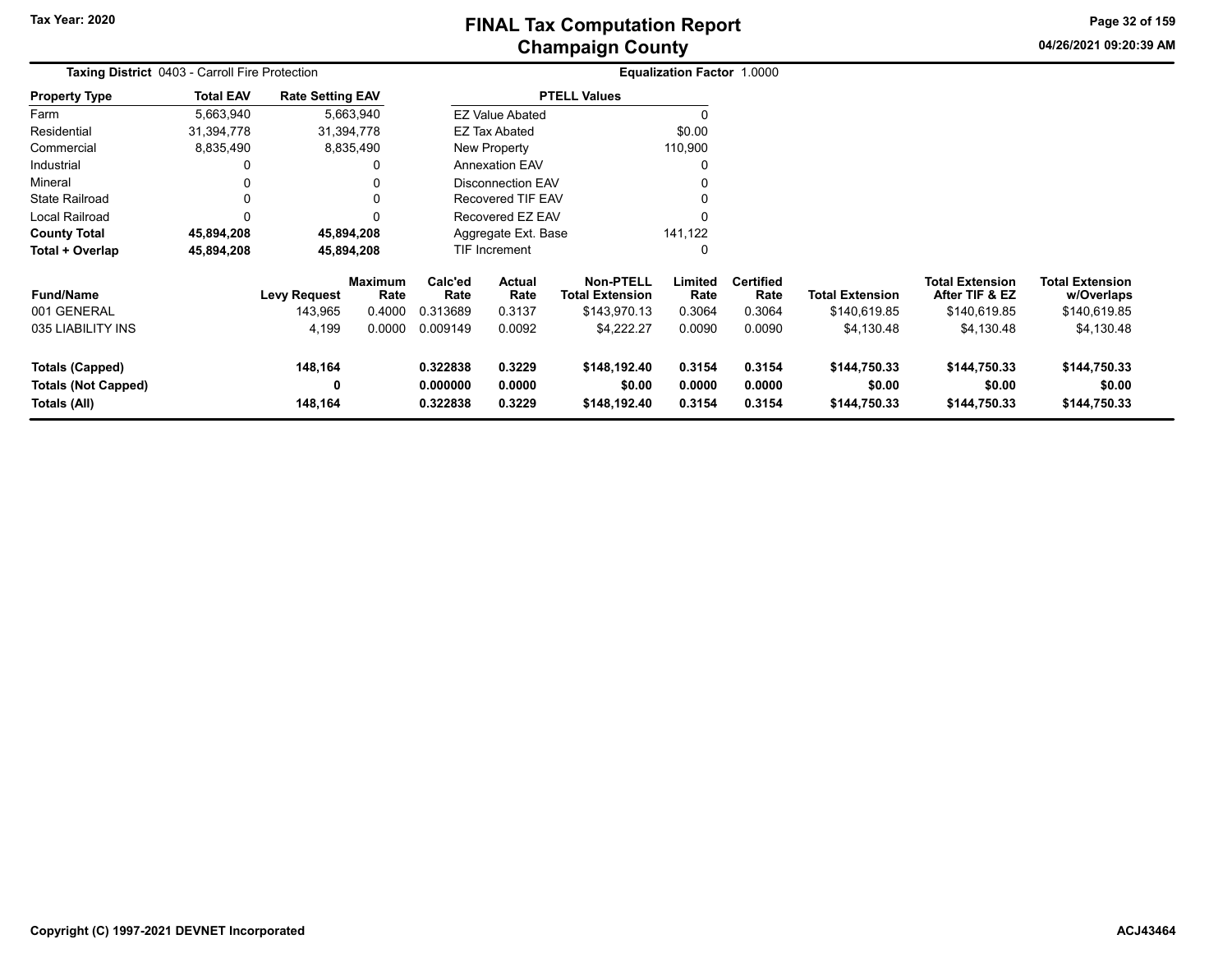# FINAL Tax Computation Report
## Champaign County

**Tax Year: 2020**

04/26/2021 09:20:39 AM

**Taxing District** 0403 - Carroll Fire Protection

**Equalization Factor** 1.0000

| Property Type | Total EAV | Rate Setting EAV |
|---|---|---|
| Farm | 5,663,940 | 5,663,940 |
| Residential | 31,394,778 | 31,394,778 |
| Commercial | 8,835,490 | 8,835,490 |
| Industrial | 0 | 0 |
| Mineral | 0 | 0 |
| State Railroad | 0 | 0 |
| Local Railroad | 0 | 0 |
| **County Total** | **45,894,208** | **45,894,208** |
| **Total + Overlap** | **45,894,208** | **45,894,208** |

| PTELL Values | |
|---|---|
| EZ Value Abated | 0 |
| EZ Tax Abated | $0.00 |
| New Property | 110,900 |
| Annexation EAV | 0 |
| Disconnection EAV | 0 |
| Recovered TIF EAV | 0 |
| Recovered EZ EAV | 0 |
| Aggregate Ext. Base | 141,122 |
| TIF Increment | 0 |

| Fund/Name | Levy Request | Maximum Rate | Calc'ed Rate | Actual Rate | Non-PTELL Total Extension | Limited Rate | Certified Rate | Total Extension | Total Extension After TIF & EZ | Total Extension w/Overlaps |
|---|---|---|---|---|---|---|---|---|---|---|
| 001 GENERAL | 143,965 | 0.4000 | 0.313689 | 0.3137 | $143,970.13 | 0.3064 | 0.3064 | $140,619.85 | $140,619.85 | $140,619.85 |
| 035 LIABILITY INS | 4,199 | 0.0000 | 0.009149 | 0.0092 | $4,222.27 | 0.0090 | 0.0090 | $4,130.48 | $4,130.48 | $4,130.48 |
| **Totals (Capped)** | **148,164** | | **0.322838** | **0.3229** | **$148,192.40** | **0.3154** | **0.3154** | **$144,750.33** | **$144,750.33** | **$144,750.33** |
| **Totals (Not Capped)** | **0** | | **0.000000** | **0.0000** | **$0.00** | **0.0000** | **0.0000** | **$0.00** | **$0.00** | **$0.00** |
| **Totals (All)** | **148,164** | | **0.322838** | **0.3229** | **$148,192.40** | **0.3154** | **0.3154** | **$144,750.33** | **$144,750.33** | **$144,750.33** |

Copyright (C) 1997-2021 DEVNET Incorporated

ACJ43464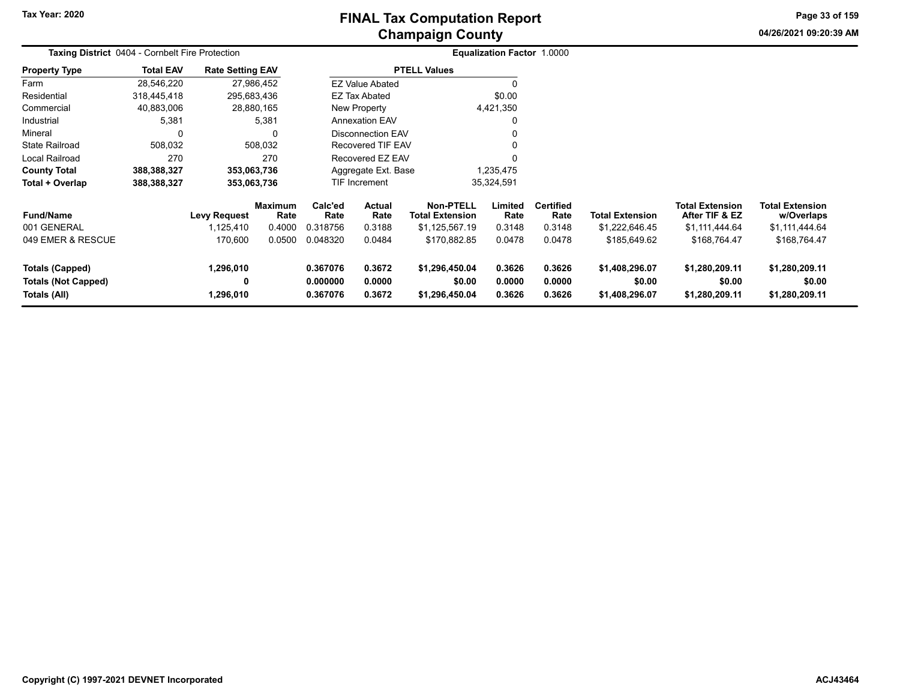# FINAL Tax Computation Report
## Champaign County

Tax Year: 2020

04/26/2021 09:20:39 AM

**Taxing District** 0404 - Cornbelt Fire Protection

**Equalization Factor** 1.0000

| Property Type | Total EAV | Rate Setting EAV |
|---|---|---|
| Farm | 28,546,220 | 27,986,452 |
| Residential | 318,445,418 | 295,683,436 |
| Commercial | 40,883,006 | 28,880,165 |
| Industrial | 5,381 | 5,381 |
| Mineral | 0 | 0 |
| State Railroad | 508,032 | 508,032 |
| Local Railroad | 270 | 270 |
| **County Total** | **388,388,327** | **353,063,736** |
| **Total + Overlap** | **388,388,327** | **353,063,736** |

| PTELL Values | |
|---|---|
| EZ Value Abated | 0 |
| EZ Tax Abated | $0.00 |
| New Property | 4,421,350 |
| Annexation EAV | 0 |
| Disconnection EAV | 0 |
| Recovered TIF EAV | 0 |
| Recovered EZ EAV | 0 |
| Aggregate Ext. Base | 1,235,475 |
| TIF Increment | 35,324,591 |

| Fund/Name | Levy Request | Maximum Rate | Calc'ed Rate | Actual Rate | Non-PTELL Total Extension | Limited Rate | Certified Rate | Total Extension | Total Extension After TIF & EZ | Total Extension w/Overlaps |
|---|---|---|---|---|---|---|---|---|---|---|
| 001 GENERAL | 1,125,410 | 0.4000 | 0.318756 | 0.3188 | $1,125,567.19 | 0.3148 | 0.3148 | $1,222,646.45 | $1,111,444.64 | $1,111,444.64 |
| 049 EMER & RESCUE | 170,600 | 0.0500 | 0.048320 | 0.0484 | $170,882.85 | 0.0478 | 0.0478 | $185,649.62 | $168,764.47 | $168,764.47 |
| **Totals (Capped)** | **1,296,010** | | **0.367076** | **0.3672** | **$1,296,450.04** | **0.3626** | **0.3626** | **$1,408,296.07** | **$1,280,209.11** | **$1,280,209.11** |
| **Totals (Not Capped)** | **0** | | **0.000000** | **0.0000** | **$0.00** | **0.0000** | **0.0000** | **$0.00** | **$0.00** | **$0.00** |
| **Totals (All)** | **1,296,010** | | **0.367076** | **0.3672** | **$1,296,450.04** | **0.3626** | **0.3626** | **$1,408,296.07** | **$1,280,209.11** | **$1,280,209.11** |

Copyright (C) 1997-2021 DEVNET Incorporated

ACJ43464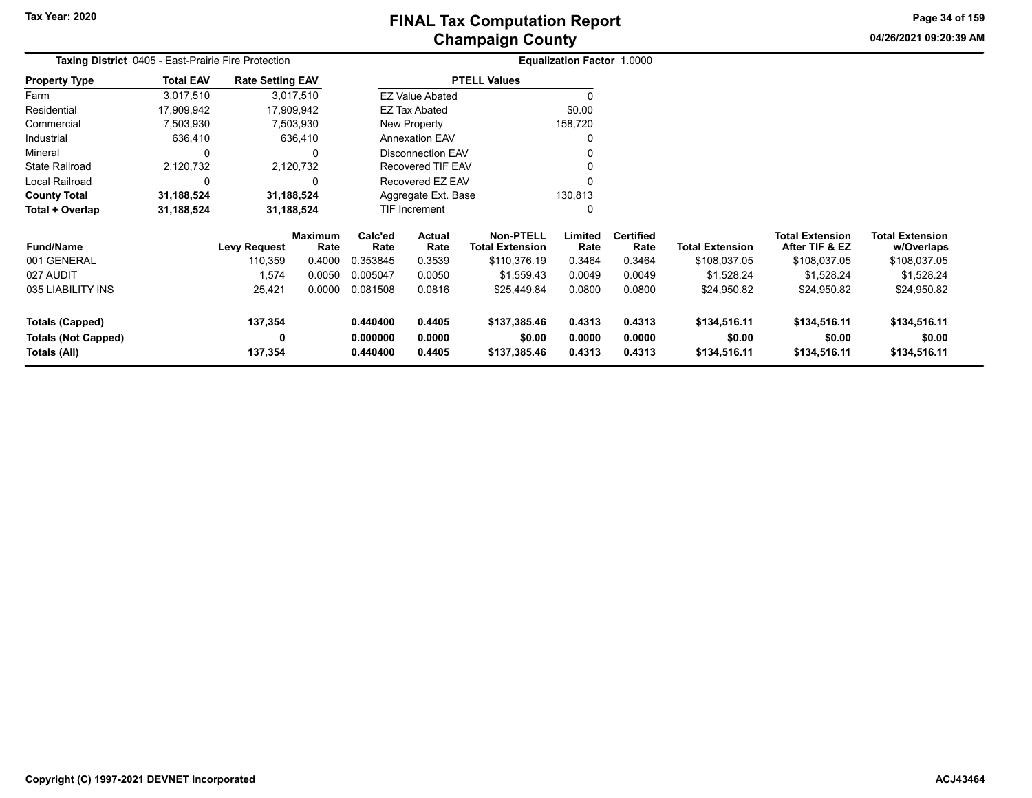# FINAL Tax Computation Report
## Champaign County

Tax Year: 2020

**Taxing District** 0405 - East-Prairie Fire Protection

**Equalization Factor** 1.0000

| Property Type | Total EAV | Rate Setting EAV |
|---|---|---|
| Farm | 3,017,510 | 3,017,510 |
| Residential | 17,909,942 | 17,909,942 |
| Commercial | 7,503,930 | 7,503,930 |
| Industrial | 636,410 | 636,410 |
| Mineral | 0 | 0 |
| State Railroad | 2,120,732 | 2,120,732 |
| Local Railroad | 0 | 0 |
| **County Total** | **31,188,524** | **31,188,524** |
| **Total + Overlap** | **31,188,524** | **31,188,524** |

| PTELL Values | |
|---|---|
| EZ Value Abated | 0 |
| EZ Tax Abated | $0.00 |
| New Property | 158,720 |
| Annexation EAV | 0 |
| Disconnection EAV | 0 |
| Recovered TIF EAV | 0 |
| Recovered EZ EAV | 0 |
| Aggregate Ext. Base | 130,813 |
| TIF Increment | 0 |

| Fund/Name | Levy Request | Maximum Rate | Calc'ed Rate | Actual Rate | Non-PTELL Total Extension | Limited Rate | Certified Rate | Total Extension | Total Extension After TIF & EZ | Total Extension w/Overlaps |
|---|---|---|---|---|---|---|---|---|---|---|
| 001 GENERAL | 110,359 | 0.4000 | 0.353845 | 0.3539 | $110,376.19 | 0.3464 | 0.3464 | $108,037.05 | $108,037.05 | $108,037.05 |
| 027 AUDIT | 1,574 | 0.0050 | 0.005047 | 0.0050 | $1,559.43 | 0.0049 | 0.0049 | $1,528.24 | $1,528.24 | $1,528.24 |
| 035 LIABILITY INS | 25,421 | 0.0000 | 0.081508 | 0.0816 | $25,449.84 | 0.0800 | 0.0800 | $24,950.82 | $24,950.82 | $24,950.82 |
| **Totals (Capped)** | **137,354** | | **0.440400** | **0.4405** | **$137,385.46** | **0.4313** | **0.4313** | **$134,516.11** | **$134,516.11** | **$134,516.11** |
| **Totals (Not Capped)** | **0** | | **0.000000** | **0.0000** | **$0.00** | **0.0000** | **0.0000** | **$0.00** | **$0.00** | **$0.00** |
| **Totals (All)** | **137,354** | | **0.440400** | **0.4405** | **$137,385.46** | **0.4313** | **0.4313** | **$134,516.11** | **$134,516.11** | **$134,516.11** |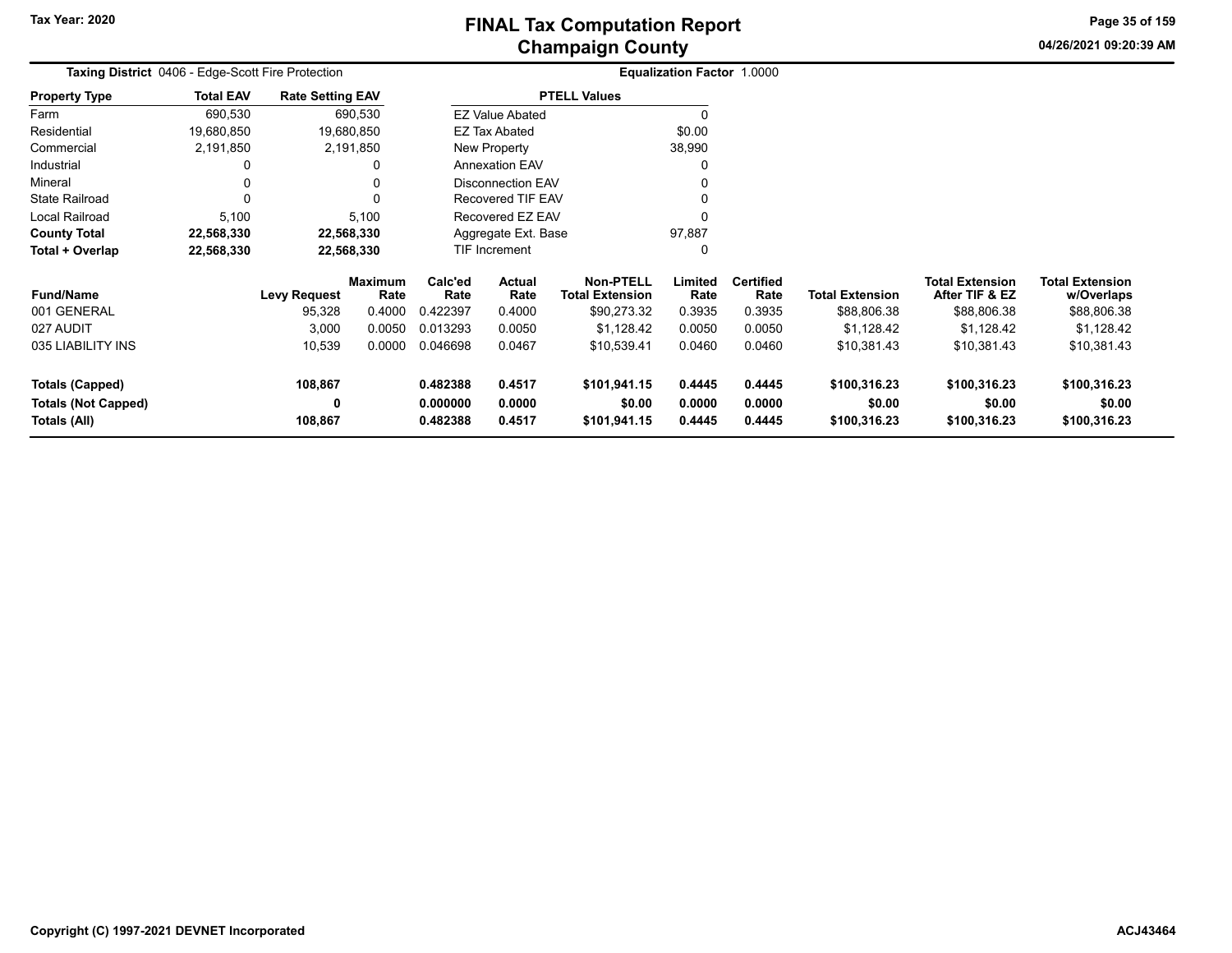# FINAL Tax Computation Report
## Champaign County

Tax Year: 2020

04/26/2021 09:20:39 AM

**Taxing District** 0406 - Edge-Scott Fire Protection

**Equalization Factor** 1.0000

| Property Type | Total EAV | Rate Setting EAV |
|---|---|---|
| Farm | 690,530 | 690,530 |
| Residential | 19,680,850 | 19,680,850 |
| Commercial | 2,191,850 | 2,191,850 |
| Industrial | 0 | 0 |
| Mineral | 0 | 0 |
| State Railroad | 0 | 0 |
| Local Railroad | 5,100 | 5,100 |
| **County Total** | **22,568,330** | **22,568,330** |
| **Total + Overlap** | **22,568,330** | **22,568,330** |

| PTELL Values | |
|---|---|
| EZ Value Abated | 0 |
| EZ Tax Abated | $0.00 |
| New Property | 38,990 |
| Annexation EAV | 0 |
| Disconnection EAV | 0 |
| Recovered TIF EAV | 0 |
| Recovered EZ EAV | 0 |
| Aggregate Ext. Base | 97,887 |
| TIF Increment | 0 |

| Fund/Name | Levy Request | Maximum Rate | Calc'ed Rate | Actual Rate | Non-PTELL Total Extension | Limited Rate | Certified Rate | Total Extension | Total Extension After TIF & EZ | Total Extension w/Overlaps |
|---|---|---|---|---|---|---|---|---|---|---|
| 001 GENERAL | 95,328 | 0.4000 | 0.422397 | 0.4000 | $90,273.32 | 0.3935 | 0.3935 | $88,806.38 | $88,806.38 | $88,806.38 |
| 027 AUDIT | 3,000 | 0.0050 | 0.013293 | 0.0050 | $1,128.42 | 0.0050 | 0.0050 | $1,128.42 | $1,128.42 | $1,128.42 |
| 035 LIABILITY INS | 10,539 | 0.0000 | 0.046698 | 0.0467 | $10,539.41 | 0.0460 | 0.0460 | $10,381.43 | $10,381.43 | $10,381.43 |
| **Totals (Capped)** | **108,867** | | **0.482388** | **0.4517** | **$101,941.15** | **0.4445** | **0.4445** | **$100,316.23** | **$100,316.23** | **$100,316.23** |
| **Totals (Not Capped)** | **0** | | **0.000000** | **0.0000** | **$0.00** | **0.0000** | **0.0000** | **$0.00** | **$0.00** | **$0.00** |
| **Totals (All)** | **108,867** | | **0.482388** | **0.4517** | **$101,941.15** | **0.4445** | **0.4445** | **$100,316.23** | **$100,316.23** | **$100,316.23** |

Copyright (C) 1997-2021 DEVNET Incorporated

ACJ43464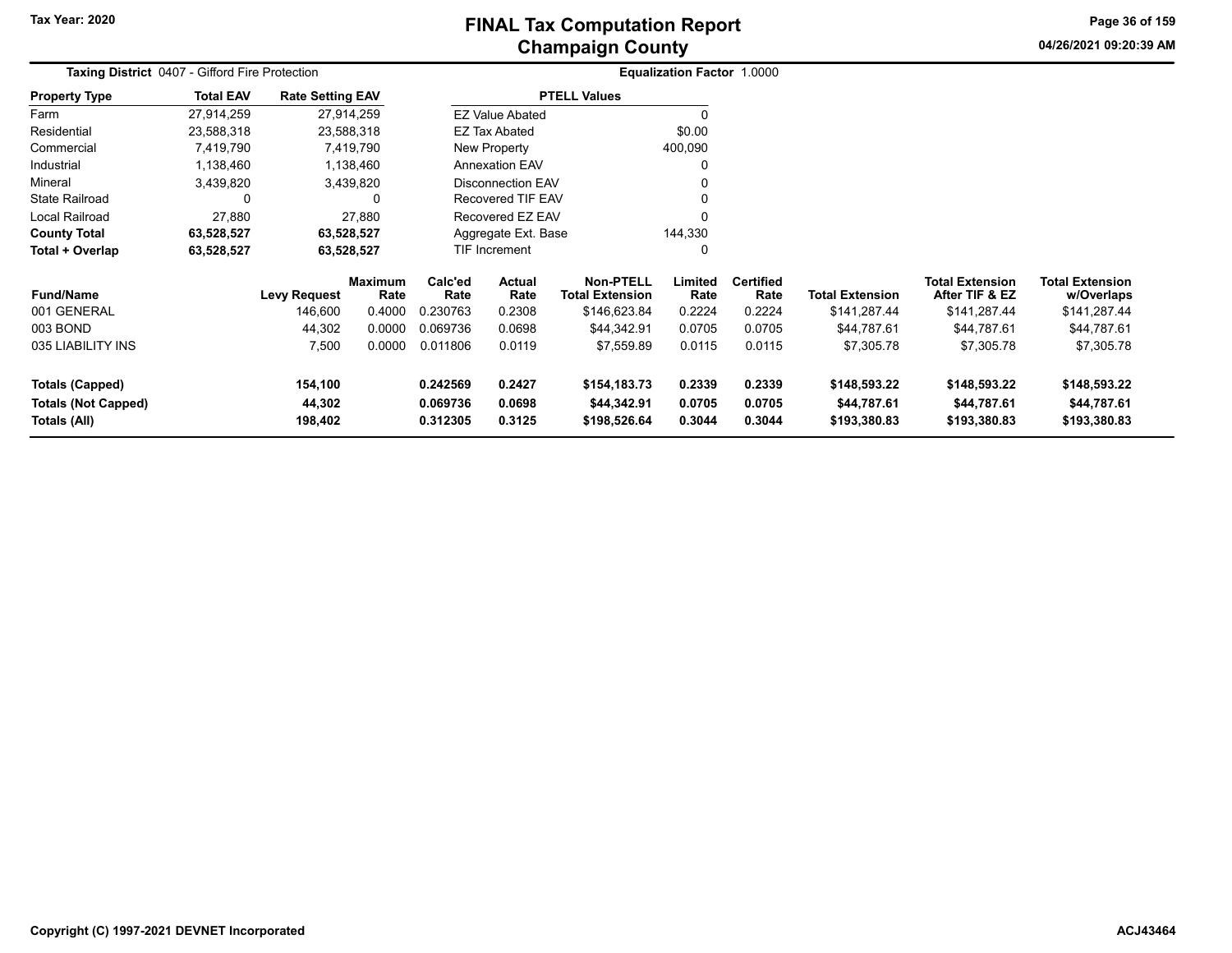**Tax Year: 2020**

# FINAL Tax Computation Report
## Champaign County

04/26/2021 09:20:39 AM

**Taxing District** 0407 - Gifford Fire Protection

**Equalization Factor** 1.0000

| Property Type | Total EAV | Rate Setting EAV |
|---|---|---|
| Farm | 27,914,259 | 27,914,259 |
| Residential | 23,588,318 | 23,588,318 |
| Commercial | 7,419,790 | 7,419,790 |
| Industrial | 1,138,460 | 1,138,460 |
| Mineral | 3,439,820 | 3,439,820 |
| State Railroad | 0 | 0 |
| Local Railroad | 27,880 | 27,880 |
| **County Total** | **63,528,527** | **63,528,527** |
| **Total + Overlap** | **63,528,527** | **63,528,527** |

| PTELL Values | |
|---|---|
| EZ Value Abated | 0 |
| EZ Tax Abated | $0.00 |
| New Property | 400,090 |
| Annexation EAV | 0 |
| Disconnection EAV | 0 |
| Recovered TIF EAV | 0 |
| Recovered EZ EAV | 0 |
| Aggregate Ext. Base | 144,330 |
| TIF Increment | 0 |

| Fund/Name | Levy Request | Maximum Rate | Calc'ed Rate | Actual Rate | Non-PTELL Total Extension | Limited Rate | Certified Rate | Total Extension | Total Extension After TIF & EZ | Total Extension w/Overlaps |
|---|---|---|---|---|---|---|---|---|---|---|
| 001 GENERAL | 146,600 | 0.4000 | 0.230763 | 0.2308 | $146,623.84 | 0.2224 | 0.2224 | $141,287.44 | $141,287.44 | $141,287.44 |
| 003 BOND | 44,302 | 0.0000 | 0.069736 | 0.0698 | $44,342.91 | 0.0705 | 0.0705 | $44,787.61 | $44,787.61 | $44,787.61 |
| 035 LIABILITY INS | 7,500 | 0.0000 | 0.011806 | 0.0119 | $7,559.89 | 0.0115 | 0.0115 | $7,305.78 | $7,305.78 | $7,305.78 |
| **Totals (Capped)** | **154,100** | | **0.242569** | **0.2427** | **$154,183.73** | **0.2339** | **0.2339** | **$148,593.22** | **$148,593.22** | **$148,593.22** |
| **Totals (Not Capped)** | **44,302** | | **0.069736** | **0.0698** | **$44,342.91** | **0.0705** | **0.0705** | **$44,787.61** | **$44,787.61** | **$44,787.61** |
| **Totals (All)** | **198,402** | | **0.312305** | **0.3125** | **$198,526.64** | **0.3044** | **0.3044** | **$193,380.83** | **$193,380.83** | **$193,380.83** |

Copyright (C) 1997-2021 DEVNET Incorporated

ACJ43464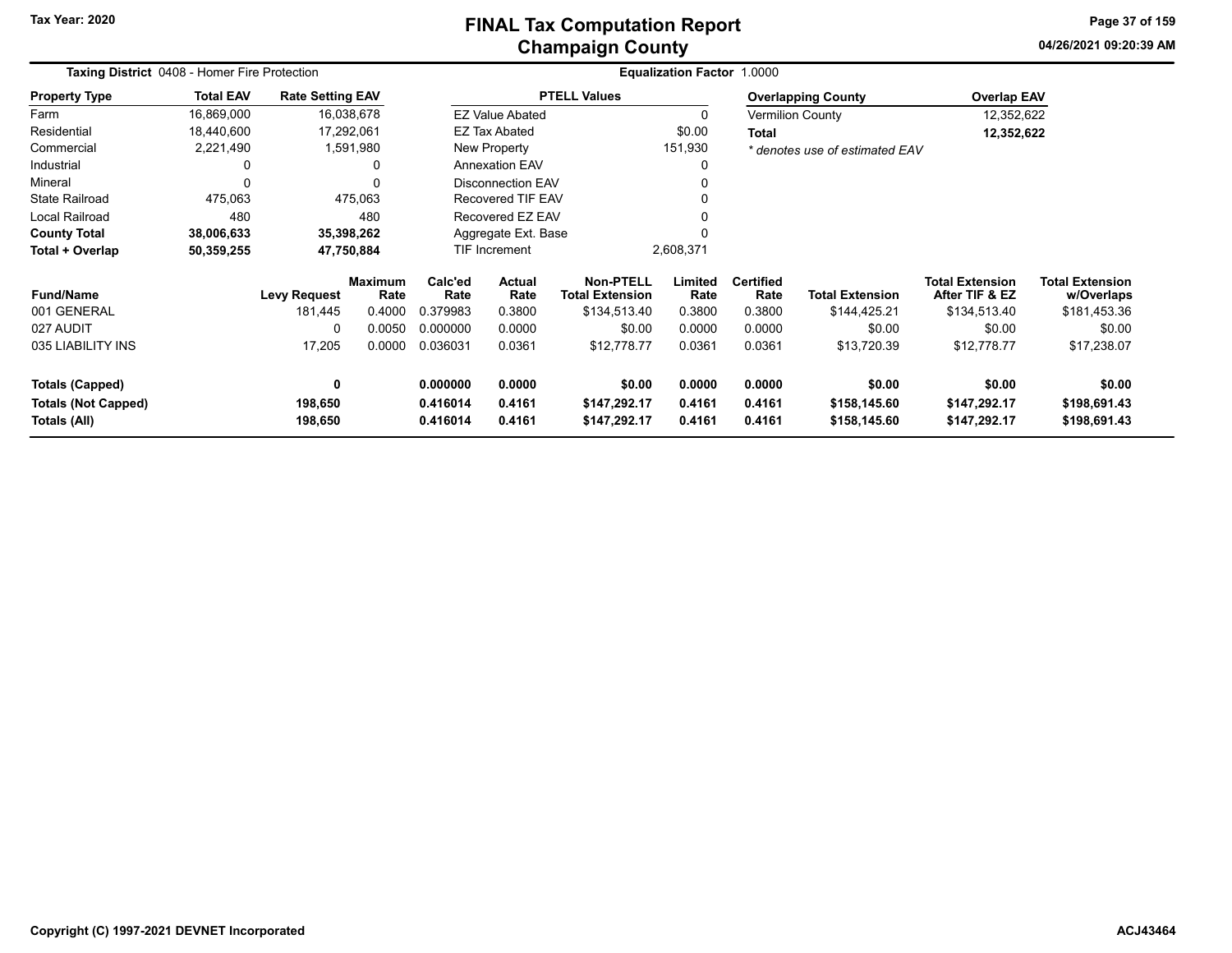# FINAL Tax Computation Report
## Champaign County

**Tax Year: 2020**

**Taxing District** 0408 - Homer Fire Protection | **Equalization Factor** 1.0000

| Property Type | Total EAV | Rate Setting EAV |
|---|---|---|
| Farm | 16,869,000 | 16,038,678 |
| Residential | 18,440,600 | 17,292,061 |
| Commercial | 2,221,490 | 1,591,980 |
| Industrial | 0 | 0 |
| Mineral | 0 | 0 |
| State Railroad | 475,063 | 475,063 |
| Local Railroad | 480 | 480 |
| **County Total** | **38,006,633** | **35,398,262** |
| **Total + Overlap** | **50,359,255** | **47,750,884** |

| PTELL Values | |
|---|---|
| EZ Value Abated | 0 |
| EZ Tax Abated | $0.00 |
| New Property | 151,930 |
| Annexation EAV | 0 |
| Disconnection EAV | 0 |
| Recovered TIF EAV | 0 |
| Recovered EZ EAV | 0 |
| Aggregate Ext. Base | 0 |
| TIF Increment | 2,608,371 |

| Overlapping County | Overlap EAV |
|---|---|
| Vermilion County | 12,352,622 |
| **Total** | **12,352,622** |

*\* denotes use of estimated EAV*

| Fund/Name | Levy Request | Maximum Rate | Calc'ed Rate | Actual Rate | Non-PTELL Total Extension | Limited Rate | Certified Rate | Total Extension | Total Extension After TIF & EZ | Total Extension w/Overlaps |
|---|---|---|---|---|---|---|---|---|---|---|
| 001 GENERAL | 181,445 | 0.4000 | 0.379983 | 0.3800 | $134,513.40 | 0.3800 | 0.3800 | $144,425.21 | $134,513.40 | $181,453.36 |
| 027 AUDIT | 0 | 0.0050 | 0.000000 | 0.0000 | $0.00 | 0.0000 | 0.0000 | $0.00 | $0.00 | $0.00 |
| 035 LIABILITY INS | 17,205 | 0.0000 | 0.036031 | 0.0361 | $12,778.77 | 0.0361 | 0.0361 | $13,720.39 | $12,778.77 | $17,238.07 |
| **Totals (Capped)** | **0** | | **0.000000** | **0.0000** | **$0.00** | **0.0000** | **0.0000** | **$0.00** | **$0.00** | **$0.00** |
| **Totals (Not Capped)** | **198,650** | | **0.416014** | **0.4161** | **$147,292.17** | **0.4161** | **0.4161** | **$158,145.60** | **$147,292.17** | **$198,691.43** |
| **Totals (All)** | **198,650** | | **0.416014** | **0.4161** | **$147,292.17** | **0.4161** | **0.4161** | **$158,145.60** | **$147,292.17** | **$198,691.43** |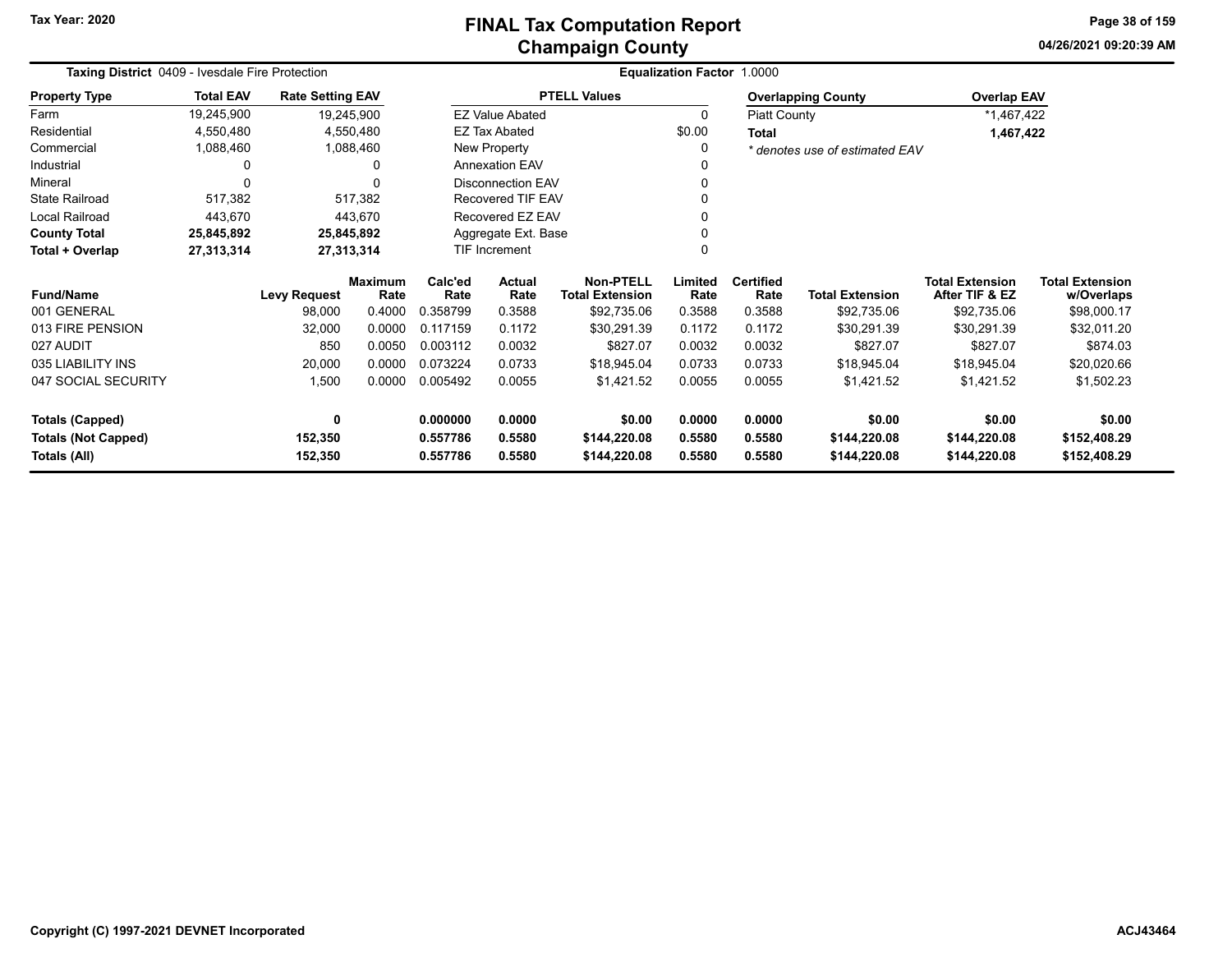# FINAL Tax Computation Report
## Champaign County

Tax Year: 2020

04/26/2021 09:20:39 AM

**Taxing District** 0409 - Ivesdale Fire Protection

**Equalization Factor** 1.0000

| Property Type | Total EAV | Rate Setting EAV |
|---|---|---|
| Farm | 19,245,900 | 19,245,900 |
| Residential | 4,550,480 | 4,550,480 |
| Commercial | 1,088,460 | 1,088,460 |
| Industrial | 0 | 0 |
| Mineral | 0 | 0 |
| State Railroad | 517,382 | 517,382 |
| Local Railroad | 443,670 | 443,670 |
| **County Total** | **25,845,892** | **25,845,892** |
| **Total + Overlap** | **27,313,314** | **27,313,314** |

| PTELL Values | |
|---|---|
| EZ Value Abated | 0 |
| EZ Tax Abated | $0.00 |
| New Property | 0 |
| Annexation EAV | 0 |
| Disconnection EAV | 0 |
| Recovered TIF EAV | 0 |
| Recovered EZ EAV | 0 |
| Aggregate Ext. Base | 0 |
| TIF Increment | 0 |

| Overlapping County | Overlap EAV |
|---|---|
| Piatt County | *1,467,422 |
| **Total** | **1,467,422** |

* denotes use of estimated EAV

| Fund/Name | Levy Request | Maximum Rate | Calc'ed Rate | Actual Rate | Non-PTELL Total Extension | Limited Rate | Certified Rate | Total Extension | Total Extension After TIF & EZ | Total Extension w/Overlaps |
|---|---|---|---|---|---|---|---|---|---|---|
| 001 GENERAL | 98,000 | 0.4000 | 0.358799 | 0.3588 | $92,735.06 | 0.3588 | 0.3588 | $92,735.06 | $92,735.06 | $98,000.17 |
| 013 FIRE PENSION | 32,000 | 0.0000 | 0.117159 | 0.1172 | $30,291.39 | 0.1172 | 0.1172 | $30,291.39 | $30,291.39 | $32,011.20 |
| 027 AUDIT | 850 | 0.0050 | 0.003112 | 0.0032 | $827.07 | 0.0032 | 0.0032 | $827.07 | $827.07 | $874.03 |
| 035 LIABILITY INS | 20,000 | 0.0000 | 0.073224 | 0.0733 | $18,945.04 | 0.0733 | 0.0733 | $18,945.04 | $18,945.04 | $20,020.66 |
| 047 SOCIAL SECURITY | 1,500 | 0.0000 | 0.005492 | 0.0055 | $1,421.52 | 0.0055 | 0.0055 | $1,421.52 | $1,421.52 | $1,502.23 |
| **Totals (Capped)** | **0** | | **0.000000** | **0.0000** | **$0.00** | **0.0000** | **0.0000** | **$0.00** | **$0.00** | **$0.00** |
| **Totals (Not Capped)** | **152,350** | | **0.557786** | **0.5580** | **$144,220.08** | **0.5580** | **0.5580** | **$144,220.08** | **$144,220.08** | **$152,408.29** |
| **Totals (All)** | **152,350** | | **0.557786** | **0.5580** | **$144,220.08** | **0.5580** | **0.5580** | **$144,220.08** | **$144,220.08** | **$152,408.29** |

Copyright (C) 1997-2021 DEVNET Incorporated

ACJ43464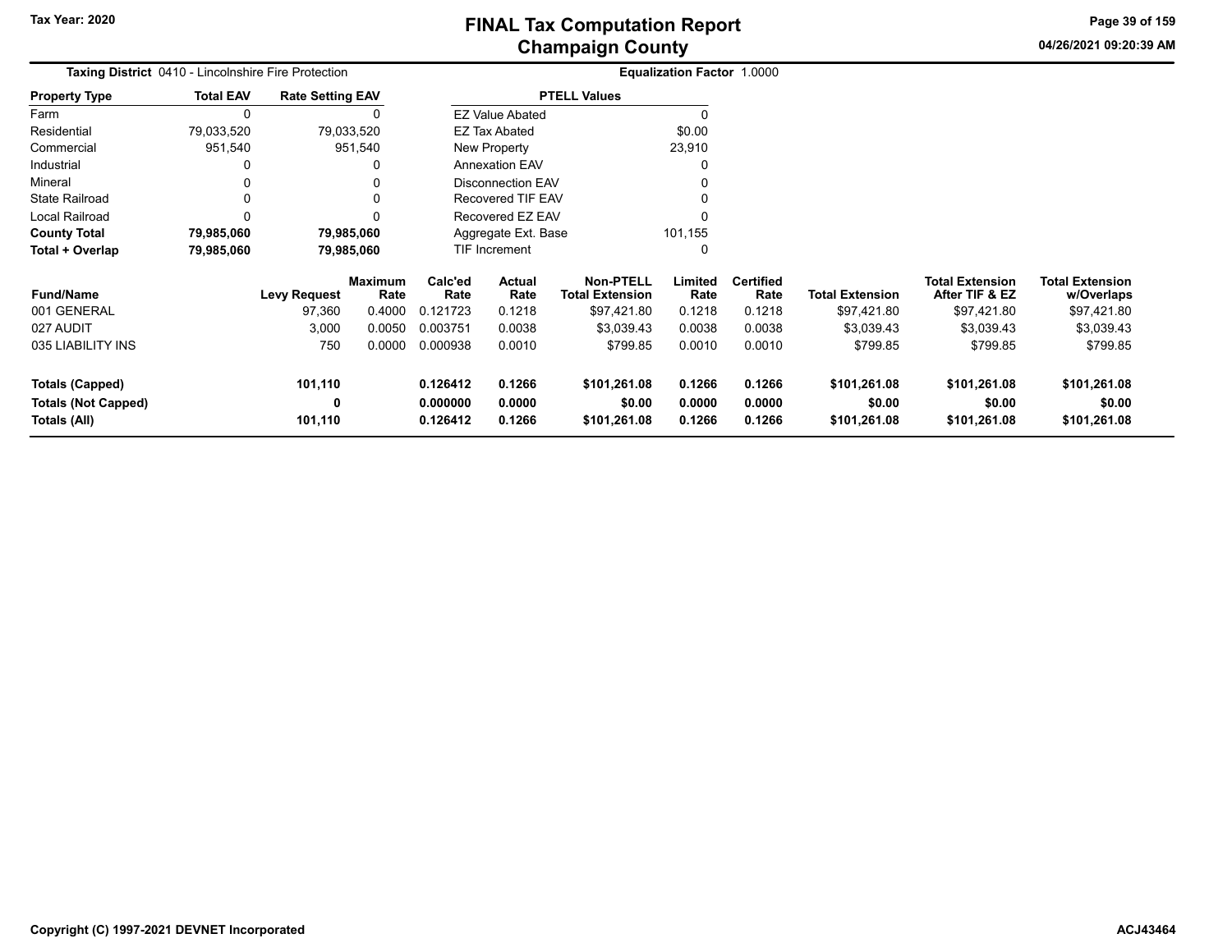# FINAL Tax Computation Report
## Champaign County

Tax Year: 2020

04/26/2021 09:20:39 AM

**Taxing District** 0410 - Lincolnshire Fire Protection

**Equalization Factor** 1.0000

| Property Type | Total EAV | Rate Setting EAV |
|---|---|---|
| Farm | 0 | 0 |
| Residential | 79,033,520 | 79,033,520 |
| Commercial | 951,540 | 951,540 |
| Industrial | 0 | 0 |
| Mineral | 0 | 0 |
| State Railroad | 0 | 0 |
| Local Railroad | 0 | 0 |
| **County Total** | **79,985,060** | **79,985,060** |
| **Total + Overlap** | **79,985,060** | **79,985,060** |

| PTELL Values | |
|---|---|
| EZ Value Abated | 0 |
| EZ Tax Abated | $0.00 |
| New Property | 23,910 |
| Annexation EAV | 0 |
| Disconnection EAV | 0 |
| Recovered TIF EAV | 0 |
| Recovered EZ EAV | 0 |
| Aggregate Ext. Base | 101,155 |
| TIF Increment | 0 |

| Fund/Name | Levy Request | Maximum Rate | Calc'ed Rate | Actual Rate | Non-PTELL Total Extension | Limited Rate | Certified Rate | Total Extension | Total Extension After TIF & EZ | Total Extension w/Overlaps |
|---|---|---|---|---|---|---|---|---|---|---|
| 001 GENERAL | 97,360 | 0.4000 | 0.121723 | 0.1218 | $97,421.80 | 0.1218 | 0.1218 | $97,421.80 | $97,421.80 | $97,421.80 |
| 027 AUDIT | 3,000 | 0.0050 | 0.003751 | 0.0038 | $3,039.43 | 0.0038 | 0.0038 | $3,039.43 | $3,039.43 | $3,039.43 |
| 035 LIABILITY INS | 750 | 0.0000 | 0.000938 | 0.0010 | $799.85 | 0.0010 | 0.0010 | $799.85 | $799.85 | $799.85 |
| **Totals (Capped)** | **101,110** | | **0.126412** | **0.1266** | **$101,261.08** | **0.1266** | **0.1266** | **$101,261.08** | **$101,261.08** | **$101,261.08** |
| **Totals (Not Capped)** | **0** | | **0.000000** | **0.0000** | **$0.00** | **0.0000** | **0.0000** | **$0.00** | **$0.00** | **$0.00** |
| **Totals (All)** | **101,110** | | **0.126412** | **0.1266** | **$101,261.08** | **0.1266** | **0.1266** | **$101,261.08** | **$101,261.08** | **$101,261.08** |

Copyright (C) 1997-2021 DEVNET Incorporated

ACJ43464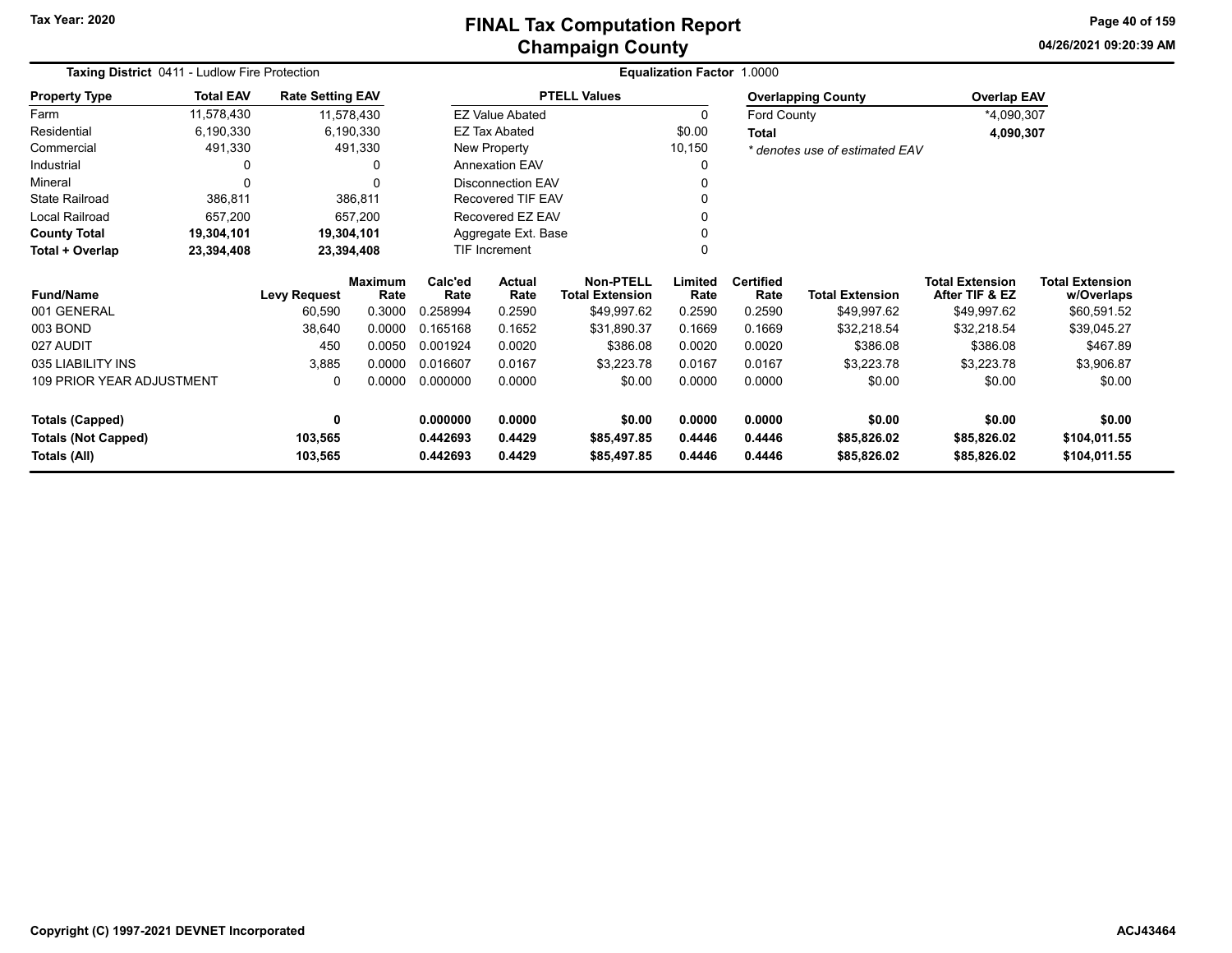# FINAL Tax Computation Report
## Champaign County

Tax Year: 2020

**Taxing District** 0411 - Ludlow Fire Protection

**Equalization Factor** 1.0000

| Property Type | Total EAV | Rate Setting EAV |
|---|---|---|
| Farm | 11,578,430 | 11,578,430 |
| Residential | 6,190,330 | 6,190,330 |
| Commercial | 491,330 | 491,330 |
| Industrial | 0 | 0 |
| Mineral | 0 | 0 |
| State Railroad | 386,811 | 386,811 |
| Local Railroad | 657,200 | 657,200 |
| **County Total** | **19,304,101** | **19,304,101** |
| **Total + Overlap** | **23,394,408** | **23,394,408** |

| PTELL Values | |
|---|---|
| EZ Value Abated | 0 |
| EZ Tax Abated | $0.00 |
| New Property | 10,150 |
| Annexation EAV | 0 |
| Disconnection EAV | 0 |
| Recovered TIF EAV | 0 |
| Recovered EZ EAV | 0 |
| Aggregate Ext. Base | 0 |
| TIF Increment | 0 |

| Overlapping County | Overlap EAV |
|---|---|
| Ford County | *4,090,307 |
| **Total** | **4,090,307** |

*\* denotes use of estimated EAV*

| Fund/Name | Levy Request | Maximum Rate | Calc'ed Rate | Actual Rate | Non-PTELL Total Extension | Limited Rate | Certified Rate | Total Extension | Total Extension After TIF & EZ | Total Extension w/Overlaps |
|---|---|---|---|---|---|---|---|---|---|---|
| 001 GENERAL | 60,590 | 0.3000 | 0.258994 | 0.2590 | $49,997.62 | 0.2590 | 0.2590 | $49,997.62 | $49,997.62 | $60,591.52 |
| 003 BOND | 38,640 | 0.0000 | 0.165168 | 0.1652 | $31,890.37 | 0.1669 | 0.1669 | $32,218.54 | $32,218.54 | $39,045.27 |
| 027 AUDIT | 450 | 0.0050 | 0.001924 | 0.0020 | $386.08 | 0.0020 | 0.0020 | $386.08 | $386.08 | $467.89 |
| 035 LIABILITY INS | 3,885 | 0.0000 | 0.016607 | 0.0167 | $3,223.78 | 0.0167 | 0.0167 | $3,223.78 | $3,223.78 | $3,906.87 |
| 109 PRIOR YEAR ADJUSTMENT | 0 | 0.0000 | 0.000000 | 0.0000 | $0.00 | 0.0000 | 0.0000 | $0.00 | $0.00 | $0.00 |
| **Totals (Capped)** | **0** | | **0.000000** | **0.0000** | **$0.00** | **0.0000** | **0.0000** | **$0.00** | **$0.00** | **$0.00** |
| **Totals (Not Capped)** | **103,565** | | **0.442693** | **0.4429** | **$85,497.85** | **0.4446** | **0.4446** | **$85,826.02** | **$85,826.02** | **$104,011.55** |
| **Totals (All)** | **103,565** | | **0.442693** | **0.4429** | **$85,497.85** | **0.4446** | **0.4446** | **$85,826.02** | **$85,826.02** | **$104,011.55** |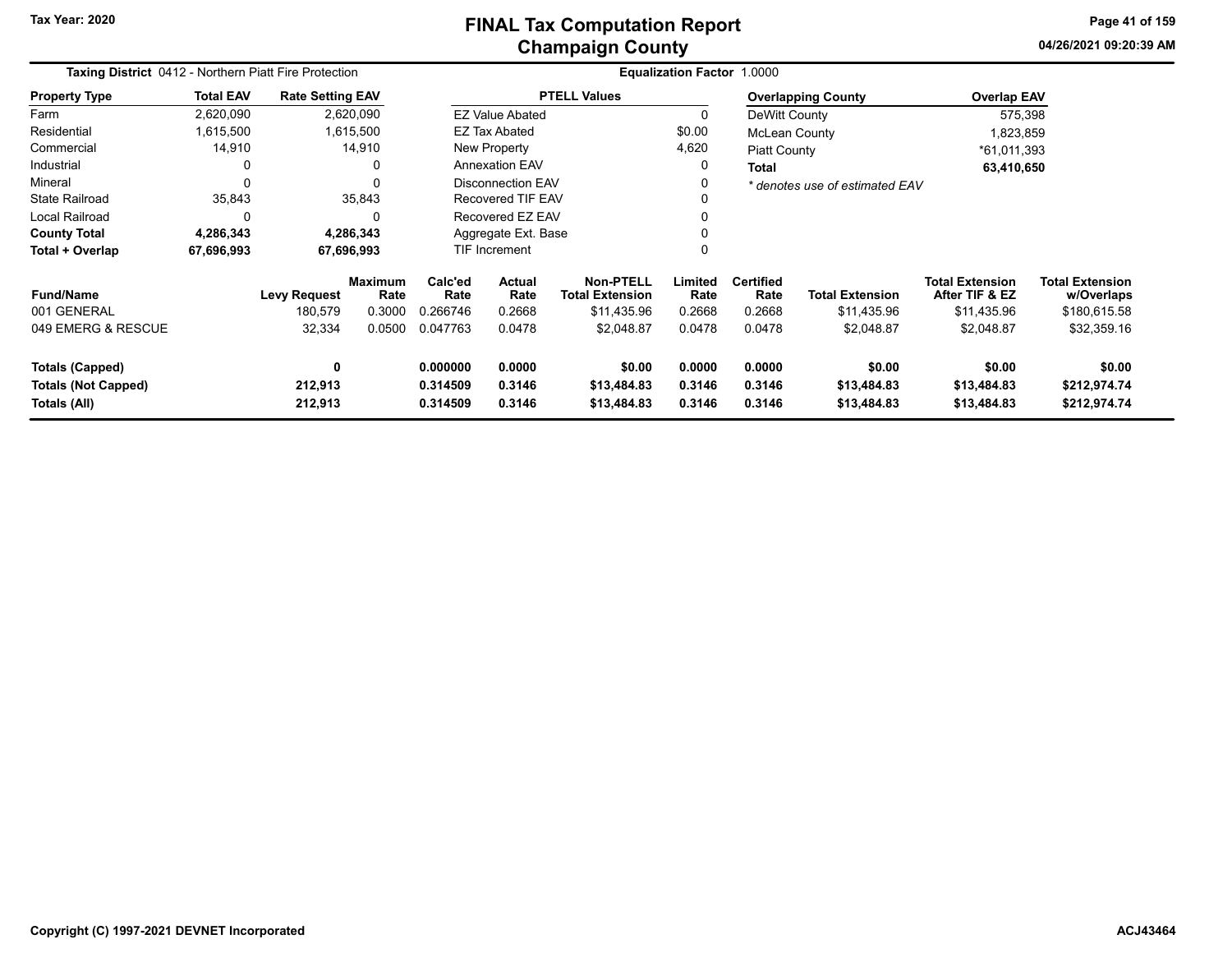# FINAL Tax Computation Report
## Champaign County

Tax Year: 2020

04/26/2021 09:20:39 AM

**Taxing District** 0412 - Northern Piatt Fire Protection

**Equalization Factor** 1.0000

| Property Type | Total EAV | Rate Setting EAV |
|---|---|---|
| Farm | 2,620,090 | 2,620,090 |
| Residential | 1,615,500 | 1,615,500 |
| Commercial | 14,910 | 14,910 |
| Industrial | 0 | 0 |
| Mineral | 0 | 0 |
| State Railroad | 35,843 | 35,843 |
| Local Railroad | 0 | 0 |
| **County Total** | **4,286,343** | **4,286,343** |
| **Total + Overlap** | **67,696,993** | **67,696,993** |

| PTELL Values | |
|---|---|
| EZ Value Abated | 0 |
| EZ Tax Abated | $0.00 |
| New Property | 4,620 |
| Annexation EAV | 0 |
| Disconnection EAV | 0 |
| Recovered TIF EAV | 0 |
| Recovered EZ EAV | 0 |
| Aggregate Ext. Base | 0 |
| TIF Increment | 0 |

| Overlapping County | Overlap EAV |
|---|---|
| DeWitt County | 575,398 |
| McLean County | 1,823,859 |
| Piatt County | *61,011,393 |
| **Total** | **63,410,650** |

*\* denotes use of estimated EAV*

| Fund/Name | Levy Request | Maximum Rate | Calc'ed Rate | Actual Rate | Non-PTELL Total Extension | Limited Rate | Certified Rate | Total Extension | Total Extension After TIF & EZ | Total Extension w/Overlaps |
|---|---|---|---|---|---|---|---|---|---|---|
| 001 GENERAL | 180,579 | 0.3000 | 0.266746 | 0.2668 | $11,435.96 | 0.2668 | 0.2668 | $11,435.96 | $11,435.96 | $180,615.58 |
| 049 EMERG & RESCUE | 32,334 | 0.0500 | 0.047763 | 0.0478 | $2,048.87 | 0.0478 | 0.0478 | $2,048.87 | $2,048.87 | $32,359.16 |
| **Totals (Capped)** | **0** | | **0.000000** | **0.0000** | **$0.00** | **0.0000** | **0.0000** | **$0.00** | **$0.00** | **$0.00** |
| **Totals (Not Capped)** | **212,913** | | **0.314509** | **0.3146** | **$13,484.83** | **0.3146** | **0.3146** | **$13,484.83** | **$13,484.83** | **$212,974.74** |
| **Totals (All)** | **212,913** | | **0.314509** | **0.3146** | **$13,484.83** | **0.3146** | **0.3146** | **$13,484.83** | **$13,484.83** | **$212,974.74** |

Copyright (C) 1997-2021 DEVNET Incorporated

ACJ43464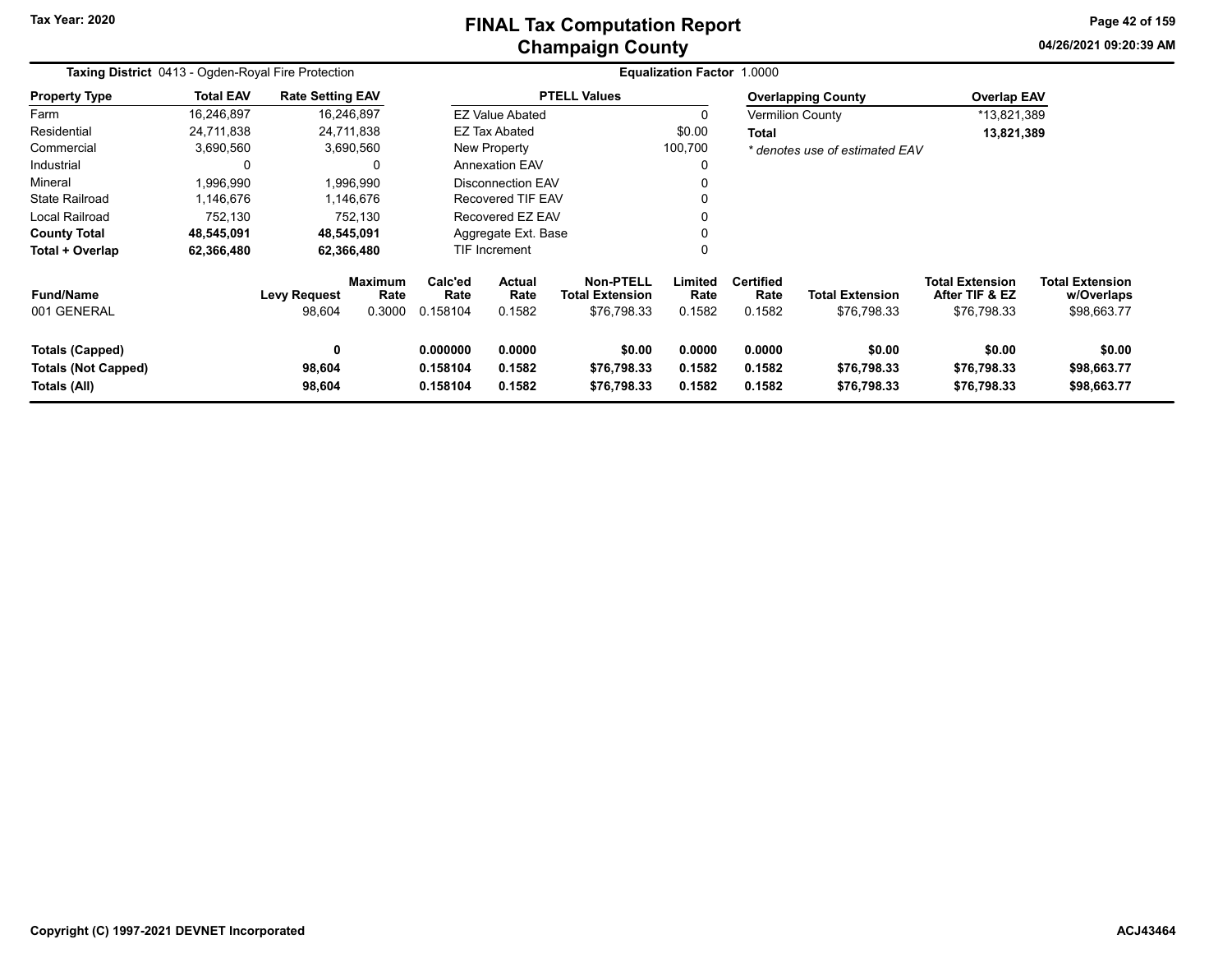# FINAL Tax Computation Report
## Champaign County

Tax Year: 2020

04/26/2021 09:20:39 AM

**Taxing District** 0413 - Ogden-Royal Fire Protection

**Equalization Factor** 1.0000

| Property Type | Total EAV | Rate Setting EAV |
|---|---|---|
| Farm | 16,246,897 | 16,246,897 |
| Residential | 24,711,838 | 24,711,838 |
| Commercial | 3,690,560 | 3,690,560 |
| Industrial | 0 | 0 |
| Mineral | 1,996,990 | 1,996,990 |
| State Railroad | 1,146,676 | 1,146,676 |
| Local Railroad | 752,130 | 752,130 |
| **County Total** | **48,545,091** | **48,545,091** |
| **Total + Overlap** | **62,366,480** | **62,366,480** |

| PTELL Values | |
|---|---|
| EZ Value Abated | 0 |
| EZ Tax Abated | $0.00 |
| New Property | 100,700 |
| Annexation EAV | 0 |
| Disconnection EAV | 0 |
| Recovered TIF EAV | 0 |
| Recovered EZ EAV | 0 |
| Aggregate Ext. Base | 0 |
| TIF Increment | 0 |

| Overlapping County | Overlap EAV |
|---|---|
| Vermilion County | *13,821,389 |
| **Total** | **13,821,389** |

*\* denotes use of estimated EAV*

| Fund/Name | Levy Request | Maximum Rate | Calc'ed Rate | Actual Rate | Non-PTELL Total Extension | Limited Rate | Certified Rate | Total Extension | Total Extension After TIF & EZ | Total Extension w/Overlaps |
|---|---|---|---|---|---|---|---|---|---|---|
| 001 GENERAL | 98,604 | 0.3000 | 0.158104 | 0.1582 | $76,798.33 | 0.1582 | 0.1582 | $76,798.33 | $76,798.33 | $98,663.77 |
| **Totals (Capped)** | **0** | | **0.000000** | **0.0000** | **$0.00** | **0.0000** | **0.0000** | **$0.00** | **$0.00** | **$0.00** |
| **Totals (Not Capped)** | **98,604** | | **0.158104** | **0.1582** | **$76,798.33** | **0.1582** | **0.1582** | **$76,798.33** | **$76,798.33** | **$98,663.77** |
| **Totals (All)** | **98,604** | | **0.158104** | **0.1582** | **$76,798.33** | **0.1582** | **0.1582** | **$76,798.33** | **$76,798.33** | **$98,663.77** |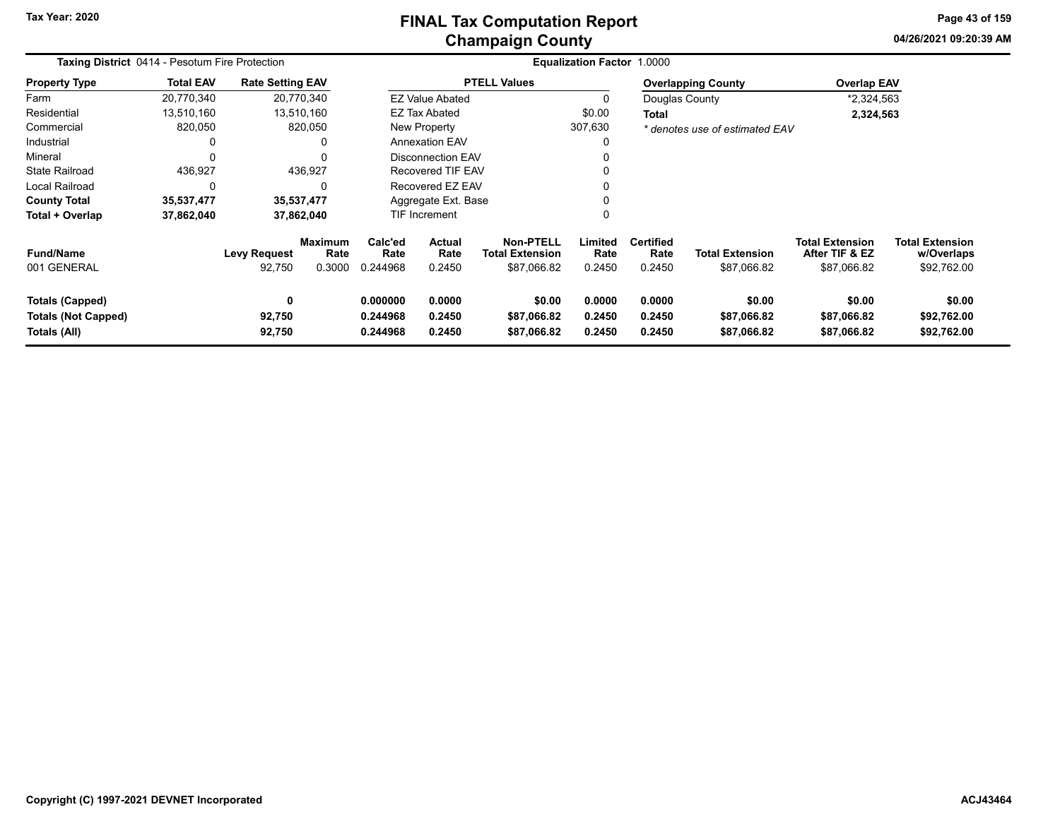# FINAL Tax Computation Report
## Champaign County

Tax Year: 2020

04/26/2021 09:20:39 AM

**Taxing District** 0414 - Pesotum Fire Protection

**Equalization Factor** 1.0000

| Property Type | Total EAV | Rate Setting EAV |
|---|---|---|
| Farm | 20,770,340 | 20,770,340 |
| Residential | 13,510,160 | 13,510,160 |
| Commercial | 820,050 | 820,050 |
| Industrial | 0 | 0 |
| Mineral | 0 | 0 |
| State Railroad | 436,927 | 436,927 |
| Local Railroad | 0 | 0 |
| **County Total** | **35,537,477** | **35,537,477** |
| **Total + Overlap** | **37,862,040** | **37,862,040** |

| PTELL Values | |
|---|---|
| EZ Value Abated | 0 |
| EZ Tax Abated | $0.00 |
| New Property | 307,630 |
| Annexation EAV | 0 |
| Disconnection EAV | 0 |
| Recovered TIF EAV | 0 |
| Recovered EZ EAV | 0 |
| Aggregate Ext. Base | 0 |
| TIF Increment | 0 |

| Overlapping County | Overlap EAV |
|---|---|
| Douglas County | *2,324,563 |
| **Total** | **2,324,563** |

*\* denotes use of estimated EAV*

| Fund/Name | Levy Request | Maximum Rate | Calc'ed Rate | Actual Rate | Non-PTELL Total Extension | Limited Rate | Certified Rate | Total Extension | Total Extension After TIF & EZ | Total Extension w/Overlaps |
|---|---|---|---|---|---|---|---|---|---|---|
| 001 GENERAL | 92,750 | 0.3000 | 0.244968 | 0.2450 | $87,066.82 | 0.2450 | 0.2450 | $87,066.82 | $87,066.82 | $92,762.00 |
| **Totals (Capped)** | **0** | | **0.000000** | **0.0000** | **$0.00** | **0.0000** | **0.0000** | **$0.00** | **$0.00** | **$0.00** |
| **Totals (Not Capped)** | **92,750** | | **0.244968** | **0.2450** | **$87,066.82** | **0.2450** | **0.2450** | **$87,066.82** | **$87,066.82** | **$92,762.00** |
| **Totals (All)** | **92,750** | | **0.244968** | **0.2450** | **$87,066.82** | **0.2450** | **0.2450** | **$87,066.82** | **$87,066.82** | **$92,762.00** |

Copyright (C) 1997-2021 DEVNET Incorporated

ACJ43464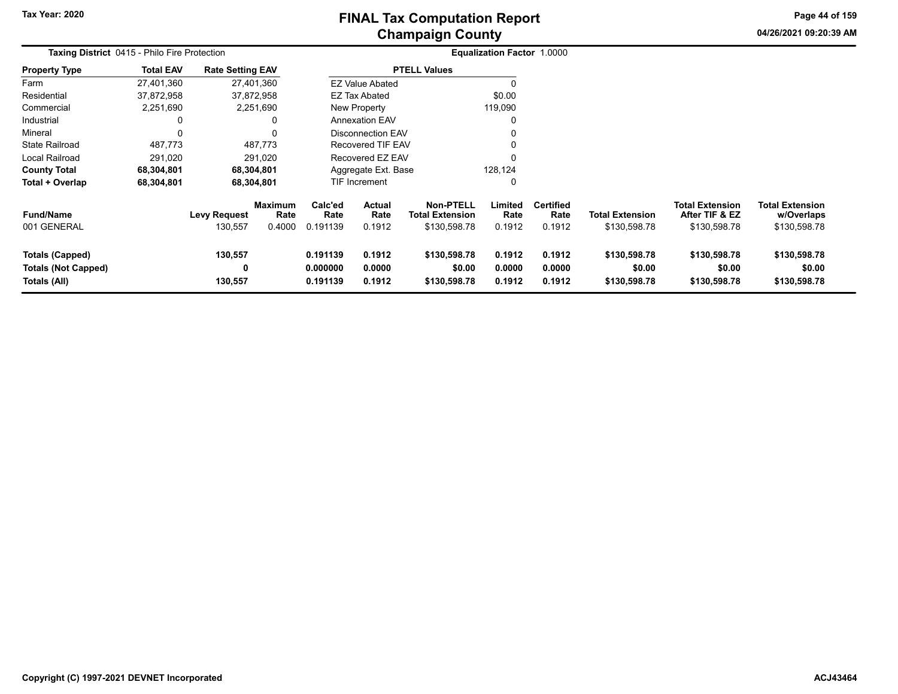Tax Year: 2020

# FINAL Tax Computation Report
## Champaign County

04/26/2021 09:20:39 AM

**Taxing District** 0415 - Philo Fire Protection

**Equalization Factor** 1.0000

| Property Type | Total EAV | Rate Setting EAV |
|---|---|---|
| Farm | 27,401,360 | 27,401,360 |
| Residential | 37,872,958 | 37,872,958 |
| Commercial | 2,251,690 | 2,251,690 |
| Industrial | 0 | 0 |
| Mineral | 0 | 0 |
| State Railroad | 487,773 | 487,773 |
| Local Railroad | 291,020 | 291,020 |
| **County Total** | **68,304,801** | **68,304,801** |
| **Total + Overlap** | **68,304,801** | **68,304,801** |

| PTELL Values | |
|---|---|
| EZ Value Abated | 0 |
| EZ Tax Abated | $0.00 |
| New Property | 119,090 |
| Annexation EAV | 0 |
| Disconnection EAV | 0 |
| Recovered TIF EAV | 0 |
| Recovered EZ EAV | 0 |
| Aggregate Ext. Base | 128,124 |
| TIF Increment | 0 |

| Fund/Name | Levy Request | Maximum Rate | Calc'ed Rate | Actual Rate | Non-PTELL Total Extension | Limited Rate | Certified Rate | Total Extension | Total Extension After TIF & EZ | Total Extension w/Overlaps |
|---|---|---|---|---|---|---|---|---|---|---|
| 001 GENERAL | 130,557 | 0.4000 | 0.191139 | 0.1912 | $130,598.78 | 0.1912 | 0.1912 | $130,598.78 | $130,598.78 | $130,598.78 |
| **Totals (Capped)** | **130,557** | | **0.191139** | **0.1912** | **$130,598.78** | **0.1912** | **0.1912** | **$130,598.78** | **$130,598.78** | **$130,598.78** |
| **Totals (Not Capped)** | **0** | | **0.000000** | **0.0000** | **$0.00** | **0.0000** | **0.0000** | **$0.00** | **$0.00** | **$0.00** |
| **Totals (All)** | **130,557** | | **0.191139** | **0.1912** | **$130,598.78** | **0.1912** | **0.1912** | **$130,598.78** | **$130,598.78** | **$130,598.78** |

Copyright (C) 1997-2021 DEVNET Incorporated

ACJ43464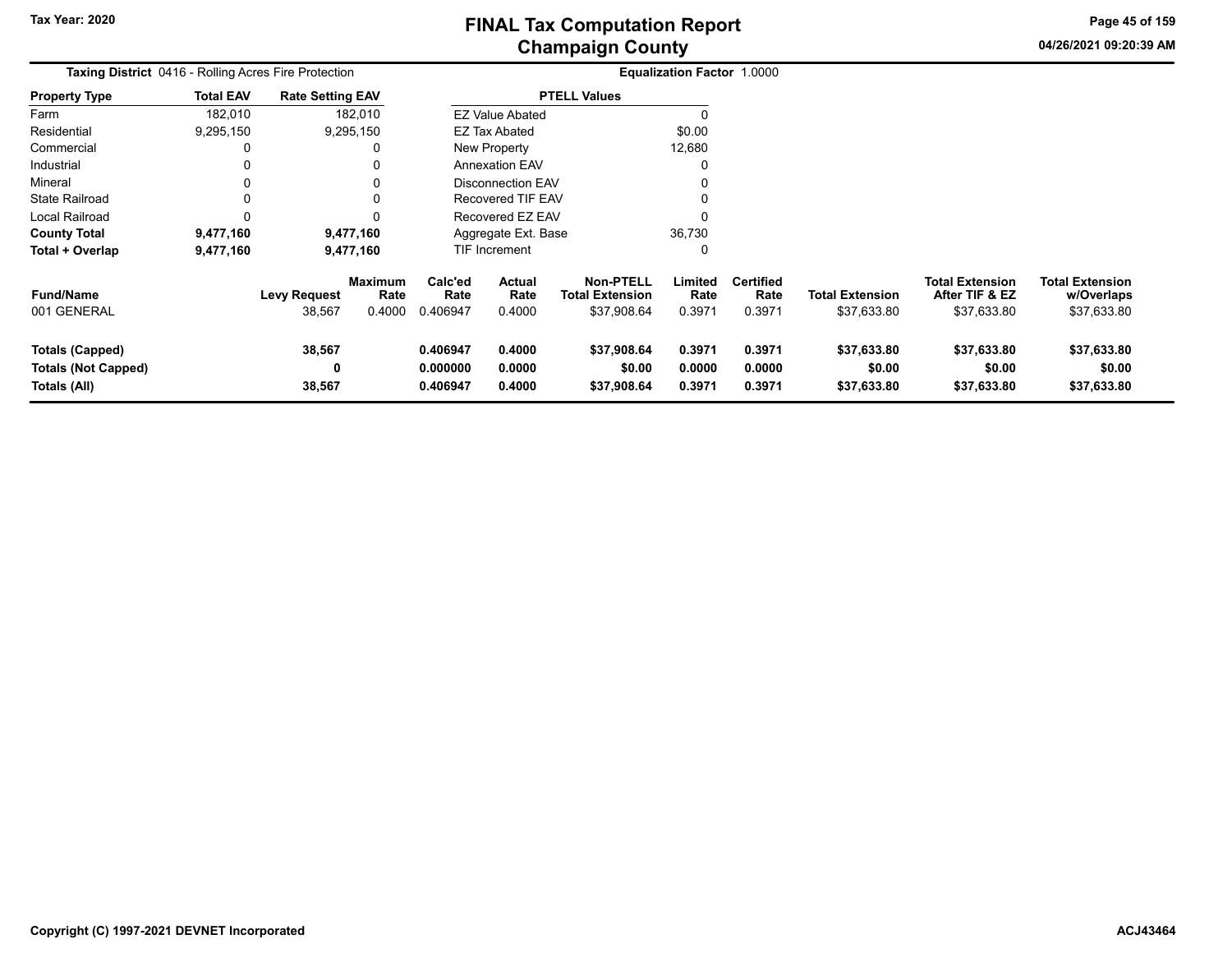**Taxing District** 0416 - Rolling Acres Fire Protection

**Equalization Factor** 1.0000

| Property Type | Total EAV | Rate Setting EAV |
|---|---|---|
| Farm | 182,010 | 182,010 |
| Residential | 9,295,150 | 9,295,150 |
| Commercial | 0 | 0 |
| Industrial | 0 | 0 |
| Mineral | 0 | 0 |
| State Railroad | 0 | 0 |
| Local Railroad | 0 | 0 |
| **County Total** | **9,477,160** | **9,477,160** |
| **Total + Overlap** | **9,477,160** | **9,477,160** |

| PTELL Values | |
|---|---|
| EZ Value Abated | 0 |
| EZ Tax Abated | $0.00 |
| New Property | 12,680 |
| Annexation EAV | 0 |
| Disconnection EAV | 0 |
| Recovered TIF EAV | 0 |
| Recovered EZ EAV | 0 |
| Aggregate Ext. Base | 36,730 |
| TIF Increment | 0 |

| Fund/Name | Levy Request | Maximum Rate | Calc'ed Rate | Actual Rate | Non-PTELL Total Extension | Limited Rate | Certified Rate | Total Extension | Total Extension After TIF & EZ | Total Extension w/Overlaps |
|---|---|---|---|---|---|---|---|---|---|---|
| 001 GENERAL | 38,567 | 0.4000 | 0.406947 | 0.4000 | $37,908.64 | 0.3971 | 0.3971 | $37,633.80 | $37,633.80 | $37,633.80 |
| **Totals (Capped)** | **38,567** | | **0.406947** | **0.4000** | **$37,908.64** | **0.3971** | **0.3971** | **$37,633.80** | **$37,633.80** | **$37,633.80** |
| **Totals (Not Capped)** | **0** | | **0.000000** | **0.0000** | **$0.00** | **0.0000** | **0.0000** | **$0.00** | **$0.00** | **$0.00** |
| **Totals (All)** | **38,567** | | **0.406947** | **0.4000** | **$37,908.64** | **0.3971** | **0.3971** | **$37,633.80** | **$37,633.80** | **$37,633.80** |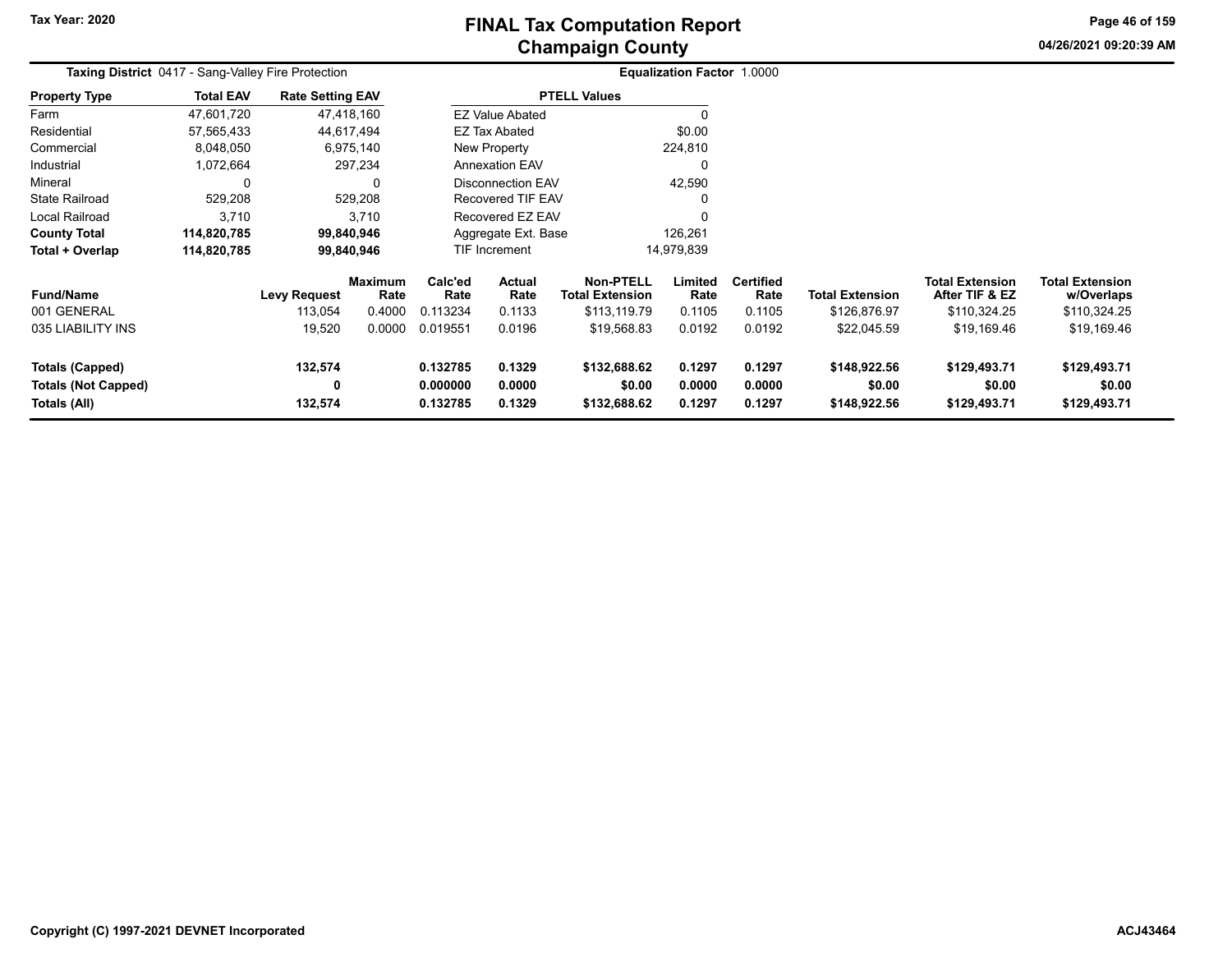# FINAL Tax Computation Report
## Champaign County

Tax Year: 2020

04/26/2021 09:20:39 AM

**Taxing District** 0417 - Sang-Valley Fire Protection

**Equalization Factor** 1.0000

| Property Type | Total EAV | Rate Setting EAV |
|---|---|---|
| Farm | 47,601,720 | 47,418,160 |
| Residential | 57,565,433 | 44,617,494 |
| Commercial | 8,048,050 | 6,975,140 |
| Industrial | 1,072,664 | 297,234 |
| Mineral | 0 | 0 |
| State Railroad | 529,208 | 529,208 |
| Local Railroad | 3,710 | 3,710 |
| **County Total** | **114,820,785** | **99,840,946** |
| **Total + Overlap** | **114,820,785** | **99,840,946** |

| PTELL Values | |
|---|---|
| EZ Value Abated | 0 |
| EZ Tax Abated | $0.00 |
| New Property | 224,810 |
| Annexation EAV | 0 |
| Disconnection EAV | 42,590 |
| Recovered TIF EAV | 0 |
| Recovered EZ EAV | 0 |
| Aggregate Ext. Base | 126,261 |
| TIF Increment | 14,979,839 |

| Fund/Name | Levy Request | Maximum Rate | Calc'ed Rate | Actual Rate | Non-PTELL Total Extension | Limited Rate | Certified Rate | Total Extension | Total Extension After TIF & EZ | Total Extension w/Overlaps |
|---|---|---|---|---|---|---|---|---|---|---|
| 001 GENERAL | 113,054 | 0.4000 | 0.113234 | 0.1133 | $113,119.79 | 0.1105 | 0.1105 | $126,876.97 | $110,324.25 | $110,324.25 |
| 035 LIABILITY INS | 19,520 | 0.0000 | 0.019551 | 0.0196 | $19,568.83 | 0.0192 | 0.0192 | $22,045.59 | $19,169.46 | $19,169.46 |
| **Totals (Capped)** | **132,574** | | **0.132785** | **0.1329** | **$132,688.62** | **0.1297** | **0.1297** | **$148,922.56** | **$129,493.71** | **$129,493.71** |
| **Totals (Not Capped)** | **0** | | **0.000000** | **0.0000** | **$0.00** | **0.0000** | **0.0000** | **$0.00** | **$0.00** | **$0.00** |
| **Totals (All)** | **132,574** | | **0.132785** | **0.1329** | **$132,688.62** | **0.1297** | **0.1297** | **$148,922.56** | **$129,493.71** | **$129,493.71** |

Copyright (C) 1997-2021 DEVNET Incorporated

ACJ43464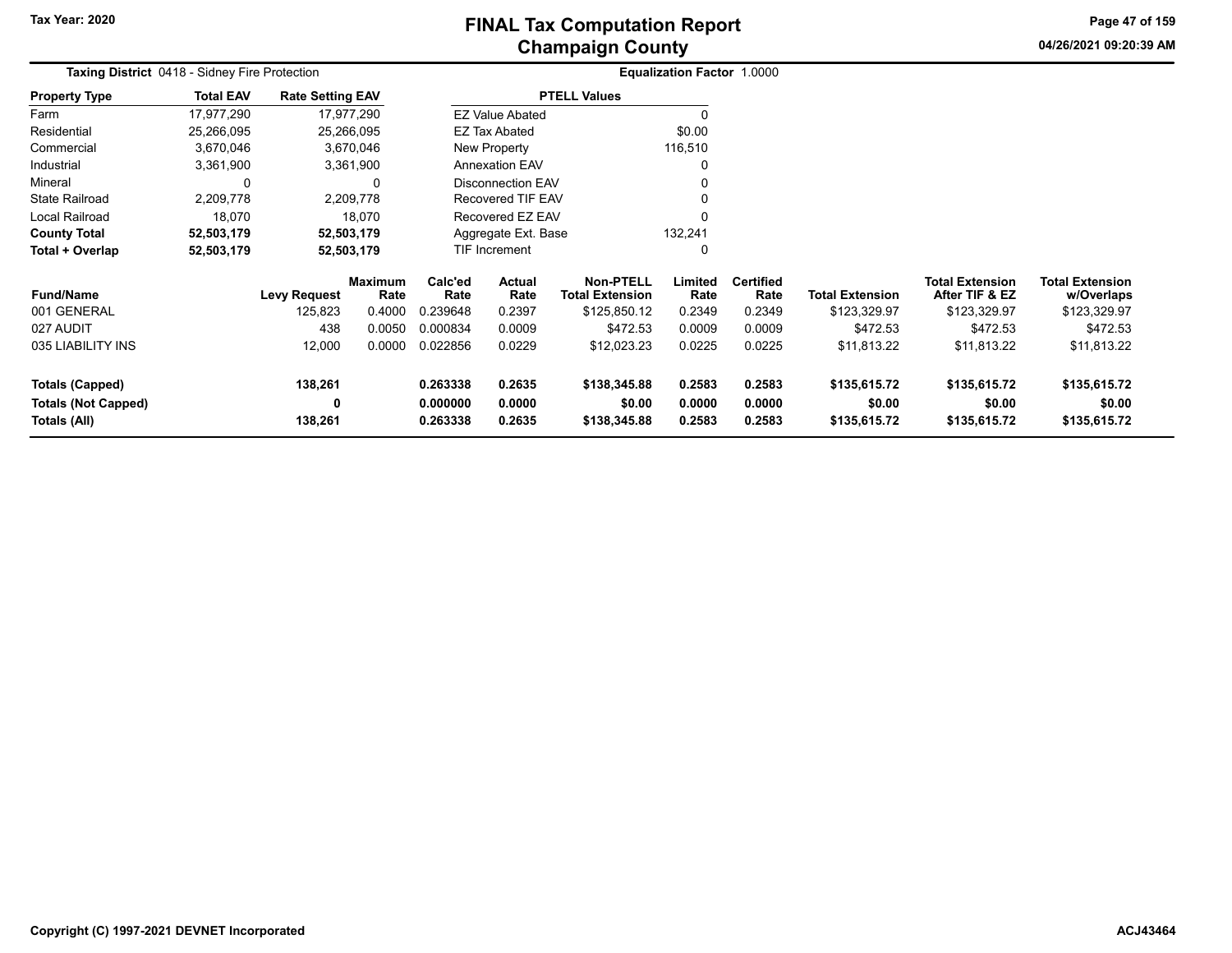# FINAL Tax Computation Report
## Champaign County

**Tax Year: 2020**

04/26/2021 09:20:39 AM

**Taxing District** 0418 - Sidney Fire Protection

**Equalization Factor** 1.0000

| Property Type | Total EAV | Rate Setting EAV |
|---|---|---|
| Farm | 17,977,290 | 17,977,290 |
| Residential | 25,266,095 | 25,266,095 |
| Commercial | 3,670,046 | 3,670,046 |
| Industrial | 3,361,900 | 3,361,900 |
| Mineral | 0 | 0 |
| State Railroad | 2,209,778 | 2,209,778 |
| Local Railroad | 18,070 | 18,070 |
| **County Total** | **52,503,179** | **52,503,179** |
| **Total + Overlap** | **52,503,179** | **52,503,179** |

| PTELL Values | |
|---|---|
| EZ Value Abated | 0 |
| EZ Tax Abated | $0.00 |
| New Property | 116,510 |
| Annexation EAV | 0 |
| Disconnection EAV | 0 |
| Recovered TIF EAV | 0 |
| Recovered EZ EAV | 0 |
| Aggregate Ext. Base | 132,241 |
| TIF Increment | 0 |

| Fund/Name | Levy Request | Maximum Rate | Calc'ed Rate | Actual Rate | Non-PTELL Total Extension | Limited Rate | Certified Rate | Total Extension | Total Extension After TIF & EZ | Total Extension w/Overlaps |
|---|---|---|---|---|---|---|---|---|---|---|
| 001 GENERAL | 125,823 | 0.4000 | 0.239648 | 0.2397 | $125,850.12 | 0.2349 | 0.2349 | $123,329.97 | $123,329.97 | $123,329.97 |
| 027 AUDIT | 438 | 0.0050 | 0.000834 | 0.0009 | $472.53 | 0.0009 | 0.0009 | $472.53 | $472.53 | $472.53 |
| 035 LIABILITY INS | 12,000 | 0.0000 | 0.022856 | 0.0229 | $12,023.23 | 0.0225 | 0.0225 | $11,813.22 | $11,813.22 | $11,813.22 |
| **Totals (Capped)** | **138,261** | | **0.263338** | **0.2635** | **$138,345.88** | **0.2583** | **0.2583** | **$135,615.72** | **$135,615.72** | **$135,615.72** |
| **Totals (Not Capped)** | **0** | | **0.000000** | **0.0000** | **$0.00** | **0.0000** | **0.0000** | **$0.00** | **$0.00** | **$0.00** |
| **Totals (All)** | **138,261** | | **0.263338** | **0.2635** | **$138,345.88** | **0.2583** | **0.2583** | **$135,615.72** | **$135,615.72** | **$135,615.72** |

Copyright (C) 1997-2021 DEVNET Incorporated

ACJ43464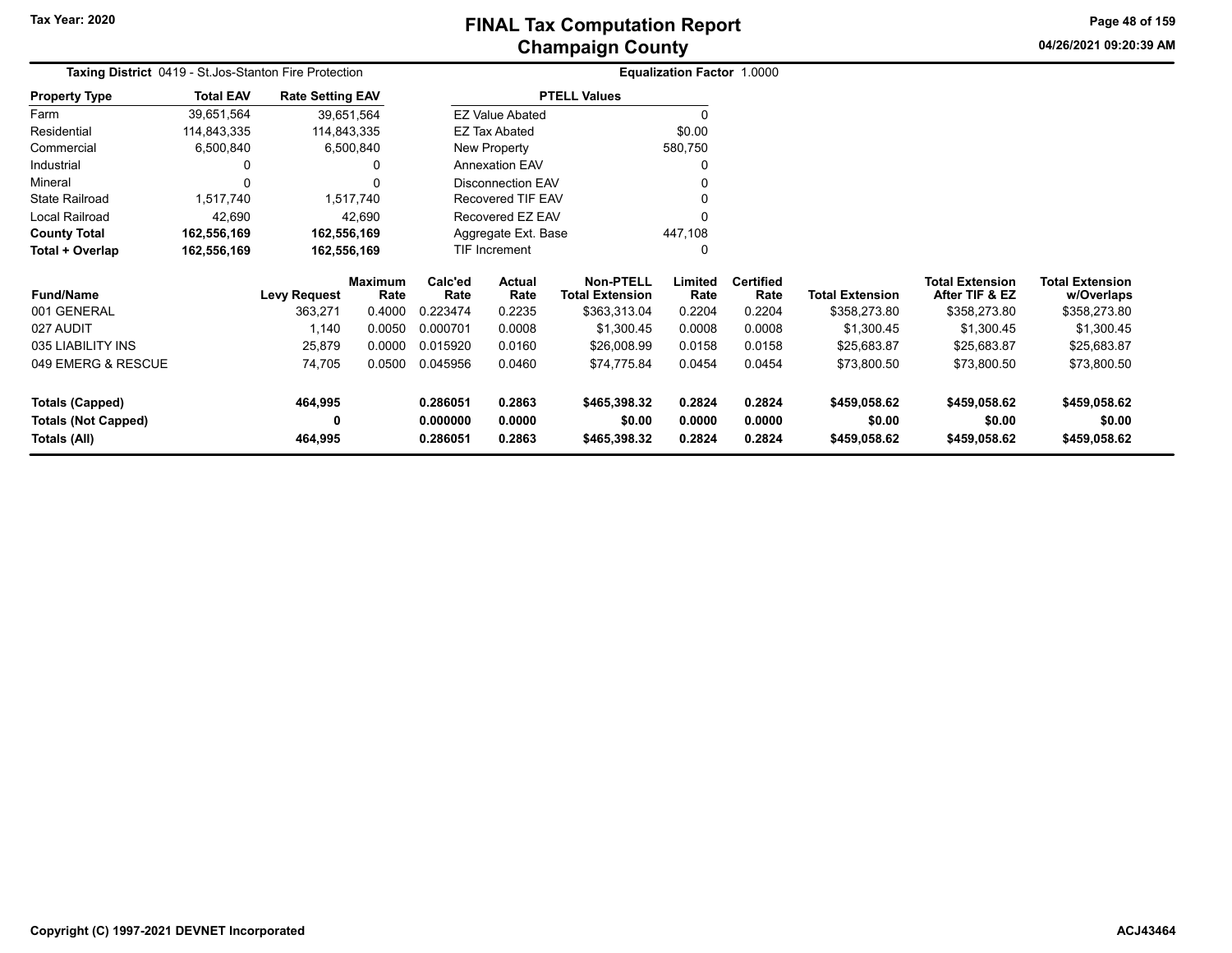# FINAL Tax Computation Report
## Champaign County

**Tax Year: 2020**

04/26/2021 09:20:39 AM

**Taxing District** 0419 - St.Jos-Stanton Fire Protection

**Equalization Factor** 1.0000

| Property Type | Total EAV | Rate Setting EAV |
|---|---|---|
| Farm | 39,651,564 | 39,651,564 |
| Residential | 114,843,335 | 114,843,335 |
| Commercial | 6,500,840 | 6,500,840 |
| Industrial | 0 | 0 |
| Mineral | 0 | 0 |
| State Railroad | 1,517,740 | 1,517,740 |
| Local Railroad | 42,690 | 42,690 |
| **County Total** | **162,556,169** | **162,556,169** |
| **Total + Overlap** | **162,556,169** | **162,556,169** |

| PTELL Values | |
|---|---|
| EZ Value Abated | 0 |
| EZ Tax Abated | $0.00 |
| New Property | 580,750 |
| Annexation EAV | 0 |
| Disconnection EAV | 0 |
| Recovered TIF EAV | 0 |
| Recovered EZ EAV | 0 |
| Aggregate Ext. Base | 447,108 |
| TIF Increment | 0 |

| Fund/Name | Levy Request | Maximum Rate | Calc'ed Rate | Actual Rate | Non-PTELL Total Extension | Limited Rate | Certified Rate | Total Extension | Total Extension After TIF & EZ | Total Extension w/Overlaps |
|---|---|---|---|---|---|---|---|---|---|---|
| 001 GENERAL | 363,271 | 0.4000 | 0.223474 | 0.2235 | $363,313.04 | 0.2204 | 0.2204 | $358,273.80 | $358,273.80 | $358,273.80 |
| 027 AUDIT | 1,140 | 0.0050 | 0.000701 | 0.0008 | $1,300.45 | 0.0008 | 0.0008 | $1,300.45 | $1,300.45 | $1,300.45 |
| 035 LIABILITY INS | 25,879 | 0.0000 | 0.015920 | 0.0160 | $26,008.99 | 0.0158 | 0.0158 | $25,683.87 | $25,683.87 | $25,683.87 |
| 049 EMERG & RESCUE | 74,705 | 0.0500 | 0.045956 | 0.0460 | $74,775.84 | 0.0454 | 0.0454 | $73,800.50 | $73,800.50 | $73,800.50 |
| **Totals (Capped)** | **464,995** | | **0.286051** | **0.2863** | **$465,398.32** | **0.2824** | **0.2824** | **$459,058.62** | **$459,058.62** | **$459,058.62** |
| **Totals (Not Capped)** | **0** | | **0.000000** | **0.0000** | **$0.00** | **0.0000** | **0.0000** | **$0.00** | **$0.00** | **$0.00** |
| **Totals (All)** | **464,995** | | **0.286051** | **0.2863** | **$465,398.32** | **0.2824** | **0.2824** | **$459,058.62** | **$459,058.62** | **$459,058.62** |

Copyright (C) 1997-2021 DEVNET Incorporated

ACJ43464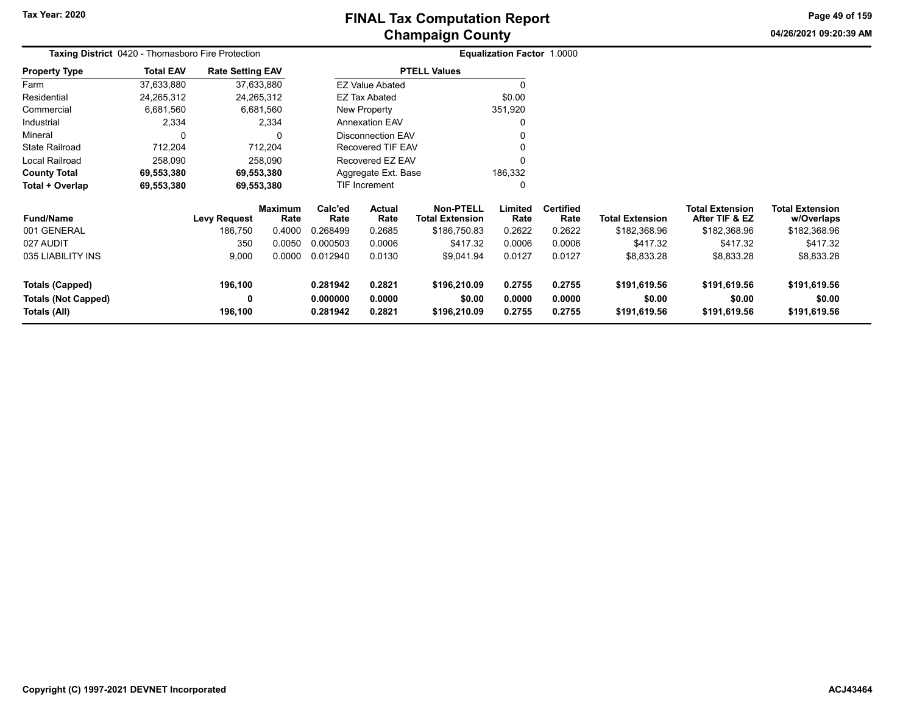# FINAL Tax Computation Report
## Champaign County

Tax Year: 2020

04/26/2021 09:20:39 AM

**Taxing District** 0420 - Thomasboro Fire Protection

**Equalization Factor** 1.0000

| Property Type | Total EAV | Rate Setting EAV |
|---|---|---|
| Farm | 37,633,880 | 37,633,880 |
| Residential | 24,265,312 | 24,265,312 |
| Commercial | 6,681,560 | 6,681,560 |
| Industrial | 2,334 | 2,334 |
| Mineral | 0 | 0 |
| State Railroad | 712,204 | 712,204 |
| Local Railroad | 258,090 | 258,090 |
| **County Total** | **69,553,380** | **69,553,380** |
| **Total + Overlap** | **69,553,380** | **69,553,380** |

| PTELL Values | |
|---|---|
| EZ Value Abated | 0 |
| EZ Tax Abated | $0.00 |
| New Property | 351,920 |
| Annexation EAV | 0 |
| Disconnection EAV | 0 |
| Recovered TIF EAV | 0 |
| Recovered EZ EAV | 0 |
| Aggregate Ext. Base | 186,332 |
| TIF Increment | 0 |

| Fund/Name | Levy Request | Maximum Rate | Calc'ed Rate | Actual Rate | Non-PTELL Total Extension | Limited Rate | Certified Rate | Total Extension | Total Extension After TIF & EZ | Total Extension w/Overlaps |
|---|---|---|---|---|---|---|---|---|---|---|
| 001 GENERAL | 186,750 | 0.4000 | 0.268499 | 0.2685 | $186,750.83 | 0.2622 | 0.2622 | $182,368.96 | $182,368.96 | $182,368.96 |
| 027 AUDIT | 350 | 0.0050 | 0.000503 | 0.0006 | $417.32 | 0.0006 | 0.0006 | $417.32 | $417.32 | $417.32 |
| 035 LIABILITY INS | 9,000 | 0.0000 | 0.012940 | 0.0130 | $9,041.94 | 0.0127 | 0.0127 | $8,833.28 | $8,833.28 | $8,833.28 |
| **Totals (Capped)** | **196,100** | | **0.281942** | **0.2821** | **$196,210.09** | **0.2755** | **0.2755** | **$191,619.56** | **$191,619.56** | **$191,619.56** |
| **Totals (Not Capped)** | **0** | | **0.000000** | **0.0000** | **$0.00** | **0.0000** | **0.0000** | **$0.00** | **$0.00** | **$0.00** |
| **Totals (All)** | **196,100** | | **0.281942** | **0.2821** | **$196,210.09** | **0.2755** | **0.2755** | **$191,619.56** | **$191,619.56** | **$191,619.56** |

Copyright (C) 1997-2021 DEVNET Incorporated

ACJ43464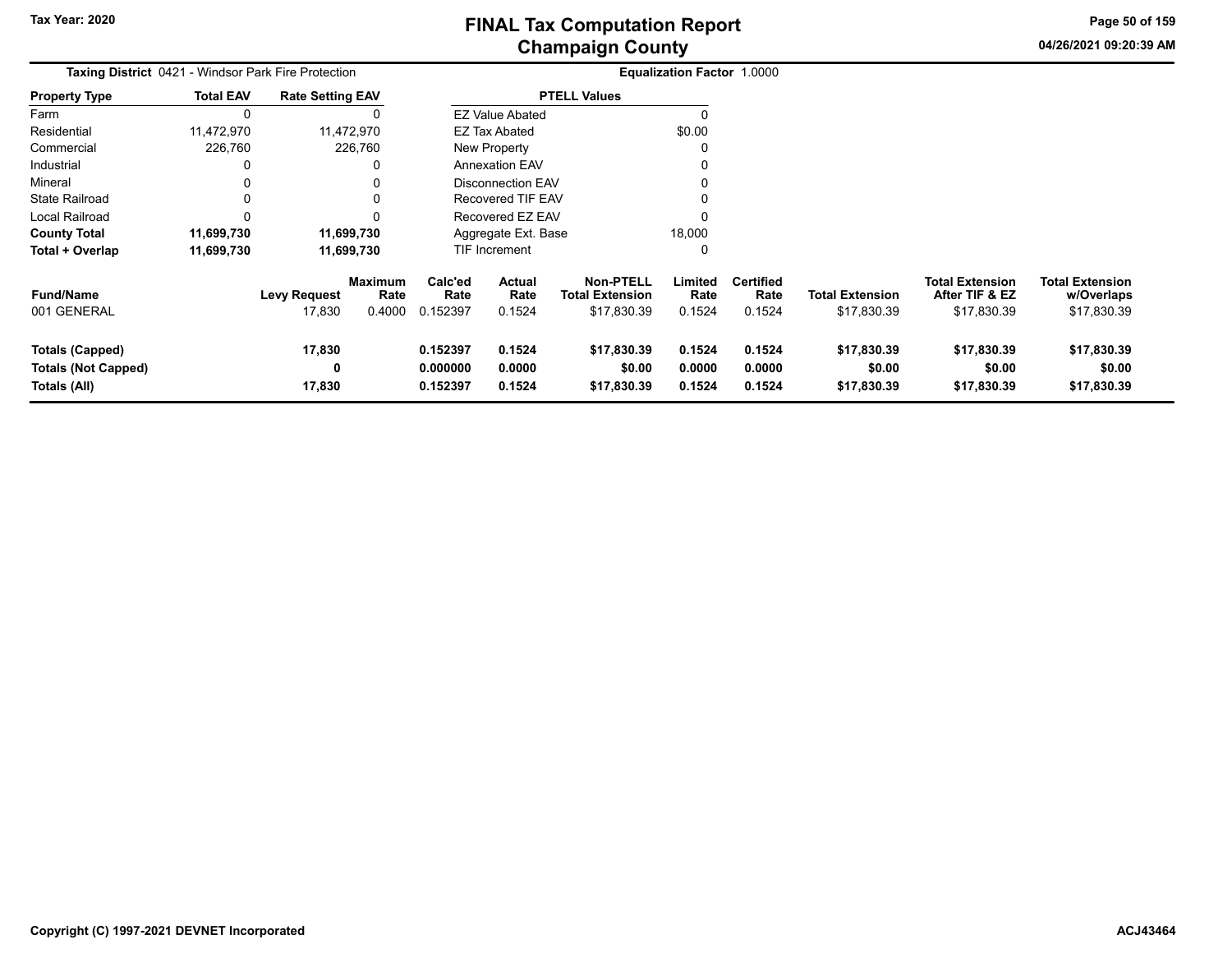**Taxing District** 0421 - Windsor Park Fire Protection

**Equalization Factor** 1.0000

| Property Type | Total EAV | Rate Setting EAV |
|---|---|---|
| Farm | 0 | 0 |
| Residential | 11,472,970 | 11,472,970 |
| Commercial | 226,760 | 226,760 |
| Industrial | 0 | 0 |
| Mineral | 0 | 0 |
| State Railroad | 0 | 0 |
| Local Railroad | 0 | 0 |
| **County Total** | **11,699,730** | **11,699,730** |
| **Total + Overlap** | **11,699,730** | **11,699,730** |

| PTELL Values | |
|---|---|
| EZ Value Abated | 0 |
| EZ Tax Abated | $0.00 |
| New Property | 0 |
| Annexation EAV | 0 |
| Disconnection EAV | 0 |
| Recovered TIF EAV | 0 |
| Recovered EZ EAV | 0 |
| Aggregate Ext. Base | 18,000 |
| TIF Increment | 0 |

| Fund/Name | Levy Request | Maximum Rate | Calc'ed Rate | Actual Rate | Non-PTELL Total Extension | Limited Rate | Certified Rate | Total Extension | Total Extension After TIF & EZ | Total Extension w/Overlaps |
|---|---|---|---|---|---|---|---|---|---|---|
| 001 GENERAL | 17,830 | 0.4000 | 0.152397 | 0.1524 | $17,830.39 | 0.1524 | 0.1524 | $17,830.39 | $17,830.39 | $17,830.39 |
| **Totals (Capped)** | **17,830** | | **0.152397** | **0.1524** | **$17,830.39** | **0.1524** | **0.1524** | **$17,830.39** | **$17,830.39** | **$17,830.39** |
| **Totals (Not Capped)** | **0** | | **0.000000** | **0.0000** | **$0.00** | **0.0000** | **0.0000** | **$0.00** | **$0.00** | **$0.00** |
| **Totals (All)** | **17,830** | | **0.152397** | **0.1524** | **$17,830.39** | **0.1524** | **0.1524** | **$17,830.39** | **$17,830.39** | **$17,830.39** |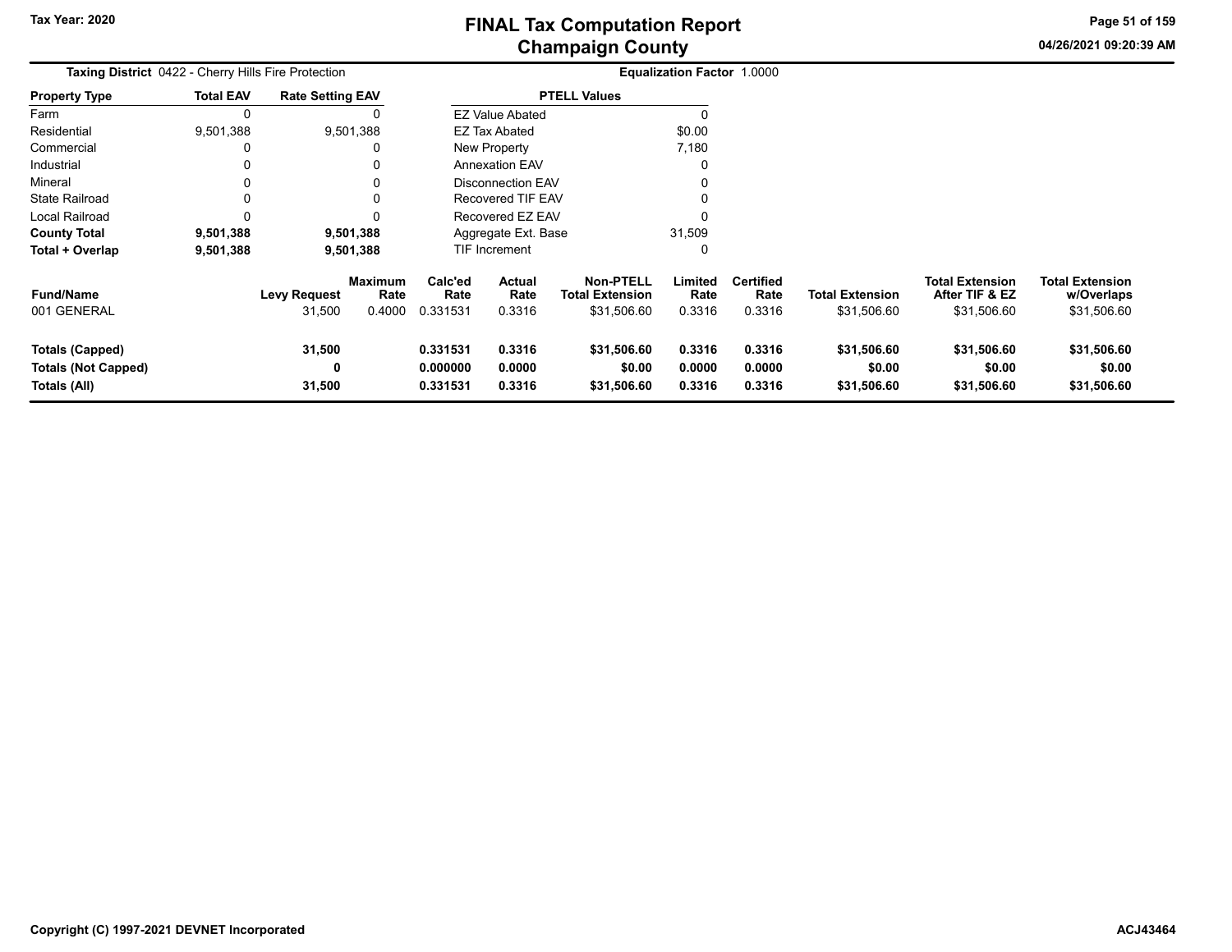# FINAL Tax Computation Report
## Champaign County

Tax Year: 2020

04/26/2021 09:20:39 AM

**Taxing District** 0422 - Cherry Hills Fire Protection

**Equalization Factor** 1.0000

| Property Type | Total EAV | Rate Setting EAV |
|---|---|---|
| Farm | 0 | 0 |
| Residential | 9,501,388 | 9,501,388 |
| Commercial | 0 | 0 |
| Industrial | 0 | 0 |
| Mineral | 0 | 0 |
| State Railroad | 0 | 0 |
| Local Railroad | 0 | 0 |
| **County Total** | **9,501,388** | **9,501,388** |
| **Total + Overlap** | **9,501,388** | **9,501,388** |

| PTELL Values | |
|---|---|
| EZ Value Abated | 0 |
| EZ Tax Abated | $0.00 |
| New Property | 7,180 |
| Annexation EAV | 0 |
| Disconnection EAV | 0 |
| Recovered TIF EAV | 0 |
| Recovered EZ EAV | 0 |
| Aggregate Ext. Base | 31,509 |
| TIF Increment | 0 |

| Fund/Name | Levy Request | Maximum Rate | Calc'ed Rate | Actual Rate | Non-PTELL Total Extension | Limited Rate | Certified Rate | Total Extension | Total Extension After TIF & EZ | Total Extension w/Overlaps |
|---|---|---|---|---|---|---|---|---|---|---|
| 001 GENERAL | 31,500 | 0.4000 | 0.331531 | 0.3316 | $31,506.60 | 0.3316 | 0.3316 | $31,506.60 | $31,506.60 | $31,506.60 |
| **Totals (Capped)** | **31,500** | | **0.331531** | **0.3316** | **$31,506.60** | **0.3316** | **0.3316** | **$31,506.60** | **$31,506.60** | **$31,506.60** |
| **Totals (Not Capped)** | **0** | | **0.000000** | **0.0000** | **$0.00** | **0.0000** | **0.0000** | **$0.00** | **$0.00** | **$0.00** |
| **Totals (All)** | **31,500** | | **0.331531** | **0.3316** | **$31,506.60** | **0.3316** | **0.3316** | **$31,506.60** | **$31,506.60** | **$31,506.60** |

Copyright (C) 1997-2021 DEVNET Incorporated

ACJ43464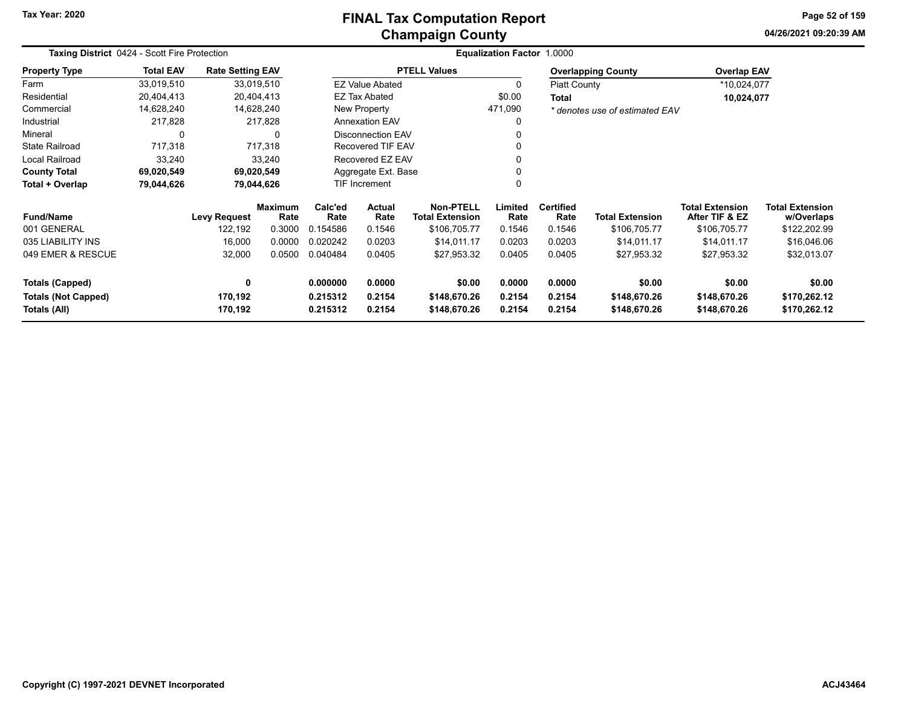Tax Year: 2020

# FINAL Tax Computation Report
## Champaign County

04/26/2021 09:20:39 AM

**Taxing District** 0424 - Scott Fire Protection

**Equalization Factor** 1.0000

| Property Type | Total EAV | Rate Setting EAV |
|---|---|---|
| Farm | 33,019,510 | 33,019,510 |
| Residential | 20,404,413 | 20,404,413 |
| Commercial | 14,628,240 | 14,628,240 |
| Industrial | 217,828 | 217,828 |
| Mineral | 0 | 0 |
| State Railroad | 717,318 | 717,318 |
| Local Railroad | 33,240 | 33,240 |
| **County Total** | **69,020,549** | **69,020,549** |
| **Total + Overlap** | **79,044,626** | **79,044,626** |

| PTELL Values | |
|---|---|
| EZ Value Abated | 0 |
| EZ Tax Abated | $0.00 |
| New Property | 471,090 |
| Annexation EAV | 0 |
| Disconnection EAV | 0 |
| Recovered TIF EAV | 0 |
| Recovered EZ EAV | 0 |
| Aggregate Ext. Base | 0 |
| TIF Increment | 0 |

| Overlapping County | Overlap EAV |
|---|---|
| Piatt County | *10,024,077 |
| **Total** | **10,024,077** |

*\* denotes use of estimated EAV*

| Fund/Name | Levy Request | Maximum Rate | Calc'ed Rate | Actual Rate | Non-PTELL Total Extension | Limited Rate | Certified Rate | Total Extension | Total Extension After TIF & EZ | Total Extension w/Overlaps |
|---|---|---|---|---|---|---|---|---|---|---|
| 001 GENERAL | 122,192 | 0.3000 | 0.154586 | 0.1546 | $106,705.77 | 0.1546 | 0.1546 | $106,705.77 | $106,705.77 | $122,202.99 |
| 035 LIABILITY INS | 16,000 | 0.0000 | 0.020242 | 0.0203 | $14,011.17 | 0.0203 | 0.0203 | $14,011.17 | $14,011.17 | $16,046.06 |
| 049 EMER & RESCUE | 32,000 | 0.0500 | 0.040484 | 0.0405 | $27,953.32 | 0.0405 | 0.0405 | $27,953.32 | $27,953.32 | $32,013.07 |
| **Totals (Capped)** | **0** | | **0.000000** | **0.0000** | **$0.00** | **0.0000** | **0.0000** | **$0.00** | **$0.00** | **$0.00** |
| **Totals (Not Capped)** | **170,192** | | **0.215312** | **0.2154** | **$148,670.26** | **0.2154** | **0.2154** | **$148,670.26** | **$148,670.26** | **$170,262.12** |
| **Totals (All)** | **170,192** | | **0.215312** | **0.2154** | **$148,670.26** | **0.2154** | **0.2154** | **$148,670.26** | **$148,670.26** | **$170,262.12** |

Copyright (C) 1997-2021 DEVNET Incorporated

ACJ43464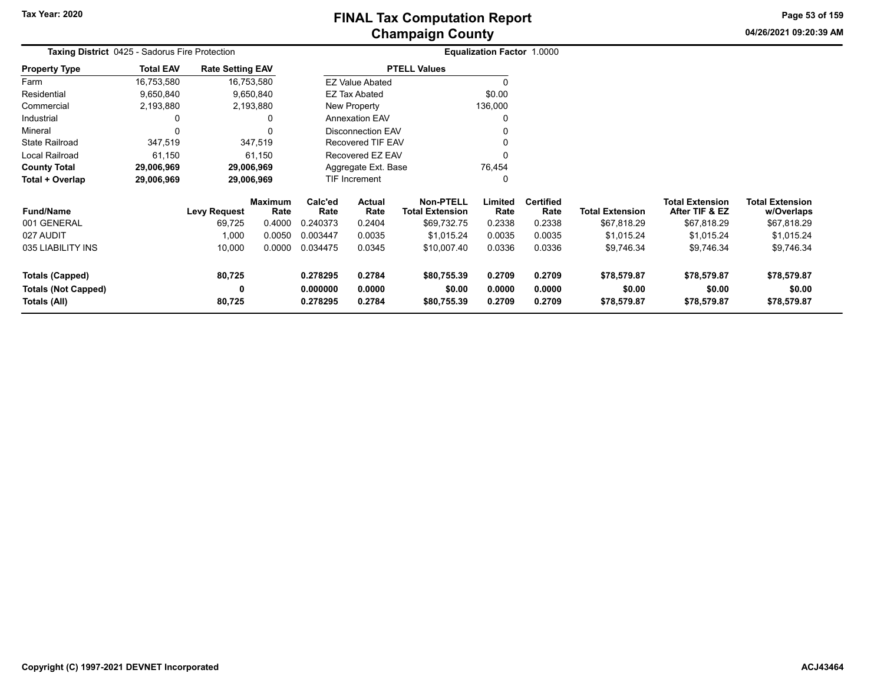# FINAL Tax Computation Report
## Champaign County

Tax Year: 2020

**Taxing District** 0425 - Sadorus Fire Protection

**Equalization Factor** 1.0000

| Property Type | Total EAV | Rate Setting EAV |
|---|---|---|
| Farm | 16,753,580 | 16,753,580 |
| Residential | 9,650,840 | 9,650,840 |
| Commercial | 2,193,880 | 2,193,880 |
| Industrial | 0 | 0 |
| Mineral | 0 | 0 |
| State Railroad | 347,519 | 347,519 |
| Local Railroad | 61,150 | 61,150 |
| **County Total** | **29,006,969** | **29,006,969** |
| **Total + Overlap** | **29,006,969** | **29,006,969** |

| PTELL Values | |
|---|---|
| EZ Value Abated | 0 |
| EZ Tax Abated | $0.00 |
| New Property | 136,000 |
| Annexation EAV | 0 |
| Disconnection EAV | 0 |
| Recovered TIF EAV | 0 |
| Recovered EZ EAV | 0 |
| Aggregate Ext. Base | 76,454 |
| TIF Increment | 0 |

| Fund/Name | Levy Request | Maximum Rate | Calc'ed Rate | Actual Rate | Non-PTELL Total Extension | Limited Rate | Certified Rate | Total Extension | Total Extension After TIF & EZ | Total Extension w/Overlaps |
|---|---|---|---|---|---|---|---|---|---|---|
| 001 GENERAL | 69,725 | 0.4000 | 0.240373 | 0.2404 | $69,732.75 | 0.2338 | 0.2338 | $67,818.29 | $67,818.29 | $67,818.29 |
| 027 AUDIT | 1,000 | 0.0050 | 0.003447 | 0.0035 | $1,015.24 | 0.0035 | 0.0035 | $1,015.24 | $1,015.24 | $1,015.24 |
| 035 LIABILITY INS | 10,000 | 0.0000 | 0.034475 | 0.0345 | $10,007.40 | 0.0336 | 0.0336 | $9,746.34 | $9,746.34 | $9,746.34 |
| **Totals (Capped)** | **80,725** | | **0.278295** | **0.2784** | **$80,755.39** | **0.2709** | **0.2709** | **$78,579.87** | **$78,579.87** | **$78,579.87** |
| **Totals (Not Capped)** | **0** | | **0.000000** | **0.0000** | **$0.00** | **0.0000** | **0.0000** | **$0.00** | **$0.00** | **$0.00** |
| **Totals (All)** | **80,725** | | **0.278295** | **0.2784** | **$80,755.39** | **0.2709** | **0.2709** | **$78,579.87** | **$78,579.87** | **$78,579.87** |

Copyright (C) 1997-2021 DEVNET Incorporated

ACJ43464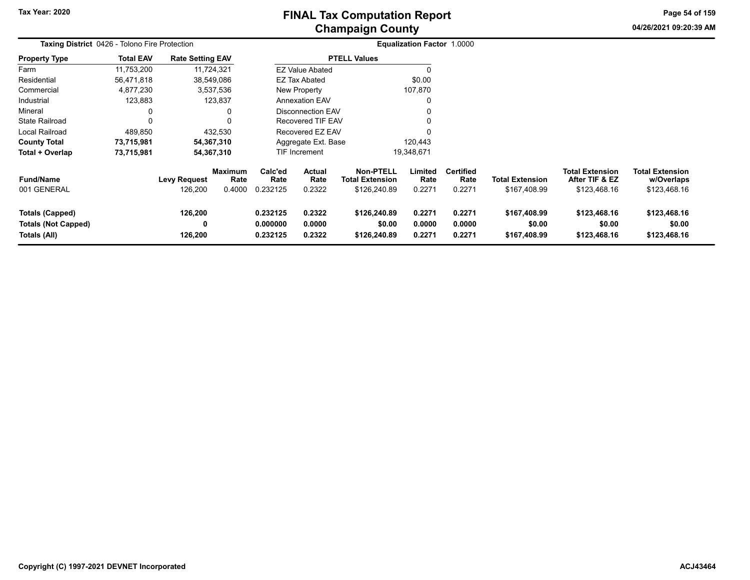# FINAL Tax Computation Report
## Champaign County

Tax Year: 2020

04/26/2021 09:20:39 AM

**Taxing District** 0426 - Tolono Fire Protection

**Equalization Factor** 1.0000

| Property Type | Total EAV | Rate Setting EAV |
|---|---|---|
| Farm | 11,753,200 | 11,724,321 |
| Residential | 56,471,818 | 38,549,086 |
| Commercial | 4,877,230 | 3,537,536 |
| Industrial | 123,883 | 123,837 |
| Mineral | 0 | 0 |
| State Railroad | 0 | 0 |
| Local Railroad | 489,850 | 432,530 |
| **County Total** | **73,715,981** | **54,367,310** |
| **Total + Overlap** | **73,715,981** | **54,367,310** |

| PTELL Values | |
|---|---|
| EZ Value Abated | 0 |
| EZ Tax Abated | $0.00 |
| New Property | 107,870 |
| Annexation EAV | 0 |
| Disconnection EAV | 0 |
| Recovered TIF EAV | 0 |
| Recovered EZ EAV | 0 |
| Aggregate Ext. Base | 120,443 |
| TIF Increment | 19,348,671 |

| Fund/Name | Levy Request | Maximum Rate | Calc'ed Rate | Actual Rate | Non-PTELL Total Extension | Limited Rate | Certified Rate | Total Extension | Total Extension After TIF & EZ | Total Extension w/Overlaps |
|---|---|---|---|---|---|---|---|---|---|---|
| 001 GENERAL | 126,200 | 0.4000 | 0.232125 | 0.2322 | $126,240.89 | 0.2271 | 0.2271 | $167,408.99 | $123,468.16 | $123,468.16 |
| **Totals (Capped)** | **126,200** | | **0.232125** | **0.2322** | **$126,240.89** | **0.2271** | **0.2271** | **$167,408.99** | **$123,468.16** | **$123,468.16** |
| **Totals (Not Capped)** | **0** | | **0.000000** | **0.0000** | **$0.00** | **0.0000** | **0.0000** | **$0.00** | **$0.00** | **$0.00** |
| **Totals (All)** | **126,200** | | **0.232125** | **0.2322** | **$126,240.89** | **0.2271** | **0.2271** | **$167,408.99** | **$123,468.16** | **$123,468.16** |

**Copyright (C) 1997-2021 DEVNET Incorporated**

**ACJ43464**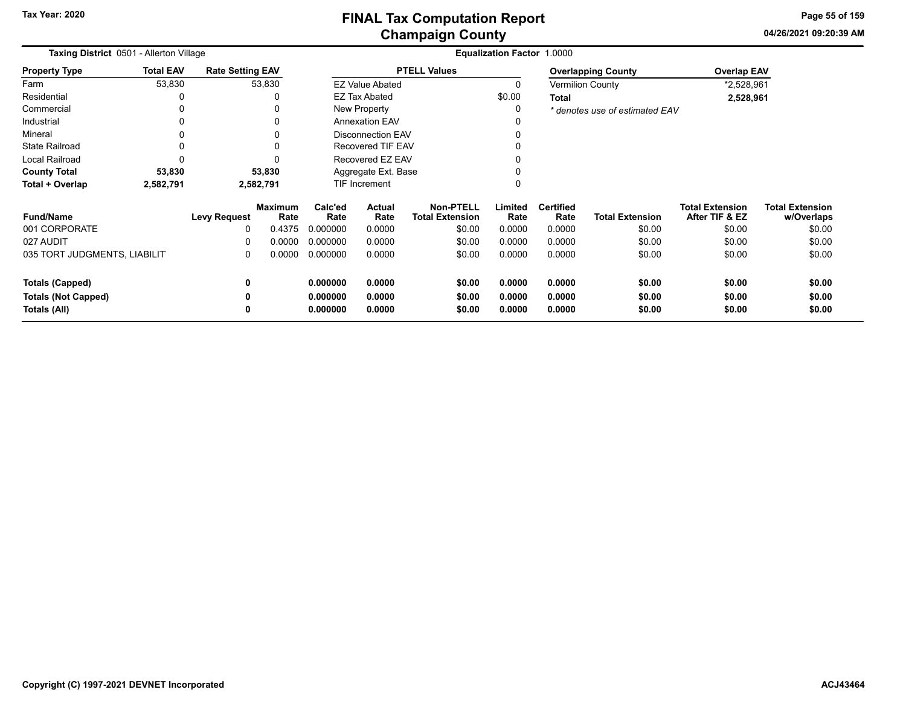# FINAL Tax Computation Report
## Champaign County

Tax Year: 2020

04/26/2021 09:20:39 AM

**Taxing District** 0501 - Allerton Village

**Equalization Factor** 1.0000

| Property Type | Total EAV | Rate Setting EAV |
|---|---|---|
| Farm | 53,830 | 53,830 |
| Residential | 0 | 0 |
| Commercial | 0 | 0 |
| Industrial | 0 | 0 |
| Mineral | 0 | 0 |
| State Railroad | 0 | 0 |
| Local Railroad | 0 | 0 |
| **County Total** | **53,830** | **53,830** |
| **Total + Overlap** | **2,582,791** | **2,582,791** |

| PTELL Values | |
|---|---|
| EZ Value Abated | 0 |
| EZ Tax Abated | $0.00 |
| New Property | 0 |
| Annexation EAV | 0 |
| Disconnection EAV | 0 |
| Recovered TIF EAV | 0 |
| Recovered EZ EAV | 0 |
| Aggregate Ext. Base | 0 |
| TIF Increment | 0 |

| Overlapping County | Overlap EAV |
|---|---|
| Vermilion County | *2,528,961 |
| **Total** | **2,528,961** |

*\* denotes use of estimated EAV*

| Fund/Name | Levy Request | Maximum Rate | Calc'ed Rate | Actual Rate | Non-PTELL Total Extension | Limited Rate | Certified Rate | Total Extension | Total Extension After TIF & EZ | Total Extension w/Overlaps |
|---|---|---|---|---|---|---|---|---|---|---|
| 001 CORPORATE | 0 | 0.4375 | 0.000000 | 0.0000 | $0.00 | 0.0000 | 0.0000 | $0.00 | $0.00 | $0.00 |
| 027 AUDIT | 0 | 0.0000 | 0.000000 | 0.0000 | $0.00 | 0.0000 | 0.0000 | $0.00 | $0.00 | $0.00 |
| 035 TORT JUDGMENTS, LIABILIT | 0 | 0.0000 | 0.000000 | 0.0000 | $0.00 | 0.0000 | 0.0000 | $0.00 | $0.00 | $0.00 |
| **Totals (Capped)** | **0** | | **0.000000** | **0.0000** | **$0.00** | **0.0000** | **0.0000** | **$0.00** | **$0.00** | **$0.00** |
| **Totals (Not Capped)** | **0** | | **0.000000** | **0.0000** | **$0.00** | **0.0000** | **0.0000** | **$0.00** | **$0.00** | **$0.00** |
| **Totals (All)** | **0** | | **0.000000** | **0.0000** | **$0.00** | **0.0000** | **0.0000** | **$0.00** | **$0.00** | **$0.00** |

Copyright (C) 1997-2021 DEVNET Incorporated

ACJ43464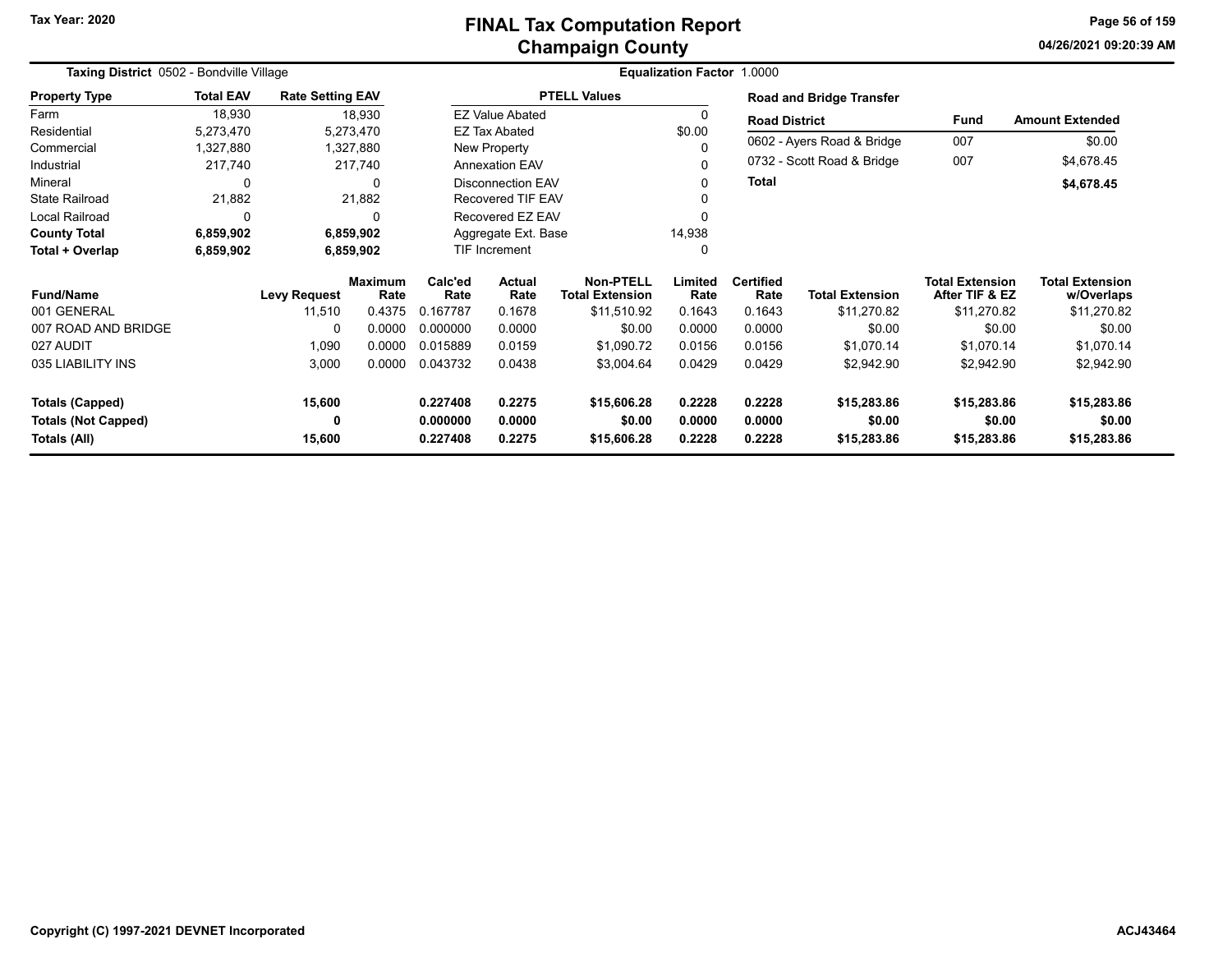# FINAL Tax Computation Report
## Champaign County

Tax Year: 2020

04/26/2021 09:20:39 AM

**Taxing District** 0502 - Bondville Village

**Equalization Factor** 1.0000

| Property Type | Total EAV | Rate Setting EAV |
|---|---|---|
| Farm | 18,930 | 18,930 |
| Residential | 5,273,470 | 5,273,470 |
| Commercial | 1,327,880 | 1,327,880 |
| Industrial | 217,740 | 217,740 |
| Mineral | 0 | 0 |
| State Railroad | 21,882 | 21,882 |
| Local Railroad | 0 | 0 |
| **County Total** | **6,859,902** | **6,859,902** |
| **Total + Overlap** | **6,859,902** | **6,859,902** |

| PTELL Values | |
|---|---|
| EZ Value Abated | 0 |
| EZ Tax Abated | $0.00 |
| New Property | 0 |
| Annexation EAV | 0 |
| Disconnection EAV | 0 |
| Recovered TIF EAV | 0 |
| Recovered EZ EAV | 0 |
| Aggregate Ext. Base | 14,938 |
| TIF Increment | 0 |

**Road and Bridge Transfer**

| Road District | Fund | Amount Extended |
|---|---|---|
| 0602 - Ayers Road & Bridge | 007 | $0.00 |
| 0732 - Scott Road & Bridge | 007 | $4,678.45 |
| **Total** | | **$4,678.45** |

| Fund/Name | Levy Request | Maximum Rate | Calc'ed Rate | Actual Rate | Non-PTELL Total Extension | Limited Rate | Certified Rate | Total Extension | Total Extension After TIF & EZ | Total Extension w/Overlaps |
|---|---|---|---|---|---|---|---|---|---|---|
| 001 GENERAL | 11,510 | 0.4375 | 0.167787 | 0.1678 | $11,510.92 | 0.1643 | 0.1643 | $11,270.82 | $11,270.82 | $11,270.82 |
| 007 ROAD AND BRIDGE | 0 | 0.0000 | 0.000000 | 0.0000 | $0.00 | 0.0000 | 0.0000 | $0.00 | $0.00 | $0.00 |
| 027 AUDIT | 1,090 | 0.0000 | 0.015889 | 0.0159 | $1,090.72 | 0.0156 | 0.0156 | $1,070.14 | $1,070.14 | $1,070.14 |
| 035 LIABILITY INS | 3,000 | 0.0000 | 0.043732 | 0.0438 | $3,004.64 | 0.0429 | 0.0429 | $2,942.90 | $2,942.90 | $2,942.90 |
| **Totals (Capped)** | **15,600** | | **0.227408** | **0.2275** | **$15,606.28** | **0.2228** | **0.2228** | **$15,283.86** | **$15,283.86** | **$15,283.86** |
| **Totals (Not Capped)** | **0** | | **0.000000** | **0.0000** | **$0.00** | **0.0000** | **0.0000** | **$0.00** | **$0.00** | **$0.00** |
| **Totals (All)** | **15,600** | | **0.227408** | **0.2275** | **$15,606.28** | **0.2228** | **0.2228** | **$15,283.86** | **$15,283.86** | **$15,283.86** |

Copyright (C) 1997-2021 DEVNET Incorporated

ACJ43464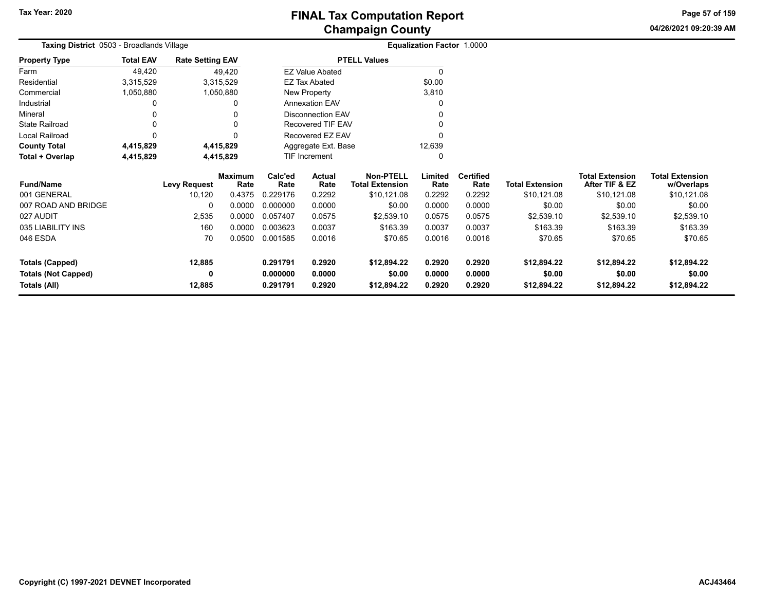# FINAL Tax Computation Report
## Champaign County

Tax Year: 2020

04/26/2021 09:20:39 AM

**Taxing District** 0503 - Broadlands Village

**Equalization Factor** 1.0000

| Property Type | Total EAV | Rate Setting EAV |
|---|---|---|
| Farm | 49,420 | 49,420 |
| Residential | 3,315,529 | 3,315,529 |
| Commercial | 1,050,880 | 1,050,880 |
| Industrial | 0 | 0 |
| Mineral | 0 | 0 |
| State Railroad | 0 | 0 |
| Local Railroad | 0 | 0 |
| **County Total** | **4,415,829** | **4,415,829** |
| **Total + Overlap** | **4,415,829** | **4,415,829** |

| PTELL Values | |
|---|---|
| EZ Value Abated | 0 |
| EZ Tax Abated | $0.00 |
| New Property | 3,810 |
| Annexation EAV | 0 |
| Disconnection EAV | 0 |
| Recovered TIF EAV | 0 |
| Recovered EZ EAV | 0 |
| Aggregate Ext. Base | 12,639 |
| TIF Increment | 0 |

| Fund/Name | Levy Request | Maximum Rate | Calc'ed Rate | Actual Rate | Non-PTELL Total Extension | Limited Rate | Certified Rate | Total Extension | Total Extension After TIF & EZ | Total Extension w/Overlaps |
|---|---|---|---|---|---|---|---|---|---|---|
| 001 GENERAL | 10,120 | 0.4375 | 0.229176 | 0.2292 | $10,121.08 | 0.2292 | 0.2292 | $10,121.08 | $10,121.08 | $10,121.08 |
| 007 ROAD AND BRIDGE | 0 | 0.0000 | 0.000000 | 0.0000 | $0.00 | 0.0000 | 0.0000 | $0.00 | $0.00 | $0.00 |
| 027 AUDIT | 2,535 | 0.0000 | 0.057407 | 0.0575 | $2,539.10 | 0.0575 | 0.0575 | $2,539.10 | $2,539.10 | $2,539.10 |
| 035 LIABILITY INS | 160 | 0.0000 | 0.003623 | 0.0037 | $163.39 | 0.0037 | 0.0037 | $163.39 | $163.39 | $163.39 |
| 046 ESDA | 70 | 0.0500 | 0.001585 | 0.0016 | $70.65 | 0.0016 | 0.0016 | $70.65 | $70.65 | $70.65 |
| **Totals (Capped)** | **12,885** | | **0.291791** | **0.2920** | **$12,894.22** | **0.2920** | **0.2920** | **$12,894.22** | **$12,894.22** | **$12,894.22** |
| **Totals (Not Capped)** | **0** | | **0.000000** | **0.0000** | **$0.00** | **0.0000** | **0.0000** | **$0.00** | **$0.00** | **$0.00** |
| **Totals (All)** | **12,885** | | **0.291791** | **0.2920** | **$12,894.22** | **0.2920** | **0.2920** | **$12,894.22** | **$12,894.22** | **$12,894.22** |

Copyright (C) 1997-2021 DEVNET Incorporated

ACJ43464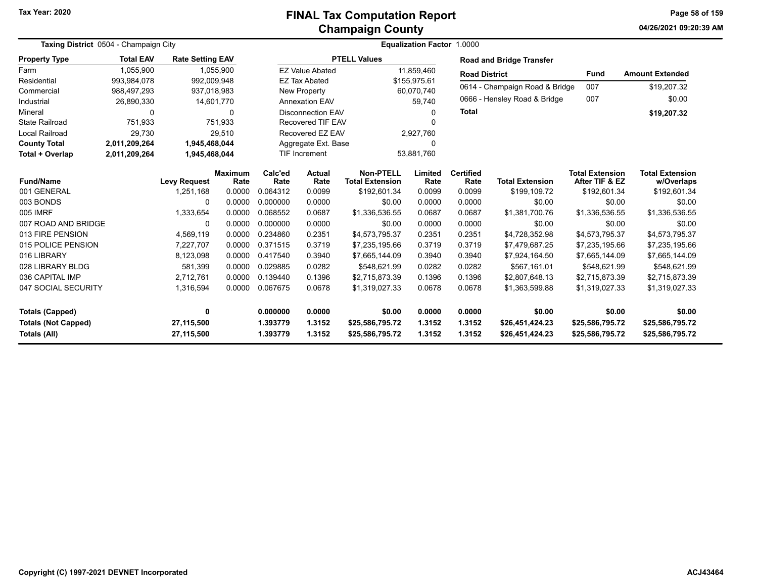# FINAL Tax Computation Report
## Champaign County

Tax Year: 2020

**Taxing District** 0504 - Champaign City

**Equalization Factor** 1.0000

| Property Type | Total EAV | Rate Setting EAV |
|---|---|---|
| Farm | 1,055,900 | 1,055,900 |
| Residential | 993,984,078 | 992,009,948 |
| Commercial | 988,497,293 | 937,018,983 |
| Industrial | 26,890,330 | 14,601,770 |
| Mineral | 0 | 0 |
| State Railroad | 751,933 | 751,933 |
| Local Railroad | 29,730 | 29,510 |
| **County Total** | **2,011,209,264** | **1,945,468,044** |
| **Total + Overlap** | **2,011,209,264** | **1,945,468,044** |

| PTELL Values | |
|---|---|
| EZ Value Abated | 11,859,460 |
| EZ Tax Abated | $155,975.61 |
| New Property | 60,070,740 |
| Annexation EAV | 59,740 |
| Disconnection EAV | 0 |
| Recovered TIF EAV | 0 |
| Recovered EZ EAV | 2,927,760 |
| Aggregate Ext. Base | 0 |
| TIF Increment | 53,881,760 |

**Road and Bridge Transfer**

| Road District | Fund | Amount Extended |
|---|---|---|
| 0614 - Champaign Road & Bridge | 007 | $19,207.32 |
| 0666 - Hensley Road & Bridge | 007 | $0.00 |
| **Total** | | **$19,207.32** |

| Fund/Name | Levy Request | Maximum Rate | Calc'ed Rate | Actual Rate | Non-PTELL Total Extension | Limited Rate | Certified Rate | Total Extension | Total Extension After TIF & EZ | Total Extension w/Overlaps |
|---|---|---|---|---|---|---|---|---|---|---|
| 001 GENERAL | 1,251,168 | 0.0000 | 0.064312 | 0.0099 | $192,601.34 | 0.0099 | 0.0099 | $199,109.72 | $192,601.34 | $192,601.34 |
| 003 BONDS | 0 | 0.0000 | 0.000000 | 0.0000 | $0.00 | 0.0000 | 0.0000 | $0.00 | $0.00 | $0.00 |
| 005 IMRF | 1,333,654 | 0.0000 | 0.068552 | 0.0687 | $1,336,536.55 | 0.0687 | 0.0687 | $1,381,700.76 | $1,336,536.55 | $1,336,536.55 |
| 007 ROAD AND BRIDGE | 0 | 0.0000 | 0.000000 | 0.0000 | $0.00 | 0.0000 | 0.0000 | $0.00 | $0.00 | $0.00 |
| 013 FIRE PENSION | 4,569,119 | 0.0000 | 0.234860 | 0.2351 | $4,573,795.37 | 0.2351 | 0.2351 | $4,728,352.98 | $4,573,795.37 | $4,573,795.37 |
| 015 POLICE PENSION | 7,227,707 | 0.0000 | 0.371515 | 0.3719 | $7,235,195.66 | 0.3719 | 0.3719 | $7,479,687.25 | $7,235,195.66 | $7,235,195.66 |
| 016 LIBRARY | 8,123,098 | 0.0000 | 0.417540 | 0.3940 | $7,665,144.09 | 0.3940 | 0.3940 | $7,924,164.50 | $7,665,144.09 | $7,665,144.09 |
| 028 LIBRARY BLDG | 581,399 | 0.0000 | 0.029885 | 0.0282 | $548,621.99 | 0.0282 | 0.0282 | $567,161.01 | $548,621.99 | $548,621.99 |
| 036 CAPITAL IMP | 2,712,761 | 0.0000 | 0.139440 | 0.1396 | $2,715,873.39 | 0.1396 | 0.1396 | $2,807,648.13 | $2,715,873.39 | $2,715,873.39 |
| 047 SOCIAL SECURITY | 1,316,594 | 0.0000 | 0.067675 | 0.0678 | $1,319,027.33 | 0.0678 | 0.0678 | $1,363,599.88 | $1,319,027.33 | $1,319,027.33 |
| **Totals (Capped)** | **0** | | **0.000000** | **0.0000** | **$0.00** | **0.0000** | **0.0000** | **$0.00** | **$0.00** | **$0.00** |
| **Totals (Not Capped)** | **27,115,500** | | **1.393779** | **1.3152** | **$25,586,795.72** | **1.3152** | **1.3152** | **$26,451,424.23** | **$25,586,795.72** | **$25,586,795.72** |
| **Totals (All)** | **27,115,500** | | **1.393779** | **1.3152** | **$25,586,795.72** | **1.3152** | **1.3152** | **$26,451,424.23** | **$25,586,795.72** | **$25,586,795.72** |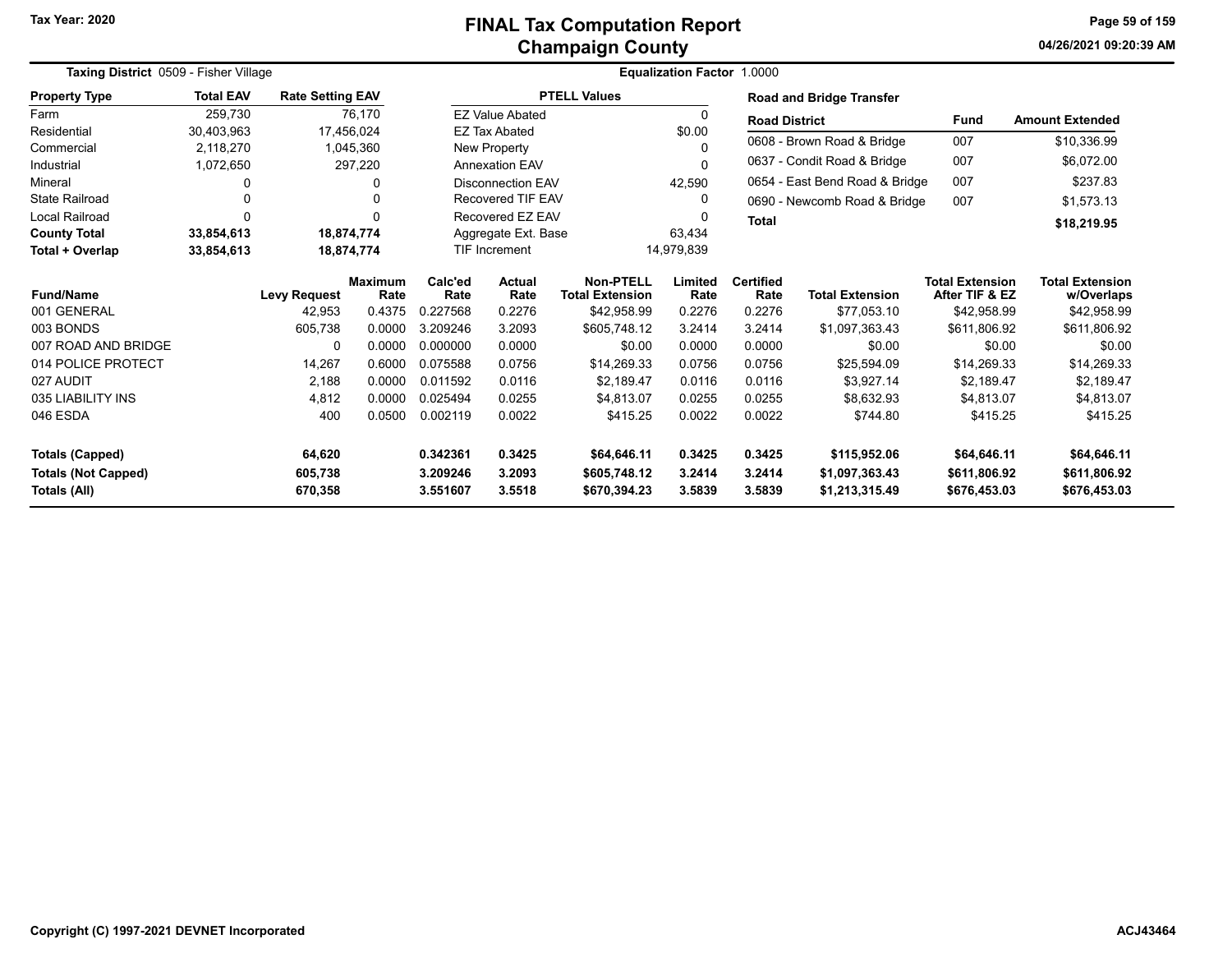# FINAL Tax Computation Report
## Champaign County

Tax Year: 2020

**Taxing District** 0509 - Fisher Village

**Equalization Factor** 1.0000

| Property Type | Total EAV | Rate Setting EAV |
|---|---|---|
| Farm | 259,730 | 76,170 |
| Residential | 30,403,963 | 17,456,024 |
| Commercial | 2,118,270 | 1,045,360 |
| Industrial | 1,072,650 | 297,220 |
| Mineral | 0 | 0 |
| State Railroad | 0 | 0 |
| Local Railroad | 0 | 0 |
| **County Total** | **33,854,613** | **18,874,774** |
| **Total + Overlap** | **33,854,613** | **18,874,774** |

| PTELL Values | |
|---|---|
| EZ Value Abated | 0 |
| EZ Tax Abated | $0.00 |
| New Property | 0 |
| Annexation EAV | 0 |
| Disconnection EAV | 42,590 |
| Recovered TIF EAV | 0 |
| Recovered EZ EAV | 0 |
| Aggregate Ext. Base | 63,434 |
| TIF Increment | 14,979,839 |

**Road and Bridge Transfer**

| Road District | Fund | Amount Extended |
|---|---|---|
| 0608 - Brown Road & Bridge | 007 | $10,336.99 |
| 0637 - Condit Road & Bridge | 007 | $6,072.00 |
| 0654 - East Bend Road & Bridge | 007 | $237.83 |
| 0690 - Newcomb Road & Bridge | 007 | $1,573.13 |
| **Total** | | **$18,219.95** |

| Fund/Name | Levy Request | Maximum Rate | Calc'ed Rate | Actual Rate | Non-PTELL Total Extension | Limited Rate | Certified Rate | Total Extension | Total Extension After TIF & EZ | Total Extension w/Overlaps |
|---|---|---|---|---|---|---|---|---|---|---|
| 001 GENERAL | 42,953 | 0.4375 | 0.227568 | 0.2276 | $42,958.99 | 0.2276 | 0.2276 | $77,053.10 | $42,958.99 | $42,958.99 |
| 003 BONDS | 605,738 | 0.0000 | 3.209246 | 3.2093 | $605,748.12 | 3.2414 | 3.2414 | $1,097,363.43 | $611,806.92 | $611,806.92 |
| 007 ROAD AND BRIDGE | 0 | 0.0000 | 0.000000 | 0.0000 | $0.00 | 0.0000 | 0.0000 | $0.00 | $0.00 | $0.00 |
| 014 POLICE PROTECT | 14,267 | 0.6000 | 0.075588 | 0.0756 | $14,269.33 | 0.0756 | 0.0756 | $25,594.09 | $14,269.33 | $14,269.33 |
| 027 AUDIT | 2,188 | 0.0000 | 0.011592 | 0.0116 | $2,189.47 | 0.0116 | 0.0116 | $3,927.14 | $2,189.47 | $2,189.47 |
| 035 LIABILITY INS | 4,812 | 0.0000 | 0.025494 | 0.0255 | $4,813.07 | 0.0255 | 0.0255 | $8,632.93 | $4,813.07 | $4,813.07 |
| 046 ESDA | 400 | 0.0500 | 0.002119 | 0.0022 | $415.25 | 0.0022 | 0.0022 | $744.80 | $415.25 | $415.25 |
| **Totals (Capped)** | **64,620** | | **0.342361** | **0.3425** | **$64,646.11** | **0.3425** | **0.3425** | **$115,952.06** | **$64,646.11** | **$64,646.11** |
| **Totals (Not Capped)** | **605,738** | | **3.209246** | **3.2093** | **$605,748.12** | **3.2414** | **3.2414** | **$1,097,363.43** | **$611,806.92** | **$611,806.92** |
| **Totals (All)** | **670,358** | | **3.551607** | **3.5518** | **$670,394.23** | **3.5839** | **3.5839** | **$1,213,315.49** | **$676,453.03** | **$676,453.03** |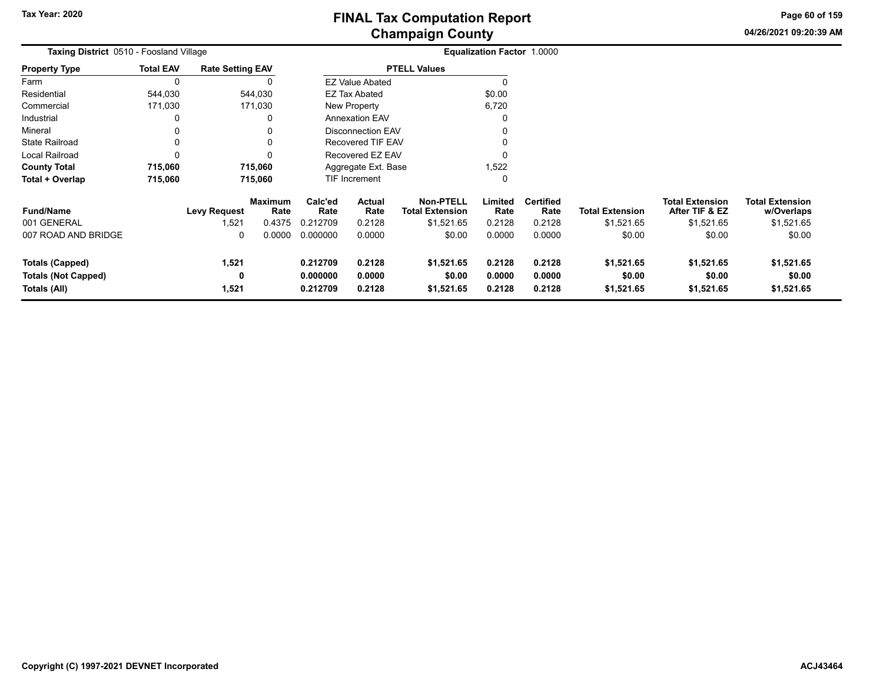# FINAL Tax Computation Report
## Champaign County

Tax Year: 2020

04/26/2021 09:20:39 AM

**Taxing District** 0510 - Foosland Village

**Equalization Factor** 1.0000

| Property Type | Total EAV | Rate Setting EAV |
|---|---|---|
| Farm | 0 | 0 |
| Residential | 544,030 | 544,030 |
| Commercial | 171,030 | 171,030 |
| Industrial | 0 | 0 |
| Mineral | 0 | 0 |
| State Railroad | 0 | 0 |
| Local Railroad | 0 | 0 |
| **County Total** | **715,060** | **715,060** |
| **Total + Overlap** | **715,060** | **715,060** |

| PTELL Values | |
|---|---|
| EZ Value Abated | 0 |
| EZ Tax Abated | $0.00 |
| New Property | 6,720 |
| Annexation EAV | 0 |
| Disconnection EAV | 0 |
| Recovered TIF EAV | 0 |
| Recovered EZ EAV | 0 |
| Aggregate Ext. Base | 1,522 |
| TIF Increment | 0 |

| Fund/Name | Levy Request | Maximum Rate | Calc'ed Rate | Actual Rate | Non-PTELL Total Extension | Limited Rate | Certified Rate | Total Extension | Total Extension After TIF & EZ | Total Extension w/Overlaps |
|---|---|---|---|---|---|---|---|---|---|---|
| 001 GENERAL | 1,521 | 0.4375 | 0.212709 | 0.2128 | $1,521.65 | 0.2128 | 0.2128 | $1,521.65 | $1,521.65 | $1,521.65 |
| 007 ROAD AND BRIDGE | 0 | 0.0000 | 0.000000 | 0.0000 | $0.00 | 0.0000 | 0.0000 | $0.00 | $0.00 | $0.00 |
| **Totals (Capped)** | **1,521** | | **0.212709** | **0.2128** | **$1,521.65** | **0.2128** | **0.2128** | **$1,521.65** | **$1,521.65** | **$1,521.65** |
| **Totals (Not Capped)** | **0** | | **0.000000** | **0.0000** | **$0.00** | **0.0000** | **0.0000** | **$0.00** | **$0.00** | **$0.00** |
| **Totals (All)** | **1,521** | | **0.212709** | **0.2128** | **$1,521.65** | **0.2128** | **0.2128** | **$1,521.65** | **$1,521.65** | **$1,521.65** |

Copyright (C) 1997-2021 DEVNET Incorporated

ACJ43464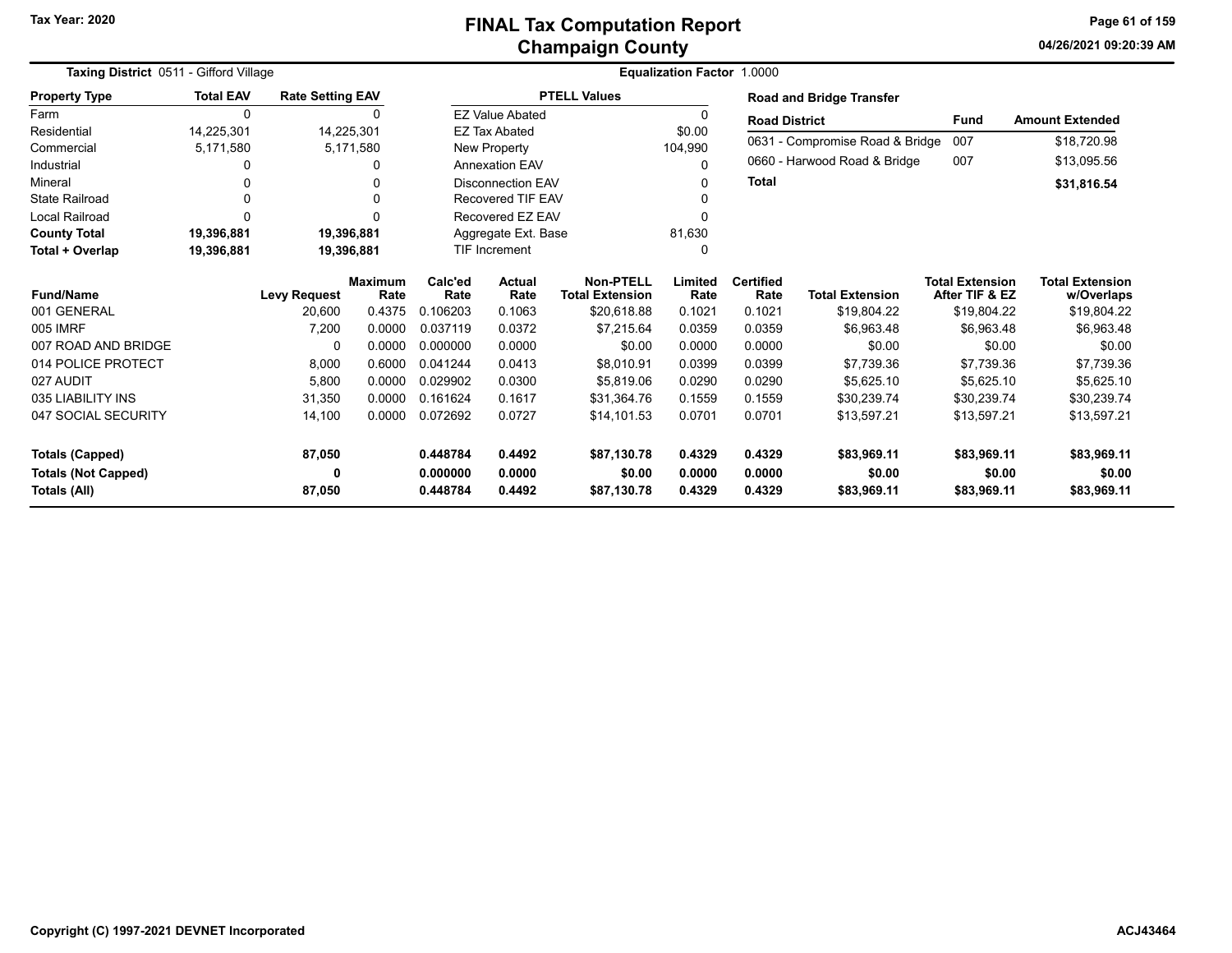# FINAL Tax Computation Report
## Champaign County

Tax Year: 2020

04/26/2021 09:20:39 AM

**Taxing District** 0511 - Gifford Village

**Equalization Factor** 1.0000

| Property Type | Total EAV | Rate Setting EAV |
|---|---|---|
| Farm | 0 | 0 |
| Residential | 14,225,301 | 14,225,301 |
| Commercial | 5,171,580 | 5,171,580 |
| Industrial | 0 | 0 |
| Mineral | 0 | 0 |
| State Railroad | 0 | 0 |
| Local Railroad | 0 | 0 |
| **County Total** | **19,396,881** | **19,396,881** |
| **Total + Overlap** | **19,396,881** | **19,396,881** |

| PTELL Values | |
|---|---|
| EZ Value Abated | 0 |
| EZ Tax Abated | $0.00 |
| New Property | 104,990 |
| Annexation EAV | 0 |
| Disconnection EAV | 0 |
| Recovered TIF EAV | 0 |
| Recovered EZ EAV | 0 |
| Aggregate Ext. Base | 81,630 |
| TIF Increment | 0 |

**Road and Bridge Transfer**

| Road District | Fund | Amount Extended |
|---|---|---|
| 0631 - Compromise Road & Bridge | 007 | $18,720.98 |
| 0660 - Harwood Road & Bridge | 007 | $13,095.56 |
| **Total** | | **$31,816.54** |

| Fund/Name | Levy Request | Maximum Rate | Calc'ed Rate | Actual Rate | Non-PTELL Total Extension | Limited Rate | Certified Rate | Total Extension | Total Extension After TIF & EZ | Total Extension w/Overlaps |
|---|---|---|---|---|---|---|---|---|---|---|
| 001 GENERAL | 20,600 | 0.4375 | 0.106203 | 0.1063 | $20,618.88 | 0.1021 | 0.1021 | $19,804.22 | $19,804.22 | $19,804.22 |
| 005 IMRF | 7,200 | 0.0000 | 0.037119 | 0.0372 | $7,215.64 | 0.0359 | 0.0359 | $6,963.48 | $6,963.48 | $6,963.48 |
| 007 ROAD AND BRIDGE | 0 | 0.0000 | 0.000000 | 0.0000 | $0.00 | 0.0000 | 0.0000 | $0.00 | $0.00 | $0.00 |
| 014 POLICE PROTECT | 8,000 | 0.6000 | 0.041244 | 0.0413 | $8,010.91 | 0.0399 | 0.0399 | $7,739.36 | $7,739.36 | $7,739.36 |
| 027 AUDIT | 5,800 | 0.0000 | 0.029902 | 0.0300 | $5,819.06 | 0.0290 | 0.0290 | $5,625.10 | $5,625.10 | $5,625.10 |
| 035 LIABILITY INS | 31,350 | 0.0000 | 0.161624 | 0.1617 | $31,364.76 | 0.1559 | 0.1559 | $30,239.74 | $30,239.74 | $30,239.74 |
| 047 SOCIAL SECURITY | 14,100 | 0.0000 | 0.072692 | 0.0727 | $14,101.53 | 0.0701 | 0.0701 | $13,597.21 | $13,597.21 | $13,597.21 |
| **Totals (Capped)** | **87,050** | | **0.448784** | **0.4492** | **$87,130.78** | **0.4329** | **0.4329** | **$83,969.11** | **$83,969.11** | **$83,969.11** |
| **Totals (Not Capped)** | **0** | | **0.000000** | **0.0000** | **$0.00** | **0.0000** | **0.0000** | **$0.00** | **$0.00** | **$0.00** |
| **Totals (All)** | **87,050** | | **0.448784** | **0.4492** | **$87,130.78** | **0.4329** | **0.4329** | **$83,969.11** | **$83,969.11** | **$83,969.11** |

Copyright (C) 1997-2021 DEVNET Incorporated

ACJ43464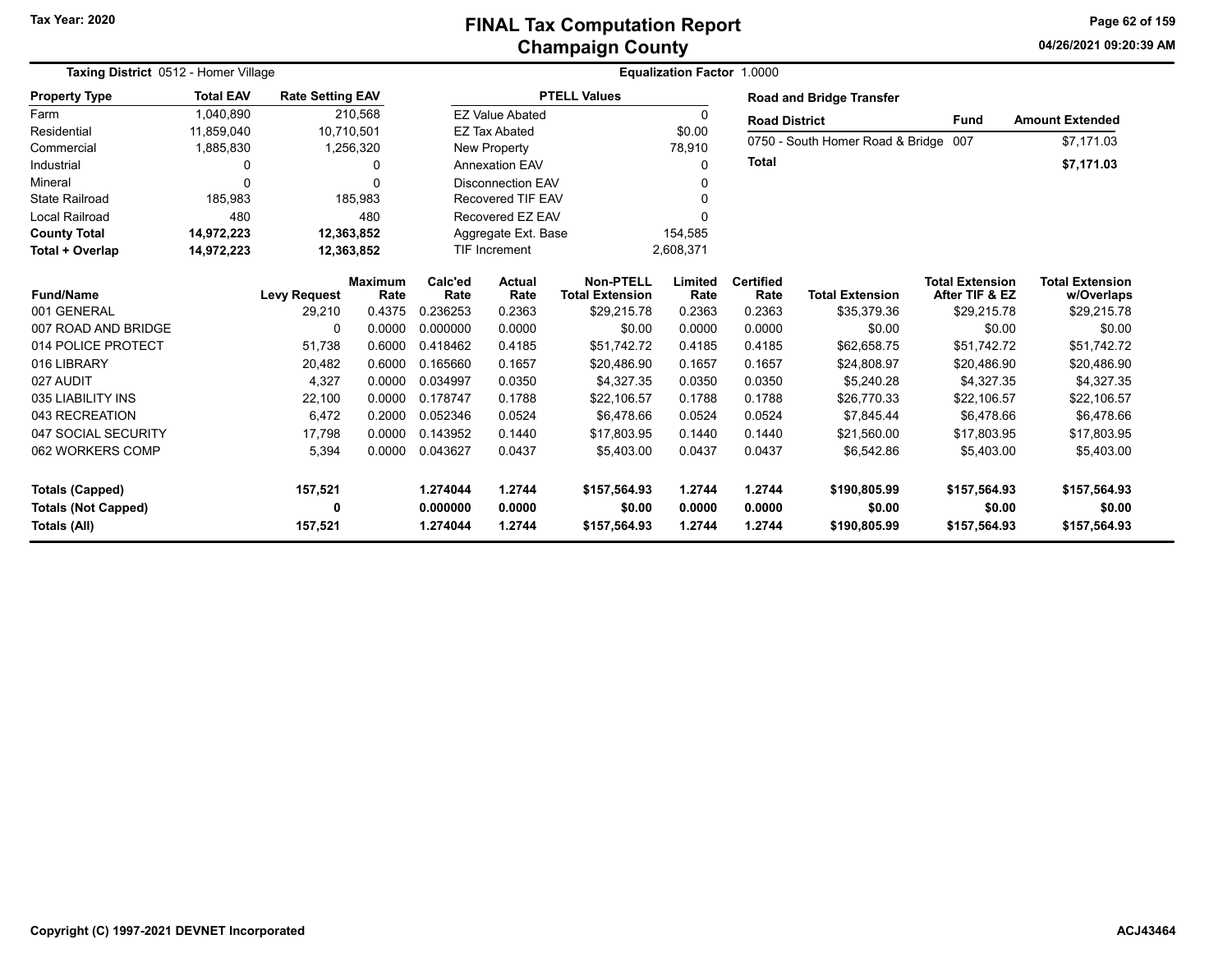Tax Year: 2020

# FINAL Tax Computation Report
## Champaign County

04/26/2021 09:20:39 AM

**Taxing District** 0512 - Homer Village | **Equalization Factor** 1.0000

| Property Type | Total EAV | Rate Setting EAV |
|---|---|---|
| Farm | 1,040,890 | 210,568 |
| Residential | 11,859,040 | 10,710,501 |
| Commercial | 1,885,830 | 1,256,320 |
| Industrial | 0 | 0 |
| Mineral | 0 | 0 |
| State Railroad | 185,983 | 185,983 |
| Local Railroad | 480 | 480 |
| **County Total** | **14,972,223** | **12,363,852** |
| **Total + Overlap** | **14,972,223** | **12,363,852** |

| PTELL Values | |
|---|---|
| EZ Value Abated | 0 |
| EZ Tax Abated | $0.00 |
| New Property | 78,910 |
| Annexation EAV | 0 |
| Disconnection EAV | 0 |
| Recovered TIF EAV | 0 |
| Recovered EZ EAV | 0 |
| Aggregate Ext. Base | 154,585 |
| TIF Increment | 2,608,371 |

**Road and Bridge Transfer**

| Road District | Fund | Amount Extended |
|---|---|---|
| 0750 - South Homer Road & Bridge | 007 | $7,171.03 |
| **Total** | | **$7,171.03** |

| Fund/Name | Levy Request | Maximum Rate | Calc'ed Rate | Actual Rate | Non-PTELL Total Extension | Limited Rate | Certified Rate | Total Extension | Total Extension After TIF & EZ | Total Extension w/Overlaps |
|---|---|---|---|---|---|---|---|---|---|---|
| 001 GENERAL | 29,210 | 0.4375 | 0.236253 | 0.2363 | $29,215.78 | 0.2363 | 0.2363 | $35,379.36 | $29,215.78 | $29,215.78 |
| 007 ROAD AND BRIDGE | 0 | 0.0000 | 0.000000 | 0.0000 | $0.00 | 0.0000 | 0.0000 | $0.00 | $0.00 | $0.00 |
| 014 POLICE PROTECT | 51,738 | 0.6000 | 0.418462 | 0.4185 | $51,742.72 | 0.4185 | 0.4185 | $62,658.75 | $51,742.72 | $51,742.72 |
| 016 LIBRARY | 20,482 | 0.6000 | 0.165660 | 0.1657 | $20,486.90 | 0.1657 | 0.1657 | $24,808.97 | $20,486.90 | $20,486.90 |
| 027 AUDIT | 4,327 | 0.0000 | 0.034997 | 0.0350 | $4,327.35 | 0.0350 | 0.0350 | $5,240.28 | $4,327.35 | $4,327.35 |
| 035 LIABILITY INS | 22,100 | 0.0000 | 0.178747 | 0.1788 | $22,106.57 | 0.1788 | 0.1788 | $26,770.33 | $22,106.57 | $22,106.57 |
| 043 RECREATION | 6,472 | 0.2000 | 0.052346 | 0.0524 | $6,478.66 | 0.0524 | 0.0524 | $7,845.44 | $6,478.66 | $6,478.66 |
| 047 SOCIAL SECURITY | 17,798 | 0.0000 | 0.143952 | 0.1440 | $17,803.95 | 0.1440 | 0.1440 | $21,560.00 | $17,803.95 | $17,803.95 |
| 062 WORKERS COMP | 5,394 | 0.0000 | 0.043627 | 0.0437 | $5,403.00 | 0.0437 | 0.0437 | $6,542.86 | $5,403.00 | $5,403.00 |
| **Totals (Capped)** | **157,521** | | **1.274044** | **1.2744** | **$157,564.93** | **1.2744** | **1.2744** | **$190,805.99** | **$157,564.93** | **$157,564.93** |
| **Totals (Not Capped)** | **0** | | **0.000000** | **0.0000** | **$0.00** | **0.0000** | **0.0000** | **$0.00** | **$0.00** | **$0.00** |
| **Totals (All)** | **157,521** | | **1.274044** | **1.2744** | **$157,564.93** | **1.2744** | **1.2744** | **$190,805.99** | **$157,564.93** | **$157,564.93** |

Copyright (C) 1997-2021 DEVNET Incorporated

ACJ43464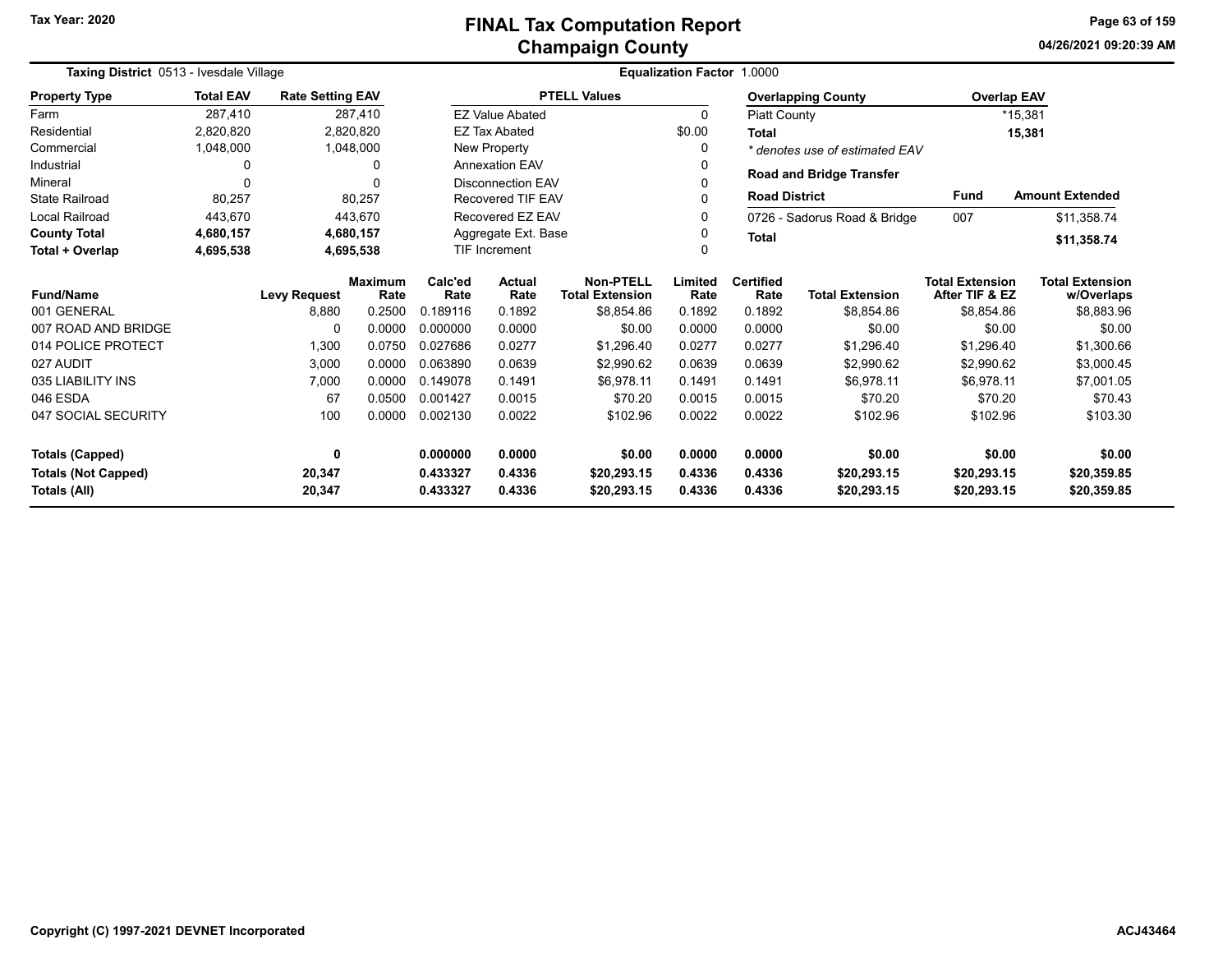Tax Year: 2020

# FINAL Tax Computation Report
## Champaign County

04/26/2021 09:20:39 AM

**Taxing District** 0513 - Ivesdale Village

**Equalization Factor** 1.0000

| Property Type | Total EAV | Rate Setting EAV |
|---|---|---|
| Farm | 287,410 | 287,410 |
| Residential | 2,820,820 | 2,820,820 |
| Commercial | 1,048,000 | 1,048,000 |
| Industrial | 0 | 0 |
| Mineral | 0 | 0 |
| State Railroad | 80,257 | 80,257 |
| Local Railroad | 443,670 | 443,670 |
| **County Total** | **4,680,157** | **4,680,157** |
| **Total + Overlap** | **4,695,538** | **4,695,538** |

| PTELL Values | |
|---|---|
| EZ Value Abated | 0 |
| EZ Tax Abated | $0.00 |
| New Property | 0 |
| Annexation EAV | 0 |
| Disconnection EAV | 0 |
| Recovered TIF EAV | 0 |
| Recovered EZ EAV | 0 |
| Aggregate Ext. Base | 0 |
| TIF Increment | 0 |

| Overlapping County | Overlap EAV |
|---|---|
| Piatt County | *15,381 |
| **Total** | **15,381** |

*\* denotes use of estimated EAV*

**Road and Bridge Transfer**

| Road District | Fund | Amount Extended |
|---|---|---|
| 0726 - Sadorus Road & Bridge | 007 | $11,358.74 |
| **Total** | | **$11,358.74** |

| Fund/Name | Levy Request | Maximum Rate | Calc'ed Rate | Actual Rate | Non-PTELL Total Extension | Limited Rate | Certified Rate | Total Extension | Total Extension After TIF & EZ | Total Extension w/Overlaps |
|---|---|---|---|---|---|---|---|---|---|---|
| 001 GENERAL | 8,880 | 0.2500 | 0.189116 | 0.1892 | $8,854.86 | 0.1892 | 0.1892 | $8,854.86 | $8,854.86 | $8,883.96 |
| 007 ROAD AND BRIDGE | 0 | 0.0000 | 0.000000 | 0.0000 | $0.00 | 0.0000 | 0.0000 | $0.00 | $0.00 | $0.00 |
| 014 POLICE PROTECT | 1,300 | 0.0750 | 0.027686 | 0.0277 | $1,296.40 | 0.0277 | 0.0277 | $1,296.40 | $1,296.40 | $1,300.66 |
| 027 AUDIT | 3,000 | 0.0000 | 0.063890 | 0.0639 | $2,990.62 | 0.0639 | 0.0639 | $2,990.62 | $2,990.62 | $3,000.45 |
| 035 LIABILITY INS | 7,000 | 0.0000 | 0.149078 | 0.1491 | $6,978.11 | 0.1491 | 0.1491 | $6,978.11 | $6,978.11 | $7,001.05 |
| 046 ESDA | 67 | 0.0500 | 0.001427 | 0.0015 | $70.20 | 0.0015 | 0.0015 | $70.20 | $70.20 | $70.43 |
| 047 SOCIAL SECURITY | 100 | 0.0000 | 0.002130 | 0.0022 | $102.96 | 0.0022 | 0.0022 | $102.96 | $102.96 | $103.30 |
| **Totals (Capped)** | **0** | | **0.000000** | **0.0000** | **$0.00** | **0.0000** | **0.0000** | **$0.00** | **$0.00** | **$0.00** |
| **Totals (Not Capped)** | **20,347** | | **0.433327** | **0.4336** | **$20,293.15** | **0.4336** | **0.4336** | **$20,293.15** | **$20,293.15** | **$20,359.85** |
| **Totals (All)** | **20,347** | | **0.433327** | **0.4336** | **$20,293.15** | **0.4336** | **0.4336** | **$20,293.15** | **$20,293.15** | **$20,359.85** |

Copyright (C) 1997-2021 DEVNET Incorporated

ACJ43464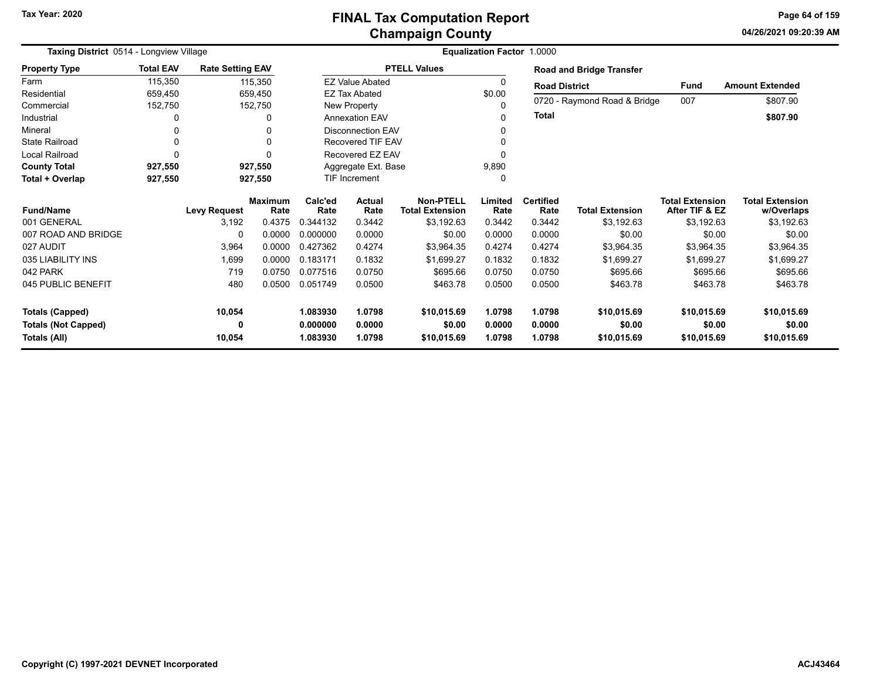Tax Year: 2020

# FINAL Tax Computation Report
## Champaign County

04/26/2021 09:20:39 AM

**Taxing District** 0514 - Longview Village

**Equalization Factor** 1.0000

| Property Type | Total EAV | Rate Setting EAV |
|---|---|---|
| Farm | 115,350 | 115,350 |
| Residential | 659,450 | 659,450 |
| Commercial | 152,750 | 152,750 |
| Industrial | 0 | 0 |
| Mineral | 0 | 0 |
| State Railroad | 0 | 0 |
| Local Railroad | 0 | 0 |
| **County Total** | **927,550** | **927,550** |
| **Total + Overlap** | **927,550** | **927,550** |

| PTELL Values | |
|---|---|
| EZ Value Abated | 0 |
| EZ Tax Abated | $0.00 |
| New Property | 0 |
| Annexation EAV | 0 |
| Disconnection EAV | 0 |
| Recovered TIF EAV | 0 |
| Recovered EZ EAV | 0 |
| Aggregate Ext. Base | 9,890 |
| TIF Increment | 0 |

**Road and Bridge Transfer**

| Road District | Fund | Amount Extended |
|---|---|---|
| 0720 - Raymond Road & Bridge | 007 | $807.90 |
| **Total** | | **$807.90** |

| Fund/Name | Levy Request | Maximum Rate | Calc'ed Rate | Actual Rate | Non-PTELL Total Extension | Limited Rate | Certified Rate | Total Extension | Total Extension After TIF & EZ | Total Extension w/Overlaps |
|---|---|---|---|---|---|---|---|---|---|---|
| 001 GENERAL | 3,192 | 0.4375 | 0.344132 | 0.3442 | $3,192.63 | 0.3442 | 0.3442 | $3,192.63 | $3,192.63 | $3,192.63 |
| 007 ROAD AND BRIDGE | 0 | 0.0000 | 0.000000 | 0.0000 | $0.00 | 0.0000 | 0.0000 | $0.00 | $0.00 | $0.00 |
| 027 AUDIT | 3,964 | 0.0000 | 0.427362 | 0.4274 | $3,964.35 | 0.4274 | 0.4274 | $3,964.35 | $3,964.35 | $3,964.35 |
| 035 LIABILITY INS | 1,699 | 0.0000 | 0.183171 | 0.1832 | $1,699.27 | 0.1832 | 0.1832 | $1,699.27 | $1,699.27 | $1,699.27 |
| 042 PARK | 719 | 0.0750 | 0.077516 | 0.0750 | $695.66 | 0.0750 | 0.0750 | $695.66 | $695.66 | $695.66 |
| 045 PUBLIC BENEFIT | 480 | 0.0500 | 0.051749 | 0.0500 | $463.78 | 0.0500 | 0.0500 | $463.78 | $463.78 | $463.78 |
| **Totals (Capped)** | **10,054** | | **1.083930** | **1.0798** | **$10,015.69** | **1.0798** | **1.0798** | **$10,015.69** | **$10,015.69** | **$10,015.69** |
| **Totals (Not Capped)** | **0** | | **0.000000** | **0.0000** | **$0.00** | **0.0000** | **0.0000** | **$0.00** | **$0.00** | **$0.00** |
| **Totals (All)** | **10,054** | | **1.083930** | **1.0798** | **$10,015.69** | **1.0798** | **1.0798** | **$10,015.69** | **$10,015.69** | **$10,015.69** |

Copyright (C) 1997-2021 DEVNET Incorporated

ACJ43464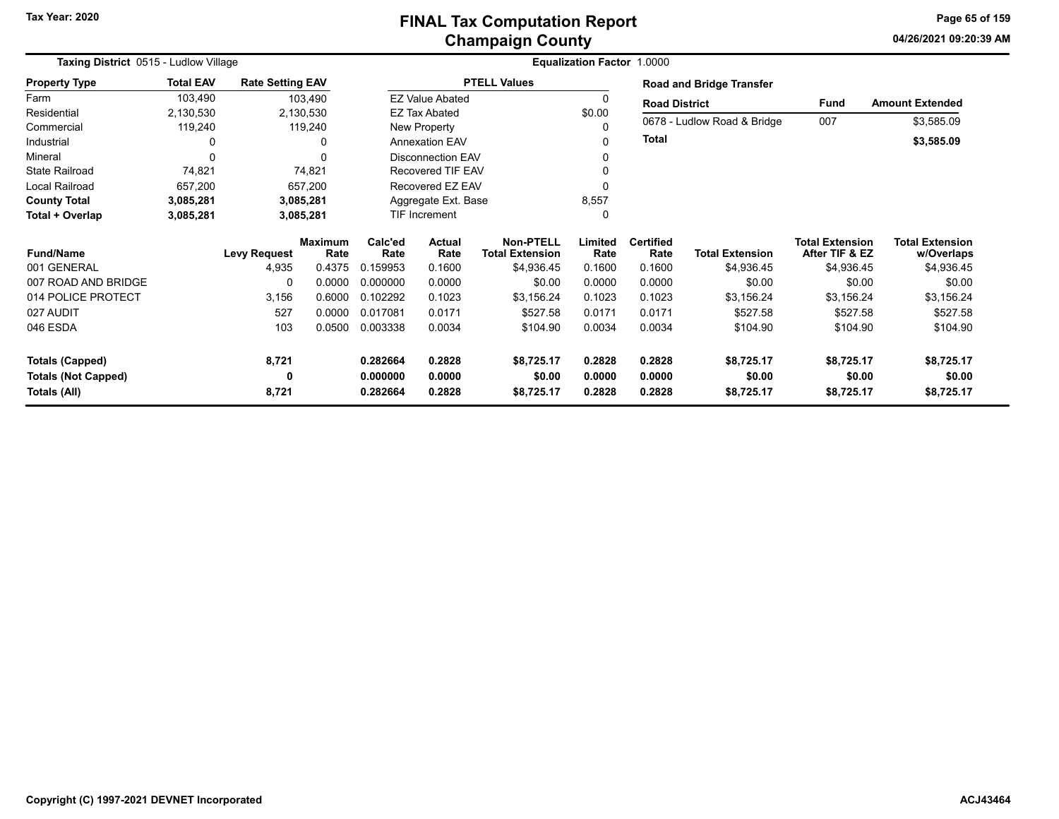# FINAL Tax Computation Report
## Champaign County

Tax Year: 2020

04/26/2021 09:20:39 AM

**Taxing District** 0515 - Ludlow Village

**Equalization Factor** 1.0000

| Property Type | Total EAV | Rate Setting EAV |
|---|---|---|
| Farm | 103,490 | 103,490 |
| Residential | 2,130,530 | 2,130,530 |
| Commercial | 119,240 | 119,240 |
| Industrial | 0 | 0 |
| Mineral | 0 | 0 |
| State Railroad | 74,821 | 74,821 |
| Local Railroad | 657,200 | 657,200 |
| **County Total** | **3,085,281** | **3,085,281** |
| **Total + Overlap** | **3,085,281** | **3,085,281** |

| PTELL Values | |
|---|---|
| EZ Value Abated | 0 |
| EZ Tax Abated | $0.00 |
| New Property | 0 |
| Annexation EAV | 0 |
| Disconnection EAV | 0 |
| Recovered TIF EAV | 0 |
| Recovered EZ EAV | 0 |
| Aggregate Ext. Base | 8,557 |
| TIF Increment | 0 |

**Road and Bridge Transfer**

| Road District | Fund | Amount Extended |
|---|---|---|
| 0678 - Ludlow Road & Bridge | 007 | $3,585.09 |
| **Total** | | **$3,585.09** |

| Fund/Name | Levy Request | Maximum Rate | Calc'ed Rate | Actual Rate | Non-PTELL Total Extension | Limited Rate | Certified Rate | Total Extension | Total Extension After TIF & EZ | Total Extension w/Overlaps |
|---|---|---|---|---|---|---|---|---|---|---|
| 001 GENERAL | 4,935 | 0.4375 | 0.159953 | 0.1600 | $4,936.45 | 0.1600 | 0.1600 | $4,936.45 | $4,936.45 | $4,936.45 |
| 007 ROAD AND BRIDGE | 0 | 0.0000 | 0.000000 | 0.0000 | $0.00 | 0.0000 | 0.0000 | $0.00 | $0.00 | $0.00 |
| 014 POLICE PROTECT | 3,156 | 0.6000 | 0.102292 | 0.1023 | $3,156.24 | 0.1023 | 0.1023 | $3,156.24 | $3,156.24 | $3,156.24 |
| 027 AUDIT | 527 | 0.0000 | 0.017081 | 0.0171 | $527.58 | 0.0171 | 0.0171 | $527.58 | $527.58 | $527.58 |
| 046 ESDA | 103 | 0.0500 | 0.003338 | 0.0034 | $104.90 | 0.0034 | 0.0034 | $104.90 | $104.90 | $104.90 |
| **Totals (Capped)** | **8,721** | | **0.282664** | **0.2828** | **$8,725.17** | **0.2828** | **0.2828** | **$8,725.17** | **$8,725.17** | **$8,725.17** |
| **Totals (Not Capped)** | **0** | | **0.000000** | **0.0000** | **$0.00** | **0.0000** | **0.0000** | **$0.00** | **$0.00** | **$0.00** |
| **Totals (All)** | **8,721** | | **0.282664** | **0.2828** | **$8,725.17** | **0.2828** | **0.2828** | **$8,725.17** | **$8,725.17** | **$8,725.17** |

Copyright (C) 1997-2021 DEVNET Incorporated

ACJ43464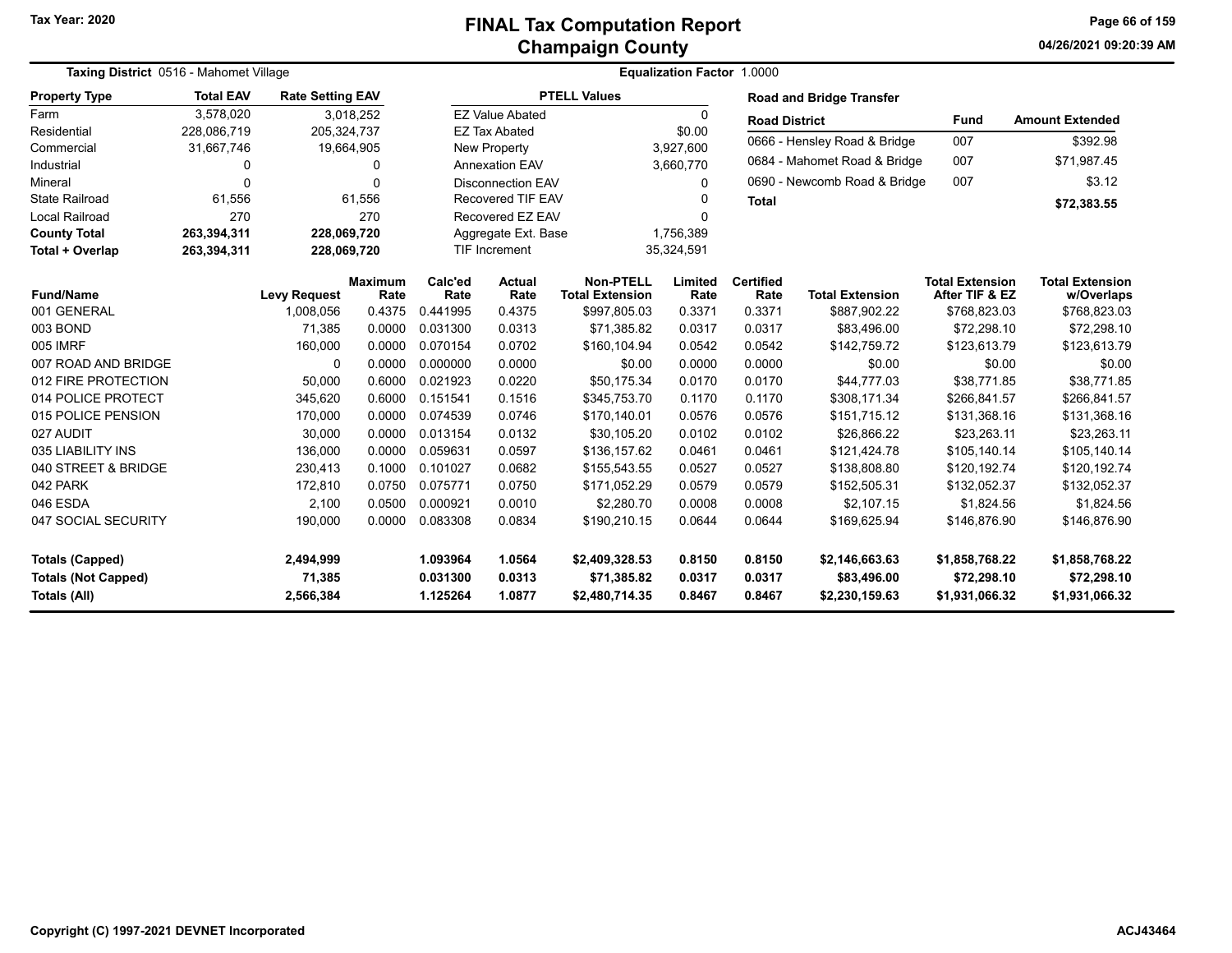# FINAL Tax Computation Report
## Champaign County

Tax Year: 2020

**Taxing District** 0516 - Mahomet Village

**Equalization Factor** 1.0000

| Property Type | Total EAV | Rate Setting EAV |
|---|---|---|
| Farm | 3,578,020 | 3,018,252 |
| Residential | 228,086,719 | 205,324,737 |
| Commercial | 31,667,746 | 19,664,905 |
| Industrial | 0 | 0 |
| Mineral | 0 | 0 |
| State Railroad | 61,556 | 61,556 |
| Local Railroad | 270 | 270 |
| **County Total** | **263,394,311** | **228,069,720** |
| **Total + Overlap** | **263,394,311** | **228,069,720** |

| PTELL Values | |
|---|---|
| EZ Value Abated | 0 |
| EZ Tax Abated | $0.00 |
| New Property | 3,927,600 |
| Annexation EAV | 3,660,770 |
| Disconnection EAV | 0 |
| Recovered TIF EAV | 0 |
| Recovered EZ EAV | 0 |
| Aggregate Ext. Base | 1,756,389 |
| TIF Increment | 35,324,591 |

**Road and Bridge Transfer**

| Road District | Fund | Amount Extended |
|---|---|---|
| 0666 - Hensley Road & Bridge | 007 | $392.98 |
| 0684 - Mahomet Road & Bridge | 007 | $71,987.45 |
| 0690 - Newcomb Road & Bridge | 007 | $3.12 |
| **Total** | | **$72,383.55** |

| Fund/Name | Levy Request | Maximum Rate | Calc'ed Rate | Actual Rate | Non-PTELL Total Extension | Limited Rate | Certified Rate | Total Extension | Total Extension After TIF & EZ | Total Extension w/Overlaps |
|---|---|---|---|---|---|---|---|---|---|---|
| 001 GENERAL | 1,008,056 | 0.4375 | 0.441995 | 0.4375 | $997,805.03 | 0.3371 | 0.3371 | $887,902.22 | $768,823.03 | $768,823.03 |
| 003 BOND | 71,385 | 0.0000 | 0.031300 | 0.0313 | $71,385.82 | 0.0317 | 0.0317 | $83,496.00 | $72,298.10 | $72,298.10 |
| 005 IMRF | 160,000 | 0.0000 | 0.070154 | 0.0702 | $160,104.94 | 0.0542 | 0.0542 | $142,759.72 | $123,613.79 | $123,613.79 |
| 007 ROAD AND BRIDGE | 0 | 0.0000 | 0.000000 | 0.0000 | $0.00 | 0.0000 | 0.0000 | $0.00 | $0.00 | $0.00 |
| 012 FIRE PROTECTION | 50,000 | 0.6000 | 0.021923 | 0.0220 | $50,175.34 | 0.0170 | 0.0170 | $44,777.03 | $38,771.85 | $38,771.85 |
| 014 POLICE PROTECT | 345,620 | 0.6000 | 0.151541 | 0.1516 | $345,753.70 | 0.1170 | 0.1170 | $308,171.34 | $266,841.57 | $266,841.57 |
| 015 POLICE PENSION | 170,000 | 0.0000 | 0.074539 | 0.0746 | $170,140.01 | 0.0576 | 0.0576 | $151,715.12 | $131,368.16 | $131,368.16 |
| 027 AUDIT | 30,000 | 0.0000 | 0.013154 | 0.0132 | $30,105.20 | 0.0102 | 0.0102 | $26,866.22 | $23,263.11 | $23,263.11 |
| 035 LIABILITY INS | 136,000 | 0.0000 | 0.059631 | 0.0597 | $136,157.62 | 0.0461 | 0.0461 | $121,424.78 | $105,140.14 | $105,140.14 |
| 040 STREET & BRIDGE | 230,413 | 0.1000 | 0.101027 | 0.0682 | $155,543.55 | 0.0527 | 0.0527 | $138,808.80 | $120,192.74 | $120,192.74 |
| 042 PARK | 172,810 | 0.0750 | 0.075771 | 0.0750 | $171,052.29 | 0.0579 | 0.0579 | $152,505.31 | $132,052.37 | $132,052.37 |
| 046 ESDA | 2,100 | 0.0500 | 0.000921 | 0.0010 | $2,280.70 | 0.0008 | 0.0008 | $2,107.15 | $1,824.56 | $1,824.56 |
| 047 SOCIAL SECURITY | 190,000 | 0.0000 | 0.083308 | 0.0834 | $190,210.15 | 0.0644 | 0.0644 | $169,625.94 | $146,876.90 | $146,876.90 |
| **Totals (Capped)** | **2,494,999** | | **1.093964** | **1.0564** | **$2,409,328.53** | **0.8150** | **0.8150** | **$2,146,663.63** | **$1,858,768.22** | **$1,858,768.22** |
| **Totals (Not Capped)** | **71,385** | | **0.031300** | **0.0313** | **$71,385.82** | **0.0317** | **0.0317** | **$83,496.00** | **$72,298.10** | **$72,298.10** |
| **Totals (All)** | **2,566,384** | | **1.125264** | **1.0877** | **$2,480,714.35** | **0.8467** | **0.8467** | **$2,230,159.63** | **$1,931,066.32** | **$1,931,066.32** |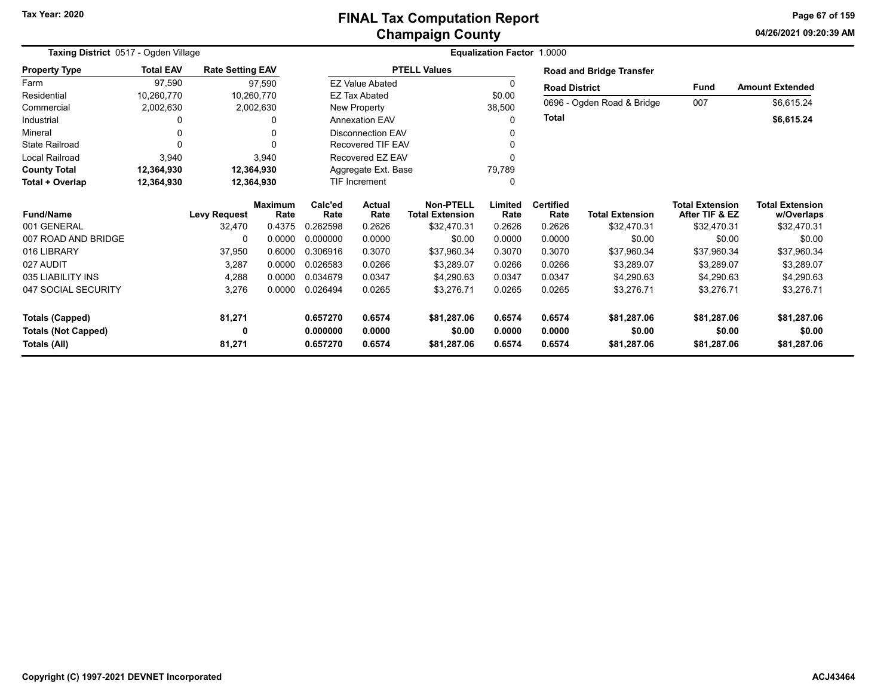# FINAL Tax Computation Report
## Champaign County

Tax Year: 2020

**Taxing District** 0517 - Ogden Village

**Equalization Factor** 1.0000

| Property Type | Total EAV | Rate Setting EAV |
|---|---|---|
| Farm | 97,590 | 97,590 |
| Residential | 10,260,770 | 10,260,770 |
| Commercial | 2,002,630 | 2,002,630 |
| Industrial | 0 | 0 |
| Mineral | 0 | 0 |
| State Railroad | 0 | 0 |
| Local Railroad | 3,940 | 3,940 |
| **County Total** | **12,364,930** | **12,364,930** |
| **Total + Overlap** | **12,364,930** | **12,364,930** |

| PTELL Values | |
|---|---|
| EZ Value Abated | 0 |
| EZ Tax Abated | $0.00 |
| New Property | 38,500 |
| Annexation EAV | 0 |
| Disconnection EAV | 0 |
| Recovered TIF EAV | 0 |
| Recovered EZ EAV | 0 |
| Aggregate Ext. Base | 79,789 |
| TIF Increment | 0 |

**Road and Bridge Transfer**

| Road District | Fund | Amount Extended |
|---|---|---|
| 0696 - Ogden Road & Bridge | 007 | $6,615.24 |
| **Total** | | **$6,615.24** |

| Fund/Name | Levy Request | Maximum Rate | Calc'ed Rate | Actual Rate | Non-PTELL Total Extension | Limited Rate | Certified Rate | Total Extension | Total Extension After TIF & EZ | Total Extension w/Overlaps |
|---|---|---|---|---|---|---|---|---|---|---|
| 001 GENERAL | 32,470 | 0.4375 | 0.262598 | 0.2626 | $32,470.31 | 0.2626 | 0.2626 | $32,470.31 | $32,470.31 | $32,470.31 |
| 007 ROAD AND BRIDGE | 0 | 0.0000 | 0.000000 | 0.0000 | $0.00 | 0.0000 | 0.0000 | $0.00 | $0.00 | $0.00 |
| 016 LIBRARY | 37,950 | 0.6000 | 0.306916 | 0.3070 | $37,960.34 | 0.3070 | 0.3070 | $37,960.34 | $37,960.34 | $37,960.34 |
| 027 AUDIT | 3,287 | 0.0000 | 0.026583 | 0.0266 | $3,289.07 | 0.0266 | 0.0266 | $3,289.07 | $3,289.07 | $3,289.07 |
| 035 LIABILITY INS | 4,288 | 0.0000 | 0.034679 | 0.0347 | $4,290.63 | 0.0347 | 0.0347 | $4,290.63 | $4,290.63 | $4,290.63 |
| 047 SOCIAL SECURITY | 3,276 | 0.0000 | 0.026494 | 0.0265 | $3,276.71 | 0.0265 | 0.0265 | $3,276.71 | $3,276.71 | $3,276.71 |
| **Totals (Capped)** | **81,271** | | **0.657270** | **0.6574** | **$81,287.06** | **0.6574** | **0.6574** | **$81,287.06** | **$81,287.06** | **$81,287.06** |
| **Totals (Not Capped)** | **0** | | **0.000000** | **0.0000** | **$0.00** | **0.0000** | **0.0000** | **$0.00** | **$0.00** | **$0.00** |
| **Totals (All)** | **81,271** | | **0.657270** | **0.6574** | **$81,287.06** | **0.6574** | **0.6574** | **$81,287.06** | **$81,287.06** | **$81,287.06** |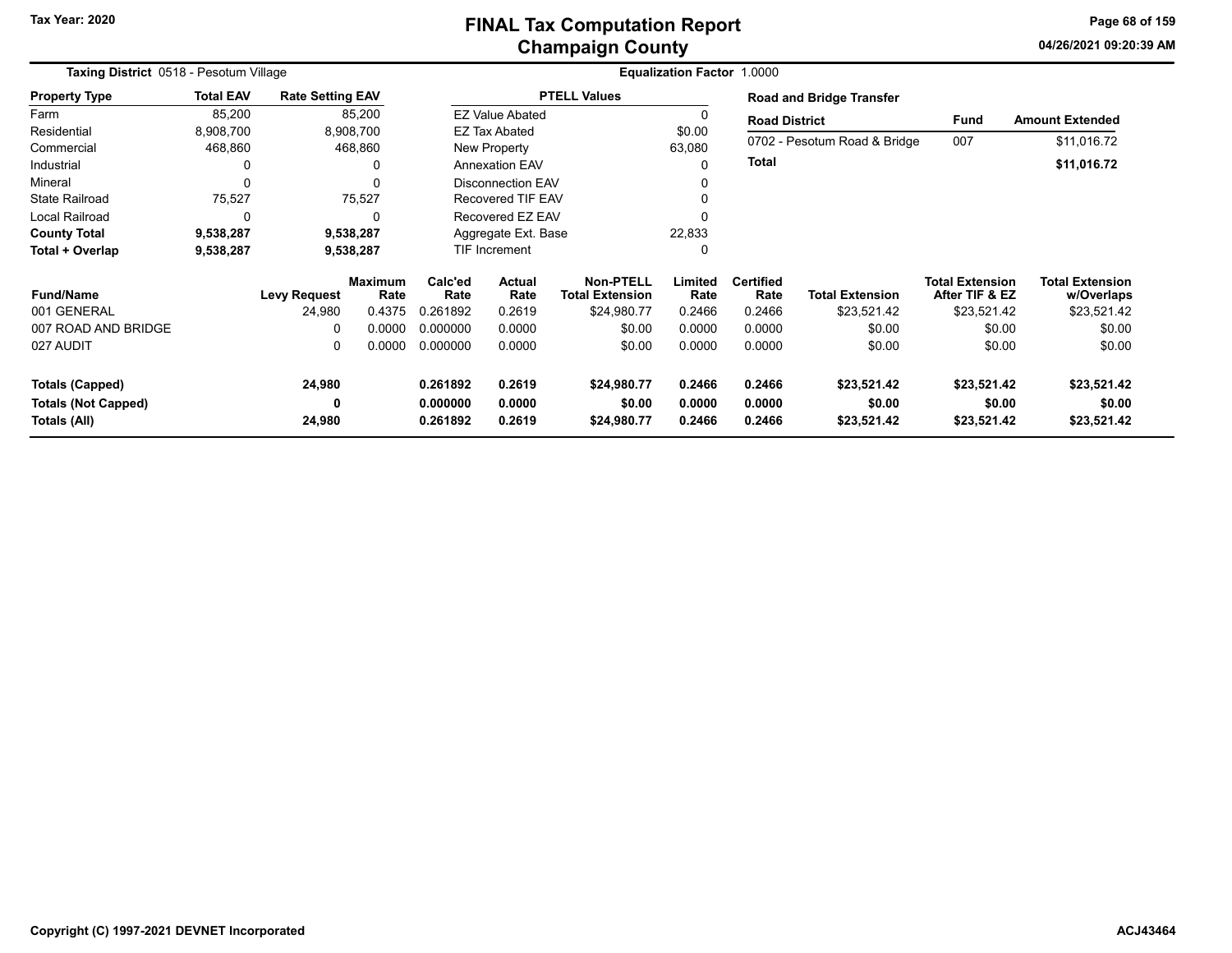# FINAL Tax Computation Report
## Champaign County

Tax Year: 2020

04/26/2021 09:20:39 AM

**Taxing District** 0518 - Pesotum Village

**Equalization Factor** 1.0000

| Property Type | Total EAV | Rate Setting EAV |
|---|---|---|
| Farm | 85,200 | 85,200 |
| Residential | 8,908,700 | 8,908,700 |
| Commercial | 468,860 | 468,860 |
| Industrial | 0 | 0 |
| Mineral | 0 | 0 |
| State Railroad | 75,527 | 75,527 |
| Local Railroad | 0 | 0 |
| **County Total** | **9,538,287** | **9,538,287** |
| **Total + Overlap** | **9,538,287** | **9,538,287** |

| PTELL Values | |
|---|---|
| EZ Value Abated | 0 |
| EZ Tax Abated | $0.00 |
| New Property | 63,080 |
| Annexation EAV | 0 |
| Disconnection EAV | 0 |
| Recovered TIF EAV | 0 |
| Recovered EZ EAV | 0 |
| Aggregate Ext. Base | 22,833 |
| TIF Increment | 0 |

**Road and Bridge Transfer**

| Road District | Fund | Amount Extended |
|---|---|---|
| 0702 - Pesotum Road & Bridge | 007 | $11,016.72 |
| **Total** | | **$11,016.72** |

| Fund/Name | Levy Request | Maximum Rate | Calc'ed Rate | Actual Rate | Non-PTELL Total Extension | Limited Rate | Certified Rate | Total Extension | Total Extension After TIF & EZ | Total Extension w/Overlaps |
|---|---|---|---|---|---|---|---|---|---|---|
| 001 GENERAL | 24,980 | 0.4375 | 0.261892 | 0.2619 | $24,980.77 | 0.2466 | 0.2466 | $23,521.42 | $23,521.42 | $23,521.42 |
| 007 ROAD AND BRIDGE | 0 | 0.0000 | 0.000000 | 0.0000 | $0.00 | 0.0000 | 0.0000 | $0.00 | $0.00 | $0.00 |
| 027 AUDIT | 0 | 0.0000 | 0.000000 | 0.0000 | $0.00 | 0.0000 | 0.0000 | $0.00 | $0.00 | $0.00 |
| **Totals (Capped)** | **24,980** | | **0.261892** | **0.2619** | **$24,980.77** | **0.2466** | **0.2466** | **$23,521.42** | **$23,521.42** | **$23,521.42** |
| **Totals (Not Capped)** | **0** | | **0.000000** | **0.0000** | **$0.00** | **0.0000** | **0.0000** | **$0.00** | **$0.00** | **$0.00** |
| **Totals (All)** | **24,980** | | **0.261892** | **0.2619** | **$24,980.77** | **0.2466** | **0.2466** | **$23,521.42** | **$23,521.42** | **$23,521.42** |

Copyright (C) 1997-2021 DEVNET Incorporated

ACJ43464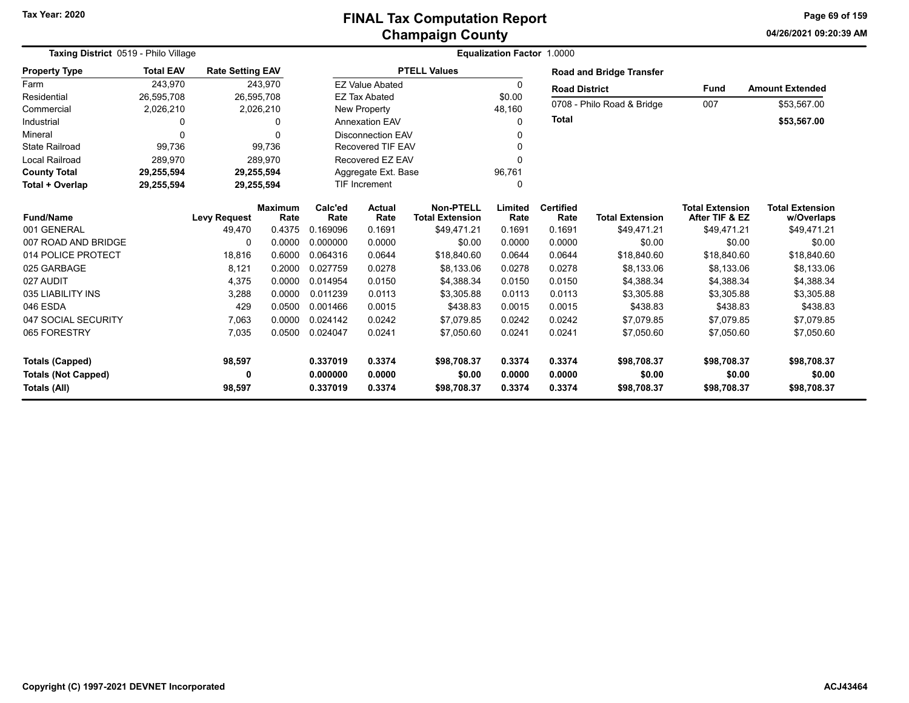# FINAL Tax Computation Report
## Champaign County

Tax Year: 2020

04/26/2021 09:20:39 AM

**Taxing District** 0519 - Philo Village

**Equalization Factor** 1.0000

| Property Type | Total EAV | Rate Setting EAV |
|---|---|---|
| Farm | 243,970 | 243,970 |
| Residential | 26,595,708 | 26,595,708 |
| Commercial | 2,026,210 | 2,026,210 |
| Industrial | 0 | 0 |
| Mineral | 0 | 0 |
| State Railroad | 99,736 | 99,736 |
| Local Railroad | 289,970 | 289,970 |
| **County Total** | **29,255,594** | **29,255,594** |
| **Total + Overlap** | **29,255,594** | **29,255,594** |

| PTELL Values | |
|---|---|
| EZ Value Abated | 0 |
| EZ Tax Abated | $0.00 |
| New Property | 48,160 |
| Annexation EAV | 0 |
| Disconnection EAV | 0 |
| Recovered TIF EAV | 0 |
| Recovered EZ EAV | 0 |
| Aggregate Ext. Base | 96,761 |
| TIF Increment | 0 |

**Road and Bridge Transfer**

| Road District | Fund | Amount Extended |
|---|---|---|
| 0708 - Philo Road & Bridge | 007 | $53,567.00 |
| **Total** | | **$53,567.00** |

| Fund/Name | Levy Request | Maximum Rate | Calc'ed Rate | Actual Rate | Non-PTELL Total Extension | Limited Rate | Certified Rate | Total Extension | Total Extension After TIF & EZ | Total Extension w/Overlaps |
|---|---|---|---|---|---|---|---|---|---|---|
| 001 GENERAL | 49,470 | 0.4375 | 0.169096 | 0.1691 | $49,471.21 | 0.1691 | 0.1691 | $49,471.21 | $49,471.21 | $49,471.21 |
| 007 ROAD AND BRIDGE | 0 | 0.0000 | 0.000000 | 0.0000 | $0.00 | 0.0000 | 0.0000 | $0.00 | $0.00 | $0.00 |
| 014 POLICE PROTECT | 18,816 | 0.6000 | 0.064316 | 0.0644 | $18,840.60 | 0.0644 | 0.0644 | $18,840.60 | $18,840.60 | $18,840.60 |
| 025 GARBAGE | 8,121 | 0.2000 | 0.027759 | 0.0278 | $8,133.06 | 0.0278 | 0.0278 | $8,133.06 | $8,133.06 | $8,133.06 |
| 027 AUDIT | 4,375 | 0.0000 | 0.014954 | 0.0150 | $4,388.34 | 0.0150 | 0.0150 | $4,388.34 | $4,388.34 | $4,388.34 |
| 035 LIABILITY INS | 3,288 | 0.0000 | 0.011239 | 0.0113 | $3,305.88 | 0.0113 | 0.0113 | $3,305.88 | $3,305.88 | $3,305.88 |
| 046 ESDA | 429 | 0.0500 | 0.001466 | 0.0015 | $438.83 | 0.0015 | 0.0015 | $438.83 | $438.83 | $438.83 |
| 047 SOCIAL SECURITY | 7,063 | 0.0000 | 0.024142 | 0.0242 | $7,079.85 | 0.0242 | 0.0242 | $7,079.85 | $7,079.85 | $7,079.85 |
| 065 FORESTRY | 7,035 | 0.0500 | 0.024047 | 0.0241 | $7,050.60 | 0.0241 | 0.0241 | $7,050.60 | $7,050.60 | $7,050.60 |
| **Totals (Capped)** | **98,597** | | **0.337019** | **0.3374** | **$98,708.37** | **0.3374** | **0.3374** | **$98,708.37** | **$98,708.37** | **$98,708.37** |
| **Totals (Not Capped)** | **0** | | **0.000000** | **0.0000** | **$0.00** | **0.0000** | **0.0000** | **$0.00** | **$0.00** | **$0.00** |
| **Totals (All)** | **98,597** | | **0.337019** | **0.3374** | **$98,708.37** | **0.3374** | **0.3374** | **$98,708.37** | **$98,708.37** | **$98,708.37** |

Copyright (C) 1997-2021 DEVNET Incorporated

ACJ43464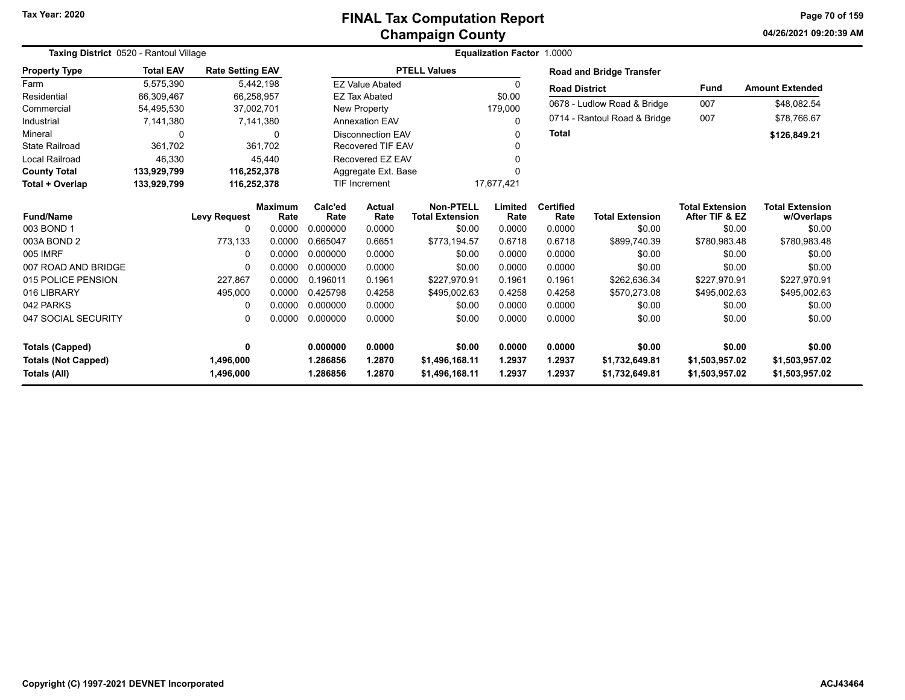Tax Year: 2020

# FINAL Tax Computation Report
## Champaign County

04/26/2021 09:20:39 AM

**Taxing District** 0520 - Rantoul Village

**Equalization Factor** 1.0000

| Property Type | Total EAV | Rate Setting EAV |
|---|---|---|
| Farm | 5,575,390 | 5,442,198 |
| Residential | 66,309,467 | 66,258,957 |
| Commercial | 54,495,530 | 37,002,701 |
| Industrial | 7,141,380 | 7,141,380 |
| Mineral | 0 | 0 |
| State Railroad | 361,702 | 361,702 |
| Local Railroad | 46,330 | 45,440 |
| **County Total** | **133,929,799** | **116,252,378** |
| **Total + Overlap** | **133,929,799** | **116,252,378** |

| PTELL Values | |
|---|---|
| EZ Value Abated | 0 |
| EZ Tax Abated | $0.00 |
| New Property | 179,000 |
| Annexation EAV | 0 |
| Disconnection EAV | 0 |
| Recovered TIF EAV | 0 |
| Recovered EZ EAV | 0 |
| Aggregate Ext. Base | 0 |
| TIF Increment | 17,677,421 |

**Road and Bridge Transfer**

| Road District | Fund | Amount Extended |
|---|---|---|
| 0678 - Ludlow Road & Bridge | 007 | $48,082.54 |
| 0714 - Rantoul Road & Bridge | 007 | $78,766.67 |
| **Total** | | **$126,849.21** |

| Fund/Name | Levy Request | Maximum Rate | Calc'ed Rate | Actual Rate | Non-PTELL Total Extension | Limited Rate | Certified Rate | Total Extension | Total Extension After TIF & EZ | Total Extension w/Overlaps |
|---|---|---|---|---|---|---|---|---|---|---|
| 003 BOND 1 | 0 | 0.0000 | 0.000000 | 0.0000 | $0.00 | 0.0000 | 0.0000 | $0.00 | $0.00 | $0.00 |
| 003A BOND 2 | 773,133 | 0.0000 | 0.665047 | 0.6651 | $773,194.57 | 0.6718 | 0.6718 | $899,740.39 | $780,983.48 | $780,983.48 |
| 005 IMRF | 0 | 0.0000 | 0.000000 | 0.0000 | $0.00 | 0.0000 | 0.0000 | $0.00 | $0.00 | $0.00 |
| 007 ROAD AND BRIDGE | 0 | 0.0000 | 0.000000 | 0.0000 | $0.00 | 0.0000 | 0.0000 | $0.00 | $0.00 | $0.00 |
| 015 POLICE PENSION | 227,867 | 0.0000 | 0.196011 | 0.1961 | $227,970.91 | 0.1961 | 0.1961 | $262,636.34 | $227,970.91 | $227,970.91 |
| 016 LIBRARY | 495,000 | 0.0000 | 0.425798 | 0.4258 | $495,002.63 | 0.4258 | 0.4258 | $570,273.08 | $495,002.63 | $495,002.63 |
| 042 PARKS | 0 | 0.0000 | 0.000000 | 0.0000 | $0.00 | 0.0000 | 0.0000 | $0.00 | $0.00 | $0.00 |
| 047 SOCIAL SECURITY | 0 | 0.0000 | 0.000000 | 0.0000 | $0.00 | 0.0000 | 0.0000 | $0.00 | $0.00 | $0.00 |
| **Totals (Capped)** | **0** | | **0.000000** | **0.0000** | **$0.00** | **0.0000** | **0.0000** | **$0.00** | **$0.00** | **$0.00** |
| **Totals (Not Capped)** | **1,496,000** | | **1.286856** | **1.2870** | **$1,496,168.11** | **1.2937** | **1.2937** | **$1,732,649.81** | **$1,503,957.02** | **$1,503,957.02** |
| **Totals (All)** | **1,496,000** | | **1.286856** | **1.2870** | **$1,496,168.11** | **1.2937** | **1.2937** | **$1,732,649.81** | **$1,503,957.02** | **$1,503,957.02** |

**Copyright (C) 1997-2021 DEVNET Incorporated**

ACJ43464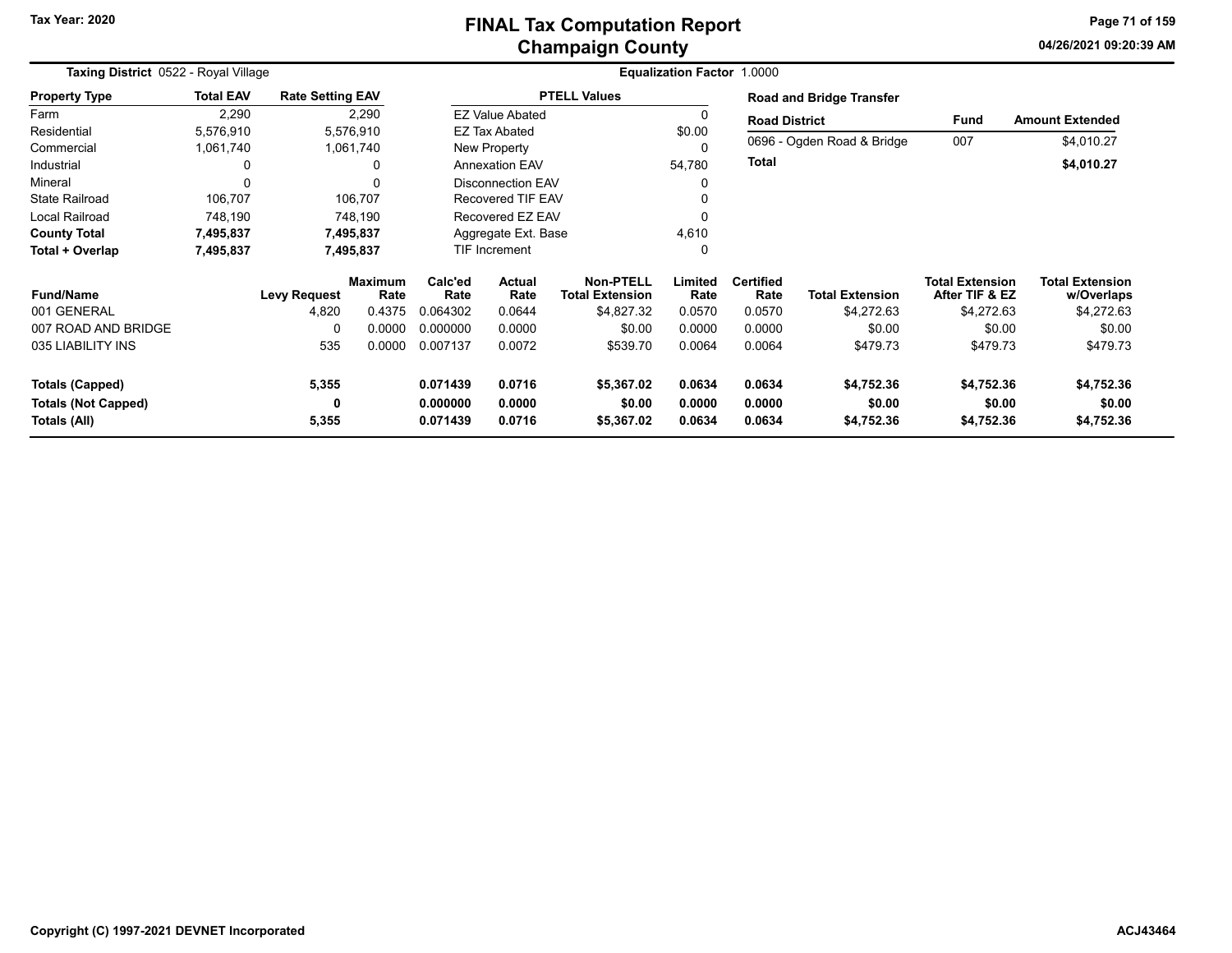# FINAL Tax Computation Report
## Champaign County

Tax Year: 2020

04/26/2021 09:20:39 AM

**Taxing District** 0522 - Royal Village

**Equalization Factor** 1.0000

| Property Type | Total EAV | Rate Setting EAV |
|---|---|---|
| Farm | 2,290 | 2,290 |
| Residential | 5,576,910 | 5,576,910 |
| Commercial | 1,061,740 | 1,061,740 |
| Industrial | 0 | 0 |
| Mineral | 0 | 0 |
| State Railroad | 106,707 | 106,707 |
| Local Railroad | 748,190 | 748,190 |
| **County Total** | **7,495,837** | **7,495,837** |
| **Total + Overlap** | **7,495,837** | **7,495,837** |

| PTELL Values | |
|---|---|
| EZ Value Abated | 0 |
| EZ Tax Abated | $0.00 |
| New Property | 0 |
| Annexation EAV | 54,780 |
| Disconnection EAV | 0 |
| Recovered TIF EAV | 0 |
| Recovered EZ EAV | 0 |
| Aggregate Ext. Base | 4,610 |
| TIF Increment | 0 |

**Road and Bridge Transfer**

| Road District | Fund | Amount Extended |
|---|---|---|
| 0696 - Ogden Road & Bridge | 007 | $4,010.27 |
| **Total** | | **$4,010.27** |

| Fund/Name | Levy Request | Maximum Rate | Calc'ed Rate | Actual Rate | Non-PTELL Total Extension | Limited Rate | Certified Rate | Total Extension | Total Extension After TIF & EZ | Total Extension w/Overlaps |
|---|---|---|---|---|---|---|---|---|---|---|
| 001 GENERAL | 4,820 | 0.4375 | 0.064302 | 0.0644 | $4,827.32 | 0.0570 | 0.0570 | $4,272.63 | $4,272.63 | $4,272.63 |
| 007 ROAD AND BRIDGE | 0 | 0.0000 | 0.000000 | 0.0000 | $0.00 | 0.0000 | 0.0000 | $0.00 | $0.00 | $0.00 |
| 035 LIABILITY INS | 535 | 0.0000 | 0.007137 | 0.0072 | $539.70 | 0.0064 | 0.0064 | $479.73 | $479.73 | $479.73 |
| **Totals (Capped)** | **5,355** | | **0.071439** | **0.0716** | **$5,367.02** | **0.0634** | **0.0634** | **$4,752.36** | **$4,752.36** | **$4,752.36** |
| **Totals (Not Capped)** | **0** | | **0.000000** | **0.0000** | **$0.00** | **0.0000** | **0.0000** | **$0.00** | **$0.00** | **$0.00** |
| **Totals (All)** | **5,355** | | **0.071439** | **0.0716** | **$5,367.02** | **0.0634** | **0.0634** | **$4,752.36** | **$4,752.36** | **$4,752.36** |

Copyright (C) 1997-2021 DEVNET Incorporated

ACJ43464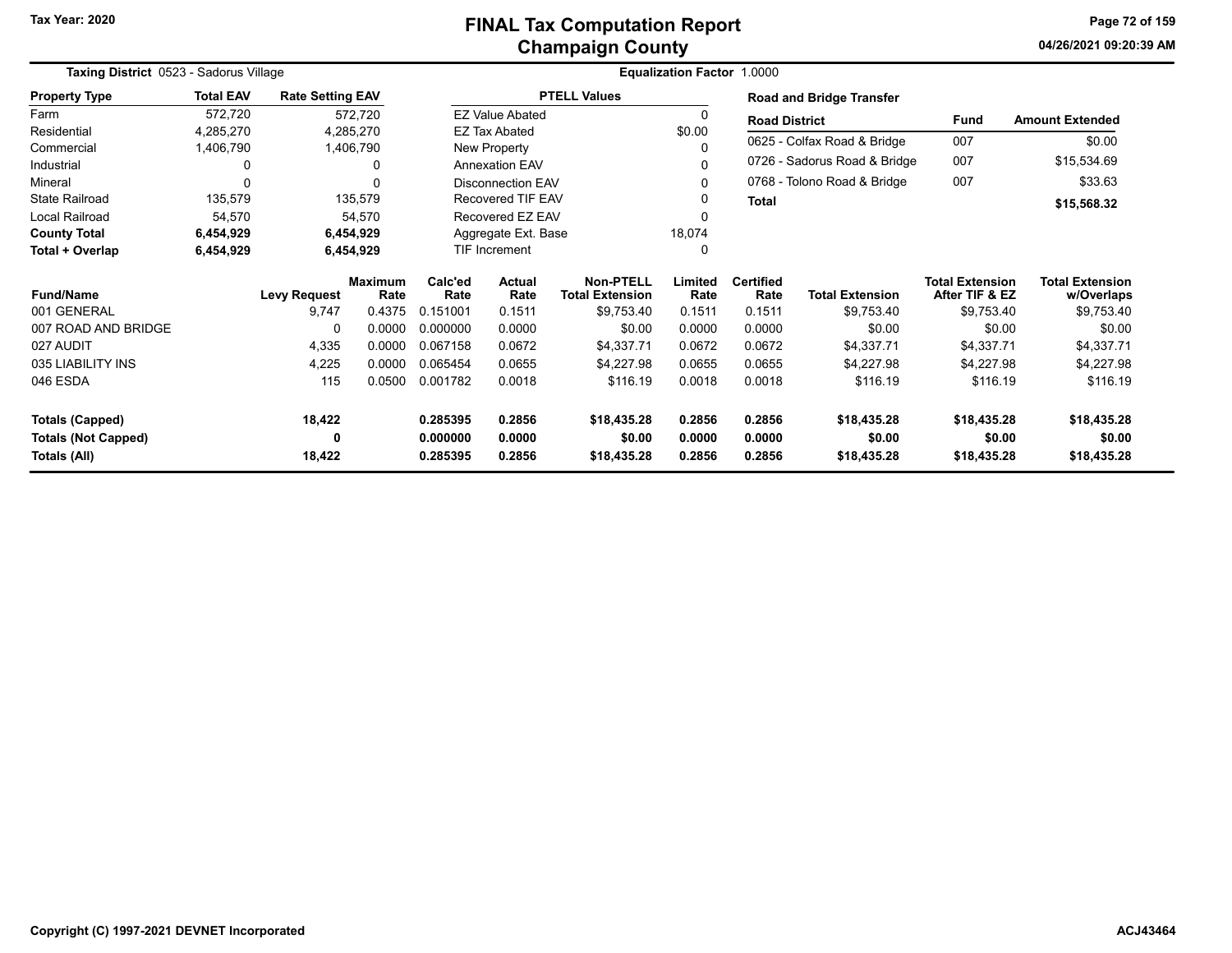# FINAL Tax Computation Report
## Champaign County

Tax Year: 2020

04/26/2021 09:20:39 AM

**Taxing District** 0523 - Sadorus Village

**Equalization Factor** 1.0000

| Property Type | Total EAV | Rate Setting EAV |
|---|---|---|
| Farm | 572,720 | 572,720 |
| Residential | 4,285,270 | 4,285,270 |
| Commercial | 1,406,790 | 1,406,790 |
| Industrial | 0 | 0 |
| Mineral | 0 | 0 |
| State Railroad | 135,579 | 135,579 |
| Local Railroad | 54,570 | 54,570 |
| **County Total** | **6,454,929** | **6,454,929** |
| **Total + Overlap** | **6,454,929** | **6,454,929** |

| PTELL Values | |
|---|---|
| EZ Value Abated | 0 |
| EZ Tax Abated | $0.00 |
| New Property | 0 |
| Annexation EAV | 0 |
| Disconnection EAV | 0 |
| Recovered TIF EAV | 0 |
| Recovered EZ EAV | 0 |
| Aggregate Ext. Base | 18,074 |
| TIF Increment | 0 |

**Road and Bridge Transfer**

| Road District | Fund | Amount Extended |
|---|---|---|
| 0625 - Colfax Road & Bridge | 007 | $0.00 |
| 0726 - Sadorus Road & Bridge | 007 | $15,534.69 |
| 0768 - Tolono Road & Bridge | 007 | $33.63 |
| **Total** | | **$15,568.32** |

| Fund/Name | Levy Request | Maximum Rate | Calc'ed Rate | Actual Rate | Non-PTELL Total Extension | Limited Rate | Certified Rate | Total Extension | Total Extension After TIF & EZ | Total Extension w/Overlaps |
|---|---|---|---|---|---|---|---|---|---|---|
| 001 GENERAL | 9,747 | 0.4375 | 0.151001 | 0.1511 | $9,753.40 | 0.1511 | 0.1511 | $9,753.40 | $9,753.40 | $9,753.40 |
| 007 ROAD AND BRIDGE | 0 | 0.0000 | 0.000000 | 0.0000 | $0.00 | 0.0000 | 0.0000 | $0.00 | $0.00 | $0.00 |
| 027 AUDIT | 4,335 | 0.0000 | 0.067158 | 0.0672 | $4,337.71 | 0.0672 | 0.0672 | $4,337.71 | $4,337.71 | $4,337.71 |
| 035 LIABILITY INS | 4,225 | 0.0000 | 0.065454 | 0.0655 | $4,227.98 | 0.0655 | 0.0655 | $4,227.98 | $4,227.98 | $4,227.98 |
| 046 ESDA | 115 | 0.0500 | 0.001782 | 0.0018 | $116.19 | 0.0018 | 0.0018 | $116.19 | $116.19 | $116.19 |
| **Totals (Capped)** | **18,422** | | **0.285395** | **0.2856** | **$18,435.28** | **0.2856** | **0.2856** | **$18,435.28** | **$18,435.28** | **$18,435.28** |
| **Totals (Not Capped)** | **0** | | **0.000000** | **0.0000** | **$0.00** | **0.0000** | **0.0000** | **$0.00** | **$0.00** | **$0.00** |
| **Totals (All)** | **18,422** | | **0.285395** | **0.2856** | **$18,435.28** | **0.2856** | **0.2856** | **$18,435.28** | **$18,435.28** | **$18,435.28** |

Copyright (C) 1997-2021 DEVNET Incorporated

ACJ43464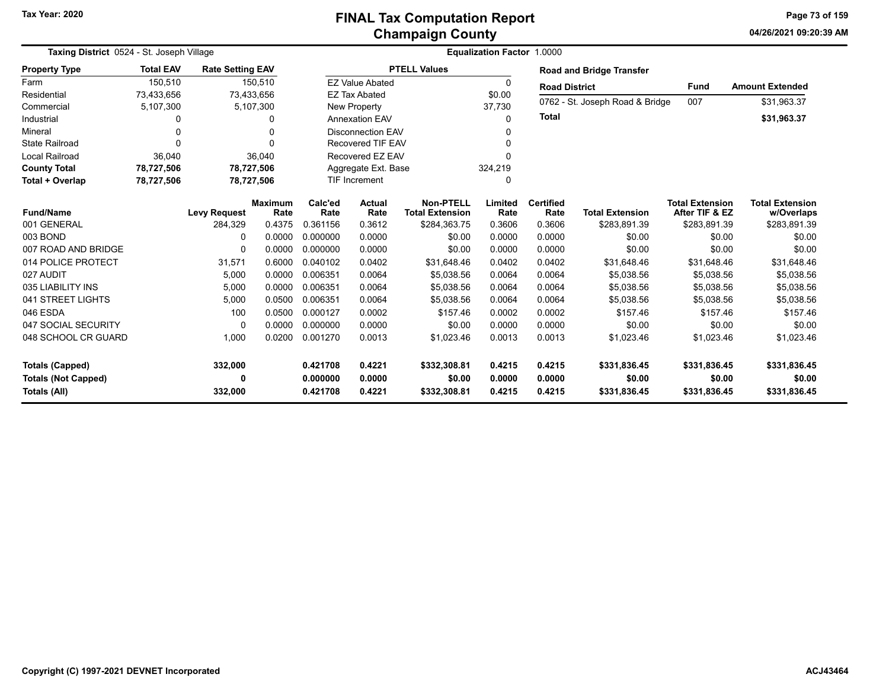# FINAL Tax Computation Report
## Champaign County

Tax Year: 2020

04/26/2021 09:20:39 AM

**Taxing District** 0524 - St. Joseph Village

**Equalization Factor** 1.0000

| Property Type | Total EAV | Rate Setting EAV |
|---|---|---|
| Farm | 150,510 | 150,510 |
| Residential | 73,433,656 | 73,433,656 |
| Commercial | 5,107,300 | 5,107,300 |
| Industrial | 0 | 0 |
| Mineral | 0 | 0 |
| State Railroad | 0 | 0 |
| Local Railroad | 36,040 | 36,040 |
| **County Total** | **78,727,506** | **78,727,506** |
| **Total + Overlap** | **78,727,506** | **78,727,506** |

| PTELL Values | |
|---|---|
| EZ Value Abated | 0 |
| EZ Tax Abated | $0.00 |
| New Property | 37,730 |
| Annexation EAV | 0 |
| Disconnection EAV | 0 |
| Recovered TIF EAV | 0 |
| Recovered EZ EAV | 0 |
| Aggregate Ext. Base | 324,219 |
| TIF Increment | 0 |

**Road and Bridge Transfer**

| Road District | Fund | Amount Extended |
|---|---|---|
| 0762 - St. Joseph Road & Bridge | 007 | $31,963.37 |
| **Total** | | **$31,963.37** |

| Fund/Name | Levy Request | Maximum Rate | Calc'ed Rate | Actual Rate | Non-PTELL Total Extension | Limited Rate | Certified Rate | Total Extension | Total Extension After TIF & EZ | Total Extension w/Overlaps |
|---|---|---|---|---|---|---|---|---|---|---|
| 001 GENERAL | 284,329 | 0.4375 | 0.361156 | 0.3612 | $284,363.75 | 0.3606 | 0.3606 | $283,891.39 | $283,891.39 | $283,891.39 |
| 003 BOND | 0 | 0.0000 | 0.000000 | 0.0000 | $0.00 | 0.0000 | 0.0000 | $0.00 | $0.00 | $0.00 |
| 007 ROAD AND BRIDGE | 0 | 0.0000 | 0.000000 | 0.0000 | $0.00 | 0.0000 | 0.0000 | $0.00 | $0.00 | $0.00 |
| 014 POLICE PROTECT | 31,571 | 0.6000 | 0.040102 | 0.0402 | $31,648.46 | 0.0402 | 0.0402 | $31,648.46 | $31,648.46 | $31,648.46 |
| 027 AUDIT | 5,000 | 0.0000 | 0.006351 | 0.0064 | $5,038.56 | 0.0064 | 0.0064 | $5,038.56 | $5,038.56 | $5,038.56 |
| 035 LIABILITY INS | 5,000 | 0.0000 | 0.006351 | 0.0064 | $5,038.56 | 0.0064 | 0.0064 | $5,038.56 | $5,038.56 | $5,038.56 |
| 041 STREET LIGHTS | 5,000 | 0.0500 | 0.006351 | 0.0064 | $5,038.56 | 0.0064 | 0.0064 | $5,038.56 | $5,038.56 | $5,038.56 |
| 046 ESDA | 100 | 0.0500 | 0.000127 | 0.0002 | $157.46 | 0.0002 | 0.0002 | $157.46 | $157.46 | $157.46 |
| 047 SOCIAL SECURITY | 0 | 0.0000 | 0.000000 | 0.0000 | $0.00 | 0.0000 | 0.0000 | $0.00 | $0.00 | $0.00 |
| 048 SCHOOL CR GUARD | 1,000 | 0.0200 | 0.001270 | 0.0013 | $1,023.46 | 0.0013 | 0.0013 | $1,023.46 | $1,023.46 | $1,023.46 |
| **Totals (Capped)** | **332,000** | | **0.421708** | **0.4221** | **$332,308.81** | **0.4215** | **0.4215** | **$331,836.45** | **$331,836.45** | **$331,836.45** |
| **Totals (Not Capped)** | **0** | | **0.000000** | **0.0000** | **$0.00** | **0.0000** | **0.0000** | **$0.00** | **$0.00** | **$0.00** |
| **Totals (All)** | **332,000** | | **0.421708** | **0.4221** | **$332,308.81** | **0.4215** | **0.4215** | **$331,836.45** | **$331,836.45** | **$331,836.45** |

Copyright (C) 1997-2021 DEVNET Incorporated

ACJ43464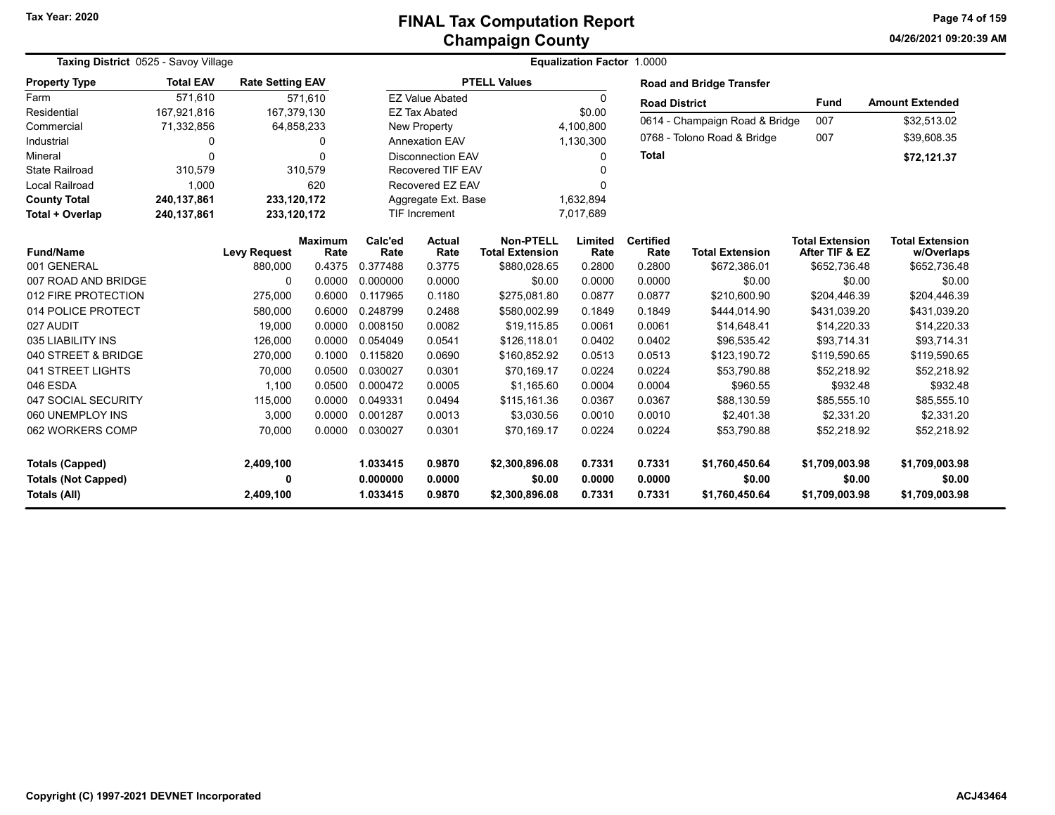# FINAL Tax Computation Report
## Champaign County

Tax Year: 2020

04/26/2021 09:20:39 AM

**Taxing District** 0525 - Savoy Village

**Equalization Factor** 1.0000

| Property Type | Total EAV | Rate Setting EAV |
|---|---|---|
| Farm | 571,610 | 571,610 |
| Residential | 167,921,816 | 167,379,130 |
| Commercial | 71,332,856 | 64,858,233 |
| Industrial | 0 | 0 |
| Mineral | 0 | 0 |
| State Railroad | 310,579 | 310,579 |
| Local Railroad | 1,000 | 620 |
| **County Total** | **240,137,861** | **233,120,172** |
| **Total + Overlap** | **240,137,861** | **233,120,172** |

| PTELL Values | |
|---|---|
| EZ Value Abated | 0 |
| EZ Tax Abated | $0.00 |
| New Property | 4,100,800 |
| Annexation EAV | 1,130,300 |
| Disconnection EAV | 0 |
| Recovered TIF EAV | 0 |
| Recovered EZ EAV | 0 |
| Aggregate Ext. Base | 1,632,894 |
| TIF Increment | 7,017,689 |

**Road and Bridge Transfer**

| Road District | Fund | Amount Extended |
|---|---|---|
| 0614 - Champaign Road & Bridge | 007 | $32,513.02 |
| 0768 - Tolono Road & Bridge | 007 | $39,608.35 |
| **Total** | | **$72,121.37** |

| Fund/Name | Levy Request | Maximum Rate | Calc'ed Rate | Actual Rate | Non-PTELL Total Extension | Limited Rate | Certified Rate | Total Extension | Total Extension After TIF & EZ | Total Extension w/Overlaps |
|---|---|---|---|---|---|---|---|---|---|---|
| 001 GENERAL | 880,000 | 0.4375 | 0.377488 | 0.3775 | $880,028.65 | 0.2800 | 0.2800 | $672,386.01 | $652,736.48 | $652,736.48 |
| 007 ROAD AND BRIDGE | 0 | 0.0000 | 0.000000 | 0.0000 | $0.00 | 0.0000 | 0.0000 | $0.00 | $0.00 | $0.00 |
| 012 FIRE PROTECTION | 275,000 | 0.6000 | 0.117965 | 0.1180 | $275,081.80 | 0.0877 | 0.0877 | $210,600.90 | $204,446.39 | $204,446.39 |
| 014 POLICE PROTECT | 580,000 | 0.6000 | 0.248799 | 0.2488 | $580,002.99 | 0.1849 | 0.1849 | $444,014.90 | $431,039.20 | $431,039.20 |
| 027 AUDIT | 19,000 | 0.0000 | 0.008150 | 0.0082 | $19,115.85 | 0.0061 | 0.0061 | $14,648.41 | $14,220.33 | $14,220.33 |
| 035 LIABILITY INS | 126,000 | 0.0000 | 0.054049 | 0.0541 | $126,118.01 | 0.0402 | 0.0402 | $96,535.42 | $93,714.31 | $93,714.31 |
| 040 STREET & BRIDGE | 270,000 | 0.1000 | 0.115820 | 0.0690 | $160,852.92 | 0.0513 | 0.0513 | $123,190.72 | $119,590.65 | $119,590.65 |
| 041 STREET LIGHTS | 70,000 | 0.0500 | 0.030027 | 0.0301 | $70,169.17 | 0.0224 | 0.0224 | $53,790.88 | $52,218.92 | $52,218.92 |
| 046 ESDA | 1,100 | 0.0500 | 0.000472 | 0.0005 | $1,165.60 | 0.0004 | 0.0004 | $960.55 | $932.48 | $932.48 |
| 047 SOCIAL SECURITY | 115,000 | 0.0000 | 0.049331 | 0.0494 | $115,161.36 | 0.0367 | 0.0367 | $88,130.59 | $85,555.10 | $85,555.10 |
| 060 UNEMPLOY INS | 3,000 | 0.0000 | 0.001287 | 0.0013 | $3,030.56 | 0.0010 | 0.0010 | $2,401.38 | $2,331.20 | $2,331.20 |
| 062 WORKERS COMP | 70,000 | 0.0000 | 0.030027 | 0.0301 | $70,169.17 | 0.0224 | 0.0224 | $53,790.88 | $52,218.92 | $52,218.92 |
| **Totals (Capped)** | **2,409,100** | | **1.033415** | **0.9870** | **$2,300,896.08** | **0.7331** | **0.7331** | **$1,760,450.64** | **$1,709,003.98** | **$1,709,003.98** |
| **Totals (Not Capped)** | **0** | | **0.000000** | **0.0000** | **$0.00** | **0.0000** | **0.0000** | **$0.00** | **$0.00** | **$0.00** |
| **Totals (All)** | **2,409,100** | | **1.033415** | **0.9870** | **$2,300,896.08** | **0.7331** | **0.7331** | **$1,760,450.64** | **$1,709,003.98** | **$1,709,003.98** |

Copyright (C) 1997-2021 DEVNET Incorporated

ACJ43464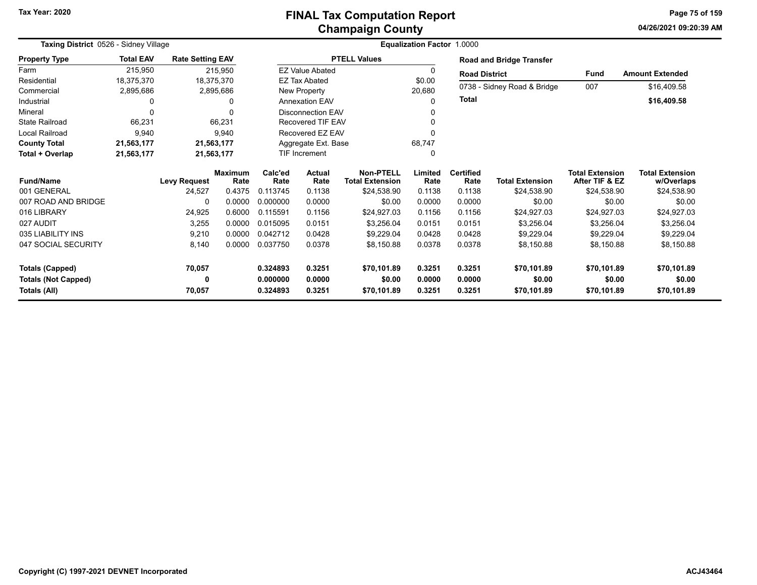# FINAL Tax Computation Report
## Champaign County

Tax Year: 2020

04/26/2021 09:20:39 AM

**Taxing District** 0526 - Sidney Village

**Equalization Factor** 1.0000

| Property Type | Total EAV | Rate Setting EAV |
|---|---|---|
| Farm | 215,950 | 215,950 |
| Residential | 18,375,370 | 18,375,370 |
| Commercial | 2,895,686 | 2,895,686 |
| Industrial | 0 | 0 |
| Mineral | 0 | 0 |
| State Railroad | 66,231 | 66,231 |
| Local Railroad | 9,940 | 9,940 |
| **County Total** | **21,563,177** | **21,563,177** |
| **Total + Overlap** | **21,563,177** | **21,563,177** |

| PTELL Values | |
|---|---|
| EZ Value Abated | 0 |
| EZ Tax Abated | $0.00 |
| New Property | 20,680 |
| Annexation EAV | 0 |
| Disconnection EAV | 0 |
| Recovered TIF EAV | 0 |
| Recovered EZ EAV | 0 |
| Aggregate Ext. Base | 68,747 |
| TIF Increment | 0 |

**Road and Bridge Transfer**

| Road District | Fund | Amount Extended |
|---|---|---|
| 0738 - Sidney Road & Bridge | 007 | $16,409.58 |
| **Total** | | **$16,409.58** |

| Fund/Name | Levy Request | Maximum Rate | Calc'ed Rate | Actual Rate | Non-PTELL Total Extension | Limited Rate | Certified Rate | Total Extension | Total Extension After TIF & EZ | Total Extension w/Overlaps |
|---|---|---|---|---|---|---|---|---|---|---|
| 001 GENERAL | 24,527 | 0.4375 | 0.113745 | 0.1138 | $24,538.90 | 0.1138 | 0.1138 | $24,538.90 | $24,538.90 | $24,538.90 |
| 007 ROAD AND BRIDGE | 0 | 0.0000 | 0.000000 | 0.0000 | $0.00 | 0.0000 | 0.0000 | $0.00 | $0.00 | $0.00 |
| 016 LIBRARY | 24,925 | 0.6000 | 0.115591 | 0.1156 | $24,927.03 | 0.1156 | 0.1156 | $24,927.03 | $24,927.03 | $24,927.03 |
| 027 AUDIT | 3,255 | 0.0000 | 0.015095 | 0.0151 | $3,256.04 | 0.0151 | 0.0151 | $3,256.04 | $3,256.04 | $3,256.04 |
| 035 LIABILITY INS | 9,210 | 0.0000 | 0.042712 | 0.0428 | $9,229.04 | 0.0428 | 0.0428 | $9,229.04 | $9,229.04 | $9,229.04 |
| 047 SOCIAL SECURITY | 8,140 | 0.0000 | 0.037750 | 0.0378 | $8,150.88 | 0.0378 | 0.0378 | $8,150.88 | $8,150.88 | $8,150.88 |
| **Totals (Capped)** | **70,057** | | **0.324893** | **0.3251** | **$70,101.89** | **0.3251** | **0.3251** | **$70,101.89** | **$70,101.89** | **$70,101.89** |
| **Totals (Not Capped)** | **0** | | **0.000000** | **0.0000** | **$0.00** | **0.0000** | **0.0000** | **$0.00** | **$0.00** | **$0.00** |
| **Totals (All)** | **70,057** | | **0.324893** | **0.3251** | **$70,101.89** | **0.3251** | **0.3251** | **$70,101.89** | **$70,101.89** | **$70,101.89** |

Copyright (C) 1997-2021 DEVNET Incorporated

ACJ43464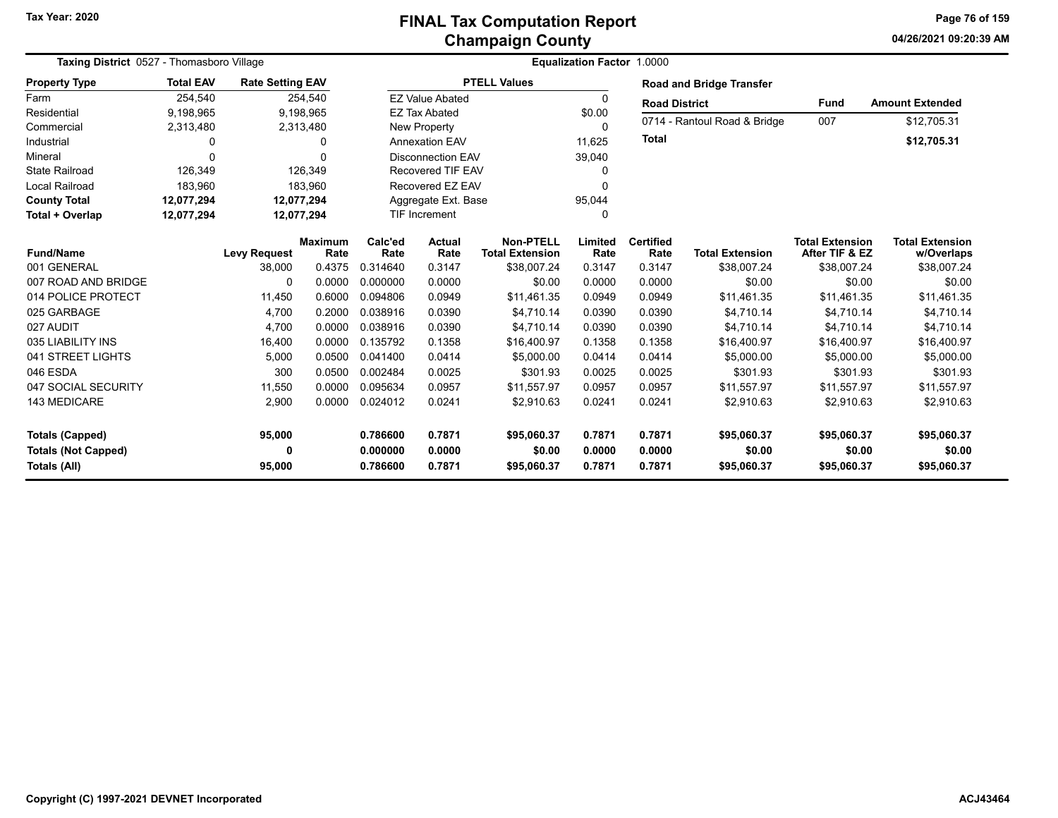# FINAL Tax Computation Report
## Champaign County

Tax Year: 2020

**Taxing District** 0527 - Thomasboro Village

**Equalization Factor** 1.0000

| Property Type | Total EAV | Rate Setting EAV |
|---|---|---|
| Farm | 254,540 | 254,540 |
| Residential | 9,198,965 | 9,198,965 |
| Commercial | 2,313,480 | 2,313,480 |
| Industrial | 0 | 0 |
| Mineral | 0 | 0 |
| State Railroad | 126,349 | 126,349 |
| Local Railroad | 183,960 | 183,960 |
| **County Total** | **12,077,294** | **12,077,294** |
| **Total + Overlap** | **12,077,294** | **12,077,294** |

| PTELL Values | |
|---|---|
| EZ Value Abated | 0 |
| EZ Tax Abated | $0.00 |
| New Property | 0 |
| Annexation EAV | 11,625 |
| Disconnection EAV | 39,040 |
| Recovered TIF EAV | 0 |
| Recovered EZ EAV | 0 |
| Aggregate Ext. Base | 95,044 |
| TIF Increment | 0 |

**Road and Bridge Transfer**

| Road District | Fund | Amount Extended |
|---|---|---|
| 0714 - Rantoul Road & Bridge | 007 | $12,705.31 |
| **Total** | | **$12,705.31** |

| Fund/Name | Levy Request | Maximum Rate | Calc'ed Rate | Actual Rate | Non-PTELL Total Extension | Limited Rate | Certified Rate | Total Extension | Total Extension After TIF & EZ | Total Extension w/Overlaps |
|---|---|---|---|---|---|---|---|---|---|---|
| 001 GENERAL | 38,000 | 0.4375 | 0.314640 | 0.3147 | $38,007.24 | 0.3147 | 0.3147 | $38,007.24 | $38,007.24 | $38,007.24 |
| 007 ROAD AND BRIDGE | 0 | 0.0000 | 0.000000 | 0.0000 | $0.00 | 0.0000 | 0.0000 | $0.00 | $0.00 | $0.00 |
| 014 POLICE PROTECT | 11,450 | 0.6000 | 0.094806 | 0.0949 | $11,461.35 | 0.0949 | 0.0949 | $11,461.35 | $11,461.35 | $11,461.35 |
| 025 GARBAGE | 4,700 | 0.2000 | 0.038916 | 0.0390 | $4,710.14 | 0.0390 | 0.0390 | $4,710.14 | $4,710.14 | $4,710.14 |
| 027 AUDIT | 4,700 | 0.0000 | 0.038916 | 0.0390 | $4,710.14 | 0.0390 | 0.0390 | $4,710.14 | $4,710.14 | $4,710.14 |
| 035 LIABILITY INS | 16,400 | 0.0000 | 0.135792 | 0.1358 | $16,400.97 | 0.1358 | 0.1358 | $16,400.97 | $16,400.97 | $16,400.97 |
| 041 STREET LIGHTS | 5,000 | 0.0500 | 0.041400 | 0.0414 | $5,000.00 | 0.0414 | 0.0414 | $5,000.00 | $5,000.00 | $5,000.00 |
| 046 ESDA | 300 | 0.0500 | 0.002484 | 0.0025 | $301.93 | 0.0025 | 0.0025 | $301.93 | $301.93 | $301.93 |
| 047 SOCIAL SECURITY | 11,550 | 0.0000 | 0.095634 | 0.0957 | $11,557.97 | 0.0957 | 0.0957 | $11,557.97 | $11,557.97 | $11,557.97 |
| 143 MEDICARE | 2,900 | 0.0000 | 0.024012 | 0.0241 | $2,910.63 | 0.0241 | 0.0241 | $2,910.63 | $2,910.63 | $2,910.63 |
| **Totals (Capped)** | **95,000** | | **0.786600** | **0.7871** | **$95,060.37** | **0.7871** | **0.7871** | **$95,060.37** | **$95,060.37** | **$95,060.37** |
| **Totals (Not Capped)** | **0** | | **0.000000** | **0.0000** | **$0.00** | **0.0000** | **0.0000** | **$0.00** | **$0.00** | **$0.00** |
| **Totals (All)** | **95,000** | | **0.786600** | **0.7871** | **$95,060.37** | **0.7871** | **0.7871** | **$95,060.37** | **$95,060.37** | **$95,060.37** |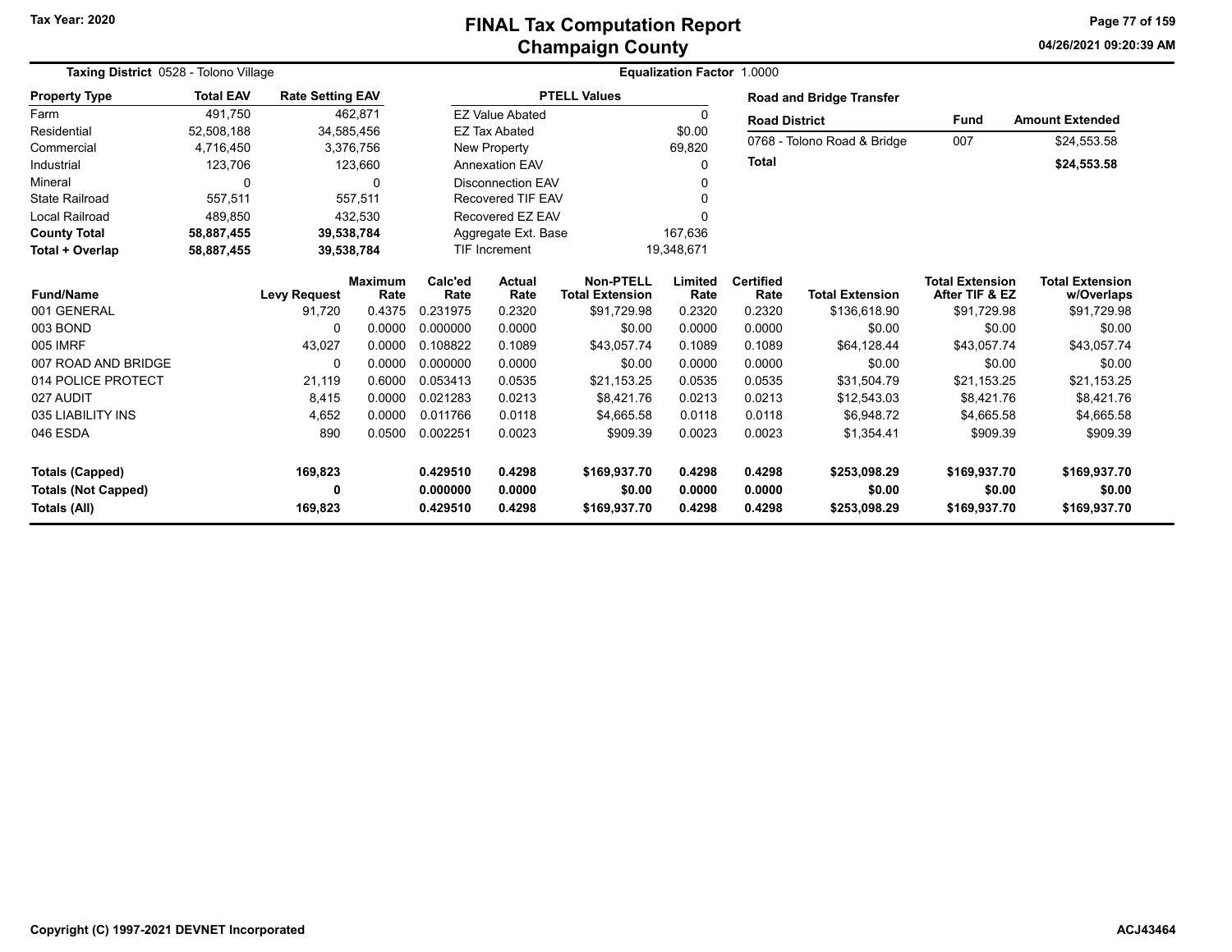# FINAL Tax Computation Report
## Champaign County

Tax Year: 2020

04/26/2021 09:20:39 AM

**Taxing District** 0528 - Tolono Village

**Equalization Factor** 1.0000

| Property Type | Total EAV | Rate Setting EAV |
|---|---|---|
| Farm | 491,750 | 462,871 |
| Residential | 52,508,188 | 34,585,456 |
| Commercial | 4,716,450 | 3,376,756 |
| Industrial | 123,706 | 123,660 |
| Mineral | 0 | 0 |
| State Railroad | 557,511 | 557,511 |
| Local Railroad | 489,850 | 432,530 |
| **County Total** | **58,887,455** | **39,538,784** |
| **Total + Overlap** | **58,887,455** | **39,538,784** |

| PTELL Values | |
|---|---|
| EZ Value Abated | 0 |
| EZ Tax Abated | $0.00 |
| New Property | 69,820 |
| Annexation EAV | 0 |
| Disconnection EAV | 0 |
| Recovered TIF EAV | 0 |
| Recovered EZ EAV | 0 |
| Aggregate Ext. Base | 167,636 |
| TIF Increment | 19,348,671 |

**Road and Bridge Transfer**

| Road District | Fund | Amount Extended |
|---|---|---|
| 0768 - Tolono Road & Bridge | 007 | $24,553.58 |
| **Total** | | **$24,553.58** |

| Fund/Name | Levy Request | Maximum Rate | Calc'ed Rate | Actual Rate | Non-PTELL Total Extension | Limited Rate | Certified Rate | Total Extension | Total Extension After TIF & EZ | Total Extension w/Overlaps |
|---|---|---|---|---|---|---|---|---|---|---|
| 001 GENERAL | 91,720 | 0.4375 | 0.231975 | 0.2320 | $91,729.98 | 0.2320 | 0.2320 | $136,618.90 | $91,729.98 | $91,729.98 |
| 003 BOND | 0 | 0.0000 | 0.000000 | 0.0000 | $0.00 | 0.0000 | 0.0000 | $0.00 | $0.00 | $0.00 |
| 005 IMRF | 43,027 | 0.0000 | 0.108822 | 0.1089 | $43,057.74 | 0.1089 | 0.1089 | $64,128.44 | $43,057.74 | $43,057.74 |
| 007 ROAD AND BRIDGE | 0 | 0.0000 | 0.000000 | 0.0000 | $0.00 | 0.0000 | 0.0000 | $0.00 | $0.00 | $0.00 |
| 014 POLICE PROTECT | 21,119 | 0.6000 | 0.053413 | 0.0535 | $21,153.25 | 0.0535 | 0.0535 | $31,504.79 | $21,153.25 | $21,153.25 |
| 027 AUDIT | 8,415 | 0.0000 | 0.021283 | 0.0213 | $8,421.76 | 0.0213 | 0.0213 | $12,543.03 | $8,421.76 | $8,421.76 |
| 035 LIABILITY INS | 4,652 | 0.0000 | 0.011766 | 0.0118 | $4,665.58 | 0.0118 | 0.0118 | $6,948.72 | $4,665.58 | $4,665.58 |
| 046 ESDA | 890 | 0.0500 | 0.002251 | 0.0023 | $909.39 | 0.0023 | 0.0023 | $1,354.41 | $909.39 | $909.39 |
| **Totals (Capped)** | **169,823** | | **0.429510** | **0.4298** | **$169,937.70** | **0.4298** | **0.4298** | **$253,098.29** | **$169,937.70** | **$169,937.70** |
| **Totals (Not Capped)** | **0** | | **0.000000** | **0.0000** | **$0.00** | **0.0000** | **0.0000** | **$0.00** | **$0.00** | **$0.00** |
| **Totals (All)** | **169,823** | | **0.429510** | **0.4298** | **$169,937.70** | **0.4298** | **0.4298** | **$253,098.29** | **$169,937.70** | **$169,937.70** |

Copyright (C) 1997-2021 DEVNET Incorporated

ACJ43464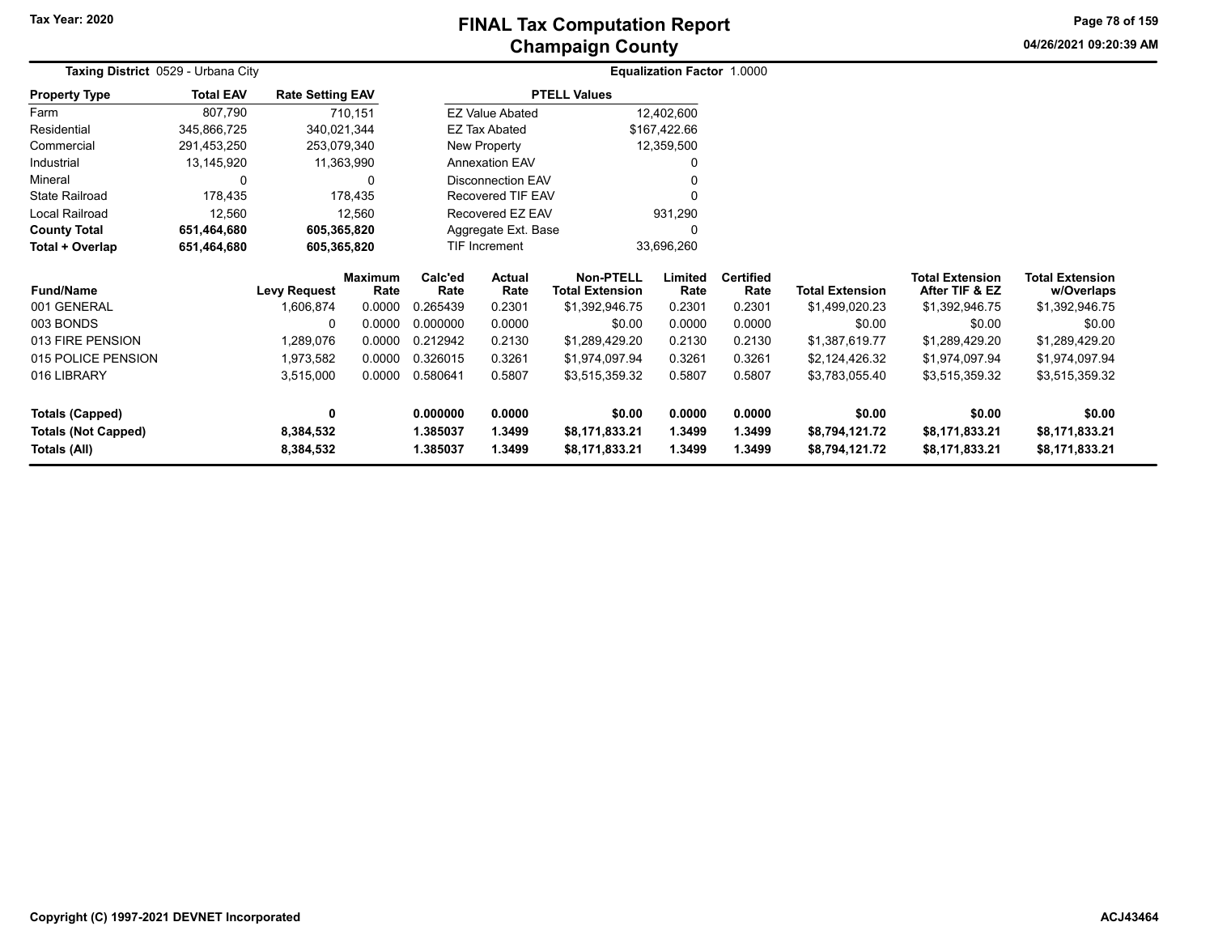# FINAL Tax Computation Report
## Champaign County

Tax Year: 2020

04/26/2021 09:20:39 AM

**Taxing District** 0529 - Urbana City

**Equalization Factor** 1.0000

| Property Type | Total EAV | Rate Setting EAV |
|---|---|---|
| Farm | 807,790 | 710,151 |
| Residential | 345,866,725 | 340,021,344 |
| Commercial | 291,453,250 | 253,079,340 |
| Industrial | 13,145,920 | 11,363,990 |
| Mineral | 0 | 0 |
| State Railroad | 178,435 | 178,435 |
| Local Railroad | 12,560 | 12,560 |
| **County Total** | **651,464,680** | **605,365,820** |
| **Total + Overlap** | **651,464,680** | **605,365,820** |

| PTELL Values | |
|---|---|
| EZ Value Abated | 12,402,600 |
| EZ Tax Abated | $167,422.66 |
| New Property | 12,359,500 |
| Annexation EAV | 0 |
| Disconnection EAV | 0 |
| Recovered TIF EAV | 0 |
| Recovered EZ EAV | 931,290 |
| Aggregate Ext. Base | 0 |
| TIF Increment | 33,696,260 |

| Fund/Name | Levy Request | Maximum Rate | Calc'ed Rate | Actual Rate | Non-PTELL Total Extension | Limited Rate | Certified Rate | Total Extension | Total Extension After TIF & EZ | Total Extension w/Overlaps |
|---|---|---|---|---|---|---|---|---|---|---|
| 001 GENERAL | 1,606,874 | 0.0000 | 0.265439 | 0.2301 | $1,392,946.75 | 0.2301 | 0.2301 | $1,499,020.23 | $1,392,946.75 | $1,392,946.75 |
| 003 BONDS | 0 | 0.0000 | 0.000000 | 0.0000 | $0.00 | 0.0000 | 0.0000 | $0.00 | $0.00 | $0.00 |
| 013 FIRE PENSION | 1,289,076 | 0.0000 | 0.212942 | 0.2130 | $1,289,429.20 | 0.2130 | 0.2130 | $1,387,619.77 | $1,289,429.20 | $1,289,429.20 |
| 015 POLICE PENSION | 1,973,582 | 0.0000 | 0.326015 | 0.3261 | $1,974,097.94 | 0.3261 | 0.3261 | $2,124,426.32 | $1,974,097.94 | $1,974,097.94 |
| 016 LIBRARY | 3,515,000 | 0.0000 | 0.580641 | 0.5807 | $3,515,359.32 | 0.5807 | 0.5807 | $3,783,055.40 | $3,515,359.32 | $3,515,359.32 |
| **Totals (Capped)** | **0** | | **0.000000** | **0.0000** | **$0.00** | **0.0000** | **0.0000** | **$0.00** | **$0.00** | **$0.00** |
| **Totals (Not Capped)** | **8,384,532** | | **1.385037** | **1.3499** | **$8,171,833.21** | **1.3499** | **1.3499** | **$8,794,121.72** | **$8,171,833.21** | **$8,171,833.21** |
| **Totals (All)** | **8,384,532** | | **1.385037** | **1.3499** | **$8,171,833.21** | **1.3499** | **1.3499** | **$8,794,121.72** | **$8,171,833.21** | **$8,171,833.21** |

Copyright (C) 1997-2021 DEVNET Incorporated

ACJ43464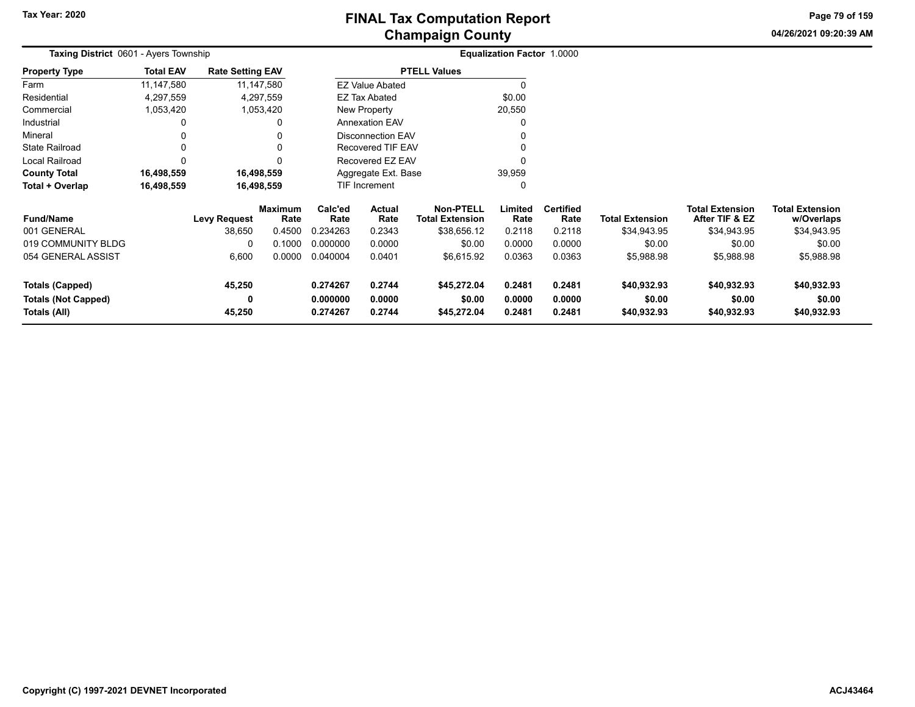# FINAL Tax Computation Report
## Champaign County

Tax Year: 2020

04/26/2021 09:20:39 AM

**Taxing District** 0601 - Ayers Township

**Equalization Factor** 1.0000

| Property Type | Total EAV | Rate Setting EAV |
|---|---|---|
| Farm | 11,147,580 | 11,147,580 |
| Residential | 4,297,559 | 4,297,559 |
| Commercial | 1,053,420 | 1,053,420 |
| Industrial | 0 | 0 |
| Mineral | 0 | 0 |
| State Railroad | 0 | 0 |
| Local Railroad | 0 | 0 |
| **County Total** | **16,498,559** | **16,498,559** |
| **Total + Overlap** | **16,498,559** | **16,498,559** |

| PTELL Values | |
|---|---|
| EZ Value Abated | 0 |
| EZ Tax Abated | $0.00 |
| New Property | 20,550 |
| Annexation EAV | 0 |
| Disconnection EAV | 0 |
| Recovered TIF EAV | 0 |
| Recovered EZ EAV | 0 |
| Aggregate Ext. Base | 39,959 |
| TIF Increment | 0 |

| Fund/Name | Levy Request | Maximum Rate | Calc'ed Rate | Actual Rate | Non-PTELL Total Extension | Limited Rate | Certified Rate | Total Extension | Total Extension After TIF & EZ | Total Extension w/Overlaps |
|---|---|---|---|---|---|---|---|---|---|---|
| 001 GENERAL | 38,650 | 0.4500 | 0.234263 | 0.2343 | $38,656.12 | 0.2118 | 0.2118 | $34,943.95 | $34,943.95 | $34,943.95 |
| 019 COMMUNITY BLDG | 0 | 0.1000 | 0.000000 | 0.0000 | $0.00 | 0.0000 | 0.0000 | $0.00 | $0.00 | $0.00 |
| 054 GENERAL ASSIST | 6,600 | 0.0000 | 0.040004 | 0.0401 | $6,615.92 | 0.0363 | 0.0363 | $5,988.98 | $5,988.98 | $5,988.98 |
| **Totals (Capped)** | **45,250** | | **0.274267** | **0.2744** | **$45,272.04** | **0.2481** | **0.2481** | **$40,932.93** | **$40,932.93** | **$40,932.93** |
| **Totals (Not Capped)** | **0** | | **0.000000** | **0.0000** | **$0.00** | **0.0000** | **0.0000** | **$0.00** | **$0.00** | **$0.00** |
| **Totals (All)** | **45,250** | | **0.274267** | **0.2744** | **$45,272.04** | **0.2481** | **0.2481** | **$40,932.93** | **$40,932.93** | **$40,932.93** |

Copyright (C) 1997-2021 DEVNET Incorporated

ACJ43464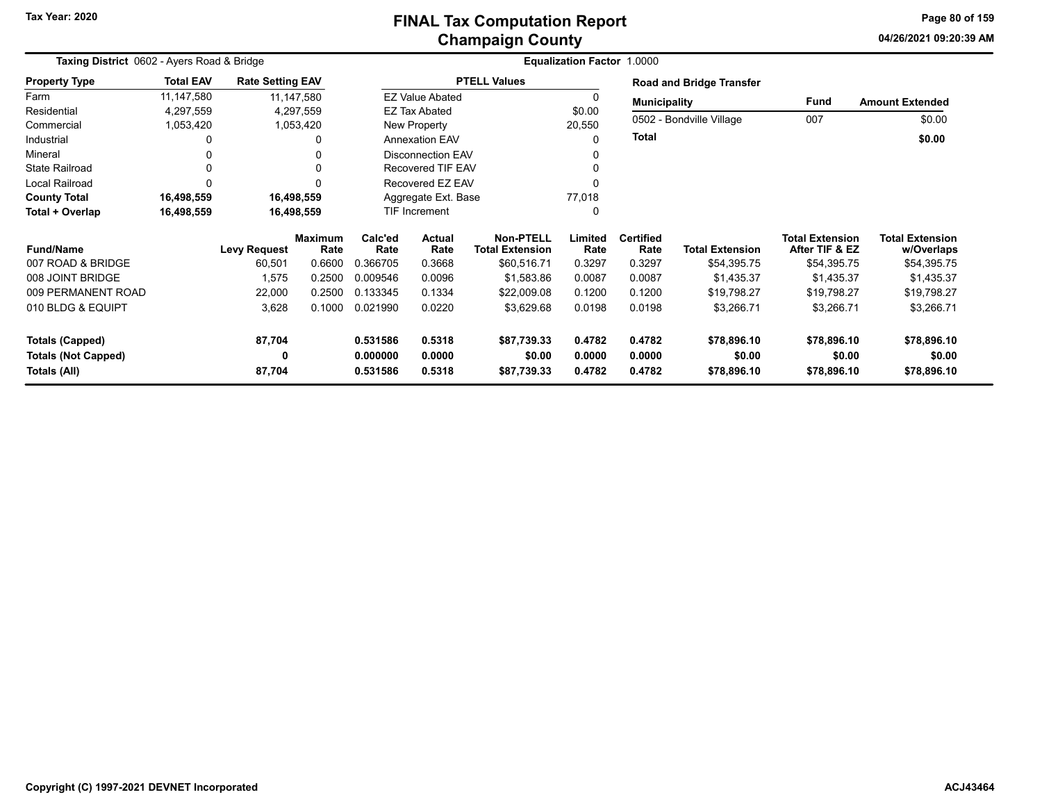# FINAL Tax Computation Report
## Champaign County

Tax Year: 2020

04/26/2021 09:20:39 AM

**Taxing District** 0602 - Ayers Road & Bridge

**Equalization Factor** 1.0000

| Property Type | Total EAV | Rate Setting EAV |
|---|---|---|
| Farm | 11,147,580 | 11,147,580 |
| Residential | 4,297,559 | 4,297,559 |
| Commercial | 1,053,420 | 1,053,420 |
| Industrial | 0 | 0 |
| Mineral | 0 | 0 |
| State Railroad | 0 | 0 |
| Local Railroad | 0 | 0 |
| **County Total** | **16,498,559** | **16,498,559** |
| **Total + Overlap** | **16,498,559** | **16,498,559** |

| PTELL Values | |
|---|---|
| EZ Value Abated | 0 |
| EZ Tax Abated | $0.00 |
| New Property | 20,550 |
| Annexation EAV | 0 |
| Disconnection EAV | 0 |
| Recovered TIF EAV | 0 |
| Recovered EZ EAV | 0 |
| Aggregate Ext. Base | 77,018 |
| TIF Increment | 0 |

**Road and Bridge Transfer**

| Municipality | Fund | Amount Extended |
|---|---|---|
| 0502 - Bondville Village | 007 | $0.00 |
| **Total** | | **$0.00** |

| Fund/Name | Levy Request | Maximum Rate | Calc'ed Rate | Actual Rate | Non-PTELL Total Extension | Limited Rate | Certified Rate | Total Extension | Total Extension After TIF & EZ | Total Extension w/Overlaps |
|---|---|---|---|---|---|---|---|---|---|---|
| 007 ROAD & BRIDGE | 60,501 | 0.6600 | 0.366705 | 0.3668 | $60,516.71 | 0.3297 | 0.3297 | $54,395.75 | $54,395.75 | $54,395.75 |
| 008 JOINT BRIDGE | 1,575 | 0.2500 | 0.009546 | 0.0096 | $1,583.86 | 0.0087 | 0.0087 | $1,435.37 | $1,435.37 | $1,435.37 |
| 009 PERMANENT ROAD | 22,000 | 0.2500 | 0.133345 | 0.1334 | $22,009.08 | 0.1200 | 0.1200 | $19,798.27 | $19,798.27 | $19,798.27 |
| 010 BLDG & EQUIPT | 3,628 | 0.1000 | 0.021990 | 0.0220 | $3,629.68 | 0.0198 | 0.0198 | $3,266.71 | $3,266.71 | $3,266.71 |
| **Totals (Capped)** | **87,704** | | **0.531586** | **0.5318** | **$87,739.33** | **0.4782** | **0.4782** | **$78,896.10** | **$78,896.10** | **$78,896.10** |
| **Totals (Not Capped)** | **0** | | **0.000000** | **0.0000** | **$0.00** | **0.0000** | **0.0000** | **$0.00** | **$0.00** | **$0.00** |
| **Totals (All)** | **87,704** | | **0.531586** | **0.5318** | **$87,739.33** | **0.4782** | **0.4782** | **$78,896.10** | **$78,896.10** | **$78,896.10** |

Copyright (C) 1997-2021 DEVNET Incorporated

ACJ43464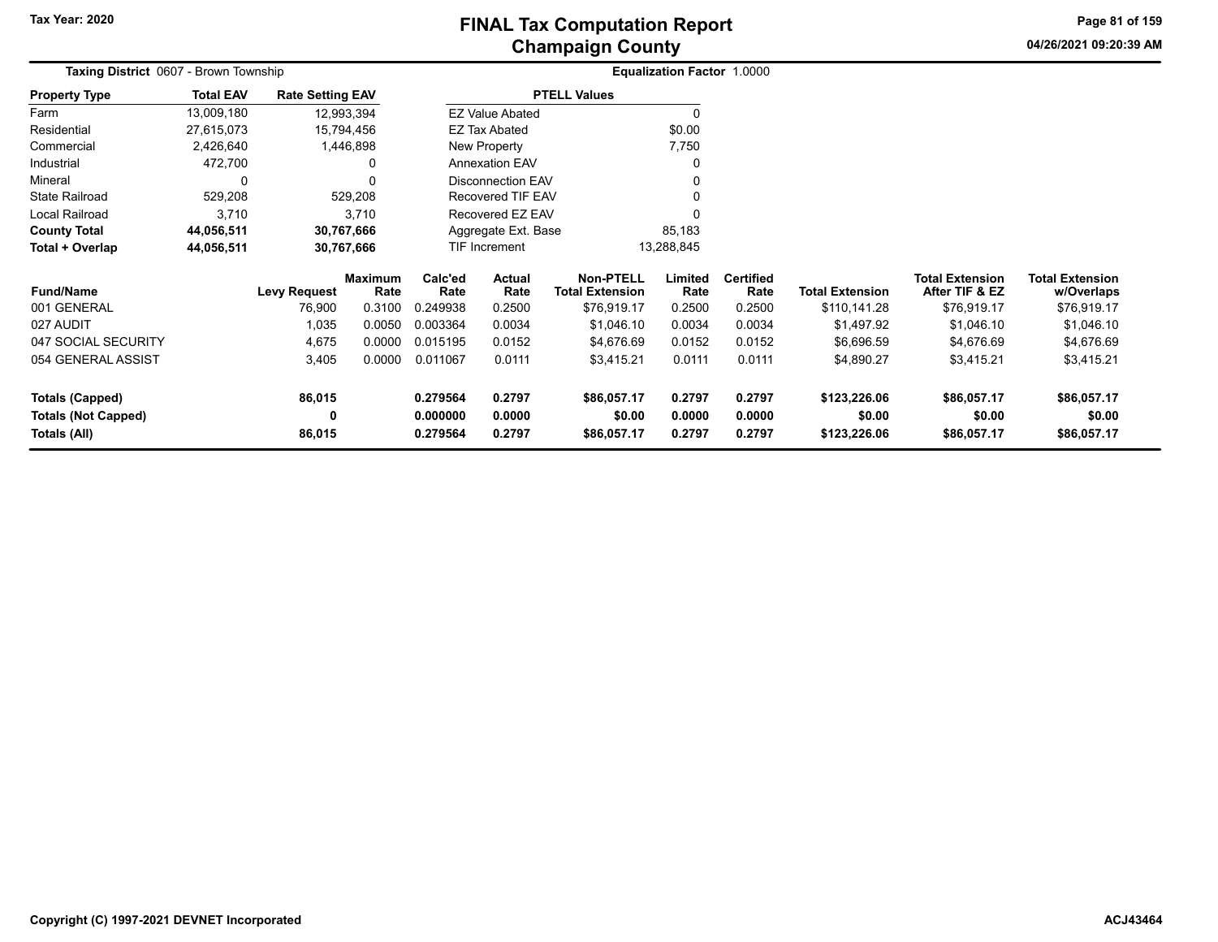Tax Year: 2020

# FINAL Tax Computation Report
## Champaign County

04/26/2021 09:20:39 AM

**Taxing District** 0607 - Brown Township

**Equalization Factor** 1.0000

| Property Type | Total EAV | Rate Setting EAV |
|---|---|---|
| Farm | 13,009,180 | 12,993,394 |
| Residential | 27,615,073 | 15,794,456 |
| Commercial | 2,426,640 | 1,446,898 |
| Industrial | 472,700 | 0 |
| Mineral | 0 | 0 |
| State Railroad | 529,208 | 529,208 |
| Local Railroad | 3,710 | 3,710 |
| **County Total** | **44,056,511** | **30,767,666** |
| **Total + Overlap** | **44,056,511** | **30,767,666** |

| PTELL Values | |
|---|---|
| EZ Value Abated | 0 |
| EZ Tax Abated | $0.00 |
| New Property | 7,750 |
| Annexation EAV | 0 |
| Disconnection EAV | 0 |
| Recovered TIF EAV | 0 |
| Recovered EZ EAV | 0 |
| Aggregate Ext. Base | 85,183 |
| TIF Increment | 13,288,845 |

| Fund/Name | Levy Request | Maximum Rate | Calc'ed Rate | Actual Rate | Non-PTELL Total Extension | Limited Rate | Certified Rate | Total Extension | Total Extension After TIF & EZ | Total Extension w/Overlaps |
|---|---|---|---|---|---|---|---|---|---|---|
| 001 GENERAL | 76,900 | 0.3100 | 0.249938 | 0.2500 | $76,919.17 | 0.2500 | 0.2500 | $110,141.28 | $76,919.17 | $76,919.17 |
| 027 AUDIT | 1,035 | 0.0050 | 0.003364 | 0.0034 | $1,046.10 | 0.0034 | 0.0034 | $1,497.92 | $1,046.10 | $1,046.10 |
| 047 SOCIAL SECURITY | 4,675 | 0.0000 | 0.015195 | 0.0152 | $4,676.69 | 0.0152 | 0.0152 | $6,696.59 | $4,676.69 | $4,676.69 |
| 054 GENERAL ASSIST | 3,405 | 0.0000 | 0.011067 | 0.0111 | $3,415.21 | 0.0111 | 0.0111 | $4,890.27 | $3,415.21 | $3,415.21 |
| **Totals (Capped)** | **86,015** | | **0.279564** | **0.2797** | **$86,057.17** | **0.2797** | **0.2797** | **$123,226.06** | **$86,057.17** | **$86,057.17** |
| **Totals (Not Capped)** | **0** | | **0.000000** | **0.0000** | **$0.00** | **0.0000** | **0.0000** | **$0.00** | **$0.00** | **$0.00** |
| **Totals (All)** | **86,015** | | **0.279564** | **0.2797** | **$86,057.17** | **0.2797** | **0.2797** | **$123,226.06** | **$86,057.17** | **$86,057.17** |

Copyright (C) 1997-2021 DEVNET Incorporated

ACJ43464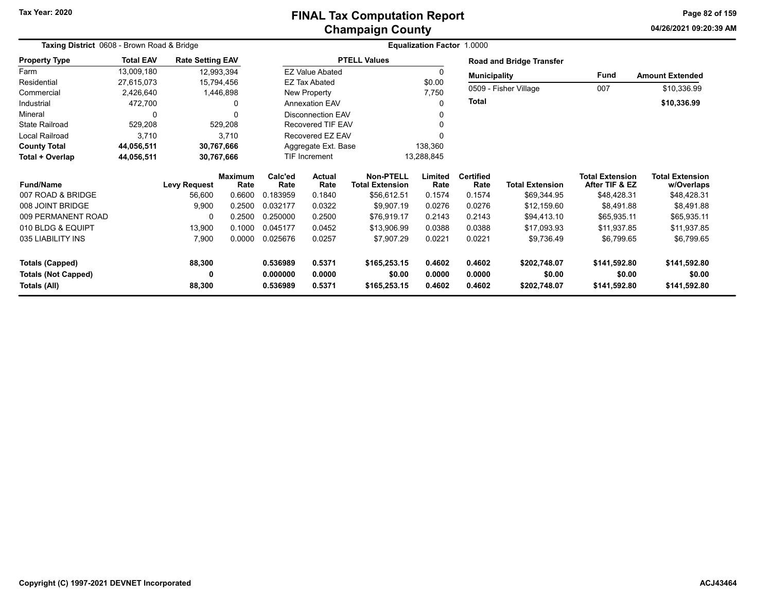# FINAL Tax Computation Report
## Champaign County

Tax Year: 2020

**Taxing District** 0608 - Brown Road & Bridge

**Equalization Factor** 1.0000

| Property Type | Total EAV | Rate Setting EAV |
|---|---|---|
| Farm | 13,009,180 | 12,993,394 |
| Residential | 27,615,073 | 15,794,456 |
| Commercial | 2,426,640 | 1,446,898 |
| Industrial | 472,700 | 0 |
| Mineral | 0 | 0 |
| State Railroad | 529,208 | 529,208 |
| Local Railroad | 3,710 | 3,710 |
| **County Total** | **44,056,511** | **30,767,666** |
| **Total + Overlap** | **44,056,511** | **30,767,666** |

| PTELL Values | |
|---|---|
| EZ Value Abated | 0 |
| EZ Tax Abated | $0.00 |
| New Property | 7,750 |
| Annexation EAV | 0 |
| Disconnection EAV | 0 |
| Recovered TIF EAV | 0 |
| Recovered EZ EAV | 0 |
| Aggregate Ext. Base | 138,360 |
| TIF Increment | 13,288,845 |

**Road and Bridge Transfer**

| Municipality | Fund | Amount Extended |
|---|---|---|
| 0509 - Fisher Village | 007 | $10,336.99 |
| **Total** | | **$10,336.99** |

| Fund/Name | Levy Request | Maximum Rate | Calc'ed Rate | Actual Rate | Non-PTELL Total Extension | Limited Rate | Certified Rate | Total Extension | Total Extension After TIF & EZ | Total Extension w/Overlaps |
|---|---|---|---|---|---|---|---|---|---|---|
| 007 ROAD & BRIDGE | 56,600 | 0.6600 | 0.183959 | 0.1840 | $56,612.51 | 0.1574 | 0.1574 | $69,344.95 | $48,428.31 | $48,428.31 |
| 008 JOINT BRIDGE | 9,900 | 0.2500 | 0.032177 | 0.0322 | $9,907.19 | 0.0276 | 0.0276 | $12,159.60 | $8,491.88 | $8,491.88 |
| 009 PERMANENT ROAD | 0 | 0.2500 | 0.250000 | 0.2500 | $76,919.17 | 0.2143 | 0.2143 | $94,413.10 | $65,935.11 | $65,935.11 |
| 010 BLDG & EQUIPT | 13,900 | 0.1000 | 0.045177 | 0.0452 | $13,906.99 | 0.0388 | 0.0388 | $17,093.93 | $11,937.85 | $11,937.85 |
| 035 LIABILITY INS | 7,900 | 0.0000 | 0.025676 | 0.0257 | $7,907.29 | 0.0221 | 0.0221 | $9,736.49 | $6,799.65 | $6,799.65 |
| **Totals (Capped)** | **88,300** | | **0.536989** | **0.5371** | **$165,253.15** | **0.4602** | **0.4602** | **$202,748.07** | **$141,592.80** | **$141,592.80** |
| **Totals (Not Capped)** | **0** | | **0.000000** | **0.0000** | **$0.00** | **0.0000** | **0.0000** | **$0.00** | **$0.00** | **$0.00** |
| **Totals (All)** | **88,300** | | **0.536989** | **0.5371** | **$165,253.15** | **0.4602** | **0.4602** | **$202,748.07** | **$141,592.80** | **$141,592.80** |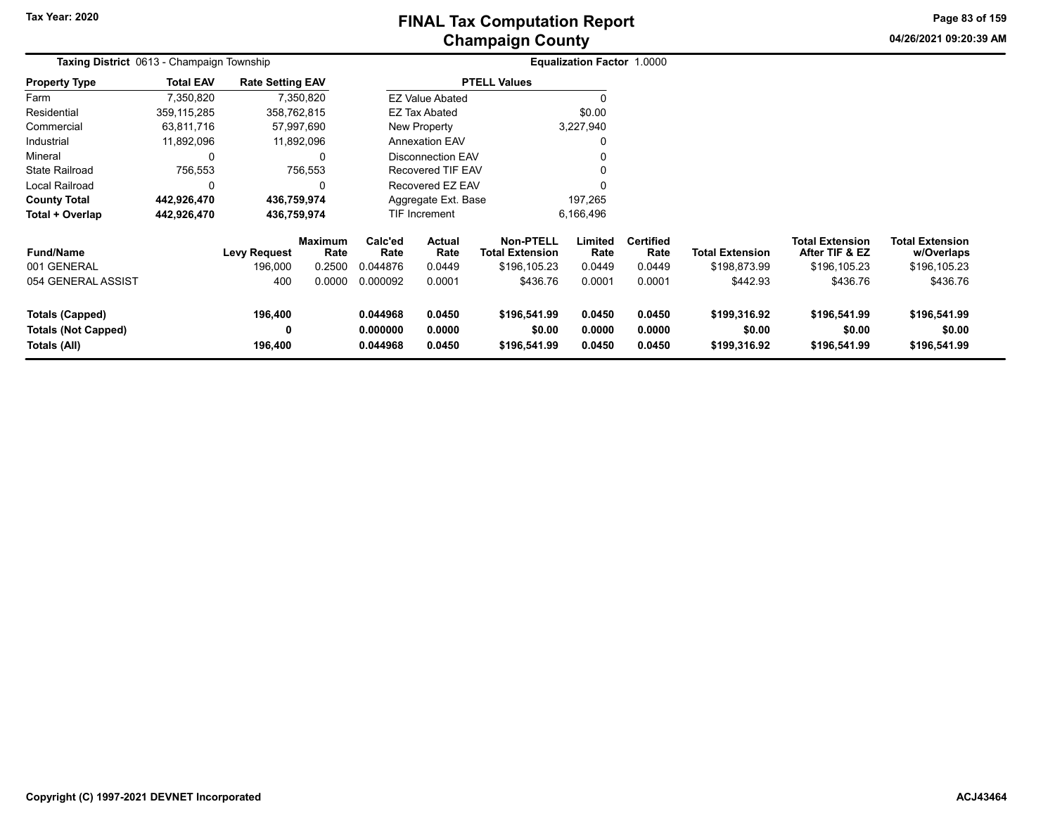Tax Year: 2020

# FINAL Tax Computation Report
## Champaign County

04/26/2021 09:20:39 AM

**Taxing District** 0613 - Champaign Township

**Equalization Factor** 1.0000

| Property Type | Total EAV | Rate Setting EAV |
|---|---|---|
| Farm | 7,350,820 | 7,350,820 |
| Residential | 359,115,285 | 358,762,815 |
| Commercial | 63,811,716 | 57,997,690 |
| Industrial | 11,892,096 | 11,892,096 |
| Mineral | 0 | 0 |
| State Railroad | 756,553 | 756,553 |
| Local Railroad | 0 | 0 |
| **County Total** | **442,926,470** | **436,759,974** |
| **Total + Overlap** | **442,926,470** | **436,759,974** |

| PTELL Values | |
|---|---|
| EZ Value Abated | 0 |
| EZ Tax Abated | $0.00 |
| New Property | 3,227,940 |
| Annexation EAV | 0 |
| Disconnection EAV | 0 |
| Recovered TIF EAV | 0 |
| Recovered EZ EAV | 0 |
| Aggregate Ext. Base | 197,265 |
| TIF Increment | 6,166,496 |

| Fund/Name | Levy Request | Maximum Rate | Calc'ed Rate | Actual Rate | Non-PTELL Total Extension | Limited Rate | Certified Rate | Total Extension | Total Extension After TIF & EZ | Total Extension w/Overlaps |
|---|---|---|---|---|---|---|---|---|---|---|
| 001 GENERAL | 196,000 | 0.2500 | 0.044876 | 0.0449 | $196,105.23 | 0.0449 | 0.0449 | $198,873.99 | $196,105.23 | $196,105.23 |
| 054 GENERAL ASSIST | 400 | 0.0000 | 0.000092 | 0.0001 | $436.76 | 0.0001 | 0.0001 | $442.93 | $436.76 | $436.76 |
| **Totals (Capped)** | **196,400** | | **0.044968** | **0.0450** | **$196,541.99** | **0.0450** | **0.0450** | **$199,316.92** | **$196,541.99** | **$196,541.99** |
| **Totals (Not Capped)** | **0** | | **0.000000** | **0.0000** | **$0.00** | **0.0000** | **0.0000** | **$0.00** | **$0.00** | **$0.00** |
| **Totals (All)** | **196,400** | | **0.044968** | **0.0450** | **$196,541.99** | **0.0450** | **0.0450** | **$199,316.92** | **$196,541.99** | **$196,541.99** |

Copyright (C) 1997-2021 DEVNET Incorporated

ACJ43464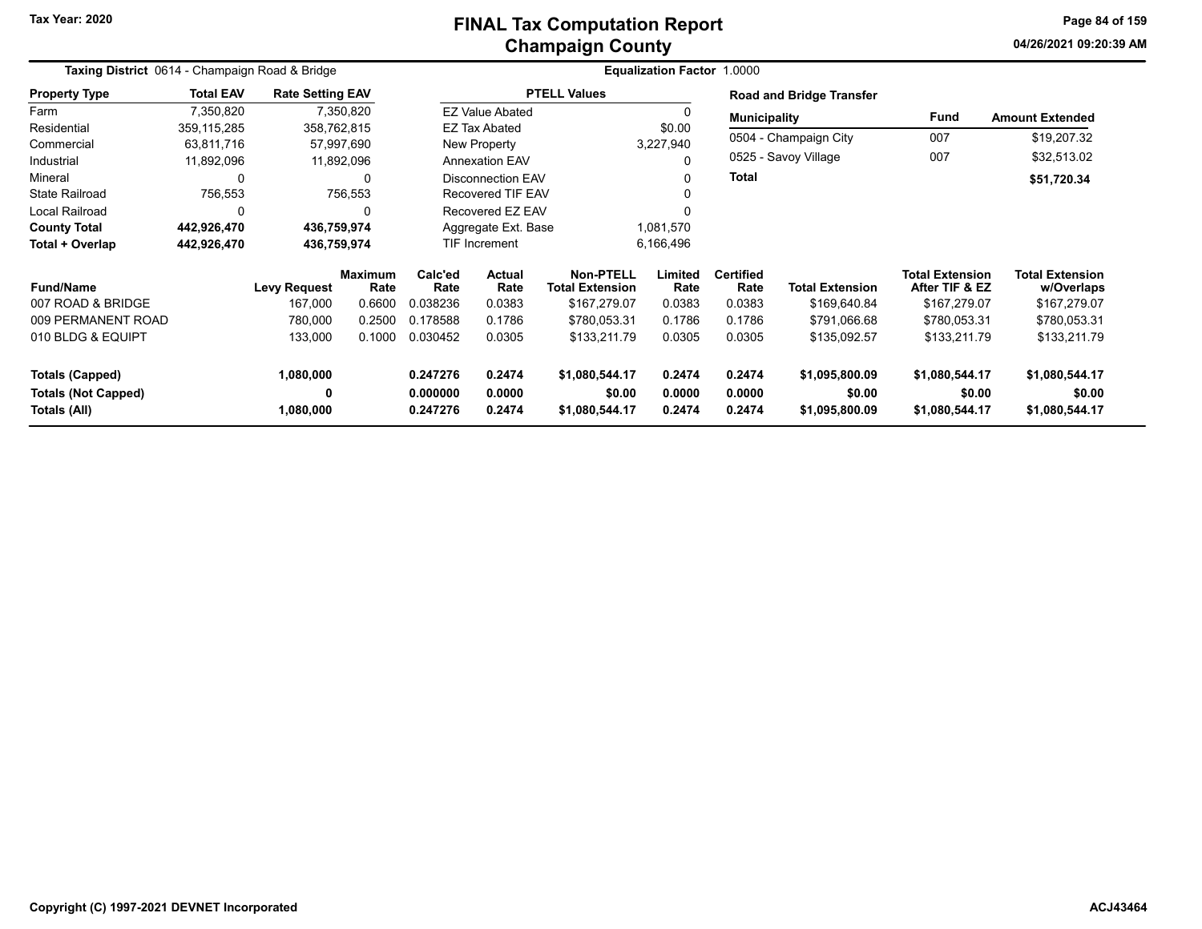# FINAL Tax Computation Report
## Champaign County

Tax Year: 2020

**Taxing District** 0614 - Champaign Road & Bridge

**Equalization Factor** 1.0000

| Property Type | Total EAV | Rate Setting EAV |
|---|---|---|
| Farm | 7,350,820 | 7,350,820 |
| Residential | 359,115,285 | 358,762,815 |
| Commercial | 63,811,716 | 57,997,690 |
| Industrial | 11,892,096 | 11,892,096 |
| Mineral | 0 | 0 |
| State Railroad | 756,553 | 756,553 |
| Local Railroad | 0 | 0 |
| **County Total** | **442,926,470** | **436,759,974** |
| **Total + Overlap** | **442,926,470** | **436,759,974** |

| PTELL Values | |
|---|---|
| EZ Value Abated | 0 |
| EZ Tax Abated | $0.00 |
| New Property | 3,227,940 |
| Annexation EAV | 0 |
| Disconnection EAV | 0 |
| Recovered TIF EAV | 0 |
| Recovered EZ EAV | 0 |
| Aggregate Ext. Base | 1,081,570 |
| TIF Increment | 6,166,496 |

**Road and Bridge Transfer**

| Municipality | Fund | Amount Extended |
|---|---|---|
| 0504 - Champaign City | 007 | $19,207.32 |
| 0525 - Savoy Village | 007 | $32,513.02 |
| **Total** | | **$51,720.34** |

| Fund/Name | Levy Request | Maximum Rate | Calc'ed Rate | Actual Rate | Non-PTELL Total Extension | Limited Rate | Certified Rate | Total Extension | Total Extension After TIF & EZ | Total Extension w/Overlaps |
|---|---|---|---|---|---|---|---|---|---|---|
| 007 ROAD & BRIDGE | 167,000 | 0.6600 | 0.038236 | 0.0383 | $167,279.07 | 0.0383 | 0.0383 | $169,640.84 | $167,279.07 | $167,279.07 |
| 009 PERMANENT ROAD | 780,000 | 0.2500 | 0.178588 | 0.1786 | $780,053.31 | 0.1786 | 0.1786 | $791,066.68 | $780,053.31 | $780,053.31 |
| 010 BLDG & EQUIPT | 133,000 | 0.1000 | 0.030452 | 0.0305 | $133,211.79 | 0.0305 | 0.0305 | $135,092.57 | $133,211.79 | $133,211.79 |
| **Totals (Capped)** | **1,080,000** | | **0.247276** | **0.2474** | **$1,080,544.17** | **0.2474** | **0.2474** | **$1,095,800.09** | **$1,080,544.17** | **$1,080,544.17** |
| **Totals (Not Capped)** | **0** | | **0.000000** | **0.0000** | **$0.00** | **0.0000** | **0.0000** | **$0.00** | **$0.00** | **$0.00** |
| **Totals (All)** | **1,080,000** | | **0.247276** | **0.2474** | **$1,080,544.17** | **0.2474** | **0.2474** | **$1,095,800.09** | **$1,080,544.17** | **$1,080,544.17** |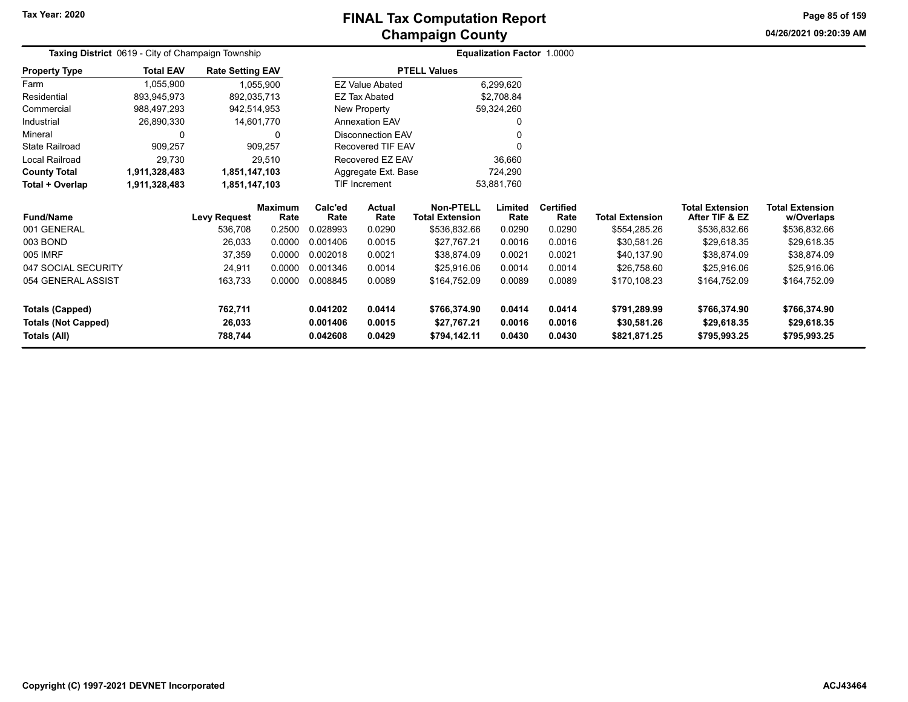# FINAL Tax Computation Report
## Champaign County

Tax Year: 2020

04/26/2021 09:20:39 AM

**Taxing District** 0619 - City of Champaign Township

**Equalization Factor** 1.0000

| Property Type | Total EAV | Rate Setting EAV |
|---|---|---|
| Farm | 1,055,900 | 1,055,900 |
| Residential | 893,945,973 | 892,035,713 |
| Commercial | 988,497,293 | 942,514,953 |
| Industrial | 26,890,330 | 14,601,770 |
| Mineral | 0 | 0 |
| State Railroad | 909,257 | 909,257 |
| Local Railroad | 29,730 | 29,510 |
| **County Total** | **1,911,328,483** | **1,851,147,103** |
| **Total + Overlap** | **1,911,328,483** | **1,851,147,103** |

| PTELL Values | |
|---|---|
| EZ Value Abated | 6,299,620 |
| EZ Tax Abated | $2,708.84 |
| New Property | 59,324,260 |
| Annexation EAV | 0 |
| Disconnection EAV | 0 |
| Recovered TIF EAV | 0 |
| Recovered EZ EAV | 36,660 |
| Aggregate Ext. Base | 724,290 |
| TIF Increment | 53,881,760 |

| Fund/Name | Levy Request | Maximum Rate | Calc'ed Rate | Actual Rate | Non-PTELL Total Extension | Limited Rate | Certified Rate | Total Extension | Total Extension After TIF & EZ | Total Extension w/Overlaps |
|---|---|---|---|---|---|---|---|---|---|---|
| 001 GENERAL | 536,708 | 0.2500 | 0.028993 | 0.0290 | $536,832.66 | 0.0290 | 0.0290 | $554,285.26 | $536,832.66 | $536,832.66 |
| 003 BOND | 26,033 | 0.0000 | 0.001406 | 0.0015 | $27,767.21 | 0.0016 | 0.0016 | $30,581.26 | $29,618.35 | $29,618.35 |
| 005 IMRF | 37,359 | 0.0000 | 0.002018 | 0.0021 | $38,874.09 | 0.0021 | 0.0021 | $40,137.90 | $38,874.09 | $38,874.09 |
| 047 SOCIAL SECURITY | 24,911 | 0.0000 | 0.001346 | 0.0014 | $25,916.06 | 0.0014 | 0.0014 | $26,758.60 | $25,916.06 | $25,916.06 |
| 054 GENERAL ASSIST | 163,733 | 0.0000 | 0.008845 | 0.0089 | $164,752.09 | 0.0089 | 0.0089 | $170,108.23 | $164,752.09 | $164,752.09 |
| **Totals (Capped)** | **762,711** | | **0.041202** | **0.0414** | **$766,374.90** | **0.0414** | **0.0414** | **$791,289.99** | **$766,374.90** | **$766,374.90** |
| **Totals (Not Capped)** | **26,033** | | **0.001406** | **0.0015** | **$27,767.21** | **0.0016** | **0.0016** | **$30,581.26** | **$29,618.35** | **$29,618.35** |
| **Totals (All)** | **788,744** | | **0.042608** | **0.0429** | **$794,142.11** | **0.0430** | **0.0430** | **$821,871.25** | **$795,993.25** | **$795,993.25** |

Copyright (C) 1997-2021 DEVNET Incorporated

ACJ43464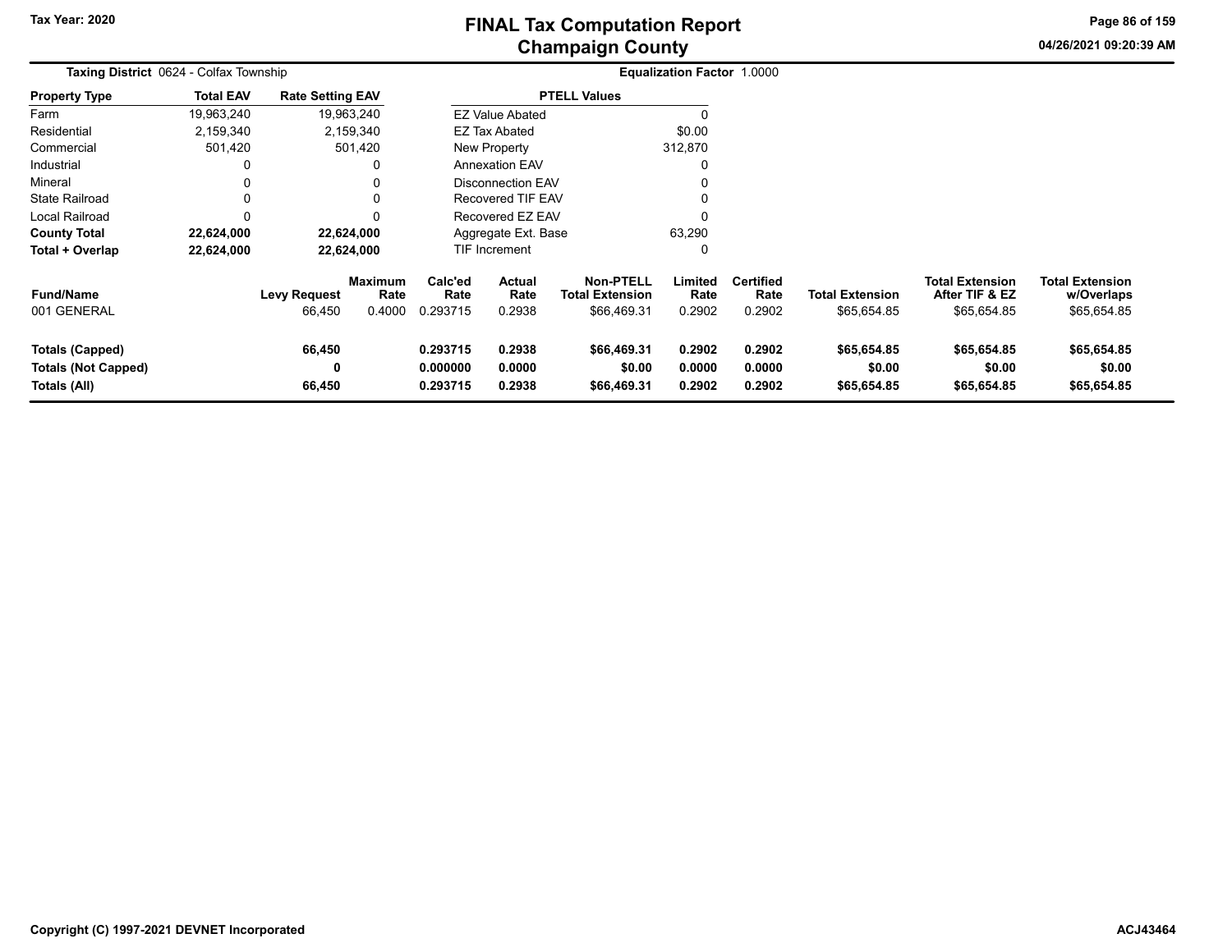# FINAL Tax Computation Report
## Champaign County

Tax Year: 2020

04/26/2021 09:20:39 AM

**Taxing District** 0624 - Colfax Township

**Equalization Factor** 1.0000

| Property Type | Total EAV | Rate Setting EAV |
|---|---|---|
| Farm | 19,963,240 | 19,963,240 |
| Residential | 2,159,340 | 2,159,340 |
| Commercial | 501,420 | 501,420 |
| Industrial | 0 | 0 |
| Mineral | 0 | 0 |
| State Railroad | 0 | 0 |
| Local Railroad | 0 | 0 |
| **County Total** | **22,624,000** | **22,624,000** |
| **Total + Overlap** | **22,624,000** | **22,624,000** |

| PTELL Values | |
|---|---|
| EZ Value Abated | 0 |
| EZ Tax Abated | $0.00 |
| New Property | 312,870 |
| Annexation EAV | 0 |
| Disconnection EAV | 0 |
| Recovered TIF EAV | 0 |
| Recovered EZ EAV | 0 |
| Aggregate Ext. Base | 63,290 |
| TIF Increment | 0 |

| Fund/Name | Levy Request | Maximum Rate | Calc'ed Rate | Actual Rate | Non-PTELL Total Extension | Limited Rate | Certified Rate | Total Extension | Total Extension After TIF & EZ | Total Extension w/Overlaps |
|---|---|---|---|---|---|---|---|---|---|---|
| 001 GENERAL | 66,450 | 0.4000 | 0.293715 | 0.2938 | $66,469.31 | 0.2902 | 0.2902 | $65,654.85 | $65,654.85 | $65,654.85 |
| **Totals (Capped)** | **66,450** | | **0.293715** | **0.2938** | **$66,469.31** | **0.2902** | **0.2902** | **$65,654.85** | **$65,654.85** | **$65,654.85** |
| **Totals (Not Capped)** | **0** | | **0.000000** | **0.0000** | **$0.00** | **0.0000** | **0.0000** | **$0.00** | **$0.00** | **$0.00** |
| **Totals (All)** | **66,450** | | **0.293715** | **0.2938** | **$66,469.31** | **0.2902** | **0.2902** | **$65,654.85** | **$65,654.85** | **$65,654.85** |

Copyright (C) 1997-2021 DEVNET Incorporated

ACJ43464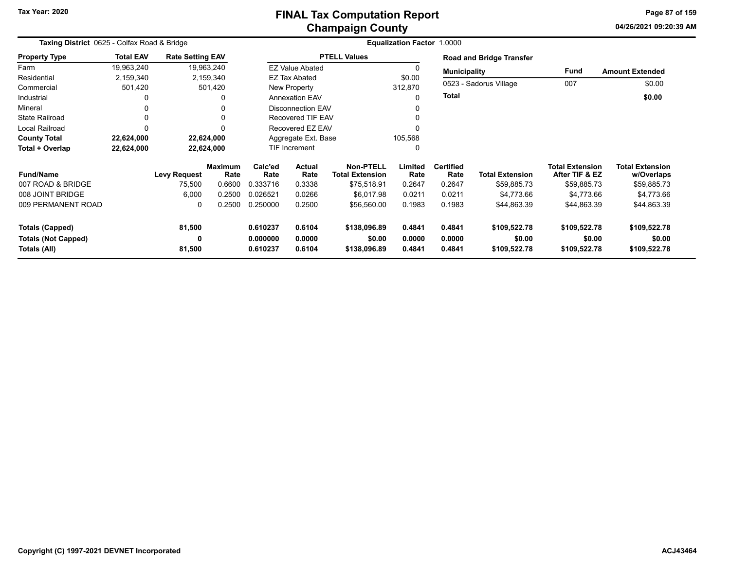**Tax Year: 2020**

# FINAL Tax Computation Report
## Champaign County

**Taxing District** 0625 - Colfax Road & Bridge

**Equalization Factor** 1.0000

| Property Type | Total EAV | Rate Setting EAV |
|---|---|---|
| Farm | 19,963,240 | 19,963,240 |
| Residential | 2,159,340 | 2,159,340 |
| Commercial | 501,420 | 501,420 |
| Industrial | 0 | 0 |
| Mineral | 0 | 0 |
| State Railroad | 0 | 0 |
| Local Railroad | 0 | 0 |
| **County Total** | **22,624,000** | **22,624,000** |
| **Total + Overlap** | **22,624,000** | **22,624,000** |

| PTELL Values | |
|---|---|
| EZ Value Abated | 0 |
| EZ Tax Abated | $0.00 |
| New Property | 312,870 |
| Annexation EAV | 0 |
| Disconnection EAV | 0 |
| Recovered TIF EAV | 0 |
| Recovered EZ EAV | 0 |
| Aggregate Ext. Base | 105,568 |
| TIF Increment | 0 |

**Road and Bridge Transfer**

| Municipality | Fund | Amount Extended |
|---|---|---|
| 0523 - Sadorus Village | 007 | $0.00 |
| **Total** | | **$0.00** |

| Fund/Name | Levy Request | Maximum Rate | Calc'ed Rate | Actual Rate | Non-PTELL Total Extension | Limited Rate | Certified Rate | Total Extension | Total Extension After TIF & EZ | Total Extension w/Overlaps |
|---|---|---|---|---|---|---|---|---|---|---|
| 007 ROAD & BRIDGE | 75,500 | 0.6600 | 0.333716 | 0.3338 | $75,518.91 | 0.2647 | 0.2647 | $59,885.73 | $59,885.73 | $59,885.73 |
| 008 JOINT BRIDGE | 6,000 | 0.2500 | 0.026521 | 0.0266 | $6,017.98 | 0.0211 | 0.0211 | $4,773.66 | $4,773.66 | $4,773.66 |
| 009 PERMANENT ROAD | 0 | 0.2500 | 0.250000 | 0.2500 | $56,560.00 | 0.1983 | 0.1983 | $44,863.39 | $44,863.39 | $44,863.39 |
| **Totals (Capped)** | **81,500** | | **0.610237** | **0.6104** | **$138,096.89** | **0.4841** | **0.4841** | **$109,522.78** | **$109,522.78** | **$109,522.78** |
| **Totals (Not Capped)** | **0** | | **0.000000** | **0.0000** | **$0.00** | **0.0000** | **0.0000** | **$0.00** | **$0.00** | **$0.00** |
| **Totals (All)** | **81,500** | | **0.610237** | **0.6104** | **$138,096.89** | **0.4841** | **0.4841** | **$109,522.78** | **$109,522.78** | **$109,522.78** |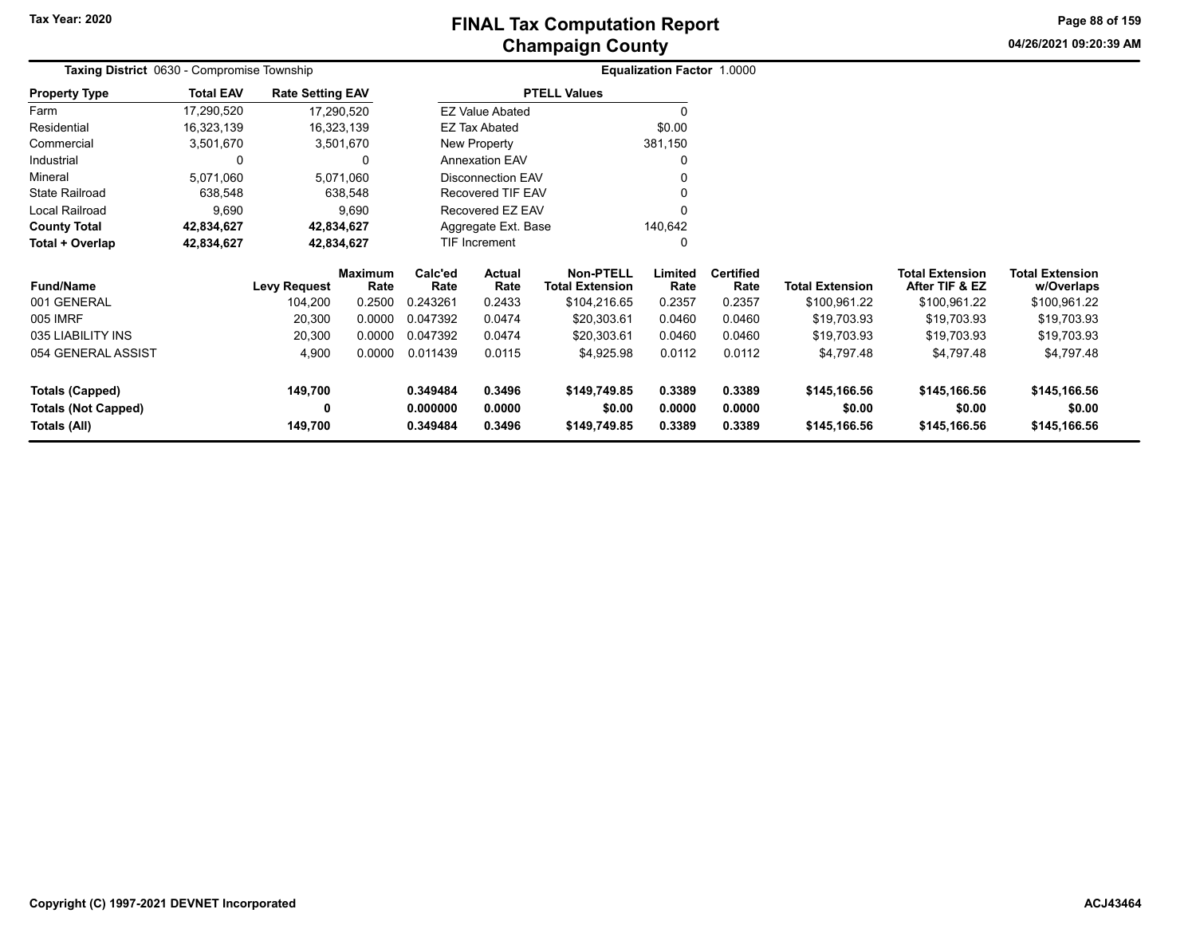# FINAL Tax Computation Report
## Champaign County

Tax Year: 2020

**Taxing District** 0630 - Compromise Township

**Equalization Factor** 1.0000

| Property Type | Total EAV | Rate Setting EAV |
|---|---|---|
| Farm | 17,290,520 | 17,290,520 |
| Residential | 16,323,139 | 16,323,139 |
| Commercial | 3,501,670 | 3,501,670 |
| Industrial | 0 | 0 |
| Mineral | 5,071,060 | 5,071,060 |
| State Railroad | 638,548 | 638,548 |
| Local Railroad | 9,690 | 9,690 |
| **County Total** | **42,834,627** | **42,834,627** |
| **Total + Overlap** | **42,834,627** | **42,834,627** |

| PTELL Values | |
|---|---|
| EZ Value Abated | 0 |
| EZ Tax Abated | $0.00 |
| New Property | 381,150 |
| Annexation EAV | 0 |
| Disconnection EAV | 0 |
| Recovered TIF EAV | 0 |
| Recovered EZ EAV | 0 |
| Aggregate Ext. Base | 140,642 |
| TIF Increment | 0 |

| Fund/Name | Levy Request | Maximum Rate | Calc'ed Rate | Actual Rate | Non-PTELL Total Extension | Limited Rate | Certified Rate | Total Extension | Total Extension After TIF & EZ | Total Extension w/Overlaps |
|---|---|---|---|---|---|---|---|---|---|---|
| 001 GENERAL | 104,200 | 0.2500 | 0.243261 | 0.2433 | $104,216.65 | 0.2357 | 0.2357 | $100,961.22 | $100,961.22 | $100,961.22 |
| 005 IMRF | 20,300 | 0.0000 | 0.047392 | 0.0474 | $20,303.61 | 0.0460 | 0.0460 | $19,703.93 | $19,703.93 | $19,703.93 |
| 035 LIABILITY INS | 20,300 | 0.0000 | 0.047392 | 0.0474 | $20,303.61 | 0.0460 | 0.0460 | $19,703.93 | $19,703.93 | $19,703.93 |
| 054 GENERAL ASSIST | 4,900 | 0.0000 | 0.011439 | 0.0115 | $4,925.98 | 0.0112 | 0.0112 | $4,797.48 | $4,797.48 | $4,797.48 |
| **Totals (Capped)** | **149,700** | | **0.349484** | **0.3496** | **$149,749.85** | **0.3389** | **0.3389** | **$145,166.56** | **$145,166.56** | **$145,166.56** |
| **Totals (Not Capped)** | **0** | | **0.000000** | **0.0000** | **$0.00** | **0.0000** | **0.0000** | **$0.00** | **$0.00** | **$0.00** |
| **Totals (All)** | **149,700** | | **0.349484** | **0.3496** | **$149,749.85** | **0.3389** | **0.3389** | **$145,166.56** | **$145,166.56** | **$145,166.56** |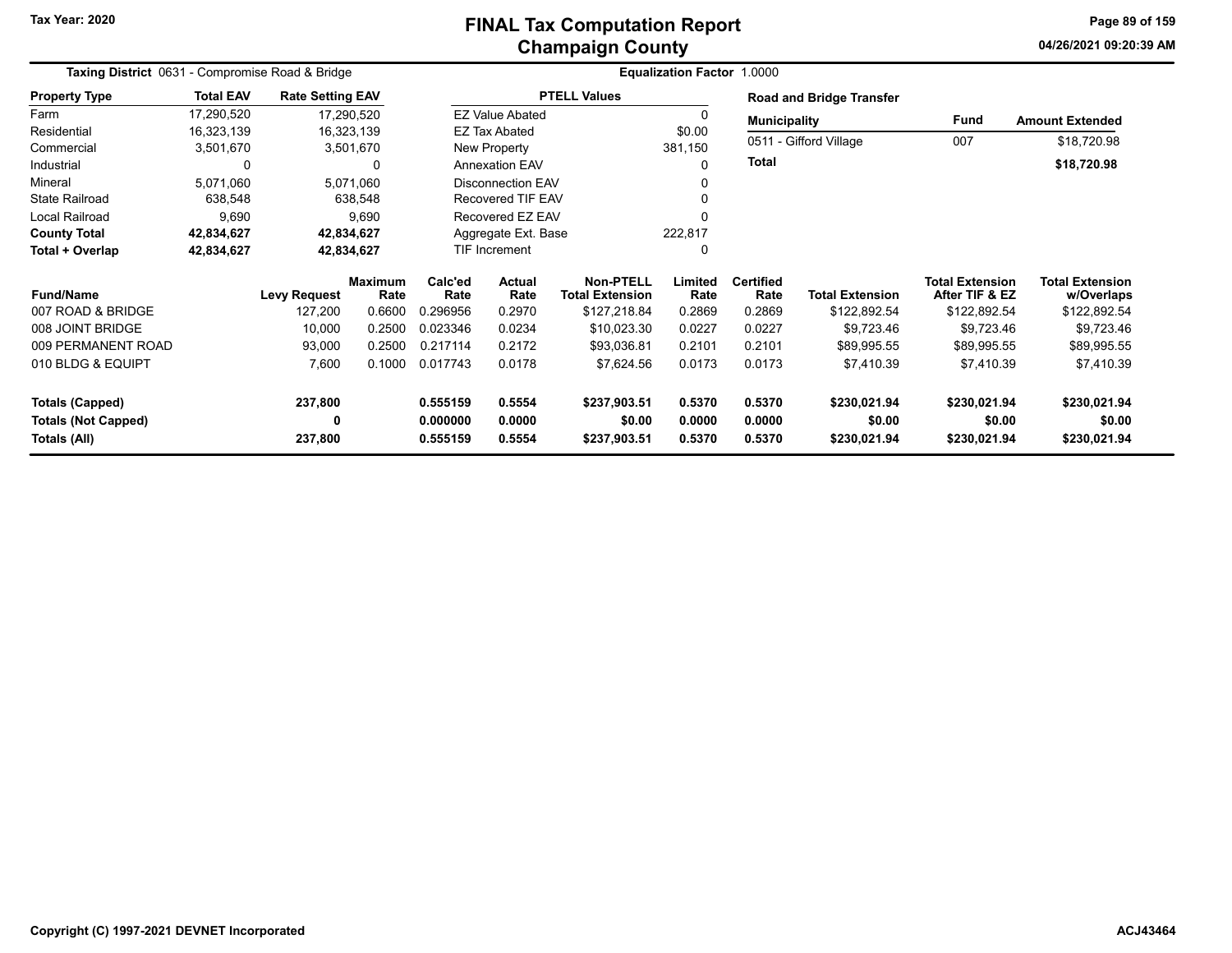# FINAL Tax Computation Report
## Champaign County

Tax Year: 2020

**Taxing District** 0631 - Compromise Road & Bridge

**Equalization Factor** 1.0000

| Property Type | Total EAV | Rate Setting EAV |
|---|---|---|
| Farm | 17,290,520 | 17,290,520 |
| Residential | 16,323,139 | 16,323,139 |
| Commercial | 3,501,670 | 3,501,670 |
| Industrial | 0 | 0 |
| Mineral | 5,071,060 | 5,071,060 |
| State Railroad | 638,548 | 638,548 |
| Local Railroad | 9,690 | 9,690 |
| **County Total** | **42,834,627** | **42,834,627** |
| **Total + Overlap** | **42,834,627** | **42,834,627** |

| PTELL Values | |
|---|---|
| EZ Value Abated | 0 |
| EZ Tax Abated | $0.00 |
| New Property | 381,150 |
| Annexation EAV | 0 |
| Disconnection EAV | 0 |
| Recovered TIF EAV | 0 |
| Recovered EZ EAV | 0 |
| Aggregate Ext. Base | 222,817 |
| TIF Increment | 0 |

**Road and Bridge Transfer**

| Municipality | Fund | Amount Extended |
|---|---|---|
| 0511 - Gifford Village | 007 | $18,720.98 |
| **Total** | | **$18,720.98** |

| Fund/Name | Levy Request | Maximum Rate | Calc'ed Rate | Actual Rate | Non-PTELL Total Extension | Limited Rate | Certified Rate | Total Extension | Total Extension After TIF & EZ | Total Extension w/Overlaps |
|---|---|---|---|---|---|---|---|---|---|---|
| 007 ROAD & BRIDGE | 127,200 | 0.6600 | 0.296956 | 0.2970 | $127,218.84 | 0.2869 | 0.2869 | $122,892.54 | $122,892.54 | $122,892.54 |
| 008 JOINT BRIDGE | 10,000 | 0.2500 | 0.023346 | 0.0234 | $10,023.30 | 0.0227 | 0.0227 | $9,723.46 | $9,723.46 | $9,723.46 |
| 009 PERMANENT ROAD | 93,000 | 0.2500 | 0.217114 | 0.2172 | $93,036.81 | 0.2101 | 0.2101 | $89,995.55 | $89,995.55 | $89,995.55 |
| 010 BLDG & EQUIPT | 7,600 | 0.1000 | 0.017743 | 0.0178 | $7,624.56 | 0.0173 | 0.0173 | $7,410.39 | $7,410.39 | $7,410.39 |
| **Totals (Capped)** | **237,800** | | **0.555159** | **0.5554** | **$237,903.51** | **0.5370** | **0.5370** | **$230,021.94** | **$230,021.94** | **$230,021.94** |
| **Totals (Not Capped)** | **0** | | **0.000000** | **0.0000** | **$0.00** | **0.0000** | **0.0000** | **$0.00** | **$0.00** | **$0.00** |
| **Totals (All)** | **237,800** | | **0.555159** | **0.5554** | **$237,903.51** | **0.5370** | **0.5370** | **$230,021.94** | **$230,021.94** | **$230,021.94** |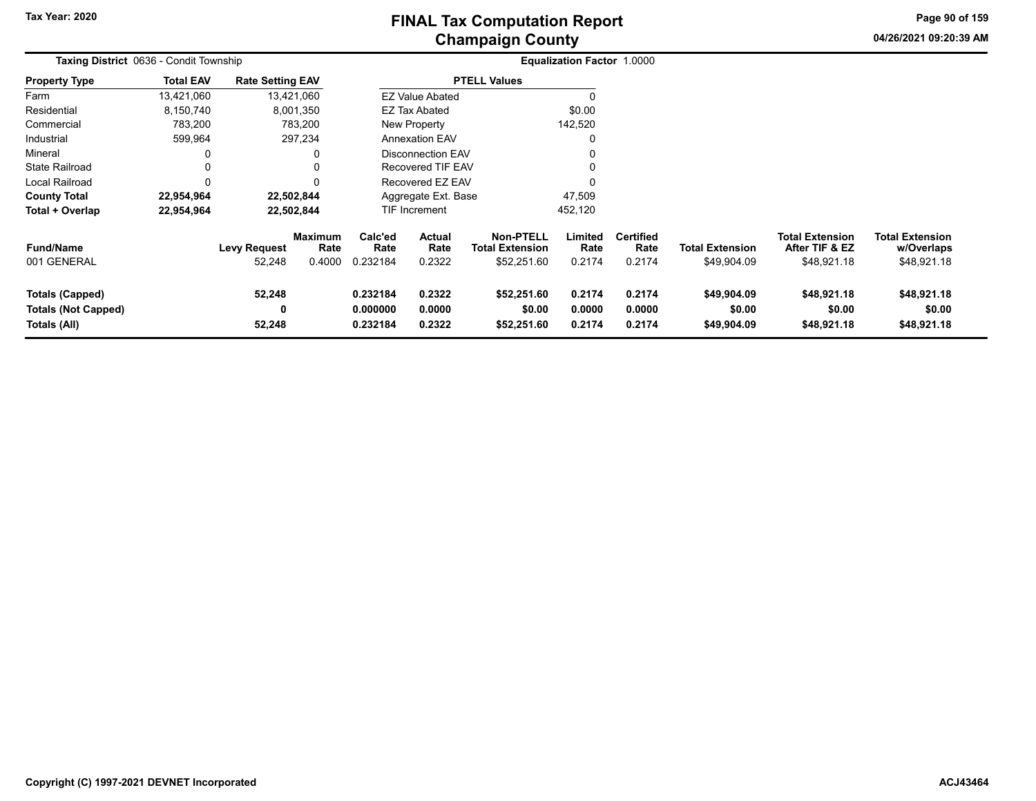# FINAL Tax Computation Report
# Champaign County

Tax Year: 2020

04/26/2021 09:20:39 AM

**Taxing District** 0636 - Condit Township

**Equalization Factor** 1.0000

| Property Type | Total EAV | Rate Setting EAV |
|---|---|---|
| Farm | 13,421,060 | 13,421,060 |
| Residential | 8,150,740 | 8,001,350 |
| Commercial | 783,200 | 783,200 |
| Industrial | 599,964 | 297,234 |
| Mineral | 0 | 0 |
| State Railroad | 0 | 0 |
| Local Railroad | 0 | 0 |
| **County Total** | **22,954,964** | **22,502,844** |
| **Total + Overlap** | **22,954,964** | **22,502,844** |

| PTELL Values | |
|---|---|
| EZ Value Abated | 0 |
| EZ Tax Abated | $0.00 |
| New Property | 142,520 |
| Annexation EAV | 0 |
| Disconnection EAV | 0 |
| Recovered TIF EAV | 0 |
| Recovered EZ EAV | 0 |
| Aggregate Ext. Base | 47,509 |
| TIF Increment | 452,120 |

| Fund/Name | Levy Request | Maximum Rate | Calc'ed Rate | Actual Rate | Non-PTELL Total Extension | Limited Rate | Certified Rate | Total Extension | Total Extension After TIF & EZ | Total Extension w/Overlaps |
|---|---|---|---|---|---|---|---|---|---|---|
| 001 GENERAL | 52,248 | 0.4000 | 0.232184 | 0.2322 | $52,251.60 | 0.2174 | 0.2174 | $49,904.09 | $48,921.18 | $48,921.18 |
| **Totals (Capped)** | **52,248** | | **0.232184** | **0.2322** | **$52,251.60** | **0.2174** | **0.2174** | **$49,904.09** | **$48,921.18** | **$48,921.18** |
| **Totals (Not Capped)** | **0** | | **0.000000** | **0.0000** | **$0.00** | **0.0000** | **0.0000** | **$0.00** | **$0.00** | **$0.00** |
| **Totals (All)** | **52,248** | | **0.232184** | **0.2322** | **$52,251.60** | **0.2174** | **0.2174** | **$49,904.09** | **$48,921.18** | **$48,921.18** |

Copyright (C) 1997-2021 DEVNET Incorporated

ACJ43464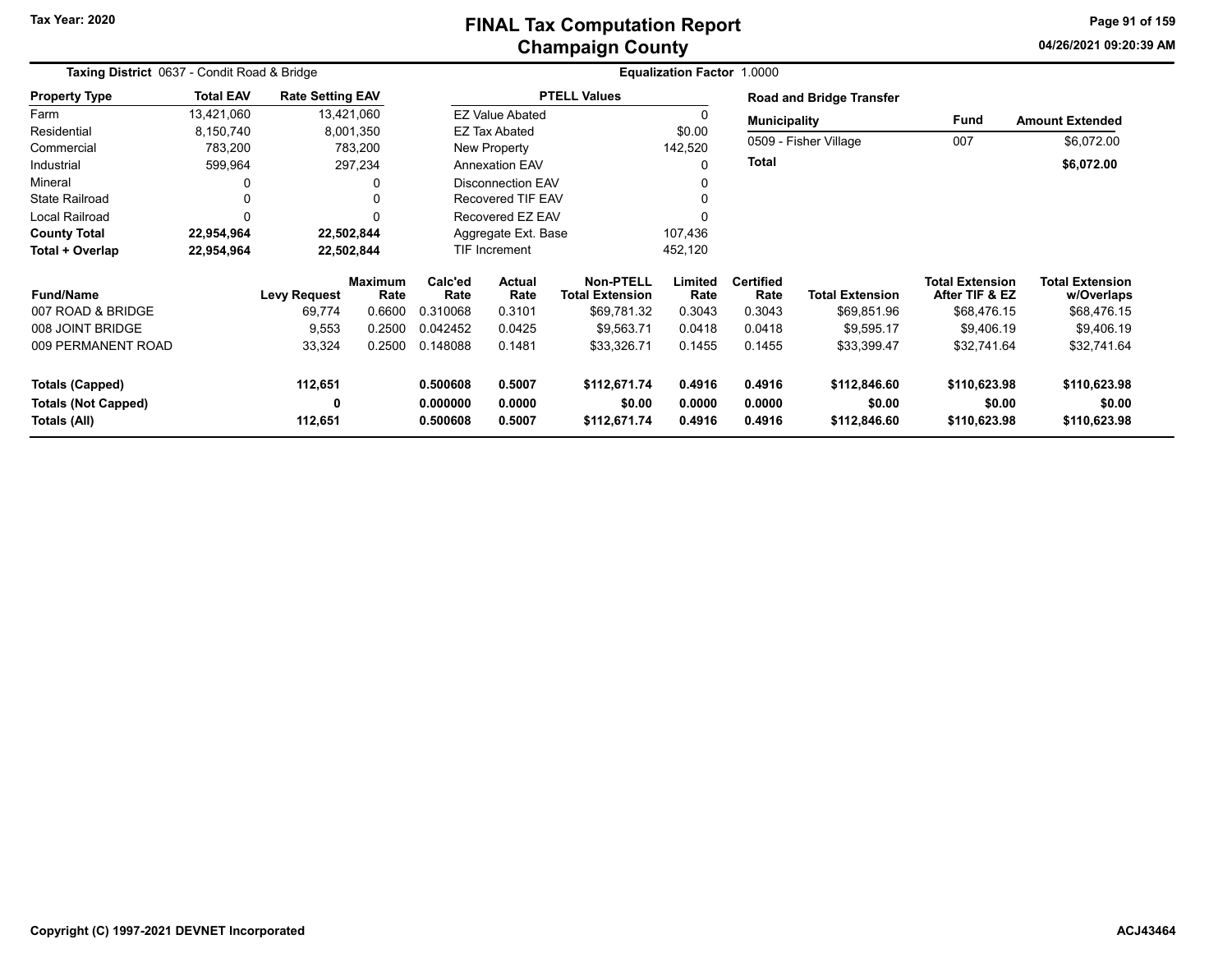# FINAL Tax Computation Report
## Champaign County

Tax Year: 2020

04/26/2021 09:20:39 AM

**Taxing District** 0637 - Condit Road & Bridge

**Equalization Factor** 1.0000

| Property Type | Total EAV | Rate Setting EAV |
|---|---|---|
| Farm | 13,421,060 | 13,421,060 |
| Residential | 8,150,740 | 8,001,350 |
| Commercial | 783,200 | 783,200 |
| Industrial | 599,964 | 297,234 |
| Mineral | 0 | 0 |
| State Railroad | 0 | 0 |
| Local Railroad | 0 | 0 |
| **County Total** | **22,954,964** | **22,502,844** |
| **Total + Overlap** | **22,954,964** | **22,502,844** |

| PTELL Values | |
|---|---|
| EZ Value Abated | 0 |
| EZ Tax Abated | $0.00 |
| New Property | 142,520 |
| Annexation EAV | 0 |
| Disconnection EAV | 0 |
| Recovered TIF EAV | 0 |
| Recovered EZ EAV | 0 |
| Aggregate Ext. Base | 107,436 |
| TIF Increment | 452,120 |

**Road and Bridge Transfer**

| Municipality | Fund | Amount Extended |
|---|---|---|
| 0509 - Fisher Village | 007 | $6,072.00 |
| **Total** | | **$6,072.00** |

| Fund/Name | Levy Request | Maximum Rate | Calc'ed Rate | Actual Rate | Non-PTELL Total Extension | Limited Rate | Certified Rate | Total Extension | Total Extension After TIF & EZ | Total Extension w/Overlaps |
|---|---|---|---|---|---|---|---|---|---|---|
| 007 ROAD & BRIDGE | 69,774 | 0.6600 | 0.310068 | 0.3101 | $69,781.32 | 0.3043 | 0.3043 | $69,851.96 | $68,476.15 | $68,476.15 |
| 008 JOINT BRIDGE | 9,553 | 0.2500 | 0.042452 | 0.0425 | $9,563.71 | 0.0418 | 0.0418 | $9,595.17 | $9,406.19 | $9,406.19 |
| 009 PERMANENT ROAD | 33,324 | 0.2500 | 0.148088 | 0.1481 | $33,326.71 | 0.1455 | 0.1455 | $33,399.47 | $32,741.64 | $32,741.64 |
| **Totals (Capped)** | **112,651** | | **0.500608** | **0.5007** | **$112,671.74** | **0.4916** | **0.4916** | **$112,846.60** | **$110,623.98** | **$110,623.98** |
| **Totals (Not Capped)** | **0** | | **0.000000** | **0.0000** | **$0.00** | **0.0000** | **0.0000** | **$0.00** | **$0.00** | **$0.00** |
| **Totals (All)** | **112,651** | | **0.500608** | **0.5007** | **$112,671.74** | **0.4916** | **0.4916** | **$112,846.60** | **$110,623.98** | **$110,623.98** |

Copyright (C) 1997-2021 DEVNET Incorporated

ACJ43464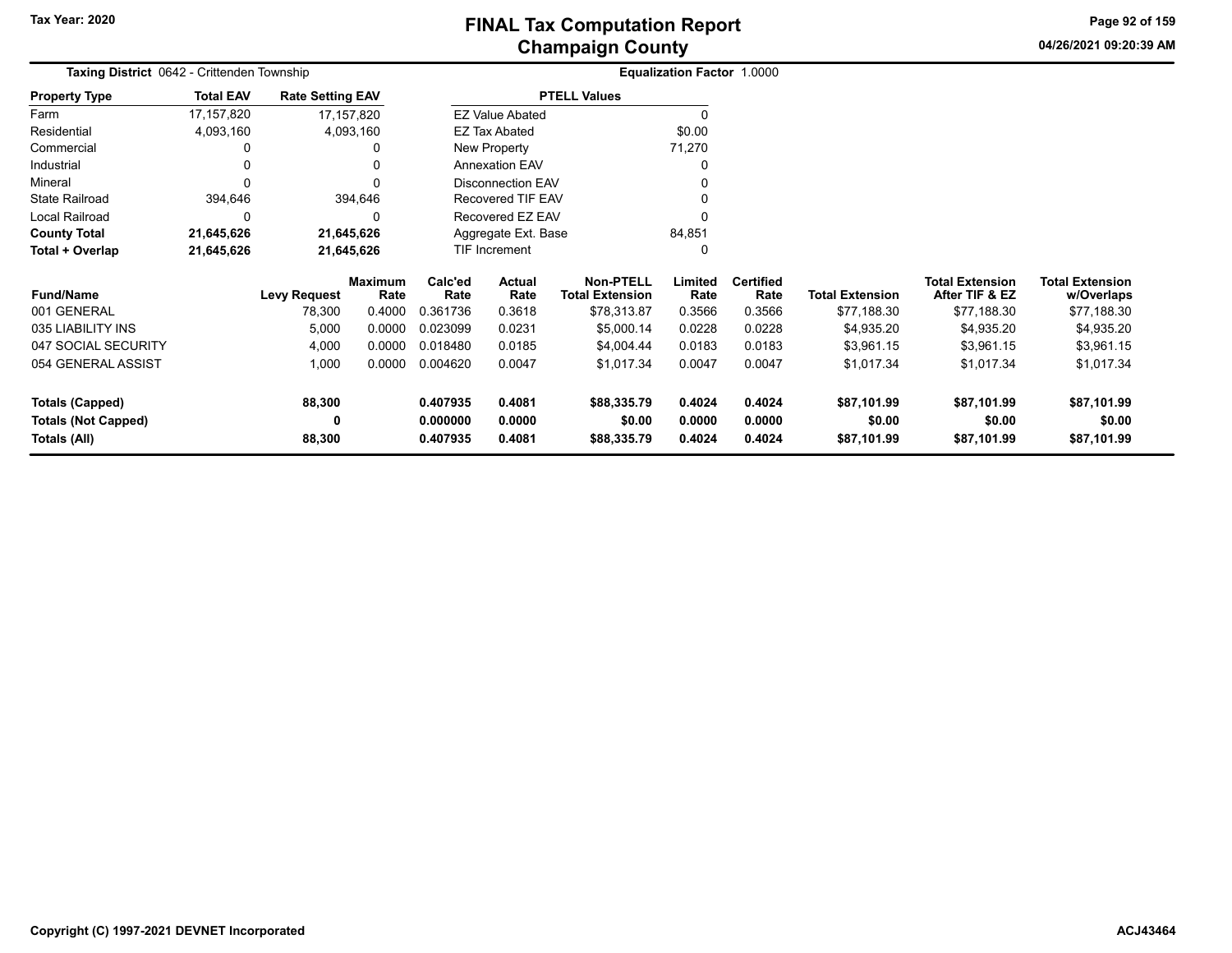# FINAL Tax Computation Report
## Champaign County

Tax Year: 2020

04/26/2021 09:20:39 AM

**Taxing District** 0642 - Crittenden Township

**Equalization Factor** 1.0000

| Property Type | Total EAV | Rate Setting EAV |
|---|---|---|
| Farm | 17,157,820 | 17,157,820 |
| Residential | 4,093,160 | 4,093,160 |
| Commercial | 0 | 0 |
| Industrial | 0 | 0 |
| Mineral | 0 | 0 |
| State Railroad | 394,646 | 394,646 |
| Local Railroad | 0 | 0 |
| **County Total** | **21,645,626** | **21,645,626** |
| **Total + Overlap** | **21,645,626** | **21,645,626** |

| PTELL Values | |
|---|---|
| EZ Value Abated | 0 |
| EZ Tax Abated | $0.00 |
| New Property | 71,270 |
| Annexation EAV | 0 |
| Disconnection EAV | 0 |
| Recovered TIF EAV | 0 |
| Recovered EZ EAV | 0 |
| Aggregate Ext. Base | 84,851 |
| TIF Increment | 0 |

| Fund/Name | Levy Request | Maximum Rate | Calc'ed Rate | Actual Rate | Non-PTELL Total Extension | Limited Rate | Certified Rate | Total Extension | Total Extension After TIF & EZ | Total Extension w/Overlaps |
|---|---|---|---|---|---|---|---|---|---|---|
| 001 GENERAL | 78,300 | 0.4000 | 0.361736 | 0.3618 | $78,313.87 | 0.3566 | 0.3566 | $77,188.30 | $77,188.30 | $77,188.30 |
| 035 LIABILITY INS | 5,000 | 0.0000 | 0.023099 | 0.0231 | $5,000.14 | 0.0228 | 0.0228 | $4,935.20 | $4,935.20 | $4,935.20 |
| 047 SOCIAL SECURITY | 4,000 | 0.0000 | 0.018480 | 0.0185 | $4,004.44 | 0.0183 | 0.0183 | $3,961.15 | $3,961.15 | $3,961.15 |
| 054 GENERAL ASSIST | 1,000 | 0.0000 | 0.004620 | 0.0047 | $1,017.34 | 0.0047 | 0.0047 | $1,017.34 | $1,017.34 | $1,017.34 |
| **Totals (Capped)** | **88,300** | | **0.407935** | **0.4081** | **$88,335.79** | **0.4024** | **0.4024** | **$87,101.99** | **$87,101.99** | **$87,101.99** |
| **Totals (Not Capped)** | **0** | | **0.000000** | **0.0000** | **$0.00** | **0.0000** | **0.0000** | **$0.00** | **$0.00** | **$0.00** |
| **Totals (All)** | **88,300** | | **0.407935** | **0.4081** | **$88,335.79** | **0.4024** | **0.4024** | **$87,101.99** | **$87,101.99** | **$87,101.99** |

Copyright (C) 1997-2021 DEVNET Incorporated

ACJ43464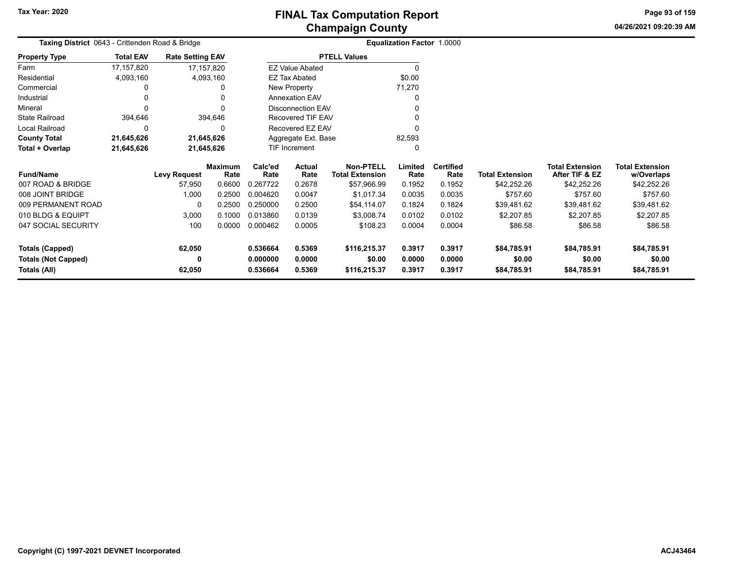# FINAL Tax Computation Report
## Champaign County

Tax Year: 2020

04/26/2021 09:20:39 AM

**Taxing District** 0643 - Crittenden Road & Bridge

**Equalization Factor** 1.0000

| Property Type | Total EAV | Rate Setting EAV |
|---|---|---|
| Farm | 17,157,820 | 17,157,820 |
| Residential | 4,093,160 | 4,093,160 |
| Commercial | 0 | 0 |
| Industrial | 0 | 0 |
| Mineral | 0 | 0 |
| State Railroad | 394,646 | 394,646 |
| Local Railroad | 0 | 0 |
| **County Total** | **21,645,626** | **21,645,626** |
| **Total + Overlap** | **21,645,626** | **21,645,626** |

| PTELL Values | |
|---|---|
| EZ Value Abated | 0 |
| EZ Tax Abated | $0.00 |
| New Property | 71,270 |
| Annexation EAV | 0 |
| Disconnection EAV | 0 |
| Recovered TIF EAV | 0 |
| Recovered EZ EAV | 0 |
| Aggregate Ext. Base | 82,593 |
| TIF Increment | 0 |

| Fund/Name | Levy Request | Maximum Rate | Calc'ed Rate | Actual Rate | Non-PTELL Total Extension | Limited Rate | Certified Rate | Total Extension | Total Extension After TIF & EZ | Total Extension w/Overlaps |
|---|---|---|---|---|---|---|---|---|---|---|
| 007 ROAD & BRIDGE | 57,950 | 0.6600 | 0.267722 | 0.2678 | $57,966.99 | 0.1952 | 0.1952 | $42,252.26 | $42,252.26 | $42,252.26 |
| 008 JOINT BRIDGE | 1,000 | 0.2500 | 0.004620 | 0.0047 | $1,017.34 | 0.0035 | 0.0035 | $757.60 | $757.60 | $757.60 |
| 009 PERMANENT ROAD | 0 | 0.2500 | 0.250000 | 0.2500 | $54,114.07 | 0.1824 | 0.1824 | $39,481.62 | $39,481.62 | $39,481.62 |
| 010 BLDG & EQUIPT | 3,000 | 0.1000 | 0.013860 | 0.0139 | $3,008.74 | 0.0102 | 0.0102 | $2,207.85 | $2,207.85 | $2,207.85 |
| 047 SOCIAL SECURITY | 100 | 0.0000 | 0.000462 | 0.0005 | $108.23 | 0.0004 | 0.0004 | $86.58 | $86.58 | $86.58 |
| **Totals (Capped)** | **62,050** | | **0.536664** | **0.5369** | **$116,215.37** | **0.3917** | **0.3917** | **$84,785.91** | **$84,785.91** | **$84,785.91** |
| **Totals (Not Capped)** | **0** | | **0.000000** | **0.0000** | **$0.00** | **0.0000** | **0.0000** | **$0.00** | **$0.00** | **$0.00** |
| **Totals (All)** | **62,050** | | **0.536664** | **0.5369** | **$116,215.37** | **0.3917** | **0.3917** | **$84,785.91** | **$84,785.91** | **$84,785.91** |

Copyright (C) 1997-2021 DEVNET Incorporated

ACJ43464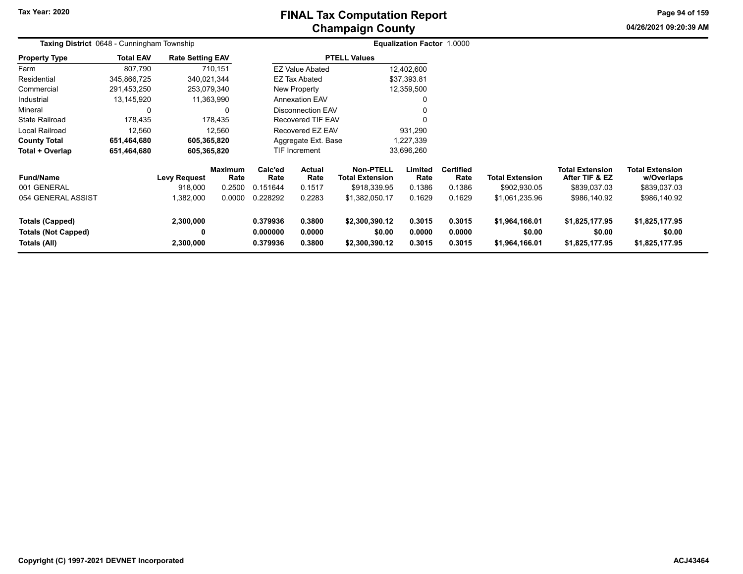# FINAL Tax Computation Report
## Champaign County

Tax Year: 2020

**Taxing District** 0648 - Cunningham Township

**Equalization Factor** 1.0000

| Property Type | Total EAV | Rate Setting EAV |
|---|---|---|
| Farm | 807,790 | 710,151 |
| Residential | 345,866,725 | 340,021,344 |
| Commercial | 291,453,250 | 253,079,340 |
| Industrial | 13,145,920 | 11,363,990 |
| Mineral | 0 | 0 |
| State Railroad | 178,435 | 178,435 |
| Local Railroad | 12,560 | 12,560 |
| **County Total** | **651,464,680** | **605,365,820** |
| **Total + Overlap** | **651,464,680** | **605,365,820** |

| PTELL Values | |
|---|---|
| EZ Value Abated | 12,402,600 |
| EZ Tax Abated | $37,393.81 |
| New Property | 12,359,500 |
| Annexation EAV | 0 |
| Disconnection EAV | 0 |
| Recovered TIF EAV | 0 |
| Recovered EZ EAV | 931,290 |
| Aggregate Ext. Base | 1,227,339 |
| TIF Increment | 33,696,260 |

| Fund/Name | Levy Request | Maximum Rate | Calc'ed Rate | Actual Rate | Non-PTELL Total Extension | Limited Rate | Certified Rate | Total Extension | Total Extension After TIF & EZ | Total Extension w/Overlaps |
|---|---|---|---|---|---|---|---|---|---|---|
| 001 GENERAL | 918,000 | 0.2500 | 0.151644 | 0.1517 | $918,339.95 | 0.1386 | 0.1386 | $902,930.05 | $839,037.03 | $839,037.03 |
| 054 GENERAL ASSIST | 1,382,000 | 0.0000 | 0.228292 | 0.2283 | $1,382,050.17 | 0.1629 | 0.1629 | $1,061,235.96 | $986,140.92 | $986,140.92 |
| **Totals (Capped)** | **2,300,000** | | **0.379936** | **0.3800** | **$2,300,390.12** | **0.3015** | **0.3015** | **$1,964,166.01** | **$1,825,177.95** | **$1,825,177.95** |
| **Totals (Not Capped)** | **0** | | **0.000000** | **0.0000** | **$0.00** | **0.0000** | **0.0000** | **$0.00** | **$0.00** | **$0.00** |
| **Totals (All)** | **2,300,000** | | **0.379936** | **0.3800** | **$2,300,390.12** | **0.3015** | **0.3015** | **$1,964,166.01** | **$1,825,177.95** | **$1,825,177.95** |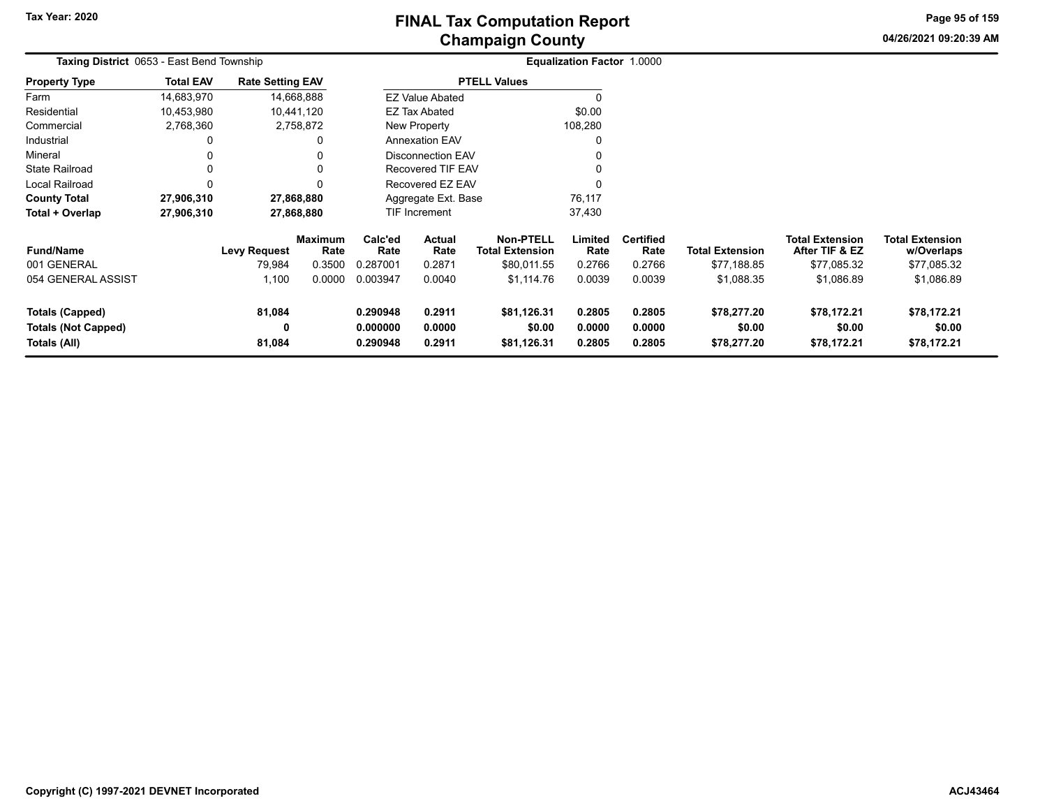# FINAL Tax Computation Report
## Champaign County

Tax Year: 2020

04/26/2021 09:20:39 AM

**Taxing District** 0653 - East Bend Township

**Equalization Factor** 1.0000

| Property Type | Total EAV | Rate Setting EAV |
|---|---|---|
| Farm | 14,683,970 | 14,668,888 |
| Residential | 10,453,980 | 10,441,120 |
| Commercial | 2,768,360 | 2,758,872 |
| Industrial | 0 | 0 |
| Mineral | 0 | 0 |
| State Railroad | 0 | 0 |
| Local Railroad | 0 | 0 |
| **County Total** | **27,906,310** | **27,868,880** |
| **Total + Overlap** | **27,906,310** | **27,868,880** |

| PTELL Values | |
|---|---|
| EZ Value Abated | 0 |
| EZ Tax Abated | $0.00 |
| New Property | 108,280 |
| Annexation EAV | 0 |
| Disconnection EAV | 0 |
| Recovered TIF EAV | 0 |
| Recovered EZ EAV | 0 |
| Aggregate Ext. Base | 76,117 |
| TIF Increment | 37,430 |

| Fund/Name | Levy Request | Maximum Rate | Calc'ed Rate | Actual Rate | Non-PTELL Total Extension | Limited Rate | Certified Rate | Total Extension | Total Extension After TIF & EZ | Total Extension w/Overlaps |
|---|---|---|---|---|---|---|---|---|---|---|
| 001 GENERAL | 79,984 | 0.3500 | 0.287001 | 0.2871 | $80,011.55 | 0.2766 | 0.2766 | $77,188.85 | $77,085.32 | $77,085.32 |
| 054 GENERAL ASSIST | 1,100 | 0.0000 | 0.003947 | 0.0040 | $1,114.76 | 0.0039 | 0.0039 | $1,088.35 | $1,086.89 | $1,086.89 |
| **Totals (Capped)** | **81,084** | | **0.290948** | **0.2911** | **$81,126.31** | **0.2805** | **0.2805** | **$78,277.20** | **$78,172.21** | **$78,172.21** |
| **Totals (Not Capped)** | **0** | | **0.000000** | **0.0000** | **$0.00** | **0.0000** | **0.0000** | **$0.00** | **$0.00** | **$0.00** |
| **Totals (All)** | **81,084** | | **0.290948** | **0.2911** | **$81,126.31** | **0.2805** | **0.2805** | **$78,277.20** | **$78,172.21** | **$78,172.21** |

Copyright (C) 1997-2021 DEVNET Incorporated

ACJ43464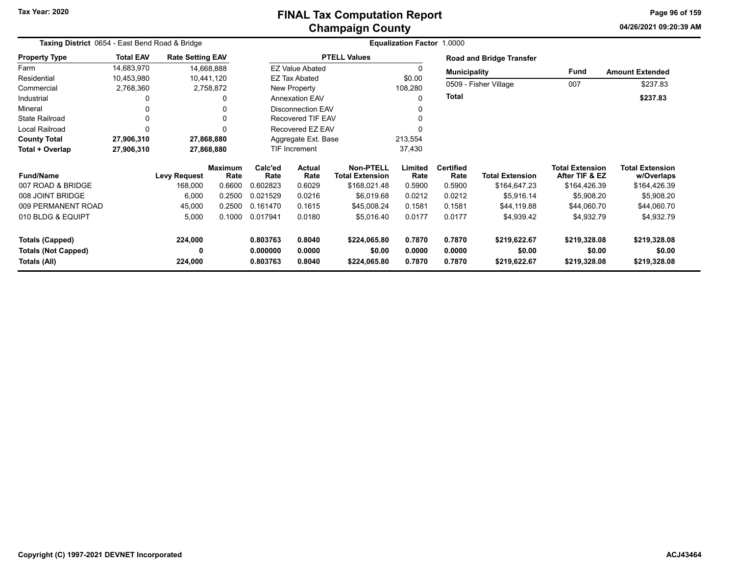# FINAL Tax Computation Report
## Champaign County

Tax Year: 2020

**Taxing District** 0654 - East Bend Road & Bridge

**Equalization Factor** 1.0000

| Property Type | Total EAV | Rate Setting EAV |
|---|---|---|
| Farm | 14,683,970 | 14,668,888 |
| Residential | 10,453,980 | 10,441,120 |
| Commercial | 2,768,360 | 2,758,872 |
| Industrial | 0 | 0 |
| Mineral | 0 | 0 |
| State Railroad | 0 | 0 |
| Local Railroad | 0 | 0 |
| **County Total** | **27,906,310** | **27,868,880** |
| **Total + Overlap** | **27,906,310** | **27,868,880** |

| PTELL Values | |
|---|---|
| EZ Value Abated | 0 |
| EZ Tax Abated | $0.00 |
| New Property | 108,280 |
| Annexation EAV | 0 |
| Disconnection EAV | 0 |
| Recovered TIF EAV | 0 |
| Recovered EZ EAV | 0 |
| Aggregate Ext. Base | 213,554 |
| TIF Increment | 37,430 |

**Road and Bridge Transfer**

| Municipality | Fund | Amount Extended |
|---|---|---|
| 0509 - Fisher Village | 007 | $237.83 |
| **Total** | | **$237.83** |

| Fund/Name | Levy Request | Maximum Rate | Calc'ed Rate | Actual Rate | Non-PTELL Total Extension | Limited Rate | Certified Rate | Total Extension | Total Extension After TIF & EZ | Total Extension w/Overlaps |
|---|---|---|---|---|---|---|---|---|---|---|
| 007 ROAD & BRIDGE | 168,000 | 0.6600 | 0.602823 | 0.6029 | $168,021.48 | 0.5900 | 0.5900 | $164,647.23 | $164,426.39 | $164,426.39 |
| 008 JOINT BRIDGE | 6,000 | 0.2500 | 0.021529 | 0.0216 | $6,019.68 | 0.0212 | 0.0212 | $5,916.14 | $5,908.20 | $5,908.20 |
| 009 PERMANENT ROAD | 45,000 | 0.2500 | 0.161470 | 0.1615 | $45,008.24 | 0.1581 | 0.1581 | $44,119.88 | $44,060.70 | $44,060.70 |
| 010 BLDG & EQUIPT | 5,000 | 0.1000 | 0.017941 | 0.0180 | $5,016.40 | 0.0177 | 0.0177 | $4,939.42 | $4,932.79 | $4,932.79 |
| **Totals (Capped)** | **224,000** | | **0.803763** | **0.8040** | **$224,065.80** | **0.7870** | **0.7870** | **$219,622.67** | **$219,328.08** | **$219,328.08** |
| **Totals (Not Capped)** | **0** | | **0.000000** | **0.0000** | **$0.00** | **0.0000** | **0.0000** | **$0.00** | **$0.00** | **$0.00** |
| **Totals (All)** | **224,000** | | **0.803763** | **0.8040** | **$224,065.80** | **0.7870** | **0.7870** | **$219,622.67** | **$219,328.08** | **$219,328.08** |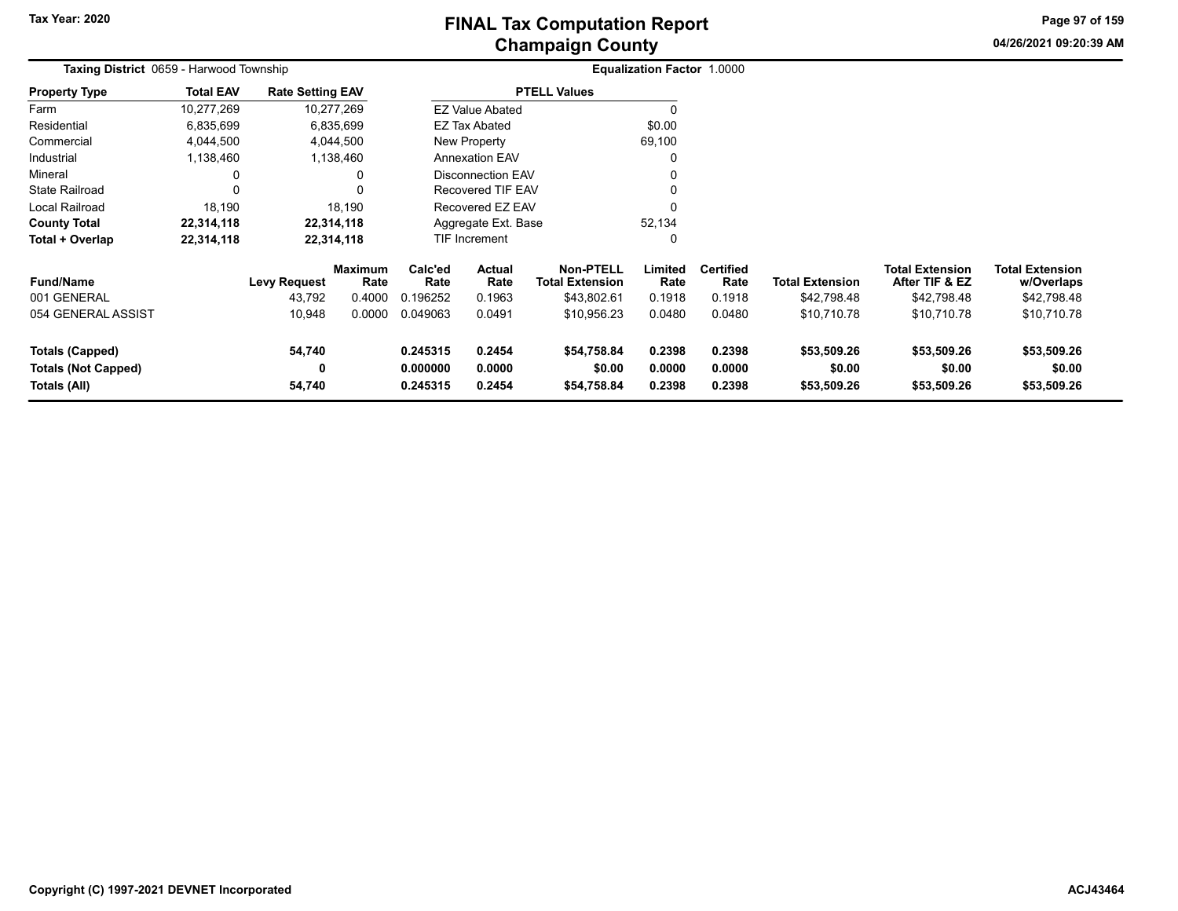# FINAL Tax Computation Report
## Champaign County

Tax Year: 2020

04/26/2021 09:20:39 AM

**Taxing District** 0659 - Harwood Township

**Equalization Factor** 1.0000

| Property Type | Total EAV | Rate Setting EAV |
|---|---|---|
| Farm | 10,277,269 | 10,277,269 |
| Residential | 6,835,699 | 6,835,699 |
| Commercial | 4,044,500 | 4,044,500 |
| Industrial | 1,138,460 | 1,138,460 |
| Mineral | 0 | 0 |
| State Railroad | 0 | 0 |
| Local Railroad | 18,190 | 18,190 |
| **County Total** | **22,314,118** | **22,314,118** |
| **Total + Overlap** | **22,314,118** | **22,314,118** |

| PTELL Values | |
|---|---|
| EZ Value Abated | 0 |
| EZ Tax Abated | $0.00 |
| New Property | 69,100 |
| Annexation EAV | 0 |
| Disconnection EAV | 0 |
| Recovered TIF EAV | 0 |
| Recovered EZ EAV | 0 |
| Aggregate Ext. Base | 52,134 |
| TIF Increment | 0 |

| Fund/Name | Levy Request | Maximum Rate | Calc'ed Rate | Actual Rate | Non-PTELL Total Extension | Limited Rate | Certified Rate | Total Extension | Total Extension After TIF & EZ | Total Extension w/Overlaps |
|---|---|---|---|---|---|---|---|---|---|---|
| 001 GENERAL | 43,792 | 0.4000 | 0.196252 | 0.1963 | $43,802.61 | 0.1918 | 0.1918 | $42,798.48 | $42,798.48 | $42,798.48 |
| 054 GENERAL ASSIST | 10,948 | 0.0000 | 0.049063 | 0.0491 | $10,956.23 | 0.0480 | 0.0480 | $10,710.78 | $10,710.78 | $10,710.78 |
| **Totals (Capped)** | **54,740** | | **0.245315** | **0.2454** | **$54,758.84** | **0.2398** | **0.2398** | **$53,509.26** | **$53,509.26** | **$53,509.26** |
| **Totals (Not Capped)** | **0** | | **0.000000** | **0.0000** | **$0.00** | **0.0000** | **0.0000** | **$0.00** | **$0.00** | **$0.00** |
| **Totals (All)** | **54,740** | | **0.245315** | **0.2454** | **$54,758.84** | **0.2398** | **0.2398** | **$53,509.26** | **$53,509.26** | **$53,509.26** |

Copyright (C) 1997-2021 DEVNET Incorporated

ACJ43464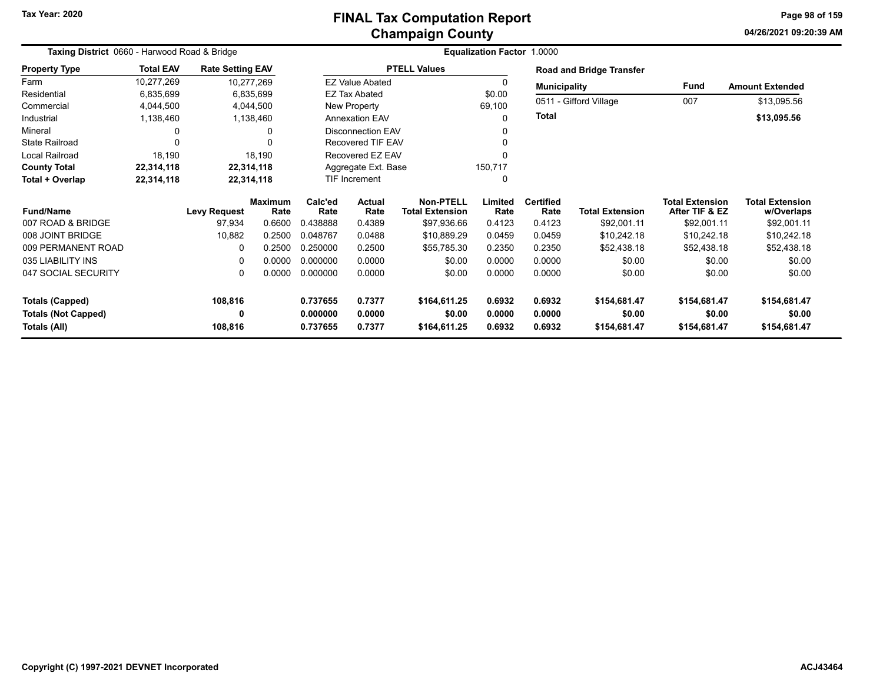# FINAL Tax Computation Report
## Champaign County

Tax Year: 2020

04/26/2021 09:20:39 AM

**Taxing District** 0660 - Harwood Road & Bridge

**Equalization Factor** 1.0000

| Property Type | Total EAV | Rate Setting EAV |
|---|---|---|
| Farm | 10,277,269 | 10,277,269 |
| Residential | 6,835,699 | 6,835,699 |
| Commercial | 4,044,500 | 4,044,500 |
| Industrial | 1,138,460 | 1,138,460 |
| Mineral | 0 | 0 |
| State Railroad | 0 | 0 |
| Local Railroad | 18,190 | 18,190 |
| **County Total** | **22,314,118** | **22,314,118** |
| **Total + Overlap** | **22,314,118** | **22,314,118** |

| PTELL Values | |
|---|---|
| EZ Value Abated | 0 |
| EZ Tax Abated | $0.00 |
| New Property | 69,100 |
| Annexation EAV | 0 |
| Disconnection EAV | 0 |
| Recovered TIF EAV | 0 |
| Recovered EZ EAV | 0 |
| Aggregate Ext. Base | 150,717 |
| TIF Increment | 0 |

**Road and Bridge Transfer**

| Municipality | Fund | Amount Extended |
|---|---|---|
| 0511 - Gifford Village | 007 | $13,095.56 |
| **Total** | | **$13,095.56** |

| Fund/Name | Levy Request | Maximum Rate | Calc'ed Rate | Actual Rate | Non-PTELL Total Extension | Limited Rate | Certified Rate | Total Extension | Total Extension After TIF & EZ | Total Extension w/Overlaps |
|---|---|---|---|---|---|---|---|---|---|---|
| 007 ROAD & BRIDGE | 97,934 | 0.6600 | 0.438888 | 0.4389 | $97,936.66 | 0.4123 | 0.4123 | $92,001.11 | $92,001.11 | $92,001.11 |
| 008 JOINT BRIDGE | 10,882 | 0.2500 | 0.048767 | 0.0488 | $10,889.29 | 0.0459 | 0.0459 | $10,242.18 | $10,242.18 | $10,242.18 |
| 009 PERMANENT ROAD | 0 | 0.2500 | 0.250000 | 0.2500 | $55,785.30 | 0.2350 | 0.2350 | $52,438.18 | $52,438.18 | $52,438.18 |
| 035 LIABILITY INS | 0 | 0.0000 | 0.000000 | 0.0000 | $0.00 | 0.0000 | 0.0000 | $0.00 | $0.00 | $0.00 |
| 047 SOCIAL SECURITY | 0 | 0.0000 | 0.000000 | 0.0000 | $0.00 | 0.0000 | 0.0000 | $0.00 | $0.00 | $0.00 |
| **Totals (Capped)** | **108,816** | | **0.737655** | **0.7377** | **$164,611.25** | **0.6932** | **0.6932** | **$154,681.47** | **$154,681.47** | **$154,681.47** |
| **Totals (Not Capped)** | **0** | | **0.000000** | **0.0000** | **$0.00** | **0.0000** | **0.0000** | **$0.00** | **$0.00** | **$0.00** |
| **Totals (All)** | **108,816** | | **0.737655** | **0.7377** | **$164,611.25** | **0.6932** | **0.6932** | **$154,681.47** | **$154,681.47** | **$154,681.47** |

Copyright (C) 1997-2021 DEVNET Incorporated

ACJ43464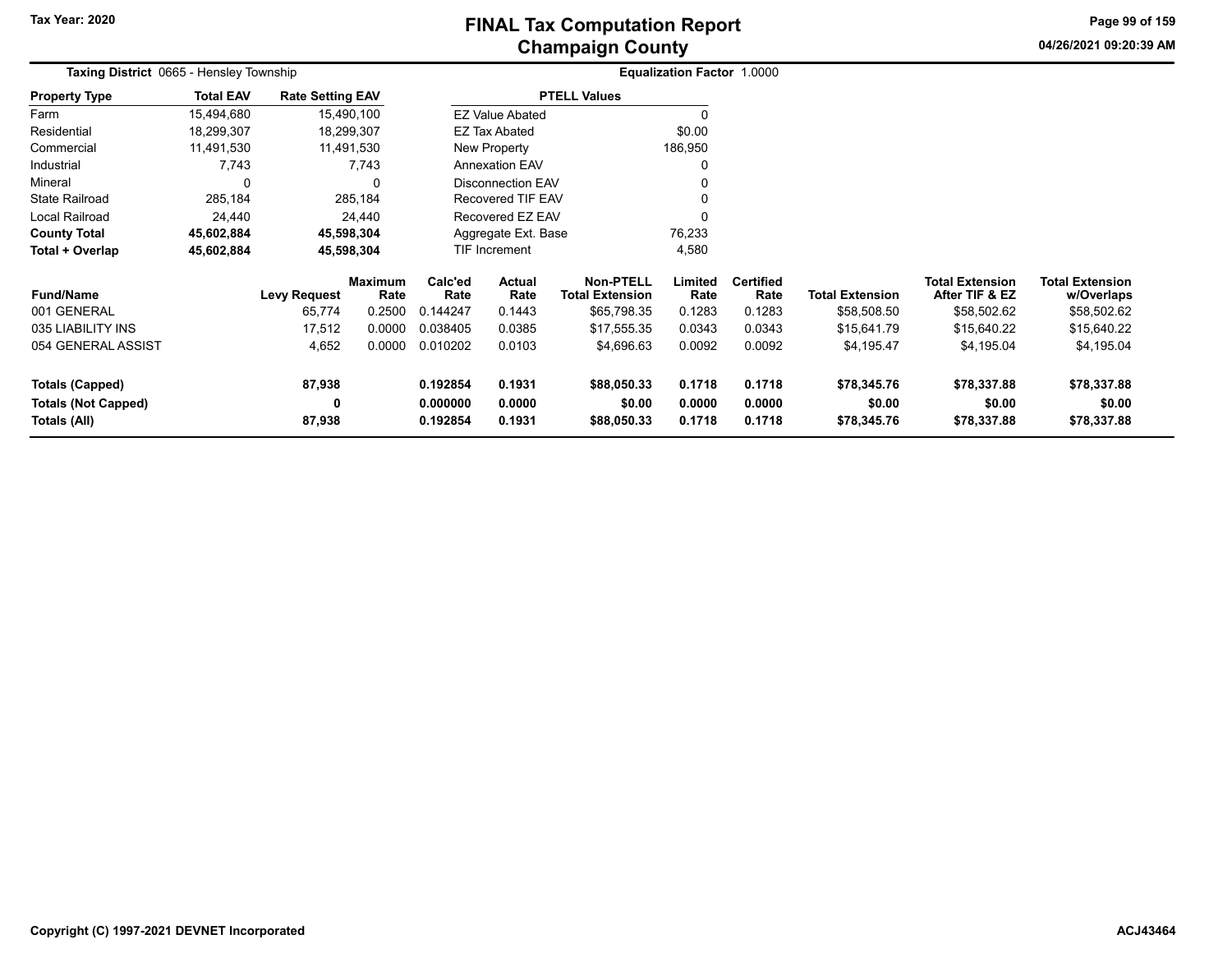Tax Year: 2020

# FINAL Tax Computation Report
## Champaign County

04/26/2021 09:20:39 AM

**Taxing District** 0665 - Hensley Township

**Equalization Factor** 1.0000

| Property Type | Total EAV | Rate Setting EAV |
|---|---|---|
| Farm | 15,494,680 | 15,490,100 |
| Residential | 18,299,307 | 18,299,307 |
| Commercial | 11,491,530 | 11,491,530 |
| Industrial | 7,743 | 7,743 |
| Mineral | 0 | 0 |
| State Railroad | 285,184 | 285,184 |
| Local Railroad | 24,440 | 24,440 |
| **County Total** | **45,602,884** | **45,598,304** |
| **Total + Overlap** | **45,602,884** | **45,598,304** |

| PTELL Values | |
|---|---|
| EZ Value Abated | 0 |
| EZ Tax Abated | $0.00 |
| New Property | 186,950 |
| Annexation EAV | 0 |
| Disconnection EAV | 0 |
| Recovered TIF EAV | 0 |
| Recovered EZ EAV | 0 |
| Aggregate Ext. Base | 76,233 |
| TIF Increment | 4,580 |

| Fund/Name | Levy Request | Maximum Rate | Calc'ed Rate | Actual Rate | Non-PTELL Total Extension | Limited Rate | Certified Rate | Total Extension | Total Extension After TIF & EZ | Total Extension w/Overlaps |
|---|---|---|---|---|---|---|---|---|---|---|
| 001 GENERAL | 65,774 | 0.2500 | 0.144247 | 0.1443 | $65,798.35 | 0.1283 | 0.1283 | $58,508.50 | $58,502.62 | $58,502.62 |
| 035 LIABILITY INS | 17,512 | 0.0000 | 0.038405 | 0.0385 | $17,555.35 | 0.0343 | 0.0343 | $15,641.79 | $15,640.22 | $15,640.22 |
| 054 GENERAL ASSIST | 4,652 | 0.0000 | 0.010202 | 0.0103 | $4,696.63 | 0.0092 | 0.0092 | $4,195.47 | $4,195.04 | $4,195.04 |
| **Totals (Capped)** | **87,938** | | **0.192854** | **0.1931** | **$88,050.33** | **0.1718** | **0.1718** | **$78,345.76** | **$78,337.88** | **$78,337.88** |
| **Totals (Not Capped)** | **0** | | **0.000000** | **0.0000** | **$0.00** | **0.0000** | **0.0000** | **$0.00** | **$0.00** | **$0.00** |
| **Totals (All)** | **87,938** | | **0.192854** | **0.1931** | **$88,050.33** | **0.1718** | **0.1718** | **$78,345.76** | **$78,337.88** | **$78,337.88** |

Copyright (C) 1997-2021 DEVNET Incorporated

ACJ43464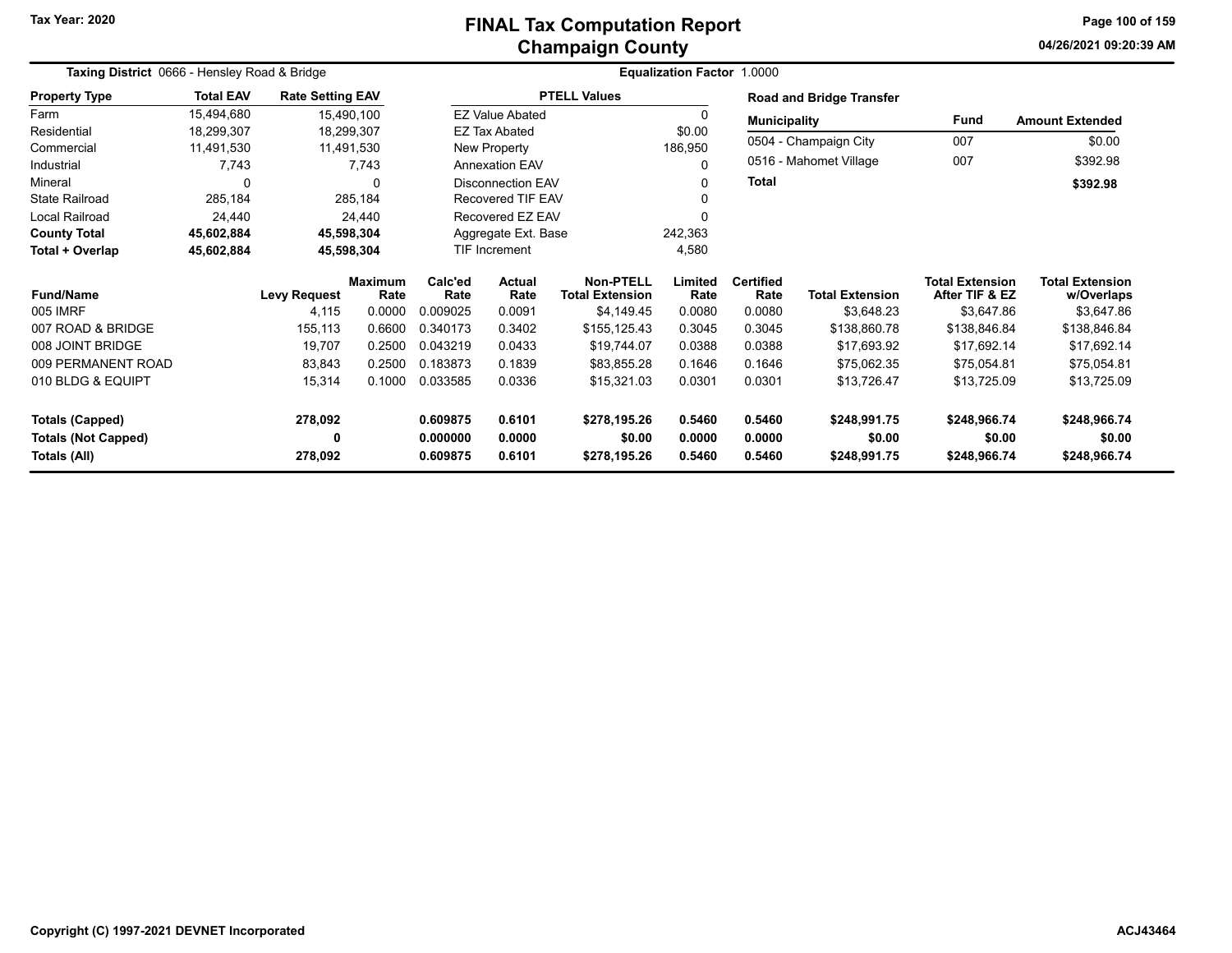# FINAL Tax Computation Report
## Champaign County

Tax Year: 2020

04/26/2021 09:20:39 AM

**Taxing District** 0666 - Hensley Road & Bridge

**Equalization Factor** 1.0000

| Property Type | Total EAV | Rate Setting EAV |
|---|---|---|
| Farm | 15,494,680 | 15,490,100 |
| Residential | 18,299,307 | 18,299,307 |
| Commercial | 11,491,530 | 11,491,530 |
| Industrial | 7,743 | 7,743 |
| Mineral | 0 | 0 |
| State Railroad | 285,184 | 285,184 |
| Local Railroad | 24,440 | 24,440 |
| **County Total** | **45,602,884** | **45,598,304** |
| **Total + Overlap** | **45,602,884** | **45,598,304** |

| PTELL Values | |
|---|---|
| EZ Value Abated | 0 |
| EZ Tax Abated | $0.00 |
| New Property | 186,950 |
| Annexation EAV | 0 |
| Disconnection EAV | 0 |
| Recovered TIF EAV | 0 |
| Recovered EZ EAV | 0 |
| Aggregate Ext. Base | 242,363 |
| TIF Increment | 4,580 |

**Road and Bridge Transfer**

| Municipality | Fund | Amount Extended |
|---|---|---|
| 0504 - Champaign City | 007 | $0.00 |
| 0516 - Mahomet Village | 007 | $392.98 |
| **Total** | | **$392.98** |

| Fund/Name | Levy Request | Maximum Rate | Calc'ed Rate | Actual Rate | Non-PTELL Total Extension | Limited Rate | Certified Rate | Total Extension | Total Extension After TIF & EZ | Total Extension w/Overlaps |
|---|---|---|---|---|---|---|---|---|---|---|
| 005 IMRF | 4,115 | 0.0000 | 0.009025 | 0.0091 | $4,149.45 | 0.0080 | 0.0080 | $3,648.23 | $3,647.86 | $3,647.86 |
| 007 ROAD & BRIDGE | 155,113 | 0.6600 | 0.340173 | 0.3402 | $155,125.43 | 0.3045 | 0.3045 | $138,860.78 | $138,846.84 | $138,846.84 |
| 008 JOINT BRIDGE | 19,707 | 0.2500 | 0.043219 | 0.0433 | $19,744.07 | 0.0388 | 0.0388 | $17,693.92 | $17,692.14 | $17,692.14 |
| 009 PERMANENT ROAD | 83,843 | 0.2500 | 0.183873 | 0.1839 | $83,855.28 | 0.1646 | 0.1646 | $75,062.35 | $75,054.81 | $75,054.81 |
| 010 BLDG & EQUIPT | 15,314 | 0.1000 | 0.033585 | 0.0336 | $15,321.03 | 0.0301 | 0.0301 | $13,726.47 | $13,725.09 | $13,725.09 |
| **Totals (Capped)** | **278,092** | | **0.609875** | **0.6101** | **$278,195.26** | **0.5460** | **0.5460** | **$248,991.75** | **$248,966.74** | **$248,966.74** |
| **Totals (Not Capped)** | **0** | | **0.000000** | **0.0000** | **$0.00** | **0.0000** | **0.0000** | **$0.00** | **$0.00** | **$0.00** |
| **Totals (All)** | **278,092** | | **0.609875** | **0.6101** | **$278,195.26** | **0.5460** | **0.5460** | **$248,991.75** | **$248,966.74** | **$248,966.74** |

Copyright (C) 1997-2021 DEVNET Incorporated

ACJ43464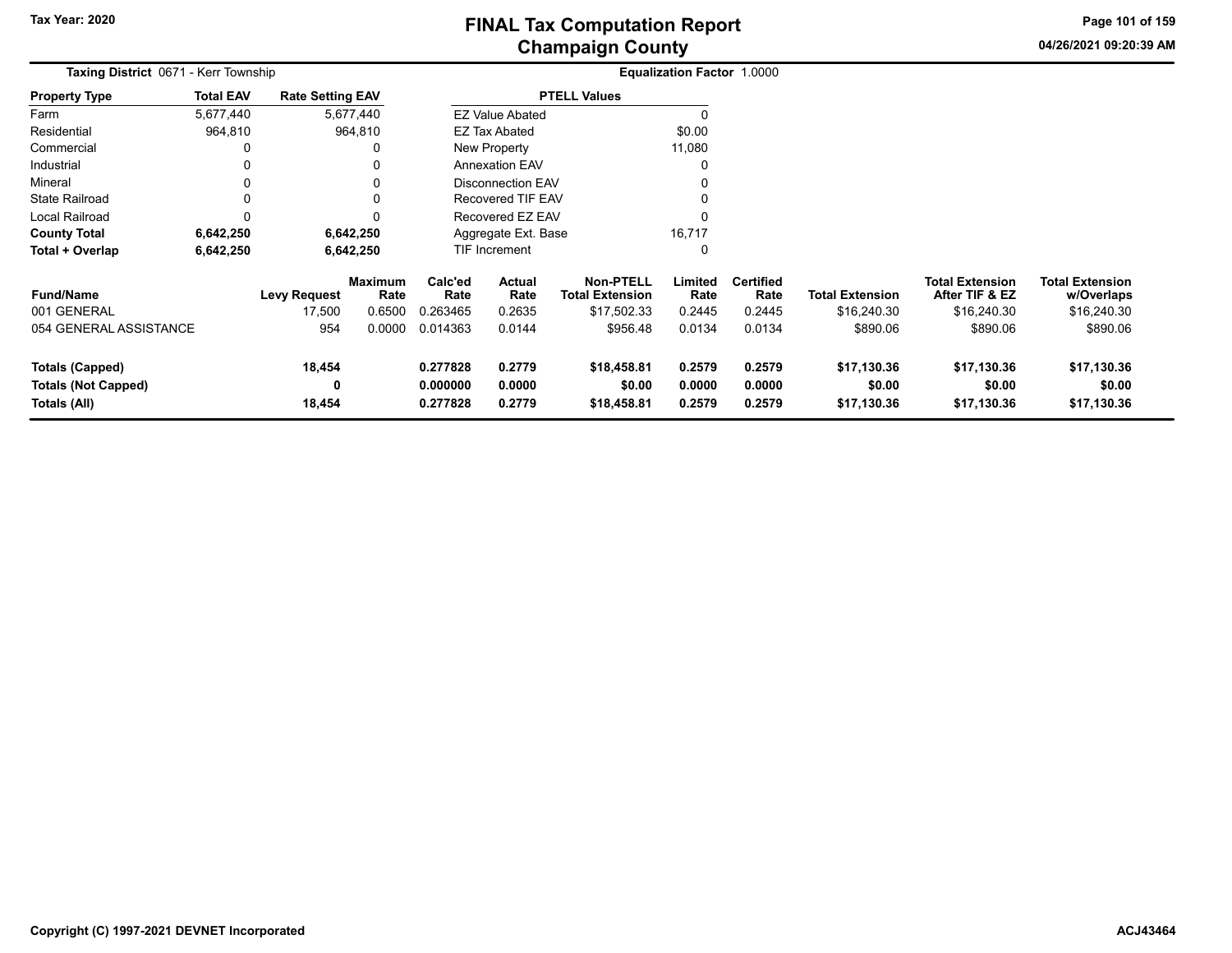# FINAL Tax Computation Report
## Champaign County

Tax Year: 2020

04/26/2021 09:20:39 AM

**Taxing District** 0671 - Kerr Township

**Equalization Factor** 1.0000

| Property Type | Total EAV | Rate Setting EAV |
|---|---|---|
| Farm | 5,677,440 | 5,677,440 |
| Residential | 964,810 | 964,810 |
| Commercial | 0 | 0 |
| Industrial | 0 | 0 |
| Mineral | 0 | 0 |
| State Railroad | 0 | 0 |
| Local Railroad | 0 | 0 |
| **County Total** | **6,642,250** | **6,642,250** |
| **Total + Overlap** | **6,642,250** | **6,642,250** |

| PTELL Values | |
|---|---|
| EZ Value Abated | 0 |
| EZ Tax Abated | $0.00 |
| New Property | 11,080 |
| Annexation EAV | 0 |
| Disconnection EAV | 0 |
| Recovered TIF EAV | 0 |
| Recovered EZ EAV | 0 |
| Aggregate Ext. Base | 16,717 |
| TIF Increment | 0 |

| Fund/Name | Levy Request | Maximum Rate | Calc'ed Rate | Actual Rate | Non-PTELL Total Extension | Limited Rate | Certified Rate | Total Extension | Total Extension After TIF & EZ | Total Extension w/Overlaps |
|---|---|---|---|---|---|---|---|---|---|---|
| 001 GENERAL | 17,500 | 0.6500 | 0.263465 | 0.2635 | $17,502.33 | 0.2445 | 0.2445 | $16,240.30 | $16,240.30 | $16,240.30 |
| 054 GENERAL ASSISTANCE | 954 | 0.0000 | 0.014363 | 0.0144 | $956.48 | 0.0134 | 0.0134 | $890.06 | $890.06 | $890.06 |
| **Totals (Capped)** | **18,454** | | **0.277828** | **0.2779** | **$18,458.81** | **0.2579** | **0.2579** | **$17,130.36** | **$17,130.36** | **$17,130.36** |
| **Totals (Not Capped)** | **0** | | **0.000000** | **0.0000** | **$0.00** | **0.0000** | **0.0000** | **$0.00** | **$0.00** | **$0.00** |
| **Totals (All)** | **18,454** | | **0.277828** | **0.2779** | **$18,458.81** | **0.2579** | **0.2579** | **$17,130.36** | **$17,130.36** | **$17,130.36** |

Copyright (C) 1997-2021 DEVNET Incorporated

ACJ43464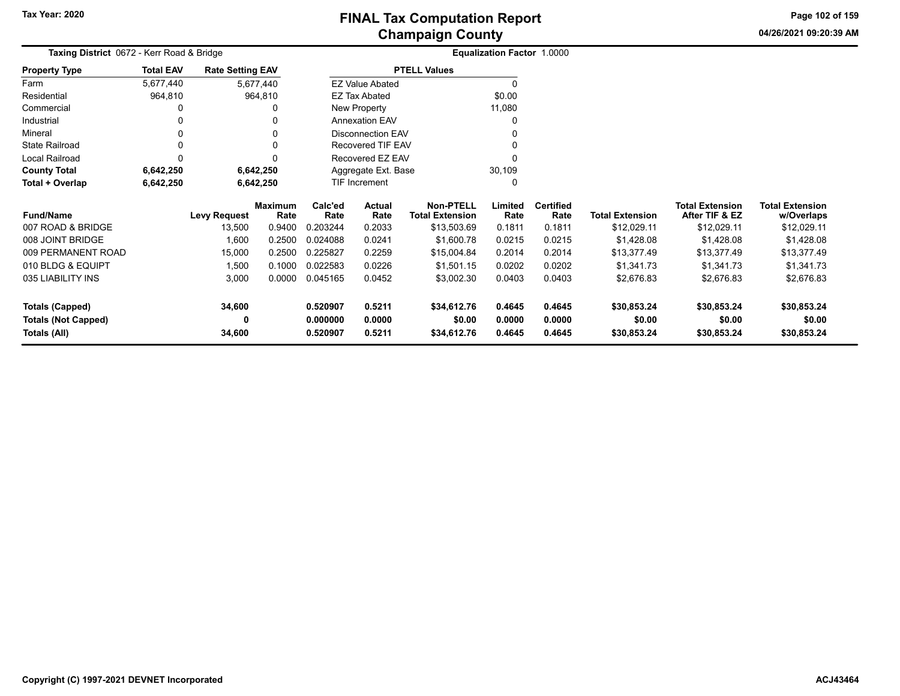Tax Year: 2020

# FINAL Tax Computation Report
## Champaign County

04/26/2021 09:20:39 AM

**Taxing District** 0672 - Kerr Road & Bridge

**Equalization Factor** 1.0000

| Property Type | Total EAV | Rate Setting EAV |
|---|---|---|
| Farm | 5,677,440 | 5,677,440 |
| Residential | 964,810 | 964,810 |
| Commercial | 0 | 0 |
| Industrial | 0 | 0 |
| Mineral | 0 | 0 |
| State Railroad | 0 | 0 |
| Local Railroad | 0 | 0 |
| **County Total** | **6,642,250** | **6,642,250** |
| **Total + Overlap** | **6,642,250** | **6,642,250** |

| PTELL Values | |
|---|---|
| EZ Value Abated | 0 |
| EZ Tax Abated | $0.00 |
| New Property | 11,080 |
| Annexation EAV | 0 |
| Disconnection EAV | 0 |
| Recovered TIF EAV | 0 |
| Recovered EZ EAV | 0 |
| Aggregate Ext. Base | 30,109 |
| TIF Increment | 0 |

| Fund/Name | Levy Request | Maximum Rate | Calc'ed Rate | Actual Rate | Non-PTELL Total Extension | Limited Rate | Certified Rate | Total Extension | Total Extension After TIF & EZ | Total Extension w/Overlaps |
|---|---|---|---|---|---|---|---|---|---|---|
| 007 ROAD & BRIDGE | 13,500 | 0.9400 | 0.203244 | 0.2033 | $13,503.69 | 0.1811 | 0.1811 | $12,029.11 | $12,029.11 | $12,029.11 |
| 008 JOINT BRIDGE | 1,600 | 0.2500 | 0.024088 | 0.0241 | $1,600.78 | 0.0215 | 0.0215 | $1,428.08 | $1,428.08 | $1,428.08 |
| 009 PERMANENT ROAD | 15,000 | 0.2500 | 0.225827 | 0.2259 | $15,004.84 | 0.2014 | 0.2014 | $13,377.49 | $13,377.49 | $13,377.49 |
| 010 BLDG & EQUIPT | 1,500 | 0.1000 | 0.022583 | 0.0226 | $1,501.15 | 0.0202 | 0.0202 | $1,341.73 | $1,341.73 | $1,341.73 |
| 035 LIABILITY INS | 3,000 | 0.0000 | 0.045165 | 0.0452 | $3,002.30 | 0.0403 | 0.0403 | $2,676.83 | $2,676.83 | $2,676.83 |
| **Totals (Capped)** | **34,600** | | **0.520907** | **0.5211** | **$34,612.76** | **0.4645** | **0.4645** | **$30,853.24** | **$30,853.24** | **$30,853.24** |
| **Totals (Not Capped)** | **0** | | **0.000000** | **0.0000** | **$0.00** | **0.0000** | **0.0000** | **$0.00** | **$0.00** | **$0.00** |
| **Totals (All)** | **34,600** | | **0.520907** | **0.5211** | **$34,612.76** | **0.4645** | **0.4645** | **$30,853.24** | **$30,853.24** | **$30,853.24** |

Copyright (C) 1997-2021 DEVNET Incorporated

ACJ43464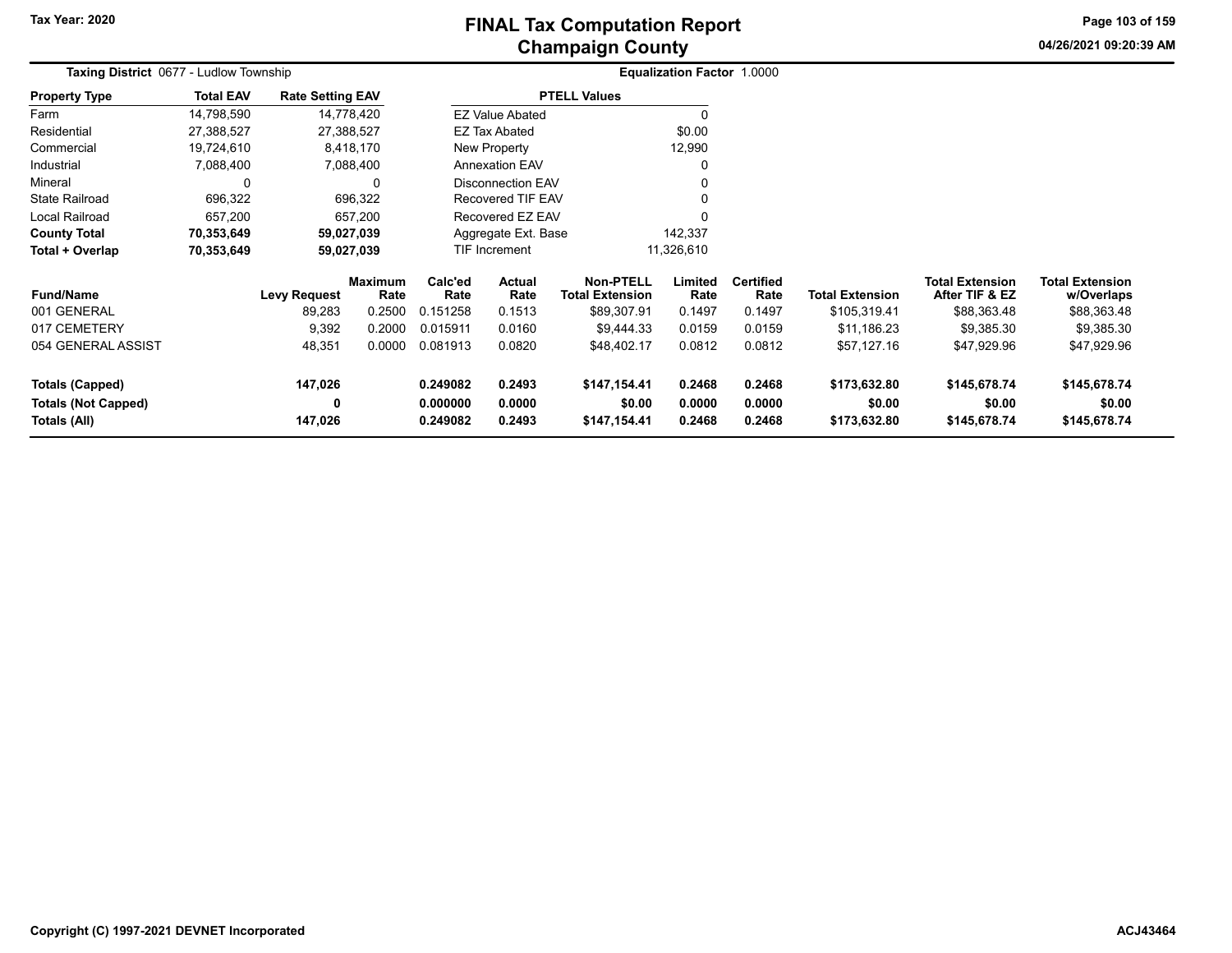# FINAL Tax Computation Report
## Champaign County

Tax Year: 2020

04/26/2021 09:20:39 AM

**Taxing District** 0677 - Ludlow Township

**Equalization Factor** 1.0000

| Property Type | Total EAV | Rate Setting EAV |
|---|---|---|
| Farm | 14,798,590 | 14,778,420 |
| Residential | 27,388,527 | 27,388,527 |
| Commercial | 19,724,610 | 8,418,170 |
| Industrial | 7,088,400 | 7,088,400 |
| Mineral | 0 | 0 |
| State Railroad | 696,322 | 696,322 |
| Local Railroad | 657,200 | 657,200 |
| **County Total** | **70,353,649** | **59,027,039** |
| **Total + Overlap** | **70,353,649** | **59,027,039** |

| PTELL Values | |
|---|---|
| EZ Value Abated | 0 |
| EZ Tax Abated | $0.00 |
| New Property | 12,990 |
| Annexation EAV | 0 |
| Disconnection EAV | 0 |
| Recovered TIF EAV | 0 |
| Recovered EZ EAV | 0 |
| Aggregate Ext. Base | 142,337 |
| TIF Increment | 11,326,610 |

| Fund/Name | Levy Request | Maximum Rate | Calc'ed Rate | Actual Rate | Non-PTELL Total Extension | Limited Rate | Certified Rate | Total Extension | Total Extension After TIF & EZ | Total Extension w/Overlaps |
|---|---|---|---|---|---|---|---|---|---|---|
| 001 GENERAL | 89,283 | 0.2500 | 0.151258 | 0.1513 | $89,307.91 | 0.1497 | 0.1497 | $105,319.41 | $88,363.48 | $88,363.48 |
| 017 CEMETERY | 9,392 | 0.2000 | 0.015911 | 0.0160 | $9,444.33 | 0.0159 | 0.0159 | $11,186.23 | $9,385.30 | $9,385.30 |
| 054 GENERAL ASSIST | 48,351 | 0.0000 | 0.081913 | 0.0820 | $48,402.17 | 0.0812 | 0.0812 | $57,127.16 | $47,929.96 | $47,929.96 |
| **Totals (Capped)** | **147,026** | | **0.249082** | **0.2493** | **$147,154.41** | **0.2468** | **0.2468** | **$173,632.80** | **$145,678.74** | **$145,678.74** |
| **Totals (Not Capped)** | **0** | | **0.000000** | **0.0000** | **$0.00** | **0.0000** | **0.0000** | **$0.00** | **$0.00** | **$0.00** |
| **Totals (All)** | **147,026** | | **0.249082** | **0.2493** | **$147,154.41** | **0.2468** | **0.2468** | **$173,632.80** | **$145,678.74** | **$145,678.74** |

Copyright (C) 1997-2021 DEVNET Incorporated

ACJ43464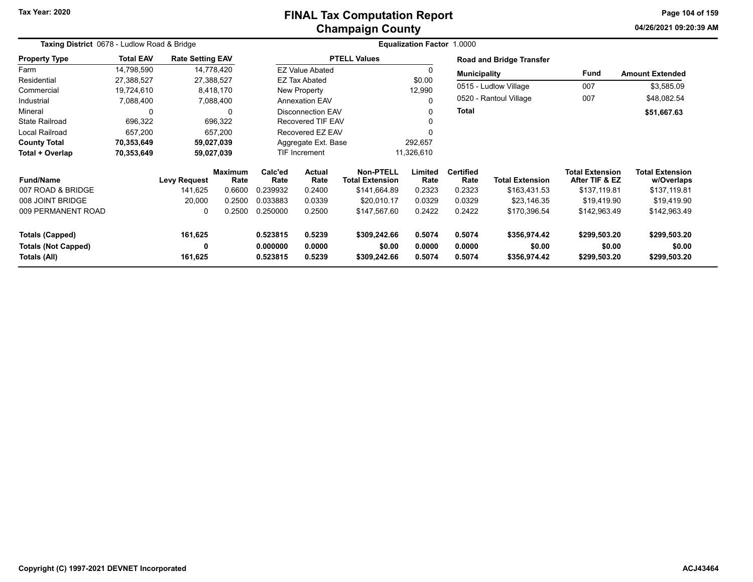Tax Year: 2020

# FINAL Tax Computation Report
## Champaign County

04/26/2021 09:20:39 AM

**Taxing District** 0678 - Ludlow Road & Bridge

**Equalization Factor** 1.0000

| Property Type | Total EAV | Rate Setting EAV |
|---|---|---|
| Farm | 14,798,590 | 14,778,420 |
| Residential | 27,388,527 | 27,388,527 |
| Commercial | 19,724,610 | 8,418,170 |
| Industrial | 7,088,400 | 7,088,400 |
| Mineral | 0 | 0 |
| State Railroad | 696,322 | 696,322 |
| Local Railroad | 657,200 | 657,200 |
| **County Total** | **70,353,649** | **59,027,039** |
| **Total + Overlap** | **70,353,649** | **59,027,039** |

| PTELL Values | |
|---|---|
| EZ Value Abated | 0 |
| EZ Tax Abated | $0.00 |
| New Property | 12,990 |
| Annexation EAV | 0 |
| Disconnection EAV | 0 |
| Recovered TIF EAV | 0 |
| Recovered EZ EAV | 0 |
| Aggregate Ext. Base | 292,657 |
| TIF Increment | 11,326,610 |

**Road and Bridge Transfer**

| Municipality | Fund | Amount Extended |
|---|---|---|
| 0515 - Ludlow Village | 007 | $3,585.09 |
| 0520 - Rantoul Village | 007 | $48,082.54 |
| **Total** | | **$51,667.63** |

| Fund/Name | Levy Request | Maximum Rate | Calc'ed Rate | Actual Rate | Non-PTELL Total Extension | Limited Rate | Certified Rate | Total Extension | Total Extension After TIF & EZ | Total Extension w/Overlaps |
|---|---|---|---|---|---|---|---|---|---|---|
| 007 ROAD & BRIDGE | 141,625 | 0.6600 | 0.239932 | 0.2400 | $141,664.89 | 0.2323 | 0.2323 | $163,431.53 | $137,119.81 | $137,119.81 |
| 008 JOINT BRIDGE | 20,000 | 0.2500 | 0.033883 | 0.0339 | $20,010.17 | 0.0329 | 0.0329 | $23,146.35 | $19,419.90 | $19,419.90 |
| 009 PERMANENT ROAD | 0 | 0.2500 | 0.250000 | 0.2500 | $147,567.60 | 0.2422 | 0.2422 | $170,396.54 | $142,963.49 | $142,963.49 |
| **Totals (Capped)** | **161,625** | | **0.523815** | **0.5239** | **$309,242.66** | **0.5074** | **0.5074** | **$356,974.42** | **$299,503.20** | **$299,503.20** |
| **Totals (Not Capped)** | **0** | | **0.000000** | **0.0000** | **$0.00** | **0.0000** | **0.0000** | **$0.00** | **$0.00** | **$0.00** |
| **Totals (All)** | **161,625** | | **0.523815** | **0.5239** | **$309,242.66** | **0.5074** | **0.5074** | **$356,974.42** | **$299,503.20** | **$299,503.20** |

Copyright (C) 1997-2021 DEVNET Incorporated

ACJ43464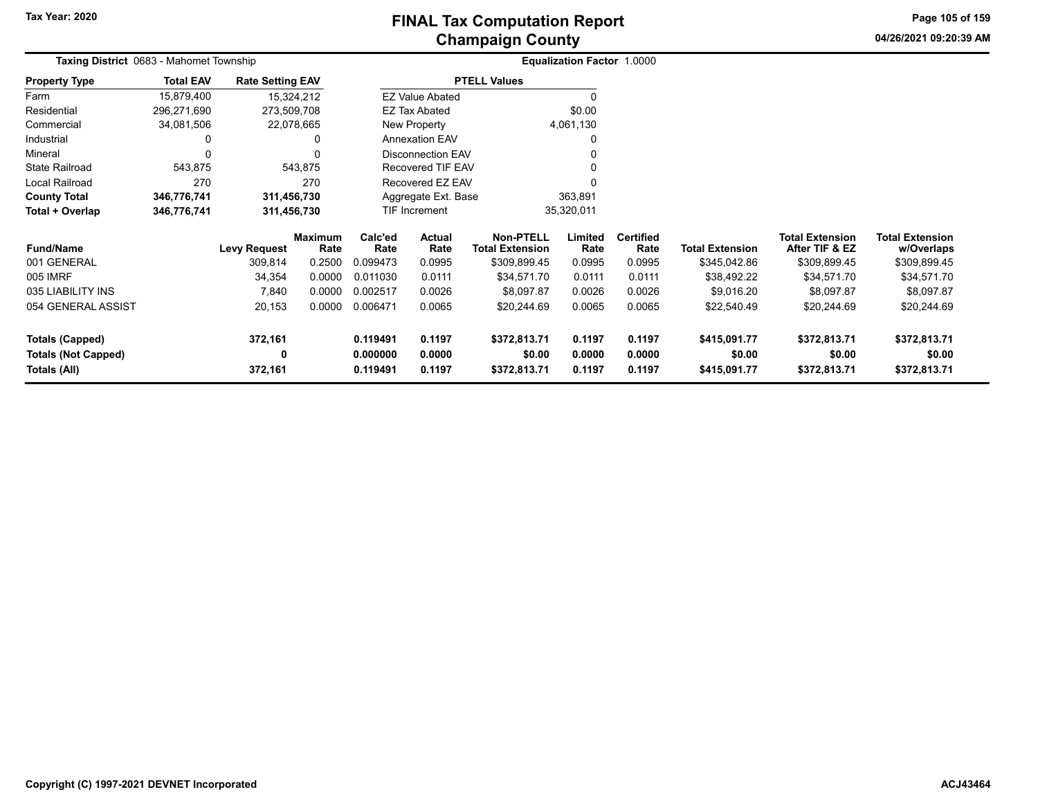# FINAL Tax Computation Report
## Champaign County

Tax Year: 2020

04/26/2021 09:20:39 AM

**Taxing District** 0683 - Mahomet Township

**Equalization Factor** 1.0000

| Property Type | Total EAV | Rate Setting EAV |
|---|---|---|
| Farm | 15,879,400 | 15,324,212 |
| Residential | 296,271,690 | 273,509,708 |
| Commercial | 34,081,506 | 22,078,665 |
| Industrial | 0 | 0 |
| Mineral | 0 | 0 |
| State Railroad | 543,875 | 543,875 |
| Local Railroad | 270 | 270 |
| **County Total** | **346,776,741** | **311,456,730** |
| **Total + Overlap** | **346,776,741** | **311,456,730** |

| PTELL Values | |
|---|---|
| EZ Value Abated | 0 |
| EZ Tax Abated | $0.00 |
| New Property | 4,061,130 |
| Annexation EAV | 0 |
| Disconnection EAV | 0 |
| Recovered TIF EAV | 0 |
| Recovered EZ EAV | 0 |
| Aggregate Ext. Base | 363,891 |
| TIF Increment | 35,320,011 |

| Fund/Name | Levy Request | Maximum Rate | Calc'ed Rate | Actual Rate | Non-PTELL Total Extension | Limited Rate | Certified Rate | Total Extension | Total Extension After TIF & EZ | Total Extension w/Overlaps |
|---|---|---|---|---|---|---|---|---|---|---|
| 001 GENERAL | 309,814 | 0.2500 | 0.099473 | 0.0995 | $309,899.45 | 0.0995 | 0.0995 | $345,042.86 | $309,899.45 | $309,899.45 |
| 005 IMRF | 34,354 | 0.0000 | 0.011030 | 0.0111 | $34,571.70 | 0.0111 | 0.0111 | $38,492.22 | $34,571.70 | $34,571.70 |
| 035 LIABILITY INS | 7,840 | 0.0000 | 0.002517 | 0.0026 | $8,097.87 | 0.0026 | 0.0026 | $9,016.20 | $8,097.87 | $8,097.87 |
| 054 GENERAL ASSIST | 20,153 | 0.0000 | 0.006471 | 0.0065 | $20,244.69 | 0.0065 | 0.0065 | $22,540.49 | $20,244.69 | $20,244.69 |
| **Totals (Capped)** | **372,161** | | **0.119491** | **0.1197** | **$372,813.71** | **0.1197** | **0.1197** | **$415,091.77** | **$372,813.71** | **$372,813.71** |
| **Totals (Not Capped)** | **0** | | **0.000000** | **0.0000** | **$0.00** | **0.0000** | **0.0000** | **$0.00** | **$0.00** | **$0.00** |
| **Totals (All)** | **372,161** | | **0.119491** | **0.1197** | **$372,813.71** | **0.1197** | **0.1197** | **$415,091.77** | **$372,813.71** | **$372,813.71** |

Copyright (C) 1997-2021 DEVNET Incorporated

ACJ43464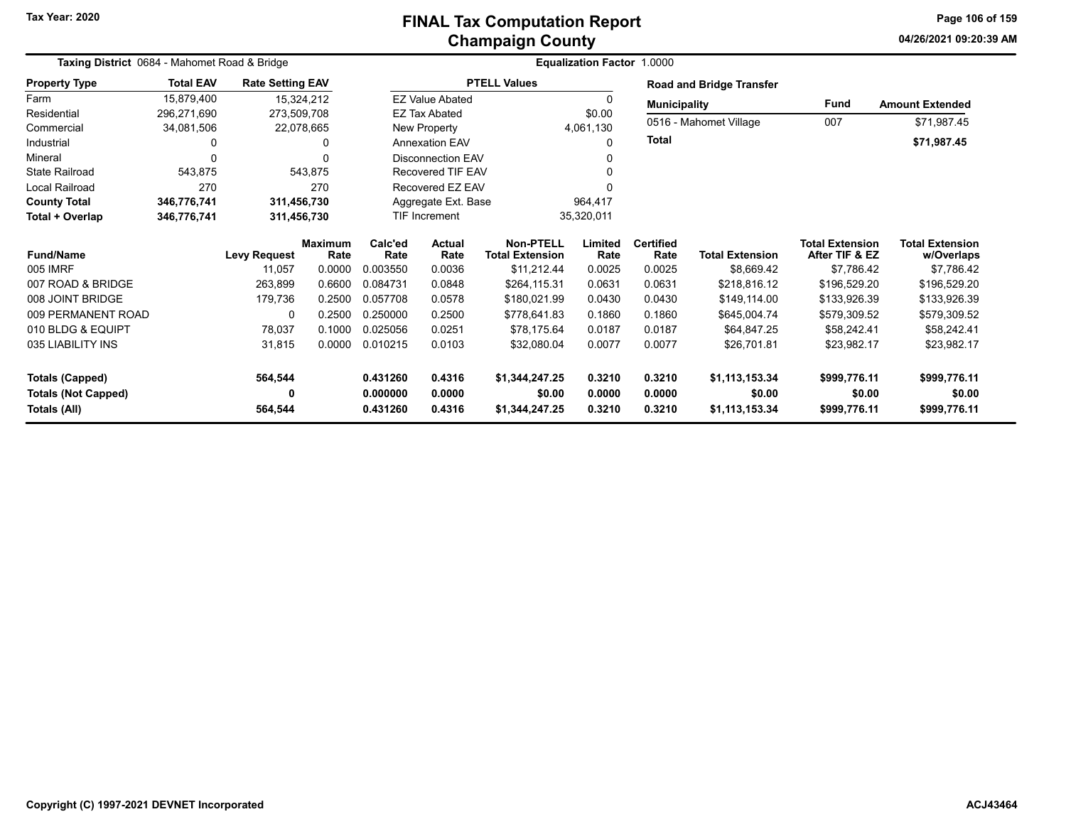# FINAL Tax Computation Report
## Champaign County

Tax Year: 2020

04/26/2021 09:20:39 AM

**Taxing District** 0684 - Mahomet Road & Bridge

**Equalization Factor** 1.0000

| Property Type | Total EAV | Rate Setting EAV |
|---|---|---|
| Farm | 15,879,400 | 15,324,212 |
| Residential | 296,271,690 | 273,509,708 |
| Commercial | 34,081,506 | 22,078,665 |
| Industrial | 0 | 0 |
| Mineral | 0 | 0 |
| State Railroad | 543,875 | 543,875 |
| Local Railroad | 270 | 270 |
| **County Total** | **346,776,741** | **311,456,730** |
| **Total + Overlap** | **346,776,741** | **311,456,730** |

| PTELL Values | |
|---|---|
| EZ Value Abated | 0 |
| EZ Tax Abated | $0.00 |
| New Property | 4,061,130 |
| Annexation EAV | 0 |
| Disconnection EAV | 0 |
| Recovered TIF EAV | 0 |
| Recovered EZ EAV | 0 |
| Aggregate Ext. Base | 964,417 |
| TIF Increment | 35,320,011 |

**Road and Bridge Transfer**

| Municipality | Fund | Amount Extended |
|---|---|---|
| 0516 - Mahomet Village | 007 | $71,987.45 |
| **Total** | | **$71,987.45** |

| Fund/Name | Levy Request | Maximum Rate | Calc'ed Rate | Actual Rate | Non-PTELL Total Extension | Limited Rate | Certified Rate | Total Extension | Total Extension After TIF & EZ | Total Extension w/Overlaps |
|---|---|---|---|---|---|---|---|---|---|---|
| 005 IMRF | 11,057 | 0.0000 | 0.003550 | 0.0036 | $11,212.44 | 0.0025 | 0.0025 | $8,669.42 | $7,786.42 | $7,786.42 |
| 007 ROAD & BRIDGE | 263,899 | 0.6600 | 0.084731 | 0.0848 | $264,115.31 | 0.0631 | 0.0631 | $218,816.12 | $196,529.20 | $196,529.20 |
| 008 JOINT BRIDGE | 179,736 | 0.2500 | 0.057708 | 0.0578 | $180,021.99 | 0.0430 | 0.0430 | $149,114.00 | $133,926.39 | $133,926.39 |
| 009 PERMANENT ROAD | 0 | 0.2500 | 0.250000 | 0.2500 | $778,641.83 | 0.1860 | 0.1860 | $645,004.74 | $579,309.52 | $579,309.52 |
| 010 BLDG & EQUIPT | 78,037 | 0.1000 | 0.025056 | 0.0251 | $78,175.64 | 0.0187 | 0.0187 | $64,847.25 | $58,242.41 | $58,242.41 |
| 035 LIABILITY INS | 31,815 | 0.0000 | 0.010215 | 0.0103 | $32,080.04 | 0.0077 | 0.0077 | $26,701.81 | $23,982.17 | $23,982.17 |
| **Totals (Capped)** | **564,544** | | **0.431260** | **0.4316** | **$1,344,247.25** | **0.3210** | **0.3210** | **$1,113,153.34** | **$999,776.11** | **$999,776.11** |
| **Totals (Not Capped)** | **0** | | **0.000000** | **0.0000** | **$0.00** | **0.0000** | **0.0000** | **$0.00** | **$0.00** | **$0.00** |
| **Totals (All)** | **564,544** | | **0.431260** | **0.4316** | **$1,344,247.25** | **0.3210** | **0.3210** | **$1,113,153.34** | **$999,776.11** | **$999,776.11** |

Copyright (C) 1997-2021 DEVNET Incorporated

ACJ43464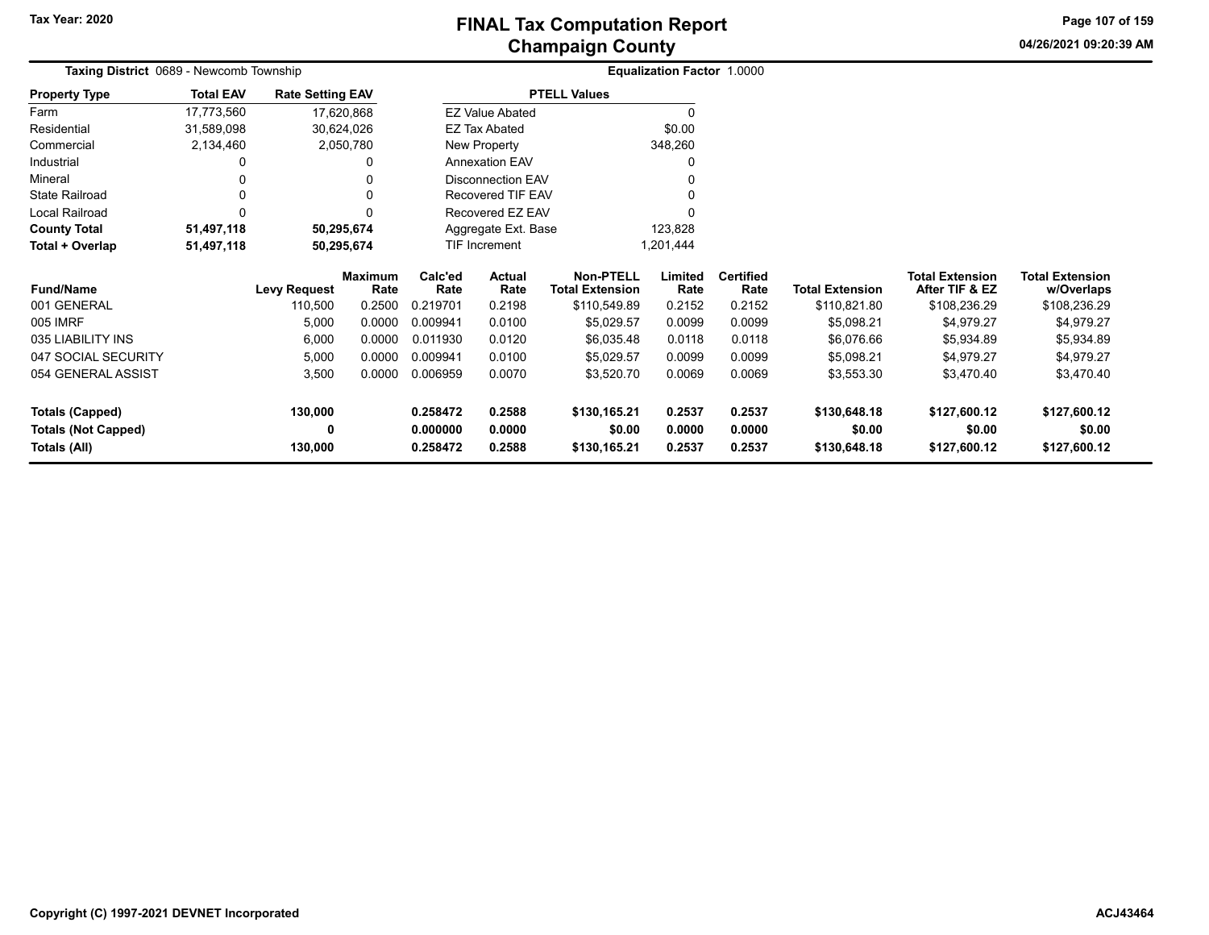# FINAL Tax Computation Report
## Champaign County

Tax Year: 2020

04/26/2021 09:20:39 AM

**Taxing District** 0689 - Newcomb Township

**Equalization Factor** 1.0000

| Property Type | Total EAV | Rate Setting EAV |
|---|---|---|
| Farm | 17,773,560 | 17,620,868 |
| Residential | 31,589,098 | 30,624,026 |
| Commercial | 2,134,460 | 2,050,780 |
| Industrial | 0 | 0 |
| Mineral | 0 | 0 |
| State Railroad | 0 | 0 |
| Local Railroad | 0 | 0 |
| **County Total** | **51,497,118** | **50,295,674** |
| **Total + Overlap** | **51,497,118** | **50,295,674** |

| PTELL Values | |
|---|---|
| EZ Value Abated | 0 |
| EZ Tax Abated | $0.00 |
| New Property | 348,260 |
| Annexation EAV | 0 |
| Disconnection EAV | 0 |
| Recovered TIF EAV | 0 |
| Recovered EZ EAV | 0 |
| Aggregate Ext. Base | 123,828 |
| TIF Increment | 1,201,444 |

| Fund/Name | Levy Request | Maximum Rate | Calc'ed Rate | Actual Rate | Non-PTELL Total Extension | Limited Rate | Certified Rate | Total Extension | Total Extension After TIF & EZ | Total Extension w/Overlaps |
|---|---|---|---|---|---|---|---|---|---|---|
| 001 GENERAL | 110,500 | 0.2500 | 0.219701 | 0.2198 | $110,549.89 | 0.2152 | 0.2152 | $110,821.80 | $108,236.29 | $108,236.29 |
| 005 IMRF | 5,000 | 0.0000 | 0.009941 | 0.0100 | $5,029.57 | 0.0099 | 0.0099 | $5,098.21 | $4,979.27 | $4,979.27 |
| 035 LIABILITY INS | 6,000 | 0.0000 | 0.011930 | 0.0120 | $6,035.48 | 0.0118 | 0.0118 | $6,076.66 | $5,934.89 | $5,934.89 |
| 047 SOCIAL SECURITY | 5,000 | 0.0000 | 0.009941 | 0.0100 | $5,029.57 | 0.0099 | 0.0099 | $5,098.21 | $4,979.27 | $4,979.27 |
| 054 GENERAL ASSIST | 3,500 | 0.0000 | 0.006959 | 0.0070 | $3,520.70 | 0.0069 | 0.0069 | $3,553.30 | $3,470.40 | $3,470.40 |
| **Totals (Capped)** | **130,000** | | **0.258472** | **0.2588** | **$130,165.21** | **0.2537** | **0.2537** | **$130,648.18** | **$127,600.12** | **$127,600.12** |
| **Totals (Not Capped)** | **0** | | **0.000000** | **0.0000** | **$0.00** | **0.0000** | **0.0000** | **$0.00** | **$0.00** | **$0.00** |
| **Totals (All)** | **130,000** | | **0.258472** | **0.2588** | **$130,165.21** | **0.2537** | **0.2537** | **$130,648.18** | **$127,600.12** | **$127,600.12** |

Copyright (C) 1997-2021 DEVNET Incorporated

ACJ43464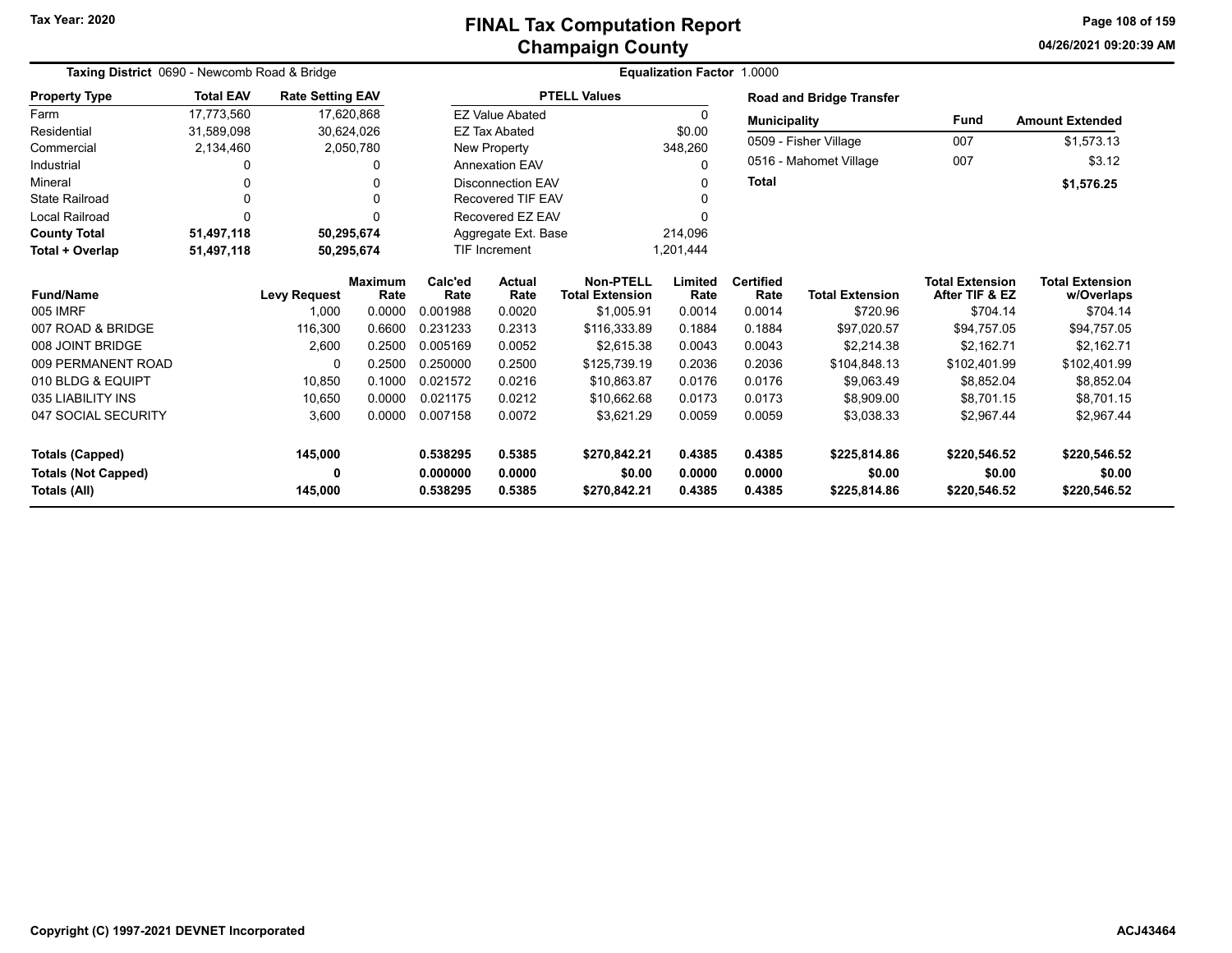# FINAL Tax Computation Report
## Champaign County

Tax Year: 2020

04/26/2021 09:20:39 AM

**Taxing District** 0690 - Newcomb Road & Bridge

**Equalization Factor** 1.0000

| Property Type | Total EAV | Rate Setting EAV |
|---|---|---|
| Farm | 17,773,560 | 17,620,868 |
| Residential | 31,589,098 | 30,624,026 |
| Commercial | 2,134,460 | 2,050,780 |
| Industrial | 0 | 0 |
| Mineral | 0 | 0 |
| State Railroad | 0 | 0 |
| Local Railroad | 0 | 0 |
| **County Total** | **51,497,118** | **50,295,674** |
| **Total + Overlap** | **51,497,118** | **50,295,674** |

| PTELL Values | |
|---|---|
| EZ Value Abated | 0 |
| EZ Tax Abated | $0.00 |
| New Property | 348,260 |
| Annexation EAV | 0 |
| Disconnection EAV | 0 |
| Recovered TIF EAV | 0 |
| Recovered EZ EAV | 0 |
| Aggregate Ext. Base | 214,096 |
| TIF Increment | 1,201,444 |

**Road and Bridge Transfer**

| Municipality | Fund | Amount Extended |
|---|---|---|
| 0509 - Fisher Village | 007 | $1,573.13 |
| 0516 - Mahomet Village | 007 | $3.12 |
| **Total** | | **$1,576.25** |

| Fund/Name | Levy Request | Maximum Rate | Calc'ed Rate | Actual Rate | Non-PTELL Total Extension | Limited Rate | Certified Rate | Total Extension | Total Extension After TIF & EZ | Total Extension w/Overlaps |
|---|---|---|---|---|---|---|---|---|---|---|
| 005 IMRF | 1,000 | 0.0000 | 0.001988 | 0.0020 | $1,005.91 | 0.0014 | 0.0014 | $720.96 | $704.14 | $704.14 |
| 007 ROAD & BRIDGE | 116,300 | 0.6600 | 0.231233 | 0.2313 | $116,333.89 | 0.1884 | 0.1884 | $97,020.57 | $94,757.05 | $94,757.05 |
| 008 JOINT BRIDGE | 2,600 | 0.2500 | 0.005169 | 0.0052 | $2,615.38 | 0.0043 | 0.0043 | $2,214.38 | $2,162.71 | $2,162.71 |
| 009 PERMANENT ROAD | 0 | 0.2500 | 0.250000 | 0.2500 | $125,739.19 | 0.2036 | 0.2036 | $104,848.13 | $102,401.99 | $102,401.99 |
| 010 BLDG & EQUIPT | 10,850 | 0.1000 | 0.021572 | 0.0216 | $10,863.87 | 0.0176 | 0.0176 | $9,063.49 | $8,852.04 | $8,852.04 |
| 035 LIABILITY INS | 10,650 | 0.0000 | 0.021175 | 0.0212 | $10,662.68 | 0.0173 | 0.0173 | $8,909.00 | $8,701.15 | $8,701.15 |
| 047 SOCIAL SECURITY | 3,600 | 0.0000 | 0.007158 | 0.0072 | $3,621.29 | 0.0059 | 0.0059 | $3,038.33 | $2,967.44 | $2,967.44 |
| **Totals (Capped)** | **145,000** | | **0.538295** | **0.5385** | **$270,842.21** | **0.4385** | **0.4385** | **$225,814.86** | **$220,546.52** | **$220,546.52** |
| **Totals (Not Capped)** | **0** | | **0.000000** | **0.0000** | **$0.00** | **0.0000** | **0.0000** | **$0.00** | **$0.00** | **$0.00** |
| **Totals (All)** | **145,000** | | **0.538295** | **0.5385** | **$270,842.21** | **0.4385** | **0.4385** | **$225,814.86** | **$220,546.52** | **$220,546.52** |

Copyright (C) 1997-2021 DEVNET Incorporated

ACJ43464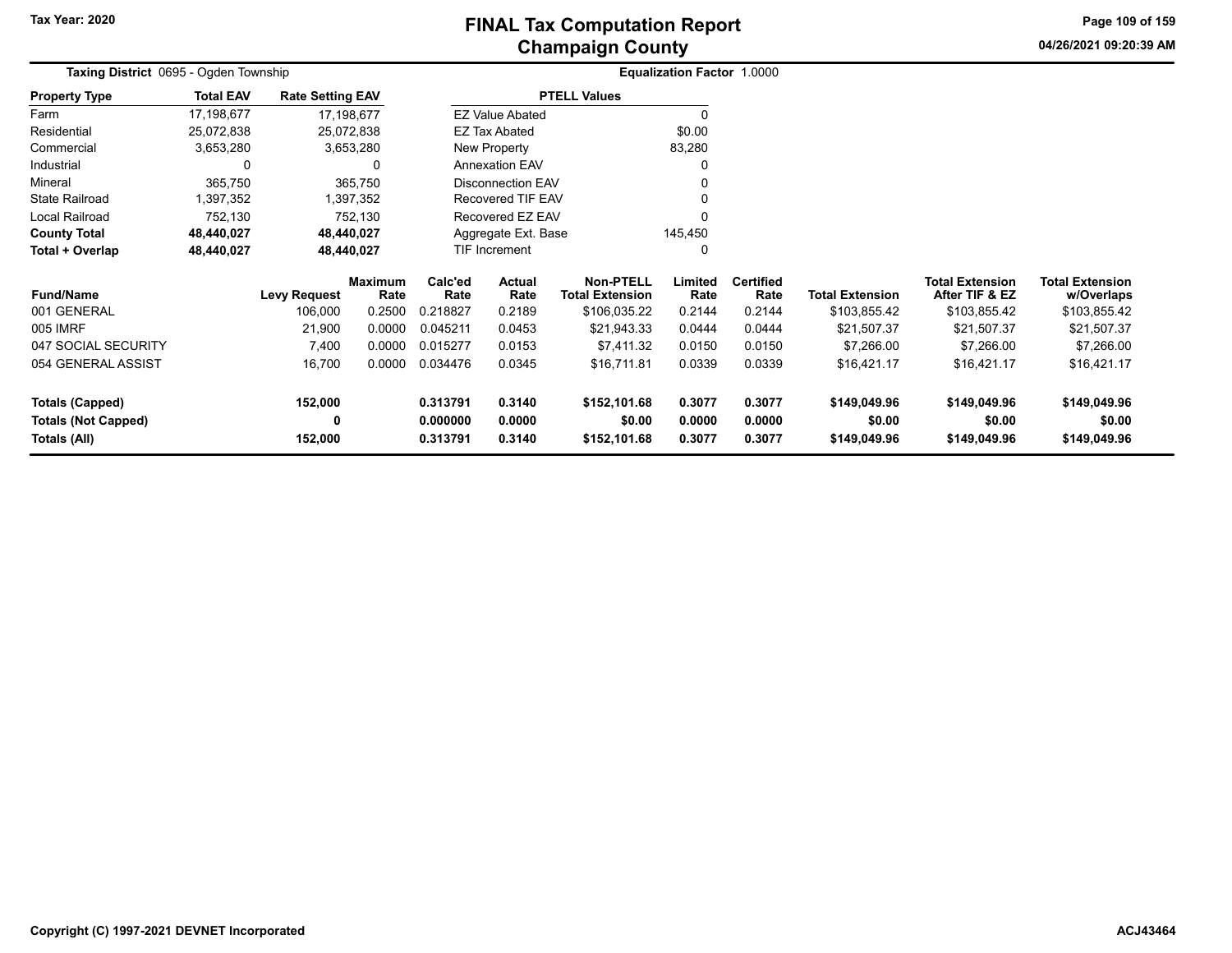# FINAL Tax Computation Report
## Champaign County

Tax Year: 2020

04/26/2021 09:20:39 AM

**Taxing District** 0695 - Ogden Township

**Equalization Factor** 1.0000

| Property Type | Total EAV | Rate Setting EAV |
|---|---|---|
| Farm | 17,198,677 | 17,198,677 |
| Residential | 25,072,838 | 25,072,838 |
| Commercial | 3,653,280 | 3,653,280 |
| Industrial | 0 | 0 |
| Mineral | 365,750 | 365,750 |
| State Railroad | 1,397,352 | 1,397,352 |
| Local Railroad | 752,130 | 752,130 |
| **County Total** | **48,440,027** | **48,440,027** |
| **Total + Overlap** | **48,440,027** | **48,440,027** |

| PTELL Values | |
|---|---|
| EZ Value Abated | 0 |
| EZ Tax Abated | $0.00 |
| New Property | 83,280 |
| Annexation EAV | 0 |
| Disconnection EAV | 0 |
| Recovered TIF EAV | 0 |
| Recovered EZ EAV | 0 |
| Aggregate Ext. Base | 145,450 |
| TIF Increment | 0 |

| Fund/Name | Levy Request | Maximum Rate | Calc'ed Rate | Actual Rate | Non-PTELL Total Extension | Limited Rate | Certified Rate | Total Extension | Total Extension After TIF & EZ | Total Extension w/Overlaps |
|---|---|---|---|---|---|---|---|---|---|---|
| 001 GENERAL | 106,000 | 0.2500 | 0.218827 | 0.2189 | $106,035.22 | 0.2144 | 0.2144 | $103,855.42 | $103,855.42 | $103,855.42 |
| 005 IMRF | 21,900 | 0.0000 | 0.045211 | 0.0453 | $21,943.33 | 0.0444 | 0.0444 | $21,507.37 | $21,507.37 | $21,507.37 |
| 047 SOCIAL SECURITY | 7,400 | 0.0000 | 0.015277 | 0.0153 | $7,411.32 | 0.0150 | 0.0150 | $7,266.00 | $7,266.00 | $7,266.00 |
| 054 GENERAL ASSIST | 16,700 | 0.0000 | 0.034476 | 0.0345 | $16,711.81 | 0.0339 | 0.0339 | $16,421.17 | $16,421.17 | $16,421.17 |
| **Totals (Capped)** | **152,000** | | **0.313791** | **0.3140** | **$152,101.68** | **0.3077** | **0.3077** | **$149,049.96** | **$149,049.96** | **$149,049.96** |
| **Totals (Not Capped)** | **0** | | **0.000000** | **0.0000** | **$0.00** | **0.0000** | **0.0000** | **$0.00** | **$0.00** | **$0.00** |
| **Totals (All)** | **152,000** | | **0.313791** | **0.3140** | **$152,101.68** | **0.3077** | **0.3077** | **$149,049.96** | **$149,049.96** | **$149,049.96** |

Copyright (C) 1997-2021 DEVNET Incorporated

ACJ43464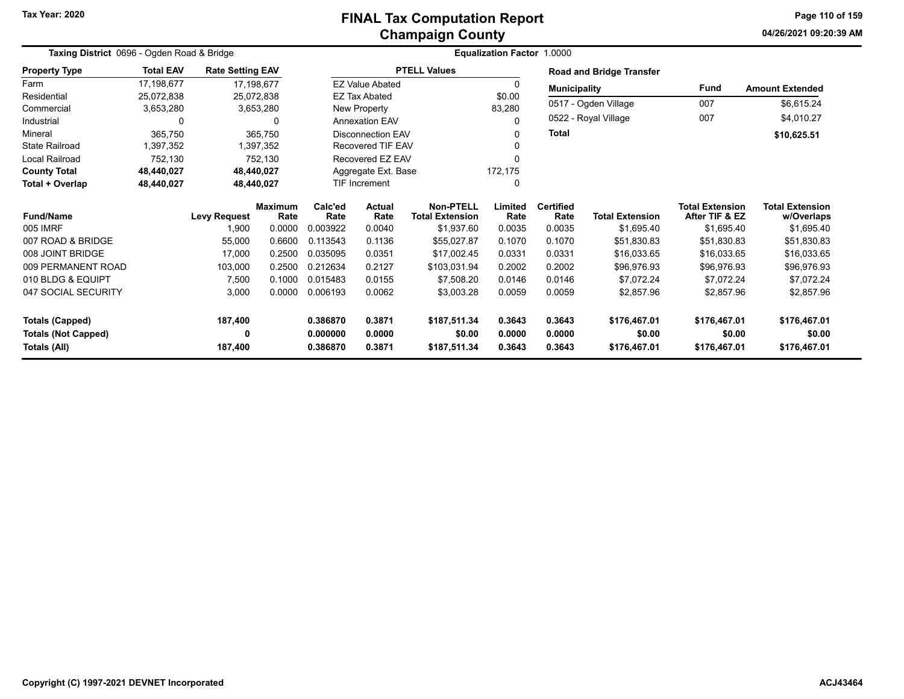# FINAL Tax Computation Report
## Champaign County

Tax Year: 2020

**Taxing District** 0696 - Ogden Road & Bridge

**Equalization Factor** 1.0000

| Property Type | Total EAV | Rate Setting EAV |
|---|---|---|
| Farm | 17,198,677 | 17,198,677 |
| Residential | 25,072,838 | 25,072,838 |
| Commercial | 3,653,280 | 3,653,280 |
| Industrial | 0 | 0 |
| Mineral | 365,750 | 365,750 |
| State Railroad | 1,397,352 | 1,397,352 |
| Local Railroad | 752,130 | 752,130 |
| **County Total** | **48,440,027** | **48,440,027** |
| **Total + Overlap** | **48,440,027** | **48,440,027** |

| PTELL Values | |
|---|---|
| EZ Value Abated | 0 |
| EZ Tax Abated | $0.00 |
| New Property | 83,280 |
| Annexation EAV | 0 |
| Disconnection EAV | 0 |
| Recovered TIF EAV | 0 |
| Recovered EZ EAV | 0 |
| Aggregate Ext. Base | 172,175 |
| TIF Increment | 0 |

**Road and Bridge Transfer**

| Municipality | Fund | Amount Extended |
|---|---|---|
| 0517 - Ogden Village | 007 | $6,615.24 |
| 0522 - Royal Village | 007 | $4,010.27 |
| **Total** | | **$10,625.51** |

| Fund/Name | Levy Request | Maximum Rate | Calc'ed Rate | Actual Rate | Non-PTELL Total Extension | Limited Rate | Certified Rate | Total Extension | Total Extension After TIF & EZ | Total Extension w/Overlaps |
|---|---|---|---|---|---|---|---|---|---|---|
| 005 IMRF | 1,900 | 0.0000 | 0.003922 | 0.0040 | $1,937.60 | 0.0035 | 0.0035 | $1,695.40 | $1,695.40 | $1,695.40 |
| 007 ROAD & BRIDGE | 55,000 | 0.6600 | 0.113543 | 0.1136 | $55,027.87 | 0.1070 | 0.1070 | $51,830.83 | $51,830.83 | $51,830.83 |
| 008 JOINT BRIDGE | 17,000 | 0.2500 | 0.035095 | 0.0351 | $17,002.45 | 0.0331 | 0.0331 | $16,033.65 | $16,033.65 | $16,033.65 |
| 009 PERMANENT ROAD | 103,000 | 0.2500 | 0.212634 | 0.2127 | $103,031.94 | 0.2002 | 0.2002 | $96,976.93 | $96,976.93 | $96,976.93 |
| 010 BLDG & EQUIPT | 7,500 | 0.1000 | 0.015483 | 0.0155 | $7,508.20 | 0.0146 | 0.0146 | $7,072.24 | $7,072.24 | $7,072.24 |
| 047 SOCIAL SECURITY | 3,000 | 0.0000 | 0.006193 | 0.0062 | $3,003.28 | 0.0059 | 0.0059 | $2,857.96 | $2,857.96 | $2,857.96 |
| **Totals (Capped)** | **187,400** | | **0.386870** | **0.3871** | **$187,511.34** | **0.3643** | **0.3643** | **$176,467.01** | **$176,467.01** | **$176,467.01** |
| **Totals (Not Capped)** | **0** | | **0.000000** | **0.0000** | **$0.00** | **0.0000** | **0.0000** | **$0.00** | **$0.00** | **$0.00** |
| **Totals (All)** | **187,400** | | **0.386870** | **0.3871** | **$187,511.34** | **0.3643** | **0.3643** | **$176,467.01** | **$176,467.01** | **$176,467.01** |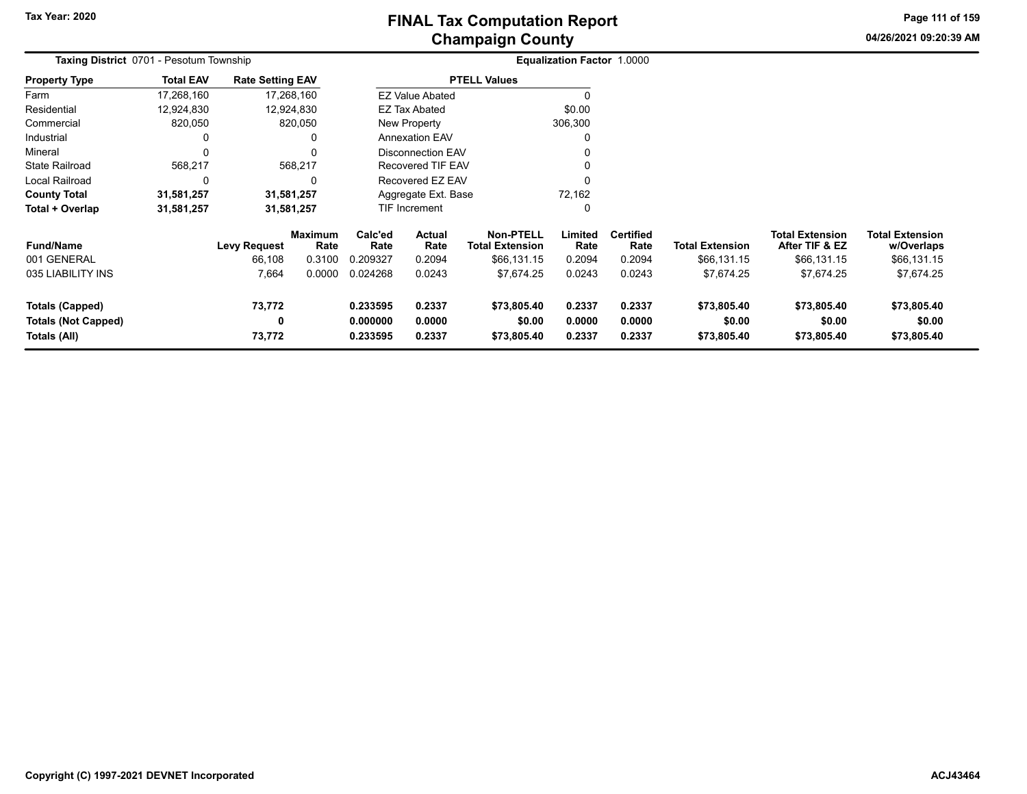# FINAL Tax Computation Report
## Champaign County

Tax Year: 2020

04/26/2021 09:20:39 AM

**Taxing District** 0701 - Pesotum Township

**Equalization Factor** 1.0000

| Property Type | Total EAV | Rate Setting EAV |
|---|---|---|
| Farm | 17,268,160 | 17,268,160 |
| Residential | 12,924,830 | 12,924,830 |
| Commercial | 820,050 | 820,050 |
| Industrial | 0 | 0 |
| Mineral | 0 | 0 |
| State Railroad | 568,217 | 568,217 |
| Local Railroad | 0 | 0 |
| **County Total** | **31,581,257** | **31,581,257** |
| **Total + Overlap** | **31,581,257** | **31,581,257** |

| PTELL Values | |
|---|---|
| EZ Value Abated | 0 |
| EZ Tax Abated | $0.00 |
| New Property | 306,300 |
| Annexation EAV | 0 |
| Disconnection EAV | 0 |
| Recovered TIF EAV | 0 |
| Recovered EZ EAV | 0 |
| Aggregate Ext. Base | 72,162 |
| TIF Increment | 0 |

| Fund/Name | Levy Request | Maximum Rate | Calc'ed Rate | Actual Rate | Non-PTELL Total Extension | Limited Rate | Certified Rate | Total Extension | Total Extension After TIF & EZ | Total Extension w/Overlaps |
|---|---|---|---|---|---|---|---|---|---|---|
| 001 GENERAL | 66,108 | 0.3100 | 0.209327 | 0.2094 | $66,131.15 | 0.2094 | 0.2094 | $66,131.15 | $66,131.15 | $66,131.15 |
| 035 LIABILITY INS | 7,664 | 0.0000 | 0.024268 | 0.0243 | $7,674.25 | 0.0243 | 0.0243 | $7,674.25 | $7,674.25 | $7,674.25 |
| **Totals (Capped)** | **73,772** | | **0.233595** | **0.2337** | **$73,805.40** | **0.2337** | **0.2337** | **$73,805.40** | **$73,805.40** | **$73,805.40** |
| **Totals (Not Capped)** | **0** | | **0.000000** | **0.0000** | **$0.00** | **0.0000** | **0.0000** | **$0.00** | **$0.00** | **$0.00** |
| **Totals (All)** | **73,772** | | **0.233595** | **0.2337** | **$73,805.40** | **0.2337** | **0.2337** | **$73,805.40** | **$73,805.40** | **$73,805.40** |

Copyright (C) 1997-2021 DEVNET Incorporated

ACJ43464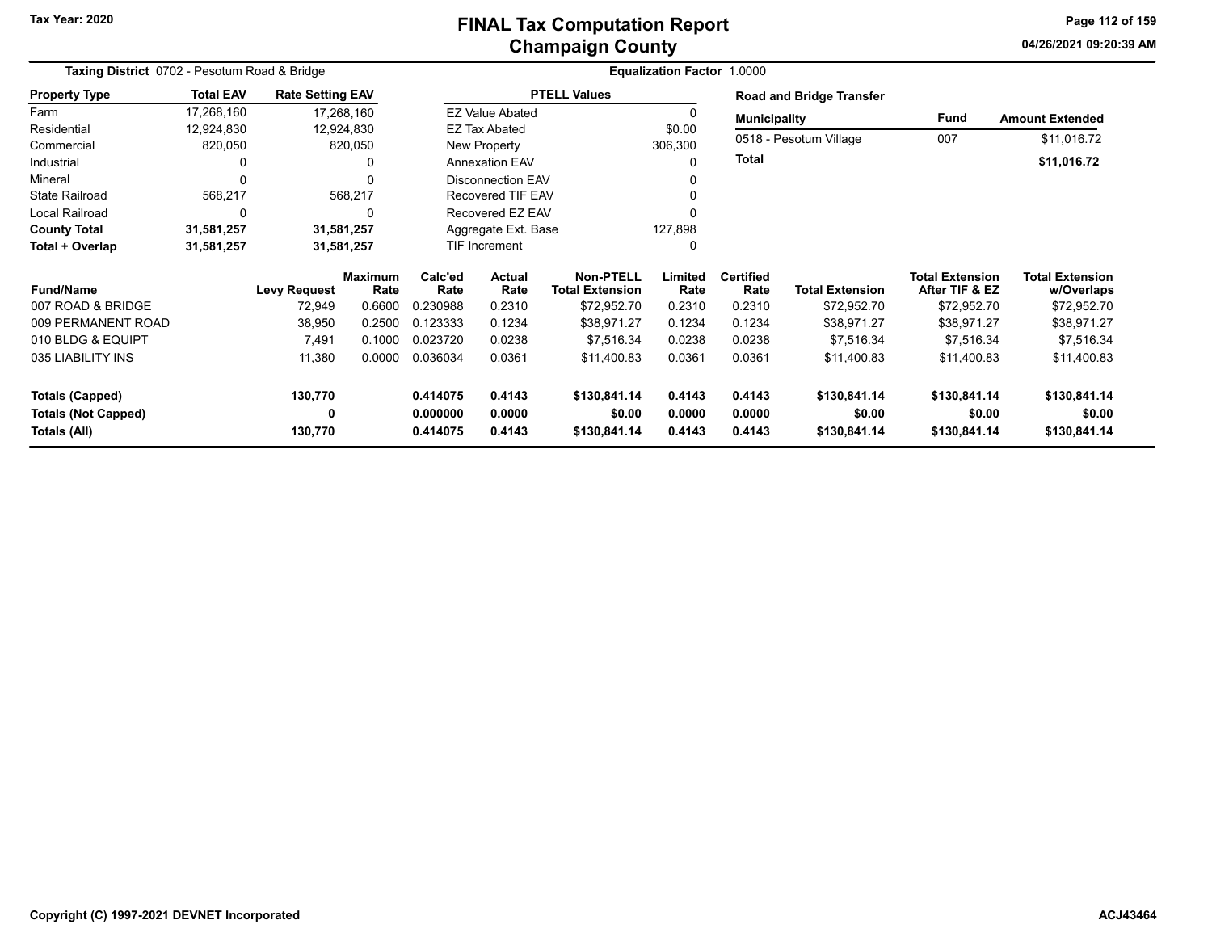Tax Year: 2020

# FINAL Tax Computation Report
## Champaign County

04/26/2021 09:20:39 AM

**Taxing District** 0702 - Pesotum Road & Bridge

**Equalization Factor** 1.0000

| Property Type | Total EAV | Rate Setting EAV |
|---|---|---|
| Farm | 17,268,160 | 17,268,160 |
| Residential | 12,924,830 | 12,924,830 |
| Commercial | 820,050 | 820,050 |
| Industrial | 0 | 0 |
| Mineral | 0 | 0 |
| State Railroad | 568,217 | 568,217 |
| Local Railroad | 0 | 0 |
| **County Total** | **31,581,257** | **31,581,257** |
| **Total + Overlap** | **31,581,257** | **31,581,257** |

| PTELL Values | |
|---|---|
| EZ Value Abated | 0 |
| EZ Tax Abated | $0.00 |
| New Property | 306,300 |
| Annexation EAV | 0 |
| Disconnection EAV | 0 |
| Recovered TIF EAV | 0 |
| Recovered EZ EAV | 0 |
| Aggregate Ext. Base | 127,898 |
| TIF Increment | 0 |

**Road and Bridge Transfer**

| Municipality | Fund | Amount Extended |
|---|---|---|
| 0518 - Pesotum Village | 007 | $11,016.72 |
| **Total** | | **$11,016.72** |

| Fund/Name | Levy Request | Maximum Rate | Calc'ed Rate | Actual Rate | Non-PTELL Total Extension | Limited Rate | Certified Rate | Total Extension | Total Extension After TIF & EZ | Total Extension w/Overlaps |
|---|---|---|---|---|---|---|---|---|---|---|
| 007 ROAD & BRIDGE | 72,949 | 0.6600 | 0.230988 | 0.2310 | $72,952.70 | 0.2310 | 0.2310 | $72,952.70 | $72,952.70 | $72,952.70 |
| 009 PERMANENT ROAD | 38,950 | 0.2500 | 0.123333 | 0.1234 | $38,971.27 | 0.1234 | 0.1234 | $38,971.27 | $38,971.27 | $38,971.27 |
| 010 BLDG & EQUIPT | 7,491 | 0.1000 | 0.023720 | 0.0238 | $7,516.34 | 0.0238 | 0.0238 | $7,516.34 | $7,516.34 | $7,516.34 |
| 035 LIABILITY INS | 11,380 | 0.0000 | 0.036034 | 0.0361 | $11,400.83 | 0.0361 | 0.0361 | $11,400.83 | $11,400.83 | $11,400.83 |
| **Totals (Capped)** | **130,770** | | **0.414075** | **0.4143** | **$130,841.14** | **0.4143** | **0.4143** | **$130,841.14** | **$130,841.14** | **$130,841.14** |
| **Totals (Not Capped)** | **0** | | **0.000000** | **0.0000** | **$0.00** | **0.0000** | **0.0000** | **$0.00** | **$0.00** | **$0.00** |
| **Totals (All)** | **130,770** | | **0.414075** | **0.4143** | **$130,841.14** | **0.4143** | **0.4143** | **$130,841.14** | **$130,841.14** | **$130,841.14** |

Copyright (C) 1997-2021 DEVNET Incorporated

ACJ43464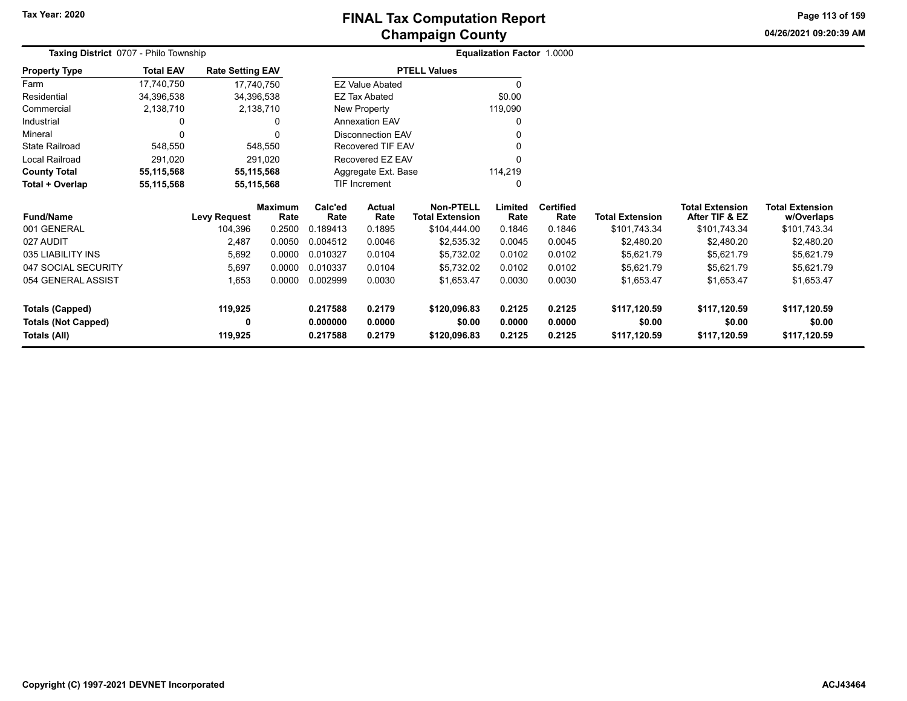# FINAL Tax Computation Report
## Champaign County

Tax Year: 2020

04/26/2021 09:20:39 AM

**Taxing District** 0707 - Philo Township

**Equalization Factor** 1.0000

| Property Type | Total EAV | Rate Setting EAV |
|---|---|---|
| Farm | 17,740,750 | 17,740,750 |
| Residential | 34,396,538 | 34,396,538 |
| Commercial | 2,138,710 | 2,138,710 |
| Industrial | 0 | 0 |
| Mineral | 0 | 0 |
| State Railroad | 548,550 | 548,550 |
| Local Railroad | 291,020 | 291,020 |
| **County Total** | **55,115,568** | **55,115,568** |
| **Total + Overlap** | **55,115,568** | **55,115,568** |

| PTELL Values | |
|---|---|
| EZ Value Abated | 0 |
| EZ Tax Abated | $0.00 |
| New Property | 119,090 |
| Annexation EAV | 0 |
| Disconnection EAV | 0 |
| Recovered TIF EAV | 0 |
| Recovered EZ EAV | 0 |
| Aggregate Ext. Base | 114,219 |
| TIF Increment | 0 |

| Fund/Name | Levy Request | Maximum Rate | Calc'ed Rate | Actual Rate | Non-PTELL Total Extension | Limited Rate | Certified Rate | Total Extension | Total Extension After TIF & EZ | Total Extension w/Overlaps |
|---|---|---|---|---|---|---|---|---|---|---|
| 001 GENERAL | 104,396 | 0.2500 | 0.189413 | 0.1895 | $104,444.00 | 0.1846 | 0.1846 | $101,743.34 | $101,743.34 | $101,743.34 |
| 027 AUDIT | 2,487 | 0.0050 | 0.004512 | 0.0046 | $2,535.32 | 0.0045 | 0.0045 | $2,480.20 | $2,480.20 | $2,480.20 |
| 035 LIABILITY INS | 5,692 | 0.0000 | 0.010327 | 0.0104 | $5,732.02 | 0.0102 | 0.0102 | $5,621.79 | $5,621.79 | $5,621.79 |
| 047 SOCIAL SECURITY | 5,697 | 0.0000 | 0.010337 | 0.0104 | $5,732.02 | 0.0102 | 0.0102 | $5,621.79 | $5,621.79 | $5,621.79 |
| 054 GENERAL ASSIST | 1,653 | 0.0000 | 0.002999 | 0.0030 | $1,653.47 | 0.0030 | 0.0030 | $1,653.47 | $1,653.47 | $1,653.47 |
| **Totals (Capped)** | **119,925** | | **0.217588** | **0.2179** | **$120,096.83** | **0.2125** | **0.2125** | **$117,120.59** | **$117,120.59** | **$117,120.59** |
| **Totals (Not Capped)** | **0** | | **0.000000** | **0.0000** | **$0.00** | **0.0000** | **0.0000** | **$0.00** | **$0.00** | **$0.00** |
| **Totals (All)** | **119,925** | | **0.217588** | **0.2179** | **$120,096.83** | **0.2125** | **0.2125** | **$117,120.59** | **$117,120.59** | **$117,120.59** |

Copyright (C) 1997-2021 DEVNET Incorporated

ACJ43464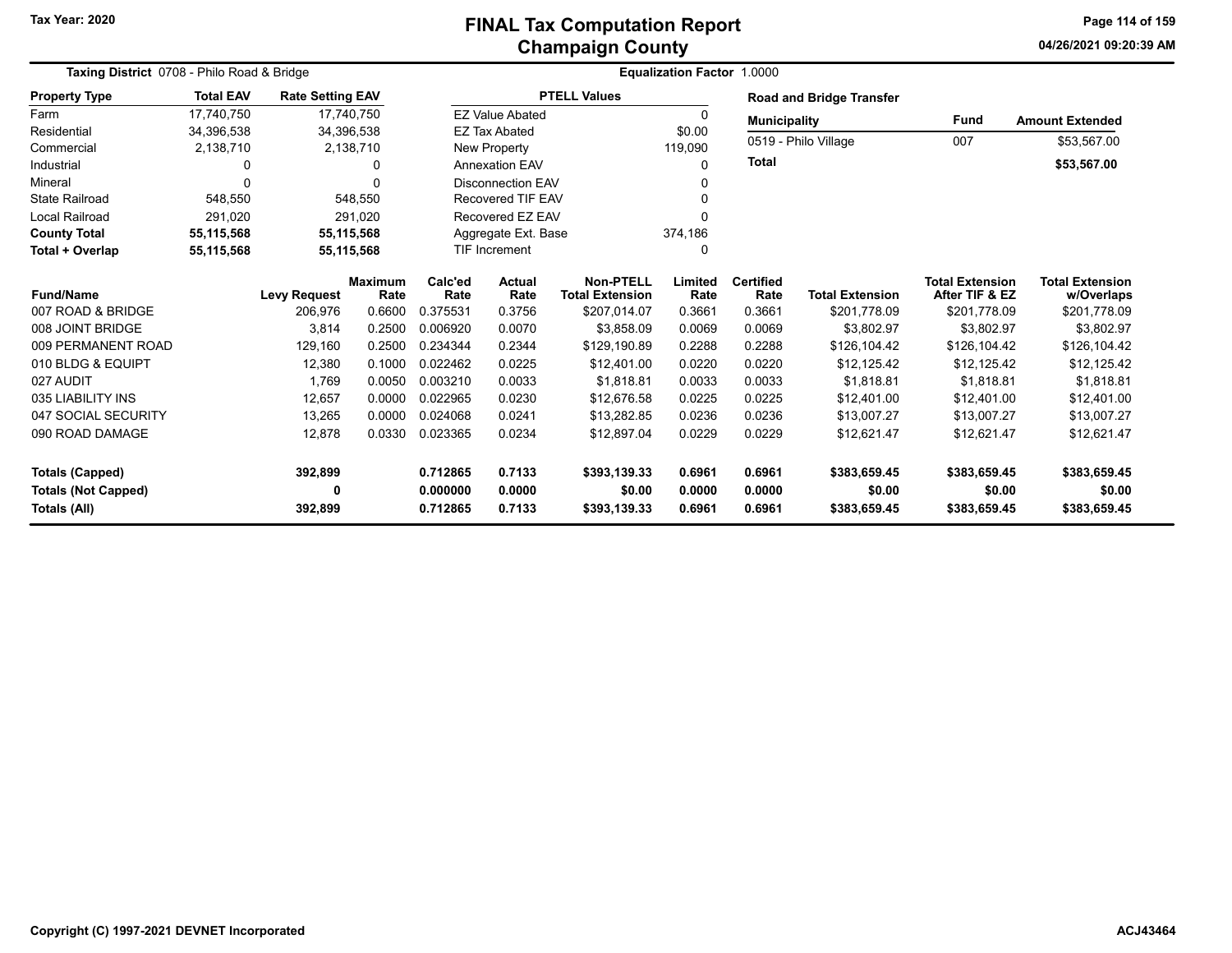# FINAL Tax Computation Report
## Champaign County

Tax Year: 2020

**Taxing District** 0708 - Philo Road & Bridge

**Equalization Factor** 1.0000

| Property Type | Total EAV | Rate Setting EAV |
|---|---|---|
| Farm | 17,740,750 | 17,740,750 |
| Residential | 34,396,538 | 34,396,538 |
| Commercial | 2,138,710 | 2,138,710 |
| Industrial | 0 | 0 |
| Mineral | 0 | 0 |
| State Railroad | 548,550 | 548,550 |
| Local Railroad | 291,020 | 291,020 |
| **County Total** | **55,115,568** | **55,115,568** |
| **Total + Overlap** | **55,115,568** | **55,115,568** |

| PTELL Values | |
|---|---|
| EZ Value Abated | 0 |
| EZ Tax Abated | $0.00 |
| New Property | 119,090 |
| Annexation EAV | 0 |
| Disconnection EAV | 0 |
| Recovered TIF EAV | 0 |
| Recovered EZ EAV | 0 |
| Aggregate Ext. Base | 374,186 |
| TIF Increment | 0 |

**Road and Bridge Transfer**

| Municipality | Fund | Amount Extended |
|---|---|---|
| 0519 - Philo Village | 007 | $53,567.00 |
| **Total** | | **$53,567.00** |

| Fund/Name | Levy Request | Maximum Rate | Calc'ed Rate | Actual Rate | Non-PTELL Total Extension | Limited Rate | Certified Rate | Total Extension | Total Extension After TIF & EZ | Total Extension w/Overlaps |
|---|---|---|---|---|---|---|---|---|---|---|
| 007 ROAD & BRIDGE | 206,976 | 0.6600 | 0.375531 | 0.3756 | $207,014.07 | 0.3661 | 0.3661 | $201,778.09 | $201,778.09 | $201,778.09 |
| 008 JOINT BRIDGE | 3,814 | 0.2500 | 0.006920 | 0.0070 | $3,858.09 | 0.0069 | 0.0069 | $3,802.97 | $3,802.97 | $3,802.97 |
| 009 PERMANENT ROAD | 129,160 | 0.2500 | 0.234344 | 0.2344 | $129,190.89 | 0.2288 | 0.2288 | $126,104.42 | $126,104.42 | $126,104.42 |
| 010 BLDG & EQUIPT | 12,380 | 0.1000 | 0.022462 | 0.0225 | $12,401.00 | 0.0220 | 0.0220 | $12,125.42 | $12,125.42 | $12,125.42 |
| 027 AUDIT | 1,769 | 0.0050 | 0.003210 | 0.0033 | $1,818.81 | 0.0033 | 0.0033 | $1,818.81 | $1,818.81 | $1,818.81 |
| 035 LIABILITY INS | 12,657 | 0.0000 | 0.022965 | 0.0230 | $12,676.58 | 0.0225 | 0.0225 | $12,401.00 | $12,401.00 | $12,401.00 |
| 047 SOCIAL SECURITY | 13,265 | 0.0000 | 0.024068 | 0.0241 | $13,282.85 | 0.0236 | 0.0236 | $13,007.27 | $13,007.27 | $13,007.27 |
| 090 ROAD DAMAGE | 12,878 | 0.0330 | 0.023365 | 0.0234 | $12,897.04 | 0.0229 | 0.0229 | $12,621.47 | $12,621.47 | $12,621.47 |
| **Totals (Capped)** | **392,899** | | **0.712865** | **0.7133** | **$393,139.33** | **0.6961** | **0.6961** | **$383,659.45** | **$383,659.45** | **$383,659.45** |
| **Totals (Not Capped)** | **0** | | **0.000000** | **0.0000** | **$0.00** | **0.0000** | **0.0000** | **$0.00** | **$0.00** | **$0.00** |
| **Totals (All)** | **392,899** | | **0.712865** | **0.7133** | **$393,139.33** | **0.6961** | **0.6961** | **$383,659.45** | **$383,659.45** | **$383,659.45** |

Copyright (C) 1997-2021 DEVNET Incorporated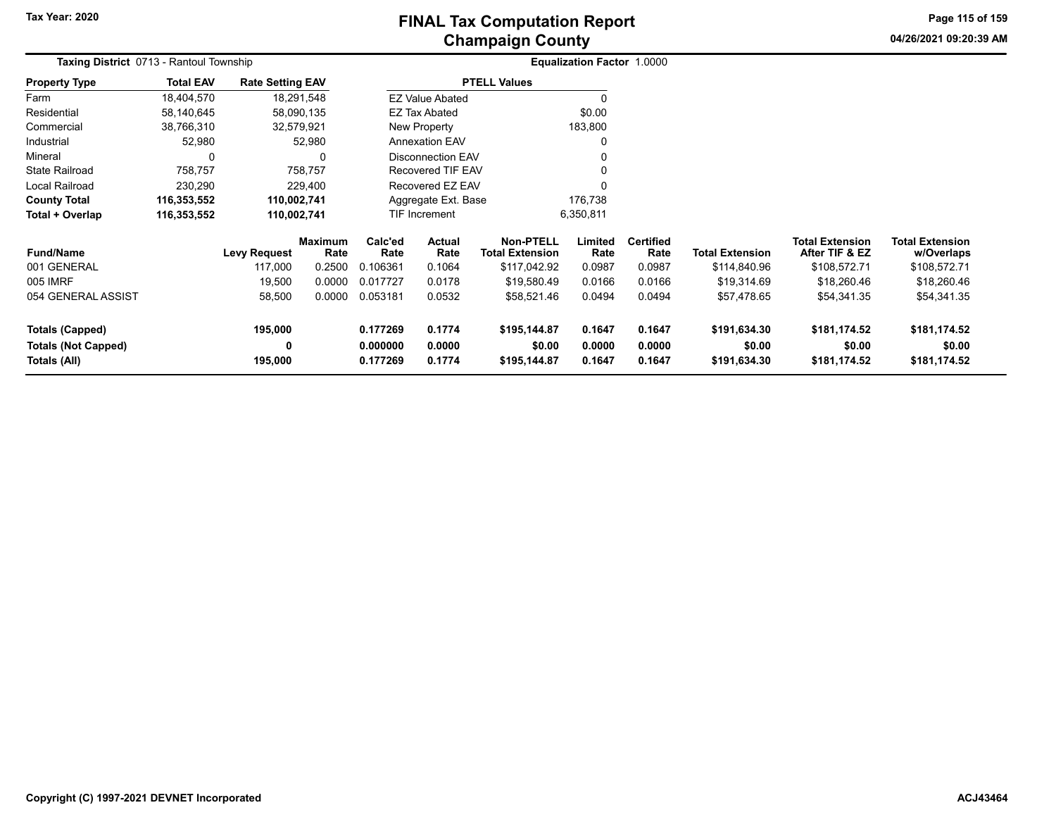# FINAL Tax Computation Report
## Champaign County

Tax Year: 2020

04/26/2021 09:20:39 AM

**Taxing District** 0713 - Rantoul Township

**Equalization Factor** 1.0000

| Property Type | Total EAV | Rate Setting EAV |
|---|---|---|
| Farm | 18,404,570 | 18,291,548 |
| Residential | 58,140,645 | 58,090,135 |
| Commercial | 38,766,310 | 32,579,921 |
| Industrial | 52,980 | 52,980 |
| Mineral | 0 | 0 |
| State Railroad | 758,757 | 758,757 |
| Local Railroad | 230,290 | 229,400 |
| **County Total** | **116,353,552** | **110,002,741** |
| **Total + Overlap** | **116,353,552** | **110,002,741** |

| PTELL Values | |
|---|---|
| EZ Value Abated | 0 |
| EZ Tax Abated | $0.00 |
| New Property | 183,800 |
| Annexation EAV | 0 |
| Disconnection EAV | 0 |
| Recovered TIF EAV | 0 |
| Recovered EZ EAV | 0 |
| Aggregate Ext. Base | 176,738 |
| TIF Increment | 6,350,811 |

| Fund/Name | Levy Request | Maximum Rate | Calc'ed Rate | Actual Rate | Non-PTELL Total Extension | Limited Rate | Certified Rate | Total Extension | Total Extension After TIF & EZ | Total Extension w/Overlaps |
|---|---|---|---|---|---|---|---|---|---|---|
| 001 GENERAL | 117,000 | 0.2500 | 0.106361 | 0.1064 | $117,042.92 | 0.0987 | 0.0987 | $114,840.96 | $108,572.71 | $108,572.71 |
| 005 IMRF | 19,500 | 0.0000 | 0.017727 | 0.0178 | $19,580.49 | 0.0166 | 0.0166 | $19,314.69 | $18,260.46 | $18,260.46 |
| 054 GENERAL ASSIST | 58,500 | 0.0000 | 0.053181 | 0.0532 | $58,521.46 | 0.0494 | 0.0494 | $57,478.65 | $54,341.35 | $54,341.35 |
| **Totals (Capped)** | **195,000** | | **0.177269** | **0.1774** | **$195,144.87** | **0.1647** | **0.1647** | **$191,634.30** | **$181,174.52** | **$181,174.52** |
| **Totals (Not Capped)** | **0** | | **0.000000** | **0.0000** | **$0.00** | **0.0000** | **0.0000** | **$0.00** | **$0.00** | **$0.00** |
| **Totals (All)** | **195,000** | | **0.177269** | **0.1774** | **$195,144.87** | **0.1647** | **0.1647** | **$191,634.30** | **$181,174.52** | **$181,174.52** |

Copyright (C) 1997-2021 DEVNET Incorporated

ACJ43464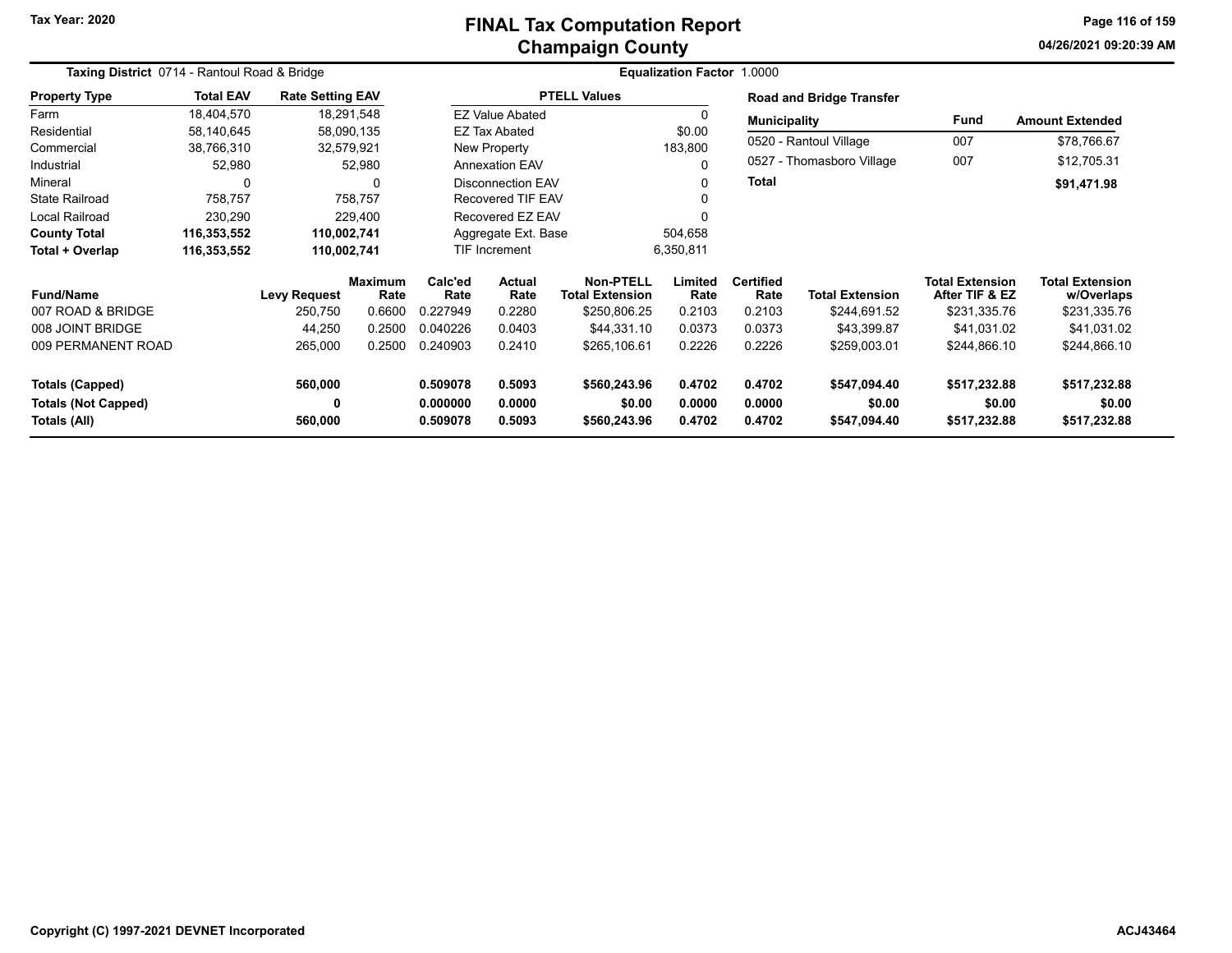# FINAL Tax Computation Report
## Champaign County

Tax Year: 2020

04/26/2021 09:20:39 AM

**Taxing District** 0714 - Rantoul Road & Bridge

**Equalization Factor** 1.0000

| Property Type | Total EAV | Rate Setting EAV |
|---|---|---|
| Farm | 18,404,570 | 18,291,548 |
| Residential | 58,140,645 | 58,090,135 |
| Commercial | 38,766,310 | 32,579,921 |
| Industrial | 52,980 | 52,980 |
| Mineral | 0 | 0 |
| State Railroad | 758,757 | 758,757 |
| Local Railroad | 230,290 | 229,400 |
| **County Total** | **116,353,552** | **110,002,741** |
| **Total + Overlap** | **116,353,552** | **110,002,741** |

| PTELL Values | |
|---|---|
| EZ Value Abated | 0 |
| EZ Tax Abated | $0.00 |
| New Property | 183,800 |
| Annexation EAV | 0 |
| Disconnection EAV | 0 |
| Recovered TIF EAV | 0 |
| Recovered EZ EAV | 0 |
| Aggregate Ext. Base | 504,658 |
| TIF Increment | 6,350,811 |

**Road and Bridge Transfer**

| Municipality | Fund | Amount Extended |
|---|---|---|
| 0520 - Rantoul Village | 007 | $78,766.67 |
| 0527 - Thomasboro Village | 007 | $12,705.31 |
| **Total** | | **$91,471.98** |

| Fund/Name | Levy Request | Maximum Rate | Calc'ed Rate | Actual Rate | Non-PTELL Total Extension | Limited Rate | Certified Rate | Total Extension | Total Extension After TIF & EZ | Total Extension w/Overlaps |
|---|---|---|---|---|---|---|---|---|---|---|
| 007 ROAD & BRIDGE | 250,750 | 0.6600 | 0.227949 | 0.2280 | $250,806.25 | 0.2103 | 0.2103 | $244,691.52 | $231,335.76 | $231,335.76 |
| 008 JOINT BRIDGE | 44,250 | 0.2500 | 0.040226 | 0.0403 | $44,331.10 | 0.0373 | 0.0373 | $43,399.87 | $41,031.02 | $41,031.02 |
| 009 PERMANENT ROAD | 265,000 | 0.2500 | 0.240903 | 0.2410 | $265,106.61 | 0.2226 | 0.2226 | $259,003.01 | $244,866.10 | $244,866.10 |
| **Totals (Capped)** | **560,000** | | **0.509078** | **0.5093** | **$560,243.96** | **0.4702** | **0.4702** | **$547,094.40** | **$517,232.88** | **$517,232.88** |
| **Totals (Not Capped)** | **0** | | **0.000000** | **0.0000** | **$0.00** | **0.0000** | **0.0000** | **$0.00** | **$0.00** | **$0.00** |
| **Totals (All)** | **560,000** | | **0.509078** | **0.5093** | **$560,243.96** | **0.4702** | **0.4702** | **$547,094.40** | **$517,232.88** | **$517,232.88** |

Copyright (C) 1997-2021 DEVNET Incorporated

ACJ43464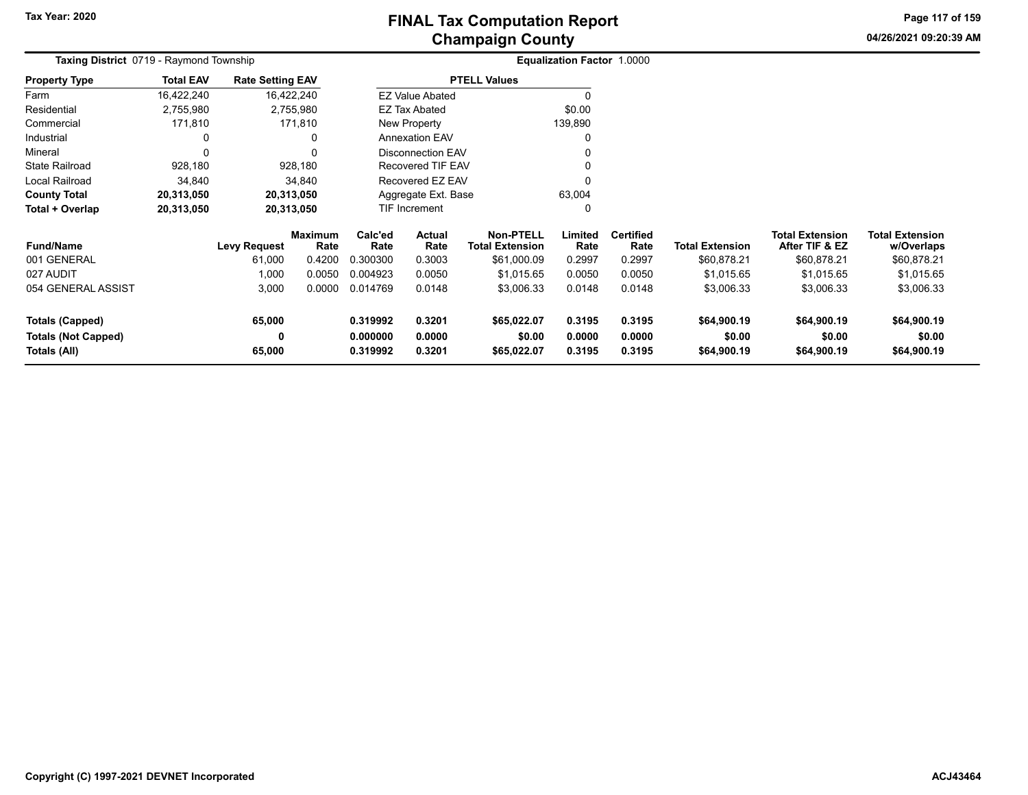# FINAL Tax Computation Report
## Champaign County

Tax Year: 2020

**Taxing District** 0719 - Raymond Township

**Equalization Factor** 1.0000

| Property Type | Total EAV | Rate Setting EAV |
|---|---|---|
| Farm | 16,422,240 | 16,422,240 |
| Residential | 2,755,980 | 2,755,980 |
| Commercial | 171,810 | 171,810 |
| Industrial | 0 | 0 |
| Mineral | 0 | 0 |
| State Railroad | 928,180 | 928,180 |
| Local Railroad | 34,840 | 34,840 |
| **County Total** | **20,313,050** | **20,313,050** |
| **Total + Overlap** | **20,313,050** | **20,313,050** |

| PTELL Values | |
|---|---|
| EZ Value Abated | 0 |
| EZ Tax Abated | $0.00 |
| New Property | 139,890 |
| Annexation EAV | 0 |
| Disconnection EAV | 0 |
| Recovered TIF EAV | 0 |
| Recovered EZ EAV | 0 |
| Aggregate Ext. Base | 63,004 |
| TIF Increment | 0 |

| Fund/Name | Levy Request | Maximum Rate | Calc'ed Rate | Actual Rate | Non-PTELL Total Extension | Limited Rate | Certified Rate | Total Extension | Total Extension After TIF & EZ | Total Extension w/Overlaps |
|---|---|---|---|---|---|---|---|---|---|---|
| 001 GENERAL | 61,000 | 0.4200 | 0.300300 | 0.3003 | $61,000.09 | 0.2997 | 0.2997 | $60,878.21 | $60,878.21 | $60,878.21 |
| 027 AUDIT | 1,000 | 0.0050 | 0.004923 | 0.0050 | $1,015.65 | 0.0050 | 0.0050 | $1,015.65 | $1,015.65 | $1,015.65 |
| 054 GENERAL ASSIST | 3,000 | 0.0000 | 0.014769 | 0.0148 | $3,006.33 | 0.0148 | 0.0148 | $3,006.33 | $3,006.33 | $3,006.33 |
| **Totals (Capped)** | **65,000** | | **0.319992** | **0.3201** | **$65,022.07** | **0.3195** | **0.3195** | **$64,900.19** | **$64,900.19** | **$64,900.19** |
| **Totals (Not Capped)** | **0** | | **0.000000** | **0.0000** | **$0.00** | **0.0000** | **0.0000** | **$0.00** | **$0.00** | **$0.00** |
| **Totals (All)** | **65,000** | | **0.319992** | **0.3201** | **$65,022.07** | **0.3195** | **0.3195** | **$64,900.19** | **$64,900.19** | **$64,900.19** |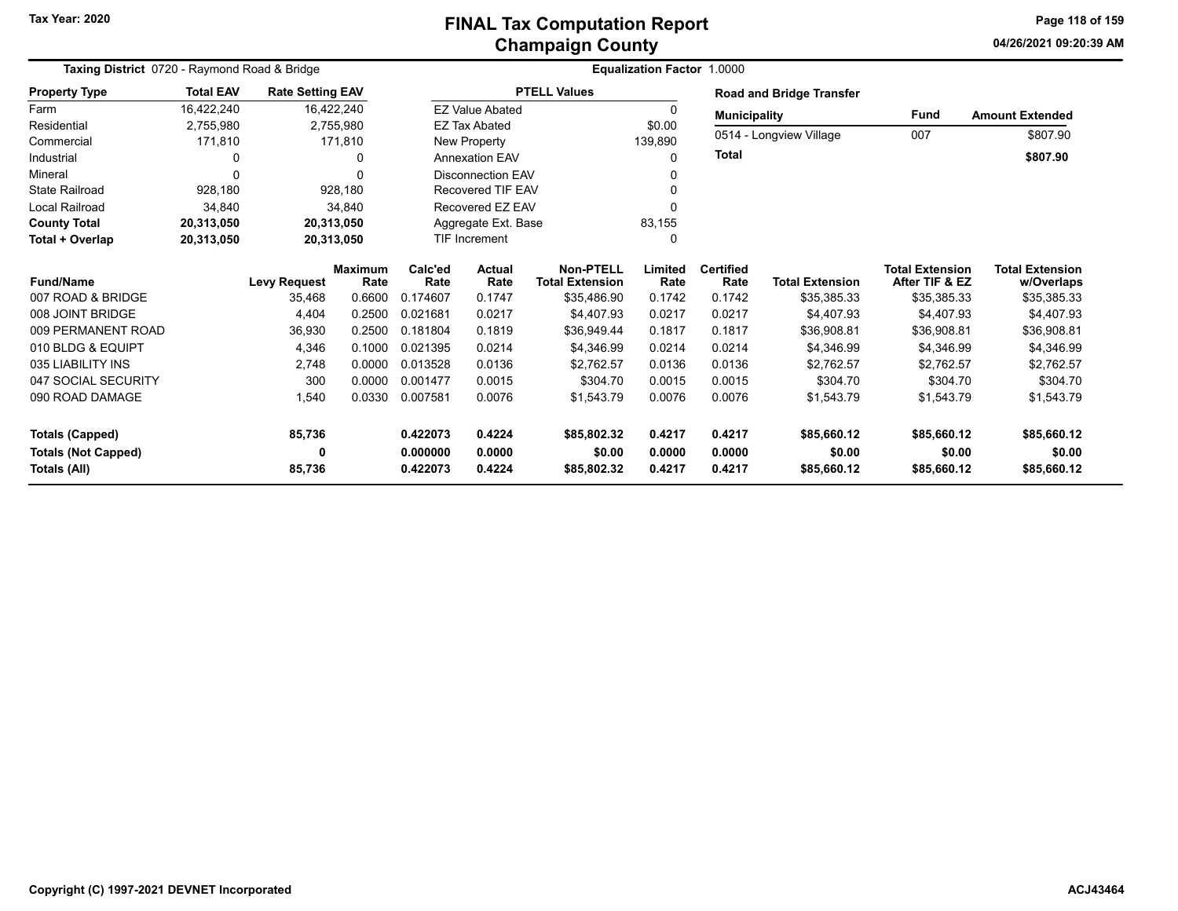# FINAL Tax Computation Report
## Champaign County

Tax Year: 2020

04/26/2021 09:20:39 AM

**Taxing District** 0720 - Raymond Road & Bridge

**Equalization Factor** 1.0000

| Property Type | Total EAV | Rate Setting EAV |
|---|---|---|
| Farm | 16,422,240 | 16,422,240 |
| Residential | 2,755,980 | 2,755,980 |
| Commercial | 171,810 | 171,810 |
| Industrial | 0 | 0 |
| Mineral | 0 | 0 |
| State Railroad | 928,180 | 928,180 |
| Local Railroad | 34,840 | 34,840 |
| **County Total** | **20,313,050** | **20,313,050** |
| **Total + Overlap** | **20,313,050** | **20,313,050** |

| PTELL Values | |
|---|---|
| EZ Value Abated | 0 |
| EZ Tax Abated | $0.00 |
| New Property | 139,890 |
| Annexation EAV | 0 |
| Disconnection EAV | 0 |
| Recovered TIF EAV | 0 |
| Recovered EZ EAV | 0 |
| Aggregate Ext. Base | 83,155 |
| TIF Increment | 0 |

**Road and Bridge Transfer**

| Municipality | Fund | Amount Extended |
|---|---|---|
| 0514 - Longview Village | 007 | $807.90 |
| **Total** | | **$807.90** |

| Fund/Name | Levy Request | Maximum Rate | Calc'ed Rate | Actual Rate | Non-PTELL Total Extension | Limited Rate | Certified Rate | Total Extension | Total Extension After TIF & EZ | Total Extension w/Overlaps |
|---|---|---|---|---|---|---|---|---|---|---|
| 007 ROAD & BRIDGE | 35,468 | 0.6600 | 0.174607 | 0.1747 | $35,486.90 | 0.1742 | 0.1742 | $35,385.33 | $35,385.33 | $35,385.33 |
| 008 JOINT BRIDGE | 4,404 | 0.2500 | 0.021681 | 0.0217 | $4,407.93 | 0.0217 | 0.0217 | $4,407.93 | $4,407.93 | $4,407.93 |
| 009 PERMANENT ROAD | 36,930 | 0.2500 | 0.181804 | 0.1819 | $36,949.44 | 0.1817 | 0.1817 | $36,908.81 | $36,908.81 | $36,908.81 |
| 010 BLDG & EQUIPT | 4,346 | 0.1000 | 0.021395 | 0.0214 | $4,346.99 | 0.0214 | 0.0214 | $4,346.99 | $4,346.99 | $4,346.99 |
| 035 LIABILITY INS | 2,748 | 0.0000 | 0.013528 | 0.0136 | $2,762.57 | 0.0136 | 0.0136 | $2,762.57 | $2,762.57 | $2,762.57 |
| 047 SOCIAL SECURITY | 300 | 0.0000 | 0.001477 | 0.0015 | $304.70 | 0.0015 | 0.0015 | $304.70 | $304.70 | $304.70 |
| 090 ROAD DAMAGE | 1,540 | 0.0330 | 0.007581 | 0.0076 | $1,543.79 | 0.0076 | 0.0076 | $1,543.79 | $1,543.79 | $1,543.79 |
| **Totals (Capped)** | **85,736** | | **0.422073** | **0.4224** | **$85,802.32** | **0.4217** | **0.4217** | **$85,660.12** | **$85,660.12** | **$85,660.12** |
| **Totals (Not Capped)** | **0** | | **0.000000** | **0.0000** | **$0.00** | **0.0000** | **0.0000** | **$0.00** | **$0.00** | **$0.00** |
| **Totals (All)** | **85,736** | | **0.422073** | **0.4224** | **$85,802.32** | **0.4217** | **0.4217** | **$85,660.12** | **$85,660.12** | **$85,660.12** |

Copyright (C) 1997-2021 DEVNET Incorporated

ACJ43464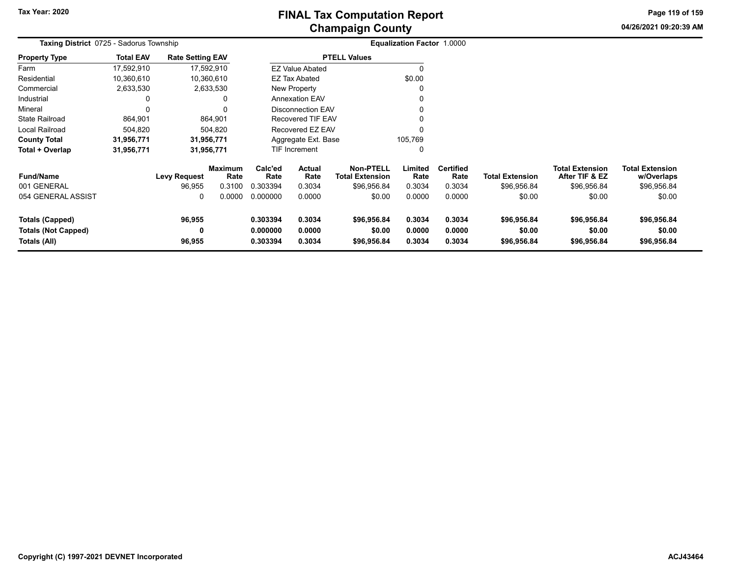# FINAL Tax Computation Report
## Champaign County

Tax Year: 2020

04/26/2021 09:20:39 AM

**Taxing District** 0725 - Sadorus Township

**Equalization Factor** 1.0000

| Property Type | Total EAV | Rate Setting EAV |
|---|---|---|
| Farm | 17,592,910 | 17,592,910 |
| Residential | 10,360,610 | 10,360,610 |
| Commercial | 2,633,530 | 2,633,530 |
| Industrial | 0 | 0 |
| Mineral | 0 | 0 |
| State Railroad | 864,901 | 864,901 |
| Local Railroad | 504,820 | 504,820 |
| **County Total** | **31,956,771** | **31,956,771** |
| **Total + Overlap** | **31,956,771** | **31,956,771** |

| PTELL Values | |
|---|---|
| EZ Value Abated | 0 |
| EZ Tax Abated | $0.00 |
| New Property | 0 |
| Annexation EAV | 0 |
| Disconnection EAV | 0 |
| Recovered TIF EAV | 0 |
| Recovered EZ EAV | 0 |
| Aggregate Ext. Base | 105,769 |
| TIF Increment | 0 |

| Fund/Name | Levy Request | Maximum Rate | Calc'ed Rate | Actual Rate | Non-PTELL Total Extension | Limited Rate | Certified Rate | Total Extension | Total Extension After TIF & EZ | Total Extension w/Overlaps |
|---|---|---|---|---|---|---|---|---|---|---|
| 001 GENERAL | 96,955 | 0.3100 | 0.303394 | 0.3034 | $96,956.84 | 0.3034 | 0.3034 | $96,956.84 | $96,956.84 | $96,956.84 |
| 054 GENERAL ASSIST | 0 | 0.0000 | 0.000000 | 0.0000 | $0.00 | 0.0000 | 0.0000 | $0.00 | $0.00 | $0.00 |
| **Totals (Capped)** | **96,955** | | **0.303394** | **0.3034** | **$96,956.84** | **0.3034** | **0.3034** | **$96,956.84** | **$96,956.84** | **$96,956.84** |
| **Totals (Not Capped)** | **0** | | **0.000000** | **0.0000** | **$0.00** | **0.0000** | **0.0000** | **$0.00** | **$0.00** | **$0.00** |
| **Totals (All)** | **96,955** | | **0.303394** | **0.3034** | **$96,956.84** | **0.3034** | **0.3034** | **$96,956.84** | **$96,956.84** | **$96,956.84** |

Copyright (C) 1997-2021 DEVNET Incorporated

ACJ43464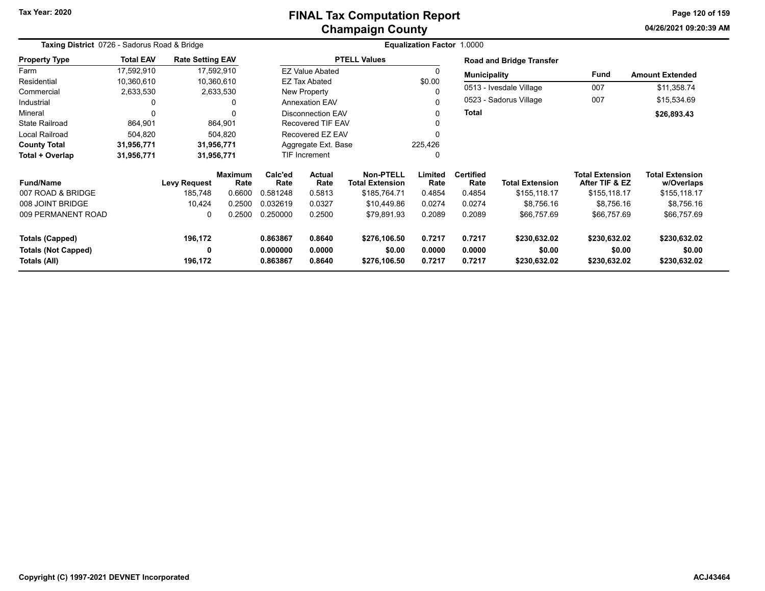# FINAL Tax Computation Report
## Champaign County

Tax Year: 2020

**Taxing District** 0726 - Sadorus Road & Bridge

**Equalization Factor** 1.0000

| Property Type | Total EAV | Rate Setting EAV |
|---|---|---|
| Farm | 17,592,910 | 17,592,910 |
| Residential | 10,360,610 | 10,360,610 |
| Commercial | 2,633,530 | 2,633,530 |
| Industrial | 0 | 0 |
| Mineral | 0 | 0 |
| State Railroad | 864,901 | 864,901 |
| Local Railroad | 504,820 | 504,820 |
| **County Total** | **31,956,771** | **31,956,771** |
| **Total + Overlap** | **31,956,771** | **31,956,771** |

| PTELL Values | |
|---|---|
| EZ Value Abated | 0 |
| EZ Tax Abated | $0.00 |
| New Property | 0 |
| Annexation EAV | 0 |
| Disconnection EAV | 0 |
| Recovered TIF EAV | 0 |
| Recovered EZ EAV | 0 |
| Aggregate Ext. Base | 225,426 |
| TIF Increment | 0 |

**Road and Bridge Transfer**

| Municipality | Fund | Amount Extended |
|---|---|---|
| 0513 - Ivesdale Village | 007 | $11,358.74 |
| 0523 - Sadorus Village | 007 | $15,534.69 |
| **Total** | | **$26,893.43** |

| Fund/Name | Levy Request | Maximum Rate | Calc'ed Rate | Actual Rate | Non-PTELL Total Extension | Limited Rate | Certified Rate | Total Extension | Total Extension After TIF & EZ | Total Extension w/Overlaps |
|---|---|---|---|---|---|---|---|---|---|---|
| 007 ROAD & BRIDGE | 185,748 | 0.6600 | 0.581248 | 0.5813 | $185,764.71 | 0.4854 | 0.4854 | $155,118.17 | $155,118.17 | $155,118.17 |
| 008 JOINT BRIDGE | 10,424 | 0.2500 | 0.032619 | 0.0327 | $10,449.86 | 0.0274 | 0.0274 | $8,756.16 | $8,756.16 | $8,756.16 |
| 009 PERMANENT ROAD | 0 | 0.2500 | 0.250000 | 0.2500 | $79,891.93 | 0.2089 | 0.2089 | $66,757.69 | $66,757.69 | $66,757.69 |
| **Totals (Capped)** | **196,172** | | **0.863867** | **0.8640** | **$276,106.50** | **0.7217** | **0.7217** | **$230,632.02** | **$230,632.02** | **$230,632.02** |
| **Totals (Not Capped)** | **0** | | **0.000000** | **0.0000** | **$0.00** | **0.0000** | **0.0000** | **$0.00** | **$0.00** | **$0.00** |
| **Totals (All)** | **196,172** | | **0.863867** | **0.8640** | **$276,106.50** | **0.7217** | **0.7217** | **$230,632.02** | **$230,632.02** | **$230,632.02** |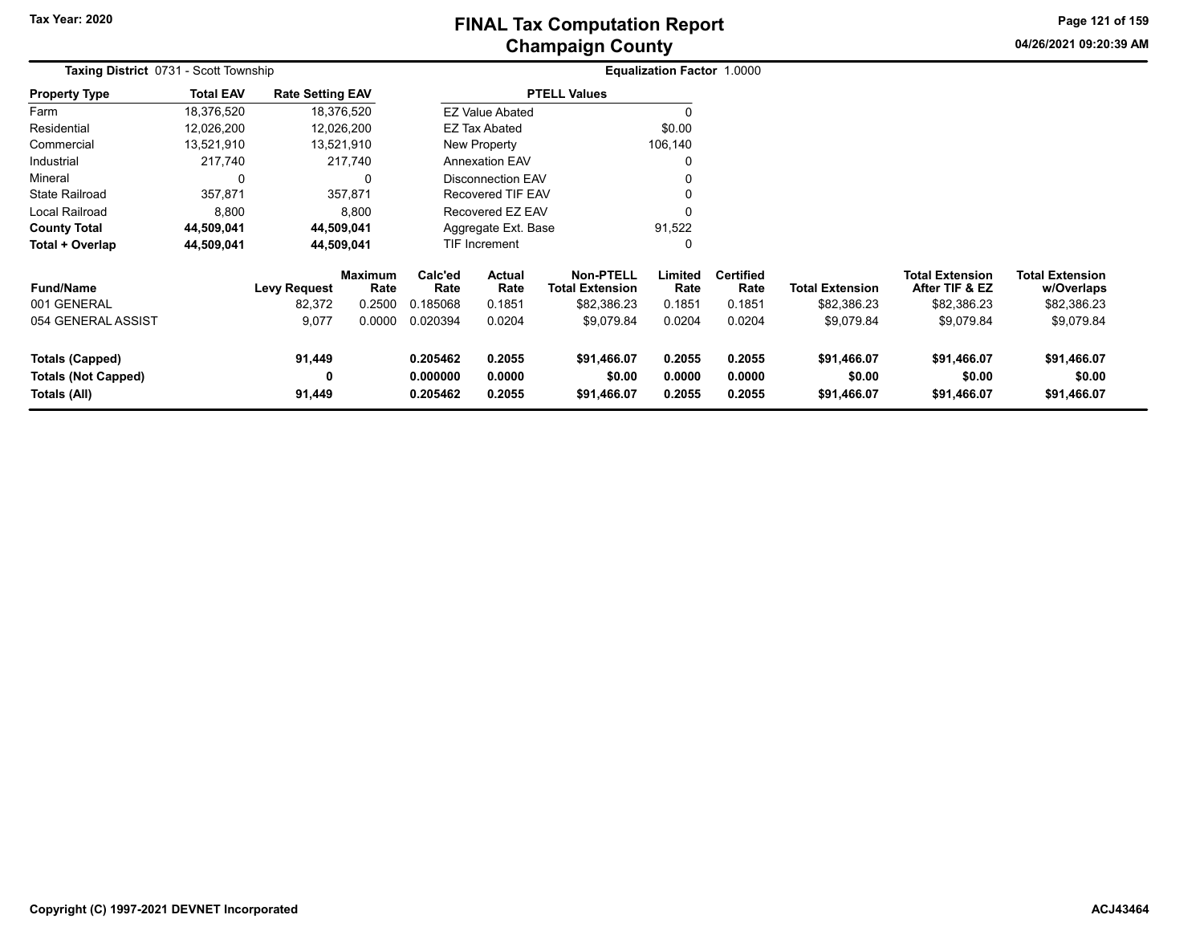# FINAL Tax Computation Report
## Champaign County

Tax Year: 2020

**Taxing District** 0731 - Scott Township

**Equalization Factor** 1.0000

| Property Type | Total EAV | Rate Setting EAV |
|---|---|---|
| Farm | 18,376,520 | 18,376,520 |
| Residential | 12,026,200 | 12,026,200 |
| Commercial | 13,521,910 | 13,521,910 |
| Industrial | 217,740 | 217,740 |
| Mineral | 0 | 0 |
| State Railroad | 357,871 | 357,871 |
| Local Railroad | 8,800 | 8,800 |
| **County Total** | **44,509,041** | **44,509,041** |
| **Total + Overlap** | **44,509,041** | **44,509,041** |

| PTELL Values | |
|---|---|
| EZ Value Abated | 0 |
| EZ Tax Abated | $0.00 |
| New Property | 106,140 |
| Annexation EAV | 0 |
| Disconnection EAV | 0 |
| Recovered TIF EAV | 0 |
| Recovered EZ EAV | 0 |
| Aggregate Ext. Base | 91,522 |
| TIF Increment | 0 |

| Fund/Name | Levy Request | Maximum Rate | Calc'ed Rate | Actual Rate | Non-PTELL Total Extension | Limited Rate | Certified Rate | Total Extension | Total Extension After TIF & EZ | Total Extension w/Overlaps |
|---|---|---|---|---|---|---|---|---|---|---|
| 001 GENERAL | 82,372 | 0.2500 | 0.185068 | 0.1851 | $82,386.23 | 0.1851 | 0.1851 | $82,386.23 | $82,386.23 | $82,386.23 |
| 054 GENERAL ASSIST | 9,077 | 0.0000 | 0.020394 | 0.0204 | $9,079.84 | 0.0204 | 0.0204 | $9,079.84 | $9,079.84 | $9,079.84 |
| **Totals (Capped)** | **91,449** | | **0.205462** | **0.2055** | **$91,466.07** | **0.2055** | **0.2055** | **$91,466.07** | **$91,466.07** | **$91,466.07** |
| **Totals (Not Capped)** | **0** | | **0.000000** | **0.0000** | **$0.00** | **0.0000** | **0.0000** | **$0.00** | **$0.00** | **$0.00** |
| **Totals (All)** | **91,449** | | **0.205462** | **0.2055** | **$91,466.07** | **0.2055** | **0.2055** | **$91,466.07** | **$91,466.07** | **$91,466.07** |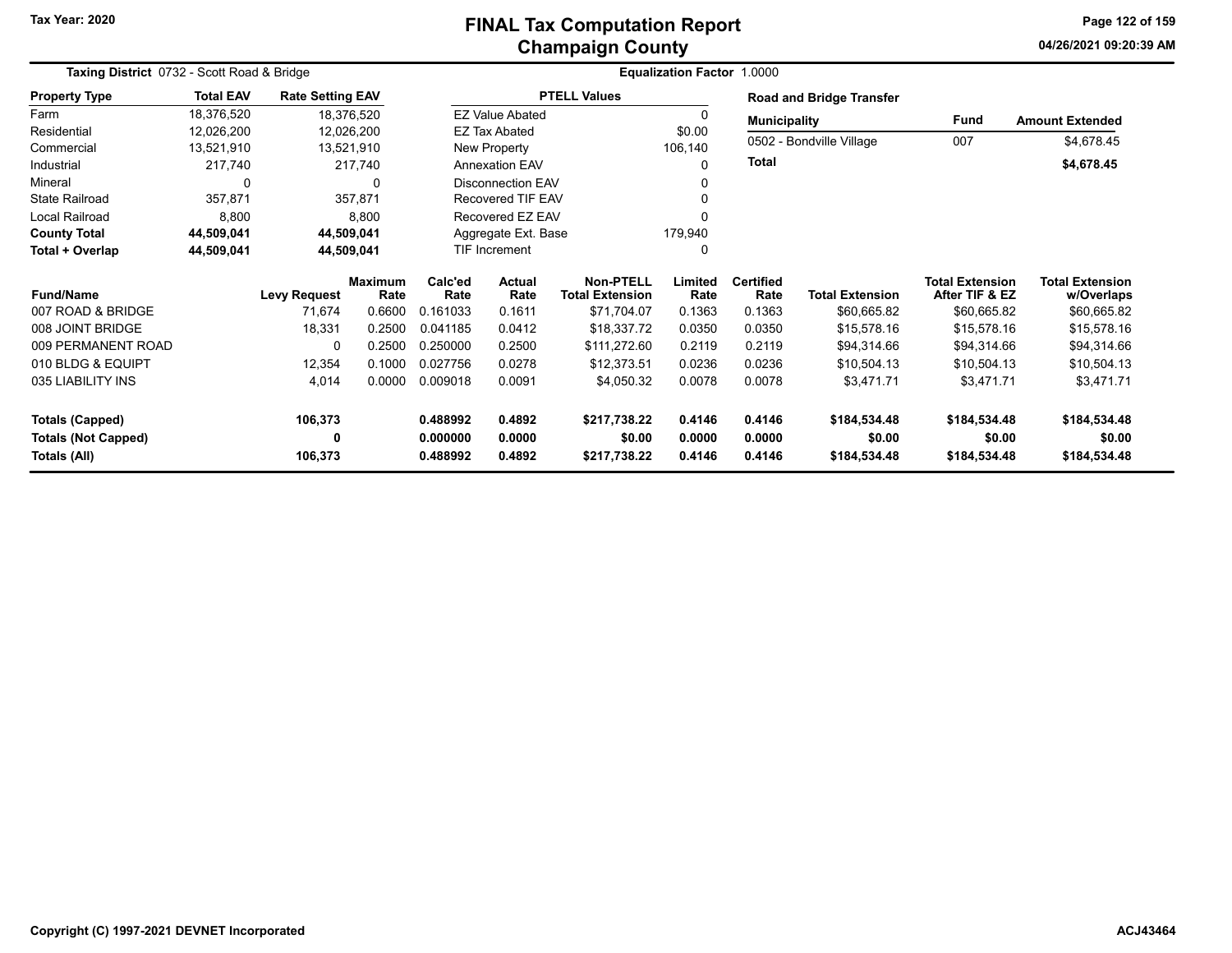# FINAL Tax Computation Report
## Champaign County

Tax Year: 2020

04/26/2021 09:20:39 AM

**Taxing District** 0732 - Scott Road & Bridge

**Equalization Factor** 1.0000

| Property Type | Total EAV | Rate Setting EAV |
|---|---|---|
| Farm | 18,376,520 | 18,376,520 |
| Residential | 12,026,200 | 12,026,200 |
| Commercial | 13,521,910 | 13,521,910 |
| Industrial | 217,740 | 217,740 |
| Mineral | 0 | 0 |
| State Railroad | 357,871 | 357,871 |
| Local Railroad | 8,800 | 8,800 |
| **County Total** | **44,509,041** | **44,509,041** |
| **Total + Overlap** | **44,509,041** | **44,509,041** |

| PTELL Values | |
|---|---|
| EZ Value Abated | 0 |
| EZ Tax Abated | $0.00 |
| New Property | 106,140 |
| Annexation EAV | 0 |
| Disconnection EAV | 0 |
| Recovered TIF EAV | 0 |
| Recovered EZ EAV | 0 |
| Aggregate Ext. Base | 179,940 |
| TIF Increment | 0 |

**Road and Bridge Transfer**

| Municipality | Fund | Amount Extended |
|---|---|---|
| 0502 - Bondville Village | 007 | $4,678.45 |
| **Total** | | **$4,678.45** |

| Fund/Name | Levy Request | Maximum Rate | Calc'ed Rate | Actual Rate | Non-PTELL Total Extension | Limited Rate | Certified Rate | Total Extension | Total Extension After TIF & EZ | Total Extension w/Overlaps |
|---|---|---|---|---|---|---|---|---|---|---|
| 007 ROAD & BRIDGE | 71,674 | 0.6600 | 0.161033 | 0.1611 | $71,704.07 | 0.1363 | 0.1363 | $60,665.82 | $60,665.82 | $60,665.82 |
| 008 JOINT BRIDGE | 18,331 | 0.2500 | 0.041185 | 0.0412 | $18,337.72 | 0.0350 | 0.0350 | $15,578.16 | $15,578.16 | $15,578.16 |
| 009 PERMANENT ROAD | 0 | 0.2500 | 0.250000 | 0.2500 | $111,272.60 | 0.2119 | 0.2119 | $94,314.66 | $94,314.66 | $94,314.66 |
| 010 BLDG & EQUIPT | 12,354 | 0.1000 | 0.027756 | 0.0278 | $12,373.51 | 0.0236 | 0.0236 | $10,504.13 | $10,504.13 | $10,504.13 |
| 035 LIABILITY INS | 4,014 | 0.0000 | 0.009018 | 0.0091 | $4,050.32 | 0.0078 | 0.0078 | $3,471.71 | $3,471.71 | $3,471.71 |
| **Totals (Capped)** | **106,373** | | **0.488992** | **0.4892** | **$217,738.22** | **0.4146** | **0.4146** | **$184,534.48** | **$184,534.48** | **$184,534.48** |
| **Totals (Not Capped)** | **0** | | **0.000000** | **0.0000** | **$0.00** | **0.0000** | **0.0000** | **$0.00** | **$0.00** | **$0.00** |
| **Totals (All)** | **106,373** | | **0.488992** | **0.4892** | **$217,738.22** | **0.4146** | **0.4146** | **$184,534.48** | **$184,534.48** | **$184,534.48** |

Copyright (C) 1997-2021 DEVNET Incorporated

ACJ43464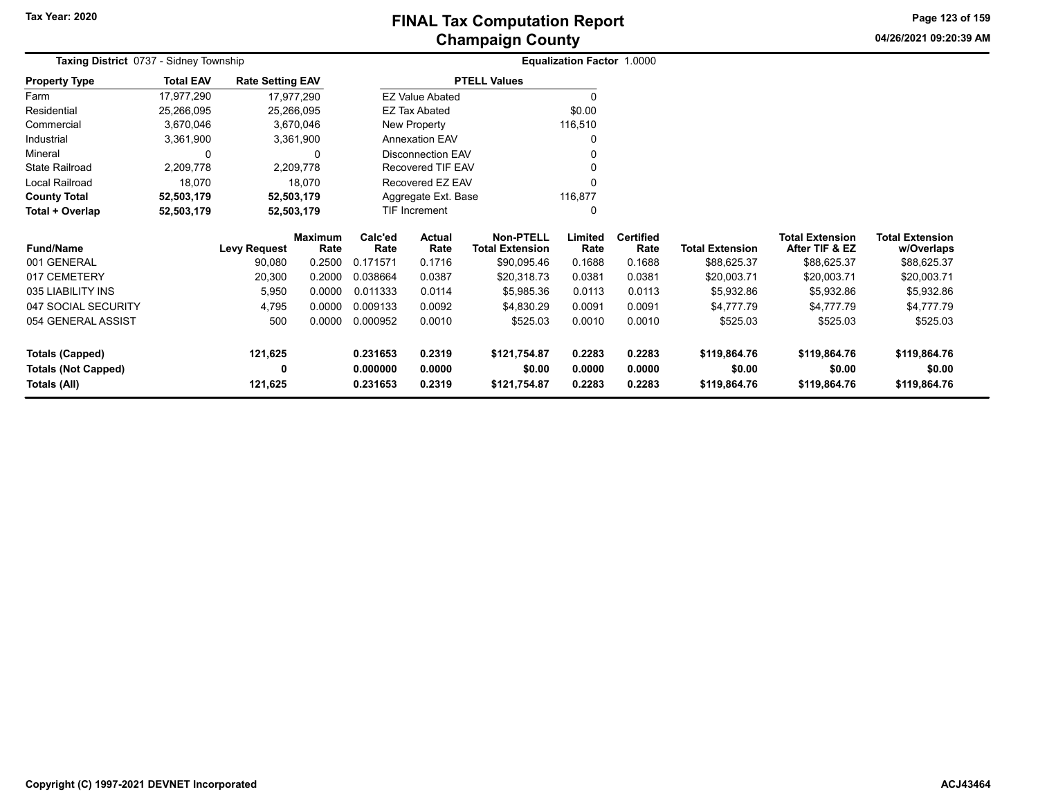# FINAL Tax Computation Report
## Champaign County

Tax Year: 2020

**Taxing District** 0737 - Sidney Township

**Equalization Factor** 1.0000

| Property Type | Total EAV | Rate Setting EAV |
|---|---|---|
| Farm | 17,977,290 | 17,977,290 |
| Residential | 25,266,095 | 25,266,095 |
| Commercial | 3,670,046 | 3,670,046 |
| Industrial | 3,361,900 | 3,361,900 |
| Mineral | 0 | 0 |
| State Railroad | 2,209,778 | 2,209,778 |
| Local Railroad | 18,070 | 18,070 |
| **County Total** | **52,503,179** | **52,503,179** |
| **Total + Overlap** | **52,503,179** | **52,503,179** |

| PTELL Values | |
|---|---|
| EZ Value Abated | 0 |
| EZ Tax Abated | $0.00 |
| New Property | 116,510 |
| Annexation EAV | 0 |
| Disconnection EAV | 0 |
| Recovered TIF EAV | 0 |
| Recovered EZ EAV | 0 |
| Aggregate Ext. Base | 116,877 |
| TIF Increment | 0 |

| Fund/Name | Levy Request | Maximum Rate | Calc'ed Rate | Actual Rate | Non-PTELL Total Extension | Limited Rate | Certified Rate | Total Extension | Total Extension After TIF & EZ | Total Extension w/Overlaps |
|---|---|---|---|---|---|---|---|---|---|---|
| 001 GENERAL | 90,080 | 0.2500 | 0.171571 | 0.1716 | $90,095.46 | 0.1688 | 0.1688 | $88,625.37 | $88,625.37 | $88,625.37 |
| 017 CEMETERY | 20,300 | 0.2000 | 0.038664 | 0.0387 | $20,318.73 | 0.0381 | 0.0381 | $20,003.71 | $20,003.71 | $20,003.71 |
| 035 LIABILITY INS | 5,950 | 0.0000 | 0.011333 | 0.0114 | $5,985.36 | 0.0113 | 0.0113 | $5,932.86 | $5,932.86 | $5,932.86 |
| 047 SOCIAL SECURITY | 4,795 | 0.0000 | 0.009133 | 0.0092 | $4,830.29 | 0.0091 | 0.0091 | $4,777.79 | $4,777.79 | $4,777.79 |
| 054 GENERAL ASSIST | 500 | 0.0000 | 0.000952 | 0.0010 | $525.03 | 0.0010 | 0.0010 | $525.03 | $525.03 | $525.03 |
| **Totals (Capped)** | **121,625** | | **0.231653** | **0.2319** | **$121,754.87** | **0.2283** | **0.2283** | **$119,864.76** | **$119,864.76** | **$119,864.76** |
| **Totals (Not Capped)** | **0** | | **0.000000** | **0.0000** | **$0.00** | **0.0000** | **0.0000** | **$0.00** | **$0.00** | **$0.00** |
| **Totals (All)** | **121,625** | | **0.231653** | **0.2319** | **$121,754.87** | **0.2283** | **0.2283** | **$119,864.76** | **$119,864.76** | **$119,864.76** |

Copyright (C) 1997-2021 DEVNET Incorporated

ACJ43464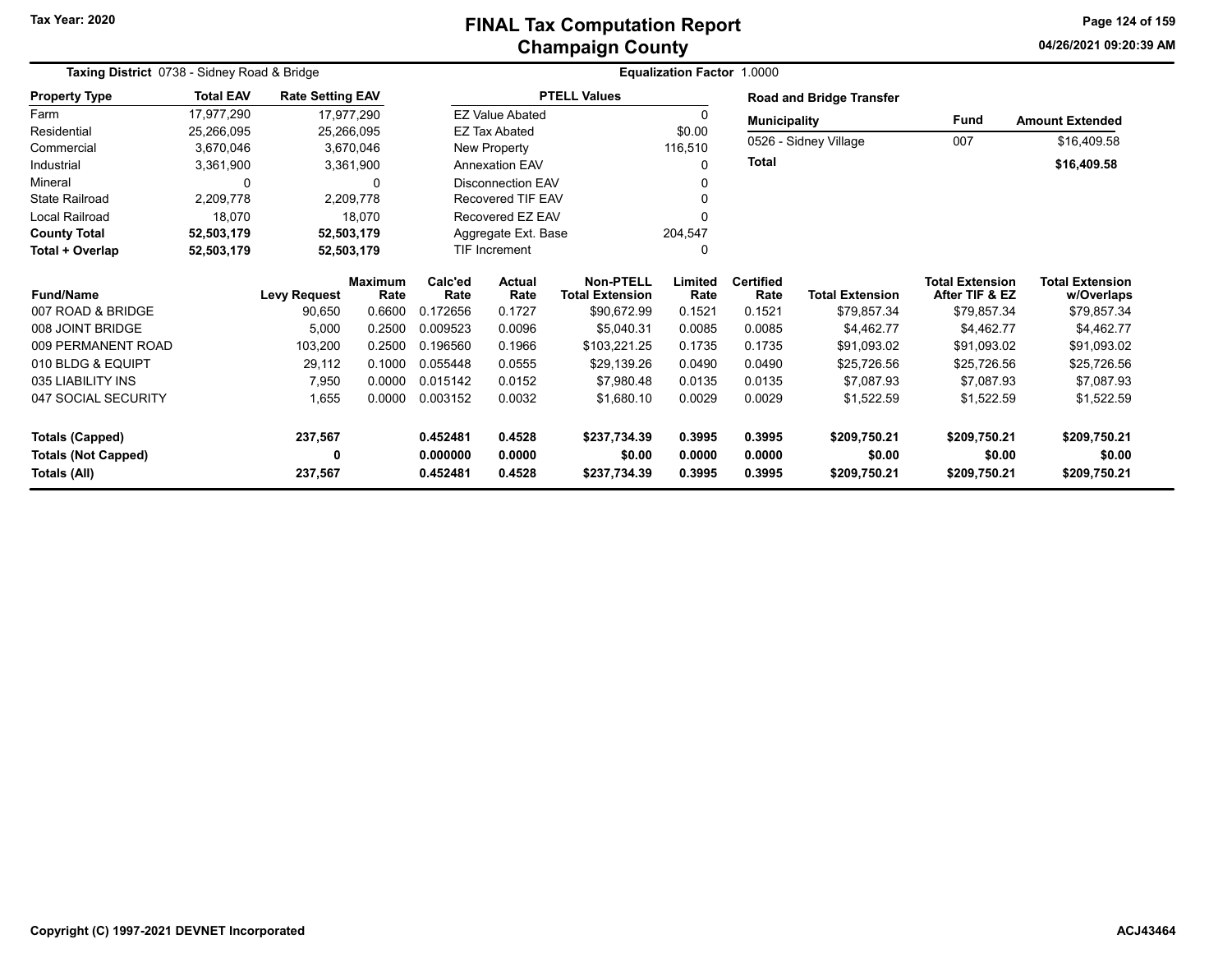# FINAL Tax Computation Report
## Champaign County

Tax Year: 2020

04/26/2021 09:20:39 AM

**Taxing District** 0738 - Sidney Road & Bridge

**Equalization Factor** 1.0000

| Property Type | Total EAV | Rate Setting EAV |
|---|---|---|
| Farm | 17,977,290 | 17,977,290 |
| Residential | 25,266,095 | 25,266,095 |
| Commercial | 3,670,046 | 3,670,046 |
| Industrial | 3,361,900 | 3,361,900 |
| Mineral | 0 | 0 |
| State Railroad | 2,209,778 | 2,209,778 |
| Local Railroad | 18,070 | 18,070 |
| **County Total** | **52,503,179** | **52,503,179** |
| **Total + Overlap** | **52,503,179** | **52,503,179** |

| PTELL Values | |
|---|---|
| EZ Value Abated | 0 |
| EZ Tax Abated | $0.00 |
| New Property | 116,510 |
| Annexation EAV | 0 |
| Disconnection EAV | 0 |
| Recovered TIF EAV | 0 |
| Recovered EZ EAV | 0 |
| Aggregate Ext. Base | 204,547 |
| TIF Increment | 0 |

**Road and Bridge Transfer**

| Municipality | Fund | Amount Extended |
|---|---|---|
| 0526 - Sidney Village | 007 | $16,409.58 |
| **Total** | | **$16,409.58** |

| Fund/Name | Levy Request | Maximum Rate | Calc'ed Rate | Actual Rate | Non-PTELL Total Extension | Limited Rate | Certified Rate | Total Extension | Total Extension After TIF & EZ | Total Extension w/Overlaps |
|---|---|---|---|---|---|---|---|---|---|---|
| 007 ROAD & BRIDGE | 90,650 | 0.6600 | 0.172656 | 0.1727 | $90,672.99 | 0.1521 | 0.1521 | $79,857.34 | $79,857.34 | $79,857.34 |
| 008 JOINT BRIDGE | 5,000 | 0.2500 | 0.009523 | 0.0096 | $5,040.31 | 0.0085 | 0.0085 | $4,462.77 | $4,462.77 | $4,462.77 |
| 009 PERMANENT ROAD | 103,200 | 0.2500 | 0.196560 | 0.1966 | $103,221.25 | 0.1735 | 0.1735 | $91,093.02 | $91,093.02 | $91,093.02 |
| 010 BLDG & EQUIPT | 29,112 | 0.1000 | 0.055448 | 0.0555 | $29,139.26 | 0.0490 | 0.0490 | $25,726.56 | $25,726.56 | $25,726.56 |
| 035 LIABILITY INS | 7,950 | 0.0000 | 0.015142 | 0.0152 | $7,980.48 | 0.0135 | 0.0135 | $7,087.93 | $7,087.93 | $7,087.93 |
| 047 SOCIAL SECURITY | 1,655 | 0.0000 | 0.003152 | 0.0032 | $1,680.10 | 0.0029 | 0.0029 | $1,522.59 | $1,522.59 | $1,522.59 |
| **Totals (Capped)** | **237,567** | | **0.452481** | **0.4528** | **$237,734.39** | **0.3995** | **0.3995** | **$209,750.21** | **$209,750.21** | **$209,750.21** |
| **Totals (Not Capped)** | **0** | | **0.000000** | **0.0000** | **$0.00** | **0.0000** | **0.0000** | **$0.00** | **$0.00** | **$0.00** |
| **Totals (All)** | **237,567** | | **0.452481** | **0.4528** | **$237,734.39** | **0.3995** | **0.3995** | **$209,750.21** | **$209,750.21** | **$209,750.21** |

Copyright (C) 1997-2021 DEVNET Incorporated

ACJ43464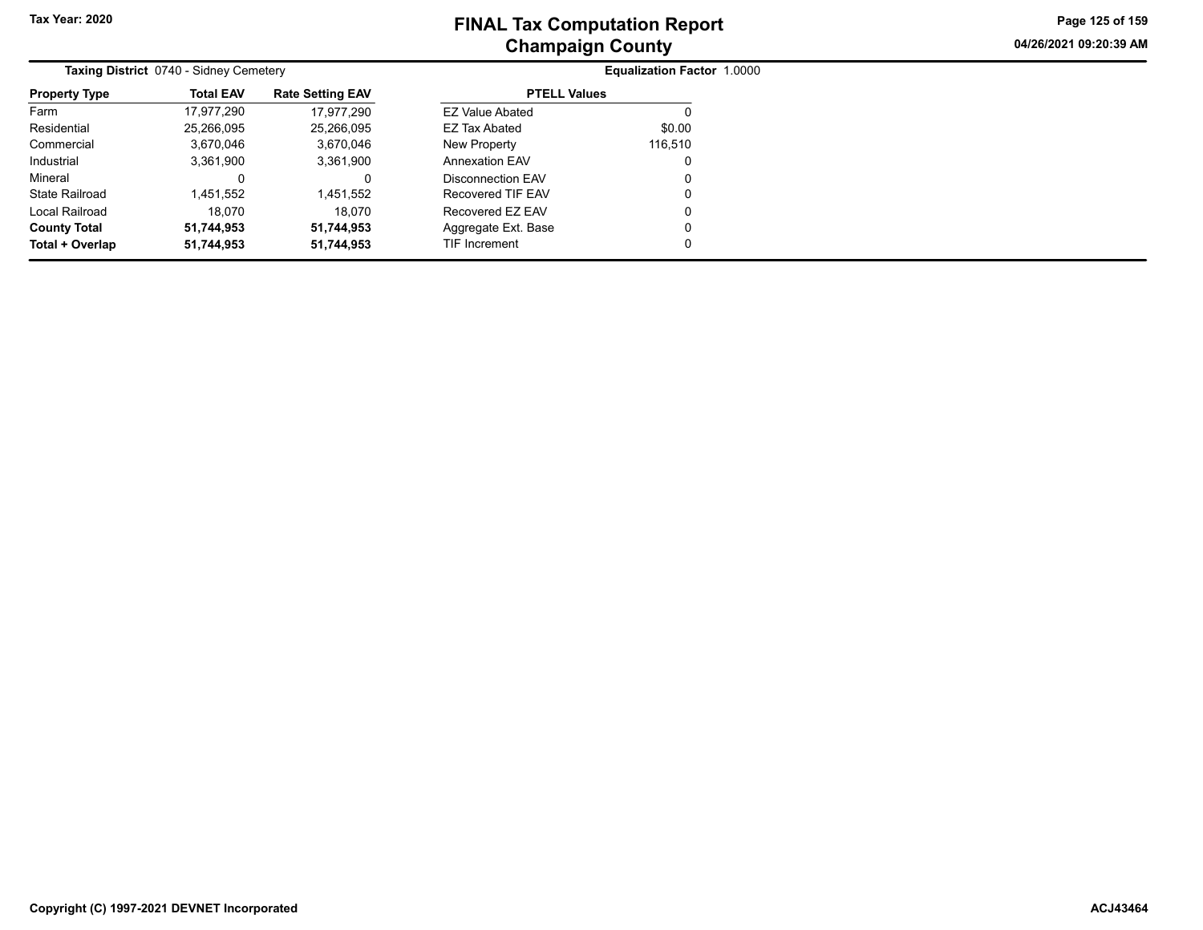# FINAL Tax Computation Report
## Champaign County

**Tax Year: 2020**

04/26/2021 09:20:39 AM

**Taxing District** 0740 - Sidney Cemetery

**Equalization Factor** 1.0000

| Property Type | Total EAV | Rate Setting EAV |
|---|---|---|
| Farm | 17,977,290 | 17,977,290 |
| Residential | 25,266,095 | 25,266,095 |
| Commercial | 3,670,046 | 3,670,046 |
| Industrial | 3,361,900 | 3,361,900 |
| Mineral | 0 | 0 |
| State Railroad | 1,451,552 | 1,451,552 |
| Local Railroad | 18,070 | 18,070 |
| **County Total** | **51,744,953** | **51,744,953** |
| **Total + Overlap** | **51,744,953** | **51,744,953** |

| PTELL Values | |
|---|---|
| EZ Value Abated | 0 |
| EZ Tax Abated | $0.00 |
| New Property | 116,510 |
| Annexation EAV | 0 |
| Disconnection EAV | 0 |
| Recovered TIF EAV | 0 |
| Recovered EZ EAV | 0 |
| Aggregate Ext. Base | 0 |
| TIF Increment | 0 |

**Copyright (C) 1997-2021 DEVNET Incorporated**

**ACJ43464**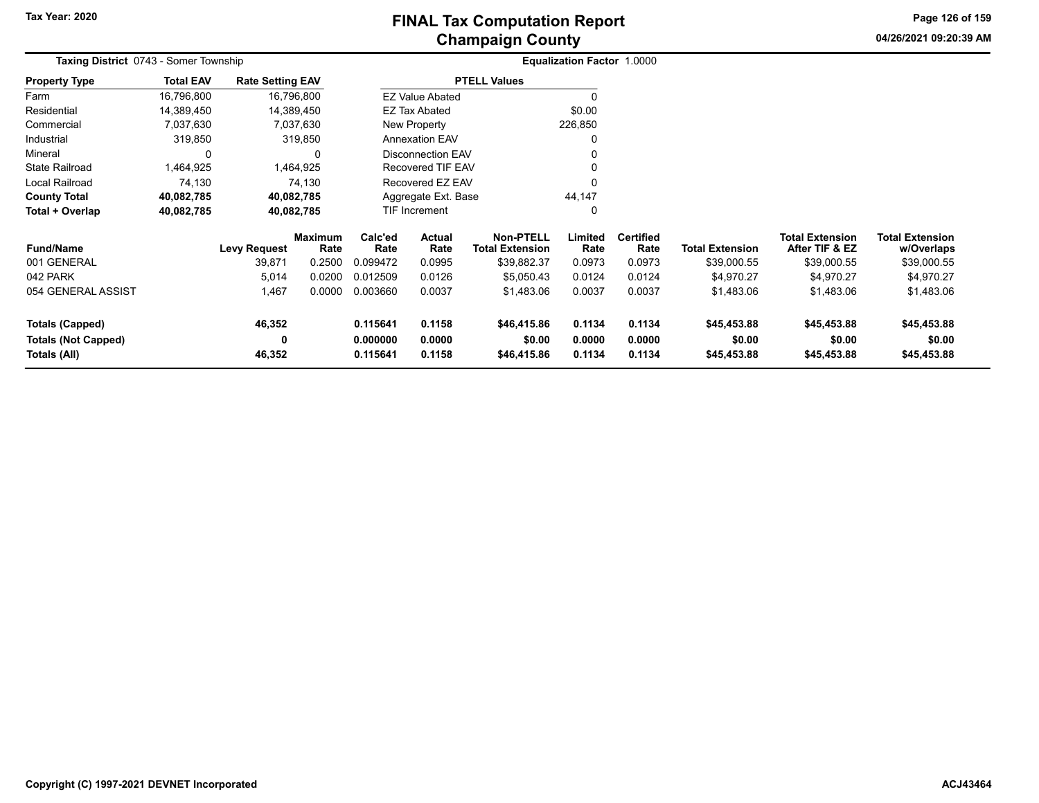# FINAL Tax Computation Report
## Champaign County

Tax Year: 2020

04/26/2021 09:20:39 AM

**Taxing District** 0743 - Somer Township

**Equalization Factor** 1.0000

| Property Type | Total EAV | Rate Setting EAV |
|---|---|---|
| Farm | 16,796,800 | 16,796,800 |
| Residential | 14,389,450 | 14,389,450 |
| Commercial | 7,037,630 | 7,037,630 |
| Industrial | 319,850 | 319,850 |
| Mineral | 0 | 0 |
| State Railroad | 1,464,925 | 1,464,925 |
| Local Railroad | 74,130 | 74,130 |
| **County Total** | **40,082,785** | **40,082,785** |
| **Total + Overlap** | **40,082,785** | **40,082,785** |

| PTELL Values | |
|---|---|
| EZ Value Abated | 0 |
| EZ Tax Abated | $0.00 |
| New Property | 226,850 |
| Annexation EAV | 0 |
| Disconnection EAV | 0 |
| Recovered TIF EAV | 0 |
| Recovered EZ EAV | 0 |
| Aggregate Ext. Base | 44,147 |
| TIF Increment | 0 |

| Fund/Name | Levy Request | Maximum Rate | Calc'ed Rate | Actual Rate | Non-PTELL Total Extension | Limited Rate | Certified Rate | Total Extension | Total Extension After TIF & EZ | Total Extension w/Overlaps |
|---|---|---|---|---|---|---|---|---|---|---|
| 001 GENERAL | 39,871 | 0.2500 | 0.099472 | 0.0995 | $39,882.37 | 0.0973 | 0.0973 | $39,000.55 | $39,000.55 | $39,000.55 |
| 042 PARK | 5,014 | 0.0200 | 0.012509 | 0.0126 | $5,050.43 | 0.0124 | 0.0124 | $4,970.27 | $4,970.27 | $4,970.27 |
| 054 GENERAL ASSIST | 1,467 | 0.0000 | 0.003660 | 0.0037 | $1,483.06 | 0.0037 | 0.0037 | $1,483.06 | $1,483.06 | $1,483.06 |
| **Totals (Capped)** | **46,352** | | **0.115641** | **0.1158** | **$46,415.86** | **0.1134** | **0.1134** | **$45,453.88** | **$45,453.88** | **$45,453.88** |
| **Totals (Not Capped)** | **0** | | **0.000000** | **0.0000** | **$0.00** | **0.0000** | **0.0000** | **$0.00** | **$0.00** | **$0.00** |
| **Totals (All)** | **46,352** | | **0.115641** | **0.1158** | **$46,415.86** | **0.1134** | **0.1134** | **$45,453.88** | **$45,453.88** | **$45,453.88** |

Copyright (C) 1997-2021 DEVNET Incorporated

ACJ43464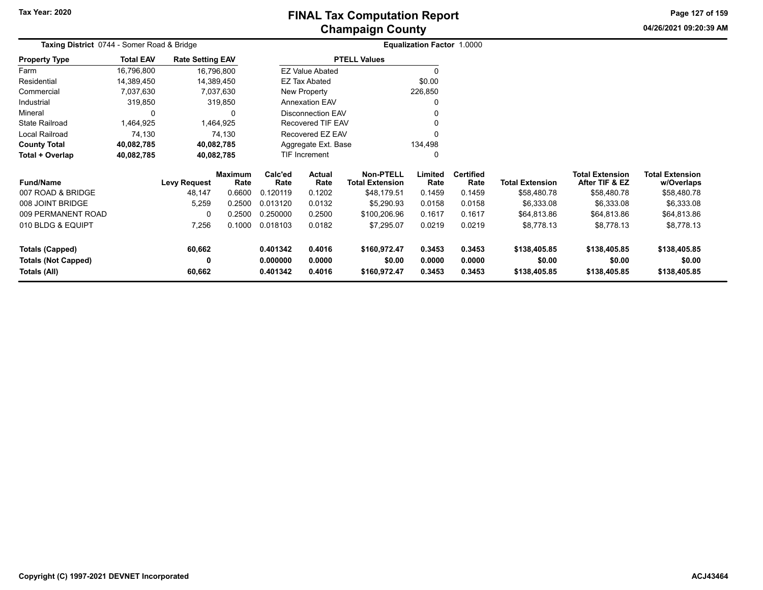# FINAL Tax Computation Report
## Champaign County

Tax Year: 2020

**Taxing District** 0744 - Somer Road & Bridge

**Equalization Factor** 1.0000

| Property Type | Total EAV | Rate Setting EAV |
|---|---|---|
| Farm | 16,796,800 | 16,796,800 |
| Residential | 14,389,450 | 14,389,450 |
| Commercial | 7,037,630 | 7,037,630 |
| Industrial | 319,850 | 319,850 |
| Mineral | 0 | 0 |
| State Railroad | 1,464,925 | 1,464,925 |
| Local Railroad | 74,130 | 74,130 |
| **County Total** | **40,082,785** | **40,082,785** |
| **Total + Overlap** | **40,082,785** | **40,082,785** |

| PTELL Values | |
|---|---|
| EZ Value Abated | 0 |
| EZ Tax Abated | $0.00 |
| New Property | 226,850 |
| Annexation EAV | 0 |
| Disconnection EAV | 0 |
| Recovered TIF EAV | 0 |
| Recovered EZ EAV | 0 |
| Aggregate Ext. Base | 134,498 |
| TIF Increment | 0 |

| Fund/Name | Levy Request | Maximum Rate | Calc'ed Rate | Actual Rate | Non-PTELL Total Extension | Limited Rate | Certified Rate | Total Extension | Total Extension After TIF & EZ | Total Extension w/Overlaps |
|---|---|---|---|---|---|---|---|---|---|---|
| 007 ROAD & BRIDGE | 48,147 | 0.6600 | 0.120119 | 0.1202 | $48,179.51 | 0.1459 | 0.1459 | $58,480.78 | $58,480.78 | $58,480.78 |
| 008 JOINT BRIDGE | 5,259 | 0.2500 | 0.013120 | 0.0132 | $5,290.93 | 0.0158 | 0.0158 | $6,333.08 | $6,333.08 | $6,333.08 |
| 009 PERMANENT ROAD | 0 | 0.2500 | 0.250000 | 0.2500 | $100,206.96 | 0.1617 | 0.1617 | $64,813.86 | $64,813.86 | $64,813.86 |
| 010 BLDG & EQUIPT | 7,256 | 0.1000 | 0.018103 | 0.0182 | $7,295.07 | 0.0219 | 0.0219 | $8,778.13 | $8,778.13 | $8,778.13 |
| **Totals (Capped)** | **60,662** | | **0.401342** | **0.4016** | **$160,972.47** | **0.3453** | **0.3453** | **$138,405.85** | **$138,405.85** | **$138,405.85** |
| **Totals (Not Capped)** | **0** | | **0.000000** | **0.0000** | **$0.00** | **0.0000** | **0.0000** | **$0.00** | **$0.00** | **$0.00** |
| **Totals (All)** | **60,662** | | **0.401342** | **0.4016** | **$160,972.47** | **0.3453** | **0.3453** | **$138,405.85** | **$138,405.85** | **$138,405.85** |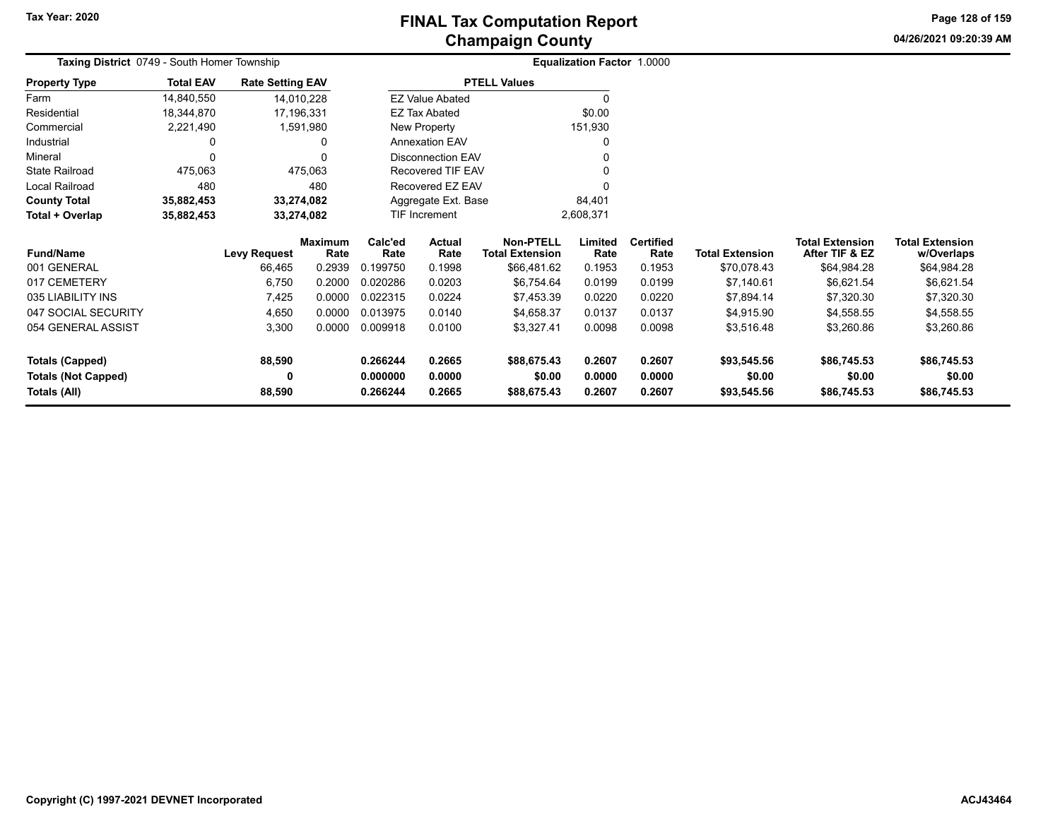Tax Year: 2020

# FINAL Tax Computation Report
## Champaign County

04/26/2021 09:20:39 AM

**Taxing District** 0749 - South Homer Township

**Equalization Factor** 1.0000

| Property Type | Total EAV | Rate Setting EAV |
|---|---|---|
| Farm | 14,840,550 | 14,010,228 |
| Residential | 18,344,870 | 17,196,331 |
| Commercial | 2,221,490 | 1,591,980 |
| Industrial | 0 | 0 |
| Mineral | 0 | 0 |
| State Railroad | 475,063 | 475,063 |
| Local Railroad | 480 | 480 |
| **County Total** | **35,882,453** | **33,274,082** |
| **Total + Overlap** | **35,882,453** | **33,274,082** |

| PTELL Values | |
|---|---|
| EZ Value Abated | 0 |
| EZ Tax Abated | $0.00 |
| New Property | 151,930 |
| Annexation EAV | 0 |
| Disconnection EAV | 0 |
| Recovered TIF EAV | 0 |
| Recovered EZ EAV | 0 |
| Aggregate Ext. Base | 84,401 |
| TIF Increment | 2,608,371 |

| Fund/Name | Levy Request | Maximum Rate | Calc'ed Rate | Actual Rate | Non-PTELL Total Extension | Limited Rate | Certified Rate | Total Extension | Total Extension After TIF & EZ | Total Extension w/Overlaps |
|---|---|---|---|---|---|---|---|---|---|---|
| 001 GENERAL | 66,465 | 0.2939 | 0.199750 | 0.1998 | $66,481.62 | 0.1953 | 0.1953 | $70,078.43 | $64,984.28 | $64,984.28 |
| 017 CEMETERY | 6,750 | 0.2000 | 0.020286 | 0.0203 | $6,754.64 | 0.0199 | 0.0199 | $7,140.61 | $6,621.54 | $6,621.54 |
| 035 LIABILITY INS | 7,425 | 0.0000 | 0.022315 | 0.0224 | $7,453.39 | 0.0220 | 0.0220 | $7,894.14 | $7,320.30 | $7,320.30 |
| 047 SOCIAL SECURITY | 4,650 | 0.0000 | 0.013975 | 0.0140 | $4,658.37 | 0.0137 | 0.0137 | $4,915.90 | $4,558.55 | $4,558.55 |
| 054 GENERAL ASSIST | 3,300 | 0.0000 | 0.009918 | 0.0100 | $3,327.41 | 0.0098 | 0.0098 | $3,516.48 | $3,260.86 | $3,260.86 |
| **Totals (Capped)** | **88,590** | | **0.266244** | **0.2665** | **$88,675.43** | **0.2607** | **0.2607** | **$93,545.56** | **$86,745.53** | **$86,745.53** |
| **Totals (Not Capped)** | **0** | | **0.000000** | **0.0000** | **$0.00** | **0.0000** | **0.0000** | **$0.00** | **$0.00** | **$0.00** |
| **Totals (All)** | **88,590** | | **0.266244** | **0.2665** | **$88,675.43** | **0.2607** | **0.2607** | **$93,545.56** | **$86,745.53** | **$86,745.53** |

Copyright (C) 1997-2021 DEVNET Incorporated

ACJ43464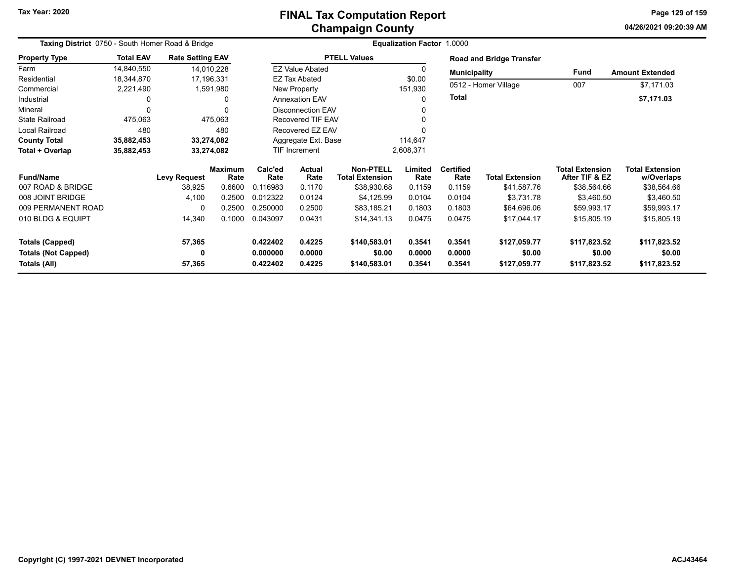# FINAL Tax Computation Report
## Champaign County

**Tax Year: 2020**

04/26/2021 09:20:39 AM

**Taxing District** 0750 - South Homer Road & Bridge

**Equalization Factor** 1.0000

| Property Type | Total EAV | Rate Setting EAV |
|---|---|---|
| Farm | 14,840,550 | 14,010,228 |
| Residential | 18,344,870 | 17,196,331 |
| Commercial | 2,221,490 | 1,591,980 |
| Industrial | 0 | 0 |
| Mineral | 0 | 0 |
| State Railroad | 475,063 | 475,063 |
| Local Railroad | 480 | 480 |
| **County Total** | **35,882,453** | **33,274,082** |
| **Total + Overlap** | **35,882,453** | **33,274,082** |

| PTELL Values | |
|---|---|
| EZ Value Abated | 0 |
| EZ Tax Abated | $0.00 |
| New Property | 151,930 |
| Annexation EAV | 0 |
| Disconnection EAV | 0 |
| Recovered TIF EAV | 0 |
| Recovered EZ EAV | 0 |
| Aggregate Ext. Base | 114,647 |
| TIF Increment | 2,608,371 |

**Road and Bridge Transfer**

| Municipality | Fund | Amount Extended |
|---|---|---|
| 0512 - Homer Village | 007 | $7,171.03 |
| **Total** | | **$7,171.03** |

| Fund/Name | Levy Request | Maximum Rate | Calc'ed Rate | Actual Rate | Non-PTELL Total Extension | Limited Rate | Certified Rate | Total Extension | Total Extension After TIF & EZ | Total Extension w/Overlaps |
|---|---|---|---|---|---|---|---|---|---|---|
| 007 ROAD & BRIDGE | 38,925 | 0.6600 | 0.116983 | 0.1170 | $38,930.68 | 0.1159 | 0.1159 | $41,587.76 | $38,564.66 | $38,564.66 |
| 008 JOINT BRIDGE | 4,100 | 0.2500 | 0.012322 | 0.0124 | $4,125.99 | 0.0104 | 0.0104 | $3,731.78 | $3,460.50 | $3,460.50 |
| 009 PERMANENT ROAD | 0 | 0.2500 | 0.250000 | 0.2500 | $83,185.21 | 0.1803 | 0.1803 | $64,696.06 | $59,993.17 | $59,993.17 |
| 010 BLDG & EQUIPT | 14,340 | 0.1000 | 0.043097 | 0.0431 | $14,341.13 | 0.0475 | 0.0475 | $17,044.17 | $15,805.19 | $15,805.19 |
| **Totals (Capped)** | **57,365** | | **0.422402** | **0.4225** | **$140,583.01** | **0.3541** | **0.3541** | **$127,059.77** | **$117,823.52** | **$117,823.52** |
| **Totals (Not Capped)** | **0** | | **0.000000** | **0.0000** | **$0.00** | **0.0000** | **0.0000** | **$0.00** | **$0.00** | **$0.00** |
| **Totals (All)** | **57,365** | | **0.422402** | **0.4225** | **$140,583.01** | **0.3541** | **0.3541** | **$127,059.77** | **$117,823.52** | **$117,823.52** |

Copyright (C) 1997-2021 DEVNET Incorporated

ACJ43464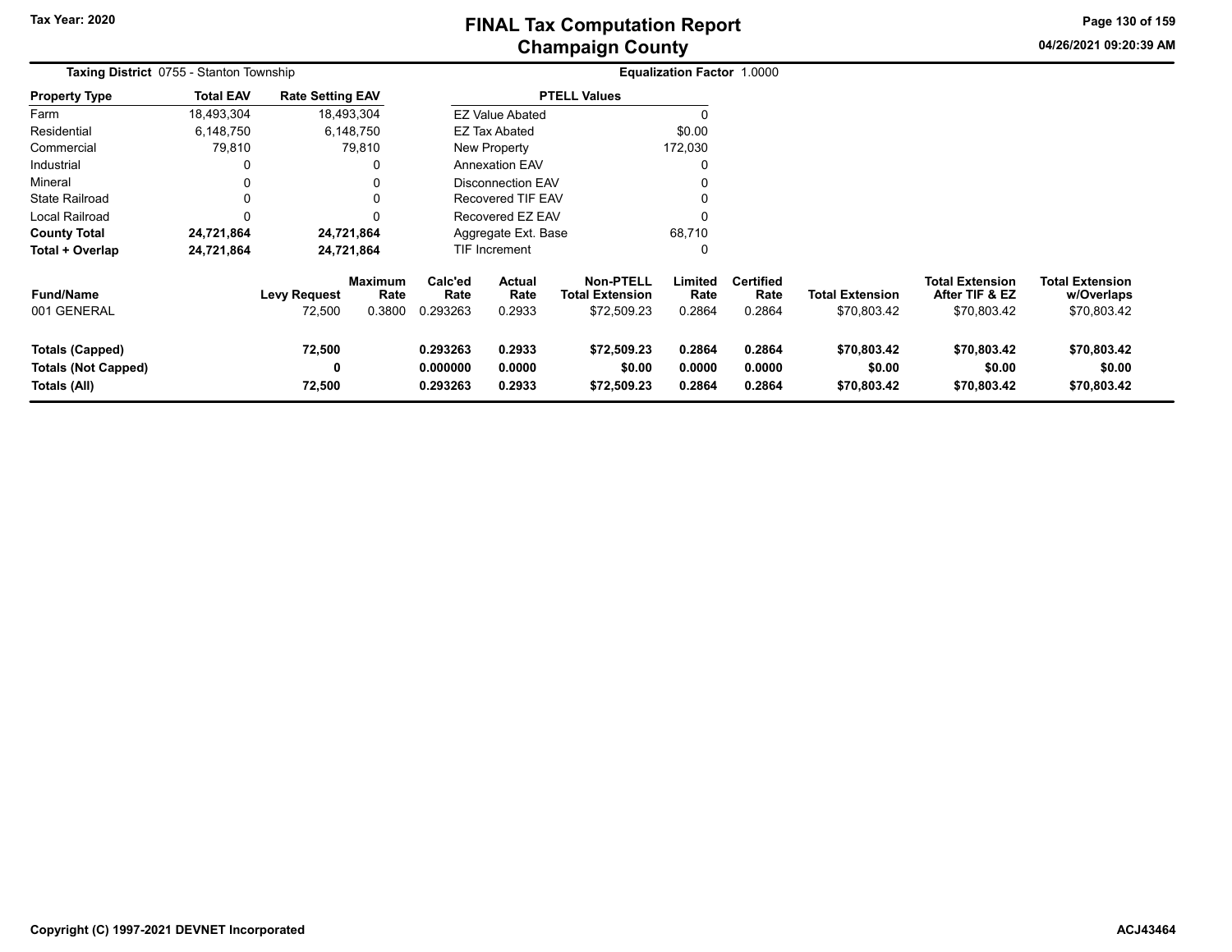# FINAL Tax Computation Report
## Champaign County

Tax Year: 2020

04/26/2021 09:20:39 AM

**Taxing District** 0755 - Stanton Township

**Equalization Factor** 1.0000

| Property Type | Total EAV | Rate Setting EAV |
|---|---|---|
| Farm | 18,493,304 | 18,493,304 |
| Residential | 6,148,750 | 6,148,750 |
| Commercial | 79,810 | 79,810 |
| Industrial | 0 | 0 |
| Mineral | 0 | 0 |
| State Railroad | 0 | 0 |
| Local Railroad | 0 | 0 |
| **County Total** | **24,721,864** | **24,721,864** |
| **Total + Overlap** | **24,721,864** | **24,721,864** |

| PTELL Values | |
|---|---|
| EZ Value Abated | 0 |
| EZ Tax Abated | $0.00 |
| New Property | 172,030 |
| Annexation EAV | 0 |
| Disconnection EAV | 0 |
| Recovered TIF EAV | 0 |
| Recovered EZ EAV | 0 |
| Aggregate Ext. Base | 68,710 |
| TIF Increment | 0 |

| Fund/Name | Levy Request | Maximum Rate | Calc'ed Rate | Actual Rate | Non-PTELL Total Extension | Limited Rate | Certified Rate | Total Extension | Total Extension After TIF & EZ | Total Extension w/Overlaps |
|---|---|---|---|---|---|---|---|---|---|---|
| 001 GENERAL | 72,500 | 0.3800 | 0.293263 | 0.2933 | $72,509.23 | 0.2864 | 0.2864 | $70,803.42 | $70,803.42 | $70,803.42 |
| **Totals (Capped)** | **72,500** | | **0.293263** | **0.2933** | **$72,509.23** | **0.2864** | **0.2864** | **$70,803.42** | **$70,803.42** | **$70,803.42** |
| **Totals (Not Capped)** | **0** | | **0.000000** | **0.0000** | **$0.00** | **0.0000** | **0.0000** | **$0.00** | **$0.00** | **$0.00** |
| **Totals (All)** | **72,500** | | **0.293263** | **0.2933** | **$72,509.23** | **0.2864** | **0.2864** | **$70,803.42** | **$70,803.42** | **$70,803.42** |

Copyright (C) 1997-2021 DEVNET Incorporated

ACJ43464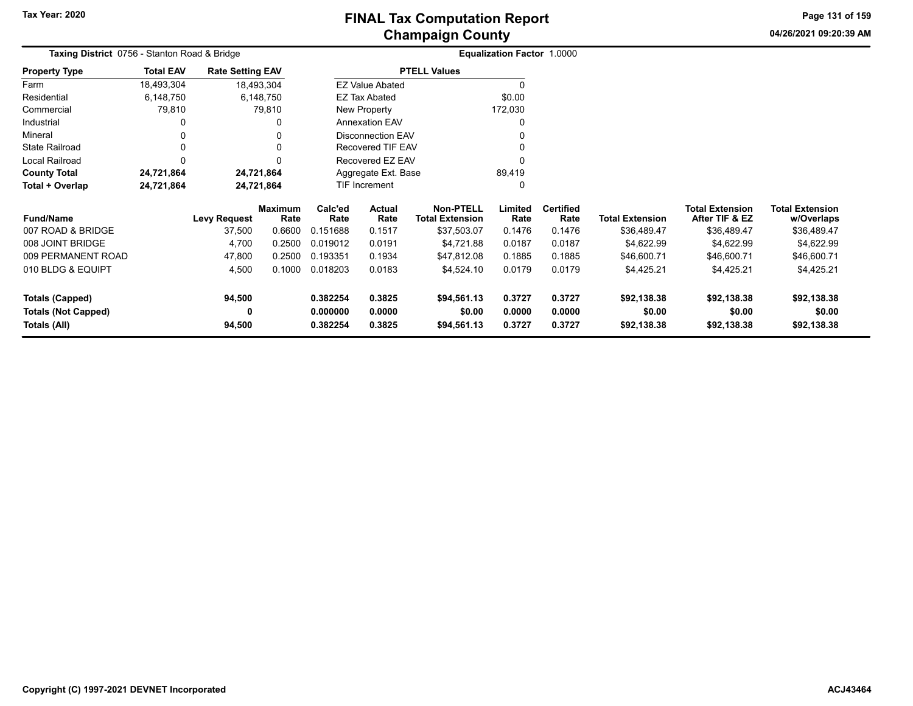Tax Year: 2020

# FINAL Tax Computation Report
## Champaign County

04/26/2021 09:20:39 AM

**Taxing District** 0756 - Stanton Road & Bridge

**Equalization Factor** 1.0000

| Property Type | Total EAV | Rate Setting EAV |
|---|---|---|
| Farm | 18,493,304 | 18,493,304 |
| Residential | 6,148,750 | 6,148,750 |
| Commercial | 79,810 | 79,810 |
| Industrial | 0 | 0 |
| Mineral | 0 | 0 |
| State Railroad | 0 | 0 |
| Local Railroad | 0 | 0 |
| **County Total** | **24,721,864** | **24,721,864** |
| **Total + Overlap** | **24,721,864** | **24,721,864** |

| PTELL Values | |
|---|---|
| EZ Value Abated | 0 |
| EZ Tax Abated | $0.00 |
| New Property | 172,030 |
| Annexation EAV | 0 |
| Disconnection EAV | 0 |
| Recovered TIF EAV | 0 |
| Recovered EZ EAV | 0 |
| Aggregate Ext. Base | 89,419 |
| TIF Increment | 0 |

| Fund/Name | Levy Request | Maximum Rate | Calc'ed Rate | Actual Rate | Non-PTELL Total Extension | Limited Rate | Certified Rate | Total Extension | Total Extension After TIF & EZ | Total Extension w/Overlaps |
|---|---|---|---|---|---|---|---|---|---|---|
| 007 ROAD & BRIDGE | 37,500 | 0.6600 | 0.151688 | 0.1517 | $37,503.07 | 0.1476 | 0.1476 | $36,489.47 | $36,489.47 | $36,489.47 |
| 008 JOINT BRIDGE | 4,700 | 0.2500 | 0.019012 | 0.0191 | $4,721.88 | 0.0187 | 0.0187 | $4,622.99 | $4,622.99 | $4,622.99 |
| 009 PERMANENT ROAD | 47,800 | 0.2500 | 0.193351 | 0.1934 | $47,812.08 | 0.1885 | 0.1885 | $46,600.71 | $46,600.71 | $46,600.71 |
| 010 BLDG & EQUIPT | 4,500 | 0.1000 | 0.018203 | 0.0183 | $4,524.10 | 0.0179 | 0.0179 | $4,425.21 | $4,425.21 | $4,425.21 |
| **Totals (Capped)** | **94,500** | | **0.382254** | **0.3825** | **$94,561.13** | **0.3727** | **0.3727** | **$92,138.38** | **$92,138.38** | **$92,138.38** |
| **Totals (Not Capped)** | **0** | | **0.000000** | **0.0000** | **$0.00** | **0.0000** | **0.0000** | **$0.00** | **$0.00** | **$0.00** |
| **Totals (All)** | **94,500** | | **0.382254** | **0.3825** | **$94,561.13** | **0.3727** | **0.3727** | **$92,138.38** | **$92,138.38** | **$92,138.38** |

Copyright (C) 1997-2021 DEVNET Incorporated

ACJ43464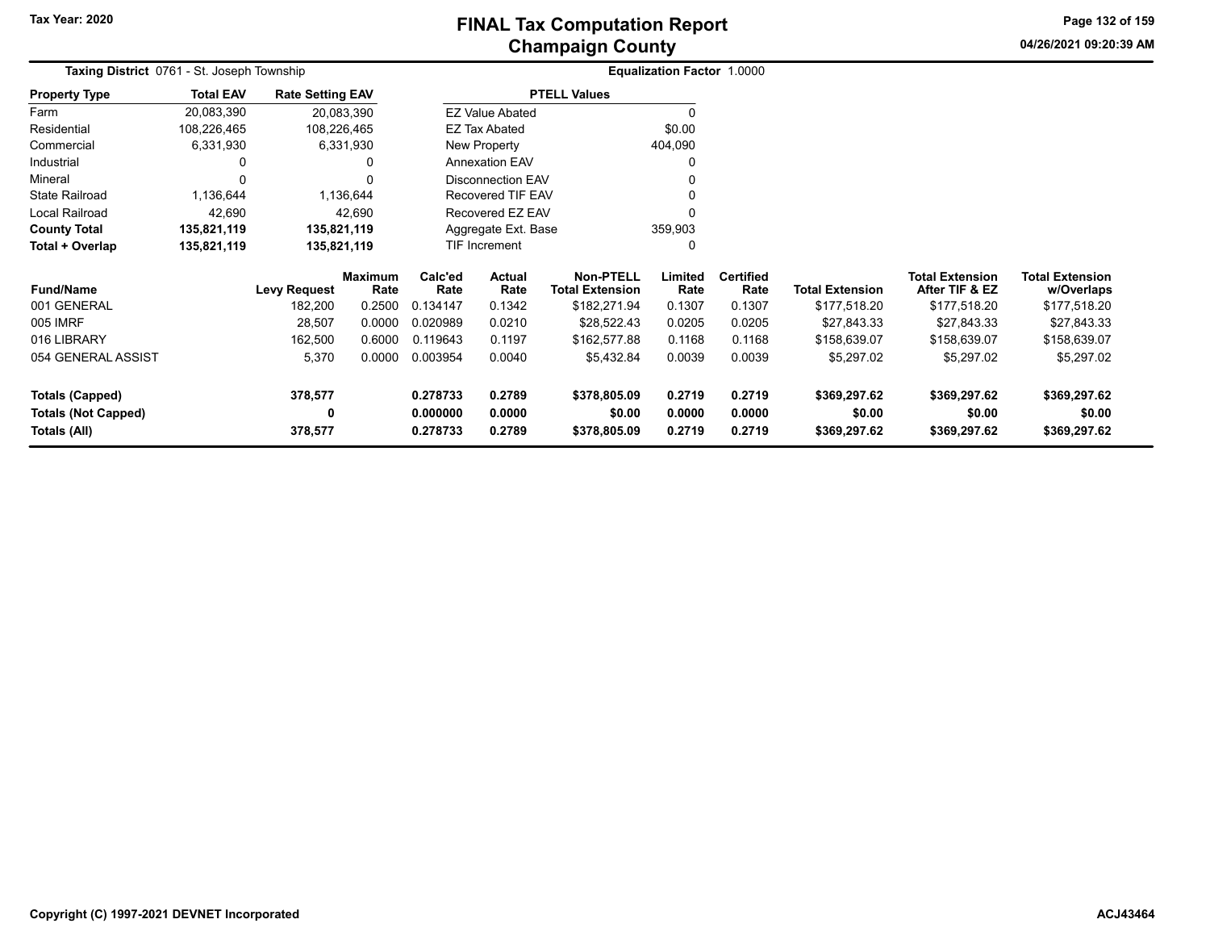Tax Year: 2020

# FINAL Tax Computation Report
## Champaign County

**Taxing District** 0761 - St. Joseph Township

**Equalization Factor** 1.0000

| Property Type | Total EAV | Rate Setting EAV |
|---|---|---|
| Farm | 20,083,390 | 20,083,390 |
| Residential | 108,226,465 | 108,226,465 |
| Commercial | 6,331,930 | 6,331,930 |
| Industrial | 0 | 0 |
| Mineral | 0 | 0 |
| State Railroad | 1,136,644 | 1,136,644 |
| Local Railroad | 42,690 | 42,690 |
| **County Total** | **135,821,119** | **135,821,119** |
| **Total + Overlap** | **135,821,119** | **135,821,119** |

| PTELL Values | |
|---|---|
| EZ Value Abated | 0 |
| EZ Tax Abated | $0.00 |
| New Property | 404,090 |
| Annexation EAV | 0 |
| Disconnection EAV | 0 |
| Recovered TIF EAV | 0 |
| Recovered EZ EAV | 0 |
| Aggregate Ext. Base | 359,903 |
| TIF Increment | 0 |

| Fund/Name | Levy Request | Maximum Rate | Calc'ed Rate | Actual Rate | Non-PTELL Total Extension | Limited Rate | Certified Rate | Total Extension | Total Extension After TIF & EZ | Total Extension w/Overlaps |
|---|---|---|---|---|---|---|---|---|---|---|
| 001 GENERAL | 182,200 | 0.2500 | 0.134147 | 0.1342 | $182,271.94 | 0.1307 | 0.1307 | $177,518.20 | $177,518.20 | $177,518.20 |
| 005 IMRF | 28,507 | 0.0000 | 0.020989 | 0.0210 | $28,522.43 | 0.0205 | 0.0205 | $27,843.33 | $27,843.33 | $27,843.33 |
| 016 LIBRARY | 162,500 | 0.6000 | 0.119643 | 0.1197 | $162,577.88 | 0.1168 | 0.1168 | $158,639.07 | $158,639.07 | $158,639.07 |
| 054 GENERAL ASSIST | 5,370 | 0.0000 | 0.003954 | 0.0040 | $5,432.84 | 0.0039 | 0.0039 | $5,297.02 | $5,297.02 | $5,297.02 |
| **Totals (Capped)** | **378,577** | | **0.278733** | **0.2789** | **$378,805.09** | **0.2719** | **0.2719** | **$369,297.62** | **$369,297.62** | **$369,297.62** |
| **Totals (Not Capped)** | **0** | | **0.000000** | **0.0000** | **$0.00** | **0.0000** | **0.0000** | **$0.00** | **$0.00** | **$0.00** |
| **Totals (All)** | **378,577** | | **0.278733** | **0.2789** | **$378,805.09** | **0.2719** | **0.2719** | **$369,297.62** | **$369,297.62** | **$369,297.62** |

Copyright (C) 1997-2021 DEVNET Incorporated

ACJ43464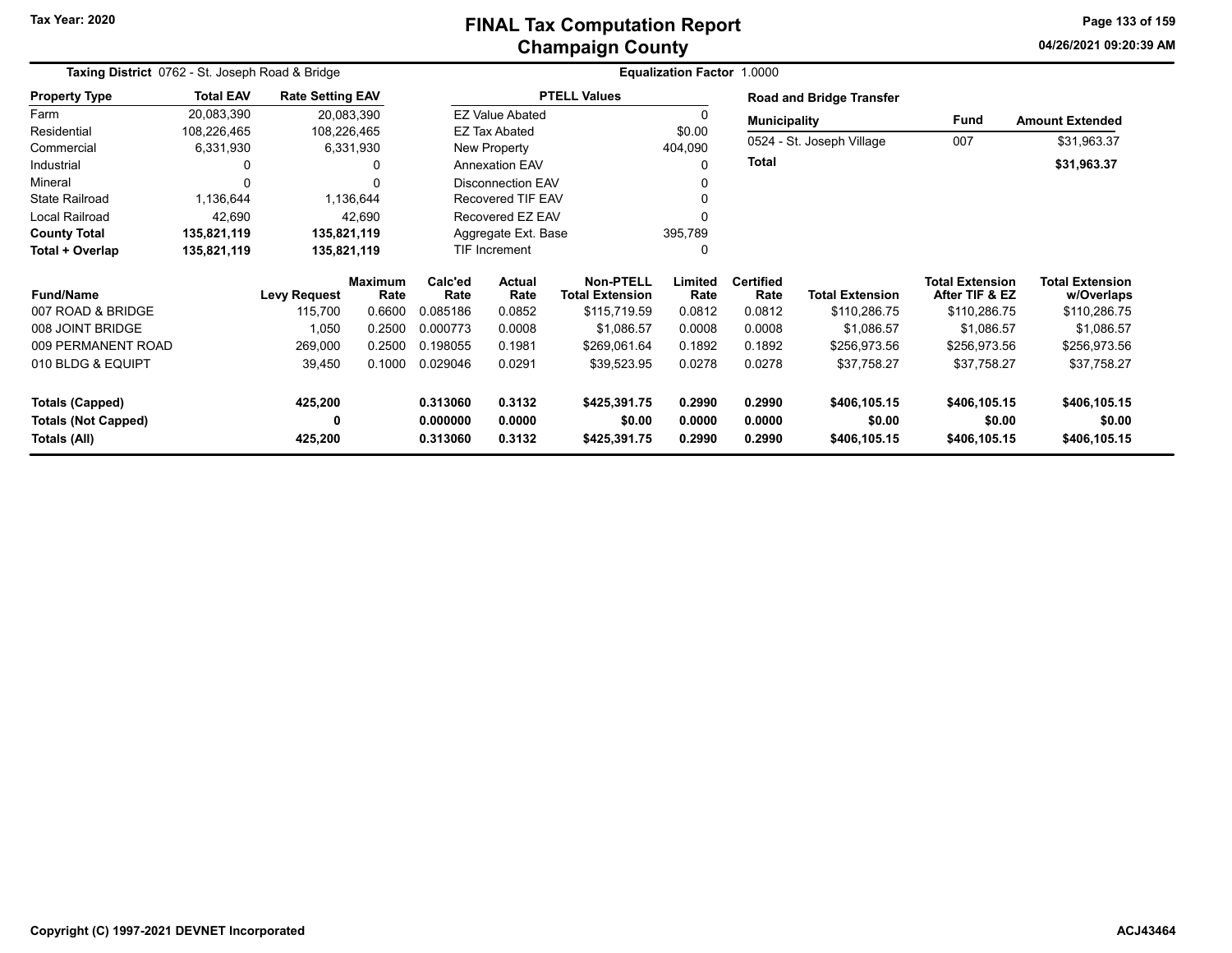Tax Year: 2020

# FINAL Tax Computation Report
## Champaign County

04/26/2021 09:20:39 AM

**Taxing District** 0762 - St. Joseph Road & Bridge

**Equalization Factor** 1.0000

| Property Type | Total EAV | Rate Setting EAV |
|---|---|---|
| Farm | 20,083,390 | 20,083,390 |
| Residential | 108,226,465 | 108,226,465 |
| Commercial | 6,331,930 | 6,331,930 |
| Industrial | 0 | 0 |
| Mineral | 0 | 0 |
| State Railroad | 1,136,644 | 1,136,644 |
| Local Railroad | 42,690 | 42,690 |
| **County Total** | **135,821,119** | **135,821,119** |
| **Total + Overlap** | **135,821,119** | **135,821,119** |

| PTELL Values | |
|---|---|
| EZ Value Abated | 0 |
| EZ Tax Abated | $0.00 |
| New Property | 404,090 |
| Annexation EAV | 0 |
| Disconnection EAV | 0 |
| Recovered TIF EAV | 0 |
| Recovered EZ EAV | 0 |
| Aggregate Ext. Base | 395,789 |
| TIF Increment | 0 |

**Road and Bridge Transfer**

| Municipality | Fund | Amount Extended |
|---|---|---|
| 0524 - St. Joseph Village | 007 | $31,963.37 |
| **Total** | | **$31,963.37** |

| Fund/Name | Levy Request | Maximum Rate | Calc'ed Rate | Actual Rate | Non-PTELL Total Extension | Limited Rate | Certified Rate | Total Extension | Total Extension After TIF & EZ | Total Extension w/Overlaps |
|---|---|---|---|---|---|---|---|---|---|---|
| 007 ROAD & BRIDGE | 115,700 | 0.6600 | 0.085186 | 0.0852 | $115,719.59 | 0.0812 | 0.0812 | $110,286.75 | $110,286.75 | $110,286.75 |
| 008 JOINT BRIDGE | 1,050 | 0.2500 | 0.000773 | 0.0008 | $1,086.57 | 0.0008 | 0.0008 | $1,086.57 | $1,086.57 | $1,086.57 |
| 009 PERMANENT ROAD | 269,000 | 0.2500 | 0.198055 | 0.1981 | $269,061.64 | 0.1892 | 0.1892 | $256,973.56 | $256,973.56 | $256,973.56 |
| 010 BLDG & EQUIPT | 39,450 | 0.1000 | 0.029046 | 0.0291 | $39,523.95 | 0.0278 | 0.0278 | $37,758.27 | $37,758.27 | $37,758.27 |
| **Totals (Capped)** | **425,200** | | **0.313060** | **0.3132** | **$425,391.75** | **0.2990** | **0.2990** | **$406,105.15** | **$406,105.15** | **$406,105.15** |
| **Totals (Not Capped)** | **0** | | **0.000000** | **0.0000** | **$0.00** | **0.0000** | **0.0000** | **$0.00** | **$0.00** | **$0.00** |
| **Totals (All)** | **425,200** | | **0.313060** | **0.3132** | **$425,391.75** | **0.2990** | **0.2990** | **$406,105.15** | **$406,105.15** | **$406,105.15** |

Copyright (C) 1997-2021 DEVNET Incorporated

ACJ43464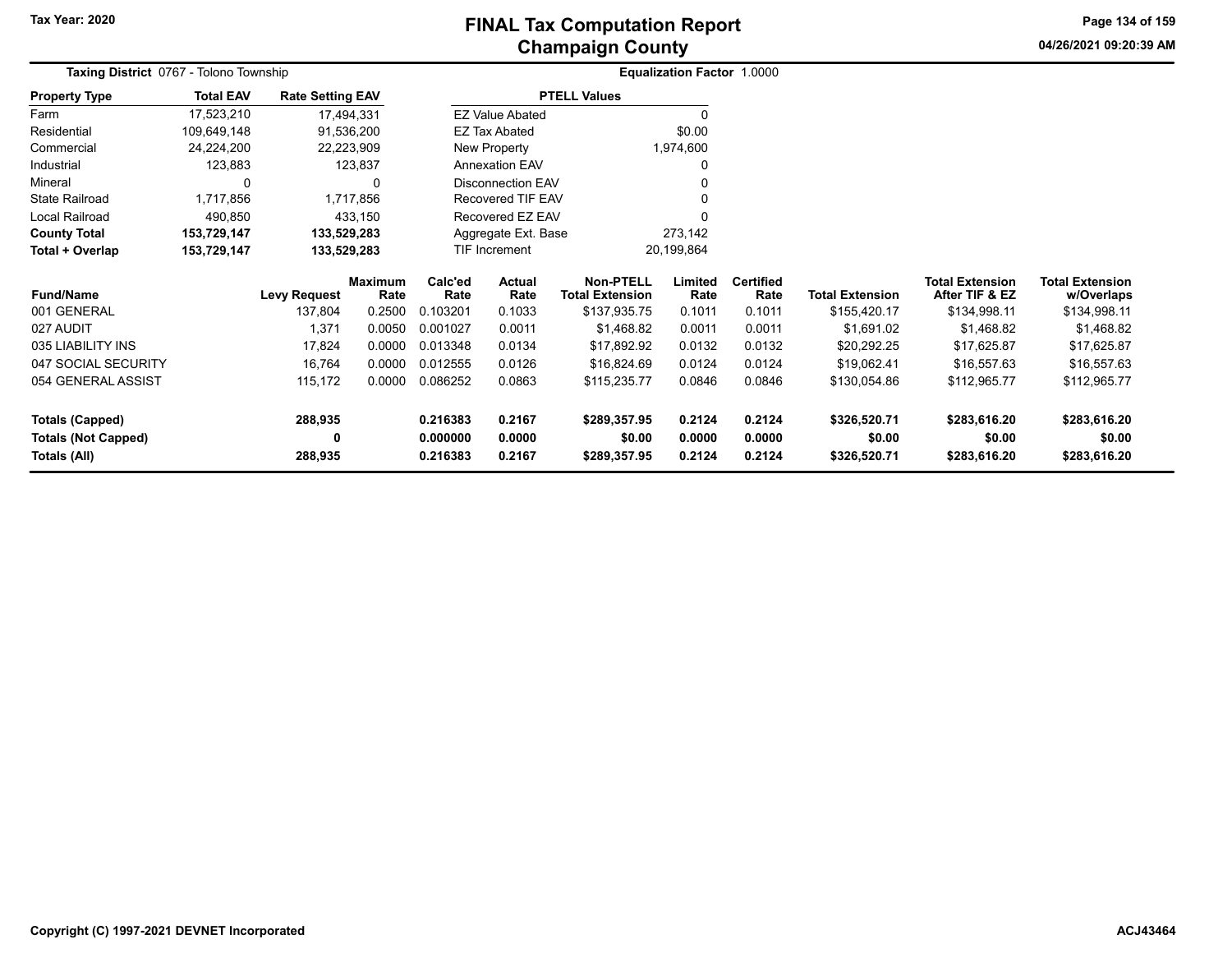# FINAL Tax Computation Report
## Champaign County

**Tax Year: 2020**

**Taxing District** 0767 - Tolono Township

**Equalization Factor** 1.0000

| Property Type | Total EAV | Rate Setting EAV |
|---|---|---|
| Farm | 17,523,210 | 17,494,331 |
| Residential | 109,649,148 | 91,536,200 |
| Commercial | 24,224,200 | 22,223,909 |
| Industrial | 123,883 | 123,837 |
| Mineral | 0 | 0 |
| State Railroad | 1,717,856 | 1,717,856 |
| Local Railroad | 490,850 | 433,150 |
| **County Total** | **153,729,147** | **133,529,283** |
| **Total + Overlap** | **153,729,147** | **133,529,283** |

| PTELL Values | |
|---|---|
| EZ Value Abated | 0 |
| EZ Tax Abated | $0.00 |
| New Property | 1,974,600 |
| Annexation EAV | 0 |
| Disconnection EAV | 0 |
| Recovered TIF EAV | 0 |
| Recovered EZ EAV | 0 |
| Aggregate Ext. Base | 273,142 |
| TIF Increment | 20,199,864 |

| Fund/Name | Levy Request | Maximum Rate | Calc'ed Rate | Actual Rate | Non-PTELL Total Extension | Limited Rate | Certified Rate | Total Extension | Total Extension After TIF & EZ | Total Extension w/Overlaps |
|---|---|---|---|---|---|---|---|---|---|---|
| 001 GENERAL | 137,804 | 0.2500 | 0.103201 | 0.1033 | $137,935.75 | 0.1011 | 0.1011 | $155,420.17 | $134,998.11 | $134,998.11 |
| 027 AUDIT | 1,371 | 0.0050 | 0.001027 | 0.0011 | $1,468.82 | 0.0011 | 0.0011 | $1,691.02 | $1,468.82 | $1,468.82 |
| 035 LIABILITY INS | 17,824 | 0.0000 | 0.013348 | 0.0134 | $17,892.92 | 0.0132 | 0.0132 | $20,292.25 | $17,625.87 | $17,625.87 |
| 047 SOCIAL SECURITY | 16,764 | 0.0000 | 0.012555 | 0.0126 | $16,824.69 | 0.0124 | 0.0124 | $19,062.41 | $16,557.63 | $16,557.63 |
| 054 GENERAL ASSIST | 115,172 | 0.0000 | 0.086252 | 0.0863 | $115,235.77 | 0.0846 | 0.0846 | $130,054.86 | $112,965.77 | $112,965.77 |
| **Totals (Capped)** | **288,935** | | **0.216383** | **0.2167** | **$289,357.95** | **0.2124** | **0.2124** | **$326,520.71** | **$283,616.20** | **$283,616.20** |
| **Totals (Not Capped)** | **0** | | **0.000000** | **0.0000** | **$0.00** | **0.0000** | **0.0000** | **$0.00** | **$0.00** | **$0.00** |
| **Totals (All)** | **288,935** | | **0.216383** | **0.2167** | **$289,357.95** | **0.2124** | **0.2124** | **$326,520.71** | **$283,616.20** | **$283,616.20** |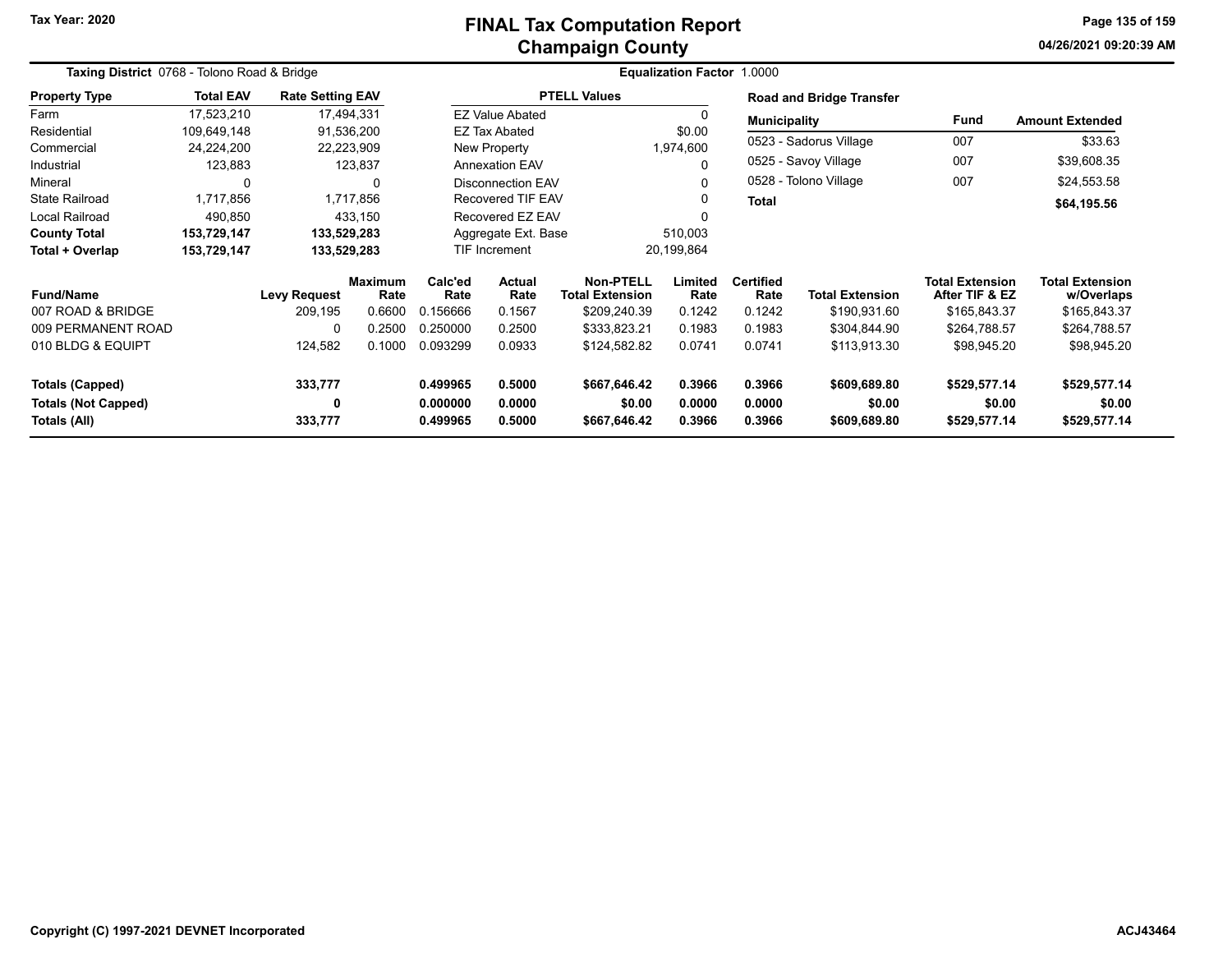# FINAL Tax Computation Report
## Champaign County

**Tax Year: 2020**

**04/26/2021 09:20:39 AM**

**Taxing District** 0768 - Tolono Road & Bridge

**Equalization Factor** 1.0000

| Property Type | Total EAV | Rate Setting EAV |
|---|---|---|
| Farm | 17,523,210 | 17,494,331 |
| Residential | 109,649,148 | 91,536,200 |
| Commercial | 24,224,200 | 22,223,909 |
| Industrial | 123,883 | 123,837 |
| Mineral | 0 | 0 |
| State Railroad | 1,717,856 | 1,717,856 |
| Local Railroad | 490,850 | 433,150 |
| **County Total** | **153,729,147** | **133,529,283** |
| **Total + Overlap** | **153,729,147** | **133,529,283** |

| PTELL Values | |
|---|---|
| EZ Value Abated | 0 |
| EZ Tax Abated | $0.00 |
| New Property | 1,974,600 |
| Annexation EAV | 0 |
| Disconnection EAV | 0 |
| Recovered TIF EAV | 0 |
| Recovered EZ EAV | 0 |
| Aggregate Ext. Base | 510,003 |
| TIF Increment | 20,199,864 |

**Road and Bridge Transfer**

| Municipality | Fund | Amount Extended |
|---|---|---|
| 0523 - Sadorus Village | 007 | $33.63 |
| 0525 - Savoy Village | 007 | $39,608.35 |
| 0528 - Tolono Village | 007 | $24,553.58 |
| **Total** | | **$64,195.56** |

| Fund/Name | Levy Request | Maximum Rate | Calc'ed Rate | Actual Rate | Non-PTELL Total Extension | Limited Rate | Certified Rate | Total Extension | Total Extension After TIF & EZ | Total Extension w/Overlaps |
|---|---|---|---|---|---|---|---|---|---|---|
| 007 ROAD & BRIDGE | 209,195 | 0.6600 | 0.156666 | 0.1567 | $209,240.39 | 0.1242 | 0.1242 | $190,931.60 | $165,843.37 | $165,843.37 |
| 009 PERMANENT ROAD | 0 | 0.2500 | 0.250000 | 0.2500 | $333,823.21 | 0.1983 | 0.1983 | $304,844.90 | $264,788.57 | $264,788.57 |
| 010 BLDG & EQUIPT | 124,582 | 0.1000 | 0.093299 | 0.0933 | $124,582.82 | 0.0741 | 0.0741 | $113,913.30 | $98,945.20 | $98,945.20 |
| **Totals (Capped)** | **333,777** | | **0.499965** | **0.5000** | **$667,646.42** | **0.3966** | **0.3966** | **$609,689.80** | **$529,577.14** | **$529,577.14** |
| **Totals (Not Capped)** | **0** | | **0.000000** | **0.0000** | **$0.00** | **0.0000** | **0.0000** | **$0.00** | **$0.00** | **$0.00** |
| **Totals (All)** | **333,777** | | **0.499965** | **0.5000** | **$667,646.42** | **0.3966** | **0.3966** | **$609,689.80** | **$529,577.14** | **$529,577.14** |

**Copyright (C) 1997-2021 DEVNET Incorporated**

**ACJ43464**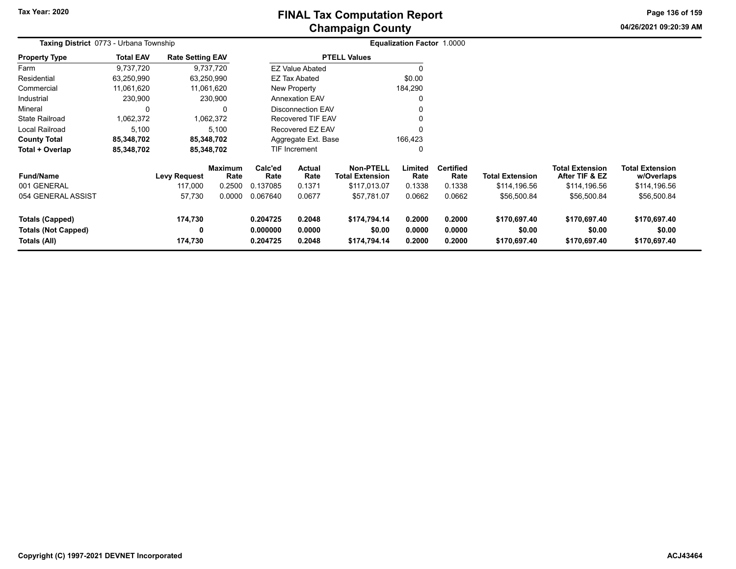# FINAL Tax Computation Report
## Champaign County

**Tax Year: 2020**

04/26/2021 09:20:39 AM

**Taxing District** 0773 - Urbana Township

**Equalization Factor** 1.0000

| Property Type | Total EAV | Rate Setting EAV |
|---|---|---|
| Farm | 9,737,720 | 9,737,720 |
| Residential | 63,250,990 | 63,250,990 |
| Commercial | 11,061,620 | 11,061,620 |
| Industrial | 230,900 | 230,900 |
| Mineral | 0 | 0 |
| State Railroad | 1,062,372 | 1,062,372 |
| Local Railroad | 5,100 | 5,100 |
| **County Total** | **85,348,702** | **85,348,702** |
| **Total + Overlap** | **85,348,702** | **85,348,702** |

| PTELL Values | |
|---|---|
| EZ Value Abated | 0 |
| EZ Tax Abated | $0.00 |
| New Property | 184,290 |
| Annexation EAV | 0 |
| Disconnection EAV | 0 |
| Recovered TIF EAV | 0 |
| Recovered EZ EAV | 0 |
| Aggregate Ext. Base | 166,423 |
| TIF Increment | 0 |

| Fund/Name | Levy Request | Maximum Rate | Calc'ed Rate | Actual Rate | Non-PTELL Total Extension | Limited Rate | Certified Rate | Total Extension | Total Extension After TIF & EZ | Total Extension w/Overlaps |
|---|---|---|---|---|---|---|---|---|---|---|
| 001 GENERAL | 117,000 | 0.2500 | 0.137085 | 0.1371 | $117,013.07 | 0.1338 | 0.1338 | $114,196.56 | $114,196.56 | $114,196.56 |
| 054 GENERAL ASSIST | 57,730 | 0.0000 | 0.067640 | 0.0677 | $57,781.07 | 0.0662 | 0.0662 | $56,500.84 | $56,500.84 | $56,500.84 |
| **Totals (Capped)** | **174,730** | | **0.204725** | **0.2048** | **$174,794.14** | **0.2000** | **0.2000** | **$170,697.40** | **$170,697.40** | **$170,697.40** |
| **Totals (Not Capped)** | **0** | | **0.000000** | **0.0000** | **$0.00** | **0.0000** | **0.0000** | **$0.00** | **$0.00** | **$0.00** |
| **Totals (All)** | **174,730** | | **0.204725** | **0.2048** | **$174,794.14** | **0.2000** | **0.2000** | **$170,697.40** | **$170,697.40** | **$170,697.40** |

Copyright (C) 1997-2021 DEVNET Incorporated

ACJ43464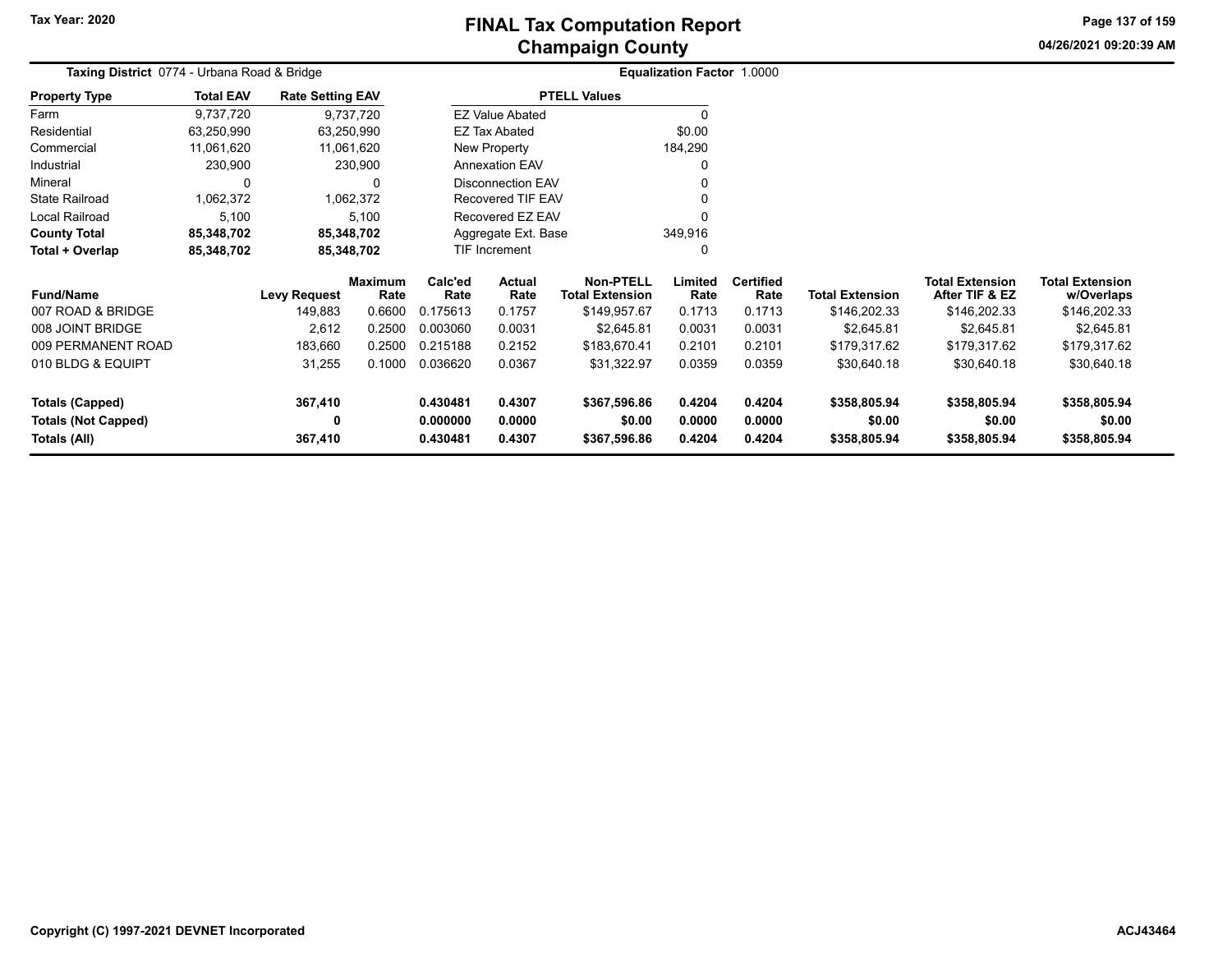# FINAL Tax Computation Report
## Champaign County

Tax Year: 2020

04/26/2021 09:20:39 AM

**Taxing District** 0774 - Urbana Road & Bridge

**Equalization Factor** 1.0000

| Property Type | Total EAV | Rate Setting EAV |
|---|---|---|
| Farm | 9,737,720 | 9,737,720 |
| Residential | 63,250,990 | 63,250,990 |
| Commercial | 11,061,620 | 11,061,620 |
| Industrial | 230,900 | 230,900 |
| Mineral | 0 | 0 |
| State Railroad | 1,062,372 | 1,062,372 |
| Local Railroad | 5,100 | 5,100 |
| **County Total** | **85,348,702** | **85,348,702** |
| **Total + Overlap** | **85,348,702** | **85,348,702** |

| PTELL Values | |
|---|---|
| EZ Value Abated | 0 |
| EZ Tax Abated | $0.00 |
| New Property | 184,290 |
| Annexation EAV | 0 |
| Disconnection EAV | 0 |
| Recovered TIF EAV | 0 |
| Recovered EZ EAV | 0 |
| Aggregate Ext. Base | 349,916 |
| TIF Increment | 0 |

| Fund/Name | Levy Request | Maximum Rate | Calc'ed Rate | Actual Rate | Non-PTELL Total Extension | Limited Rate | Certified Rate | Total Extension | Total Extension After TIF & EZ | Total Extension w/Overlaps |
|---|---|---|---|---|---|---|---|---|---|---|
| 007 ROAD & BRIDGE | 149,883 | 0.6600 | 0.175613 | 0.1757 | $149,957.67 | 0.1713 | 0.1713 | $146,202.33 | $146,202.33 | $146,202.33 |
| 008 JOINT BRIDGE | 2,612 | 0.2500 | 0.003060 | 0.0031 | $2,645.81 | 0.0031 | 0.0031 | $2,645.81 | $2,645.81 | $2,645.81 |
| 009 PERMANENT ROAD | 183,660 | 0.2500 | 0.215188 | 0.2152 | $183,670.41 | 0.2101 | 0.2101 | $179,317.62 | $179,317.62 | $179,317.62 |
| 010 BLDG & EQUIPT | 31,255 | 0.1000 | 0.036620 | 0.0367 | $31,322.97 | 0.0359 | 0.0359 | $30,640.18 | $30,640.18 | $30,640.18 |
| **Totals (Capped)** | **367,410** | | **0.430481** | **0.4307** | **$367,596.86** | **0.4204** | **0.4204** | **$358,805.94** | **$358,805.94** | **$358,805.94** |
| **Totals (Not Capped)** | **0** | | **0.000000** | **0.0000** | **$0.00** | **0.0000** | **0.0000** | **$0.00** | **$0.00** | **$0.00** |
| **Totals (All)** | **367,410** | | **0.430481** | **0.4307** | **$367,596.86** | **0.4204** | **0.4204** | **$358,805.94** | **$358,805.94** | **$358,805.94** |

Copyright (C) 1997-2021 DEVNET Incorporated

ACJ43464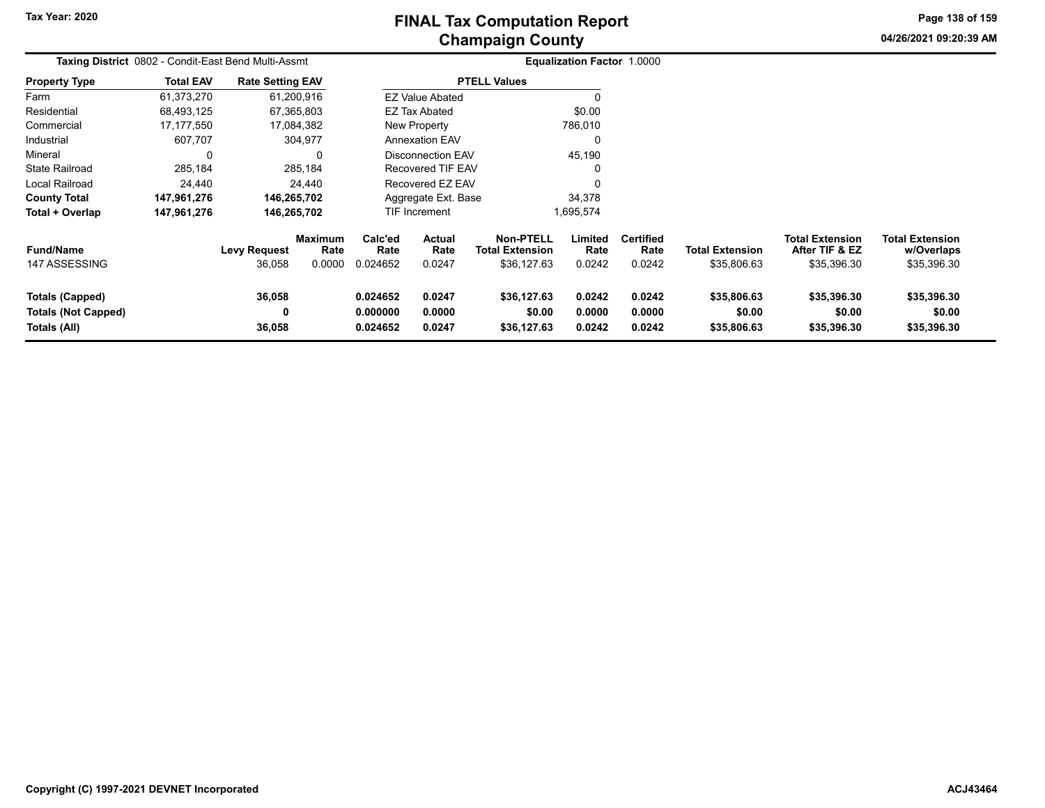# FINAL Tax Computation Report
## Champaign County

Tax Year: 2020

**Taxing District** 0802 - Condit-East Bend Multi-Assmt

**Equalization Factor** 1.0000

| Property Type | Total EAV | Rate Setting EAV |
|---|---|---|
| Farm | 61,373,270 | 61,200,916 |
| Residential | 68,493,125 | 67,365,803 |
| Commercial | 17,177,550 | 17,084,382 |
| Industrial | 607,707 | 304,977 |
| Mineral | 0 | 0 |
| State Railroad | 285,184 | 285,184 |
| Local Railroad | 24,440 | 24,440 |
| **County Total** | **147,961,276** | **146,265,702** |
| **Total + Overlap** | **147,961,276** | **146,265,702** |

| PTELL Values | |
|---|---|
| EZ Value Abated | 0 |
| EZ Tax Abated | $0.00 |
| New Property | 786,010 |
| Annexation EAV | 0 |
| Disconnection EAV | 45,190 |
| Recovered TIF EAV | 0 |
| Recovered EZ EAV | 0 |
| Aggregate Ext. Base | 34,378 |
| TIF Increment | 1,695,574 |

| Fund/Name | Levy Request | Maximum Rate | Calc'ed Rate | Actual Rate | Non-PTELL Total Extension | Limited Rate | Certified Rate | Total Extension | Total Extension After TIF & EZ | Total Extension w/Overlaps |
|---|---|---|---|---|---|---|---|---|---|---|
| 147 ASSESSING | 36,058 | 0.0000 | 0.024652 | 0.0247 | $36,127.63 | 0.0242 | 0.0242 | $35,806.63 | $35,396.30 | $35,396.30 |
| **Totals (Capped)** | **36,058** | | **0.024652** | **0.0247** | **$36,127.63** | **0.0242** | **0.0242** | **$35,806.63** | **$35,396.30** | **$35,396.30** |
| **Totals (Not Capped)** | **0** | | **0.000000** | **0.0000** | **$0.00** | **0.0000** | **0.0000** | **$0.00** | **$0.00** | **$0.00** |
| **Totals (All)** | **36,058** | | **0.024652** | **0.0247** | **$36,127.63** | **0.0242** | **0.0242** | **$35,806.63** | **$35,396.30** | **$35,396.30** |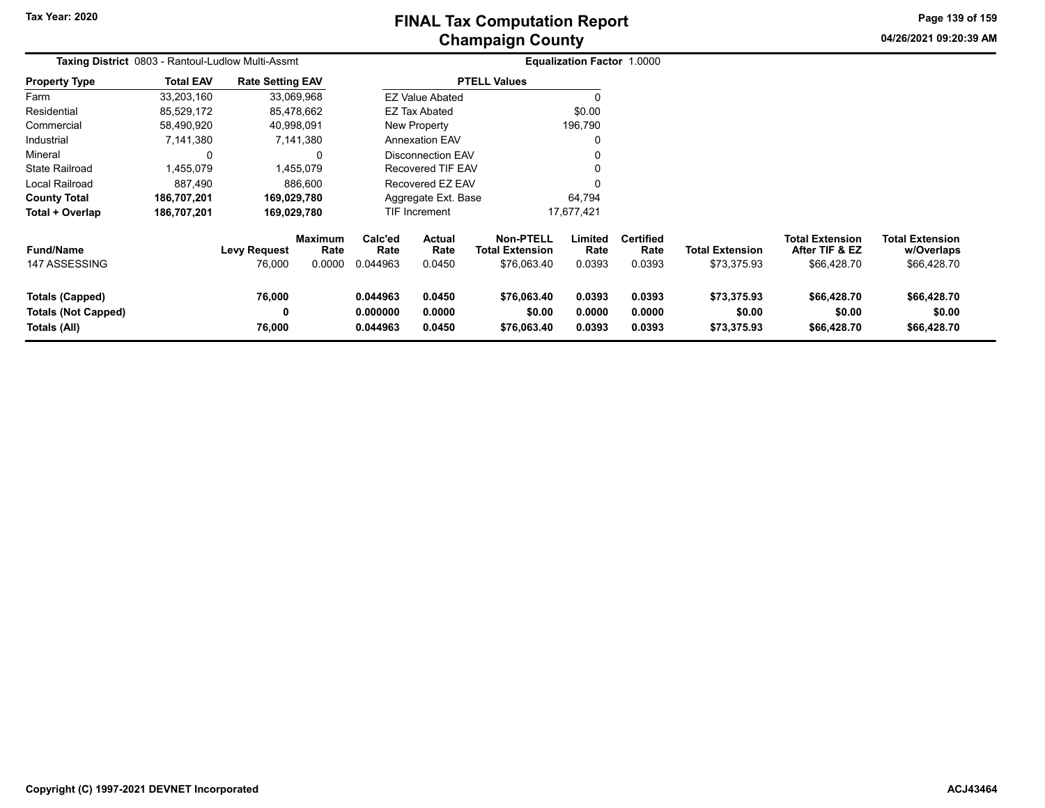# FINAL Tax Computation Report
## Champaign County

Tax Year: 2020

04/26/2021 09:20:39 AM

**Taxing District** 0803 - Rantoul-Ludlow Multi-Assmt

**Equalization Factor** 1.0000

| Property Type | Total EAV | Rate Setting EAV |
|---|---|---|
| Farm | 33,203,160 | 33,069,968 |
| Residential | 85,529,172 | 85,478,662 |
| Commercial | 58,490,920 | 40,998,091 |
| Industrial | 7,141,380 | 7,141,380 |
| Mineral | 0 | 0 |
| State Railroad | 1,455,079 | 1,455,079 |
| Local Railroad | 887,490 | 886,600 |
| **County Total** | **186,707,201** | **169,029,780** |
| **Total + Overlap** | **186,707,201** | **169,029,780** |

| PTELL Values | |
|---|---|
| EZ Value Abated | 0 |
| EZ Tax Abated | $0.00 |
| New Property | 196,790 |
| Annexation EAV | 0 |
| Disconnection EAV | 0 |
| Recovered TIF EAV | 0 |
| Recovered EZ EAV | 0 |
| Aggregate Ext. Base | 64,794 |
| TIF Increment | 17,677,421 |

| Fund/Name | Levy Request | Maximum Rate | Calc'ed Rate | Actual Rate | Non-PTELL Total Extension | Limited Rate | Certified Rate | Total Extension | Total Extension After TIF & EZ | Total Extension w/Overlaps |
|---|---|---|---|---|---|---|---|---|---|---|
| 147 ASSESSING | 76,000 | 0.0000 | 0.044963 | 0.0450 | $76,063.40 | 0.0393 | 0.0393 | $73,375.93 | $66,428.70 | $66,428.70 |
| **Totals (Capped)** | **76,000** | | **0.044963** | **0.0450** | **$76,063.40** | **0.0393** | **0.0393** | **$73,375.93** | **$66,428.70** | **$66,428.70** |
| **Totals (Not Capped)** | **0** | | **0.000000** | **0.0000** | **$0.00** | **0.0000** | **0.0000** | **$0.00** | **$0.00** | **$0.00** |
| **Totals (All)** | **76,000** | | **0.044963** | **0.0450** | **$76,063.40** | **0.0393** | **0.0393** | **$73,375.93** | **$66,428.70** | **$66,428.70** |

Copyright (C) 1997-2021 DEVNET Incorporated

ACJ43464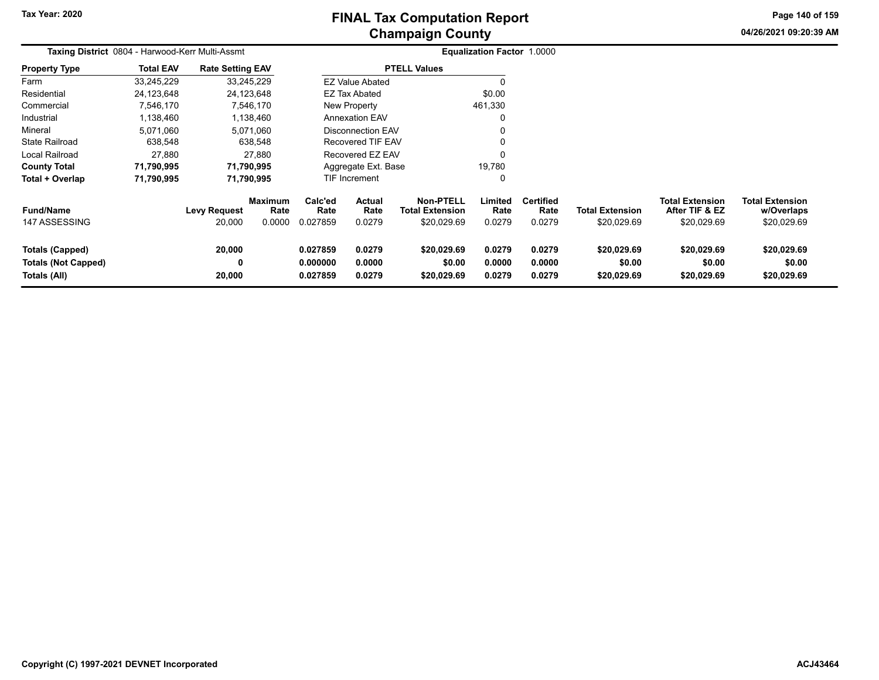# FINAL Tax Computation Report
## Champaign County

Tax Year: 2020

04/26/2021 09:20:39 AM

**Taxing District** 0804 - Harwood-Kerr Multi-Assmt

**Equalization Factor** 1.0000

| Property Type | Total EAV | Rate Setting EAV |
|---|---|---|
| Farm | 33,245,229 | 33,245,229 |
| Residential | 24,123,648 | 24,123,648 |
| Commercial | 7,546,170 | 7,546,170 |
| Industrial | 1,138,460 | 1,138,460 |
| Mineral | 5,071,060 | 5,071,060 |
| State Railroad | 638,548 | 638,548 |
| Local Railroad | 27,880 | 27,880 |
| **County Total** | **71,790,995** | **71,790,995** |
| **Total + Overlap** | **71,790,995** | **71,790,995** |

| PTELL Values | |
|---|---|
| EZ Value Abated | 0 |
| EZ Tax Abated | $0.00 |
| New Property | 461,330 |
| Annexation EAV | 0 |
| Disconnection EAV | 0 |
| Recovered TIF EAV | 0 |
| Recovered EZ EAV | 0 |
| Aggregate Ext. Base | 19,780 |
| TIF Increment | 0 |

| Fund/Name | Levy Request | Maximum Rate | Calc'ed Rate | Actual Rate | Non-PTELL Total Extension | Limited Rate | Certified Rate | Total Extension | Total Extension After TIF & EZ | Total Extension w/Overlaps |
|---|---|---|---|---|---|---|---|---|---|---|
| 147 ASSESSING | 20,000 | 0.0000 | 0.027859 | 0.0279 | $20,029.69 | 0.0279 | 0.0279 | $20,029.69 | $20,029.69 | $20,029.69 |
| **Totals (Capped)** | **20,000** | | **0.027859** | **0.0279** | **$20,029.69** | **0.0279** | **0.0279** | **$20,029.69** | **$20,029.69** | **$20,029.69** |
| **Totals (Not Capped)** | **0** | | **0.000000** | **0.0000** | **$0.00** | **0.0000** | **0.0000** | **$0.00** | **$0.00** | **$0.00** |
| **Totals (All)** | **20,000** | | **0.027859** | **0.0279** | **$20,029.69** | **0.0279** | **0.0279** | **$20,029.69** | **$20,029.69** | **$20,029.69** |

Copyright (C) 1997-2021 DEVNET Incorporated

ACJ43464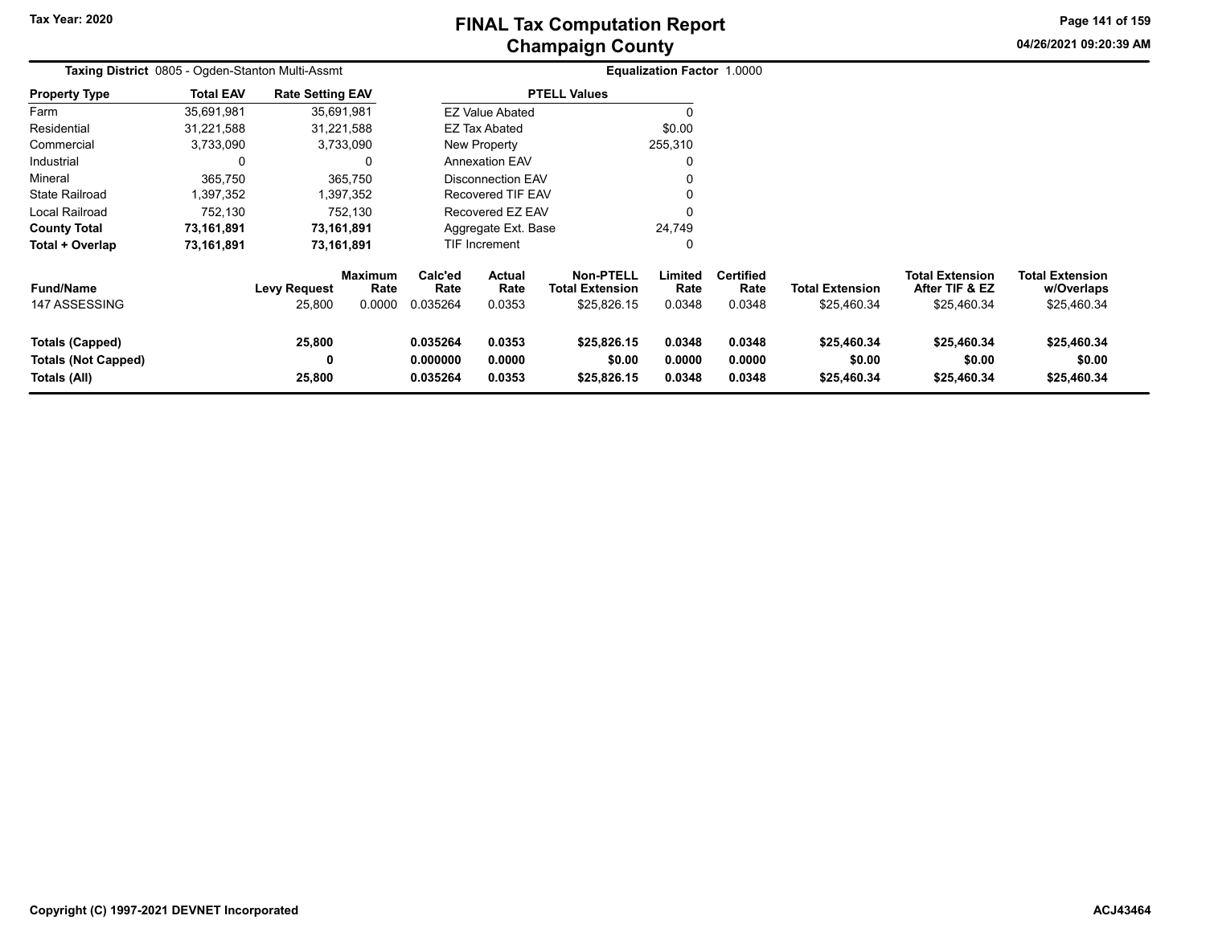# FINAL Tax Computation Report
## Champaign County

Tax Year: 2020

04/26/2021 09:20:39 AM

**Taxing District** 0805 - Ogden-Stanton Multi-Assmt

**Equalization Factor** 1.0000

| Property Type | Total EAV | Rate Setting EAV |
|---|---|---|
| Farm | 35,691,981 | 35,691,981 |
| Residential | 31,221,588 | 31,221,588 |
| Commercial | 3,733,090 | 3,733,090 |
| Industrial | 0 | 0 |
| Mineral | 365,750 | 365,750 |
| State Railroad | 1,397,352 | 1,397,352 |
| Local Railroad | 752,130 | 752,130 |
| **County Total** | **73,161,891** | **73,161,891** |
| **Total + Overlap** | **73,161,891** | **73,161,891** |

| PTELL Values | |
|---|---|
| EZ Value Abated | 0 |
| EZ Tax Abated | $0.00 |
| New Property | 255,310 |
| Annexation EAV | 0 |
| Disconnection EAV | 0 |
| Recovered TIF EAV | 0 |
| Recovered EZ EAV | 0 |
| Aggregate Ext. Base | 24,749 |
| TIF Increment | 0 |

| Fund/Name | Levy Request | Maximum Rate | Calc'ed Rate | Actual Rate | Non-PTELL Total Extension | Limited Rate | Certified Rate | Total Extension | Total Extension After TIF & EZ | Total Extension w/Overlaps |
|---|---|---|---|---|---|---|---|---|---|---|
| 147 ASSESSING | 25,800 | 0.0000 | 0.035264 | 0.0353 | $25,826.15 | 0.0348 | 0.0348 | $25,460.34 | $25,460.34 | $25,460.34 |
| **Totals (Capped)** | **25,800** | | **0.035264** | **0.0353** | **$25,826.15** | **0.0348** | **0.0348** | **$25,460.34** | **$25,460.34** | **$25,460.34** |
| **Totals (Not Capped)** | **0** | | **0.000000** | **0.0000** | **$0.00** | **0.0000** | **0.0000** | **$0.00** | **$0.00** | **$0.00** |
| **Totals (All)** | **25,800** | | **0.035264** | **0.0353** | **$25,826.15** | **0.0348** | **0.0348** | **$25,460.34** | **$25,460.34** | **$25,460.34** |

Copyright (C) 1997-2021 DEVNET Incorporated

ACJ43464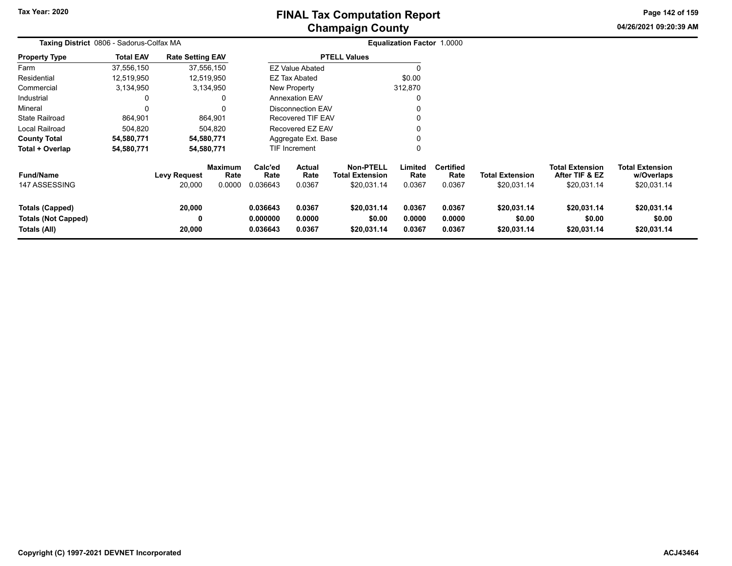# FINAL Tax Computation Report
## Champaign County

Tax Year: 2020

04/26/2021 09:20:39 AM

**Taxing District** 0806 - Sadorus-Colfax MA

**Equalization Factor** 1.0000

| Property Type | Total EAV | Rate Setting EAV |
|---|---|---|
| Farm | 37,556,150 | 37,556,150 |
| Residential | 12,519,950 | 12,519,950 |
| Commercial | 3,134,950 | 3,134,950 |
| Industrial | 0 | 0 |
| Mineral | 0 | 0 |
| State Railroad | 864,901 | 864,901 |
| Local Railroad | 504,820 | 504,820 |
| **County Total** | **54,580,771** | **54,580,771** |
| **Total + Overlap** | **54,580,771** | **54,580,771** |

| PTELL Values | |
|---|---|
| EZ Value Abated | 0 |
| EZ Tax Abated | $0.00 |
| New Property | 312,870 |
| Annexation EAV | 0 |
| Disconnection EAV | 0 |
| Recovered TIF EAV | 0 |
| Recovered EZ EAV | 0 |
| Aggregate Ext. Base | 0 |
| TIF Increment | 0 |

| Fund/Name | Levy Request | Maximum Rate | Calc'ed Rate | Actual Rate | Non-PTELL Total Extension | Limited Rate | Certified Rate | Total Extension | Total Extension After TIF & EZ | Total Extension w/Overlaps |
|---|---|---|---|---|---|---|---|---|---|---|
| 147 ASSESSING | 20,000 | 0.0000 | 0.036643 | 0.0367 | $20,031.14 | 0.0367 | 0.0367 | $20,031.14 | $20,031.14 | $20,031.14 |
| **Totals (Capped)** | **20,000** | | **0.036643** | **0.0367** | **$20,031.14** | **0.0367** | **0.0367** | **$20,031.14** | **$20,031.14** | **$20,031.14** |
| **Totals (Not Capped)** | **0** | | **0.000000** | **0.0000** | **$0.00** | **0.0000** | **0.0000** | **$0.00** | **$0.00** | **$0.00** |
| **Totals (All)** | **20,000** | | **0.036643** | **0.0367** | **$20,031.14** | **0.0367** | **0.0367** | **$20,031.14** | **$20,031.14** | **$20,031.14** |

Copyright (C) 1997-2021 DEVNET Incorporated

ACJ43464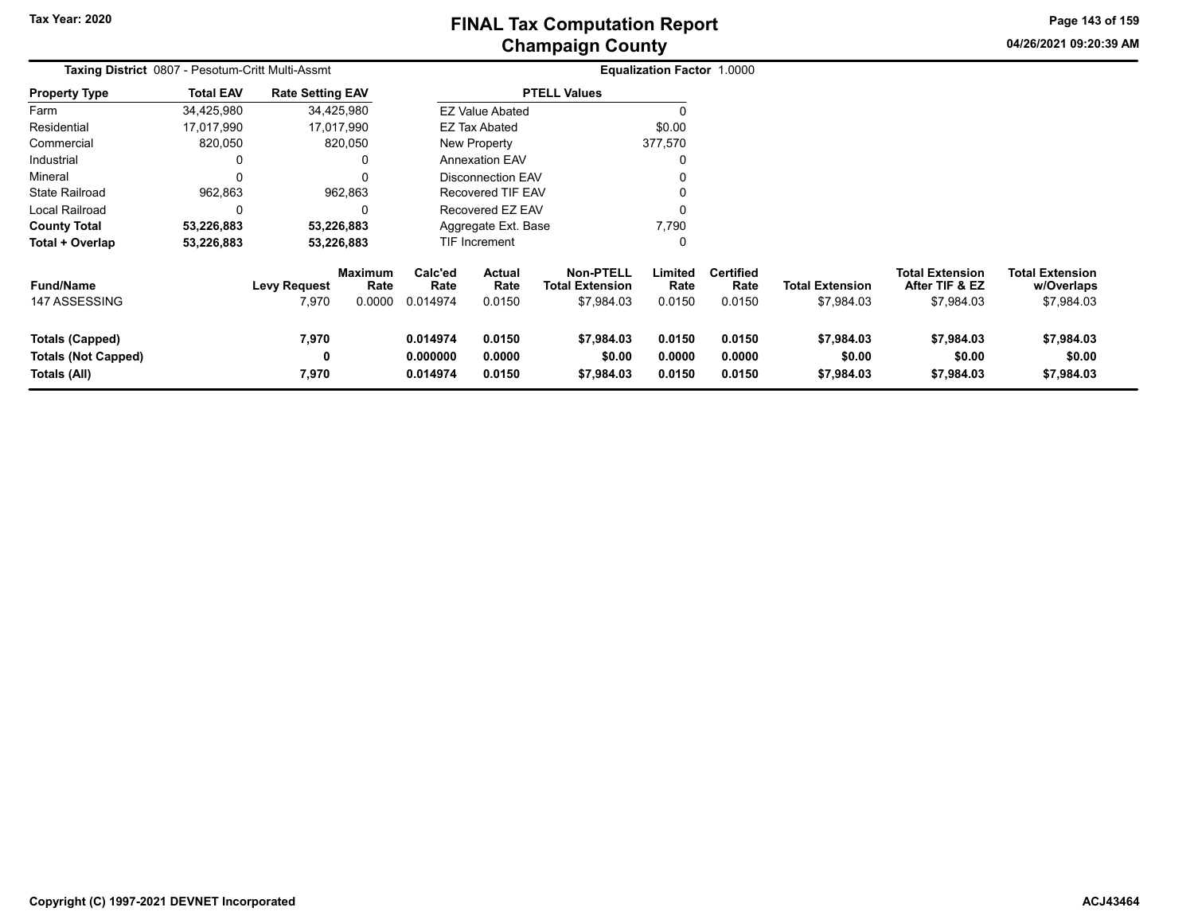Tax Year: 2020

# FINAL Tax Computation Report
## Champaign County

04/26/2021 09:20:39 AM

**Taxing District** 0807 - Pesotum-Critt Multi-Assmt

**Equalization Factor** 1.0000

| Property Type | Total EAV | Rate Setting EAV |
|---|---|---|
| Farm | 34,425,980 | 34,425,980 |
| Residential | 17,017,990 | 17,017,990 |
| Commercial | 820,050 | 820,050 |
| Industrial | 0 | 0 |
| Mineral | 0 | 0 |
| State Railroad | 962,863 | 962,863 |
| Local Railroad | 0 | 0 |
| **County Total** | **53,226,883** | **53,226,883** |
| **Total + Overlap** | **53,226,883** | **53,226,883** |

| PTELL Values | |
|---|---|
| EZ Value Abated | 0 |
| EZ Tax Abated | $0.00 |
| New Property | 377,570 |
| Annexation EAV | 0 |
| Disconnection EAV | 0 |
| Recovered TIF EAV | 0 |
| Recovered EZ EAV | 0 |
| Aggregate Ext. Base | 7,790 |
| TIF Increment | 0 |

| Fund/Name | Levy Request | Maximum Rate | Calc'ed Rate | Actual Rate | Non-PTELL Total Extension | Limited Rate | Certified Rate | Total Extension | Total Extension After TIF & EZ | Total Extension w/Overlaps |
|---|---|---|---|---|---|---|---|---|---|---|
| 147 ASSESSING | 7,970 | 0.0000 | 0.014974 | 0.0150 | $7,984.03 | 0.0150 | 0.0150 | $7,984.03 | $7,984.03 | $7,984.03 |
| **Totals (Capped)** | **7,970** | | **0.014974** | **0.0150** | **$7,984.03** | **0.0150** | **0.0150** | **$7,984.03** | **$7,984.03** | **$7,984.03** |
| **Totals (Not Capped)** | **0** | | **0.000000** | **0.0000** | **$0.00** | **0.0000** | **0.0000** | **$0.00** | **$0.00** | **$0.00** |
| **Totals (All)** | **7,970** | | **0.014974** | **0.0150** | **$7,984.03** | **0.0150** | **0.0150** | **$7,984.03** | **$7,984.03** | **$7,984.03** |

Copyright (C) 1997-2021 DEVNET Incorporated

ACJ43464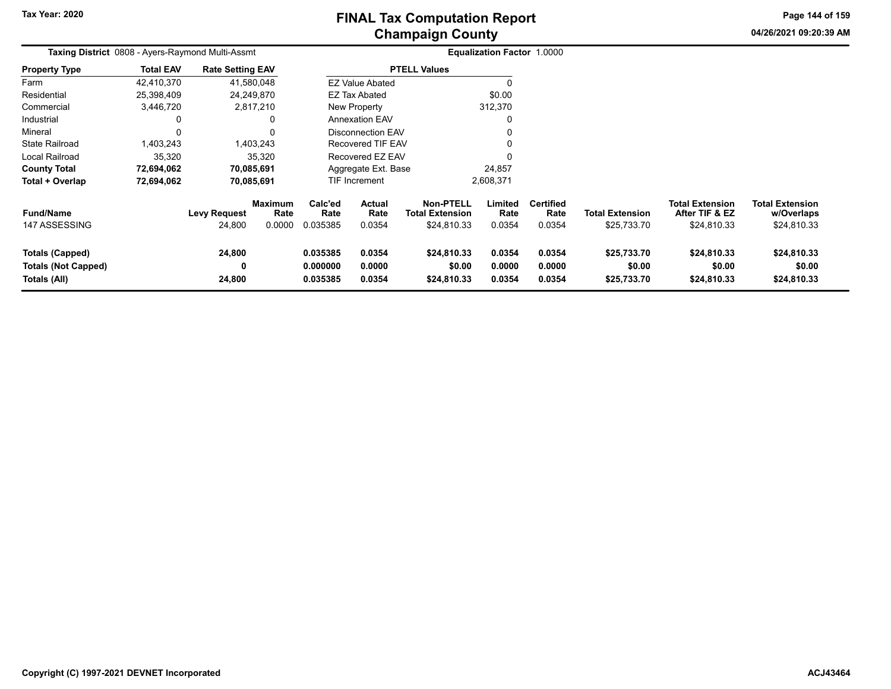Tax Year: 2020

# FINAL Tax Computation Report
## Champaign County

04/26/2021 09:20:39 AM

**Taxing District** 0808 - Ayers-Raymond Multi-Assmt **Equalization Factor** 1.0000

| Property Type | Total EAV | Rate Setting EAV |
|---|---|---|
| Farm | 42,410,370 | 41,580,048 |
| Residential | 25,398,409 | 24,249,870 |
| Commercial | 3,446,720 | 2,817,210 |
| Industrial | 0 | 0 |
| Mineral | 0 | 0 |
| State Railroad | 1,403,243 | 1,403,243 |
| Local Railroad | 35,320 | 35,320 |
| **County Total** | **72,694,062** | **70,085,691** |
| **Total + Overlap** | **72,694,062** | **70,085,691** |

| PTELL Values | |
|---|---|
| EZ Value Abated | 0 |
| EZ Tax Abated | $0.00 |
| New Property | 312,370 |
| Annexation EAV | 0 |
| Disconnection EAV | 0 |
| Recovered TIF EAV | 0 |
| Recovered EZ EAV | 0 |
| Aggregate Ext. Base | 24,857 |
| TIF Increment | 2,608,371 |

| Fund/Name | Levy Request | Maximum Rate | Calc'ed Rate | Actual Rate | Non-PTELL Total Extension | Limited Rate | Certified Rate | Total Extension | Total Extension After TIF & EZ | Total Extension w/Overlaps |
|---|---|---|---|---|---|---|---|---|---|---|
| 147 ASSESSING | 24,800 | 0.0000 | 0.035385 | 0.0354 | $24,810.33 | 0.0354 | 0.0354 | $25,733.70 | $24,810.33 | $24,810.33 |
| **Totals (Capped)** | **24,800** | | **0.035385** | **0.0354** | **$24,810.33** | **0.0354** | **0.0354** | **$25,733.70** | **$24,810.33** | **$24,810.33** |
| **Totals (Not Capped)** | **0** | | **0.000000** | **0.0000** | **$0.00** | **0.0000** | **0.0000** | **$0.00** | **$0.00** | **$0.00** |
| **Totals (All)** | **24,800** | | **0.035385** | **0.0354** | **$24,810.33** | **0.0354** | **0.0354** | **$25,733.70** | **$24,810.33** | **$24,810.33** |

Copyright (C) 1997-2021 DEVNET Incorporated

ACJ43464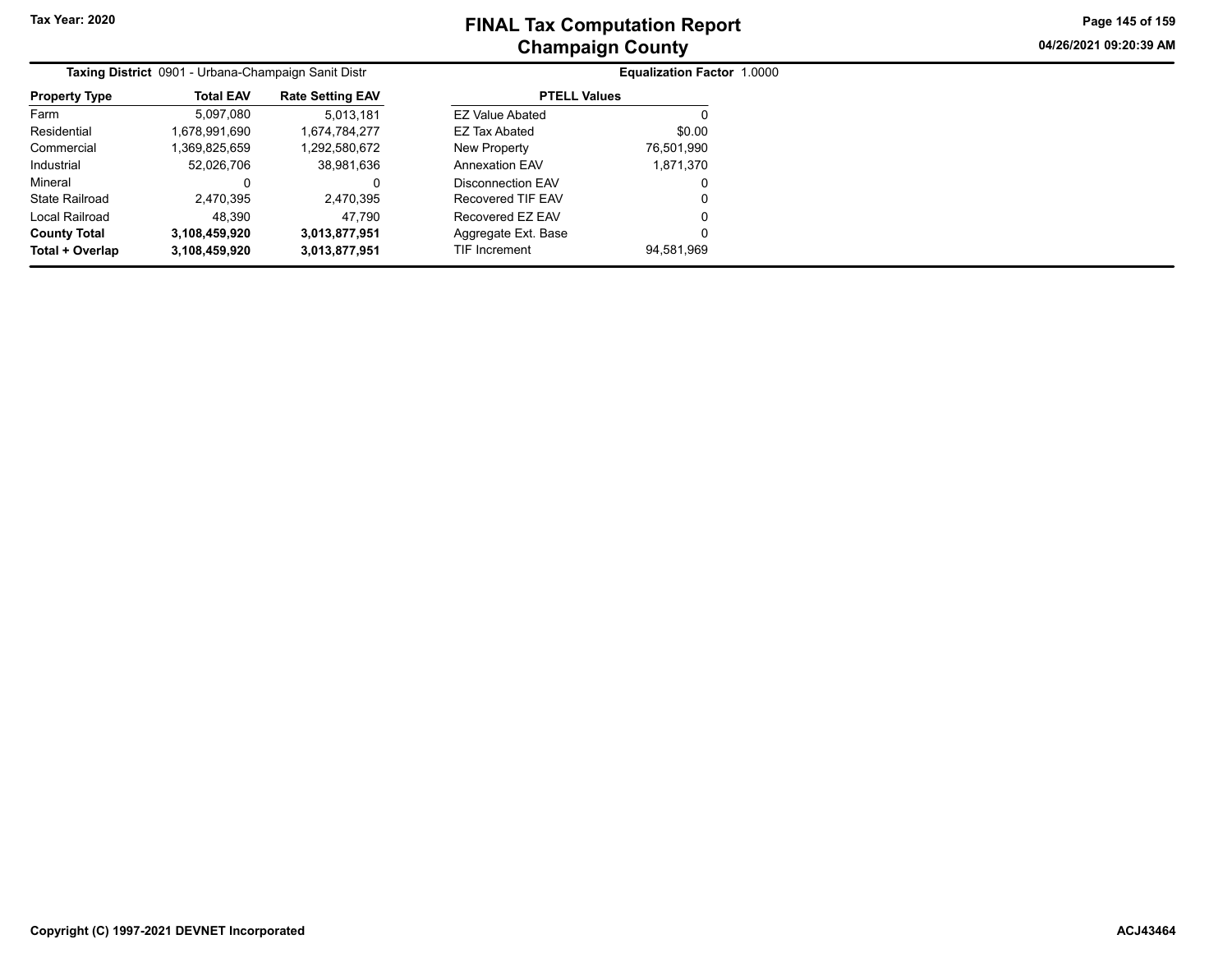**Tax Year: 2020**

# FINAL Tax Computation Report
## Champaign County

04/26/2021 09:20:39 AM

**Taxing District** 0901 - Urbana-Champaign Sanit Distr

**Equalization Factor** 1.0000

| Property Type | Total EAV | Rate Setting EAV |
|---|---|---|
| Farm | 5,097,080 | 5,013,181 |
| Residential | 1,678,991,690 | 1,674,784,277 |
| Commercial | 1,369,825,659 | 1,292,580,672 |
| Industrial | 52,026,706 | 38,981,636 |
| Mineral | 0 | 0 |
| State Railroad | 2,470,395 | 2,470,395 |
| Local Railroad | 48,390 | 47,790 |
| **County Total** | **3,108,459,920** | **3,013,877,951** |
| **Total + Overlap** | **3,108,459,920** | **3,013,877,951** |

| PTELL Values | |
|---|---|
| EZ Value Abated | 0 |
| EZ Tax Abated | $0.00 |
| New Property | 76,501,990 |
| Annexation EAV | 1,871,370 |
| Disconnection EAV | 0 |
| Recovered TIF EAV | 0 |
| Recovered EZ EAV | 0 |
| Aggregate Ext. Base | 0 |
| TIF Increment | 94,581,969 |

**Copyright (C) 1997-2021 DEVNET Incorporated**

**ACJ43464**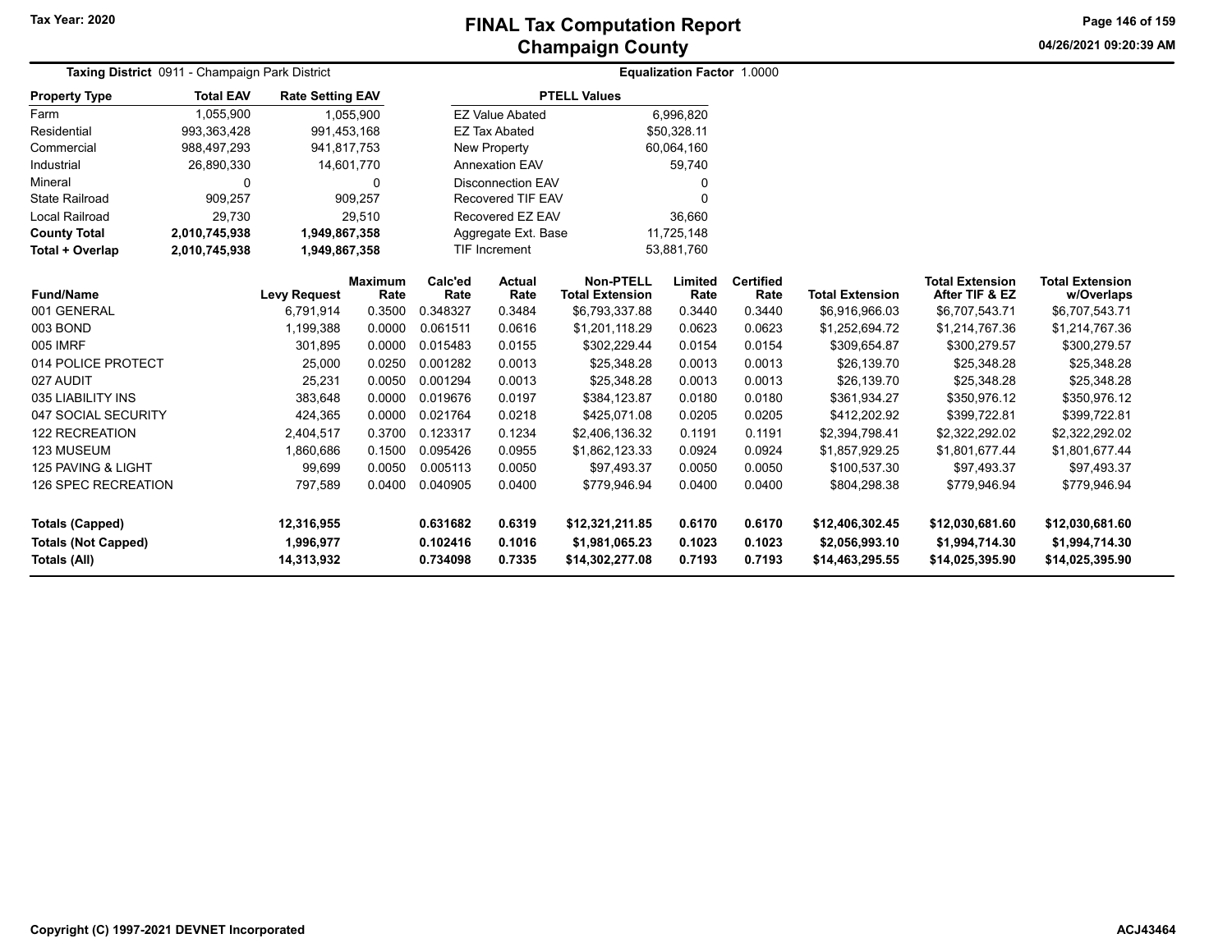# FINAL Tax Computation Report
## Champaign County

Tax Year: 2020

**Taxing District** 0911 - Champaign Park District

**Equalization Factor** 1.0000

| Property Type | Total EAV | Rate Setting EAV |
|---|---|---|
| Farm | 1,055,900 | 1,055,900 |
| Residential | 993,363,428 | 991,453,168 |
| Commercial | 988,497,293 | 941,817,753 |
| Industrial | 26,890,330 | 14,601,770 |
| Mineral | 0 | 0 |
| State Railroad | 909,257 | 909,257 |
| Local Railroad | 29,730 | 29,510 |
| **County Total** | **2,010,745,938** | **1,949,867,358** |
| **Total + Overlap** | **2,010,745,938** | **1,949,867,358** |

| PTELL Values | |
|---|---|
| EZ Value Abated | 6,996,820 |
| EZ Tax Abated | $50,328.11 |
| New Property | 60,064,160 |
| Annexation EAV | 59,740 |
| Disconnection EAV | 0 |
| Recovered TIF EAV | 0 |
| Recovered EZ EAV | 36,660 |
| Aggregate Ext. Base | 11,725,148 |
| TIF Increment | 53,881,760 |

| Fund/Name | Levy Request | Maximum Rate | Calc'ed Rate | Actual Rate | Non-PTELL Total Extension | Limited Rate | Certified Rate | Total Extension | Total Extension After TIF & EZ | Total Extension w/Overlaps |
|---|---|---|---|---|---|---|---|---|---|---|
| 001 GENERAL | 6,791,914 | 0.3500 | 0.348327 | 0.3484 | $6,793,337.88 | 0.3440 | 0.3440 | $6,916,966.03 | $6,707,543.71 | $6,707,543.71 |
| 003 BOND | 1,199,388 | 0.0000 | 0.061511 | 0.0616 | $1,201,118.29 | 0.0623 | 0.0623 | $1,252,694.72 | $1,214,767.36 | $1,214,767.36 |
| 005 IMRF | 301,895 | 0.0000 | 0.015483 | 0.0155 | $302,229.44 | 0.0154 | 0.0154 | $309,654.87 | $300,279.57 | $300,279.57 |
| 014 POLICE PROTECT | 25,000 | 0.0250 | 0.001282 | 0.0013 | $25,348.28 | 0.0013 | 0.0013 | $26,139.70 | $25,348.28 | $25,348.28 |
| 027 AUDIT | 25,231 | 0.0050 | 0.001294 | 0.0013 | $25,348.28 | 0.0013 | 0.0013 | $26,139.70 | $25,348.28 | $25,348.28 |
| 035 LIABILITY INS | 383,648 | 0.0000 | 0.019676 | 0.0197 | $384,123.87 | 0.0180 | 0.0180 | $361,934.27 | $350,976.12 | $350,976.12 |
| 047 SOCIAL SECURITY | 424,365 | 0.0000 | 0.021764 | 0.0218 | $425,071.08 | 0.0205 | 0.0205 | $412,202.92 | $399,722.81 | $399,722.81 |
| 122 RECREATION | 2,404,517 | 0.3700 | 0.123317 | 0.1234 | $2,406,136.32 | 0.1191 | 0.1191 | $2,394,798.41 | $2,322,292.02 | $2,322,292.02 |
| 123 MUSEUM | 1,860,686 | 0.1500 | 0.095426 | 0.0955 | $1,862,123.33 | 0.0924 | 0.0924 | $1,857,929.25 | $1,801,677.44 | $1,801,677.44 |
| 125 PAVING & LIGHT | 99,699 | 0.0050 | 0.005113 | 0.0050 | $97,493.37 | 0.0050 | 0.0050 | $100,537.30 | $97,493.37 | $97,493.37 |
| 126 SPEC RECREATION | 797,589 | 0.0400 | 0.040905 | 0.0400 | $779,946.94 | 0.0400 | 0.0400 | $804,298.38 | $779,946.94 | $779,946.94 |
| **Totals (Capped)** | **12,316,955** | | **0.631682** | **0.6319** | **$12,321,211.85** | **0.6170** | **0.6170** | **$12,406,302.45** | **$12,030,681.60** | **$12,030,681.60** |
| **Totals (Not Capped)** | **1,996,977** | | **0.102416** | **0.1016** | **$1,981,065.23** | **0.1023** | **0.1023** | **$2,056,993.10** | **$1,994,714.30** | **$1,994,714.30** |
| **Totals (All)** | **14,313,932** | | **0.734098** | **0.7335** | **$14,302,277.08** | **0.7193** | **0.7193** | **$14,463,295.55** | **$14,025,395.90** | **$14,025,395.90** |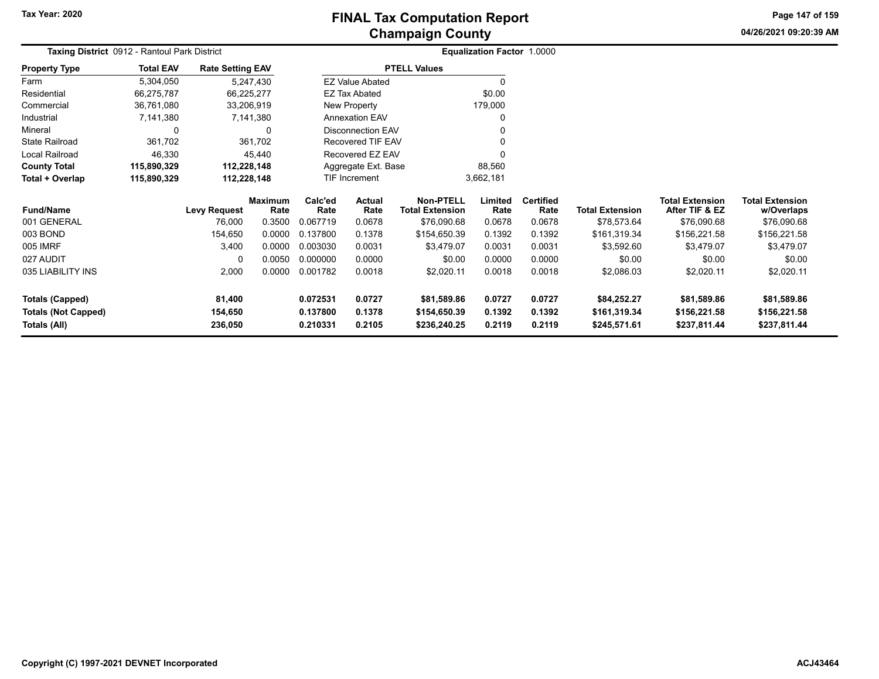# FINAL Tax Computation Report
## Champaign County

Tax Year: 2020

**Taxing District** 0912 - Rantoul Park District

**Equalization Factor** 1.0000

| Property Type | Total EAV | Rate Setting EAV |
|---|---|---|
| Farm | 5,304,050 | 5,247,430 |
| Residential | 66,275,787 | 66,225,277 |
| Commercial | 36,761,080 | 33,206,919 |
| Industrial | 7,141,380 | 7,141,380 |
| Mineral | 0 | 0 |
| State Railroad | 361,702 | 361,702 |
| Local Railroad | 46,330 | 45,440 |
| **County Total** | **115,890,329** | **112,228,148** |
| **Total + Overlap** | **115,890,329** | **112,228,148** |

| PTELL Values | |
|---|---|
| EZ Value Abated | 0 |
| EZ Tax Abated | $0.00 |
| New Property | 179,000 |
| Annexation EAV | 0 |
| Disconnection EAV | 0 |
| Recovered TIF EAV | 0 |
| Recovered EZ EAV | 0 |
| Aggregate Ext. Base | 88,560 |
| TIF Increment | 3,662,181 |

| Fund/Name | Levy Request | Maximum Rate | Calc'ed Rate | Actual Rate | Non-PTELL Total Extension | Limited Rate | Certified Rate | Total Extension | Total Extension After TIF & EZ | Total Extension w/Overlaps |
|---|---|---|---|---|---|---|---|---|---|---|
| 001 GENERAL | 76,000 | 0.3500 | 0.067719 | 0.0678 | $76,090.68 | 0.0678 | 0.0678 | $78,573.64 | $76,090.68 | $76,090.68 |
| 003 BOND | 154,650 | 0.0000 | 0.137800 | 0.1378 | $154,650.39 | 0.1392 | 0.1392 | $161,319.34 | $156,221.58 | $156,221.58 |
| 005 IMRF | 3,400 | 0.0000 | 0.003030 | 0.0031 | $3,479.07 | 0.0031 | 0.0031 | $3,592.60 | $3,479.07 | $3,479.07 |
| 027 AUDIT | 0 | 0.0050 | 0.000000 | 0.0000 | $0.00 | 0.0000 | 0.0000 | $0.00 | $0.00 | $0.00 |
| 035 LIABILITY INS | 2,000 | 0.0000 | 0.001782 | 0.0018 | $2,020.11 | 0.0018 | 0.0018 | $2,086.03 | $2,020.11 | $2,020.11 |
| **Totals (Capped)** | **81,400** | | **0.072531** | **0.0727** | **$81,589.86** | **0.0727** | **0.0727** | **$84,252.27** | **$81,589.86** | **$81,589.86** |
| **Totals (Not Capped)** | **154,650** | | **0.137800** | **0.1378** | **$154,650.39** | **0.1392** | **0.1392** | **$161,319.34** | **$156,221.58** | **$156,221.58** |
| **Totals (All)** | **236,050** | | **0.210331** | **0.2105** | **$236,240.25** | **0.2119** | **0.2119** | **$245,571.61** | **$237,811.44** | **$237,811.44** |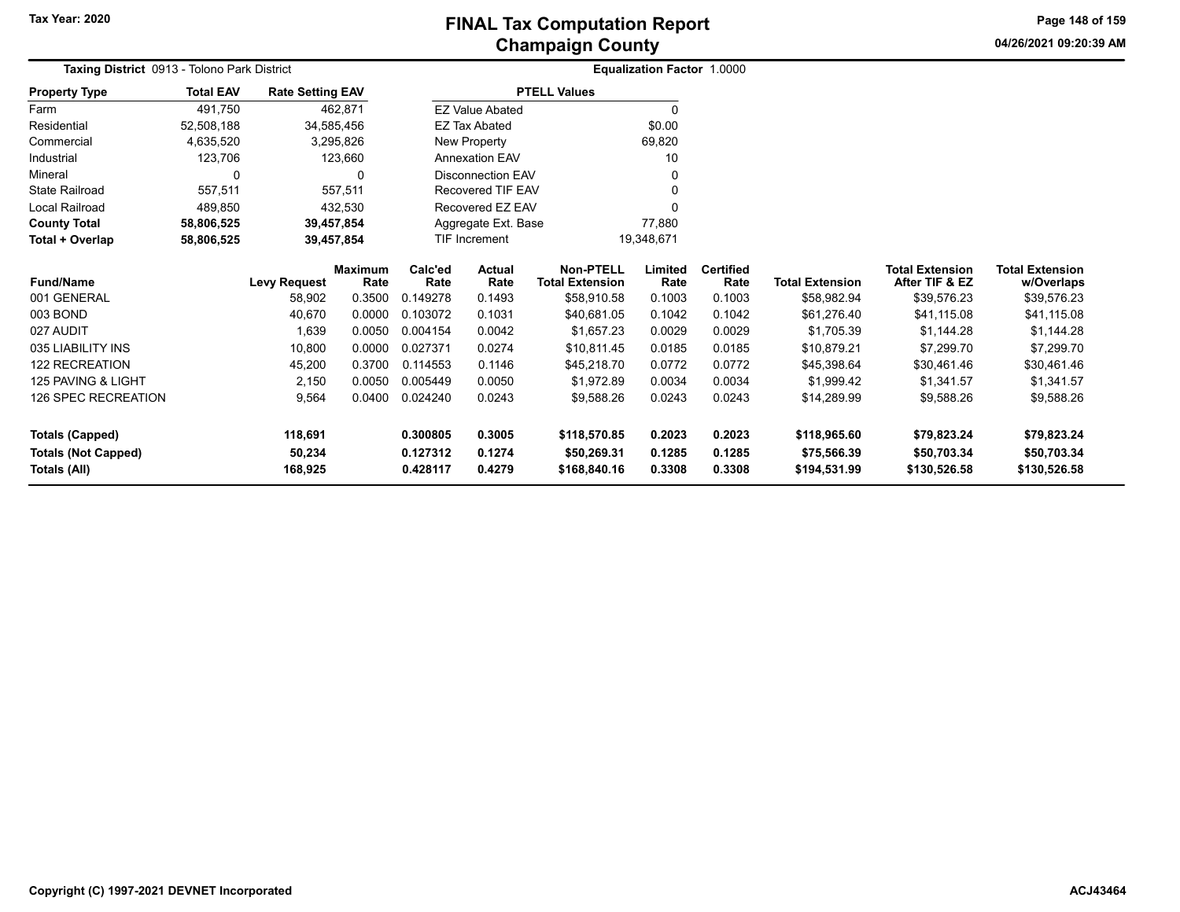# FINAL Tax Computation Report
## Champaign County

Tax Year: 2020

04/26/2021 09:20:39 AM

**Taxing District** 0913 - Tolono Park District

**Equalization Factor** 1.0000

| Property Type | Total EAV | Rate Setting EAV |
|---|---|---|
| Farm | 491,750 | 462,871 |
| Residential | 52,508,188 | 34,585,456 |
| Commercial | 4,635,520 | 3,295,826 |
| Industrial | 123,706 | 123,660 |
| Mineral | 0 | 0 |
| State Railroad | 557,511 | 557,511 |
| Local Railroad | 489,850 | 432,530 |
| **County Total** | **58,806,525** | **39,457,854** |
| **Total + Overlap** | **58,806,525** | **39,457,854** |

| PTELL Values | |
|---|---|
| EZ Value Abated | 0 |
| EZ Tax Abated | $0.00 |
| New Property | 69,820 |
| Annexation EAV | 10 |
| Disconnection EAV | 0 |
| Recovered TIF EAV | 0 |
| Recovered EZ EAV | 0 |
| Aggregate Ext. Base | 77,880 |
| TIF Increment | 19,348,671 |

| Fund/Name | Levy Request | Maximum Rate | Calc'ed Rate | Actual Rate | Non-PTELL Total Extension | Limited Rate | Certified Rate | Total Extension | Total Extension After TIF & EZ | Total Extension w/Overlaps |
|---|---|---|---|---|---|---|---|---|---|---|
| 001 GENERAL | 58,902 | 0.3500 | 0.149278 | 0.1493 | $58,910.58 | 0.1003 | 0.1003 | $58,982.94 | $39,576.23 | $39,576.23 |
| 003 BOND | 40,670 | 0.0000 | 0.103072 | 0.1031 | $40,681.05 | 0.1042 | 0.1042 | $61,276.40 | $41,115.08 | $41,115.08 |
| 027 AUDIT | 1,639 | 0.0050 | 0.004154 | 0.0042 | $1,657.23 | 0.0029 | 0.0029 | $1,705.39 | $1,144.28 | $1,144.28 |
| 035 LIABILITY INS | 10,800 | 0.0000 | 0.027371 | 0.0274 | $10,811.45 | 0.0185 | 0.0185 | $10,879.21 | $7,299.70 | $7,299.70 |
| 122 RECREATION | 45,200 | 0.3700 | 0.114553 | 0.1146 | $45,218.70 | 0.0772 | 0.0772 | $45,398.64 | $30,461.46 | $30,461.46 |
| 125 PAVING & LIGHT | 2,150 | 0.0050 | 0.005449 | 0.0050 | $1,972.89 | 0.0034 | 0.0034 | $1,999.42 | $1,341.57 | $1,341.57 |
| 126 SPEC RECREATION | 9,564 | 0.0400 | 0.024240 | 0.0243 | $9,588.26 | 0.0243 | 0.0243 | $14,289.99 | $9,588.26 | $9,588.26 |
| **Totals (Capped)** | **118,691** | | **0.300805** | **0.3005** | **$118,570.85** | **0.2023** | **0.2023** | **$118,965.60** | **$79,823.24** | **$79,823.24** |
| **Totals (Not Capped)** | **50,234** | | **0.127312** | **0.1274** | **$50,269.31** | **0.1285** | **0.1285** | **$75,566.39** | **$50,703.34** | **$50,703.34** |
| **Totals (All)** | **168,925** | | **0.428117** | **0.4279** | **$168,840.16** | **0.3308** | **0.3308** | **$194,531.99** | **$130,526.58** | **$130,526.58** |

Copyright (C) 1997-2021 DEVNET Incorporated

ACJ43464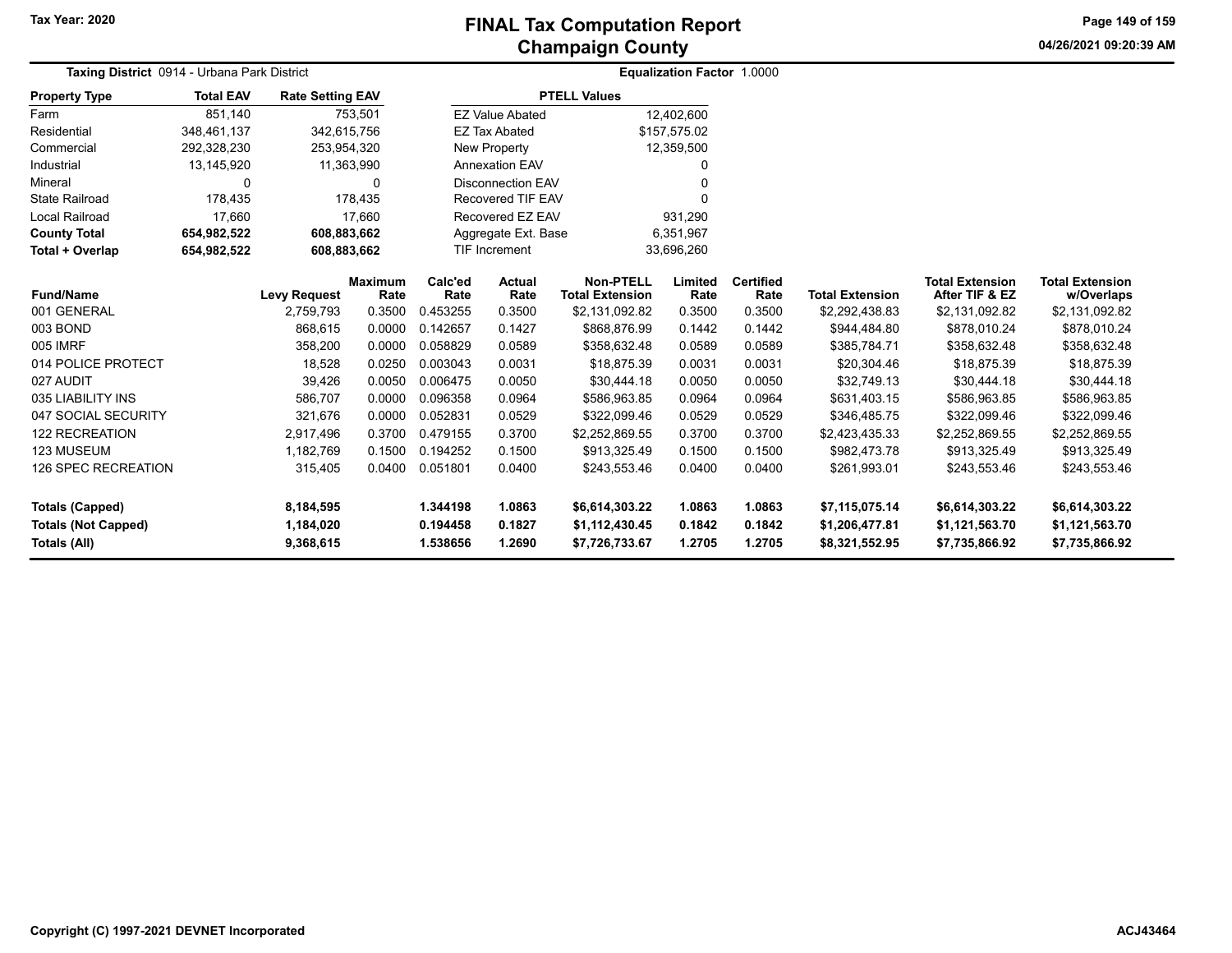# FINAL Tax Computation Report
## Champaign County

Tax Year: 2020

**Taxing District** 0914 - Urbana Park District

**Equalization Factor** 1.0000

| Property Type | Total EAV | Rate Setting EAV |
|---|---|---|
| Farm | 851,140 | 753,501 |
| Residential | 348,461,137 | 342,615,756 |
| Commercial | 292,328,230 | 253,954,320 |
| Industrial | 13,145,920 | 11,363,990 |
| Mineral | 0 | 0 |
| State Railroad | 178,435 | 178,435 |
| Local Railroad | 17,660 | 17,660 |
| **County Total** | **654,982,522** | **608,883,662** |
| **Total + Overlap** | **654,982,522** | **608,883,662** |

| PTELL Values | |
|---|---|
| EZ Value Abated | 12,402,600 |
| EZ Tax Abated | $157,575.02 |
| New Property | 12,359,500 |
| Annexation EAV | 0 |
| Disconnection EAV | 0 |
| Recovered TIF EAV | 0 |
| Recovered EZ EAV | 931,290 |
| Aggregate Ext. Base | 6,351,967 |
| TIF Increment | 33,696,260 |

| Fund/Name | Levy Request | Maximum Rate | Calc'ed Rate | Actual Rate | Non-PTELL Total Extension | Limited Rate | Certified Rate | Total Extension | Total Extension After TIF & EZ | Total Extension w/Overlaps |
|---|---|---|---|---|---|---|---|---|---|---|
| 001 GENERAL | 2,759,793 | 0.3500 | 0.453255 | 0.3500 | $2,131,092.82 | 0.3500 | 0.3500 | $2,292,438.83 | $2,131,092.82 | $2,131,092.82 |
| 003 BOND | 868,615 | 0.0000 | 0.142657 | 0.1427 | $868,876.99 | 0.1442 | 0.1442 | $944,484.80 | $878,010.24 | $878,010.24 |
| 005 IMRF | 358,200 | 0.0000 | 0.058829 | 0.0589 | $358,632.48 | 0.0589 | 0.0589 | $385,784.71 | $358,632.48 | $358,632.48 |
| 014 POLICE PROTECT | 18,528 | 0.0250 | 0.003043 | 0.0031 | $18,875.39 | 0.0031 | 0.0031 | $20,304.46 | $18,875.39 | $18,875.39 |
| 027 AUDIT | 39,426 | 0.0050 | 0.006475 | 0.0050 | $30,444.18 | 0.0050 | 0.0050 | $32,749.13 | $30,444.18 | $30,444.18 |
| 035 LIABILITY INS | 586,707 | 0.0000 | 0.096358 | 0.0964 | $586,963.85 | 0.0964 | 0.0964 | $631,403.15 | $586,963.85 | $586,963.85 |
| 047 SOCIAL SECURITY | 321,676 | 0.0000 | 0.052831 | 0.0529 | $322,099.46 | 0.0529 | 0.0529 | $346,485.75 | $322,099.46 | $322,099.46 |
| 122 RECREATION | 2,917,496 | 0.3700 | 0.479155 | 0.3700 | $2,252,869.55 | 0.3700 | 0.3700 | $2,423,435.33 | $2,252,869.55 | $2,252,869.55 |
| 123 MUSEUM | 1,182,769 | 0.1500 | 0.194252 | 0.1500 | $913,325.49 | 0.1500 | 0.1500 | $982,473.78 | $913,325.49 | $913,325.49 |
| 126 SPEC RECREATION | 315,405 | 0.0400 | 0.051801 | 0.0400 | $243,553.46 | 0.0400 | 0.0400 | $261,993.01 | $243,553.46 | $243,553.46 |
| **Totals (Capped)** | **8,184,595** | | **1.344198** | **1.0863** | **$6,614,303.22** | **1.0863** | **1.0863** | **$7,115,075.14** | **$6,614,303.22** | **$6,614,303.22** |
| **Totals (Not Capped)** | **1,184,020** | | **0.194458** | **0.1827** | **$1,112,430.45** | **0.1842** | **0.1842** | **$1,206,477.81** | **$1,121,563.70** | **$1,121,563.70** |
| **Totals (All)** | **9,368,615** | | **1.538656** | **1.2690** | **$7,726,733.67** | **1.2705** | **1.2705** | **$8,321,552.95** | **$7,735,866.92** | **$7,735,866.92** |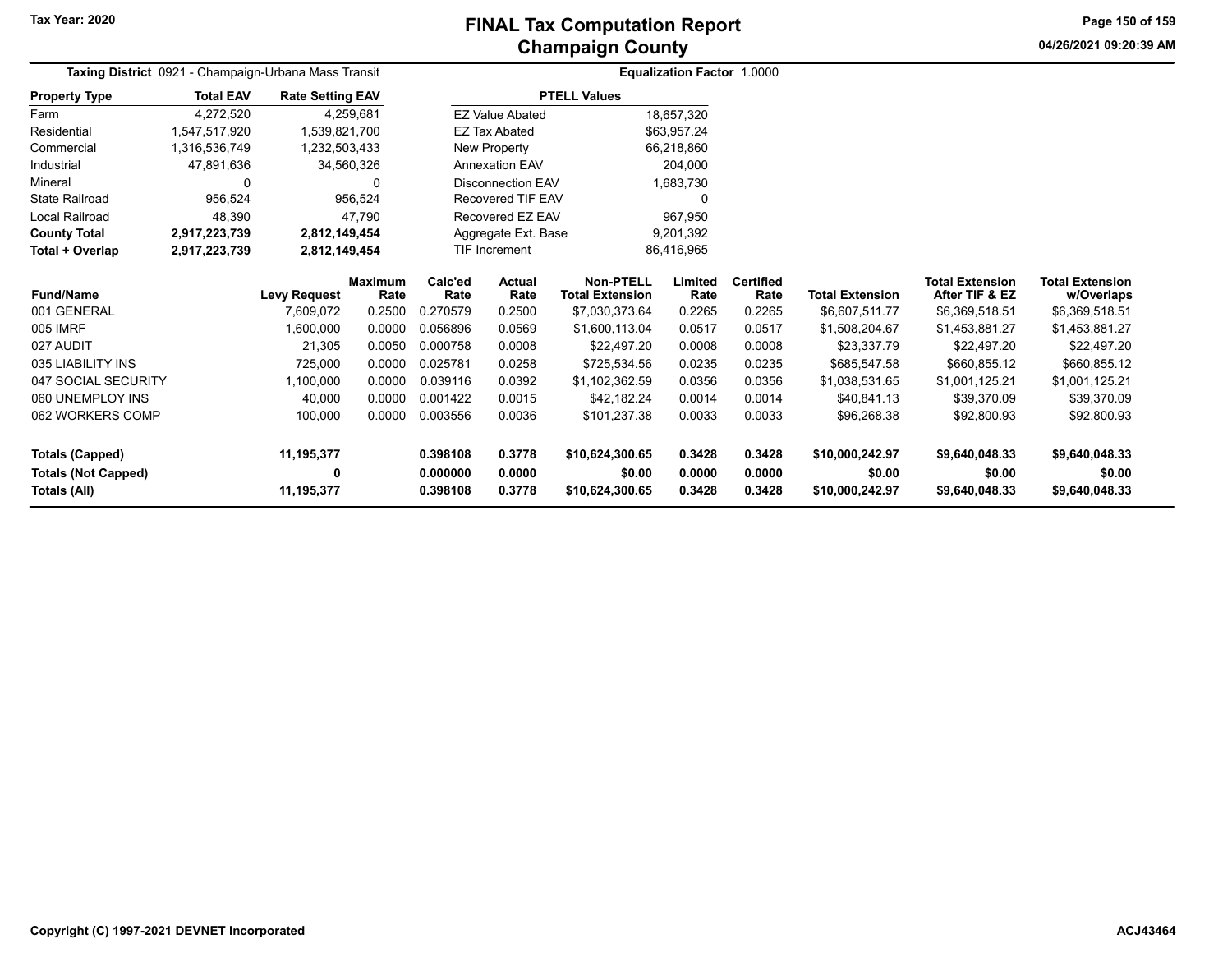# FINAL Tax Computation Report
## Champaign County

Tax Year: 2020

**Taxing District** 0921 - Champaign-Urbana Mass Transit

**Equalization Factor** 1.0000

| Property Type | Total EAV | Rate Setting EAV |
|---|---|---|
| Farm | 4,272,520 | 4,259,681 |
| Residential | 1,547,517,920 | 1,539,821,700 |
| Commercial | 1,316,536,749 | 1,232,503,433 |
| Industrial | 47,891,636 | 34,560,326 |
| Mineral | 0 | 0 |
| State Railroad | 956,524 | 956,524 |
| Local Railroad | 48,390 | 47,790 |
| **County Total** | **2,917,223,739** | **2,812,149,454** |
| **Total + Overlap** | **2,917,223,739** | **2,812,149,454** |

| PTELL Values | |
|---|---|
| EZ Value Abated | 18,657,320 |
| EZ Tax Abated | $63,957.24 |
| New Property | 66,218,860 |
| Annexation EAV | 204,000 |
| Disconnection EAV | 1,683,730 |
| Recovered TIF EAV | 0 |
| Recovered EZ EAV | 967,950 |
| Aggregate Ext. Base | 9,201,392 |
| TIF Increment | 86,416,965 |

| Fund/Name | Levy Request | Maximum Rate | Calc'ed Rate | Actual Rate | Non-PTELL Total Extension | Limited Rate | Certified Rate | Total Extension | Total Extension After TIF & EZ | Total Extension w/Overlaps |
|---|---|---|---|---|---|---|---|---|---|---|
| 001 GENERAL | 7,609,072 | 0.2500 | 0.270579 | 0.2500 | $7,030,373.64 | 0.2265 | 0.2265 | $6,607,511.77 | $6,369,518.51 | $6,369,518.51 |
| 005 IMRF | 1,600,000 | 0.0000 | 0.056896 | 0.0569 | $1,600,113.04 | 0.0517 | 0.0517 | $1,508,204.67 | $1,453,881.27 | $1,453,881.27 |
| 027 AUDIT | 21,305 | 0.0050 | 0.000758 | 0.0008 | $22,497.20 | 0.0008 | 0.0008 | $23,337.79 | $22,497.20 | $22,497.20 |
| 035 LIABILITY INS | 725,000 | 0.0000 | 0.025781 | 0.0258 | $725,534.56 | 0.0235 | 0.0235 | $685,547.58 | $660,855.12 | $660,855.12 |
| 047 SOCIAL SECURITY | 1,100,000 | 0.0000 | 0.039116 | 0.0392 | $1,102,362.59 | 0.0356 | 0.0356 | $1,038,531.65 | $1,001,125.21 | $1,001,125.21 |
| 060 UNEMPLOY INS | 40,000 | 0.0000 | 0.001422 | 0.0015 | $42,182.24 | 0.0014 | 0.0014 | $40,841.13 | $39,370.09 | $39,370.09 |
| 062 WORKERS COMP | 100,000 | 0.0000 | 0.003556 | 0.0036 | $101,237.38 | 0.0033 | 0.0033 | $96,268.38 | $92,800.93 | $92,800.93 |
| **Totals (Capped)** | **11,195,377** | | **0.398108** | **0.3778** | **$10,624,300.65** | **0.3428** | **0.3428** | **$10,000,242.97** | **$9,640,048.33** | **$9,640,048.33** |
| **Totals (Not Capped)** | **0** | | **0.000000** | **0.0000** | **$0.00** | **0.0000** | **0.0000** | **$0.00** | **$0.00** | **$0.00** |
| **Totals (All)** | **11,195,377** | | **0.398108** | **0.3778** | **$10,624,300.65** | **0.3428** | **0.3428** | **$10,000,242.97** | **$9,640,048.33** | **$9,640,048.33** |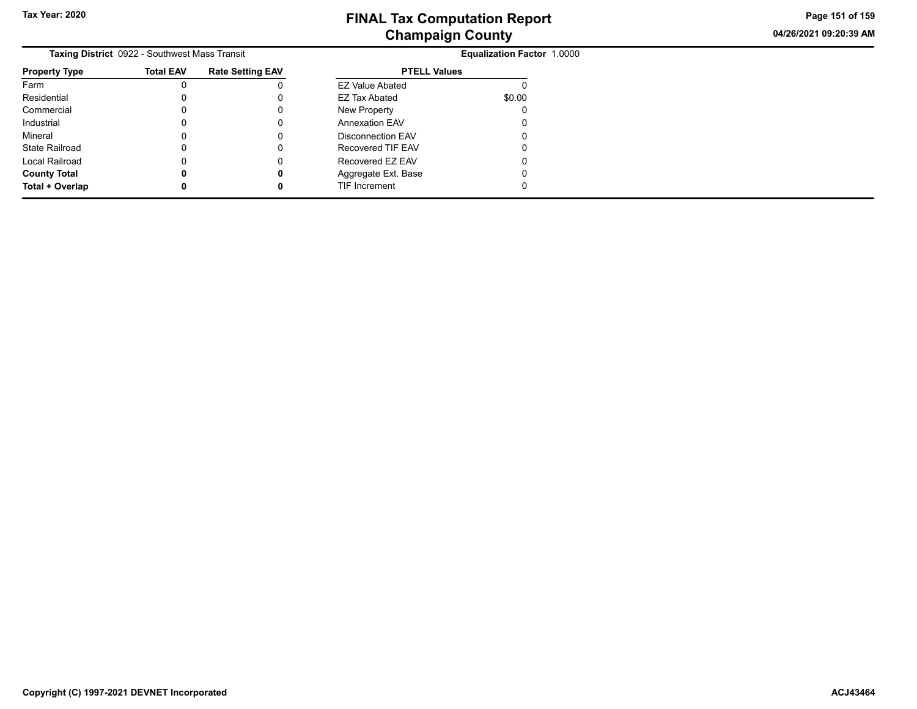**Taxing District** 0922 - Southwest Mass Transit

**Equalization Factor** 1.0000

| Property Type | Total EAV | Rate Setting EAV |
|---|---|---|
| Farm | 0 | 0 |
| Residential | 0 | 0 |
| Commercial | 0 | 0 |
| Industrial | 0 | 0 |
| Mineral | 0 | 0 |
| State Railroad | 0 | 0 |
| Local Railroad | 0 | 0 |
| **County Total** | **0** | **0** |
| **Total + Overlap** | **0** | **0** |

| PTELL Values | |
|---|---|
| EZ Value Abated | 0 |
| EZ Tax Abated | $0.00 |
| New Property | 0 |
| Annexation EAV | 0 |
| Disconnection EAV | 0 |
| Recovered TIF EAV | 0 |
| Recovered EZ EAV | 0 |
| Aggregate Ext. Base | 0 |
| TIF Increment | 0 |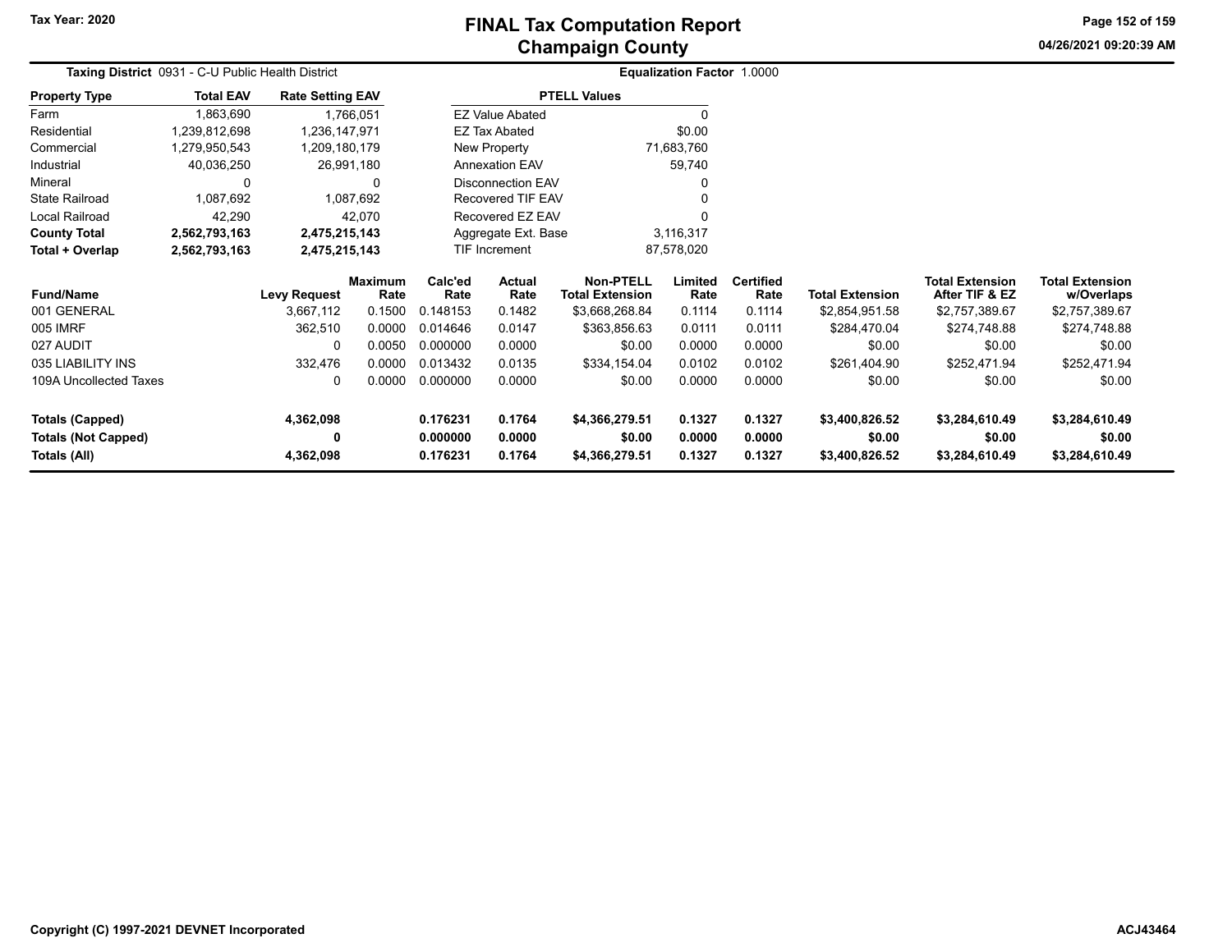# FINAL Tax Computation Report
## Champaign County

Tax Year: 2020

04/26/2021 09:20:39 AM

**Taxing District** 0931 - C-U Public Health District

**Equalization Factor** 1.0000

| Property Type | Total EAV | Rate Setting EAV |
|---|---|---|
| Farm | 1,863,690 | 1,766,051 |
| Residential | 1,239,812,698 | 1,236,147,971 |
| Commercial | 1,279,950,543 | 1,209,180,179 |
| Industrial | 40,036,250 | 26,991,180 |
| Mineral | 0 | 0 |
| State Railroad | 1,087,692 | 1,087,692 |
| Local Railroad | 42,290 | 42,070 |
| **County Total** | **2,562,793,163** | **2,475,215,143** |
| **Total + Overlap** | **2,562,793,163** | **2,475,215,143** |

| PTELL Values | |
|---|---|
| EZ Value Abated | 0 |
| EZ Tax Abated | $0.00 |
| New Property | 71,683,760 |
| Annexation EAV | 59,740 |
| Disconnection EAV | 0 |
| Recovered TIF EAV | 0 |
| Recovered EZ EAV | 0 |
| Aggregate Ext. Base | 3,116,317 |
| TIF Increment | 87,578,020 |

| Fund/Name | Levy Request | Maximum Rate | Calc'ed Rate | Actual Rate | Non-PTELL Total Extension | Limited Rate | Certified Rate | Total Extension | Total Extension After TIF & EZ | Total Extension w/Overlaps |
|---|---|---|---|---|---|---|---|---|---|---|
| 001 GENERAL | 3,667,112 | 0.1500 | 0.148153 | 0.1482 | $3,668,268.84 | 0.1114 | 0.1114 | $2,854,951.58 | $2,757,389.67 | $2,757,389.67 |
| 005 IMRF | 362,510 | 0.0000 | 0.014646 | 0.0147 | $363,856.63 | 0.0111 | 0.0111 | $284,470.04 | $274,748.88 | $274,748.88 |
| 027 AUDIT | 0 | 0.0050 | 0.000000 | 0.0000 | $0.00 | 0.0000 | 0.0000 | $0.00 | $0.00 | $0.00 |
| 035 LIABILITY INS | 332,476 | 0.0000 | 0.013432 | 0.0135 | $334,154.04 | 0.0102 | 0.0102 | $261,404.90 | $252,471.94 | $252,471.94 |
| 109A Uncollected Taxes | 0 | 0.0000 | 0.000000 | 0.0000 | $0.00 | 0.0000 | 0.0000 | $0.00 | $0.00 | $0.00 |
| **Totals (Capped)** | **4,362,098** | | **0.176231** | **0.1764** | **$4,366,279.51** | **0.1327** | **0.1327** | **$3,400,826.52** | **$3,284,610.49** | **$3,284,610.49** |
| **Totals (Not Capped)** | **0** | | **0.000000** | **0.0000** | **$0.00** | **0.0000** | **0.0000** | **$0.00** | **$0.00** | **$0.00** |
| **Totals (All)** | **4,362,098** | | **0.176231** | **0.1764** | **$4,366,279.51** | **0.1327** | **0.1327** | **$3,400,826.52** | **$3,284,610.49** | **$3,284,610.49** |

Copyright (C) 1997-2021 DEVNET Incorporated

ACJ43464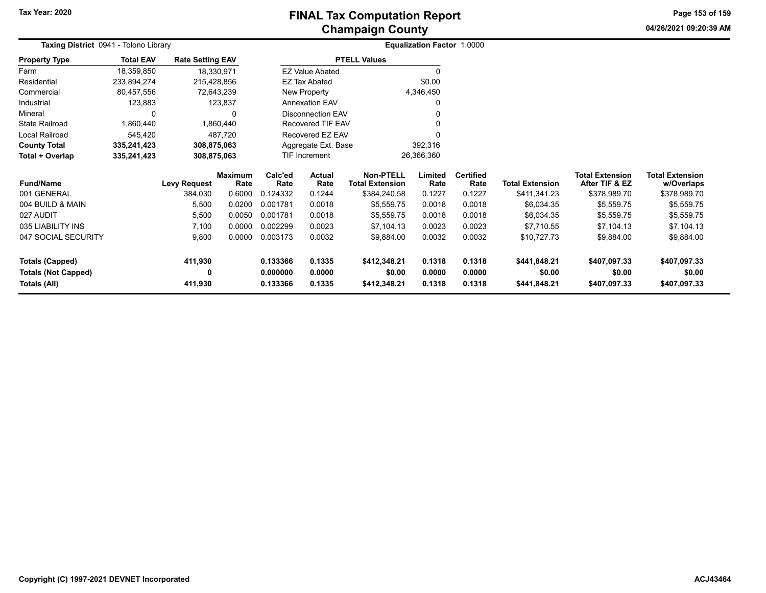# FINAL Tax Computation Report
## Champaign County

Tax Year: 2020

04/26/2021 09:20:39 AM

**Taxing District** 0941 - Tolono Library

**Equalization Factor** 1.0000

| Property Type | Total EAV | Rate Setting EAV |
|---|---|---|
| Farm | 18,359,850 | 18,330,971 |
| Residential | 233,894,274 | 215,428,856 |
| Commercial | 80,457,556 | 72,643,239 |
| Industrial | 123,883 | 123,837 |
| Mineral | 0 | 0 |
| State Railroad | 1,860,440 | 1,860,440 |
| Local Railroad | 545,420 | 487,720 |
| **County Total** | **335,241,423** | **308,875,063** |
| **Total + Overlap** | **335,241,423** | **308,875,063** |

| PTELL Values | |
|---|---|
| EZ Value Abated | 0 |
| EZ Tax Abated | $0.00 |
| New Property | 4,346,450 |
| Annexation EAV | 0 |
| Disconnection EAV | 0 |
| Recovered TIF EAV | 0 |
| Recovered EZ EAV | 0 |
| Aggregate Ext. Base | 392,316 |
| TIF Increment | 26,366,360 |

| Fund/Name | Levy Request | Maximum Rate | Calc'ed Rate | Actual Rate | Non-PTELL Total Extension | Limited Rate | Certified Rate | Total Extension | Total Extension After TIF & EZ | Total Extension w/Overlaps |
|---|---|---|---|---|---|---|---|---|---|---|
| 001 GENERAL | 384,030 | 0.6000 | 0.124332 | 0.1244 | $384,240.58 | 0.1227 | 0.1227 | $411,341.23 | $378,989.70 | $378,989.70 |
| 004 BUILD & MAIN | 5,500 | 0.0200 | 0.001781 | 0.0018 | $5,559.75 | 0.0018 | 0.0018 | $6,034.35 | $5,559.75 | $5,559.75 |
| 027 AUDIT | 5,500 | 0.0050 | 0.001781 | 0.0018 | $5,559.75 | 0.0018 | 0.0018 | $6,034.35 | $5,559.75 | $5,559.75 |
| 035 LIABILITY INS | 7,100 | 0.0000 | 0.002299 | 0.0023 | $7,104.13 | 0.0023 | 0.0023 | $7,710.55 | $7,104.13 | $7,104.13 |
| 047 SOCIAL SECURITY | 9,800 | 0.0000 | 0.003173 | 0.0032 | $9,884.00 | 0.0032 | 0.0032 | $10,727.73 | $9,884.00 | $9,884.00 |
| **Totals (Capped)** | **411,930** | | **0.133366** | **0.1335** | **$412,348.21** | **0.1318** | **0.1318** | **$441,848.21** | **$407,097.33** | **$407,097.33** |
| **Totals (Not Capped)** | **0** | | **0.000000** | **0.0000** | **$0.00** | **0.0000** | **0.0000** | **$0.00** | **$0.00** | **$0.00** |
| **Totals (All)** | **411,930** | | **0.133366** | **0.1335** | **$412,348.21** | **0.1318** | **0.1318** | **$441,848.21** | **$407,097.33** | **$407,097.33** |

Copyright (C) 1997-2021 DEVNET Incorporated

ACJ43464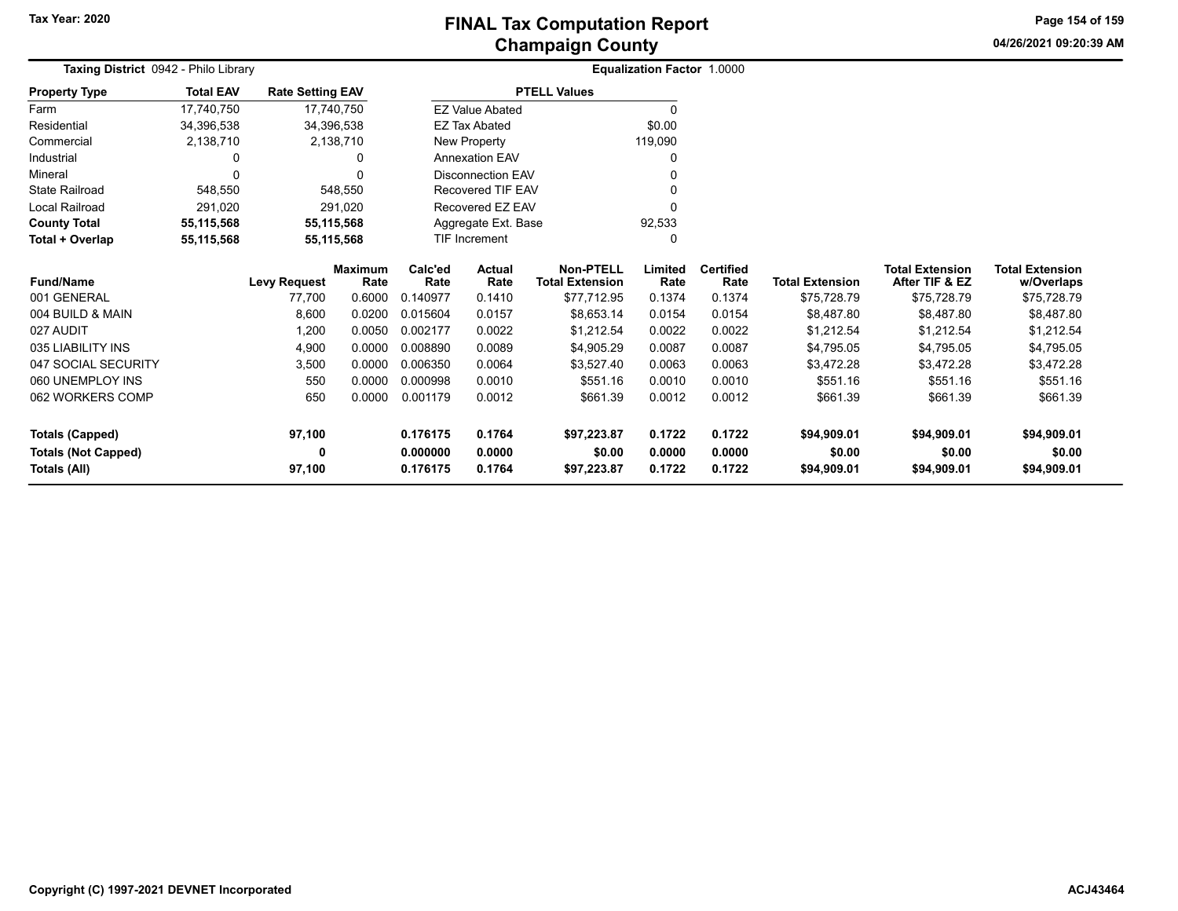# FINAL Tax Computation Report
## Champaign County

Tax Year: 2020

04/26/2021 09:20:39 AM

**Taxing District** 0942 - Philo Library

**Equalization Factor** 1.0000

| Property Type | Total EAV | Rate Setting EAV |
|---|---|---|
| Farm | 17,740,750 | 17,740,750 |
| Residential | 34,396,538 | 34,396,538 |
| Commercial | 2,138,710 | 2,138,710 |
| Industrial | 0 | 0 |
| Mineral | 0 | 0 |
| State Railroad | 548,550 | 548,550 |
| Local Railroad | 291,020 | 291,020 |
| **County Total** | **55,115,568** | **55,115,568** |
| **Total + Overlap** | **55,115,568** | **55,115,568** |

| PTELL Values | |
|---|---|
| EZ Value Abated | 0 |
| EZ Tax Abated | $0.00 |
| New Property | 119,090 |
| Annexation EAV | 0 |
| Disconnection EAV | 0 |
| Recovered TIF EAV | 0 |
| Recovered EZ EAV | 0 |
| Aggregate Ext. Base | 92,533 |
| TIF Increment | 0 |

| Fund/Name | Levy Request | Maximum Rate | Calc'ed Rate | Actual Rate | Non-PTELL Total Extension | Limited Rate | Certified Rate | Total Extension | Total Extension After TIF & EZ | Total Extension w/Overlaps |
|---|---|---|---|---|---|---|---|---|---|---|
| 001 GENERAL | 77,700 | 0.6000 | 0.140977 | 0.1410 | $77,712.95 | 0.1374 | 0.1374 | $75,728.79 | $75,728.79 | $75,728.79 |
| 004 BUILD & MAIN | 8,600 | 0.0200 | 0.015604 | 0.0157 | $8,653.14 | 0.0154 | 0.0154 | $8,487.80 | $8,487.80 | $8,487.80 |
| 027 AUDIT | 1,200 | 0.0050 | 0.002177 | 0.0022 | $1,212.54 | 0.0022 | 0.0022 | $1,212.54 | $1,212.54 | $1,212.54 |
| 035 LIABILITY INS | 4,900 | 0.0000 | 0.008890 | 0.0089 | $4,905.29 | 0.0087 | 0.0087 | $4,795.05 | $4,795.05 | $4,795.05 |
| 047 SOCIAL SECURITY | 3,500 | 0.0000 | 0.006350 | 0.0064 | $3,527.40 | 0.0063 | 0.0063 | $3,472.28 | $3,472.28 | $3,472.28 |
| 060 UNEMPLOY INS | 550 | 0.0000 | 0.000998 | 0.0010 | $551.16 | 0.0010 | 0.0010 | $551.16 | $551.16 | $551.16 |
| 062 WORKERS COMP | 650 | 0.0000 | 0.001179 | 0.0012 | $661.39 | 0.0012 | 0.0012 | $661.39 | $661.39 | $661.39 |
| **Totals (Capped)** | **97,100** | | **0.176175** | **0.1764** | **$97,223.87** | **0.1722** | **0.1722** | **$94,909.01** | **$94,909.01** | **$94,909.01** |
| **Totals (Not Capped)** | **0** | | **0.000000** | **0.0000** | **$0.00** | **0.0000** | **0.0000** | **$0.00** | **$0.00** | **$0.00** |
| **Totals (All)** | **97,100** | | **0.176175** | **0.1764** | **$97,223.87** | **0.1722** | **0.1722** | **$94,909.01** | **$94,909.01** | **$94,909.01** |

Copyright (C) 1997-2021 DEVNET Incorporated

ACJ43464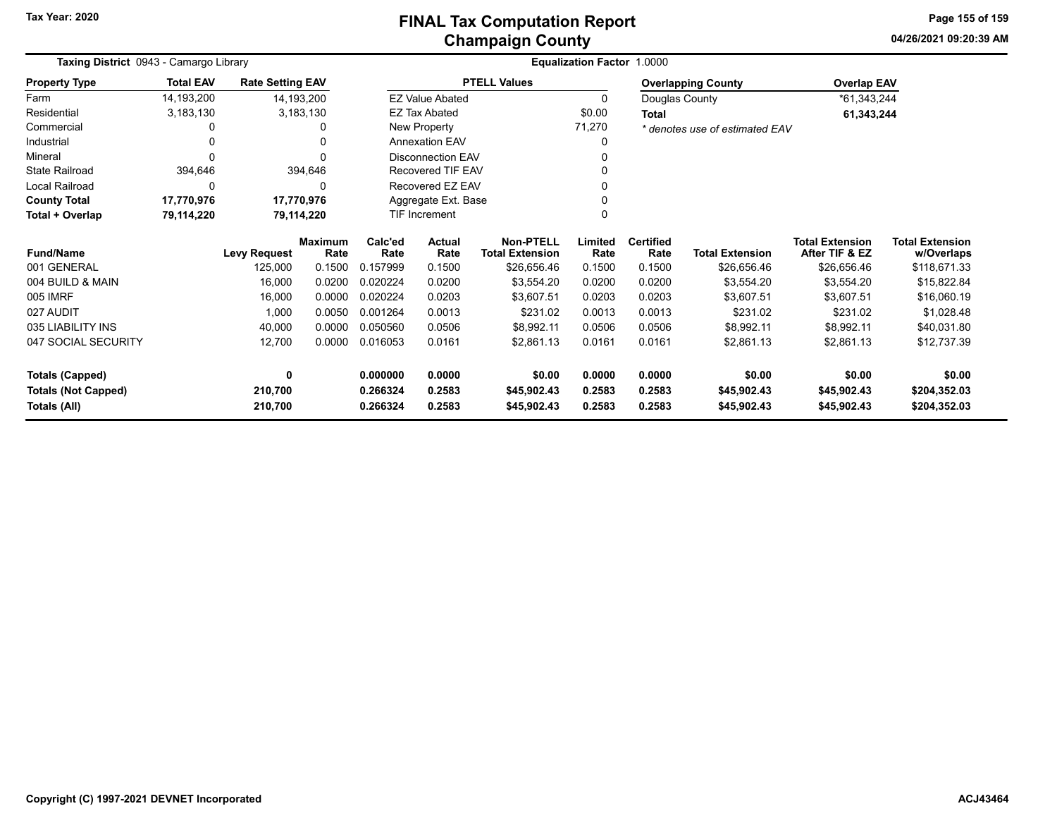# FINAL Tax Computation Report
## Champaign County

Tax Year: 2020

04/26/2021 09:20:39 AM

**Taxing District** 0943 - Camargo Library

**Equalization Factor** 1.0000

| Property Type | Total EAV | Rate Setting EAV |
|---|---|---|
| Farm | 14,193,200 | 14,193,200 |
| Residential | 3,183,130 | 3,183,130 |
| Commercial | 0 | 0 |
| Industrial | 0 | 0 |
| Mineral | 0 | 0 |
| State Railroad | 394,646 | 394,646 |
| Local Railroad | 0 | 0 |
| **County Total** | **17,770,976** | **17,770,976** |
| **Total + Overlap** | **79,114,220** | **79,114,220** |

| PTELL Values | |
|---|---|
| EZ Value Abated | 0 |
| EZ Tax Abated | $0.00 |
| New Property | 71,270 |
| Annexation EAV | 0 |
| Disconnection EAV | 0 |
| Recovered TIF EAV | 0 |
| Recovered EZ EAV | 0 |
| Aggregate Ext. Base | 0 |
| TIF Increment | 0 |

| Overlapping County | Overlap EAV |
|---|---|
| Douglas County | *61,343,244 |
| **Total** | **61,343,244** |

*\* denotes use of estimated EAV*

| Fund/Name | Levy Request | Maximum Rate | Calc'ed Rate | Actual Rate | Non-PTELL Total Extension | Limited Rate | Certified Rate | Total Extension | Total Extension After TIF & EZ | Total Extension w/Overlaps |
|---|---|---|---|---|---|---|---|---|---|---|
| 001 GENERAL | 125,000 | 0.1500 | 0.157999 | 0.1500 | $26,656.46 | 0.1500 | 0.1500 | $26,656.46 | $26,656.46 | $118,671.33 |
| 004 BUILD & MAIN | 16,000 | 0.0200 | 0.020224 | 0.0200 | $3,554.20 | 0.0200 | 0.0200 | $3,554.20 | $3,554.20 | $15,822.84 |
| 005 IMRF | 16,000 | 0.0000 | 0.020224 | 0.0203 | $3,607.51 | 0.0203 | 0.0203 | $3,607.51 | $3,607.51 | $16,060.19 |
| 027 AUDIT | 1,000 | 0.0050 | 0.001264 | 0.0013 | $231.02 | 0.0013 | 0.0013 | $231.02 | $231.02 | $1,028.48 |
| 035 LIABILITY INS | 40,000 | 0.0000 | 0.050560 | 0.0506 | $8,992.11 | 0.0506 | 0.0506 | $8,992.11 | $8,992.11 | $40,031.80 |
| 047 SOCIAL SECURITY | 12,700 | 0.0000 | 0.016053 | 0.0161 | $2,861.13 | 0.0161 | 0.0161 | $2,861.13 | $2,861.13 | $12,737.39 |
| **Totals (Capped)** | **0** | | **0.000000** | **0.0000** | **$0.00** | **0.0000** | **0.0000** | **$0.00** | **$0.00** | **$0.00** |
| **Totals (Not Capped)** | **210,700** | | **0.266324** | **0.2583** | **$45,902.43** | **0.2583** | **0.2583** | **$45,902.43** | **$45,902.43** | **$204,352.03** |
| **Totals (All)** | **210,700** | | **0.266324** | **0.2583** | **$45,902.43** | **0.2583** | **0.2583** | **$45,902.43** | **$45,902.43** | **$204,352.03** |

Copyright (C) 1997-2021 DEVNET Incorporated

ACJ43464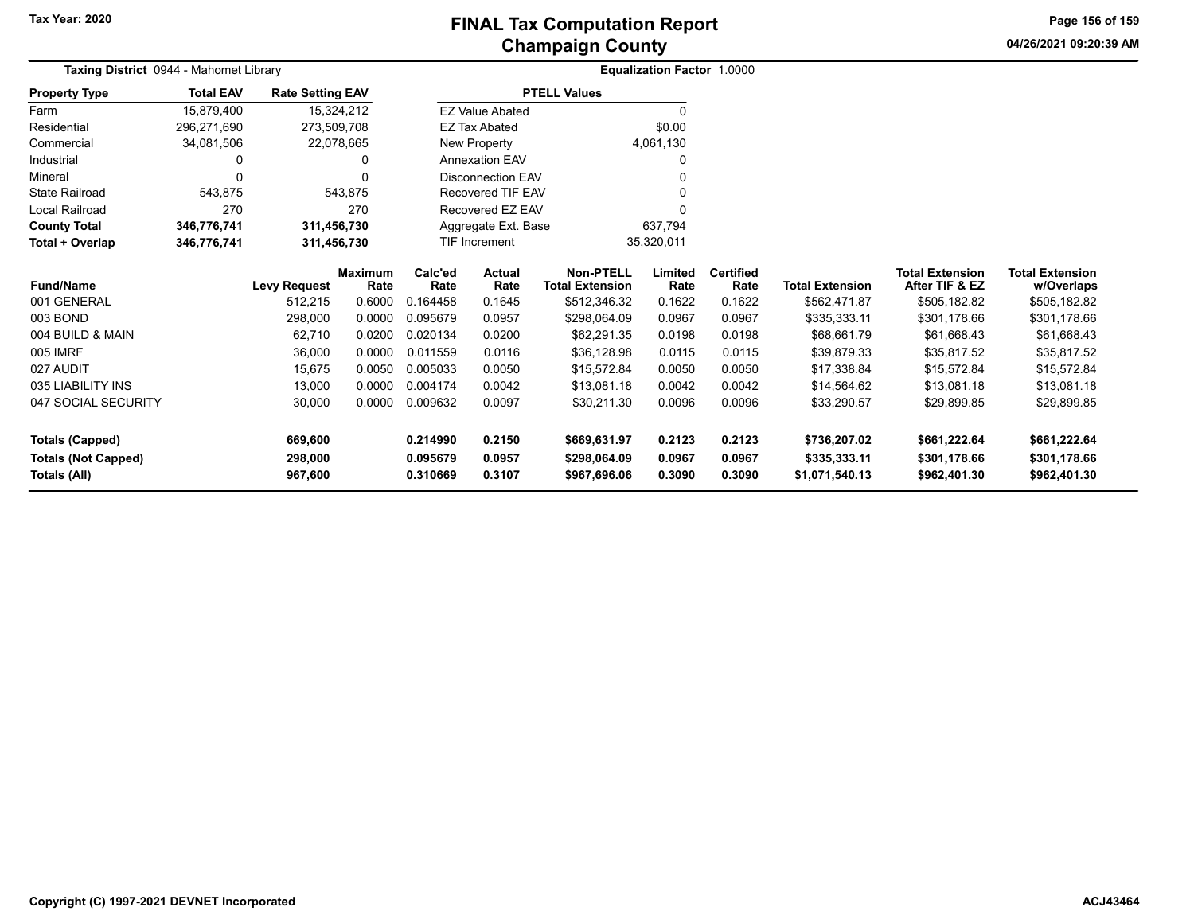# FINAL Tax Computation Report
## Champaign County

Tax Year: 2020

04/26/2021 09:20:39 AM

**Taxing District** 0944 - Mahomet Library

**Equalization Factor** 1.0000

| Property Type | Total EAV | Rate Setting EAV |
|---|---|---|
| Farm | 15,879,400 | 15,324,212 |
| Residential | 296,271,690 | 273,509,708 |
| Commercial | 34,081,506 | 22,078,665 |
| Industrial | 0 | 0 |
| Mineral | 0 | 0 |
| State Railroad | 543,875 | 543,875 |
| Local Railroad | 270 | 270 |
| **County Total** | **346,776,741** | **311,456,730** |
| **Total + Overlap** | **346,776,741** | **311,456,730** |

| PTELL Values | |
|---|---|
| EZ Value Abated | 0 |
| EZ Tax Abated | $0.00 |
| New Property | 4,061,130 |
| Annexation EAV | 0 |
| Disconnection EAV | 0 |
| Recovered TIF EAV | 0 |
| Recovered EZ EAV | 0 |
| Aggregate Ext. Base | 637,794 |
| TIF Increment | 35,320,011 |

| Fund/Name | Levy Request | Maximum Rate | Calc'ed Rate | Actual Rate | Non-PTELL Total Extension | Limited Rate | Certified Rate | Total Extension | Total Extension After TIF & EZ | Total Extension w/Overlaps |
|---|---|---|---|---|---|---|---|---|---|---|
| 001 GENERAL | 512,215 | 0.6000 | 0.164458 | 0.1645 | $512,346.32 | 0.1622 | 0.1622 | $562,471.87 | $505,182.82 | $505,182.82 |
| 003 BOND | 298,000 | 0.0000 | 0.095679 | 0.0957 | $298,064.09 | 0.0967 | 0.0967 | $335,333.11 | $301,178.66 | $301,178.66 |
| 004 BUILD & MAIN | 62,710 | 0.0200 | 0.020134 | 0.0200 | $62,291.35 | 0.0198 | 0.0198 | $68,661.79 | $61,668.43 | $61,668.43 |
| 005 IMRF | 36,000 | 0.0000 | 0.011559 | 0.0116 | $36,128.98 | 0.0115 | 0.0115 | $39,879.33 | $35,817.52 | $35,817.52 |
| 027 AUDIT | 15,675 | 0.0050 | 0.005033 | 0.0050 | $15,572.84 | 0.0050 | 0.0050 | $17,338.84 | $15,572.84 | $15,572.84 |
| 035 LIABILITY INS | 13,000 | 0.0000 | 0.004174 | 0.0042 | $13,081.18 | 0.0042 | 0.0042 | $14,564.62 | $13,081.18 | $13,081.18 |
| 047 SOCIAL SECURITY | 30,000 | 0.0000 | 0.009632 | 0.0097 | $30,211.30 | 0.0096 | 0.0096 | $33,290.57 | $29,899.85 | $29,899.85 |
| **Totals (Capped)** | **669,600** | | **0.214990** | **0.2150** | **$669,631.97** | **0.2123** | **0.2123** | **$736,207.02** | **$661,222.64** | **$661,222.64** |
| **Totals (Not Capped)** | **298,000** | | **0.095679** | **0.0957** | **$298,064.09** | **0.0967** | **0.0967** | **$335,333.11** | **$301,178.66** | **$301,178.66** |
| **Totals (All)** | **967,600** | | **0.310669** | **0.3107** | **$967,696.06** | **0.3090** | **0.3090** | **$1,071,540.13** | **$962,401.30** | **$962,401.30** |

Copyright (C) 1997-2021 DEVNET Incorporated

ACJ43464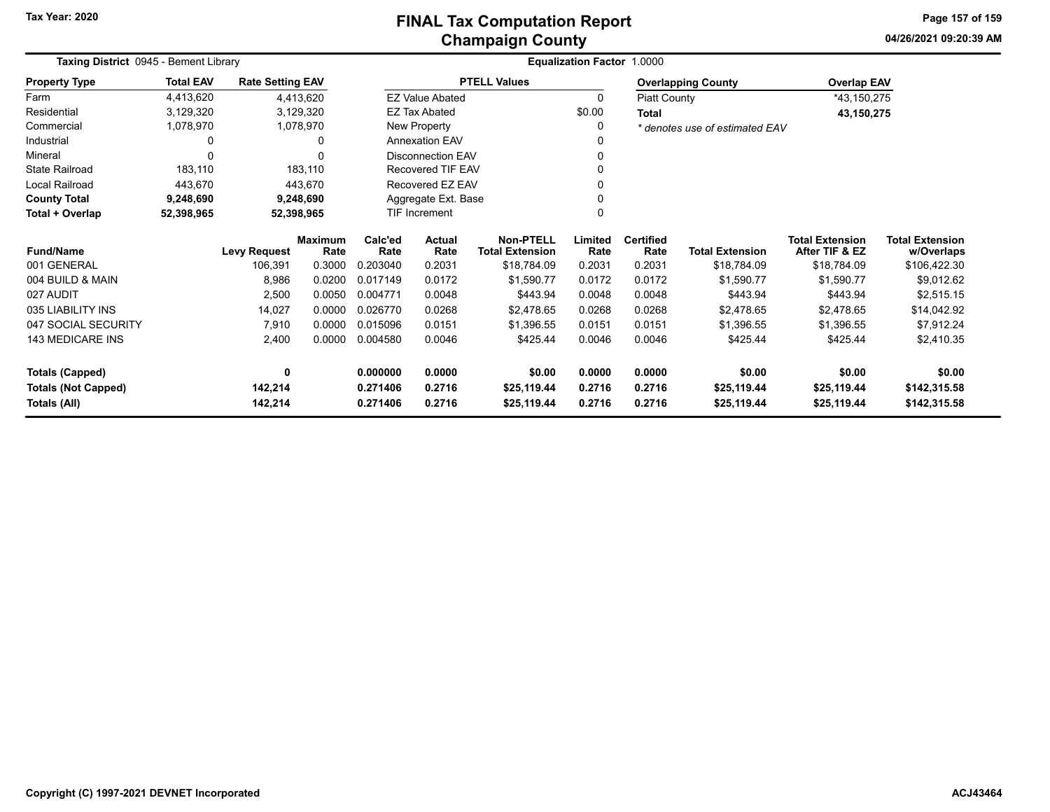Tax Year: 2020

# FINAL Tax Computation Report
## Champaign County

04/26/2021 09:20:39 AM

**Taxing District** 0945 - Bement Library

**Equalization Factor** 1.0000

| Property Type | Total EAV | Rate Setting EAV |
|---|---|---|
| Farm | 4,413,620 | 4,413,620 |
| Residential | 3,129,320 | 3,129,320 |
| Commercial | 1,078,970 | 1,078,970 |
| Industrial | 0 | 0 |
| Mineral | 0 | 0 |
| State Railroad | 183,110 | 183,110 |
| Local Railroad | 443,670 | 443,670 |
| **County Total** | **9,248,690** | **9,248,690** |
| **Total + Overlap** | **52,398,965** | **52,398,965** |

| PTELL Values | |
|---|---|
| EZ Value Abated | 0 |
| EZ Tax Abated | $0.00 |
| New Property | 0 |
| Annexation EAV | 0 |
| Disconnection EAV | 0 |
| Recovered TIF EAV | 0 |
| Recovered EZ EAV | 0 |
| Aggregate Ext. Base | 0 |
| TIF Increment | 0 |

| Overlapping County | Overlap EAV |
|---|---|
| Piatt County | *43,150,275 |
| **Total** | **43,150,275** |

* denotes use of estimated EAV

| Fund/Name | Levy Request | Maximum Rate | Calc'ed Rate | Actual Rate | Non-PTELL Total Extension | Limited Rate | Certified Rate | Total Extension | Total Extension After TIF & EZ | Total Extension w/Overlaps |
|---|---|---|---|---|---|---|---|---|---|---|
| 001 GENERAL | 106,391 | 0.3000 | 0.203040 | 0.2031 | $18,784.09 | 0.2031 | 0.2031 | $18,784.09 | $18,784.09 | $106,422.30 |
| 004 BUILD & MAIN | 8,986 | 0.0200 | 0.017149 | 0.0172 | $1,590.77 | 0.0172 | 0.0172 | $1,590.77 | $1,590.77 | $9,012.62 |
| 027 AUDIT | 2,500 | 0.0050 | 0.004771 | 0.0048 | $443.94 | 0.0048 | 0.0048 | $443.94 | $443.94 | $2,515.15 |
| 035 LIABILITY INS | 14,027 | 0.0000 | 0.026770 | 0.0268 | $2,478.65 | 0.0268 | 0.0268 | $2,478.65 | $2,478.65 | $14,042.92 |
| 047 SOCIAL SECURITY | 7,910 | 0.0000 | 0.015096 | 0.0151 | $1,396.55 | 0.0151 | 0.0151 | $1,396.55 | $1,396.55 | $7,912.24 |
| 143 MEDICARE INS | 2,400 | 0.0000 | 0.004580 | 0.0046 | $425.44 | 0.0046 | 0.0046 | $425.44 | $425.44 | $2,410.35 |
| **Totals (Capped)** | **0** | | **0.000000** | **0.0000** | **$0.00** | **0.0000** | **0.0000** | **$0.00** | **$0.00** | **$0.00** |
| **Totals (Not Capped)** | **142,214** | | **0.271406** | **0.2716** | **$25,119.44** | **0.2716** | **0.2716** | **$25,119.44** | **$25,119.44** | **$142,315.58** |
| **Totals (All)** | **142,214** | | **0.271406** | **0.2716** | **$25,119.44** | **0.2716** | **0.2716** | **$25,119.44** | **$25,119.44** | **$142,315.58** |

Copyright (C) 1997-2021 DEVNET Incorporated

ACJ43464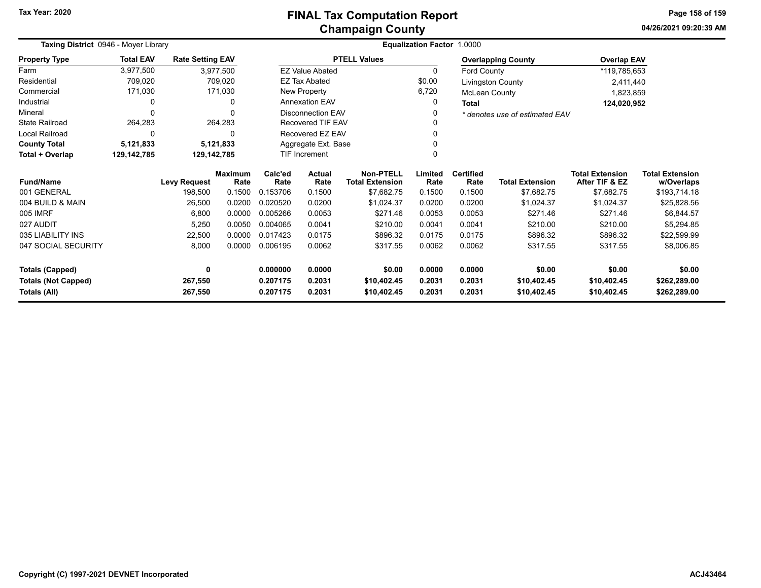Tax Year: 2020

# FINAL Tax Computation Report
## Champaign County

04/26/2021 09:20:39 AM

**Taxing District** 0946 - Moyer Library

**Equalization Factor** 1.0000

| Property Type | Total EAV | Rate Setting EAV |
|---|---|---|
| Farm | 3,977,500 | 3,977,500 |
| Residential | 709,020 | 709,020 |
| Commercial | 171,030 | 171,030 |
| Industrial | 0 | 0 |
| Mineral | 0 | 0 |
| State Railroad | 264,283 | 264,283 |
| Local Railroad | 0 | 0 |
| **County Total** | **5,121,833** | **5,121,833** |
| **Total + Overlap** | **129,142,785** | **129,142,785** |

| PTELL Values | |
|---|---|
| EZ Value Abated | 0 |
| EZ Tax Abated | $0.00 |
| New Property | 6,720 |
| Annexation EAV | 0 |
| Disconnection EAV | 0 |
| Recovered TIF EAV | 0 |
| Recovered EZ EAV | 0 |
| Aggregate Ext. Base | 0 |
| TIF Increment | 0 |

| Overlapping County | Overlap EAV |
|---|---|
| Ford County | *119,785,653 |
| Livingston County | 2,411,440 |
| McLean County | 1,823,859 |
| **Total** | **124,020,952** |

*\* denotes use of estimated EAV*

| Fund/Name | Levy Request | Maximum Rate | Calc'ed Rate | Actual Rate | Non-PTELL Total Extension | Limited Rate | Certified Rate | Total Extension | Total Extension After TIF & EZ | Total Extension w/Overlaps |
|---|---|---|---|---|---|---|---|---|---|---|
| 001 GENERAL | 198,500 | 0.1500 | 0.153706 | 0.1500 | $7,682.75 | 0.1500 | 0.1500 | $7,682.75 | $7,682.75 | $193,714.18 |
| 004 BUILD & MAIN | 26,500 | 0.0200 | 0.020520 | 0.0200 | $1,024.37 | 0.0200 | 0.0200 | $1,024.37 | $1,024.37 | $25,828.56 |
| 005 IMRF | 6,800 | 0.0000 | 0.005266 | 0.0053 | $271.46 | 0.0053 | 0.0053 | $271.46 | $271.46 | $6,844.57 |
| 027 AUDIT | 5,250 | 0.0050 | 0.004065 | 0.0041 | $210.00 | 0.0041 | 0.0041 | $210.00 | $210.00 | $5,294.85 |
| 035 LIABILITY INS | 22,500 | 0.0000 | 0.017423 | 0.0175 | $896.32 | 0.0175 | 0.0175 | $896.32 | $896.32 | $22,599.99 |
| 047 SOCIAL SECURITY | 8,000 | 0.0000 | 0.006195 | 0.0062 | $317.55 | 0.0062 | 0.0062 | $317.55 | $317.55 | $8,006.85 |
| **Totals (Capped)** | **0** | | **0.000000** | **0.0000** | **$0.00** | **0.0000** | **0.0000** | **$0.00** | **$0.00** | **$0.00** |
| **Totals (Not Capped)** | **267,550** | | **0.207175** | **0.2031** | **$10,402.45** | **0.2031** | **0.2031** | **$10,402.45** | **$10,402.45** | **$262,289.00** |
| **Totals (All)** | **267,550** | | **0.207175** | **0.2031** | **$10,402.45** | **0.2031** | **0.2031** | **$10,402.45** | **$10,402.45** | **$262,289.00** |

Copyright (C) 1997-2021 DEVNET Incorporated

ACJ43464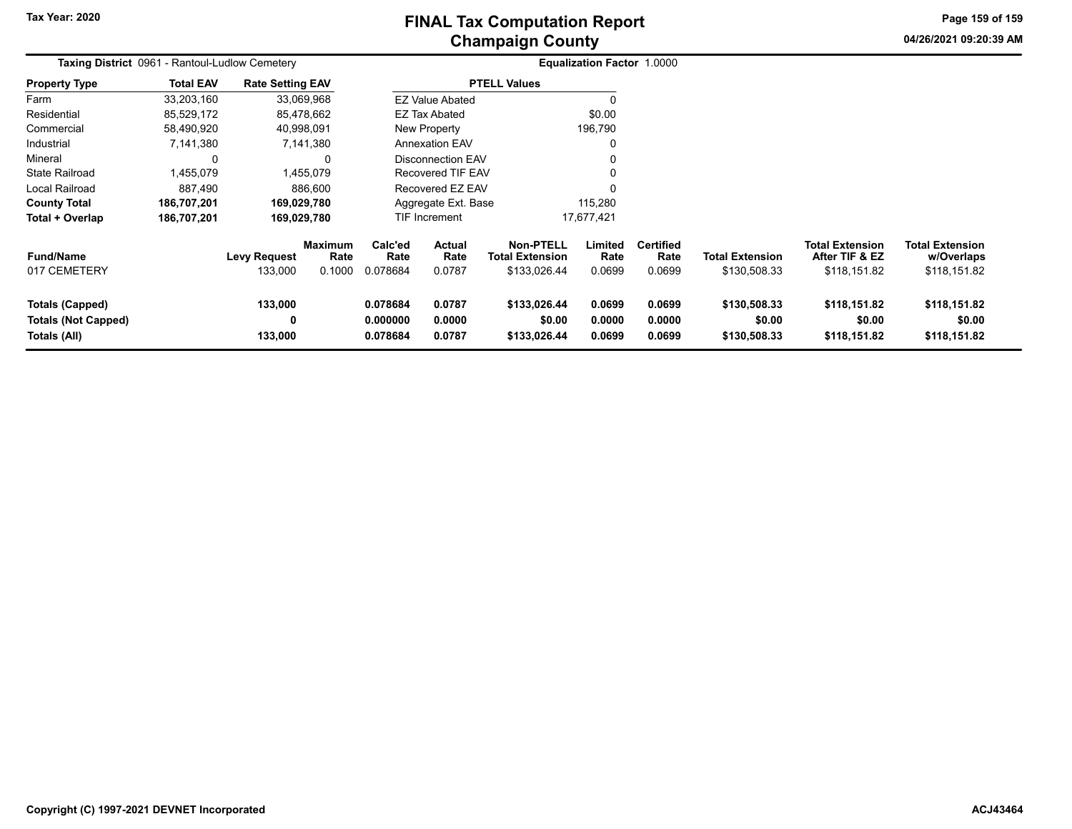# FINAL Tax Computation Report
## Champaign County

**Tax Year: 2020**

04/26/2021 09:20:39 AM

**Taxing District** 0961 - Rantoul-Ludlow Cemetery

**Equalization Factor** 1.0000

| Property Type | Total EAV | Rate Setting EAV |
|---|---|---|
| Farm | 33,203,160 | 33,069,968 |
| Residential | 85,529,172 | 85,478,662 |
| Commercial | 58,490,920 | 40,998,091 |
| Industrial | 7,141,380 | 7,141,380 |
| Mineral | 0 | 0 |
| State Railroad | 1,455,079 | 1,455,079 |
| Local Railroad | 887,490 | 886,600 |
| **County Total** | **186,707,201** | **169,029,780** |
| **Total + Overlap** | **186,707,201** | **169,029,780** |

| PTELL Values | |
|---|---|
| EZ Value Abated | 0 |
| EZ Tax Abated | $0.00 |
| New Property | 196,790 |
| Annexation EAV | 0 |
| Disconnection EAV | 0 |
| Recovered TIF EAV | 0 |
| Recovered EZ EAV | 0 |
| Aggregate Ext. Base | 115,280 |
| TIF Increment | 17,677,421 |

| Fund/Name | Levy Request | Maximum Rate | Calc'ed Rate | Actual Rate | Non-PTELL Total Extension | Limited Rate | Certified Rate | Total Extension | Total Extension After TIF & EZ | Total Extension w/Overlaps |
|---|---|---|---|---|---|---|---|---|---|---|
| 017 CEMETERY | 133,000 | 0.1000 | 0.078684 | 0.0787 | $133,026.44 | 0.0699 | 0.0699 | $130,508.33 | $118,151.82 | $118,151.82 |
| **Totals (Capped)** | **133,000** | | **0.078684** | **0.0787** | **$133,026.44** | **0.0699** | **0.0699** | **$130,508.33** | **$118,151.82** | **$118,151.82** |
| **Totals (Not Capped)** | **0** | | **0.000000** | **0.0000** | **$0.00** | **0.0000** | **0.0000** | **$0.00** | **$0.00** | **$0.00** |
| **Totals (All)** | **133,000** | | **0.078684** | **0.0787** | **$133,026.44** | **0.0699** | **0.0699** | **$130,508.33** | **$118,151.82** | **$118,151.82** |

Copyright (C) 1997-2021 DEVNET Incorporated

ACJ43464